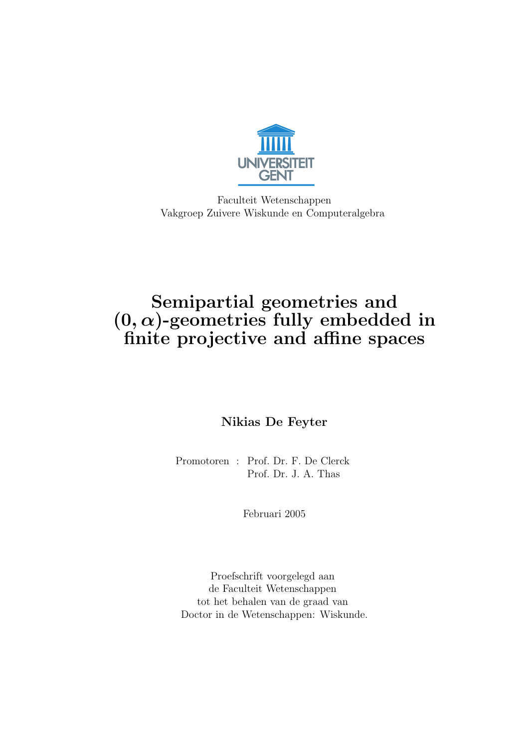UNIVERSITEIT GENT

Faculteit Wetenschappen
Vakgroep Zuivere Wiskunde en Computeralgebra

# Semipartial geometries and $(0, \alpha)$-geometries fully embedded in finite projective and affine spaces

**Nikias De Feyter**

Promotoren : Prof. Dr. F. De Clerck
Prof. Dr. J. A. Thas

Februari 2005

Proefschrift voorgelegd aan
de Faculteit Wetenschappen
tot het behalen van de graad van
Doctor in de Wetenschappen: Wiskunde.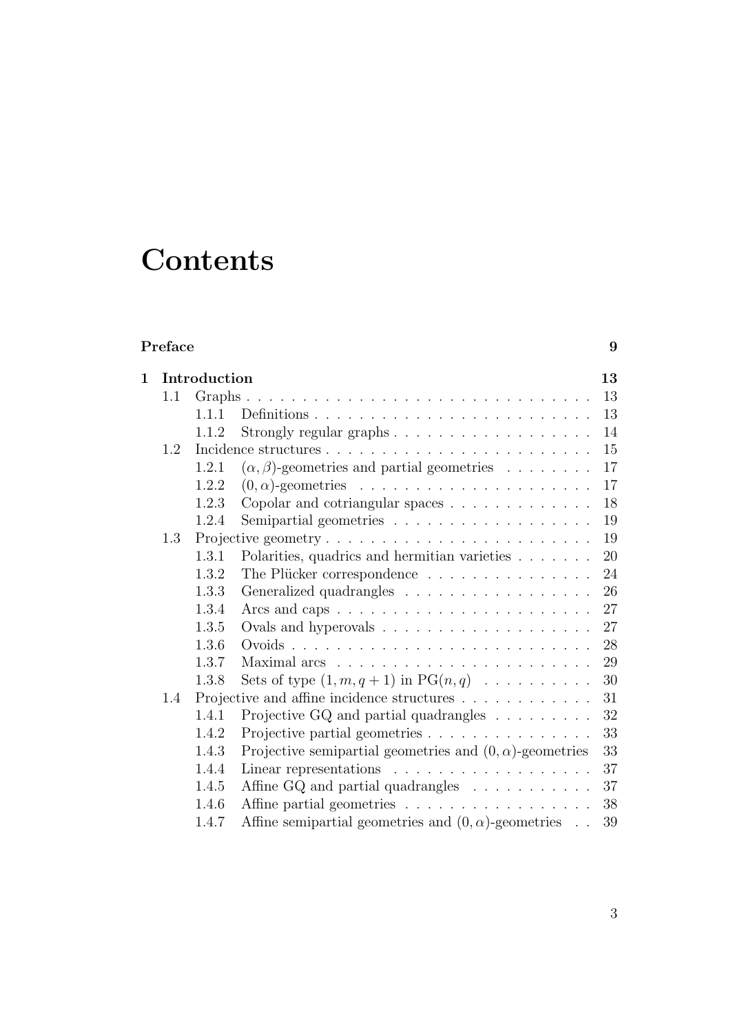# Contents

**Preface** **9**

**1 Introduction** **13**

- 1.1 Graphs . . . 13
  - 1.1.1 Definitions . . . 13
  - 1.1.2 Strongly regular graphs . . . 14
- 1.2 Incidence structures . . . 15
  - 1.2.1 $(\alpha, \beta)$-geometries and partial geometries . . . 17
  - 1.2.2 $(0, \alpha)$-geometries . . . 17
  - 1.2.3 Copolar and cotriangular spaces . . . 18
  - 1.2.4 Semipartial geometries . . . 19
- 1.3 Projective geometry . . . 19
  - 1.3.1 Polarities, quadrics and hermitian varieties . . . 20
  - 1.3.2 The Plücker correspondence . . . 24
  - 1.3.3 Generalized quadrangles . . . 26
  - 1.3.4 Arcs and caps . . . 27
  - 1.3.5 Ovals and hyperovals . . . 27
  - 1.3.6 Ovoids . . . 28
  - 1.3.7 Maximal arcs . . . 29
  - 1.3.8 Sets of type $(1, m, q+1)$ in $\mathrm{PG}(n, q)$ . . . 30
- 1.4 Projective and affine incidence structures . . . 31
  - 1.4.1 Projective GQ and partial quadrangles . . . 32
  - 1.4.2 Projective partial geometries . . . 33
  - 1.4.3 Projective semipartial geometries and $(0, \alpha)$-geometries . . . 33
  - 1.4.4 Linear representations . . . 37
  - 1.4.5 Affine GQ and partial quadrangles . . . 37
  - 1.4.6 Affine partial geometries . . . 38
  - 1.4.7 Affine semipartial geometries and $(0, \alpha)$-geometries . . . 39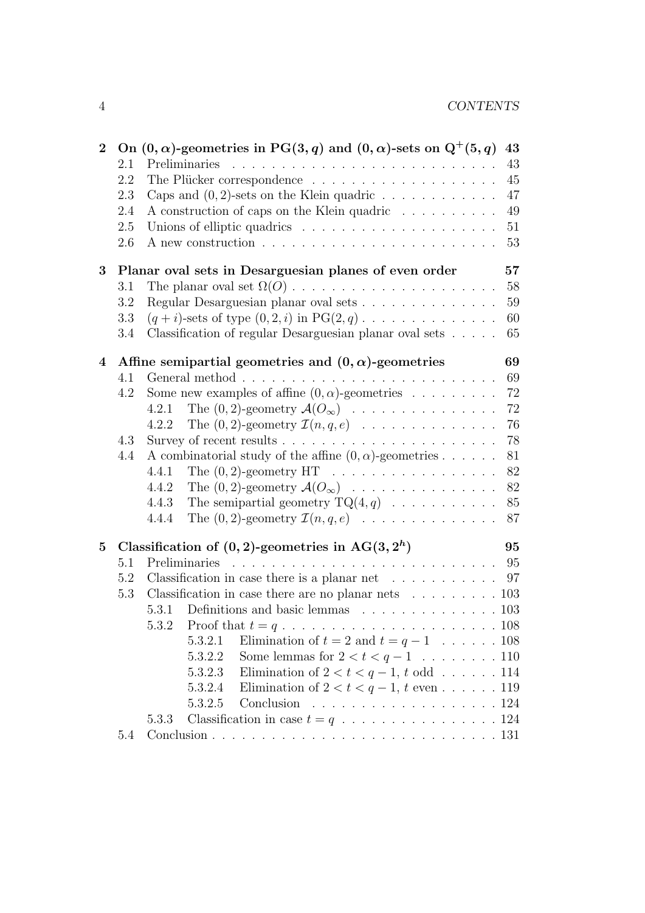**2 On $(0, \alpha)$-geometries in $\mathrm{PG}(3, q)$ and $(0, \alpha)$-sets on $\mathrm{Q}^+(5, q)$ 43**

- 2.1 Preliminaries . . . 43
- 2.2 The Plücker correspondence . . . 45
- 2.3 Caps and $(0, 2)$-sets on the Klein quadric . . . 47
- 2.4 A construction of caps on the Klein quadric . . . 49
- 2.5 Unions of elliptic quadrics . . . 51
- 2.6 A new construction . . . 53

**3 Planar oval sets in Desarguesian planes of even order 57**

- 3.1 The planar oval set $\Omega(O)$ . . . 58
- 3.2 Regular Desarguesian planar oval sets . . . 59
- 3.3 $(q + i)$-sets of type $(0, 2, i)$ in $\mathrm{PG}(2, q)$ . . . 60
- 3.4 Classification of regular Desarguesian planar oval sets . . . 65

**4 Affine semipartial geometries and $(0, \alpha)$-geometries 69**

- 4.1 General method . . . 69
- 4.2 Some new examples of affine $(0, \alpha)$-geometries . . . 72
  - 4.2.1 The $(0, 2)$-geometry $\mathcal{A}(O_\infty)$ . . . 72
  - 4.2.2 The $(0, 2)$-geometry $\mathcal{I}(n, q, e)$ . . . 76
- 4.3 Survey of recent results . . . 78
- 4.4 A combinatorial study of the affine $(0, \alpha)$-geometries . . . 81
  - 4.4.1 The $(0, 2)$-geometry HT . . . 82
  - 4.4.2 The $(0, 2)$-geometry $\mathcal{A}(O_\infty)$ . . . 82
  - 4.4.3 The semipartial geometry $\mathrm{TQ}(4, q)$ . . . 85
  - 4.4.4 The $(0, 2)$-geometry $\mathcal{I}(n, q, e)$ . . . 87

**5 Classification of $(0, 2)$-geometries in $\mathrm{AG}(3, 2^h)$ 95**

- 5.1 Preliminaries . . . 95
- 5.2 Classification in case there is a planar net . . . 97
- 5.3 Classification in case there are no planar nets . . . 103
  - 5.3.1 Definitions and basic lemmas . . . 103
  - 5.3.2 Proof that $t = q$ . . . 108
    - 5.3.2.1 Elimination of $t = 2$ and $t = q - 1$ . . . 108
    - 5.3.2.2 Some lemmas for $2 < t < q - 1$ . . . 110
    - 5.3.2.3 Elimination of $2 < t < q - 1$, $t$ odd . . . 114
    - 5.3.2.4 Elimination of $2 < t < q - 1$, $t$ even . . . 119
    - 5.3.2.5 Conclusion . . . 124
  - 5.3.3 Classification in case $t = q$ . . . 124
- 5.4 Conclusion . . . 131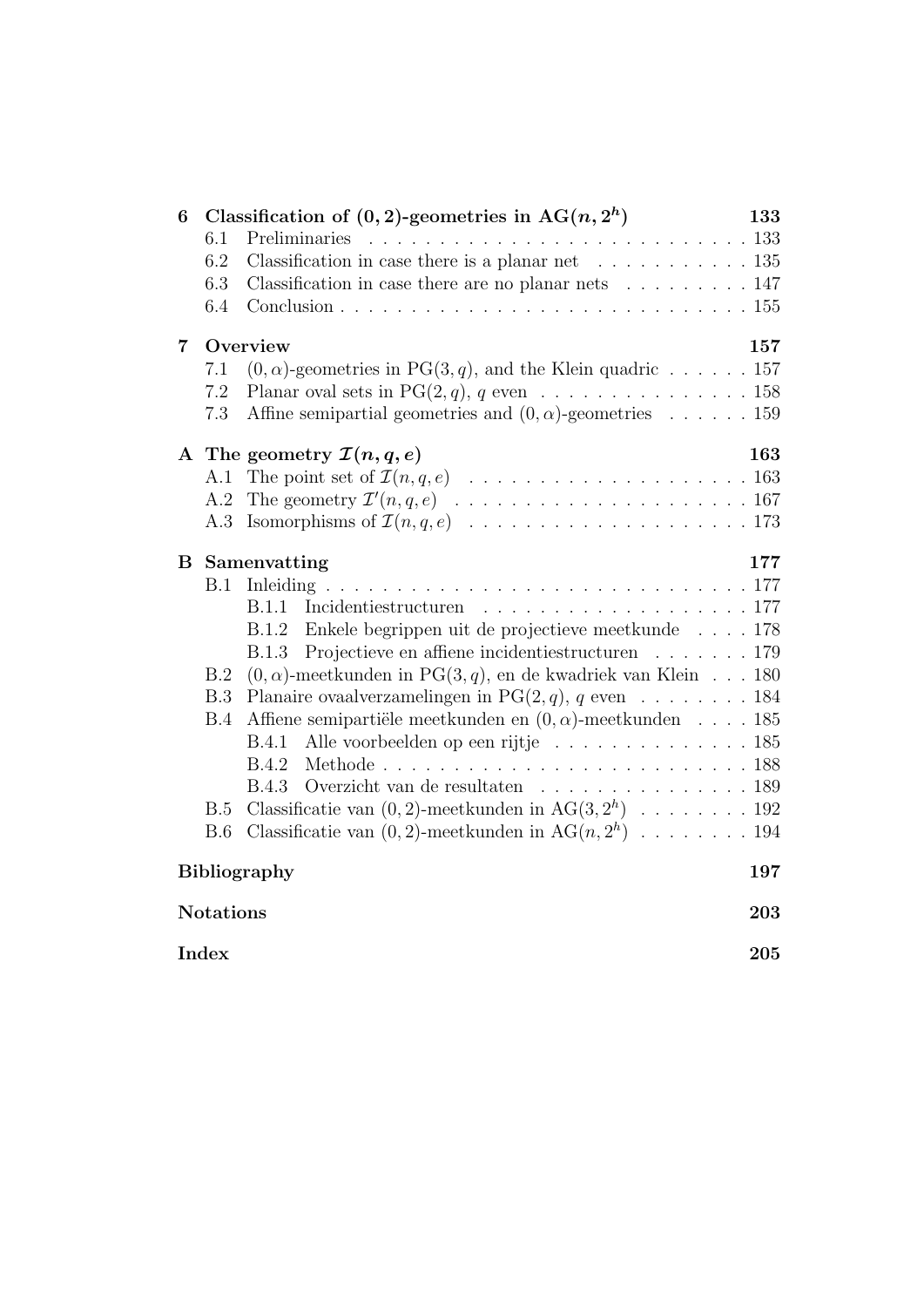**6 Classification of $(0, 2)$-geometries in $\mathrm{AG}(n, 2^h)$** 133

- 6.1 Preliminaries . . . . . . . . . . . . . . . . . . . . . . . . . . . . 133
- 6.2 Classification in case there is a planar net . . . . . . . . . . . 135
- 6.3 Classification in case there are no planar nets . . . . . . . . . 147
- 6.4 Conclusion . . . . . . . . . . . . . . . . . . . . . . . . . . . . 155

**7 Overview** 157

- 7.1 $(0, \alpha)$-geometries in $\mathrm{PG}(3, q)$, and the Klein quadric . . . . . . 157
- 7.2 Planar oval sets in $\mathrm{PG}(2, q)$, $q$ even . . . . . . . . . . . . . . 158
- 7.3 Affine semipartial geometries and $(0, \alpha)$-geometries . . . . . . 159

**A The geometry $\mathcal{I}(n, q, e)$** 163

- A.1 The point set of $\mathcal{I}(n, q, e)$ . . . . . . . . . . . . . . . . . . . . 163
- A.2 The geometry $\mathcal{I}'(n, q, e)$ . . . . . . . . . . . . . . . . . . . . . 167
- A.3 Isomorphisms of $\mathcal{I}(n, q, e)$ . . . . . . . . . . . . . . . . . . . . 173

**B Samenvatting** 177

- B.1 Inleiding . . . . . . . . . . . . . . . . . . . . . . . . . . . . . . 177
  - B.1.1 Incidentiestructuren . . . . . . . . . . . . . . . . . . . 177
  - B.1.2 Enkele begrippen uit de projectieve meetkunde . . . . 178
  - B.1.3 Projectieve en affiene incidentiestructuren . . . . . . . 179
- B.2 $(0, \alpha)$-meetkunden in $\mathrm{PG}(3, q)$, en de kwadriek van Klein . . . 180
- B.3 Planaire ovaalverzamelingen in $\mathrm{PG}(2, q)$, $q$ even . . . . . . . . 184
- B.4 Affiene semipartiële meetkunden en $(0, \alpha)$-meetkunden . . . . 185
  - B.4.1 Alle voorbeelden op een rijtje . . . . . . . . . . . . . . 185
  - B.4.2 Methode . . . . . . . . . . . . . . . . . . . . . . . . . . 188
  - B.4.3 Overzicht van de resultaten . . . . . . . . . . . . . . . 189
- B.5 Classificatie van $(0, 2)$-meetkunden in $\mathrm{AG}(3, 2^h)$ . . . . . . . . 192
- B.6 Classificatie van $(0, 2)$-meetkunden in $\mathrm{AG}(n, 2^h)$ . . . . . . . . 194

**Bibliography** 197

**Notations** 203

**Index** 205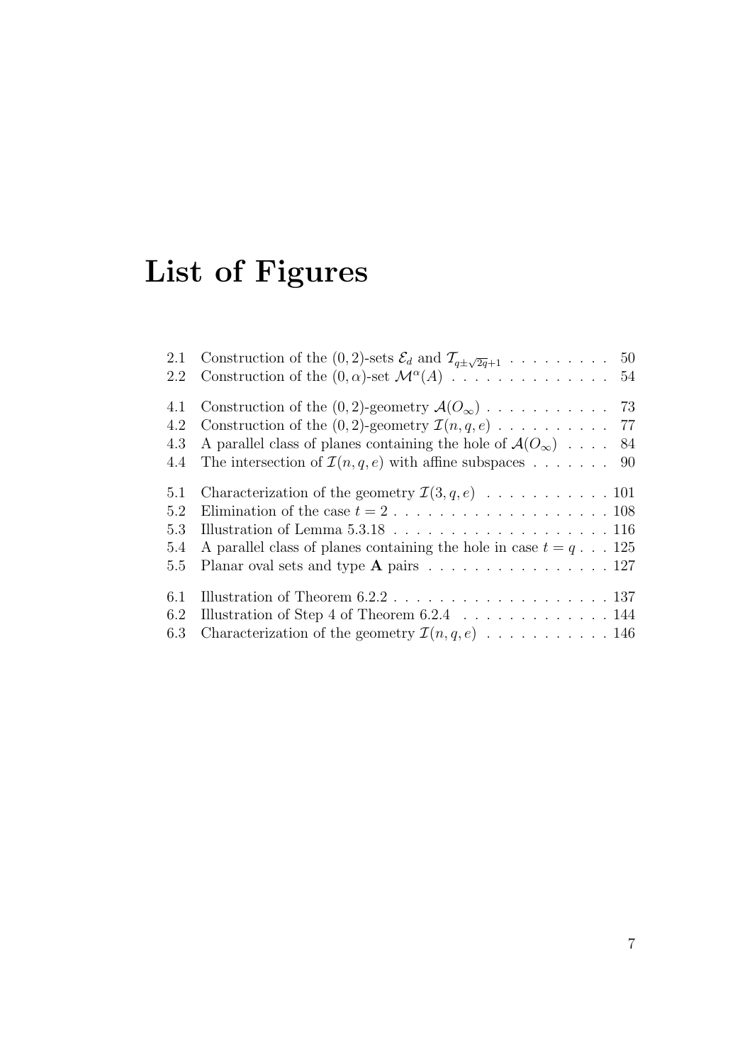# List of Figures

| | | |
|---|---|---|
| 2.1 | Construction of the $(0,2)$-sets $\mathcal{E}_d$ and $\mathcal{T}_{q\pm\sqrt{2q}+1}$ | 50 |
| 2.2 | Construction of the $(0,\alpha)$-set $\mathcal{M}^{\alpha}(A)$ | 54 |
| 4.1 | Construction of the $(0,2)$-geometry $\mathcal{A}(O_\infty)$ | 73 |
| 4.2 | Construction of the $(0,2)$-geometry $\mathcal{I}(n,q,e)$ | 77 |
| 4.3 | A parallel class of planes containing the hole of $\mathcal{A}(O_\infty)$ | 84 |
| 4.4 | The intersection of $\mathcal{I}(n,q,e)$ with affine subspaces | 90 |
| 5.1 | Characterization of the geometry $\mathcal{I}(3,q,e)$ | 101 |
| 5.2 | Elimination of the case $t=2$ | 108 |
| 5.3 | Illustration of Lemma 5.3.18 | 116 |
| 5.4 | A parallel class of planes containing the hole in case $t=q$ | 125 |
| 5.5 | Planar oval sets and type **A** pairs | 127 |
| 6.1 | Illustration of Theorem 6.2.2 | 137 |
| 6.2 | Illustration of Step 4 of Theorem 6.2.4 | 144 |
| 6.3 | Characterization of the geometry $\mathcal{I}(n,q,e)$ | 146 |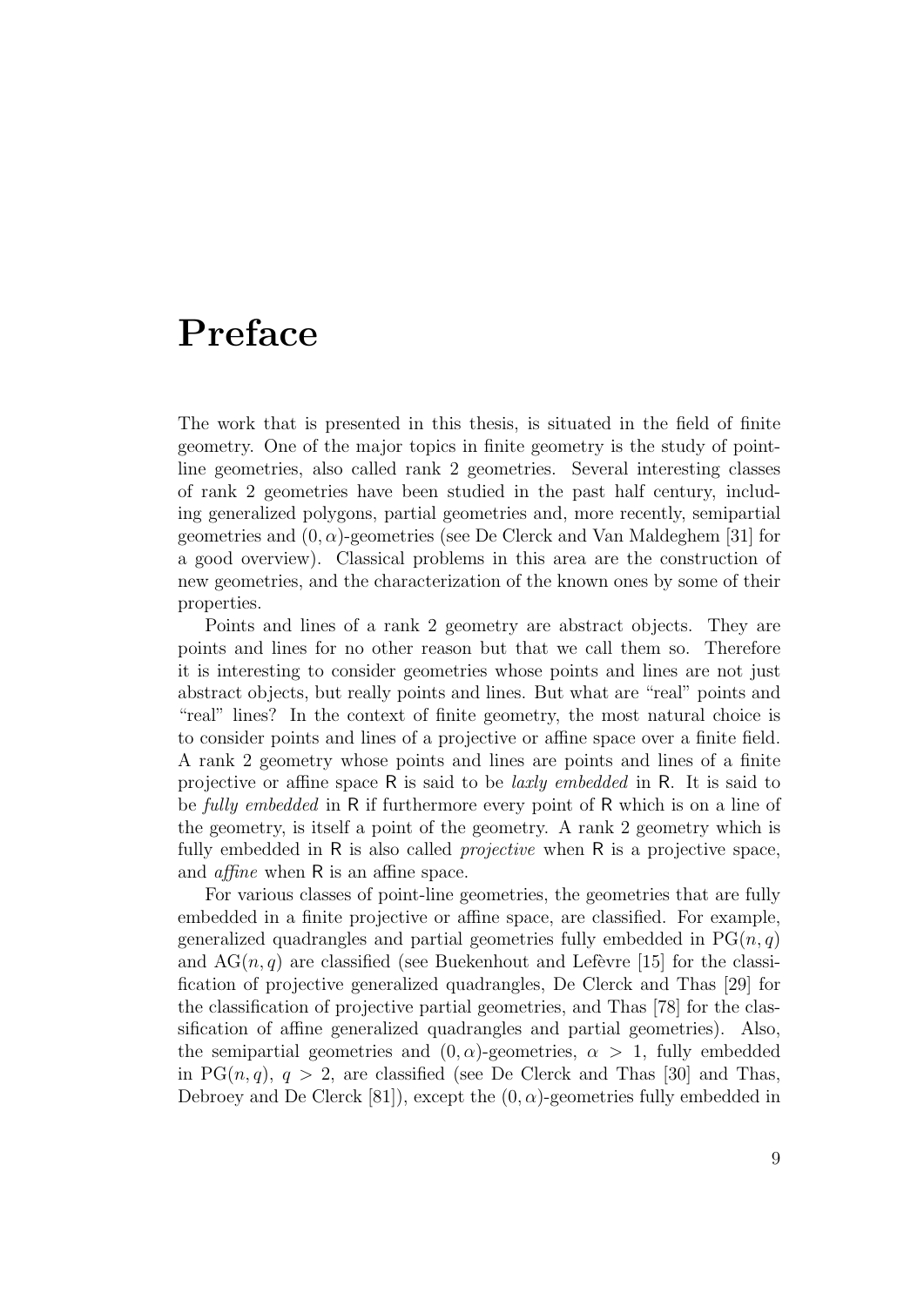# Preface

The work that is presented in this thesis, is situated in the field of finite geometry. One of the major topics in finite geometry is the study of point-line geometries, also called rank 2 geometries. Several interesting classes of rank 2 geometries have been studied in the past half century, including generalized polygons, partial geometries and, more recently, semipartial geometries and $(0, \alpha)$-geometries (see De Clerck and Van Maldeghem [31] for a good overview). Classical problems in this area are the construction of new geometries, and the characterization of the known ones by some of their properties.

Points and lines of a rank 2 geometry are abstract objects. They are points and lines for no other reason but that we call them so. Therefore it is interesting to consider geometries whose points and lines are not just abstract objects, but really points and lines. But what are "real" points and "real" lines? In the context of finite geometry, the most natural choice is to consider points and lines of a projective or affine space over a finite field. A rank 2 geometry whose points and lines are points and lines of a finite projective or affine space $\mathsf{R}$ is said to be *laxly embedded* in $\mathsf{R}$. It is said to be *fully embedded* in $\mathsf{R}$ if furthermore every point of $\mathsf{R}$ which is on a line of the geometry, is itself a point of the geometry. A rank 2 geometry which is fully embedded in $\mathsf{R}$ is also called *projective* when $\mathsf{R}$ is a projective space, and *affine* when $\mathsf{R}$ is an affine space.

For various classes of point-line geometries, the geometries that are fully embedded in a finite projective or affine space, are classified. For example, generalized quadrangles and partial geometries fully embedded in $\mathrm{PG}(n, q)$ and $\mathrm{AG}(n, q)$ are classified (see Buekenhout and Lefèvre [15] for the classification of projective generalized quadrangles, De Clerck and Thas [29] for the classification of projective partial geometries, and Thas [78] for the classification of affine generalized quadrangles and partial geometries). Also, the semipartial geometries and $(0, \alpha)$-geometries, $\alpha > 1$, fully embedded in $\mathrm{PG}(n, q)$, $q > 2$, are classified (see De Clerck and Thas [30] and Thas, Debroey and De Clerck [81]), except the $(0, \alpha)$-geometries fully embedded in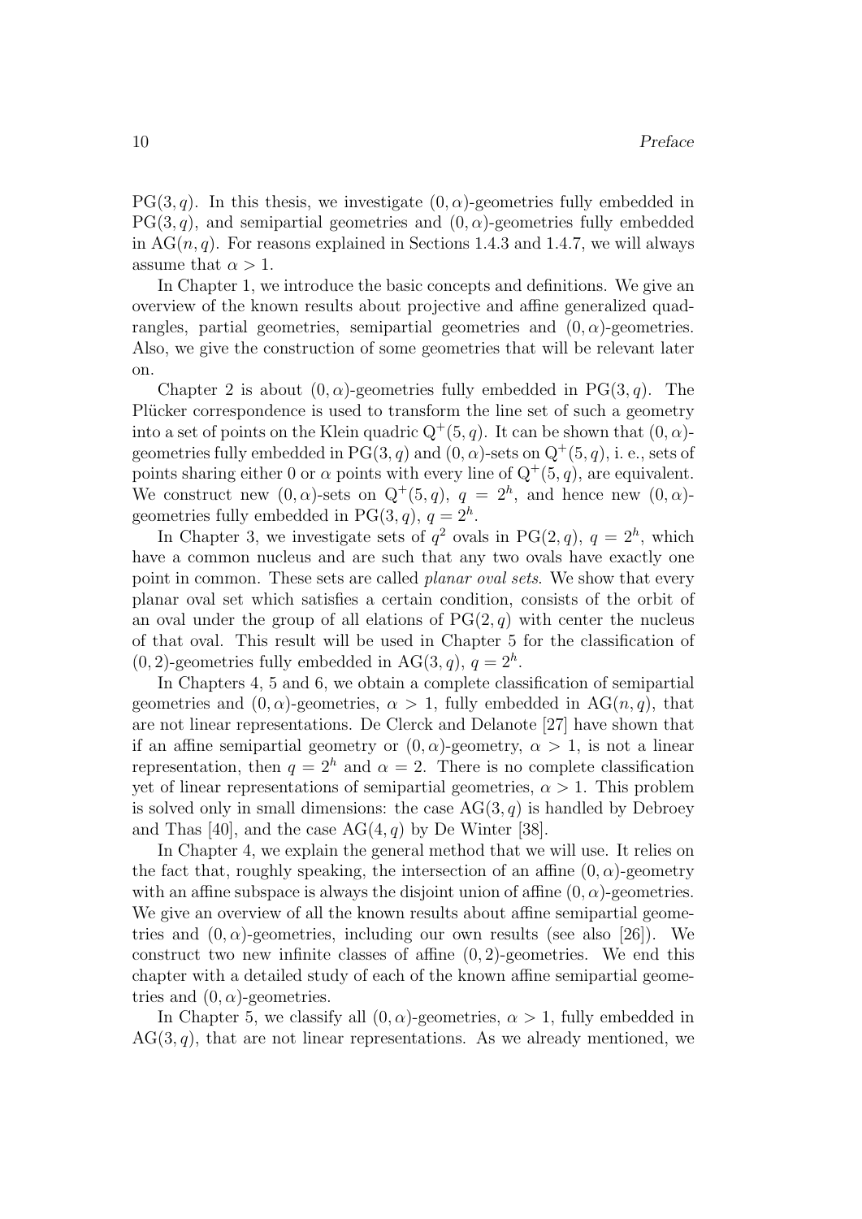$\mathrm{PG}(3,q)$. In this thesis, we investigate $(0,\alpha)$-geometries fully embedded in $\mathrm{PG}(3,q)$, and semipartial geometries and $(0,\alpha)$-geometries fully embedded in $\mathrm{AG}(n,q)$. For reasons explained in Sections 1.4.3 and 1.4.7, we will always assume that $\alpha > 1$.

In Chapter 1, we introduce the basic concepts and definitions. We give an overview of the known results about projective and affine generalized quadrangles, partial geometries, semipartial geometries and $(0,\alpha)$-geometries. Also, we give the construction of some geometries that will be relevant later on.

Chapter 2 is about $(0,\alpha)$-geometries fully embedded in $\mathrm{PG}(3,q)$. The Plücker correspondence is used to transform the line set of such a geometry into a set of points on the Klein quadric $\mathrm{Q}^+(5,q)$. It can be shown that $(0,\alpha)$-geometries fully embedded in $\mathrm{PG}(3,q)$ and $(0,\alpha)$-sets on $\mathrm{Q}^+(5,q)$, i. e., sets of points sharing either 0 or $\alpha$ points with every line of $\mathrm{Q}^+(5,q)$, are equivalent. We construct new $(0,\alpha)$-sets on $\mathrm{Q}^+(5,q)$, $q = 2^h$, and hence new $(0,\alpha)$-geometries fully embedded in $\mathrm{PG}(3,q)$, $q = 2^h$.

In Chapter 3, we investigate sets of $q^2$ ovals in $\mathrm{PG}(2,q)$, $q = 2^h$, which have a common nucleus and are such that any two ovals have exactly one point in common. These sets are called *planar oval sets*. We show that every planar oval set which satisfies a certain condition, consists of the orbit of an oval under the group of all elations of $\mathrm{PG}(2,q)$ with center the nucleus of that oval. This result will be used in Chapter 5 for the classification of $(0,2)$-geometries fully embedded in $\mathrm{AG}(3,q)$, $q = 2^h$.

In Chapters 4, 5 and 6, we obtain a complete classification of semipartial geometries and $(0,\alpha)$-geometries, $\alpha > 1$, fully embedded in $\mathrm{AG}(n,q)$, that are not linear representations. De Clerck and Delanote [27] have shown that if an affine semipartial geometry or $(0,\alpha)$-geometry, $\alpha > 1$, is not a linear representation, then $q = 2^h$ and $\alpha = 2$. There is no complete classification yet of linear representations of semipartial geometries, $\alpha > 1$. This problem is solved only in small dimensions: the case $\mathrm{AG}(3,q)$ is handled by Debroey and Thas [40], and the case $\mathrm{AG}(4,q)$ by De Winter [38].

In Chapter 4, we explain the general method that we will use. It relies on the fact that, roughly speaking, the intersection of an affine $(0,\alpha)$-geometry with an affine subspace is always the disjoint union of affine $(0,\alpha)$-geometries. We give an overview of all the known results about affine semipartial geometries and $(0,\alpha)$-geometries, including our own results (see also [26]). We construct two new infinite classes of affine $(0,2)$-geometries. We end this chapter with a detailed study of each of the known affine semipartial geometries and $(0,\alpha)$-geometries.

In Chapter 5, we classify all $(0,\alpha)$-geometries, $\alpha > 1$, fully embedded in $\mathrm{AG}(3,q)$, that are not linear representations. As we already mentioned, we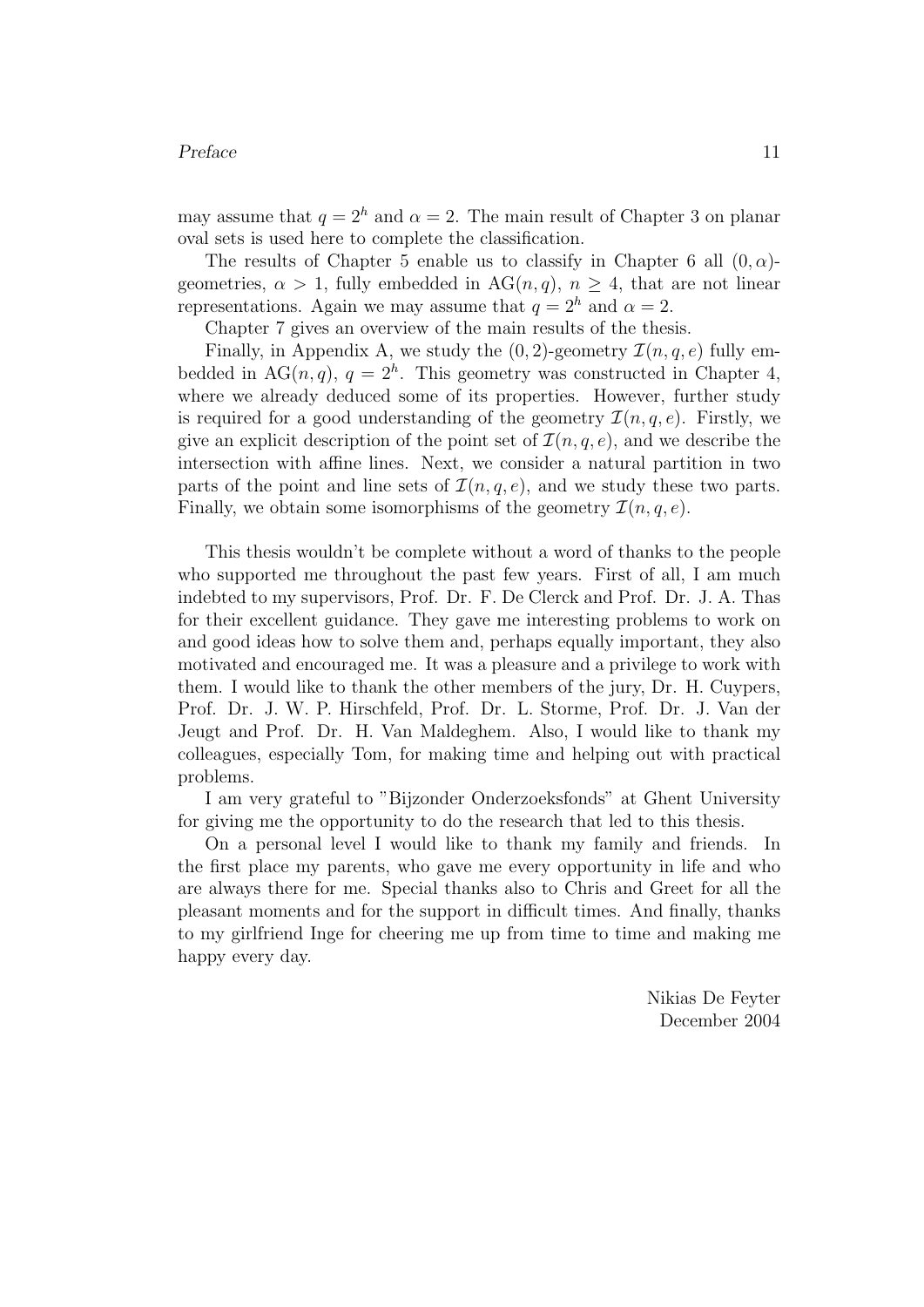may assume that $q = 2^h$ and $\alpha = 2$. The main result of Chapter 3 on planar oval sets is used here to complete the classification.

The results of Chapter 5 enable us to classify in Chapter 6 all $(0, \alpha)$-geometries, $\alpha > 1$, fully embedded in $\mathrm{AG}(n, q)$, $n \geq 4$, that are not linear representations. Again we may assume that $q = 2^h$ and $\alpha = 2$.

Chapter 7 gives an overview of the main results of the thesis.

Finally, in Appendix A, we study the $(0, 2)$-geometry $\mathcal{I}(n, q, e)$ fully embedded in $\mathrm{AG}(n, q)$, $q = 2^h$. This geometry was constructed in Chapter 4, where we already deduced some of its properties. However, further study is required for a good understanding of the geometry $\mathcal{I}(n, q, e)$. Firstly, we give an explicit description of the point set of $\mathcal{I}(n, q, e)$, and we describe the intersection with affine lines. Next, we consider a natural partition in two parts of the point and line sets of $\mathcal{I}(n, q, e)$, and we study these two parts. Finally, we obtain some isomorphisms of the geometry $\mathcal{I}(n, q, e)$.

This thesis wouldn't be complete without a word of thanks to the people who supported me throughout the past few years. First of all, I am much indebted to my supervisors, Prof. Dr. F. De Clerck and Prof. Dr. J. A. Thas for their excellent guidance. They gave me interesting problems to work on and good ideas how to solve them and, perhaps equally important, they also motivated and encouraged me. It was a pleasure and a privilege to work with them. I would like to thank the other members of the jury, Dr. H. Cuypers, Prof. Dr. J. W. P. Hirschfeld, Prof. Dr. L. Storme, Prof. Dr. J. Van der Jeugt and Prof. Dr. H. Van Maldeghem. Also, I would like to thank my colleagues, especially Tom, for making time and helping out with practical problems.

I am very grateful to "Bijzonder Onderzoeksfonds" at Ghent University for giving me the opportunity to do the research that led to this thesis.

On a personal level I would like to thank my family and friends. In the first place my parents, who gave me every opportunity in life and who are always there for me. Special thanks also to Chris and Greet for all the pleasant moments and for the support in difficult times. And finally, thanks to my girlfriend Inge for cheering me up from time to time and making me happy every day.

Nikias De Feyter  
December 2004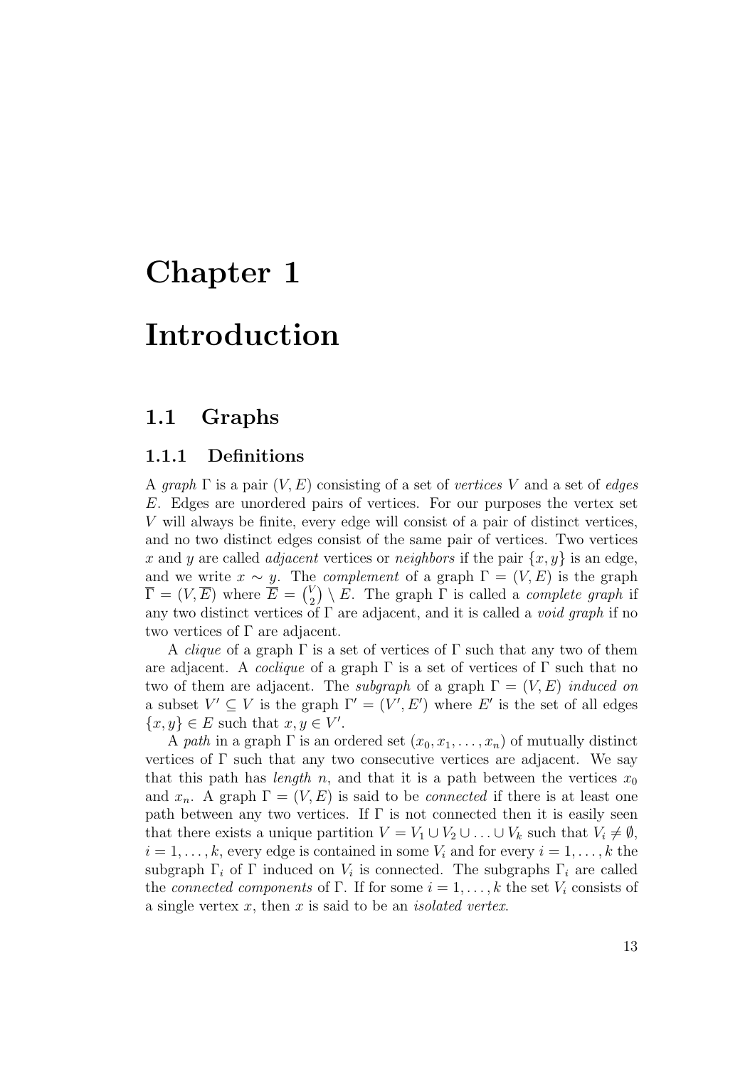# Chapter 1

# Introduction

## 1.1 Graphs

### 1.1.1 Definitions

A *graph* $\Gamma$ is a pair $(V, E)$ consisting of a set of *vertices* $V$ and a set of *edges* $E$. Edges are unordered pairs of vertices. For our purposes the vertex set $V$ will always be finite, every edge will consist of a pair of distinct vertices, and no two distinct edges consist of the same pair of vertices. Two vertices $x$ and $y$ are called *adjacent* vertices or *neighbors* if the pair $\{x, y\}$ is an edge, and we write $x \sim y$. The *complement* of a graph $\Gamma = (V, E)$ is the graph $\overline{\Gamma} = (V, \overline{E})$ where $\overline{E} = \binom{V}{2} \setminus E$. The graph $\Gamma$ is called a *complete graph* if any two distinct vertices of $\Gamma$ are adjacent, and it is called a *void graph* if no two vertices of $\Gamma$ are adjacent.

A *clique* of a graph $\Gamma$ is a set of vertices of $\Gamma$ such that any two of them are adjacent. A *coclique* of a graph $\Gamma$ is a set of vertices of $\Gamma$ such that no two of them are adjacent. The *subgraph* of a graph $\Gamma = (V, E)$ *induced on* a subset $V' \subseteq V$ is the graph $\Gamma' = (V', E')$ where $E'$ is the set of all edges $\{x, y\} \in E$ such that $x, y \in V'$.

A *path* in a graph $\Gamma$ is an ordered set $(x_0, x_1, \ldots, x_n)$ of mutually distinct vertices of $\Gamma$ such that any two consecutive vertices are adjacent. We say that this path has *length* $n$, and that it is a path between the vertices $x_0$ and $x_n$. A graph $\Gamma = (V, E)$ is said to be *connected* if there is at least one path between any two vertices. If $\Gamma$ is not connected then it is easily seen that there exists a unique partition $V = V_1 \cup V_2 \cup \ldots \cup V_k$ such that $V_i \neq \emptyset$, $i = 1, \ldots, k$, every edge is contained in some $V_i$ and for every $i = 1, \ldots, k$ the subgraph $\Gamma_i$ of $\Gamma$ induced on $V_i$ is connected. The subgraphs $\Gamma_i$ are called the *connected components* of $\Gamma$. If for some $i = 1, \ldots, k$ the set $V_i$ consists of a single vertex $x$, then $x$ is said to be an *isolated vertex*.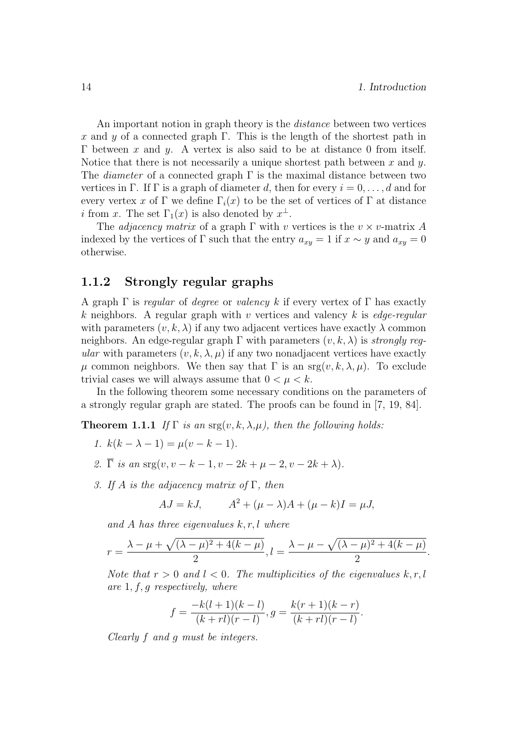An important notion in graph theory is the *distance* between two vertices $x$ and $y$ of a connected graph $\Gamma$. This is the length of the shortest path in $\Gamma$ between $x$ and $y$. A vertex is also said to be at distance 0 from itself. Notice that there is not necessarily a unique shortest path between $x$ and $y$. The *diameter* of a connected graph $\Gamma$ is the maximal distance between two vertices in $\Gamma$. If $\Gamma$ is a graph of diameter $d$, then for every $i = 0, \ldots, d$ and for every vertex $x$ of $\Gamma$ we define $\Gamma_i(x)$ to be the set of vertices of $\Gamma$ at distance $i$ from $x$. The set $\Gamma_1(x)$ is also denoted by $x^\perp$.

The *adjacency matrix* of a graph $\Gamma$ with $v$ vertices is the $v \times v$-matrix $A$ indexed by the vertices of $\Gamma$ such that the entry $a_{xy} = 1$ if $x \sim y$ and $a_{xy} = 0$ otherwise.

### 1.1.2 Strongly regular graphs

A graph $\Gamma$ is *regular* of *degree* or *valency* $k$ if every vertex of $\Gamma$ has exactly $k$ neighbors. A regular graph with $v$ vertices and valency $k$ is *edge-regular* with parameters $(v, k, \lambda)$ if any two adjacent vertices have exactly $\lambda$ common neighbors. An edge-regular graph $\Gamma$ with parameters $(v, k, \lambda)$ is *strongly regular* with parameters $(v, k, \lambda, \mu)$ if any two nonadjacent vertices have exactly $\mu$ common neighbors. We then say that $\Gamma$ is an $\mathrm{srg}(v, k, \lambda, \mu)$. To exclude trivial cases we will always assume that $0 < \mu < k$.

In the following theorem some necessary conditions on the parameters of a strongly regular graph are stated. The proofs can be found in [7, 19, 84].

**Theorem 1.1.1** *If $\Gamma$ is an $\mathrm{srg}(v, k, \lambda, \mu)$, then the following holds:*

1. $k(k - \lambda - 1) = \mu(v - k - 1)$.
2. $\overline{\Gamma}$ *is an* $\mathrm{srg}(v, v - k - 1, v - 2k + \mu - 2, v - 2k + \lambda)$.
3. *If $A$ is the adjacency matrix of $\Gamma$, then*

$$AJ = kJ, \qquad A^2 + (\mu - \lambda)A + (\mu - k)I = \mu J,$$

*and $A$ has three eigenvalues $k, r, l$ where*

$$r = \frac{\lambda - \mu + \sqrt{(\lambda - \mu)^2 + 4(k - \mu)}}{2}, l = \frac{\lambda - \mu - \sqrt{(\lambda - \mu)^2 + 4(k - \mu)}}{2}.$$

*Note that $r > 0$ and $l < 0$. The multiplicities of the eigenvalues $k, r, l$ are $1, f, g$ respectively, where*

$$f = \frac{-k(l + 1)(k - l)}{(k + rl)(r - l)}, g = \frac{k(r + 1)(k - r)}{(k + rl)(r - l)}.$$

*Clearly $f$ and $g$ must be integers.*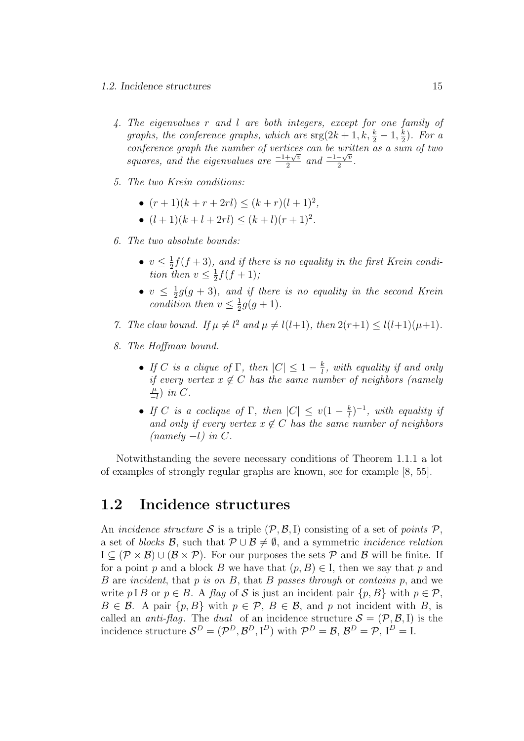4. *The eigenvalues $r$ and $l$ are both integers, except for one family of graphs, the conference graphs, which are* $\mathrm{srg}(2k+1, k, \frac{k}{2}-1, \frac{k}{2})$*. For a conference graph the number of vertices can be written as a sum of two squares, and the eigenvalues are* $\frac{-1+\sqrt{v}}{2}$ *and* $\frac{-1-\sqrt{v}}{2}$*.*

5. *The two Krein conditions:*

   - $(r+1)(k+r+2rl) \leq (k+r)(l+1)^2$,
   - $(l+1)(k+l+2rl) \leq (k+l)(r+1)^2$.

6. *The two absolute bounds:*

   - $v \leq \frac{1}{2}f(f+3)$*, and if there is no equality in the first Krein condition then* $v \leq \frac{1}{2}f(f+1)$*;*
   - $v \leq \frac{1}{2}g(g+3)$*, and if there is no equality in the second Krein condition then* $v \leq \frac{1}{2}g(g+1)$*.*

7. *The claw bound. If* $\mu \neq l^2$ *and* $\mu \neq l(l+1)$*, then* $2(r+1) \leq l(l+1)(\mu+1)$*.*

8. *The Hoffman bound.*

   - *If $C$ is a clique of $\Gamma$, then* $|C| \leq 1 - \frac{k}{l}$*, with equality if and only if every vertex* $x \notin C$ *has the same number of neighbors (namely* $\frac{\mu}{-l}$*) in $C$.*
   - *If $C$ is a coclique of $\Gamma$, then* $|C| \leq v(1 - \frac{k}{l})^{-1}$*, with equality if and only if every vertex* $x \notin C$ *has the same number of neighbors (namely* $-l$*) in $C$.*

Notwithstanding the severe necessary conditions of Theorem 1.1.1 a lot of examples of strongly regular graphs are known, see for example [8, 55].

## 1.2 Incidence structures

An *incidence structure* $\mathcal{S}$ is a triple $(\mathcal{P}, \mathcal{B}, \mathrm{I})$ consisting of a set of *points* $\mathcal{P}$, a set of *blocks* $\mathcal{B}$, such that $\mathcal{P} \cup \mathcal{B} \neq \emptyset$, and a symmetric *incidence relation* $\mathrm{I} \subseteq (\mathcal{P} \times \mathcal{B}) \cup (\mathcal{B} \times \mathcal{P})$. For our purposes the sets $\mathcal{P}$ and $\mathcal{B}$ will be finite. If for a point $p$ and a block $B$ we have that $(p, B) \in \mathrm{I}$, then we say that $p$ and $B$ are *incident*, that *$p$ is on $B$*, that $B$ *passes through* or *contains* $p$, and we write $p \,\mathrm{I}\, B$ or $p \in B$. A *flag* of $\mathcal{S}$ is just an incident pair $\{p, B\}$ with $p \in \mathcal{P}$, $B \in \mathcal{B}$. A pair $\{p, B\}$ with $p \in \mathcal{P}$, $B \in \mathcal{B}$, and $p$ not incident with $B$, is called an *anti-flag*. The *dual* of an incidence structure $\mathcal{S} = (\mathcal{P}, \mathcal{B}, \mathrm{I})$ is the incidence structure $\mathcal{S}^D = (\mathcal{P}^D, \mathcal{B}^D, \mathrm{I}^D)$ with $\mathcal{P}^D = \mathcal{B}$, $\mathcal{B}^D = \mathcal{P}$, $\mathrm{I}^D = \mathrm{I}$.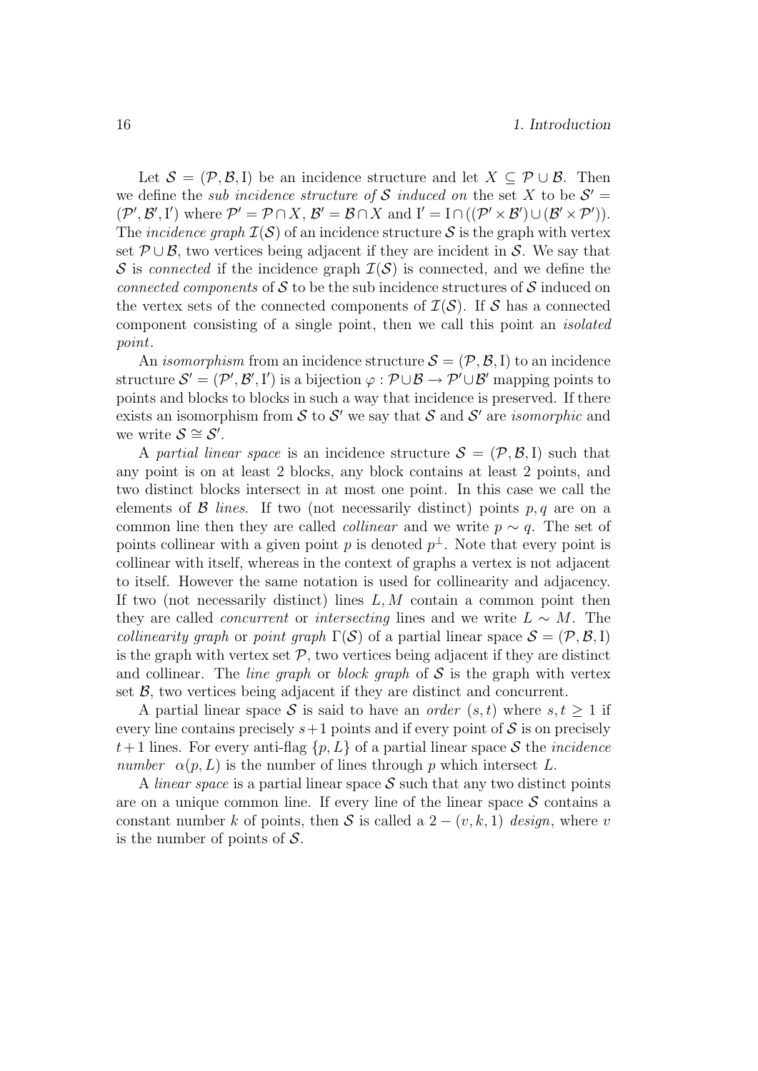Let $\mathcal{S} = (\mathcal{P}, \mathcal{B}, \mathrm{I})$ be an incidence structure and let $X \subseteq \mathcal{P} \cup \mathcal{B}$. Then we define the *sub incidence structure of $\mathcal{S}$ induced on* the set $X$ to be $\mathcal{S}' = (\mathcal{P}', \mathcal{B}', \mathrm{I}')$ where $\mathcal{P}' = \mathcal{P} \cap X$, $\mathcal{B}' = \mathcal{B} \cap X$ and $\mathrm{I}' = \mathrm{I} \cap ((\mathcal{P}' \times \mathcal{B}') \cup (\mathcal{B}' \times \mathcal{P}'))$. The *incidence graph* $\mathcal{I}(\mathcal{S})$ of an incidence structure $\mathcal{S}$ is the graph with vertex set $\mathcal{P} \cup \mathcal{B}$, two vertices being adjacent if they are incident in $\mathcal{S}$. We say that $\mathcal{S}$ is *connected* if the incidence graph $\mathcal{I}(\mathcal{S})$ is connected, and we define the *connected components* of $\mathcal{S}$ to be the sub incidence structures of $\mathcal{S}$ induced on the vertex sets of the connected components of $\mathcal{I}(\mathcal{S})$. If $\mathcal{S}$ has a connected component consisting of a single point, then we call this point an *isolated point*.

An *isomorphism* from an incidence structure $\mathcal{S} = (\mathcal{P}, \mathcal{B}, \mathrm{I})$ to an incidence structure $\mathcal{S}' = (\mathcal{P}', \mathcal{B}', \mathrm{I}')$ is a bijection $\varphi : \mathcal{P} \cup \mathcal{B} \to \mathcal{P}' \cup \mathcal{B}'$ mapping points to points and blocks to blocks in such a way that incidence is preserved. If there exists an isomorphism from $\mathcal{S}$ to $\mathcal{S}'$ we say that $\mathcal{S}$ and $\mathcal{S}'$ are *isomorphic* and we write $\mathcal{S} \cong \mathcal{S}'$.

A *partial linear space* is an incidence structure $\mathcal{S} = (\mathcal{P}, \mathcal{B}, \mathrm{I})$ such that any point is on at least 2 blocks, any block contains at least 2 points, and two distinct blocks intersect in at most one point. In this case we call the elements of $\mathcal{B}$ *lines*. If two (not necessarily distinct) points $p, q$ are on a common line then they are called *collinear* and we write $p \sim q$. The set of points collinear with a given point $p$ is denoted $p^{\perp}$. Note that every point is collinear with itself, whereas in the context of graphs a vertex is not adjacent to itself. However the same notation is used for collinearity and adjacency. If two (not necessarily distinct) lines $L, M$ contain a common point then they are called *concurrent* or *intersecting* lines and we write $L \sim M$. The *collinearity graph* or *point graph* $\Gamma(\mathcal{S})$ of a partial linear space $\mathcal{S} = (\mathcal{P}, \mathcal{B}, \mathrm{I})$ is the graph with vertex set $\mathcal{P}$, two vertices being adjacent if they are distinct and collinear. The *line graph* or *block graph* of $\mathcal{S}$ is the graph with vertex set $\mathcal{B}$, two vertices being adjacent if they are distinct and concurrent.

A partial linear space $\mathcal{S}$ is said to have an *order* $(s, t)$ where $s, t \geq 1$ if every line contains precisely $s+1$ points and if every point of $\mathcal{S}$ is on precisely $t+1$ lines. For every anti-flag $\{p, L\}$ of a partial linear space $\mathcal{S}$ the *incidence number* $\alpha(p, L)$ is the number of lines through $p$ which intersect $L$.

A *linear space* is a partial linear space $\mathcal{S}$ such that any two distinct points are on a unique common line. If every line of the linear space $\mathcal{S}$ contains a constant number $k$ of points, then $\mathcal{S}$ is called a $2-(v, k, 1)$ *design*, where $v$ is the number of points of $\mathcal{S}$.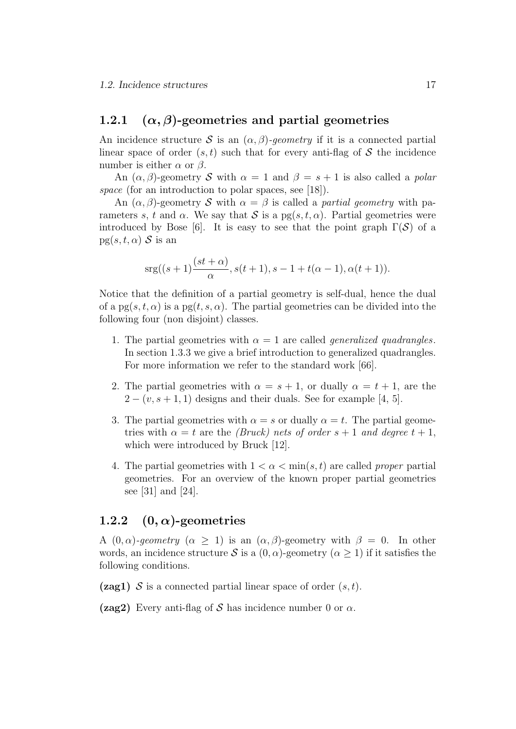### 1.2.1 $(\alpha, \beta)$-geometries and partial geometries

An incidence structure $\mathcal{S}$ is an $(\alpha, \beta)$*-geometry* if it is a connected partial linear space of order $(s, t)$ such that for every anti-flag of $\mathcal{S}$ the incidence number is either $\alpha$ or $\beta$.

An $(\alpha, \beta)$-geometry $\mathcal{S}$ with $\alpha = 1$ and $\beta = s + 1$ is also called a *polar space* (for an introduction to polar spaces, see [18]).

An $(\alpha, \beta)$-geometry $\mathcal{S}$ with $\alpha = \beta$ is called a *partial geometry* with parameters $s$, $t$ and $\alpha$. We say that $\mathcal{S}$ is a $\mathrm{pg}(s, t, \alpha)$. Partial geometries were introduced by Bose [6]. It is easy to see that the point graph $\Gamma(\mathcal{S})$ of a $\mathrm{pg}(s, t, \alpha)$ $\mathcal{S}$ is an

$$\mathrm{srg}((s+1)\frac{(st+\alpha)}{\alpha}, s(t+1), s-1+t(\alpha-1), \alpha(t+1)).$$

Notice that the definition of a partial geometry is self-dual, hence the dual of a $\mathrm{pg}(s, t, \alpha)$ is a $\mathrm{pg}(t, s, \alpha)$. The partial geometries can be divided into the following four (non disjoint) classes.

1. The partial geometries with $\alpha = 1$ are called *generalized quadrangles*. In section 1.3.3 we give a brief introduction to generalized quadrangles. For more information we refer to the standard work [66].

2. The partial geometries with $\alpha = s + 1$, or dually $\alpha = t + 1$, are the $2 - (v, s + 1, 1)$ designs and their duals. See for example [4, 5].

3. The partial geometries with $\alpha = s$ or dually $\alpha = t$. The partial geometries with $\alpha = t$ are the *(Bruck) nets of order* $s + 1$ *and degree* $t + 1$, which were introduced by Bruck [12].

4. The partial geometries with $1 < \alpha < \min(s, t)$ are called *proper* partial geometries. For an overview of the known proper partial geometries see [31] and [24].

### 1.2.2 $(0, \alpha)$-geometries

A $(0, \alpha)$*-geometry* ($\alpha \geq 1$) is an $(\alpha, \beta)$-geometry with $\beta = 0$. In other words, an incidence structure $\mathcal{S}$ is a $(0, \alpha)$-geometry ($\alpha \geq 1$) if it satisfies the following conditions.

**(zag1)** $\mathcal{S}$ is a connected partial linear space of order $(s, t)$.

**(zag2)** Every anti-flag of $\mathcal{S}$ has incidence number 0 or $\alpha$.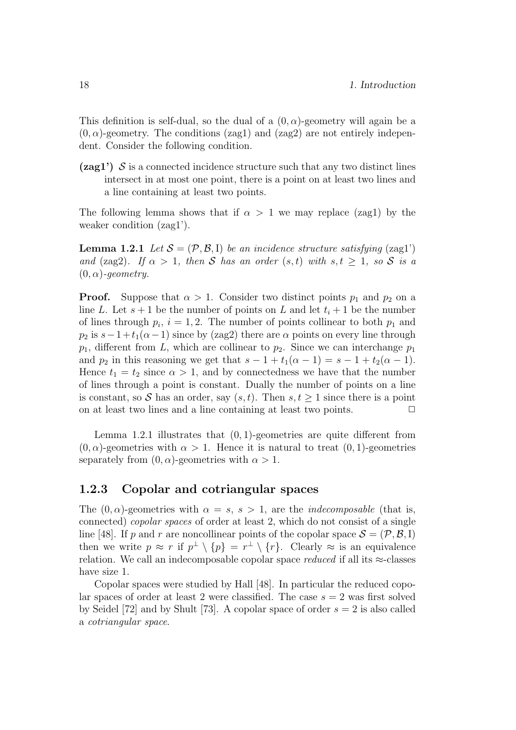This definition is self-dual, so the dual of a $(0, \alpha)$-geometry will again be a $(0, \alpha)$-geometry. The conditions (zag1) and (zag2) are not entirely independent. Consider the following condition.

**(zag1')** $\mathcal{S}$ is a connected incidence structure such that any two distinct lines intersect in at most one point, there is a point on at least two lines and a line containing at least two points.

The following lemma shows that if $\alpha > 1$ we may replace (zag1) by the weaker condition (zag1').

**Lemma 1.2.1** *Let $\mathcal{S} = (\mathcal{P}, \mathcal{B}, \mathrm{I})$ be an incidence structure satisfying* (zag1') *and* (zag2)*. If $\alpha > 1$, then $\mathcal{S}$ has an order $(s, t)$ with $s, t \geq 1$, so $\mathcal{S}$ is a $(0, \alpha)$-geometry.*

**Proof.** Suppose that $\alpha > 1$. Consider two distinct points $p_1$ and $p_2$ on a line $L$. Let $s + 1$ be the number of points on $L$ and let $t_i + 1$ be the number of lines through $p_i$, $i = 1, 2$. The number of points collinear to both $p_1$ and $p_2$ is $s - 1 + t_1(\alpha - 1)$ since by (zag2) there are $\alpha$ points on every line through $p_1$, different from $L$, which are collinear to $p_2$. Since we can interchange $p_1$ and $p_2$ in this reasoning we get that $s - 1 + t_1(\alpha - 1) = s - 1 + t_2(\alpha - 1)$. Hence $t_1 = t_2$ since $\alpha > 1$, and by connectedness we have that the number of lines through a point is constant. Dually the number of points on a line is constant, so $\mathcal{S}$ has an order, say $(s, t)$. Then $s, t \geq 1$ since there is a point on at least two lines and a line containing at least two points. $\square$

Lemma 1.2.1 illustrates that $(0, 1)$-geometries are quite different from $(0, \alpha)$-geometries with $\alpha > 1$. Hence it is natural to treat $(0, 1)$-geometries separately from $(0, \alpha)$-geometries with $\alpha > 1$.

### 1.2.3 Copolar and cotriangular spaces

The $(0, \alpha)$-geometries with $\alpha = s$, $s > 1$, are the *indecomposable* (that is, connected) *copolar spaces* of order at least 2, which do not consist of a single line [48]. If $p$ and $r$ are noncollinear points of the copolar space $\mathcal{S} = (\mathcal{P}, \mathcal{B}, \mathrm{I})$ then we write $p \approx r$ if $p^\perp \setminus \{p\} = r^\perp \setminus \{r\}$. Clearly $\approx$ is an equivalence relation. We call an indecomposable copolar space *reduced* if all its $\approx$-classes have size 1.

Copolar spaces were studied by Hall [48]. In particular the reduced copolar spaces of order at least 2 were classified. The case $s = 2$ was first solved by Seidel [72] and by Shult [73]. A copolar space of order $s = 2$ is also called a *cotriangular space*.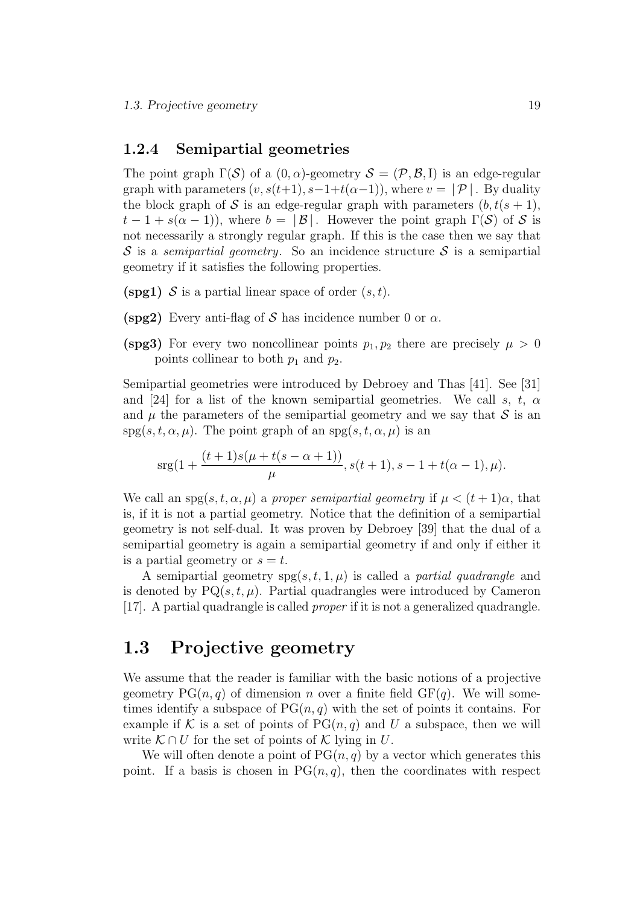### 1.2.4 Semipartial geometries

The point graph $\Gamma(\mathcal{S})$ of a $(0,\alpha)$-geometry $\mathcal{S} = (\mathcal{P}, \mathcal{B}, \mathrm{I})$ is an edge-regular graph with parameters $(v, s(t+1), s-1+t(\alpha-1))$, where $v = |\mathcal{P}|$. By duality the block graph of $\mathcal{S}$ is an edge-regular graph with parameters $(b, t(s+1), t-1+s(\alpha-1))$, where $b = |\mathcal{B}|$. However the point graph $\Gamma(\mathcal{S})$ of $\mathcal{S}$ is not necessarily a strongly regular graph. If this is the case then we say that $\mathcal{S}$ is a *semipartial geometry*. So an incidence structure $\mathcal{S}$ is a semipartial geometry if it satisfies the following properties.

**(spg1)** $\mathcal{S}$ is a partial linear space of order $(s,t)$.

**(spg2)** Every anti-flag of $\mathcal{S}$ has incidence number 0 or $\alpha$.

**(spg3)** For every two noncollinear points $p_1, p_2$ there are precisely $\mu > 0$ points collinear to both $p_1$ and $p_2$.

Semipartial geometries were introduced by Debroey and Thas [41]. See [31] and [24] for a list of the known semipartial geometries. We call $s$, $t$, $\alpha$ and $\mu$ the parameters of the semipartial geometry and we say that $\mathcal{S}$ is an $\mathrm{spg}(s,t,\alpha,\mu)$. The point graph of an $\mathrm{spg}(s,t,\alpha,\mu)$ is an

$$\mathrm{srg}(1 + \frac{(t+1)s(\mu + t(s-\alpha+1))}{\mu}, s(t+1), s-1+t(\alpha-1), \mu).$$

We call an $\mathrm{spg}(s,t,\alpha,\mu)$ a *proper semipartial geometry* if $\mu < (t+1)\alpha$, that is, if it is not a partial geometry. Notice that the definition of a semipartial geometry is not self-dual. It was proven by Debroey [39] that the dual of a semipartial geometry is again a semipartial geometry if and only if either it is a partial geometry or $s = t$.

A semipartial geometry $\mathrm{spg}(s,t,1,\mu)$ is called a *partial quadrangle* and is denoted by $\mathrm{PQ}(s,t,\mu)$. Partial quadrangles were introduced by Cameron [17]. A partial quadrangle is called *proper* if it is not a generalized quadrangle.

## 1.3 Projective geometry

We assume that the reader is familiar with the basic notions of a projective geometry $\mathrm{PG}(n,q)$ of dimension $n$ over a finite field $\mathrm{GF}(q)$. We will sometimes identify a subspace of $\mathrm{PG}(n,q)$ with the set of points it contains. For example if $\mathcal{K}$ is a set of points of $\mathrm{PG}(n,q)$ and $U$ a subspace, then we will write $\mathcal{K} \cap U$ for the set of points of $\mathcal{K}$ lying in $U$.

We will often denote a point of $\mathrm{PG}(n,q)$ by a vector which generates this point. If a basis is chosen in $\mathrm{PG}(n,q)$, then the coordinates with respect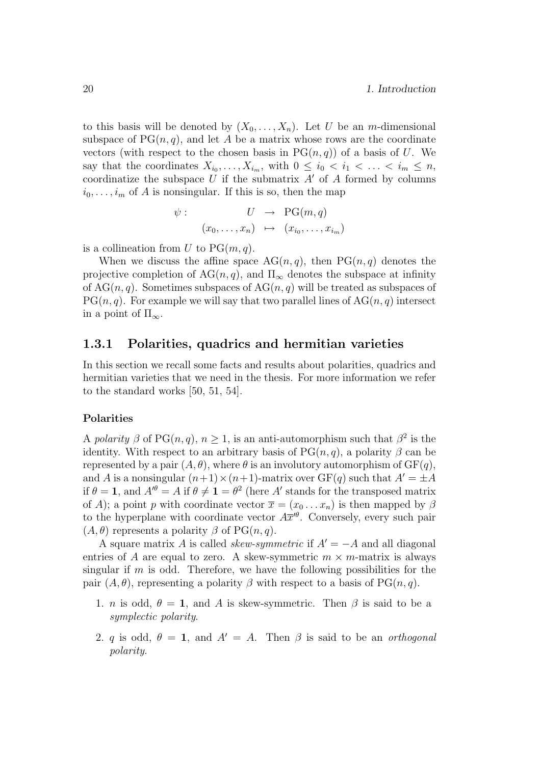to this basis will be denoted by $(X_0, \ldots, X_n)$. Let $U$ be an $m$-dimensional subspace of $\mathrm{PG}(n, q)$, and let $A$ be a matrix whose rows are the coordinate vectors (with respect to the chosen basis in $\mathrm{PG}(n, q)$) of a basis of $U$. We say that the coordinates $X_{i_0}, \ldots, X_{i_m}$, with $0 \leq i_0 < i_1 < \ldots < i_m \leq n$, coordinatize the subspace $U$ if the submatrix $A'$ of $A$ formed by columns $i_0, \ldots, i_m$ of $A$ is nonsingular. If this is so, then the map

$$\begin{array}{rccc} \psi : & U & \to & \mathrm{PG}(m, q) \\ & (x_0, \ldots, x_n) & \mapsto & (x_{i_0}, \ldots, x_{i_m}) \end{array}$$

is a collineation from $U$ to $\mathrm{PG}(m, q)$.

When we discuss the affine space $\mathrm{AG}(n, q)$, then $\mathrm{PG}(n, q)$ denotes the projective completion of $\mathrm{AG}(n, q)$, and $\Pi_\infty$ denotes the subspace at infinity of $\mathrm{AG}(n, q)$. Sometimes subspaces of $\mathrm{AG}(n, q)$ will be treated as subspaces of $\mathrm{PG}(n, q)$. For example we will say that two parallel lines of $\mathrm{AG}(n, q)$ intersect in a point of $\Pi_\infty$.

### 1.3.1 Polarities, quadrics and hermitian varieties

In this section we recall some facts and results about polarities, quadrics and hermitian varieties that we need in the thesis. For more information we refer to the standard works [50, 51, 54].

#### Polarities

A *polarity* $\beta$ of $\mathrm{PG}(n, q)$, $n \geq 1$, is an anti-automorphism such that $\beta^2$ is the identity. With respect to an arbitrary basis of $\mathrm{PG}(n, q)$, a polarity $\beta$ can be represented by a pair $(A, \theta)$, where $\theta$ is an involutory automorphism of $\mathrm{GF}(q)$, and $A$ is a nonsingular $(n+1) \times (n+1)$-matrix over $\mathrm{GF}(q)$ such that $A' = \pm A$ if $\theta = \mathbf{1}$, and $A'^\theta = A$ if $\theta \neq \mathbf{1} = \theta^2$ (here $A'$ stands for the transposed matrix of $A$); a point $p$ with coordinate vector $\overline{x} = (x_0 \ldots x_n)$ is then mapped by $\beta$ to the hyperplane with coordinate vector $A\overline{x}'^\theta$. Conversely, every such pair $(A, \theta)$ represents a polarity $\beta$ of $\mathrm{PG}(n, q)$.

A square matrix $A$ is called *skew-symmetric* if $A' = -A$ and all diagonal entries of $A$ are equal to zero. A skew-symmetric $m \times m$-matrix is always singular if $m$ is odd. Therefore, we have the following possibilities for the pair $(A, \theta)$, representing a polarity $\beta$ with respect to a basis of $\mathrm{PG}(n, q)$.

1. $n$ is odd, $\theta = \mathbf{1}$, and $A$ is skew-symmetric. Then $\beta$ is said to be a *symplectic polarity*.
2. $q$ is odd, $\theta = \mathbf{1}$, and $A' = A$. Then $\beta$ is said to be an *orthogonal polarity*.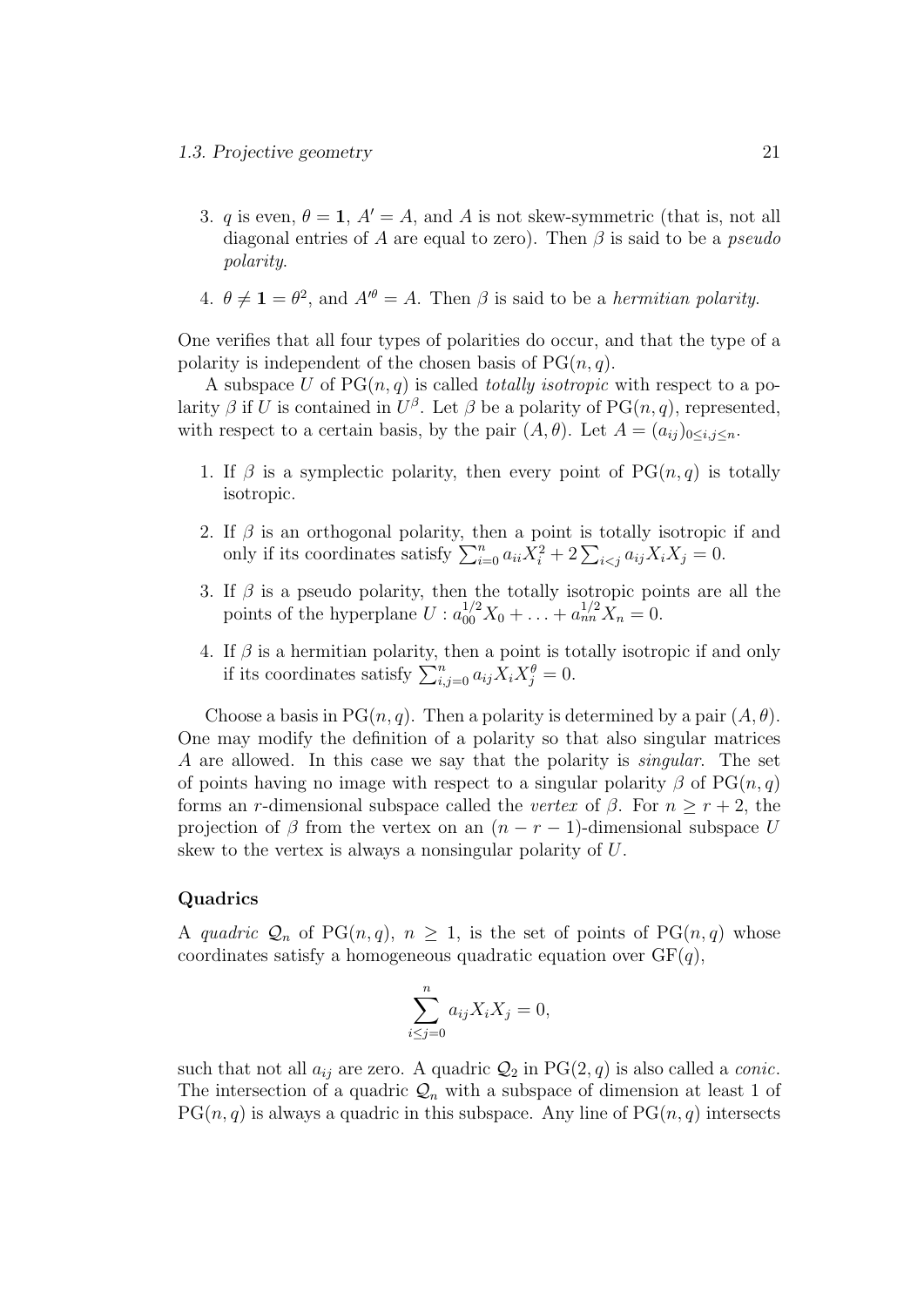3. $q$ is even, $\theta = \mathbf{1}$, $A' = A$, and $A$ is not skew-symmetric (that is, not all diagonal entries of $A$ are equal to zero). Then $\beta$ is said to be a *pseudo polarity*.

4. $\theta \neq \mathbf{1} = \theta^2$, and $A'^{\theta} = A$. Then $\beta$ is said to be a *hermitian polarity*.

One verifies that all four types of polarities do occur, and that the type of a polarity is independent of the chosen basis of $\mathrm{PG}(n, q)$.

A subspace $U$ of $\mathrm{PG}(n, q)$ is called *totally isotropic* with respect to a polarity $\beta$ if $U$ is contained in $U^{\beta}$. Let $\beta$ be a polarity of $\mathrm{PG}(n, q)$, represented, with respect to a certain basis, by the pair $(A, \theta)$. Let $A = (a_{ij})_{0 \leq i,j \leq n}$.

1. If $\beta$ is a symplectic polarity, then every point of $\mathrm{PG}(n, q)$ is totally isotropic.

2. If $\beta$ is an orthogonal polarity, then a point is totally isotropic if and only if its coordinates satisfy $\sum_{i=0}^{n} a_{ii} X_i^2 + 2 \sum_{i<j} a_{ij} X_i X_j = 0$.

3. If $\beta$ is a pseudo polarity, then the totally isotropic points are all the points of the hyperplane $U : a_{00}^{1/2} X_0 + \ldots + a_{nn}^{1/2} X_n = 0$.

4. If $\beta$ is a hermitian polarity, then a point is totally isotropic if and only if its coordinates satisfy $\sum_{i,j=0}^{n} a_{ij} X_i X_j^{\theta} = 0$.

Choose a basis in $\mathrm{PG}(n, q)$. Then a polarity is determined by a pair $(A, \theta)$. One may modify the definition of a polarity so that also singular matrices $A$ are allowed. In this case we say that the polarity is *singular*. The set of points having no image with respect to a singular polarity $\beta$ of $\mathrm{PG}(n, q)$ forms an $r$-dimensional subspace called the *vertex* of $\beta$. For $n \geq r + 2$, the projection of $\beta$ from the vertex on an $(n - r - 1)$-dimensional subspace $U$ skew to the vertex is always a nonsingular polarity of $U$.

### Quadrics

A *quadric* $\mathcal{Q}_n$ of $\mathrm{PG}(n, q)$, $n \geq 1$, is the set of points of $\mathrm{PG}(n, q)$ whose coordinates satisfy a homogeneous quadratic equation over $\mathrm{GF}(q)$,

$$\sum_{i \leq j = 0}^{n} a_{ij} X_i X_j = 0,$$

such that not all $a_{ij}$ are zero. A quadric $\mathcal{Q}_2$ in $\mathrm{PG}(2, q)$ is also called a *conic*. The intersection of a quadric $\mathcal{Q}_n$ with a subspace of dimension at least 1 of $\mathrm{PG}(n, q)$ is always a quadric in this subspace. Any line of $\mathrm{PG}(n, q)$ intersects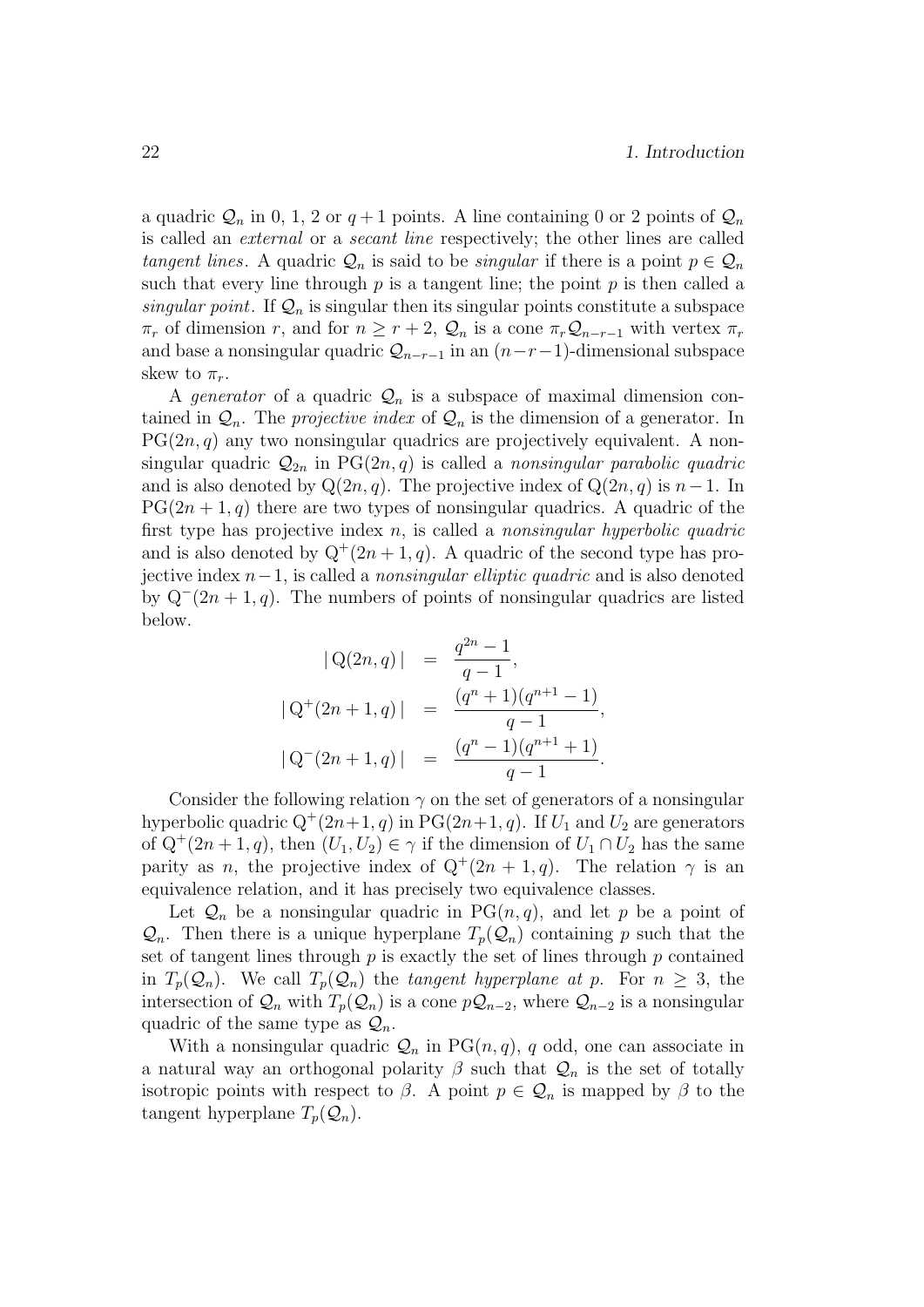a quadric $\mathcal{Q}_n$ in 0, 1, 2 or $q+1$ points. A line containing 0 or 2 points of $\mathcal{Q}_n$ is called an *external* or a *secant line* respectively; the other lines are called *tangent lines*. A quadric $\mathcal{Q}_n$ is said to be *singular* if there is a point $p \in \mathcal{Q}_n$ such that every line through $p$ is a tangent line; the point $p$ is then called a *singular point*. If $\mathcal{Q}_n$ is singular then its singular points constitute a subspace $\pi_r$ of dimension $r$, and for $n \geq r+2$, $\mathcal{Q}_n$ is a cone $\pi_r \mathcal{Q}_{n-r-1}$ with vertex $\pi_r$ and base a nonsingular quadric $\mathcal{Q}_{n-r-1}$ in an $(n-r-1)$-dimensional subspace skew to $\pi_r$.

A *generator* of a quadric $\mathcal{Q}_n$ is a subspace of maximal dimension contained in $\mathcal{Q}_n$. The *projective index* of $\mathcal{Q}_n$ is the dimension of a generator. In $\mathrm{PG}(2n,q)$ any two nonsingular quadrics are projectively equivalent. A nonsingular quadric $\mathcal{Q}_{2n}$ in $\mathrm{PG}(2n,q)$ is called a *nonsingular parabolic quadric* and is also denoted by $\mathrm{Q}(2n,q)$. The projective index of $\mathrm{Q}(2n,q)$ is $n-1$. In $\mathrm{PG}(2n+1,q)$ there are two types of nonsingular quadrics. A quadric of the first type has projective index $n$, is called a *nonsingular hyperbolic quadric* and is also denoted by $\mathrm{Q}^+(2n+1,q)$. A quadric of the second type has projective index $n-1$, is called a *nonsingular elliptic quadric* and is also denoted by $\mathrm{Q}^-(2n+1,q)$. The numbers of points of nonsingular quadrics are listed below.

$$
\begin{aligned}
|\,\mathrm{Q}(2n,q)\,| &= \frac{q^{2n}-1}{q-1},\\
|\,\mathrm{Q}^+(2n+1,q)\,| &= \frac{(q^n+1)(q^{n+1}-1)}{q-1},\\
|\,\mathrm{Q}^-(2n+1,q)\,| &= \frac{(q^n-1)(q^{n+1}+1)}{q-1}.
\end{aligned}
$$

Consider the following relation $\gamma$ on the set of generators of a nonsingular hyperbolic quadric $\mathrm{Q}^+(2n+1,q)$ in $\mathrm{PG}(2n+1,q)$. If $U_1$ and $U_2$ are generators of $\mathrm{Q}^+(2n+1,q)$, then $(U_1,U_2) \in \gamma$ if the dimension of $U_1 \cap U_2$ has the same parity as $n$, the projective index of $\mathrm{Q}^+(2n+1,q)$. The relation $\gamma$ is an equivalence relation, and it has precisely two equivalence classes.

Let $\mathcal{Q}_n$ be a nonsingular quadric in $\mathrm{PG}(n,q)$, and let $p$ be a point of $\mathcal{Q}_n$. Then there is a unique hyperplane $T_p(\mathcal{Q}_n)$ containing $p$ such that the set of tangent lines through $p$ is exactly the set of lines through $p$ contained in $T_p(\mathcal{Q}_n)$. We call $T_p(\mathcal{Q}_n)$ the *tangent hyperplane at* $p$. For $n \geq 3$, the intersection of $\mathcal{Q}_n$ with $T_p(\mathcal{Q}_n)$ is a cone $p\mathcal{Q}_{n-2}$, where $\mathcal{Q}_{n-2}$ is a nonsingular quadric of the same type as $\mathcal{Q}_n$.

With a nonsingular quadric $\mathcal{Q}_n$ in $\mathrm{PG}(n,q)$, $q$ odd, one can associate in a natural way an orthogonal polarity $\beta$ such that $\mathcal{Q}_n$ is the set of totally isotropic points with respect to $\beta$. A point $p \in \mathcal{Q}_n$ is mapped by $\beta$ to the tangent hyperplane $T_p(\mathcal{Q}_n)$.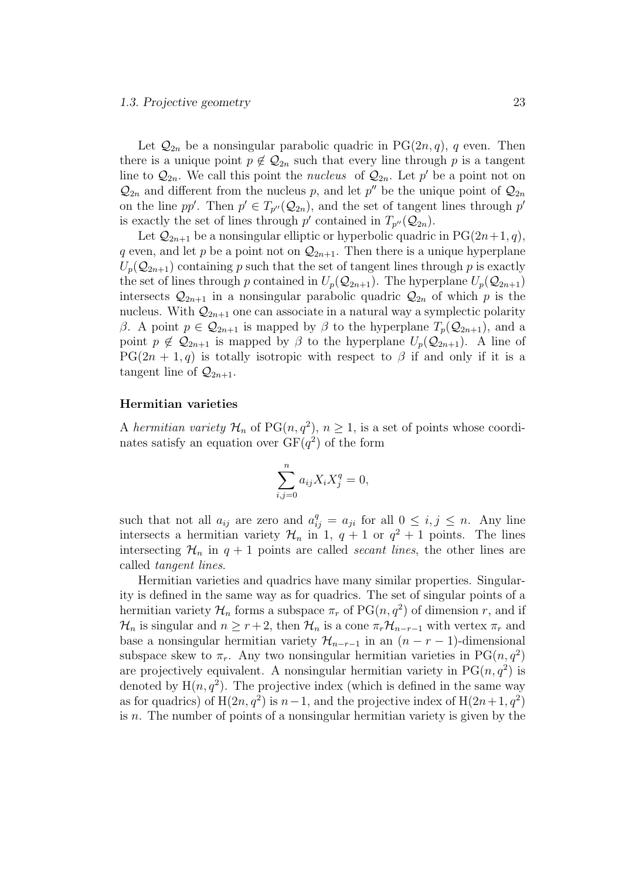Let $\mathcal{Q}_{2n}$ be a nonsingular parabolic quadric in $\mathrm{PG}(2n, q)$, $q$ even. Then there is a unique point $p \notin \mathcal{Q}_{2n}$ such that every line through $p$ is a tangent line to $\mathcal{Q}_{2n}$. We call this point the *nucleus* of $\mathcal{Q}_{2n}$. Let $p'$ be a point not on $\mathcal{Q}_{2n}$ and different from the nucleus $p$, and let $p''$ be the unique point of $\mathcal{Q}_{2n}$ on the line $pp'$. Then $p' \in T_{p''}(\mathcal{Q}_{2n})$, and the set of tangent lines through $p'$ is exactly the set of lines through $p'$ contained in $T_{p''}(\mathcal{Q}_{2n})$.

Let $\mathcal{Q}_{2n+1}$ be a nonsingular elliptic or hyperbolic quadric in $\mathrm{PG}(2n+1, q)$, $q$ even, and let $p$ be a point not on $\mathcal{Q}_{2n+1}$. Then there is a unique hyperplane $U_p(\mathcal{Q}_{2n+1})$ containing $p$ such that the set of tangent lines through $p$ is exactly the set of lines through $p$ contained in $U_p(\mathcal{Q}_{2n+1})$. The hyperplane $U_p(\mathcal{Q}_{2n+1})$ intersects $\mathcal{Q}_{2n+1}$ in a nonsingular parabolic quadric $\mathcal{Q}_{2n}$ of which $p$ is the nucleus. With $\mathcal{Q}_{2n+1}$ one can associate in a natural way a symplectic polarity $\beta$. A point $p \in \mathcal{Q}_{2n+1}$ is mapped by $\beta$ to the hyperplane $T_p(\mathcal{Q}_{2n+1})$, and a point $p \notin \mathcal{Q}_{2n+1}$ is mapped by $\beta$ to the hyperplane $U_p(\mathcal{Q}_{2n+1})$. A line of $\mathrm{PG}(2n+1, q)$ is totally isotropic with respect to $\beta$ if and only if it is a tangent line of $\mathcal{Q}_{2n+1}$.

### Hermitian varieties

A *hermitian variety* $\mathcal{H}_n$ of $\mathrm{PG}(n, q^2)$, $n \geq 1$, is a set of points whose coordinates satisfy an equation over $\mathrm{GF}(q^2)$ of the form

$$\sum_{i,j=0}^{n} a_{ij} X_i X_j^q = 0,$$

such that not all $a_{ij}$ are zero and $a_{ij}^q = a_{ji}$ for all $0 \leq i, j \leq n$. Any line intersects a hermitian variety $\mathcal{H}_n$ in 1, $q+1$ or $q^2+1$ points. The lines intersecting $\mathcal{H}_n$ in $q+1$ points are called *secant lines*, the other lines are called *tangent lines*.

Hermitian varieties and quadrics have many similar properties. Singularity is defined in the same way as for quadrics. The set of singular points of a hermitian variety $\mathcal{H}_n$ forms a subspace $\pi_r$ of $\mathrm{PG}(n, q^2)$ of dimension $r$, and if $\mathcal{H}_n$ is singular and $n \geq r+2$, then $\mathcal{H}_n$ is a cone $\pi_r \mathcal{H}_{n-r-1}$ with vertex $\pi_r$ and base a nonsingular hermitian variety $\mathcal{H}_{n-r-1}$ in an $(n-r-1)$-dimensional subspace skew to $\pi_r$. Any two nonsingular hermitian varieties in $\mathrm{PG}(n, q^2)$ are projectively equivalent. A nonsingular hermitian variety in $\mathrm{PG}(n, q^2)$ is denoted by $\mathrm{H}(n, q^2)$. The projective index (which is defined in the same way as for quadrics) of $\mathrm{H}(2n, q^2)$ is $n-1$, and the projective index of $\mathrm{H}(2n+1, q^2)$ is $n$. The number of points of a nonsingular hermitian variety is given by the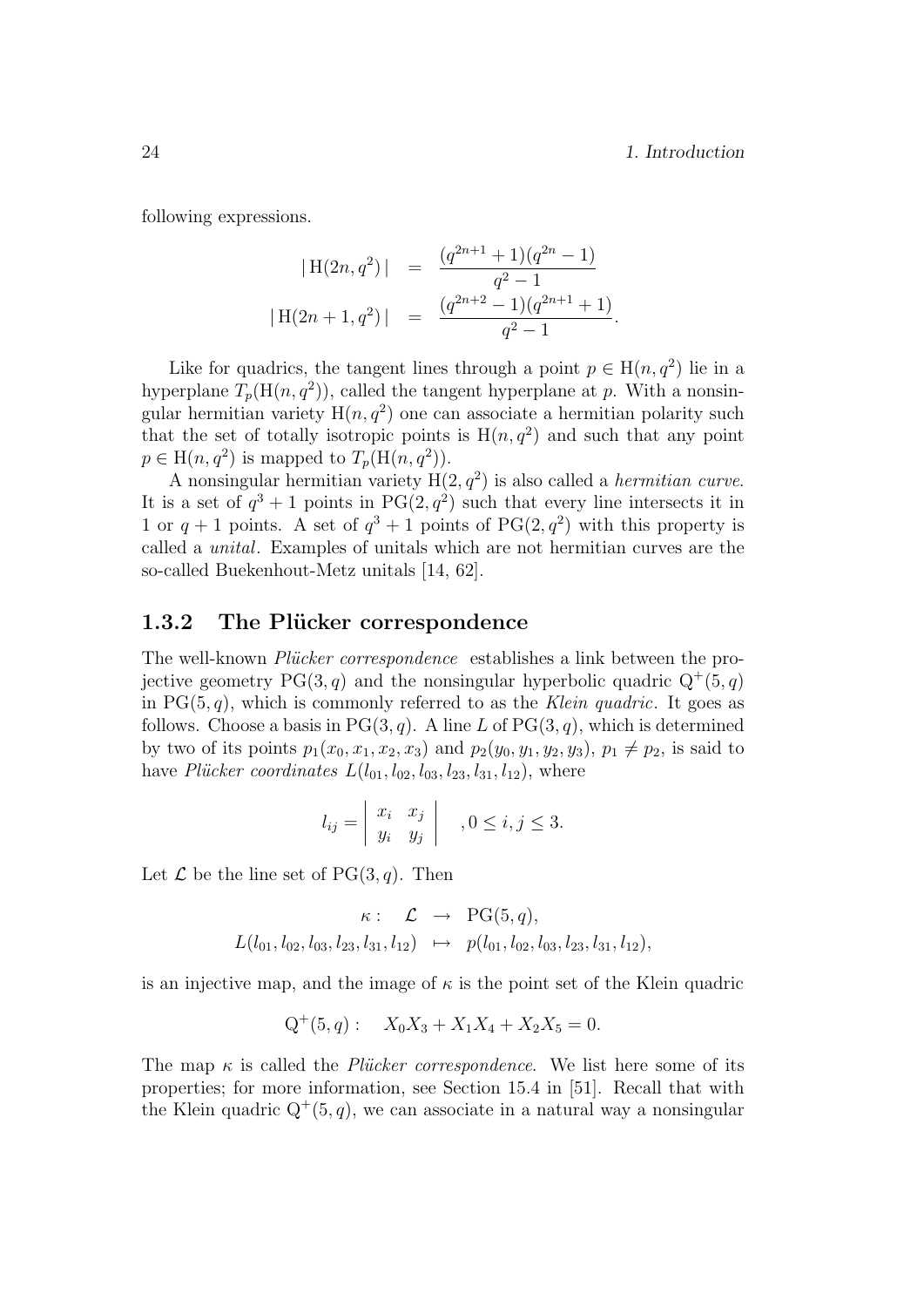following expressions.

$$
\begin{aligned}
|\,\mathrm{H}(2n, q^2)\,| &= \frac{(q^{2n+1}+1)(q^{2n}-1)}{q^2-1} \\
|\,\mathrm{H}(2n+1, q^2)\,| &= \frac{(q^{2n+2}-1)(q^{2n+1}+1)}{q^2-1}.
\end{aligned}
$$

Like for quadrics, the tangent lines through a point $p \in \mathrm{H}(n, q^2)$ lie in a hyperplane $T_p(\mathrm{H}(n, q^2))$, called the tangent hyperplane at $p$. With a nonsingular hermitian variety $\mathrm{H}(n, q^2)$ one can associate a hermitian polarity such that the set of totally isotropic points is $\mathrm{H}(n, q^2)$ and such that any point $p \in \mathrm{H}(n, q^2)$ is mapped to $T_p(\mathrm{H}(n, q^2))$.

A nonsingular hermitian variety $\mathrm{H}(2, q^2)$ is also called a *hermitian curve*. It is a set of $q^3 + 1$ points in $\mathrm{PG}(2, q^2)$ such that every line intersects it in 1 or $q + 1$ points. A set of $q^3 + 1$ points of $\mathrm{PG}(2, q^2)$ with this property is called a *unital*. Examples of unitals which are not hermitian curves are the so-called Buekenhout-Metz unitals [14, 62].

### 1.3.2 The Plücker correspondence

The well-known *Plücker correspondence* establishes a link between the projective geometry $\mathrm{PG}(3, q)$ and the nonsingular hyperbolic quadric $\mathrm{Q}^+(5, q)$ in $\mathrm{PG}(5, q)$, which is commonly referred to as the *Klein quadric*. It goes as follows. Choose a basis in $\mathrm{PG}(3, q)$. A line $L$ of $\mathrm{PG}(3, q)$, which is determined by two of its points $p_1(x_0, x_1, x_2, x_3)$ and $p_2(y_0, y_1, y_2, y_3)$, $p_1 \neq p_2$, is said to have *Plücker coordinates* $L(l_{01}, l_{02}, l_{03}, l_{23}, l_{31}, l_{12})$, where

$$
l_{ij} = \begin{vmatrix} x_i & x_j \\ y_i & y_j \end{vmatrix} \quad , 0 \leq i, j \leq 3.
$$

Let $\mathcal{L}$ be the line set of $\mathrm{PG}(3, q)$. Then

$$
\begin{aligned}
\kappa : \quad \mathcal{L} &\rightarrow \mathrm{PG}(5, q), \\
L(l_{01}, l_{02}, l_{03}, l_{23}, l_{31}, l_{12}) &\mapsto p(l_{01}, l_{02}, l_{03}, l_{23}, l_{31}, l_{12}),
\end{aligned}
$$

is an injective map, and the image of $\kappa$ is the point set of the Klein quadric

$$
\mathrm{Q}^+(5, q) : \quad X_0X_3 + X_1X_4 + X_2X_5 = 0.
$$

The map $\kappa$ is called the *Plücker correspondence*. We list here some of its properties; for more information, see Section 15.4 in [51]. Recall that with the Klein quadric $\mathrm{Q}^+(5, q)$, we can associate in a natural way a nonsingular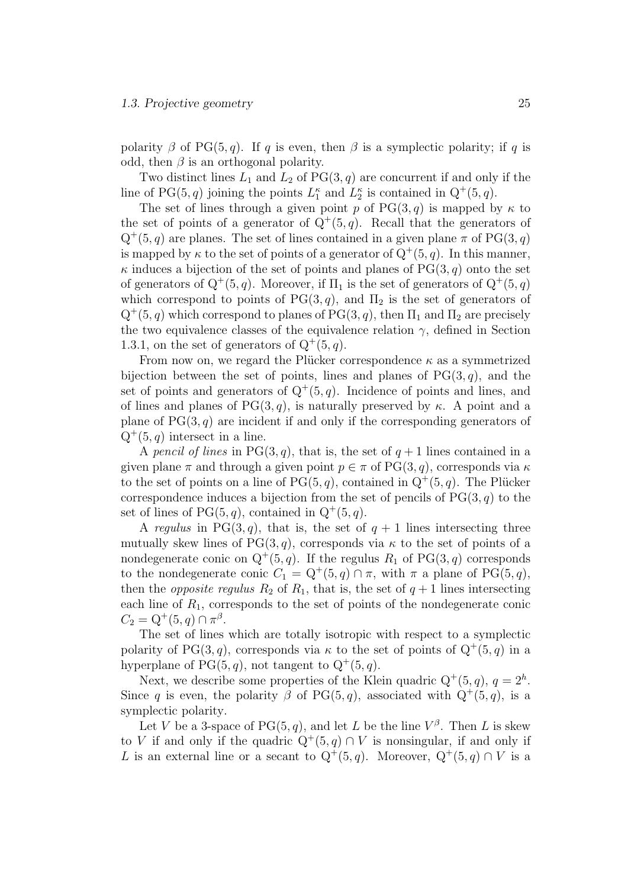polarity $\beta$ of $\mathrm{PG}(5,q)$. If $q$ is even, then $\beta$ is a symplectic polarity; if $q$ is odd, then $\beta$ is an orthogonal polarity.

Two distinct lines $L_1$ and $L_2$ of $\mathrm{PG}(3,q)$ are concurrent if and only if the line of $\mathrm{PG}(5,q)$ joining the points $L_1^\kappa$ and $L_2^\kappa$ is contained in $\mathrm{Q}^+(5,q)$.

The set of lines through a given point $p$ of $\mathrm{PG}(3,q)$ is mapped by $\kappa$ to the set of points of a generator of $\mathrm{Q}^+(5,q)$. Recall that the generators of $\mathrm{Q}^+(5,q)$ are planes. The set of lines contained in a given plane $\pi$ of $\mathrm{PG}(3,q)$ is mapped by $\kappa$ to the set of points of a generator of $\mathrm{Q}^+(5,q)$. In this manner, $\kappa$ induces a bijection of the set of points and planes of $\mathrm{PG}(3,q)$ onto the set of generators of $\mathrm{Q}^+(5,q)$. Moreover, if $\Pi_1$ is the set of generators of $\mathrm{Q}^+(5,q)$ which correspond to points of $\mathrm{PG}(3,q)$, and $\Pi_2$ is the set of generators of $\mathrm{Q}^+(5,q)$ which correspond to planes of $\mathrm{PG}(3,q)$, then $\Pi_1$ and $\Pi_2$ are precisely the two equivalence classes of the equivalence relation $\gamma$, defined in Section 1.3.1, on the set of generators of $\mathrm{Q}^+(5,q)$.

From now on, we regard the Plücker correspondence $\kappa$ as a symmetrized bijection between the set of points, lines and planes of $\mathrm{PG}(3,q)$, and the set of points and generators of $\mathrm{Q}^+(5,q)$. Incidence of points and lines, and of lines and planes of $\mathrm{PG}(3,q)$, is naturally preserved by $\kappa$. A point and a plane of $\mathrm{PG}(3,q)$ are incident if and only if the corresponding generators of $\mathrm{Q}^+(5,q)$ intersect in a line.

A *pencil of lines* in $\mathrm{PG}(3,q)$, that is, the set of $q+1$ lines contained in a given plane $\pi$ and through a given point $p \in \pi$ of $\mathrm{PG}(3,q)$, corresponds via $\kappa$ to the set of points on a line of $\mathrm{PG}(5,q)$, contained in $\mathrm{Q}^+(5,q)$. The Plücker correspondence induces a bijection from the set of pencils of $\mathrm{PG}(3,q)$ to the set of lines of $\mathrm{PG}(5,q)$, contained in $\mathrm{Q}^+(5,q)$.

A *regulus* in $\mathrm{PG}(3,q)$, that is, the set of $q+1$ lines intersecting three mutually skew lines of $\mathrm{PG}(3,q)$, corresponds via $\kappa$ to the set of points of a nondegenerate conic on $\mathrm{Q}^+(5,q)$. If the regulus $R_1$ of $\mathrm{PG}(3,q)$ corresponds to the nondegenerate conic $C_1 = \mathrm{Q}^+(5,q) \cap \pi$, with $\pi$ a plane of $\mathrm{PG}(5,q)$, then the *opposite regulus* $R_2$ of $R_1$, that is, the set of $q+1$ lines intersecting each line of $R_1$, corresponds to the set of points of the nondegenerate conic $C_2 = \mathrm{Q}^+(5,q) \cap \pi^\beta$.

The set of lines which are totally isotropic with respect to a symplectic polarity of $\mathrm{PG}(3,q)$, corresponds via $\kappa$ to the set of points of $\mathrm{Q}^+(5,q)$ in a hyperplane of $\mathrm{PG}(5,q)$, not tangent to $\mathrm{Q}^+(5,q)$.

Next, we describe some properties of the Klein quadric $\mathrm{Q}^+(5,q)$, $q = 2^h$. Since $q$ is even, the polarity $\beta$ of $\mathrm{PG}(5,q)$, associated with $\mathrm{Q}^+(5,q)$, is a symplectic polarity.

Let $V$ be a 3-space of $\mathrm{PG}(5,q)$, and let $L$ be the line $V^\beta$. Then $L$ is skew to $V$ if and only if the quadric $\mathrm{Q}^+(5,q) \cap V$ is nonsingular, if and only if $L$ is an external line or a secant to $\mathrm{Q}^+(5,q)$. Moreover, $\mathrm{Q}^+(5,q) \cap V$ is a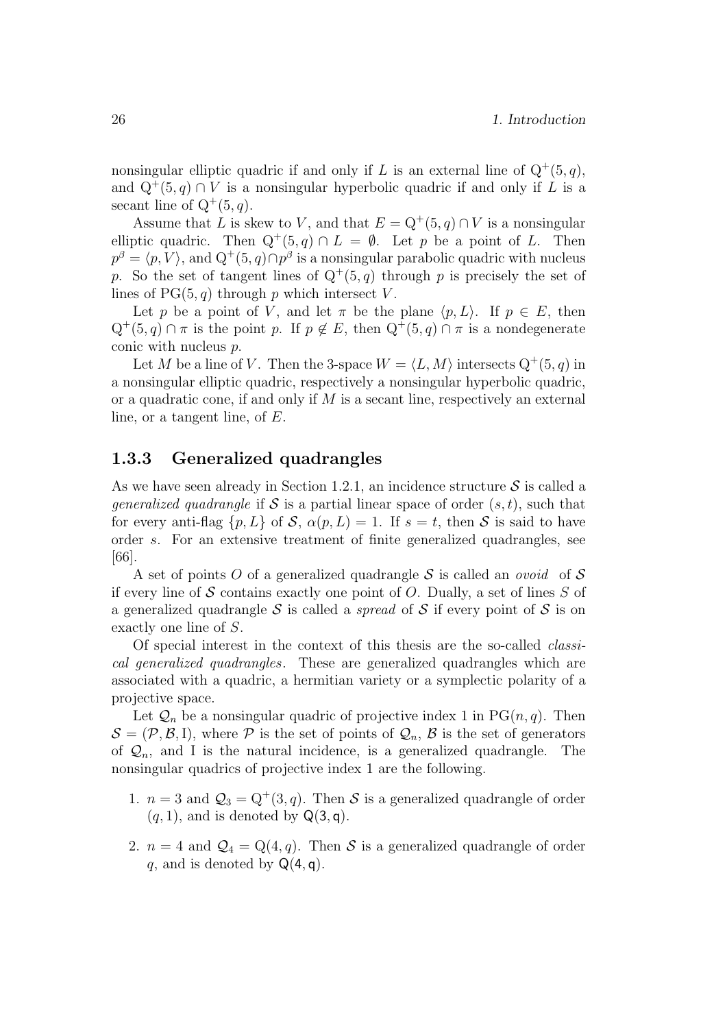nonsingular elliptic quadric if and only if $L$ is an external line of $\mathrm{Q}^+(5,q)$, and $\mathrm{Q}^+(5,q) \cap V$ is a nonsingular hyperbolic quadric if and only if $L$ is a secant line of $\mathrm{Q}^+(5,q)$.

Assume that $L$ is skew to $V$, and that $E = \mathrm{Q}^+(5,q) \cap V$ is a nonsingular elliptic quadric. Then $\mathrm{Q}^+(5,q) \cap L = \emptyset$. Let $p$ be a point of $L$. Then $p^\beta = \langle p, V\rangle$, and $\mathrm{Q}^+(5,q) \cap p^\beta$ is a nonsingular parabolic quadric with nucleus $p$. So the set of tangent lines of $\mathrm{Q}^+(5,q)$ through $p$ is precisely the set of lines of $\mathrm{PG}(5,q)$ through $p$ which intersect $V$.

Let $p$ be a point of $V$, and let $\pi$ be the plane $\langle p, L\rangle$. If $p \in E$, then $\mathrm{Q}^+(5,q) \cap \pi$ is the point $p$. If $p \notin E$, then $\mathrm{Q}^+(5,q) \cap \pi$ is a nondegenerate conic with nucleus $p$.

Let $M$ be a line of $V$. Then the 3-space $W = \langle L, M\rangle$ intersects $\mathrm{Q}^+(5,q)$ in a nonsingular elliptic quadric, respectively a nonsingular hyperbolic quadric, or a quadratic cone, if and only if $M$ is a secant line, respectively an external line, or a tangent line, of $E$.

### 1.3.3 Generalized quadrangles

As we have seen already in Section 1.2.1, an incidence structure $\mathcal{S}$ is called a *generalized quadrangle* if $\mathcal{S}$ is a partial linear space of order $(s,t)$, such that for every anti-flag $\{p, L\}$ of $\mathcal{S}$, $\alpha(p, L) = 1$. If $s = t$, then $\mathcal{S}$ is said to have order $s$. For an extensive treatment of finite generalized quadrangles, see [66].

A set of points $O$ of a generalized quadrangle $\mathcal{S}$ is called an *ovoid* of $\mathcal{S}$ if every line of $\mathcal{S}$ contains exactly one point of $O$. Dually, a set of lines $S$ of a generalized quadrangle $\mathcal{S}$ is called a *spread* of $\mathcal{S}$ if every point of $\mathcal{S}$ is on exactly one line of $S$.

Of special interest in the context of this thesis are the so-called *classical generalized quadrangles*. These are generalized quadrangles which are associated with a quadric, a hermitian variety or a symplectic polarity of a projective space.

Let $\mathcal{Q}_n$ be a nonsingular quadric of projective index 1 in $\mathrm{PG}(n,q)$. Then $\mathcal{S} = (\mathcal{P}, \mathcal{B}, \mathrm{I})$, where $\mathcal{P}$ is the set of points of $\mathcal{Q}_n$, $\mathcal{B}$ is the set of generators of $\mathcal{Q}_n$, and $\mathrm{I}$ is the natural incidence, is a generalized quadrangle. The nonsingular quadrics of projective index 1 are the following.

1. $n = 3$ and $\mathcal{Q}_3 = \mathrm{Q}^+(3,q)$. Then $\mathcal{S}$ is a generalized quadrangle of order $(q, 1)$, and is denoted by $\mathsf{Q}(3,q)$.
2. $n = 4$ and $\mathcal{Q}_4 = \mathrm{Q}(4,q)$. Then $\mathcal{S}$ is a generalized quadrangle of order $q$, and is denoted by $\mathsf{Q}(4,q)$.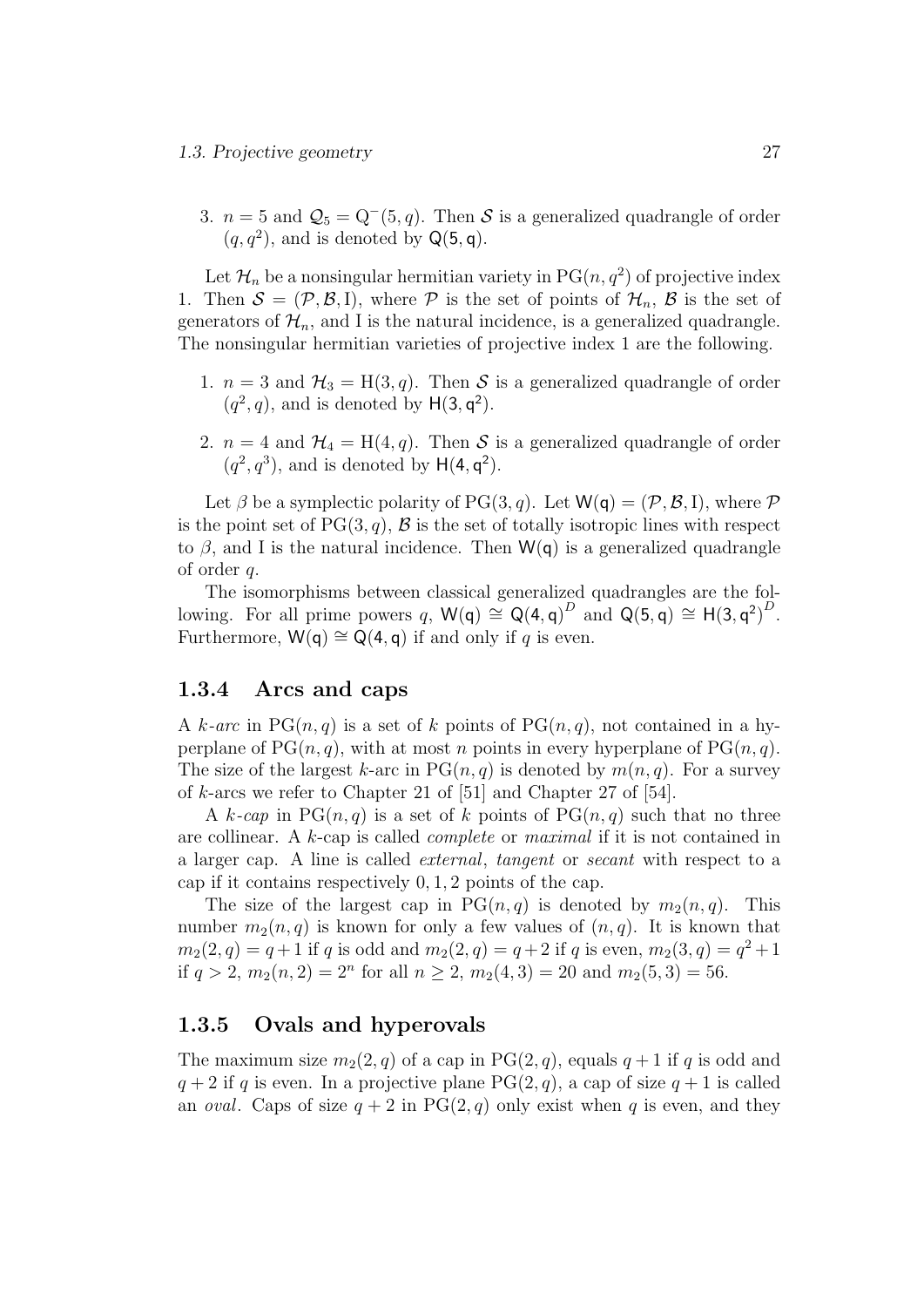3. $n = 5$ and $\mathcal{Q}_5 = \mathrm{Q}^-(5, q)$. Then $\mathcal{S}$ is a generalized quadrangle of order $(q, q^2)$, and is denoted by $\mathsf{Q}(5,\mathsf{q})$.

Let $\mathcal{H}_n$ be a nonsingular hermitian variety in $\mathrm{PG}(n, q^2)$ of projective index 1. Then $\mathcal{S} = (\mathcal{P}, \mathcal{B}, \mathrm{I})$, where $\mathcal{P}$ is the set of points of $\mathcal{H}_n$, $\mathcal{B}$ is the set of generators of $\mathcal{H}_n$, and I is the natural incidence, is a generalized quadrangle. The nonsingular hermitian varieties of projective index 1 are the following.

1. $n = 3$ and $\mathcal{H}_3 = \mathrm{H}(3, q)$. Then $\mathcal{S}$ is a generalized quadrangle of order $(q^2, q)$, and is denoted by $\mathsf{H}(3,\mathsf{q}^2)$.

2. $n = 4$ and $\mathcal{H}_4 = \mathrm{H}(4, q)$. Then $\mathcal{S}$ is a generalized quadrangle of order $(q^2, q^3)$, and is denoted by $\mathsf{H}(4,\mathsf{q}^2)$.

Let $\beta$ be a symplectic polarity of $\mathrm{PG}(3, q)$. Let $\mathsf{W}(\mathsf{q}) = (\mathcal{P}, \mathcal{B}, \mathrm{I})$, where $\mathcal{P}$ is the point set of $\mathrm{PG}(3, q)$, $\mathcal{B}$ is the set of totally isotropic lines with respect to $\beta$, and I is the natural incidence. Then $\mathsf{W}(\mathsf{q})$ is a generalized quadrangle of order $q$.

The isomorphisms between classical generalized quadrangles are the following. For all prime powers $q$, $\mathsf{W}(\mathsf{q}) \cong \mathsf{Q}(4,\mathsf{q})^D$ and $\mathsf{Q}(5,\mathsf{q}) \cong \mathsf{H}(3,\mathsf{q}^2)^D$. Furthermore, $\mathsf{W}(\mathsf{q}) \cong \mathsf{Q}(4,\mathsf{q})$ if and only if $q$ is even.

### 1.3.4 Arcs and caps

A *k-arc* in $\mathrm{PG}(n, q)$ is a set of $k$ points of $\mathrm{PG}(n, q)$, not contained in a hyperplane of $\mathrm{PG}(n, q)$, with at most $n$ points in every hyperplane of $\mathrm{PG}(n, q)$. The size of the largest $k$-arc in $\mathrm{PG}(n, q)$ is denoted by $m(n, q)$. For a survey of $k$-arcs we refer to Chapter 21 of [51] and Chapter 27 of [54].

A *k-cap* in $\mathrm{PG}(n, q)$ is a set of $k$ points of $\mathrm{PG}(n, q)$ such that no three are collinear. A $k$-cap is called *complete* or *maximal* if it is not contained in a larger cap. A line is called *external*, *tangent* or *secant* with respect to a cap if it contains respectively $0, 1, 2$ points of the cap.

The size of the largest cap in $\mathrm{PG}(n, q)$ is denoted by $m_2(n, q)$. This number $m_2(n, q)$ is known for only a few values of $(n, q)$. It is known that $m_2(2, q) = q+1$ if $q$ is odd and $m_2(2, q) = q+2$ if $q$ is even, $m_2(3, q) = q^2+1$ if $q > 2$, $m_2(n, 2) = 2^n$ for all $n \geq 2$, $m_2(4, 3) = 20$ and $m_2(5, 3) = 56$.

### 1.3.5 Ovals and hyperovals

The maximum size $m_2(2, q)$ of a cap in $\mathrm{PG}(2, q)$, equals $q+1$ if $q$ is odd and $q+2$ if $q$ is even. In a projective plane $\mathrm{PG}(2, q)$, a cap of size $q+1$ is called an *oval*. Caps of size $q+2$ in $\mathrm{PG}(2, q)$ only exist when $q$ is even, and they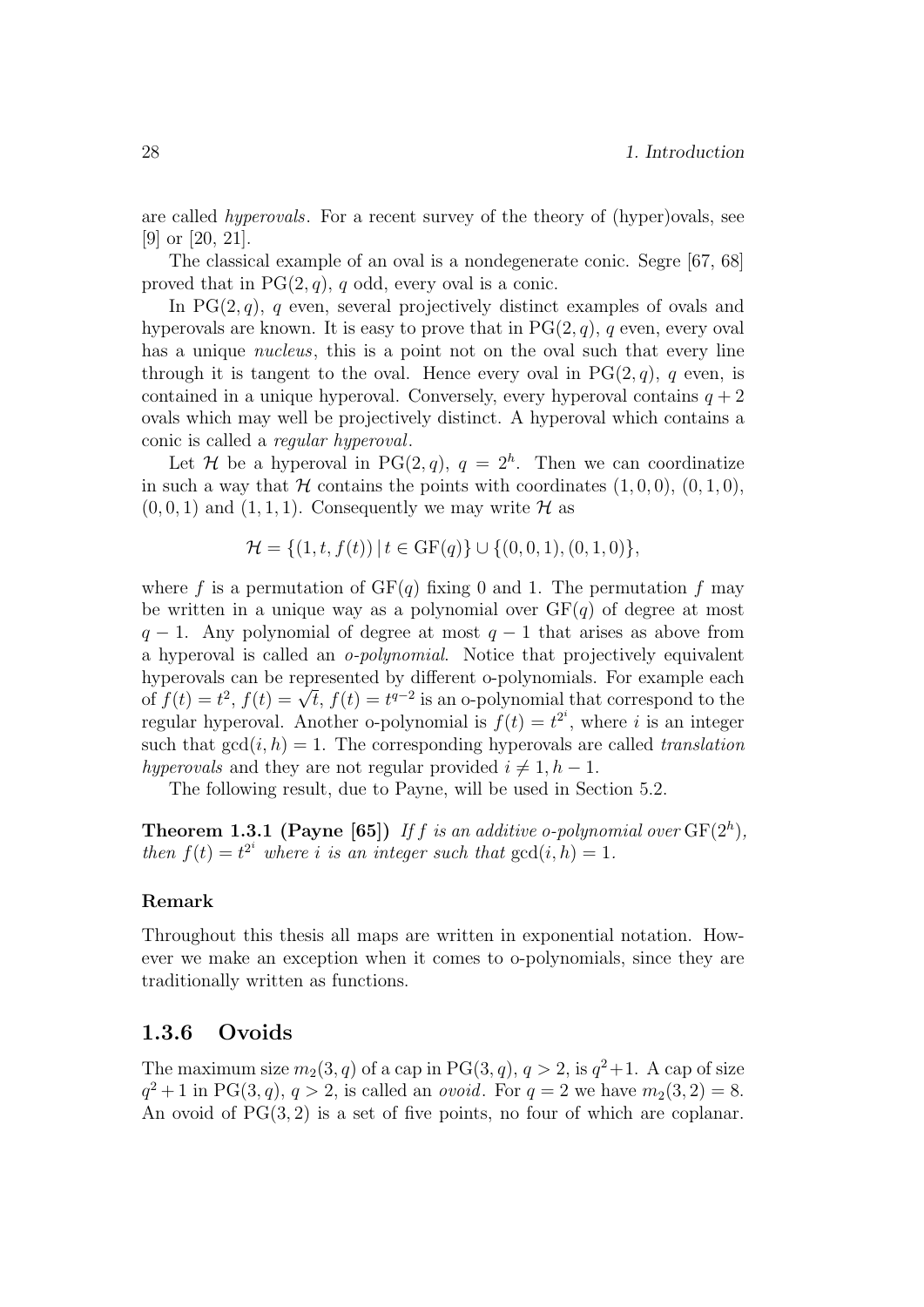are called *hyperovals*. For a recent survey of the theory of (hyper)ovals, see [9] or [20, 21].

The classical example of an oval is a nondegenerate conic. Segre [67, 68] proved that in $\mathrm{PG}(2, q)$, $q$ odd, every oval is a conic.

In $\mathrm{PG}(2, q)$, $q$ even, several projectively distinct examples of ovals and hyperovals are known. It is easy to prove that in $\mathrm{PG}(2, q)$, $q$ even, every oval has a unique *nucleus*, this is a point not on the oval such that every line through it is tangent to the oval. Hence every oval in $\mathrm{PG}(2, q)$, $q$ even, is contained in a unique hyperoval. Conversely, every hyperoval contains $q + 2$ ovals which may well be projectively distinct. A hyperoval which contains a conic is called a *regular hyperoval*.

Let $\mathcal{H}$ be a hyperoval in $\mathrm{PG}(2, q)$, $q = 2^h$. Then we can coordinatize in such a way that $\mathcal{H}$ contains the points with coordinates $(1, 0, 0)$, $(0, 1, 0)$, $(0, 0, 1)$ and $(1, 1, 1)$. Consequently we may write $\mathcal{H}$ as

$$\mathcal{H} = \{(1, t, f(t)) \,|\, t \in \mathrm{GF}(q)\} \cup \{(0, 0, 1), (0, 1, 0)\},$$

where $f$ is a permutation of $\mathrm{GF}(q)$ fixing 0 and 1. The permutation $f$ may be written in a unique way as a polynomial over $\mathrm{GF}(q)$ of degree at most $q - 1$. Any polynomial of degree at most $q - 1$ that arises as above from a hyperoval is called an *o-polynomial*. Notice that projectively equivalent hyperovals can be represented by different o-polynomials. For example each of $f(t) = t^2$, $f(t) = \sqrt{t}$, $f(t) = t^{q-2}$ is an o-polynomial that correspond to the regular hyperoval. Another o-polynomial is $f(t) = t^{2^i}$, where $i$ is an integer such that $\gcd(i, h) = 1$. The corresponding hyperovals are called *translation hyperovals* and they are not regular provided $i \neq 1, h - 1$.

The following result, due to Payne, will be used in Section 5.2.

**Theorem 1.3.1 (Payne [65])** *If $f$ is an additive o-polynomial over $\mathrm{GF}(2^h)$, then $f(t) = t^{2^i}$ where $i$ is an integer such that $\gcd(i, h) = 1$.*

**Remark**

Throughout this thesis all maps are written in exponential notation. However we make an exception when it comes to o-polynomials, since they are traditionally written as functions.

### 1.3.6 Ovoids

The maximum size $m_2(3, q)$ of a cap in $\mathrm{PG}(3, q)$, $q > 2$, is $q^2 + 1$. A cap of size $q^2 + 1$ in $\mathrm{PG}(3, q)$, $q > 2$, is called an *ovoid*. For $q = 2$ we have $m_2(3, 2) = 8$. An ovoid of $\mathrm{PG}(3, 2)$ is a set of five points, no four of which are coplanar.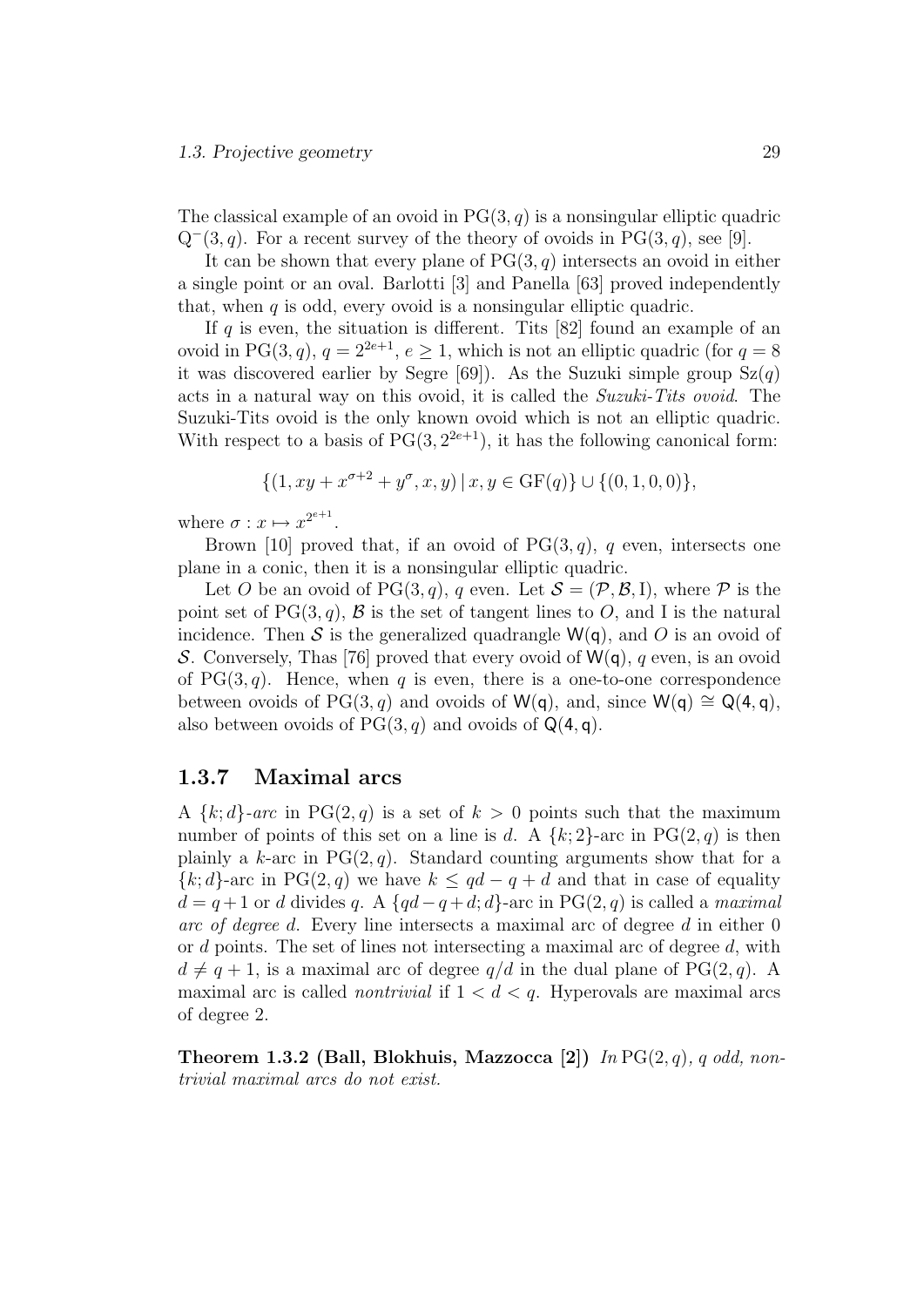The classical example of an ovoid in $\mathrm{PG}(3, q)$ is a nonsingular elliptic quadric $\mathrm{Q}^-(3, q)$. For a recent survey of the theory of ovoids in $\mathrm{PG}(3, q)$, see [9].

It can be shown that every plane of $\mathrm{PG}(3, q)$ intersects an ovoid in either a single point or an oval. Barlotti [3] and Panella [63] proved independently that, when $q$ is odd, every ovoid is a nonsingular elliptic quadric.

If $q$ is even, the situation is different. Tits [82] found an example of an ovoid in $\mathrm{PG}(3, q)$, $q = 2^{2e+1}$, $e \geq 1$, which is not an elliptic quadric (for $q = 8$ it was discovered earlier by Segre [69]). As the Suzuki simple group $\mathrm{Sz}(q)$ acts in a natural way on this ovoid, it is called the *Suzuki-Tits ovoid*. The Suzuki-Tits ovoid is the only known ovoid which is not an elliptic quadric. With respect to a basis of $\mathrm{PG}(3, 2^{2e+1})$, it has the following canonical form:

$$\{(1, xy + x^{\sigma+2} + y^{\sigma}, x, y) \,|\, x, y \in \mathrm{GF}(q)\} \cup \{(0, 1, 0, 0)\},$$

where $\sigma : x \mapsto x^{2^{e+1}}$.

Brown [10] proved that, if an ovoid of $\mathrm{PG}(3, q)$, $q$ even, intersects one plane in a conic, then it is a nonsingular elliptic quadric.

Let $O$ be an ovoid of $\mathrm{PG}(3, q)$, $q$ even. Let $\mathcal{S} = (\mathcal{P}, \mathcal{B}, \mathrm{I})$, where $\mathcal{P}$ is the point set of $\mathrm{PG}(3, q)$, $\mathcal{B}$ is the set of tangent lines to $O$, and I is the natural incidence. Then $\mathcal{S}$ is the generalized quadrangle $\mathsf{W}(\mathsf{q})$, and $O$ is an ovoid of $\mathcal{S}$. Conversely, Thas [76] proved that every ovoid of $\mathsf{W}(\mathsf{q})$, $q$ even, is an ovoid of $\mathrm{PG}(3, q)$. Hence, when $q$ is even, there is a one-to-one correspondence between ovoids of $\mathrm{PG}(3, q)$ and ovoids of $\mathsf{W}(\mathsf{q})$, and, since $\mathsf{W}(\mathsf{q}) \cong \mathsf{Q}(4, \mathsf{q})$, also between ovoids of $\mathrm{PG}(3, q)$ and ovoids of $\mathsf{Q}(4, \mathsf{q})$.

### 1.3.7 Maximal arcs

A $\{k; d\}$-*arc* in $\mathrm{PG}(2, q)$ is a set of $k > 0$ points such that the maximum number of points of this set on a line is $d$. A $\{k; 2\}$-arc in $\mathrm{PG}(2, q)$ is then plainly a $k$-arc in $\mathrm{PG}(2, q)$. Standard counting arguments show that for a $\{k; d\}$-arc in $\mathrm{PG}(2, q)$ we have $k \leq qd - q + d$ and that in case of equality $d = q + 1$ or $d$ divides $q$. A $\{qd - q + d; d\}$-arc in $\mathrm{PG}(2, q)$ is called a *maximal arc of degree d*. Every line intersects a maximal arc of degree $d$ in either 0 or $d$ points. The set of lines not intersecting a maximal arc of degree $d$, with $d \neq q + 1$, is a maximal arc of degree $q/d$ in the dual plane of $\mathrm{PG}(2, q)$. A maximal arc is called *nontrivial* if $1 < d < q$. Hyperovals are maximal arcs of degree 2.

**Theorem 1.3.2 (Ball, Blokhuis, Mazzocca [2])** *In $\mathrm{PG}(2, q)$, $q$ odd, nontrivial maximal arcs do not exist.*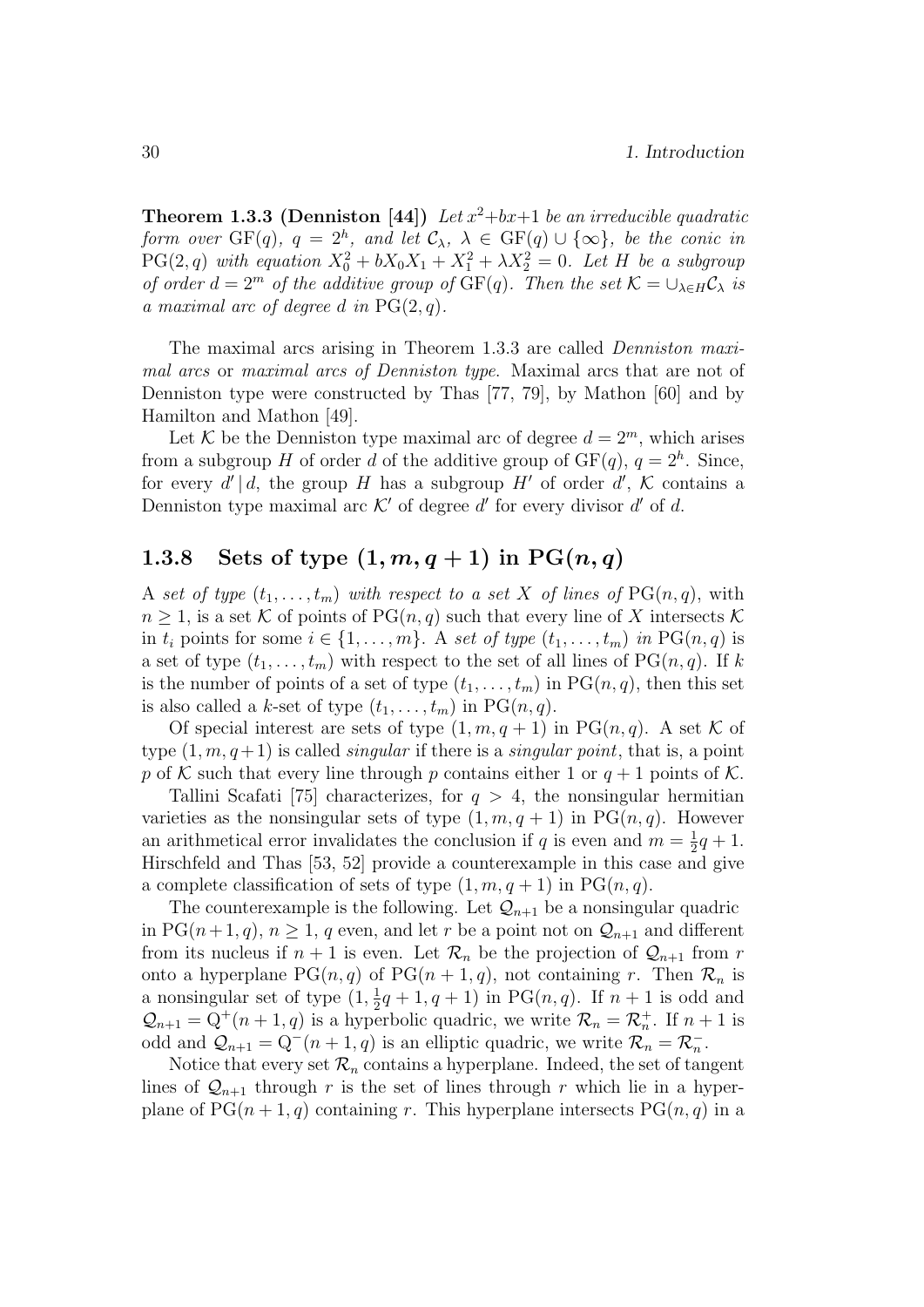**Theorem 1.3.3 (Denniston [44])** *Let $x^2+bx+1$ be an irreducible quadratic form over $\mathrm{GF}(q)$, $q=2^h$, and let $\mathcal{C}_\lambda$, $\lambda \in \mathrm{GF}(q)\cup\{\infty\}$, be the conic in $\mathrm{PG}(2,q)$ with equation $X_0^2+bX_0X_1+X_1^2+\lambda X_2^2=0$. Let $H$ be a subgroup of order $d=2^m$ of the additive group of $\mathrm{GF}(q)$. Then the set $\mathcal{K}=\cup_{\lambda\in H}\mathcal{C}_\lambda$ is a maximal arc of degree $d$ in $\mathrm{PG}(2,q)$.*

The maximal arcs arising in Theorem 1.3.3 are called *Denniston maximal arcs* or *maximal arcs of Denniston type*. Maximal arcs that are not of Denniston type were constructed by Thas [77, 79], by Mathon [60] and by Hamilton and Mathon [49].

Let $\mathcal{K}$ be the Denniston type maximal arc of degree $d=2^m$, which arises from a subgroup $H$ of order $d$ of the additive group of $\mathrm{GF}(q)$, $q=2^h$. Since, for every $d' \mid d$, the group $H$ has a subgroup $H'$ of order $d'$, $\mathcal{K}$ contains a Denniston type maximal arc $\mathcal{K}'$ of degree $d'$ for every divisor $d'$ of $d$.

### 1.3.8 Sets of type $(1, m, q+1)$ in $\mathrm{PG}(n, q)$

A *set of type $(t_1,\ldots,t_m)$ with respect to a set $X$ of lines of* $\mathrm{PG}(n,q)$, with $n\geq 1$, is a set $\mathcal{K}$ of points of $\mathrm{PG}(n,q)$ such that every line of $X$ intersects $\mathcal{K}$ in $t_i$ points for some $i\in\{1,\ldots,m\}$. A *set of type $(t_1,\ldots,t_m)$ in* $\mathrm{PG}(n,q)$ is a set of type $(t_1,\ldots,t_m)$ with respect to the set of all lines of $\mathrm{PG}(n,q)$. If $k$ is the number of points of a set of type $(t_1,\ldots,t_m)$ in $\mathrm{PG}(n,q)$, then this set is also called a $k$-set of type $(t_1,\ldots,t_m)$ in $\mathrm{PG}(n,q)$.

Of special interest are sets of type $(1,m,q+1)$ in $\mathrm{PG}(n,q)$. A set $\mathcal{K}$ of type $(1,m,q+1)$ is called *singular* if there is a *singular point*, that is, a point $p$ of $\mathcal{K}$ such that every line through $p$ contains either 1 or $q+1$ points of $\mathcal{K}$.

Tallini Scafati [75] characterizes, for $q>4$, the nonsingular hermitian varieties as the nonsingular sets of type $(1,m,q+1)$ in $\mathrm{PG}(n,q)$. However an arithmetical error invalidates the conclusion if $q$ is even and $m=\frac{1}{2}q+1$. Hirschfeld and Thas [53, 52] provide a counterexample in this case and give a complete classification of sets of type $(1,m,q+1)$ in $\mathrm{PG}(n,q)$.

The counterexample is the following. Let $\mathcal{Q}_{n+1}$ be a nonsingular quadric in $\mathrm{PG}(n+1,q)$, $n\geq 1$, $q$ even, and let $r$ be a point not on $\mathcal{Q}_{n+1}$ and different from its nucleus if $n+1$ is even. Let $\mathcal{R}_n$ be the projection of $\mathcal{Q}_{n+1}$ from $r$ onto a hyperplane $\mathrm{PG}(n,q)$ of $\mathrm{PG}(n+1,q)$, not containing $r$. Then $\mathcal{R}_n$ is a nonsingular set of type $(1,\frac{1}{2}q+1,q+1)$ in $\mathrm{PG}(n,q)$. If $n+1$ is odd and $\mathcal{Q}_{n+1}=\mathrm{Q}^+(n+1,q)$ is a hyperbolic quadric, we write $\mathcal{R}_n=\mathcal{R}_n^+$. If $n+1$ is odd and $\mathcal{Q}_{n+1}=\mathrm{Q}^-(n+1,q)$ is an elliptic quadric, we write $\mathcal{R}_n=\mathcal{R}_n^-$.

Notice that every set $\mathcal{R}_n$ contains a hyperplane. Indeed, the set of tangent lines of $\mathcal{Q}_{n+1}$ through $r$ is the set of lines through $r$ which lie in a hyperplane of $\mathrm{PG}(n+1,q)$ containing $r$. This hyperplane intersects $\mathrm{PG}(n,q)$ in a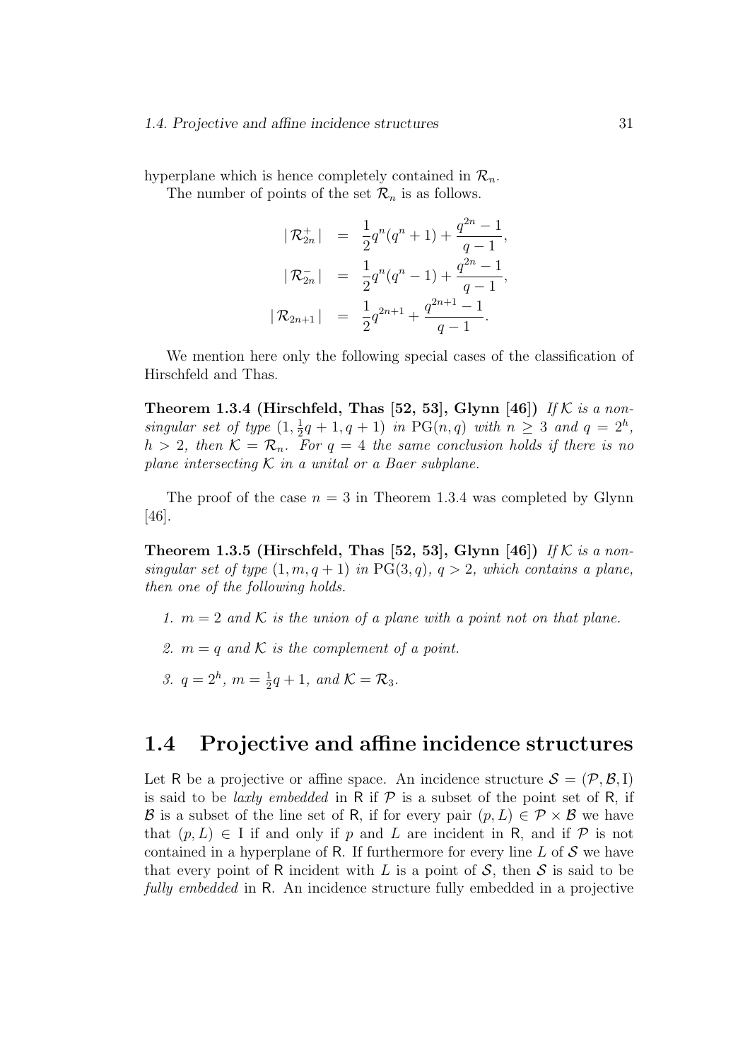hyperplane which is hence completely contained in $\mathcal{R}_n$.

The number of points of the set $\mathcal{R}_n$ is as follows.

$$
\begin{aligned}
|\,\mathcal{R}_{2n}^{+}\,| &= \frac{1}{2}q^n(q^n+1) + \frac{q^{2n}-1}{q-1}, \\
|\,\mathcal{R}_{2n}^{-}\,| &= \frac{1}{2}q^n(q^n-1) + \frac{q^{2n}-1}{q-1}, \\
|\,\mathcal{R}_{2n+1}\,| &= \frac{1}{2}q^{2n+1} + \frac{q^{2n+1}-1}{q-1}.
\end{aligned}
$$

We mention here only the following special cases of the classification of Hirschfeld and Thas.

**Theorem 1.3.4 (Hirschfeld, Thas [52, 53], Glynn [46])** *If $\mathcal{K}$ is a non-singular set of type $(1, \frac{1}{2}q+1, q+1)$ in $\mathrm{PG}(n,q)$ with $n \geq 3$ and $q = 2^h$, $h > 2$, then $\mathcal{K} = \mathcal{R}_n$. For $q = 4$ the same conclusion holds if there is no plane intersecting $\mathcal{K}$ in a unital or a Baer subplane.*

The proof of the case $n = 3$ in Theorem 1.3.4 was completed by Glynn [46].

**Theorem 1.3.5 (Hirschfeld, Thas [52, 53], Glynn [46])** *If $\mathcal{K}$ is a non-singular set of type $(1, m, q+1)$ in $\mathrm{PG}(3,q)$, $q > 2$, which contains a plane, then one of the following holds.*

1. *$m = 2$ and $\mathcal{K}$ is the union of a plane with a point not on that plane.*
2. *$m = q$ and $\mathcal{K}$ is the complement of a point.*
3. *$q = 2^h$, $m = \frac{1}{2}q + 1$, and $\mathcal{K} = \mathcal{R}_3$.*

## 1.4 Projective and affine incidence structures

Let $\mathsf{R}$ be a projective or affine space. An incidence structure $\mathcal{S} = (\mathcal{P}, \mathcal{B}, \mathrm{I})$ is said to be *laxly embedded* in $\mathsf{R}$ if $\mathcal{P}$ is a subset of the point set of $\mathsf{R}$, if $\mathcal{B}$ is a subset of the line set of $\mathsf{R}$, if for every pair $(p, L) \in \mathcal{P} \times \mathcal{B}$ we have that $(p, L) \in \mathrm{I}$ if and only if $p$ and $L$ are incident in $\mathsf{R}$, and if $\mathcal{P}$ is not contained in a hyperplane of $\mathsf{R}$. If furthermore for every line $L$ of $\mathcal{S}$ we have that every point of $\mathsf{R}$ incident with $L$ is a point of $\mathcal{S}$, then $\mathcal{S}$ is said to be *fully embedded* in $\mathsf{R}$. An incidence structure fully embedded in a projective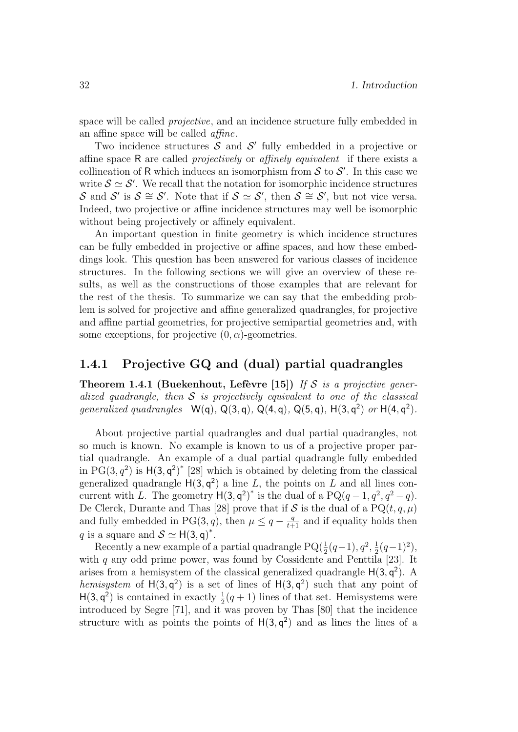space will be called *projective*, and an incidence structure fully embedded in an affine space will be called *affine*.

Two incidence structures $\mathcal{S}$ and $\mathcal{S}'$ fully embedded in a projective or affine space $\mathsf{R}$ are called *projectively* or *affinely equivalent* if there exists a collineation of $\mathsf{R}$ which induces an isomorphism from $\mathcal{S}$ to $\mathcal{S}'$. In this case we write $\mathcal{S} \simeq \mathcal{S}'$. We recall that the notation for isomorphic incidence structures $\mathcal{S}$ and $\mathcal{S}'$ is $\mathcal{S} \cong \mathcal{S}'$. Note that if $\mathcal{S} \simeq \mathcal{S}'$, then $\mathcal{S} \cong \mathcal{S}'$, but not vice versa. Indeed, two projective or affine incidence structures may well be isomorphic without being projectively or affinely equivalent.

An important question in finite geometry is which incidence structures can be fully embedded in projective or affine spaces, and how these embeddings look. This question has been answered for various classes of incidence structures. In the following sections we will give an overview of these results, as well as the constructions of those examples that are relevant for the rest of the thesis. To summarize we can say that the embedding problem is solved for projective and affine generalized quadrangles, for projective and affine partial geometries, for projective semipartial geometries and, with some exceptions, for projective $(0, \alpha)$-geometries.

### 1.4.1 Projective GQ and (dual) partial quadrangles

**Theorem 1.4.1 (Buekenhout, Lefèvre [15])** *If $\mathcal{S}$ is a projective generalized quadrangle, then $\mathcal{S}$ is projectively equivalent to one of the classical generalized quadrangles* $\mathsf{W}(\mathsf{q})$*,* $\mathsf{Q}(3,\mathsf{q})$*,* $\mathsf{Q}(4,\mathsf{q})$*,* $\mathsf{Q}(5,\mathsf{q})$*,* $\mathsf{H}(3,\mathsf{q}^2)$ *or* $\mathsf{H}(4,\mathsf{q}^2)$*.*

About projective partial quadrangles and dual partial quadrangles, not so much is known. No example is known to us of a projective proper partial quadrangle. An example of a dual partial quadrangle fully embedded in $\mathrm{PG}(3, q^2)$ is $\mathsf{H}(3,\mathsf{q}^2)^*$ [28] which is obtained by deleting from the classical generalized quadrangle $\mathsf{H}(3,\mathsf{q}^2)$ a line $L$, the points on $L$ and all lines concurrent with $L$. The geometry $\mathsf{H}(3,\mathsf{q}^2)^*$ is the dual of a $\mathrm{PQ}(q-1, q^2, q^2-q)$. De Clerck, Durante and Thas [28] prove that if $\mathcal{S}$ is the dual of a $\mathrm{PQ}(t, q, \mu)$ and fully embedded in $\mathrm{PG}(3, q)$, then $\mu \leq q - \frac{q}{t+1}$ and if equality holds then $q$ is a square and $\mathcal{S} \simeq \mathsf{H}(3,\mathsf{q})^*$.

Recently a new example of a partial quadrangle $\mathrm{PQ}(\frac{1}{2}(q-1), q^2, \frac{1}{2}(q-1)^2)$, with $q$ any odd prime power, was found by Cossidente and Penttila [23]. It arises from a hemisystem of the classical generalized quadrangle $\mathsf{H}(3,\mathsf{q}^2)$. A *hemisystem* of $\mathsf{H}(3,\mathsf{q}^2)$ is a set of lines of $\mathsf{H}(3,\mathsf{q}^2)$ such that any point of $\mathsf{H}(3,\mathsf{q}^2)$ is contained in exactly $\frac{1}{2}(q+1)$ lines of that set. Hemisystems were introduced by Segre [71], and it was proven by Thas [80] that the incidence structure with as points the points of $\mathsf{H}(3,\mathsf{q}^2)$ and as lines the lines of a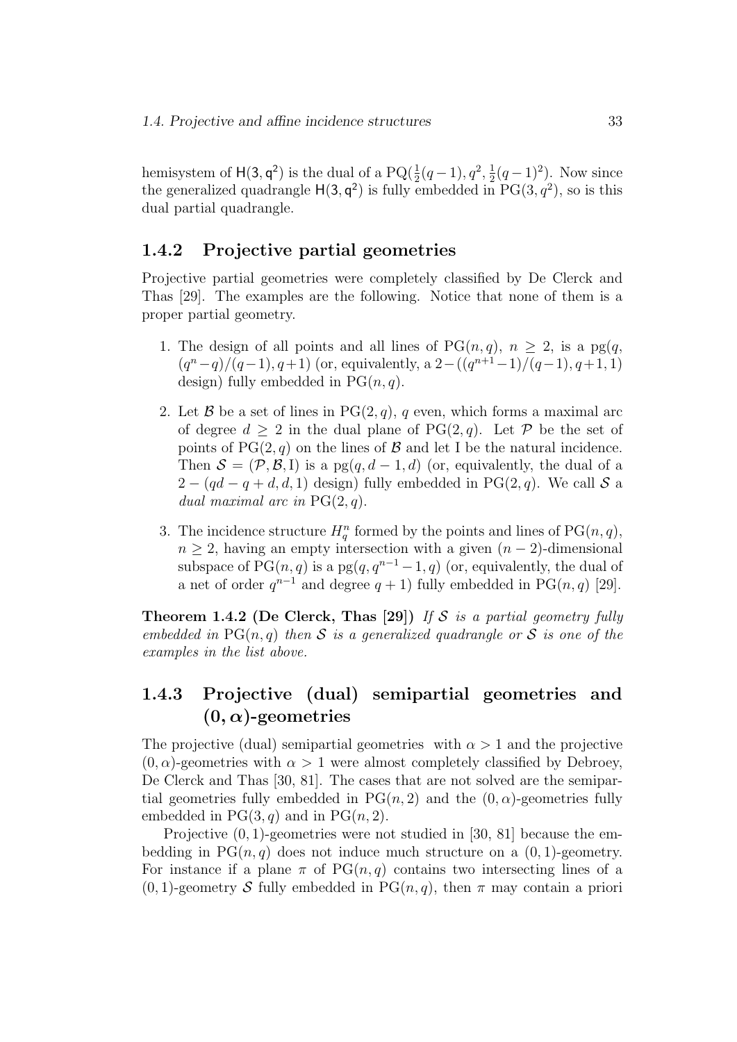hemisystem of $\mathsf{H}(3, \mathsf{q}^2)$ is the dual of a $\mathrm{PQ}(\frac{1}{2}(q-1), q^2, \frac{1}{2}(q-1)^2)$. Now since the generalized quadrangle $\mathsf{H}(3, \mathsf{q}^2)$ is fully embedded in $\mathrm{PG}(3, q^2)$, so is this dual partial quadrangle.

### 1.4.2 Projective partial geometries

Projective partial geometries were completely classified by De Clerck and Thas [29]. The examples are the following. Notice that none of them is a proper partial geometry.

1. The design of all points and all lines of $\mathrm{PG}(n, q)$, $n \geq 2$, is a $\mathrm{pg}(q, (q^n - q)/(q-1), q+1)$ (or, equivalently, a $2-((q^{n+1}-1)/(q-1), q+1, 1)$ design) fully embedded in $\mathrm{PG}(n, q)$.
2. Let $\mathcal{B}$ be a set of lines in $\mathrm{PG}(2, q)$, $q$ even, which forms a maximal arc of degree $d \geq 2$ in the dual plane of $\mathrm{PG}(2, q)$. Let $\mathcal{P}$ be the set of points of $\mathrm{PG}(2, q)$ on the lines of $\mathcal{B}$ and let I be the natural incidence. Then $\mathcal{S} = (\mathcal{P}, \mathcal{B}, \mathrm{I})$ is a $\mathrm{pg}(q, d-1, d)$ (or, equivalently, the dual of a $2-(qd - q + d, d, 1)$ design) fully embedded in $\mathrm{PG}(2, q)$. We call $\mathcal{S}$ a *dual maximal arc in* $\mathrm{PG}(2, q)$.
3. The incidence structure $H_q^n$ formed by the points and lines of $\mathrm{PG}(n, q)$, $n \geq 2$, having an empty intersection with a given $(n-2)$-dimensional subspace of $\mathrm{PG}(n, q)$ is a $\mathrm{pg}(q, q^{n-1} - 1, q)$ (or, equivalently, the dual of a net of order $q^{n-1}$ and degree $q+1$) fully embedded in $\mathrm{PG}(n, q)$ [29].

**Theorem 1.4.2 (De Clerck, Thas [29])** *If $\mathcal{S}$ is a partial geometry fully embedded in $\mathrm{PG}(n, q)$ then $\mathcal{S}$ is a generalized quadrangle or $\mathcal{S}$ is one of the examples in the list above.*

### 1.4.3 Projective (dual) semipartial geometries and $(0, \alpha)$-geometries

The projective (dual) semipartial geometries with $\alpha > 1$ and the projective $(0, \alpha)$-geometries with $\alpha > 1$ were almost completely classified by Debroey, De Clerck and Thas [30, 81]. The cases that are not solved are the semipartial geometries fully embedded in $\mathrm{PG}(n, 2)$ and the $(0, \alpha)$-geometries fully embedded in $\mathrm{PG}(3, q)$ and in $\mathrm{PG}(n, 2)$.

Projective $(0, 1)$-geometries were not studied in [30, 81] because the embedding in $\mathrm{PG}(n, q)$ does not induce much structure on a $(0, 1)$-geometry. For instance if a plane $\pi$ of $\mathrm{PG}(n, q)$ contains two intersecting lines of a $(0, 1)$-geometry $\mathcal{S}$ fully embedded in $\mathrm{PG}(n, q)$, then $\pi$ may contain a priori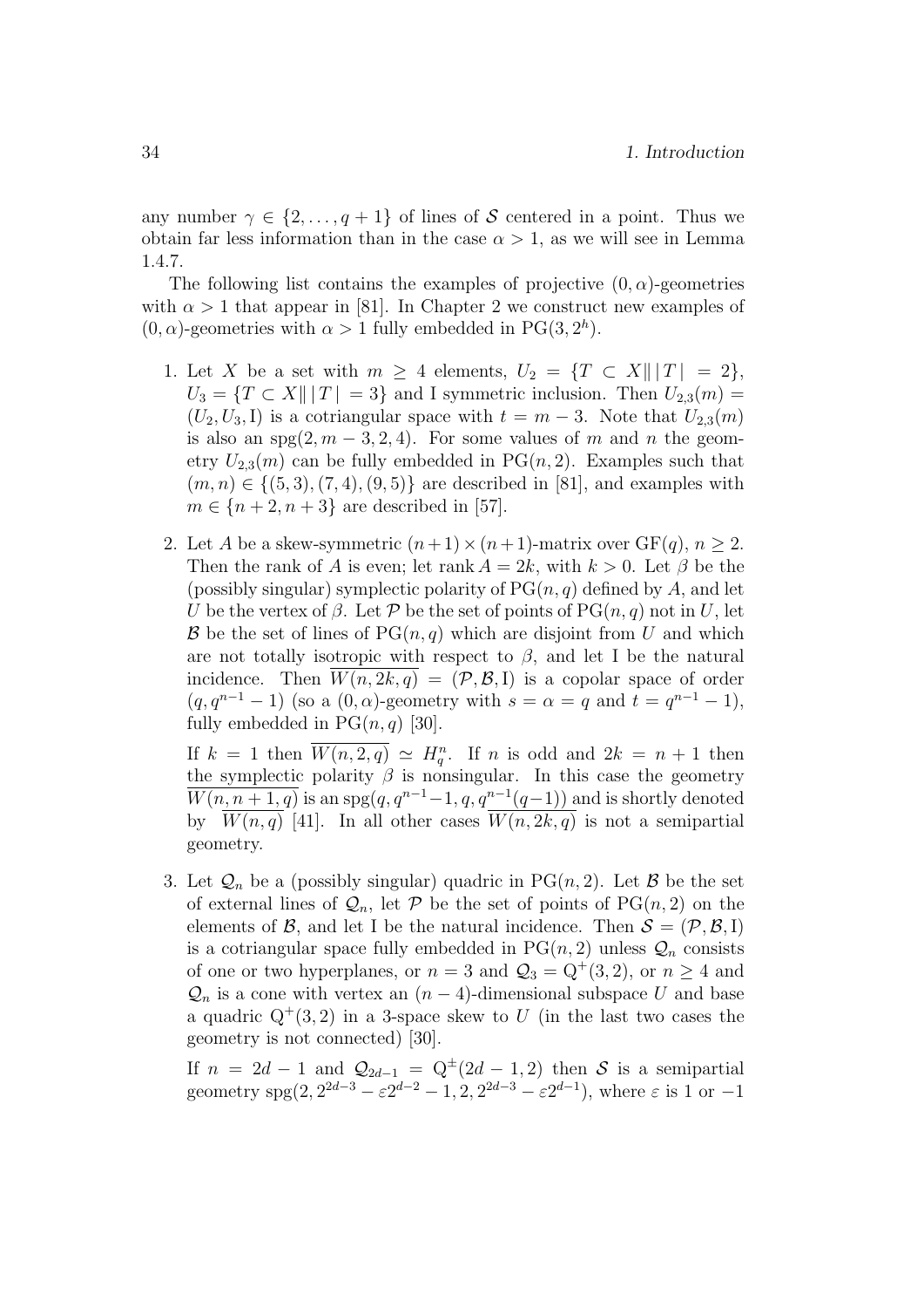any number $\gamma \in \{2, \ldots, q+1\}$ of lines of $\mathcal{S}$ centered in a point. Thus we obtain far less information than in the case $\alpha > 1$, as we will see in Lemma 1.4.7.

The following list contains the examples of projective $(0, \alpha)$-geometries with $\alpha > 1$ that appear in [81]. In Chapter 2 we construct new examples of $(0, \alpha)$-geometries with $\alpha > 1$ fully embedded in $\mathrm{PG}(3, 2^h)$.

1. Let $X$ be a set with $m \geq 4$ elements, $U_2 = \{T \subset X \| \, |T| = 2\}$, $U_3 = \{T \subset X \| \, |T| = 3\}$ and I symmetric inclusion. Then $U_{2,3}(m) = (U_2, U_3, \mathrm{I})$ is a cotriangular space with $t = m - 3$. Note that $U_{2,3}(m)$ is also an $\mathrm{spg}(2, m-3, 2, 4)$. For some values of $m$ and $n$ the geometry $U_{2,3}(m)$ can be fully embedded in $\mathrm{PG}(n, 2)$. Examples such that $(m, n) \in \{(5, 3), (7, 4), (9, 5)\}$ are described in [81], and examples with $m \in \{n+2, n+3\}$ are described in [57].

2. Let $A$ be a skew-symmetric $(n+1) \times (n+1)$-matrix over $\mathrm{GF}(q)$, $n \geq 2$. Then the rank of $A$ is even; let $\mathrm{rank}\, A = 2k$, with $k > 0$. Let $\beta$ be the (possibly singular) symplectic polarity of $\mathrm{PG}(n, q)$ defined by $A$, and let $U$ be the vertex of $\beta$. Let $\mathcal{P}$ be the set of points of $\mathrm{PG}(n, q)$ not in $U$, let $\mathcal{B}$ be the set of lines of $\mathrm{PG}(n, q)$ which are disjoint from $U$ and which are not totally isotropic with respect to $\beta$, and let I be the natural incidence. Then $\overline{W(n, 2k, q)} = (\mathcal{P}, \mathcal{B}, \mathrm{I})$ is a copolar space of order $(q, q^{n-1} - 1)$ (so a $(0, \alpha)$-geometry with $s = \alpha = q$ and $t = q^{n-1} - 1$), fully embedded in $\mathrm{PG}(n, q)$ [30].

   If $k = 1$ then $\overline{W(n, 2, q)} \simeq H_q^n$. If $n$ is odd and $2k = n + 1$ then the symplectic polarity $\beta$ is nonsingular. In this case the geometry $\overline{W(n, n+1, q)}$ is an $\mathrm{spg}(q, q^{n-1}-1, q, q^{n-1}(q-1))$ and is shortly denoted by $\overline{W(n, q)}$ [41]. In all other cases $\overline{W(n, 2k, q)}$ is not a semipartial geometry.

3. Let $\mathcal{Q}_n$ be a (possibly singular) quadric in $\mathrm{PG}(n, 2)$. Let $\mathcal{B}$ be the set of external lines of $\mathcal{Q}_n$, let $\mathcal{P}$ be the set of points of $\mathrm{PG}(n, 2)$ on the elements of $\mathcal{B}$, and let I be the natural incidence. Then $\mathcal{S} = (\mathcal{P}, \mathcal{B}, \mathrm{I})$ is a cotriangular space fully embedded in $\mathrm{PG}(n, 2)$ unless $\mathcal{Q}_n$ consists of one or two hyperplanes, or $n = 3$ and $\mathcal{Q}_3 = \mathrm{Q}^+(3, 2)$, or $n \geq 4$ and $\mathcal{Q}_n$ is a cone with vertex an $(n-4)$-dimensional subspace $U$ and base a quadric $\mathrm{Q}^+(3, 2)$ in a 3-space skew to $U$ (in the last two cases the geometry is not connected) [30].

   If $n = 2d - 1$ and $\mathcal{Q}_{2d-1} = \mathrm{Q}^{\pm}(2d-1, 2)$ then $\mathcal{S}$ is a semipartial geometry $\mathrm{spg}(2, 2^{2d-3} - \varepsilon 2^{d-2} - 1, 2, 2^{2d-3} - \varepsilon 2^{d-1})$, where $\varepsilon$ is 1 or $-1$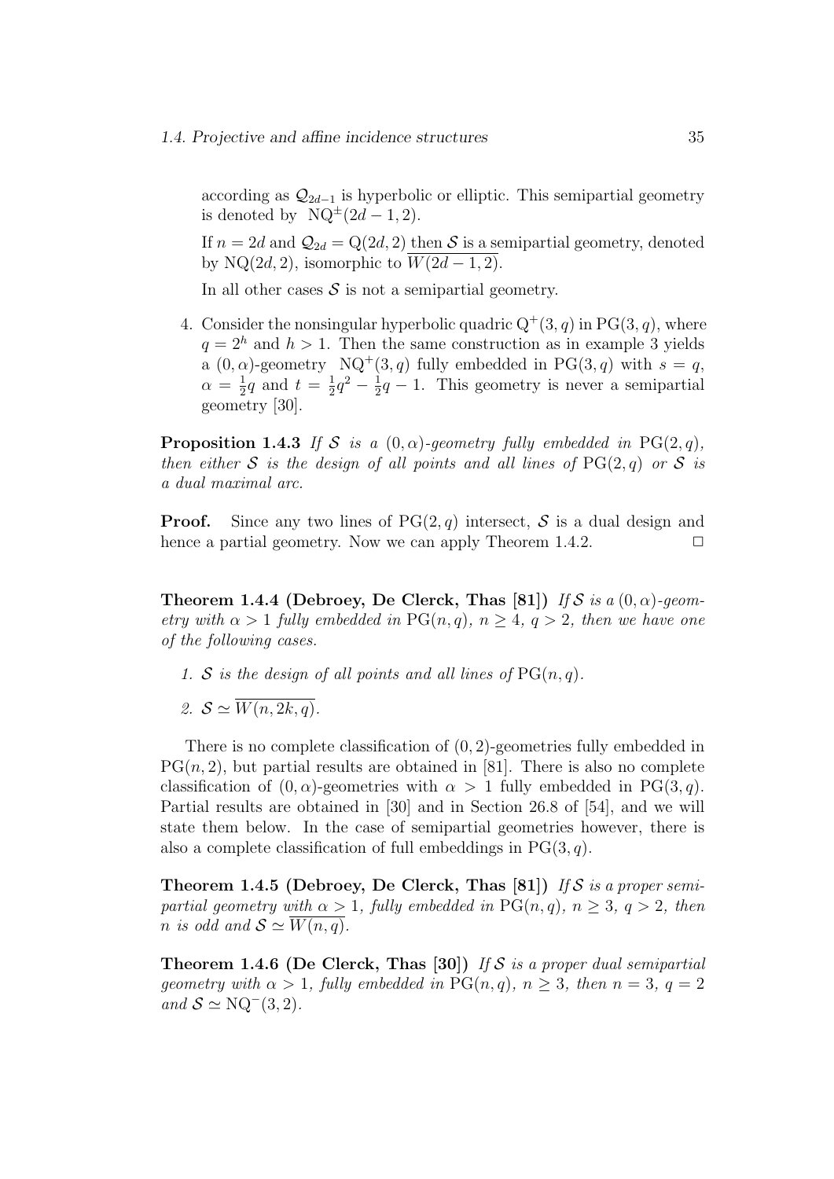according as $\mathcal{Q}_{2d-1}$ is hyperbolic or elliptic. This semipartial geometry is denoted by $\mathrm{NQ}^{\pm}(2d-1, 2)$.

If $n = 2d$ and $\mathcal{Q}_{2d} = \mathrm{Q}(2d, 2)$ then $\mathcal{S}$ is a semipartial geometry, denoted by $\mathrm{NQ}(2d, 2)$, isomorphic to $\overline{W(2d-1, 2)}$.

In all other cases $\mathcal{S}$ is not a semipartial geometry.

4. Consider the nonsingular hyperbolic quadric $\mathrm{Q}^+(3, q)$ in $\mathrm{PG}(3, q)$, where $q = 2^h$ and $h > 1$. Then the same construction as in example 3 yields a $(0, \alpha)$-geometry $\mathrm{NQ}^+(3, q)$ fully embedded in $\mathrm{PG}(3, q)$ with $s = q$, $\alpha = \frac{1}{2}q$ and $t = \frac{1}{2}q^2 - \frac{1}{2}q - 1$. This geometry is never a semipartial geometry [30].

**Proposition 1.4.3** *If $\mathcal{S}$ is a $(0, \alpha)$-geometry fully embedded in $\mathrm{PG}(2, q)$, then either $\mathcal{S}$ is the design of all points and all lines of $\mathrm{PG}(2, q)$ or $\mathcal{S}$ is a dual maximal arc.*

**Proof.** Since any two lines of $\mathrm{PG}(2, q)$ intersect, $\mathcal{S}$ is a dual design and hence a partial geometry. Now we can apply Theorem 1.4.2. $\square$

**Theorem 1.4.4 (Debroey, De Clerck, Thas [81])** *If $\mathcal{S}$ is a $(0, \alpha)$-geometry with $\alpha > 1$ fully embedded in $\mathrm{PG}(n, q)$, $n \geq 4$, $q > 2$, then we have one of the following cases.*

1. *$\mathcal{S}$ is the design of all points and all lines of $\mathrm{PG}(n, q)$.*
2. *$\mathcal{S} \simeq \overline{W(n, 2k, q)}$.*

There is no complete classification of $(0, 2)$-geometries fully embedded in $\mathrm{PG}(n, 2)$, but partial results are obtained in [81]. There is also no complete classification of $(0, \alpha)$-geometries with $\alpha > 1$ fully embedded in $\mathrm{PG}(3, q)$. Partial results are obtained in [30] and in Section 26.8 of [54], and we will state them below. In the case of semipartial geometries however, there is also a complete classification of full embeddings in $\mathrm{PG}(3, q)$.

**Theorem 1.4.5 (Debroey, De Clerck, Thas [81])** *If $\mathcal{S}$ is a proper semipartial geometry with $\alpha > 1$, fully embedded in $\mathrm{PG}(n, q)$, $n \geq 3$, $q > 2$, then $n$ is odd and $\mathcal{S} \simeq \overline{W(n, q)}$.*

**Theorem 1.4.6 (De Clerck, Thas [30])** *If $\mathcal{S}$ is a proper dual semipartial geometry with $\alpha > 1$, fully embedded in $\mathrm{PG}(n, q)$, $n \geq 3$, then $n = 3$, $q = 2$ and $\mathcal{S} \simeq \mathrm{NQ}^-(3, 2)$.*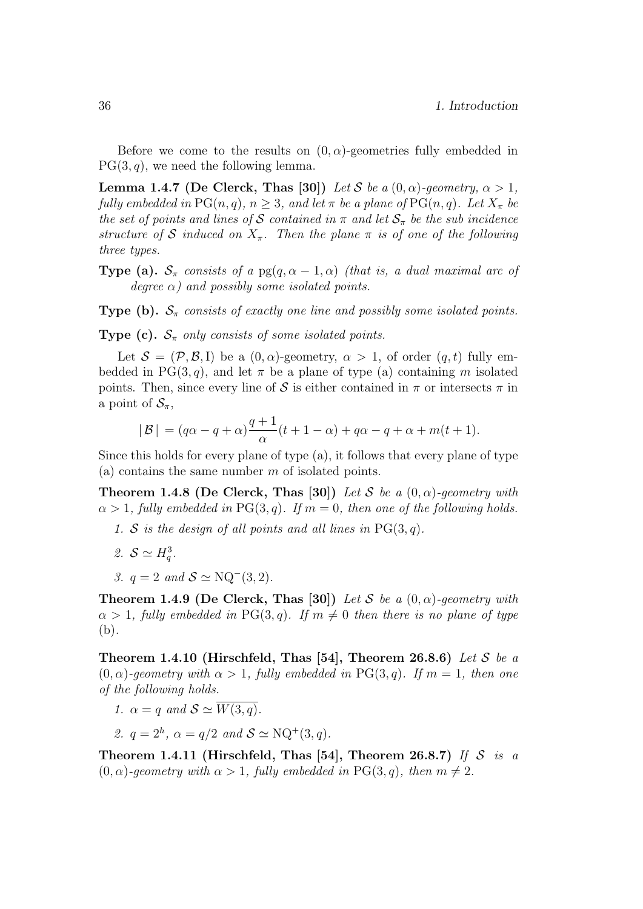Before we come to the results on $(0, \alpha)$-geometries fully embedded in $\mathrm{PG}(3, q)$, we need the following lemma.

**Lemma 1.4.7 (De Clerck, Thas [30])** *Let $\mathcal{S}$ be a $(0, \alpha)$-geometry, $\alpha > 1$, fully embedded in $\mathrm{PG}(n, q)$, $n \geq 3$, and let $\pi$ be a plane of $\mathrm{PG}(n, q)$. Let $X_\pi$ be the set of points and lines of $\mathcal{S}$ contained in $\pi$ and let $\mathcal{S}_\pi$ be the sub incidence structure of $\mathcal{S}$ induced on $X_\pi$. Then the plane $\pi$ is of one of the following three types.*

**Type (a).** *$\mathcal{S}_\pi$ consists of a $\mathrm{pg}(q, \alpha - 1, \alpha)$ (that is, a dual maximal arc of degree $\alpha$) and possibly some isolated points.*

**Type (b).** *$\mathcal{S}_\pi$ consists of exactly one line and possibly some isolated points.*

**Type (c).** *$\mathcal{S}_\pi$ only consists of some isolated points.*

Let $\mathcal{S} = (\mathcal{P}, \mathcal{B}, \mathrm{I})$ be a $(0, \alpha)$-geometry, $\alpha > 1$, of order $(q, t)$ fully embedded in $\mathrm{PG}(3, q)$, and let $\pi$ be a plane of type (a) containing $m$ isolated points. Then, since every line of $\mathcal{S}$ is either contained in $\pi$ or intersects $\pi$ in a point of $\mathcal{S}_\pi$,

$$|\mathcal{B}| = (q\alpha - q + \alpha)\frac{q+1}{\alpha}(t + 1 - \alpha) + q\alpha - q + \alpha + m(t+1).$$

Since this holds for every plane of type (a), it follows that every plane of type (a) contains the same number $m$ of isolated points.

**Theorem 1.4.8 (De Clerck, Thas [30])** *Let $\mathcal{S}$ be a $(0, \alpha)$-geometry with $\alpha > 1$, fully embedded in $\mathrm{PG}(3, q)$. If $m = 0$, then one of the following holds.*

1. *$\mathcal{S}$ is the design of all points and all lines in $\mathrm{PG}(3, q)$.*
2. *$\mathcal{S} \simeq H_q^3$.*
3. *$q = 2$ and $\mathcal{S} \simeq \mathrm{NQ}^-(3, 2)$.*

**Theorem 1.4.9 (De Clerck, Thas [30])** *Let $\mathcal{S}$ be a $(0, \alpha)$-geometry with $\alpha > 1$, fully embedded in $\mathrm{PG}(3, q)$. If $m \neq 0$ then there is no plane of type (b).*

**Theorem 1.4.10 (Hirschfeld, Thas [54], Theorem 26.8.6)** *Let $\mathcal{S}$ be a $(0, \alpha)$-geometry with $\alpha > 1$, fully embedded in $\mathrm{PG}(3, q)$. If $m = 1$, then one of the following holds.*

1. *$\alpha = q$ and $\mathcal{S} \simeq \overline{W(3, q)}$.*
2. *$q = 2^h$, $\alpha = q/2$ and $\mathcal{S} \simeq \mathrm{NQ}^+(3, q)$.*

**Theorem 1.4.11 (Hirschfeld, Thas [54], Theorem 26.8.7)** *If $\mathcal{S}$ is a $(0, \alpha)$-geometry with $\alpha > 1$, fully embedded in $\mathrm{PG}(3, q)$, then $m \neq 2$.*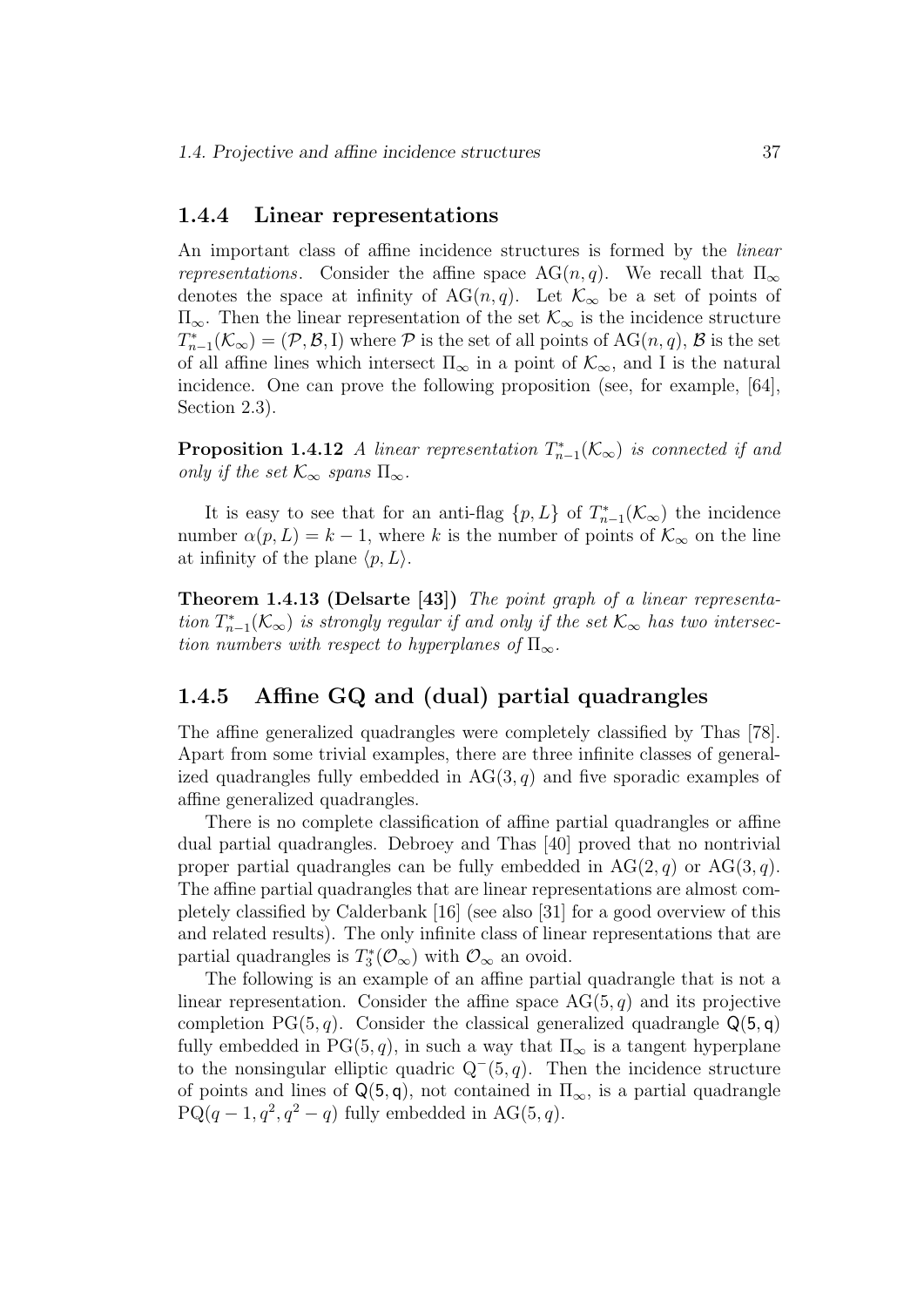### 1.4.4 Linear representations

An important class of affine incidence structures is formed by the *linear representations*. Consider the affine space $\mathrm{AG}(n, q)$. We recall that $\Pi_\infty$ denotes the space at infinity of $\mathrm{AG}(n, q)$. Let $\mathcal{K}_\infty$ be a set of points of $\Pi_\infty$. Then the linear representation of the set $\mathcal{K}_\infty$ is the incidence structure $T^*_{n-1}(\mathcal{K}_\infty) = (\mathcal{P}, \mathcal{B}, \mathrm{I})$ where $\mathcal{P}$ is the set of all points of $\mathrm{AG}(n, q)$, $\mathcal{B}$ is the set of all affine lines which intersect $\Pi_\infty$ in a point of $\mathcal{K}_\infty$, and I is the natural incidence. One can prove the following proposition (see, for example, [64], Section 2.3).

**Proposition 1.4.12** *A linear representation $T^*_{n-1}(\mathcal{K}_\infty)$ is connected if and only if the set $\mathcal{K}_\infty$ spans $\Pi_\infty$.*

It is easy to see that for an anti-flag $\{p, L\}$ of $T^*_{n-1}(\mathcal{K}_\infty)$ the incidence number $\alpha(p, L) = k - 1$, where $k$ is the number of points of $\mathcal{K}_\infty$ on the line at infinity of the plane $\langle p, L\rangle$.

**Theorem 1.4.13 (Delsarte [43])** *The point graph of a linear representation $T^*_{n-1}(\mathcal{K}_\infty)$ is strongly regular if and only if the set $\mathcal{K}_\infty$ has two intersection numbers with respect to hyperplanes of $\Pi_\infty$.*

### 1.4.5 Affine GQ and (dual) partial quadrangles

The affine generalized quadrangles were completely classified by Thas [78]. Apart from some trivial examples, there are three infinite classes of generalized quadrangles fully embedded in $\mathrm{AG}(3, q)$ and five sporadic examples of affine generalized quadrangles.

There is no complete classification of affine partial quadrangles or affine dual partial quadrangles. Debroey and Thas [40] proved that no nontrivial proper partial quadrangles can be fully embedded in $\mathrm{AG}(2, q)$ or $\mathrm{AG}(3, q)$. The affine partial quadrangles that are linear representations are almost completely classified by Calderbank [16] (see also [31] for a good overview of this and related results). The only infinite class of linear representations that are partial quadrangles is $T^*_3(\mathcal{O}_\infty)$ with $\mathcal{O}_\infty$ an ovoid.

The following is an example of an affine partial quadrangle that is not a linear representation. Consider the affine space $\mathrm{AG}(5, q)$ and its projective completion $\mathrm{PG}(5, q)$. Consider the classical generalized quadrangle $\mathsf{Q}(5, q)$ fully embedded in $\mathrm{PG}(5, q)$, in such a way that $\Pi_\infty$ is a tangent hyperplane to the nonsingular elliptic quadric $\mathrm{Q}^-(5, q)$. Then the incidence structure of points and lines of $\mathsf{Q}(5, q)$, not contained in $\Pi_\infty$, is a partial quadrangle $\mathrm{PQ}(q - 1, q^2, q^2 - q)$ fully embedded in $\mathrm{AG}(5, q)$.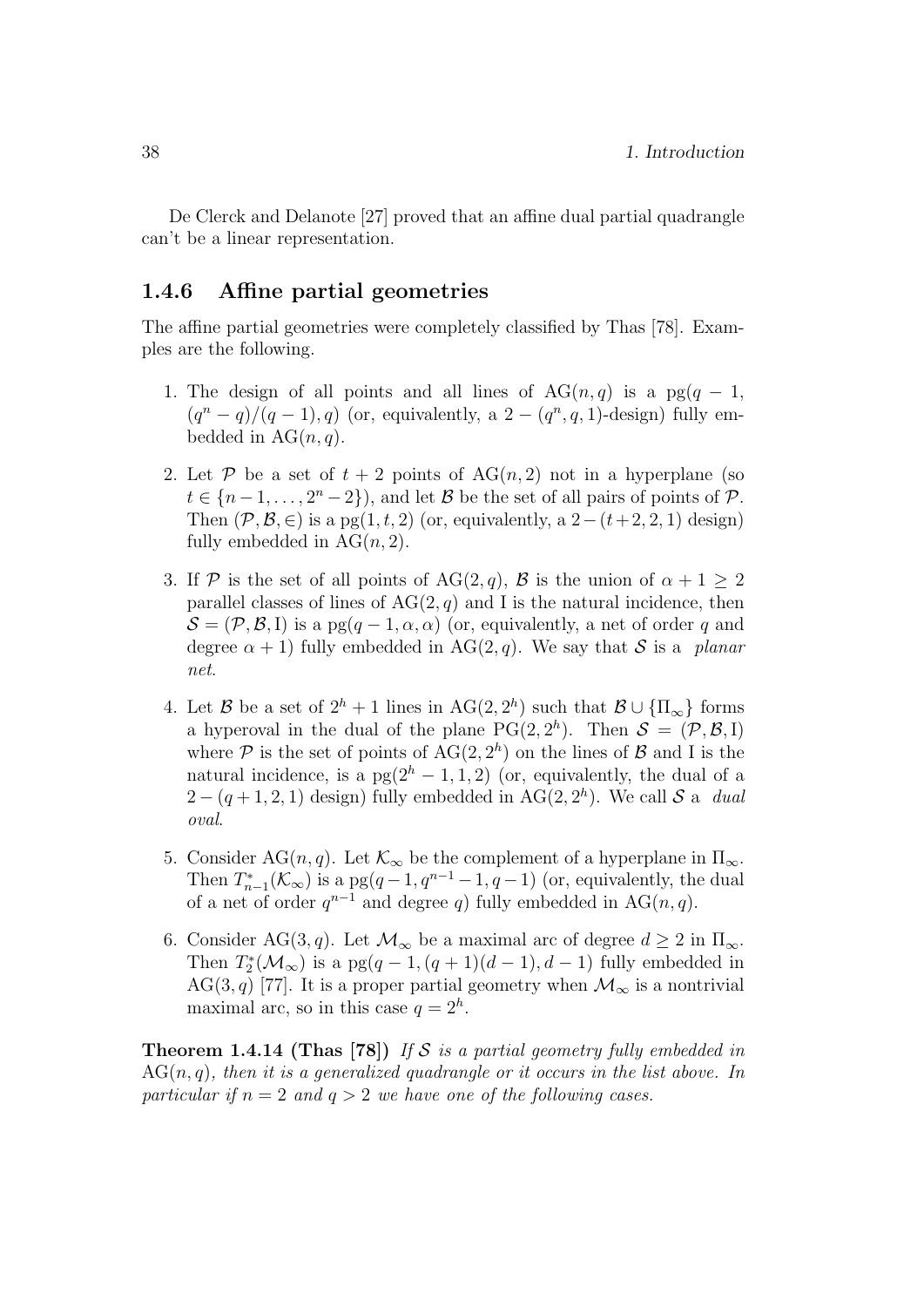De Clerck and Delanote [27] proved that an affine dual partial quadrangle can't be a linear representation.

### 1.4.6 Affine partial geometries

The affine partial geometries were completely classified by Thas [78]. Examples are the following.

1. The design of all points and all lines of $\mathrm{AG}(n,q)$ is a $\mathrm{pg}(q-1, (q^n-q)/(q-1), q)$ (or, equivalently, a $2-(q^n,q,1)$-design) fully embedded in $\mathrm{AG}(n,q)$.

2. Let $\mathcal{P}$ be a set of $t+2$ points of $\mathrm{AG}(n,2)$ not in a hyperplane (so $t \in \{n-1,\ldots,2^n-2\}$), and let $\mathcal{B}$ be the set of all pairs of points of $\mathcal{P}$. Then $(\mathcal{P},\mathcal{B},\in)$ is a $\mathrm{pg}(1,t,2)$ (or, equivalently, a $2-(t+2,2,1)$ design) fully embedded in $\mathrm{AG}(n,2)$.

3. If $\mathcal{P}$ is the set of all points of $\mathrm{AG}(2,q)$, $\mathcal{B}$ is the union of $\alpha+1 \geq 2$ parallel classes of lines of $\mathrm{AG}(2,q)$ and I is the natural incidence, then $\mathcal{S}=(\mathcal{P},\mathcal{B},\mathrm{I})$ is a $\mathrm{pg}(q-1,\alpha,\alpha)$ (or, equivalently, a net of order $q$ and degree $\alpha+1$) fully embedded in $\mathrm{AG}(2,q)$. We say that $\mathcal{S}$ is a *planar net*.

4. Let $\mathcal{B}$ be a set of $2^h+1$ lines in $\mathrm{AG}(2,2^h)$ such that $\mathcal{B}\cup\{\Pi_\infty\}$ forms a hyperoval in the dual of the plane $\mathrm{PG}(2,2^h)$. Then $\mathcal{S}=(\mathcal{P},\mathcal{B},\mathrm{I})$ where $\mathcal{P}$ is the set of points of $\mathrm{AG}(2,2^h)$ on the lines of $\mathcal{B}$ and I is the natural incidence, is a $\mathrm{pg}(2^h-1,1,2)$ (or, equivalently, the dual of a $2-(q+1,2,1)$ design) fully embedded in $\mathrm{AG}(2,2^h)$. We call $\mathcal{S}$ a *dual oval*.

5. Consider $\mathrm{AG}(n,q)$. Let $\mathcal{K}_\infty$ be the complement of a hyperplane in $\Pi_\infty$. Then $T^*_{n-1}(\mathcal{K}_\infty)$ is a $\mathrm{pg}(q-1,q^{n-1}-1,q-1)$ (or, equivalently, the dual of a net of order $q^{n-1}$ and degree $q$) fully embedded in $\mathrm{AG}(n,q)$.

6. Consider $\mathrm{AG}(3,q)$. Let $\mathcal{M}_\infty$ be a maximal arc of degree $d\geq 2$ in $\Pi_\infty$. Then $T^*_2(\mathcal{M}_\infty)$ is a $\mathrm{pg}(q-1,(q+1)(d-1),d-1)$ fully embedded in $\mathrm{AG}(3,q)$ [77]. It is a proper partial geometry when $\mathcal{M}_\infty$ is a nontrivial maximal arc, so in this case $q=2^h$.

**Theorem 1.4.14 (Thas [78])** *If $\mathcal{S}$ is a partial geometry fully embedded in $\mathrm{AG}(n,q)$, then it is a generalized quadrangle or it occurs in the list above. In particular if $n=2$ and $q>2$ we have one of the following cases.*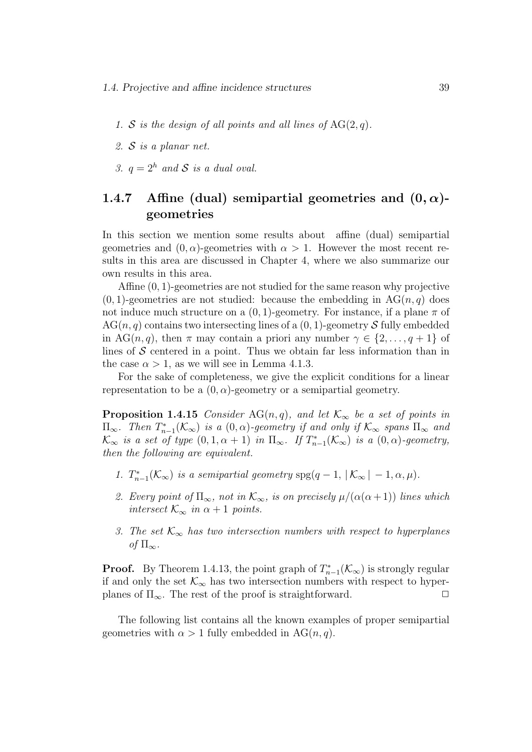1. $\mathcal{S}$ *is the design of all points and all lines of* $\mathrm{AG}(2, q)$.
2. $\mathcal{S}$ *is a planar net.*
3. $q = 2^h$ *and* $\mathcal{S}$ *is a dual oval.*

### 1.4.7 Affine (dual) semipartial geometries and $(0, \alpha)$-geometries

In this section we mention some results about affine (dual) semipartial geometries and $(0, \alpha)$-geometries with $\alpha > 1$. However the most recent results in this area are discussed in Chapter 4, where we also summarize our own results in this area.

Affine $(0, 1)$-geometries are not studied for the same reason why projective $(0, 1)$-geometries are not studied: because the embedding in $\mathrm{AG}(n, q)$ does not induce much structure on a $(0, 1)$-geometry. For instance, if a plane $\pi$ of $\mathrm{AG}(n, q)$ contains two intersecting lines of a $(0, 1)$-geometry $\mathcal{S}$ fully embedded in $\mathrm{AG}(n, q)$, then $\pi$ may contain a priori any number $\gamma \in \{2, \ldots, q+1\}$ of lines of $\mathcal{S}$ centered in a point. Thus we obtain far less information than in the case $\alpha > 1$, as we will see in Lemma 4.1.3.

For the sake of completeness, we give the explicit conditions for a linear representation to be a $(0, \alpha)$-geometry or a semipartial geometry.

**Proposition 1.4.15** *Consider* $\mathrm{AG}(n, q)$*, and let* $\mathcal{K}_\infty$ *be a set of points in* $\Pi_\infty$*. Then* $T^*_{n-1}(\mathcal{K}_\infty)$ *is a* $(0, \alpha)$*-geometry if and only if* $\mathcal{K}_\infty$ *spans* $\Pi_\infty$ *and* $\mathcal{K}_\infty$ *is a set of type* $(0, 1, \alpha+1)$ *in* $\Pi_\infty$*. If* $T^*_{n-1}(\mathcal{K}_\infty)$ *is a* $(0, \alpha)$*-geometry, then the following are equivalent.*

1. $T^*_{n-1}(\mathcal{K}_\infty)$ *is a semipartial geometry* $\mathrm{spg}(q-1, |\mathcal{K}_\infty| - 1, \alpha, \mu)$.
2. *Every point of* $\Pi_\infty$*, not in* $\mathcal{K}_\infty$*, is on precisely* $\mu/(\alpha(\alpha+1))$ *lines which intersect* $\mathcal{K}_\infty$ *in* $\alpha + 1$ *points.*
3. *The set* $\mathcal{K}_\infty$ *has two intersection numbers with respect to hyperplanes of* $\Pi_\infty$.

**Proof.** By Theorem 1.4.13, the point graph of $T^*_{n-1}(\mathcal{K}_\infty)$ is strongly regular if and only the set $\mathcal{K}_\infty$ has two intersection numbers with respect to hyperplanes of $\Pi_\infty$. The rest of the proof is straightforward. $\square$

The following list contains all the known examples of proper semipartial geometries with $\alpha > 1$ fully embedded in $\mathrm{AG}(n, q)$.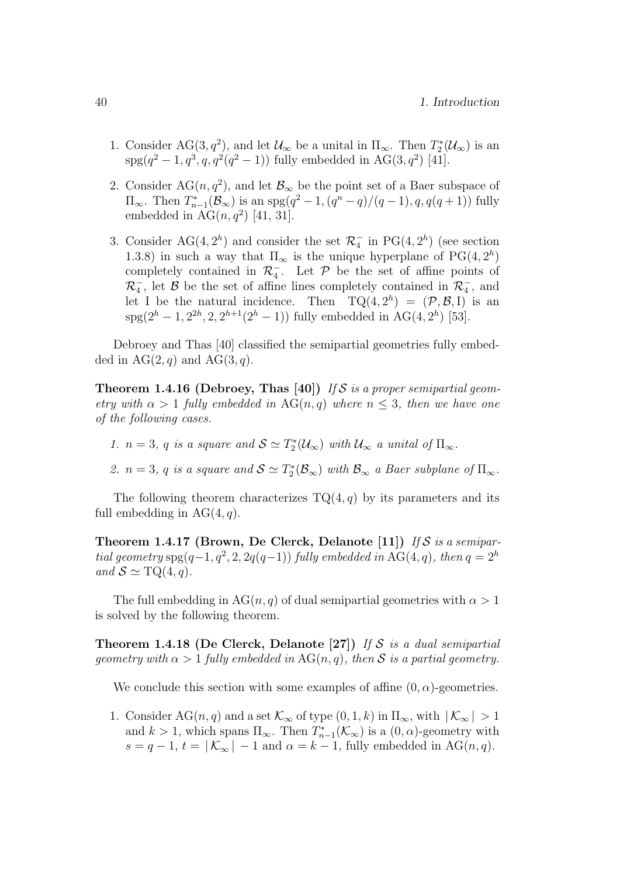1. Consider $\mathrm{AG}(3,q^2)$, and let $\mathcal{U}_\infty$ be a unital in $\Pi_\infty$. Then $T_2^*(\mathcal{U}_\infty)$ is an $\mathrm{spg}(q^2-1, q^3, q, q^2(q^2-1))$ fully embedded in $\mathrm{AG}(3,q^2)$ [41].

2. Consider $\mathrm{AG}(n,q^2)$, and let $\mathcal{B}_\infty$ be the point set of a Baer subspace of $\Pi_\infty$. Then $T_{n-1}^*(\mathcal{B}_\infty)$ is an $\mathrm{spg}(q^2-1,(q^n-q)/(q-1), q, q(q+1))$ fully embedded in $\mathrm{AG}(n,q^2)$ [41, 31].

3. Consider $\mathrm{AG}(4,2^h)$ and consider the set $\mathcal{R}_4^-$ in $\mathrm{PG}(4,2^h)$ (see section 1.3.8) in such a way that $\Pi_\infty$ is the unique hyperplane of $\mathrm{PG}(4,2^h)$ completely contained in $\mathcal{R}_4^-$. Let $\mathcal{P}$ be the set of affine points of $\mathcal{R}_4^-$, let $\mathcal{B}$ be the set of affine lines completely contained in $\mathcal{R}_4^-$, and let I be the natural incidence. Then $\mathrm{TQ}(4,2^h) = (\mathcal{P},\mathcal{B},\mathrm{I})$ is an $\mathrm{spg}(2^h-1, 2^{2h}, 2, 2^{h+1}(2^h-1))$ fully embedded in $\mathrm{AG}(4,2^h)$ [53].

Debroey and Thas [40] classified the semipartial geometries fully embedded in $\mathrm{AG}(2,q)$ and $\mathrm{AG}(3,q)$.

**Theorem 1.4.16 (Debroey, Thas [40])** *If $\mathcal{S}$ is a proper semipartial geometry with $\alpha > 1$ fully embedded in $\mathrm{AG}(n,q)$ where $n \leq 3$, then we have one of the following cases.*

1. *$n = 3$, $q$ is a square and $\mathcal{S} \simeq T_2^*(\mathcal{U}_\infty)$ with $\mathcal{U}_\infty$ a unital of $\Pi_\infty$.*

2. *$n = 3$, $q$ is a square and $\mathcal{S} \simeq T_2^*(\mathcal{B}_\infty)$ with $\mathcal{B}_\infty$ a Baer subplane of $\Pi_\infty$.*

The following theorem characterizes $\mathrm{TQ}(4,q)$ by its parameters and its full embedding in $\mathrm{AG}(4,q)$.

**Theorem 1.4.17 (Brown, De Clerck, Delanote [11])** *If $\mathcal{S}$ is a semipartial geometry $\mathrm{spg}(q-1, q^2, 2, 2q(q-1))$ fully embedded in $\mathrm{AG}(4,q)$, then $q = 2^h$ and $\mathcal{S} \simeq \mathrm{TQ}(4,q)$.*

The full embedding in $\mathrm{AG}(n,q)$ of dual semipartial geometries with $\alpha > 1$ is solved by the following theorem.

**Theorem 1.4.18 (De Clerck, Delanote [27])** *If $\mathcal{S}$ is a dual semipartial geometry with $\alpha > 1$ fully embedded in $\mathrm{AG}(n,q)$, then $\mathcal{S}$ is a partial geometry.*

We conclude this section with some examples of affine $(0,\alpha)$-geometries.

1. Consider $\mathrm{AG}(n,q)$ and a set $\mathcal{K}_\infty$ of type $(0,1,k)$ in $\Pi_\infty$, with $|\mathcal{K}_\infty| > 1$ and $k > 1$, which spans $\Pi_\infty$. Then $T_{n-1}^*(\mathcal{K}_\infty)$ is a $(0,\alpha)$-geometry with $s = q-1$, $t = |\mathcal{K}_\infty| - 1$ and $\alpha = k-1$, fully embedded in $\mathrm{AG}(n,q)$.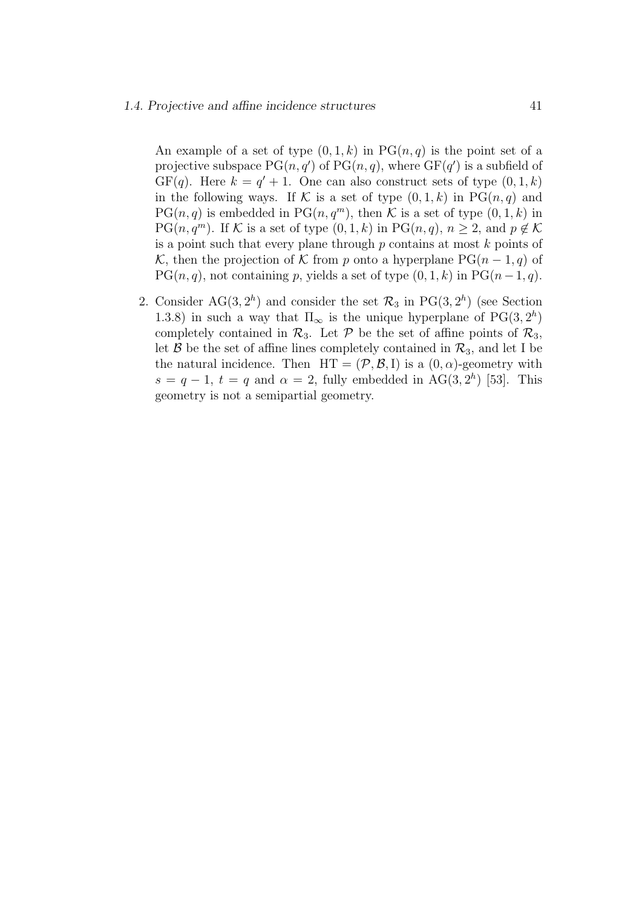An example of a set of type $(0, 1, k)$ in $\mathrm{PG}(n, q)$ is the point set of a projective subspace $\mathrm{PG}(n, q')$ of $\mathrm{PG}(n, q)$, where $\mathrm{GF}(q')$ is a subfield of $\mathrm{GF}(q)$. Here $k = q' + 1$. One can also construct sets of type $(0, 1, k)$ in the following ways. If $\mathcal{K}$ is a set of type $(0, 1, k)$ in $\mathrm{PG}(n, q)$ and $\mathrm{PG}(n, q)$ is embedded in $\mathrm{PG}(n, q^m)$, then $\mathcal{K}$ is a set of type $(0, 1, k)$ in $\mathrm{PG}(n, q^m)$. If $\mathcal{K}$ is a set of type $(0, 1, k)$ in $\mathrm{PG}(n, q)$, $n \geq 2$, and $p \notin \mathcal{K}$ is a point such that every plane through $p$ contains at most $k$ points of $\mathcal{K}$, then the projection of $\mathcal{K}$ from $p$ onto a hyperplane $\mathrm{PG}(n-1, q)$ of $\mathrm{PG}(n, q)$, not containing $p$, yields a set of type $(0, 1, k)$ in $\mathrm{PG}(n-1, q)$.

2. Consider $\mathrm{AG}(3, 2^h)$ and consider the set $\mathcal{R}_3$ in $\mathrm{PG}(3, 2^h)$ (see Section 1.3.8) in such a way that $\Pi_\infty$ is the unique hyperplane of $\mathrm{PG}(3, 2^h)$ completely contained in $\mathcal{R}_3$. Let $\mathcal{P}$ be the set of affine points of $\mathcal{R}_3$, let $\mathcal{B}$ be the set of affine lines completely contained in $\mathcal{R}_3$, and let I be the natural incidence. Then $\mathrm{HT} = (\mathcal{P}, \mathcal{B}, \mathrm{I})$ is a $(0, \alpha)$-geometry with $s = q - 1$, $t = q$ and $\alpha = 2$, fully embedded in $\mathrm{AG}(3, 2^h)$ [53]. This geometry is not a semipartial geometry.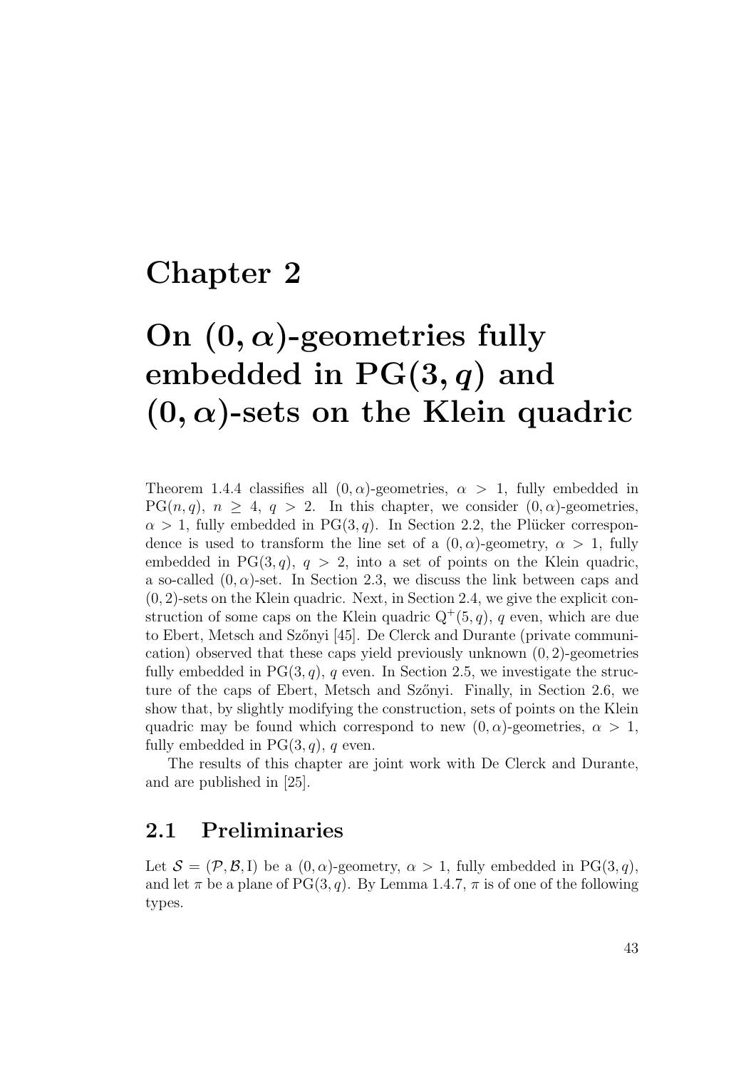# Chapter 2

# On $(0, \alpha)$-geometries fully embedded in $\mathrm{PG}(3, q)$ and $(0, \alpha)$-sets on the Klein quadric

Theorem 1.4.4 classifies all $(0, \alpha)$-geometries, $\alpha > 1$, fully embedded in $\mathrm{PG}(n, q)$, $n \geq 4$, $q > 2$. In this chapter, we consider $(0, \alpha)$-geometries, $\alpha > 1$, fully embedded in $\mathrm{PG}(3, q)$. In Section 2.2, the Plücker correspondence is used to transform the line set of a $(0, \alpha)$-geometry, $\alpha > 1$, fully embedded in $\mathrm{PG}(3, q)$, $q > 2$, into a set of points on the Klein quadric, a so-called $(0, \alpha)$-set. In Section 2.3, we discuss the link between caps and $(0, 2)$-sets on the Klein quadric. Next, in Section 2.4, we give the explicit construction of some caps on the Klein quadric $\mathrm{Q}^+(5, q)$, $q$ even, which are due to Ebert, Metsch and Szőnyi [45]. De Clerck and Durante (private communication) observed that these caps yield previously unknown $(0, 2)$-geometries fully embedded in $\mathrm{PG}(3, q)$, $q$ even. In Section 2.5, we investigate the structure of the caps of Ebert, Metsch and Szőnyi. Finally, in Section 2.6, we show that, by slightly modifying the construction, sets of points on the Klein quadric may be found which correspond to new $(0, \alpha)$-geometries, $\alpha > 1$, fully embedded in $\mathrm{PG}(3, q)$, $q$ even.

The results of this chapter are joint work with De Clerck and Durante, and are published in [25].

## 2.1 Preliminaries

Let $\mathcal{S} = (\mathcal{P}, \mathcal{B}, \mathrm{I})$ be a $(0, \alpha)$-geometry, $\alpha > 1$, fully embedded in $\mathrm{PG}(3, q)$, and let $\pi$ be a plane of $\mathrm{PG}(3, q)$. By Lemma 1.4.7, $\pi$ is of one of the following types.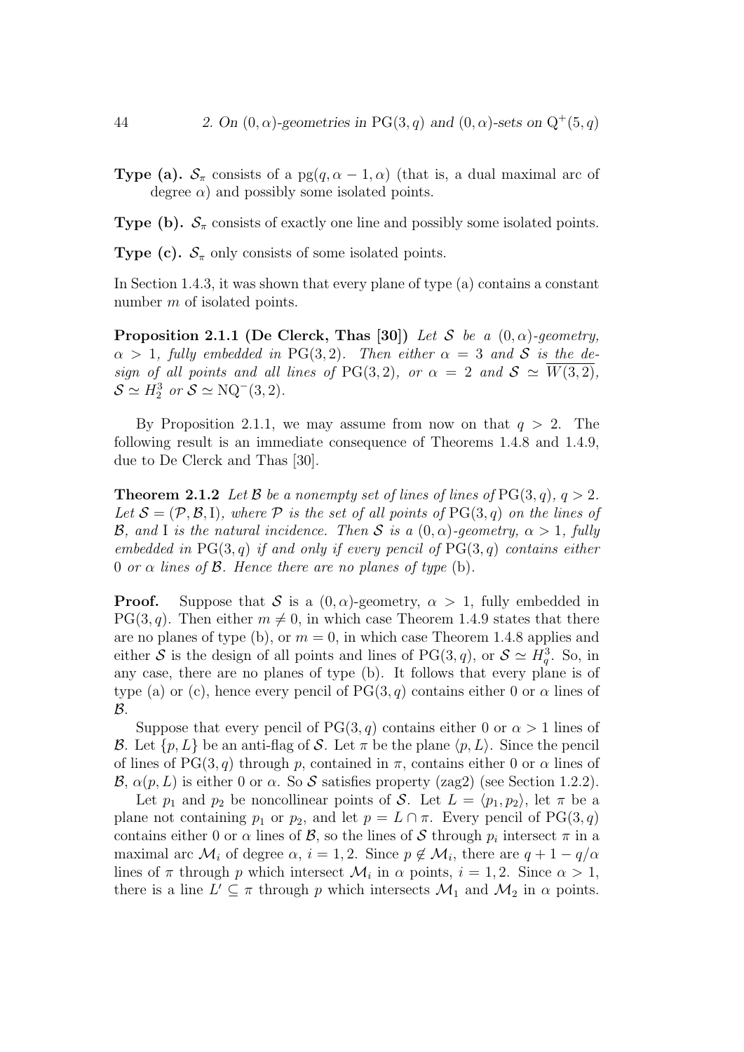**Type (a).** $\mathcal{S}_\pi$ consists of a $\text{pg}(q, \alpha - 1, \alpha)$ (that is, a dual maximal arc of degree $\alpha$) and possibly some isolated points.

**Type (b).** $\mathcal{S}_\pi$ consists of exactly one line and possibly some isolated points.

**Type (c).** $\mathcal{S}_\pi$ only consists of some isolated points.

In Section 1.4.3, it was shown that every plane of type (a) contains a constant number $m$ of isolated points.

**Proposition 2.1.1 (De Clerck, Thas [30])** *Let $\mathcal{S}$ be a $(0, \alpha)$-geometry, $\alpha > 1$, fully embedded in $\text{PG}(3, 2)$. Then either $\alpha = 3$ and $\mathcal{S}$ is the design of all points and all lines of $\text{PG}(3, 2)$, or $\alpha = 2$ and $\mathcal{S} \simeq \overline{W(3, 2)}$, $\mathcal{S} \simeq H_2^3$ or $\mathcal{S} \simeq \text{NQ}^-(3, 2)$.*

By Proposition 2.1.1, we may assume from now on that $q > 2$. The following result is an immediate consequence of Theorems 1.4.8 and 1.4.9, due to De Clerck and Thas [30].

**Theorem 2.1.2** *Let $\mathcal{B}$ be a nonempty set of lines of lines of $\text{PG}(3, q)$, $q > 2$. Let $\mathcal{S} = (\mathcal{P}, \mathcal{B}, \text{I})$, where $\mathcal{P}$ is the set of all points of $\text{PG}(3, q)$ on the lines of $\mathcal{B}$, and $\text{I}$ is the natural incidence. Then $\mathcal{S}$ is a $(0, \alpha)$-geometry, $\alpha > 1$, fully embedded in $\text{PG}(3, q)$ if and only if every pencil of $\text{PG}(3, q)$ contains either $0$ or $\alpha$ lines of $\mathcal{B}$. Hence there are no planes of type* (b).

**Proof.** Suppose that $\mathcal{S}$ is a $(0, \alpha)$-geometry, $\alpha > 1$, fully embedded in $\text{PG}(3, q)$. Then either $m \neq 0$, in which case Theorem 1.4.9 states that there are no planes of type (b), or $m = 0$, in which case Theorem 1.4.8 applies and either $\mathcal{S}$ is the design of all points and lines of $\text{PG}(3, q)$, or $\mathcal{S} \simeq H_q^3$. So, in any case, there are no planes of type (b). It follows that every plane is of type (a) or (c), hence every pencil of $\text{PG}(3, q)$ contains either 0 or $\alpha$ lines of $\mathcal{B}$.

Suppose that every pencil of $\text{PG}(3, q)$ contains either 0 or $\alpha > 1$ lines of $\mathcal{B}$. Let $\{p, L\}$ be an anti-flag of $\mathcal{S}$. Let $\pi$ be the plane $\langle p, L\rangle$. Since the pencil of lines of $\text{PG}(3, q)$ through $p$, contained in $\pi$, contains either 0 or $\alpha$ lines of $\mathcal{B}$, $\alpha(p, L)$ is either 0 or $\alpha$. So $\mathcal{S}$ satisfies property (zag2) (see Section 1.2.2).

Let $p_1$ and $p_2$ be noncollinear points of $\mathcal{S}$. Let $L = \langle p_1, p_2\rangle$, let $\pi$ be a plane not containing $p_1$ or $p_2$, and let $p = L \cap \pi$. Every pencil of $\text{PG}(3, q)$ contains either 0 or $\alpha$ lines of $\mathcal{B}$, so the lines of $\mathcal{S}$ through $p_i$ intersect $\pi$ in a maximal arc $\mathcal{M}_i$ of degree $\alpha$, $i = 1, 2$. Since $p \notin \mathcal{M}_i$, there are $q + 1 - q/\alpha$ lines of $\pi$ through $p$ which intersect $\mathcal{M}_i$ in $\alpha$ points, $i = 1, 2$. Since $\alpha > 1$, there is a line $L' \subseteq \pi$ through $p$ which intersects $\mathcal{M}_1$ and $\mathcal{M}_2$ in $\alpha$ points.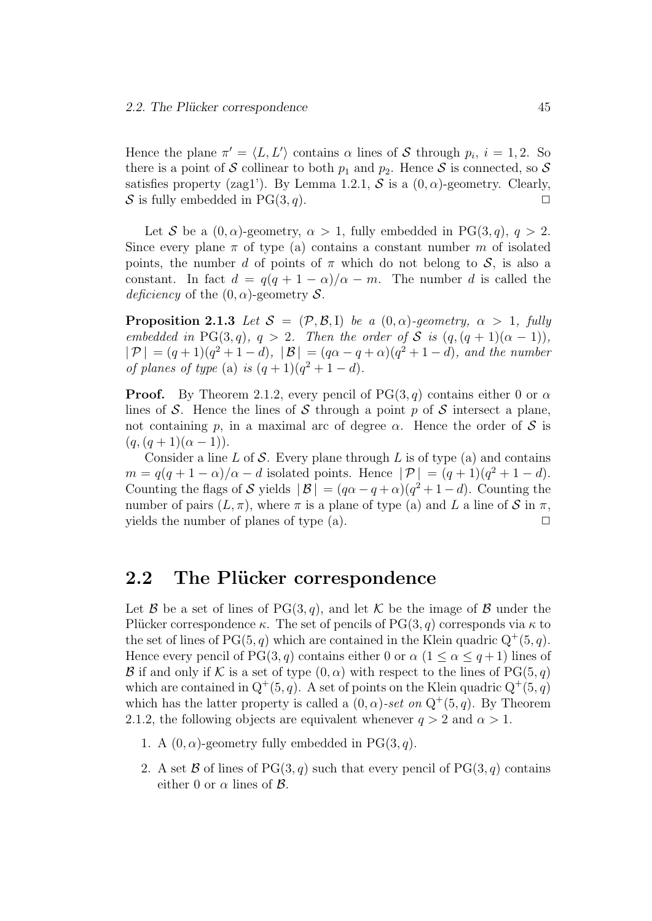Hence the plane $\pi' = \langle L, L' \rangle$ contains $\alpha$ lines of $\mathcal{S}$ through $p_i$, $i = 1, 2$. So there is a point of $\mathcal{S}$ collinear to both $p_1$ and $p_2$. Hence $\mathcal{S}$ is connected, so $\mathcal{S}$ satisfies property (zag1'). By Lemma 1.2.1, $\mathcal{S}$ is a $(0, \alpha)$-geometry. Clearly, $\mathcal{S}$ is fully embedded in $\mathrm{PG}(3, q)$. $\square$

Let $\mathcal{S}$ be a $(0, \alpha)$-geometry, $\alpha > 1$, fully embedded in $\mathrm{PG}(3, q)$, $q > 2$. Since every plane $\pi$ of type (a) contains a constant number $m$ of isolated points, the number $d$ of points of $\pi$ which do not belong to $\mathcal{S}$, is also a constant. In fact $d = q(q + 1 - \alpha)/\alpha - m$. The number $d$ is called the *deficiency* of the $(0, \alpha)$-geometry $\mathcal{S}$.

**Proposition 2.1.3** *Let $\mathcal{S} = (\mathcal{P}, \mathcal{B}, \mathrm{I})$ be a $(0, \alpha)$-geometry, $\alpha > 1$, fully embedded in $\mathrm{PG}(3, q)$, $q > 2$. Then the order of $\mathcal{S}$ is $(q, (q + 1)(\alpha - 1))$, $|\mathcal{P}| = (q + 1)(q^2 + 1 - d)$, $|\mathcal{B}| = (q\alpha - q + \alpha)(q^2 + 1 - d)$, and the number of planes of type* (a) *is $(q + 1)(q^2 + 1 - d)$.*

**Proof.** By Theorem 2.1.2, every pencil of $\mathrm{PG}(3, q)$ contains either 0 or $\alpha$ lines of $\mathcal{S}$. Hence the lines of $\mathcal{S}$ through a point $p$ of $\mathcal{S}$ intersect a plane, not containing $p$, in a maximal arc of degree $\alpha$. Hence the order of $\mathcal{S}$ is $(q, (q + 1)(\alpha - 1))$.

Consider a line $L$ of $\mathcal{S}$. Every plane through $L$ is of type (a) and contains $m = q(q + 1 - \alpha)/\alpha - d$ isolated points. Hence $|\mathcal{P}| = (q + 1)(q^2 + 1 - d)$. Counting the flags of $\mathcal{S}$ yields $|\mathcal{B}| = (q\alpha - q + \alpha)(q^2 + 1 - d)$. Counting the number of pairs $(L, \pi)$, where $\pi$ is a plane of type (a) and $L$ a line of $\mathcal{S}$ in $\pi$, yields the number of planes of type (a). $\square$

## 2.2 The Plücker correspondence

Let $\mathcal{B}$ be a set of lines of $\mathrm{PG}(3, q)$, and let $\mathcal{K}$ be the image of $\mathcal{B}$ under the Plücker correspondence $\kappa$. The set of pencils of $\mathrm{PG}(3, q)$ corresponds via $\kappa$ to the set of lines of $\mathrm{PG}(5, q)$ which are contained in the Klein quadric $\mathrm{Q}^+(5, q)$. Hence every pencil of $\mathrm{PG}(3, q)$ contains either 0 or $\alpha$ $(1 \le \alpha \le q + 1)$ lines of $\mathcal{B}$ if and only if $\mathcal{K}$ is a set of type $(0, \alpha)$ with respect to the lines of $\mathrm{PG}(5, q)$ which are contained in $\mathrm{Q}^+(5, q)$. A set of points on the Klein quadric $\mathrm{Q}^+(5, q)$ which has the latter property is called a $(0, \alpha)$*-set on* $\mathrm{Q}^+(5, q)$. By Theorem 2.1.2, the following objects are equivalent whenever $q > 2$ and $\alpha > 1$.

1. A $(0, \alpha)$-geometry fully embedded in $\mathrm{PG}(3, q)$.
2. A set $\mathcal{B}$ of lines of $\mathrm{PG}(3, q)$ such that every pencil of $\mathrm{PG}(3, q)$ contains either 0 or $\alpha$ lines of $\mathcal{B}$.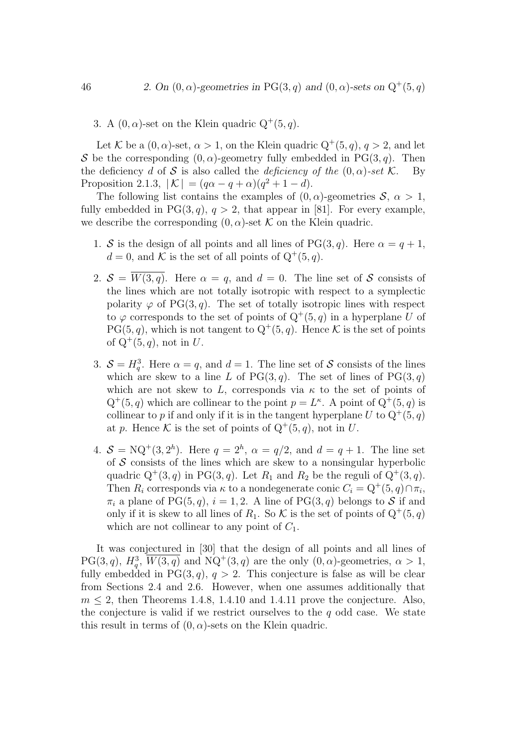3. A $(0,\alpha)$-set on the Klein quadric $\mathrm{Q}^+(5,q)$.

Let $\mathcal{K}$ be a $(0,\alpha)$-set, $\alpha > 1$, on the Klein quadric $\mathrm{Q}^+(5,q)$, $q > 2$, and let $\mathcal{S}$ be the corresponding $(0,\alpha)$-geometry fully embedded in $\mathrm{PG}(3,q)$. Then the deficiency $d$ of $\mathcal{S}$ is also called the *deficiency of the* $(0,\alpha)$*-set* $\mathcal{K}$. By Proposition 2.1.3, $|\mathcal{K}| = (q\alpha - q + \alpha)(q^2 + 1 - d)$.

The following list contains the examples of $(0,\alpha)$-geometries $\mathcal{S}$, $\alpha > 1$, fully embedded in $\mathrm{PG}(3,q)$, $q > 2$, that appear in [81]. For every example, we describe the corresponding $(0,\alpha)$-set $\mathcal{K}$ on the Klein quadric.

1. $\mathcal{S}$ is the design of all points and all lines of $\mathrm{PG}(3,q)$. Here $\alpha = q+1$, $d = 0$, and $\mathcal{K}$ is the set of all points of $\mathrm{Q}^+(5,q)$.

2. $\mathcal{S} = \overline{W(3,q)}$. Here $\alpha = q$, and $d = 0$. The line set of $\mathcal{S}$ consists of the lines which are not totally isotropic with respect to a symplectic polarity $\varphi$ of $\mathrm{PG}(3,q)$. The set of totally isotropic lines with respect to $\varphi$ corresponds to the set of points of $\mathrm{Q}^+(5,q)$ in a hyperplane $U$ of $\mathrm{PG}(5,q)$, which is not tangent to $\mathrm{Q}^+(5,q)$. Hence $\mathcal{K}$ is the set of points of $\mathrm{Q}^+(5,q)$, not in $U$.

3. $\mathcal{S} = H_q^3$. Here $\alpha = q$, and $d = 1$. The line set of $\mathcal{S}$ consists of the lines which are skew to a line $L$ of $\mathrm{PG}(3,q)$. The set of lines of $\mathrm{PG}(3,q)$ which are not skew to $L$, corresponds via $\kappa$ to the set of points of $\mathrm{Q}^+(5,q)$ which are collinear to the point $p = L^\kappa$. A point of $\mathrm{Q}^+(5,q)$ is collinear to $p$ if and only if it is in the tangent hyperplane $U$ to $\mathrm{Q}^+(5,q)$ at $p$. Hence $\mathcal{K}$ is the set of points of $\mathrm{Q}^+(5,q)$, not in $U$.

4. $\mathcal{S} = \mathrm{NQ}^+(3,2^h)$. Here $q = 2^h$, $\alpha = q/2$, and $d = q+1$. The line set of $\mathcal{S}$ consists of the lines which are skew to a nonsingular hyperbolic quadric $\mathrm{Q}^+(3,q)$ in $\mathrm{PG}(3,q)$. Let $R_1$ and $R_2$ be the reguli of $\mathrm{Q}^+(3,q)$. Then $R_i$ corresponds via $\kappa$ to a nondegenerate conic $C_i = \mathrm{Q}^+(5,q) \cap \pi_i$, $\pi_i$ a plane of $\mathrm{PG}(5,q)$, $i = 1,2$. A line of $\mathrm{PG}(3,q)$ belongs to $\mathcal{S}$ if and only if it is skew to all lines of $R_1$. So $\mathcal{K}$ is the set of points of $\mathrm{Q}^+(5,q)$ which are not collinear to any point of $C_1$.

It was conjectured in [30] that the design of all points and all lines of $\mathrm{PG}(3,q)$, $H_q^3$, $\overline{W(3,q)}$ and $\mathrm{NQ}^+(3,q)$ are the only $(0,\alpha)$-geometries, $\alpha > 1$, fully embedded in $\mathrm{PG}(3,q)$, $q > 2$. This conjecture is false as will be clear from Sections 2.4 and 2.6. However, when one assumes additionally that $m \leq 2$, then Theorems 1.4.8, 1.4.10 and 1.4.11 prove the conjecture. Also, the conjecture is valid if we restrict ourselves to the $q$ odd case. We state this result in terms of $(0,\alpha)$-sets on the Klein quadric.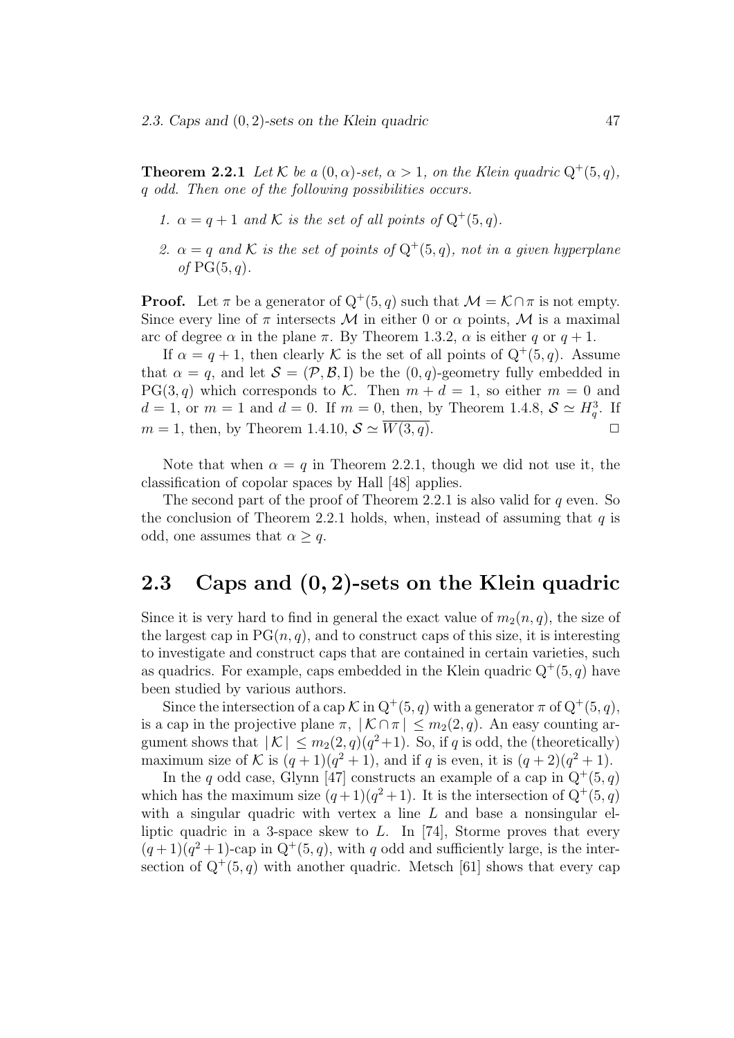**Theorem 2.2.1** *Let $\mathcal{K}$ be a $(0, \alpha)$-set, $\alpha > 1$, on the Klein quadric $\mathrm{Q}^+(5, q)$, $q$ odd. Then one of the following possibilities occurs.*

1. *$\alpha = q + 1$ and $\mathcal{K}$ is the set of all points of $\mathrm{Q}^+(5, q)$.*
2. *$\alpha = q$ and $\mathcal{K}$ is the set of points of $\mathrm{Q}^+(5, q)$, not in a given hyperplane of $\mathrm{PG}(5, q)$.*

**Proof.** Let $\pi$ be a generator of $\mathrm{Q}^+(5, q)$ such that $\mathcal{M} = \mathcal{K} \cap \pi$ is not empty. Since every line of $\pi$ intersects $\mathcal{M}$ in either 0 or $\alpha$ points, $\mathcal{M}$ is a maximal arc of degree $\alpha$ in the plane $\pi$. By Theorem 1.3.2, $\alpha$ is either $q$ or $q + 1$.

If $\alpha = q + 1$, then clearly $\mathcal{K}$ is the set of all points of $\mathrm{Q}^+(5, q)$. Assume that $\alpha = q$, and let $\mathcal{S} = (\mathcal{P}, \mathcal{B}, \mathrm{I})$ be the $(0, q)$-geometry fully embedded in $\mathrm{PG}(3, q)$ which corresponds to $\mathcal{K}$. Then $m + d = 1$, so either $m = 0$ and $d = 1$, or $m = 1$ and $d = 0$. If $m = 0$, then, by Theorem 1.4.8, $\mathcal{S} \simeq H_q^3$. If $m = 1$, then, by Theorem 1.4.10, $\mathcal{S} \simeq \overline{W(3, q)}$. $\square$

Note that when $\alpha = q$ in Theorem 2.2.1, though we did not use it, the classification of copolar spaces by Hall [48] applies.

The second part of the proof of Theorem 2.2.1 is also valid for $q$ even. So the conclusion of Theorem 2.2.1 holds, when, instead of assuming that $q$ is odd, one assumes that $\alpha \geq q$.

## 2.3 Caps and $(0, 2)$-sets on the Klein quadric

Since it is very hard to find in general the exact value of $m_2(n, q)$, the size of the largest cap in $\mathrm{PG}(n, q)$, and to construct caps of this size, it is interesting to investigate and construct caps that are contained in certain varieties, such as quadrics. For example, caps embedded in the Klein quadric $\mathrm{Q}^+(5, q)$ have been studied by various authors.

Since the intersection of a cap $\mathcal{K}$ in $\mathrm{Q}^+(5, q)$ with a generator $\pi$ of $\mathrm{Q}^+(5, q)$, is a cap in the projective plane $\pi$, $|\mathcal{K} \cap \pi| \leq m_2(2, q)$. An easy counting argument shows that $|\mathcal{K}| \leq m_2(2, q)(q^2+1)$. So, if $q$ is odd, the (theoretically) maximum size of $\mathcal{K}$ is $(q + 1)(q^2 + 1)$, and if $q$ is even, it is $(q + 2)(q^2 + 1)$.

In the $q$ odd case, Glynn [47] constructs an example of a cap in $\mathrm{Q}^+(5, q)$ which has the maximum size $(q + 1)(q^2 + 1)$. It is the intersection of $\mathrm{Q}^+(5, q)$ with a singular quadric with vertex a line $L$ and base a nonsingular elliptic quadric in a 3-space skew to $L$. In [74], Storme proves that every $(q + 1)(q^2 + 1)$-cap in $\mathrm{Q}^+(5, q)$, with $q$ odd and sufficiently large, is the intersection of $\mathrm{Q}^+(5, q)$ with another quadric. Metsch [61] shows that every cap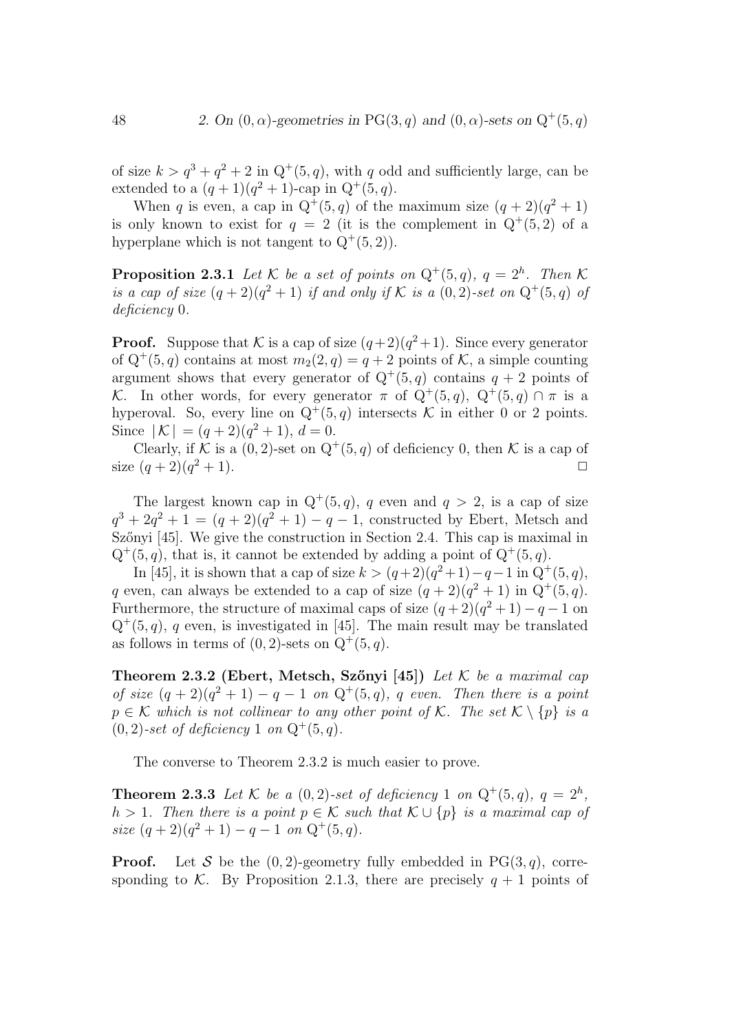of size $k > q^3 + q^2 + 2$ in $\mathrm{Q}^+(5, q)$, with $q$ odd and sufficiently large, can be extended to a $(q+1)(q^2+1)$-cap in $\mathrm{Q}^+(5, q)$.

When $q$ is even, a cap in $\mathrm{Q}^+(5, q)$ of the maximum size $(q+2)(q^2+1)$ is only known to exist for $q = 2$ (it is the complement in $\mathrm{Q}^+(5, 2)$ of a hyperplane which is not tangent to $\mathrm{Q}^+(5, 2)$).

**Proposition 2.3.1** *Let $\mathcal{K}$ be a set of points on $\mathrm{Q}^+(5, q)$, $q = 2^h$. Then $\mathcal{K}$ is a cap of size $(q+2)(q^2+1)$ if and only if $\mathcal{K}$ is a $(0, 2)$-set on $\mathrm{Q}^+(5, q)$ of deficiency 0.*

**Proof.** Suppose that $\mathcal{K}$ is a cap of size $(q+2)(q^2+1)$. Since every generator of $\mathrm{Q}^+(5, q)$ contains at most $m_2(2, q) = q + 2$ points of $\mathcal{K}$, a simple counting argument shows that every generator of $\mathrm{Q}^+(5, q)$ contains $q + 2$ points of $\mathcal{K}$. In other words, for every generator $\pi$ of $\mathrm{Q}^+(5, q)$, $\mathrm{Q}^+(5, q) \cap \pi$ is a hyperoval. So, every line on $\mathrm{Q}^+(5, q)$ intersects $\mathcal{K}$ in either 0 or 2 points. Since $|\mathcal{K}| = (q+2)(q^2+1)$, $d = 0$.

Clearly, if $\mathcal{K}$ is a $(0, 2)$-set on $\mathrm{Q}^+(5, q)$ of deficiency 0, then $\mathcal{K}$ is a cap of size $(q+2)(q^2+1)$. $\square$

The largest known cap in $\mathrm{Q}^+(5, q)$, $q$ even and $q > 2$, is a cap of size $q^3 + 2q^2 + 1 = (q+2)(q^2+1) - q - 1$, constructed by Ebert, Metsch and Szőnyi [45]. We give the construction in Section 2.4. This cap is maximal in $\mathrm{Q}^+(5, q)$, that is, it cannot be extended by adding a point of $\mathrm{Q}^+(5, q)$.

In [45], it is shown that a cap of size $k > (q+2)(q^2+1) - q - 1$ in $\mathrm{Q}^+(5, q)$, $q$ even, can always be extended to a cap of size $(q+2)(q^2+1)$ in $\mathrm{Q}^+(5, q)$. Furthermore, the structure of maximal caps of size $(q+2)(q^2+1) - q - 1$ on $\mathrm{Q}^+(5, q)$, $q$ even, is investigated in [45]. The main result may be translated as follows in terms of $(0, 2)$-sets on $\mathrm{Q}^+(5, q)$.

**Theorem 2.3.2 (Ebert, Metsch, Szőnyi [45])** *Let $\mathcal{K}$ be a maximal cap of size $(q+2)(q^2+1) - q - 1$ on $\mathrm{Q}^+(5, q)$, $q$ even. Then there is a point $p \in \mathcal{K}$ which is not collinear to any other point of $\mathcal{K}$. The set $\mathcal{K} \setminus \{p\}$ is a $(0, 2)$-set of deficiency 1 on $\mathrm{Q}^+(5, q)$.*

The converse to Theorem 2.3.2 is much easier to prove.

**Theorem 2.3.3** *Let $\mathcal{K}$ be a $(0, 2)$-set of deficiency 1 on $\mathrm{Q}^+(5, q)$, $q = 2^h$, $h > 1$. Then there is a point $p \in \mathcal{K}$ such that $\mathcal{K} \cup \{p\}$ is a maximal cap of size $(q+2)(q^2+1) - q - 1$ on $\mathrm{Q}^+(5, q)$.*

**Proof.** Let $\mathcal{S}$ be the $(0, 2)$-geometry fully embedded in $\mathrm{PG}(3, q)$, corresponding to $\mathcal{K}$. By Proposition 2.1.3, there are precisely $q + 1$ points of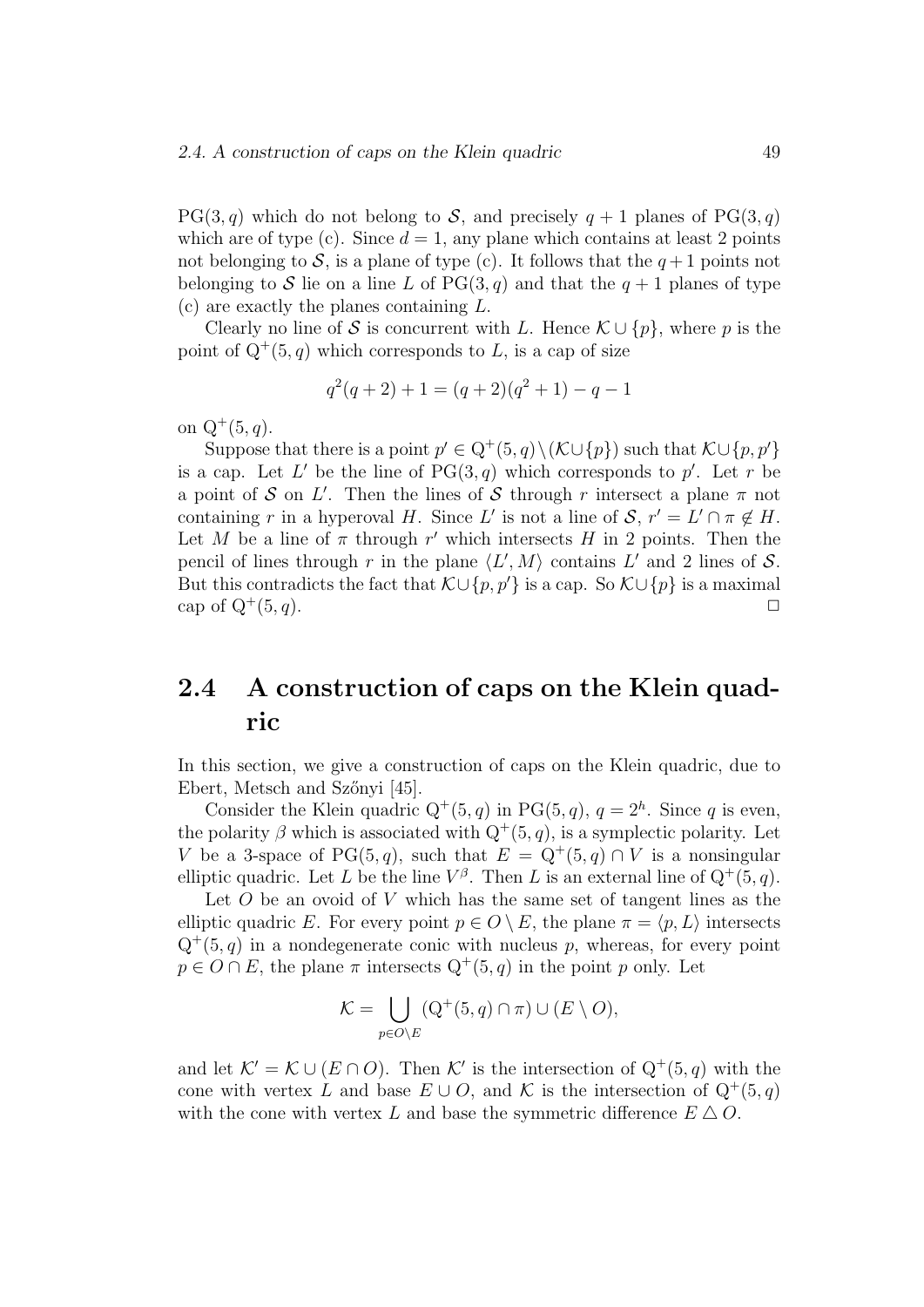$\mathrm{PG}(3, q)$ which do not belong to $\mathcal{S}$, and precisely $q+1$ planes of $\mathrm{PG}(3, q)$ which are of type (c). Since $d = 1$, any plane which contains at least 2 points not belonging to $\mathcal{S}$, is a plane of type (c). It follows that the $q+1$ points not belonging to $\mathcal{S}$ lie on a line $L$ of $\mathrm{PG}(3, q)$ and that the $q+1$ planes of type (c) are exactly the planes containing $L$.

Clearly no line of $\mathcal{S}$ is concurrent with $L$. Hence $\mathcal{K} \cup \{p\}$, where $p$ is the point of $\mathrm{Q}^+(5, q)$ which corresponds to $L$, is a cap of size

$$q^2(q+2) + 1 = (q+2)(q^2+1) - q - 1$$

on $\mathrm{Q}^+(5, q)$.

Suppose that there is a point $p' \in \mathrm{Q}^+(5, q) \setminus (\mathcal{K} \cup \{p\})$ such that $\mathcal{K} \cup \{p, p'\}$ is a cap. Let $L'$ be the line of $\mathrm{PG}(3, q)$ which corresponds to $p'$. Let $r$ be a point of $\mathcal{S}$ on $L'$. Then the lines of $\mathcal{S}$ through $r$ intersect a plane $\pi$ not containing $r$ in a hyperoval $H$. Since $L'$ is not a line of $\mathcal{S}$, $r' = L' \cap \pi \notin H$. Let $M$ be a line of $\pi$ through $r'$ which intersects $H$ in 2 points. Then the pencil of lines through $r$ in the plane $\langle L', M \rangle$ contains $L'$ and 2 lines of $\mathcal{S}$. But this contradicts the fact that $\mathcal{K} \cup \{p, p'\}$ is a cap. So $\mathcal{K} \cup \{p\}$ is a maximal cap of $\mathrm{Q}^+(5, q)$. $\square$

## 2.4 A construction of caps on the Klein quadric

In this section, we give a construction of caps on the Klein quadric, due to Ebert, Metsch and Szőnyi [45].

Consider the Klein quadric $\mathrm{Q}^+(5, q)$ in $\mathrm{PG}(5, q)$, $q = 2^h$. Since $q$ is even, the polarity $\beta$ which is associated with $\mathrm{Q}^+(5, q)$, is a symplectic polarity. Let $V$ be a 3-space of $\mathrm{PG}(5, q)$, such that $E = \mathrm{Q}^+(5, q) \cap V$ is a nonsingular elliptic quadric. Let $L$ be the line $V^\beta$. Then $L$ is an external line of $\mathrm{Q}^+(5, q)$.

Let $O$ be an ovoid of $V$ which has the same set of tangent lines as the elliptic quadric $E$. For every point $p \in O \setminus E$, the plane $\pi = \langle p, L \rangle$ intersects $\mathrm{Q}^+(5, q)$ in a nondegenerate conic with nucleus $p$, whereas, for every point $p \in O \cap E$, the plane $\pi$ intersects $\mathrm{Q}^+(5, q)$ in the point $p$ only. Let

$$\mathcal{K} = \bigcup_{p \in O \setminus E} (\mathrm{Q}^+(5, q) \cap \pi) \cup (E \setminus O),$$

and let $\mathcal{K}' = \mathcal{K} \cup (E \cap O)$. Then $\mathcal{K}'$ is the intersection of $\mathrm{Q}^+(5, q)$ with the cone with vertex $L$ and base $E \cup O$, and $\mathcal{K}$ is the intersection of $\mathrm{Q}^+(5, q)$ with the cone with vertex $L$ and base the symmetric difference $E \triangle O$.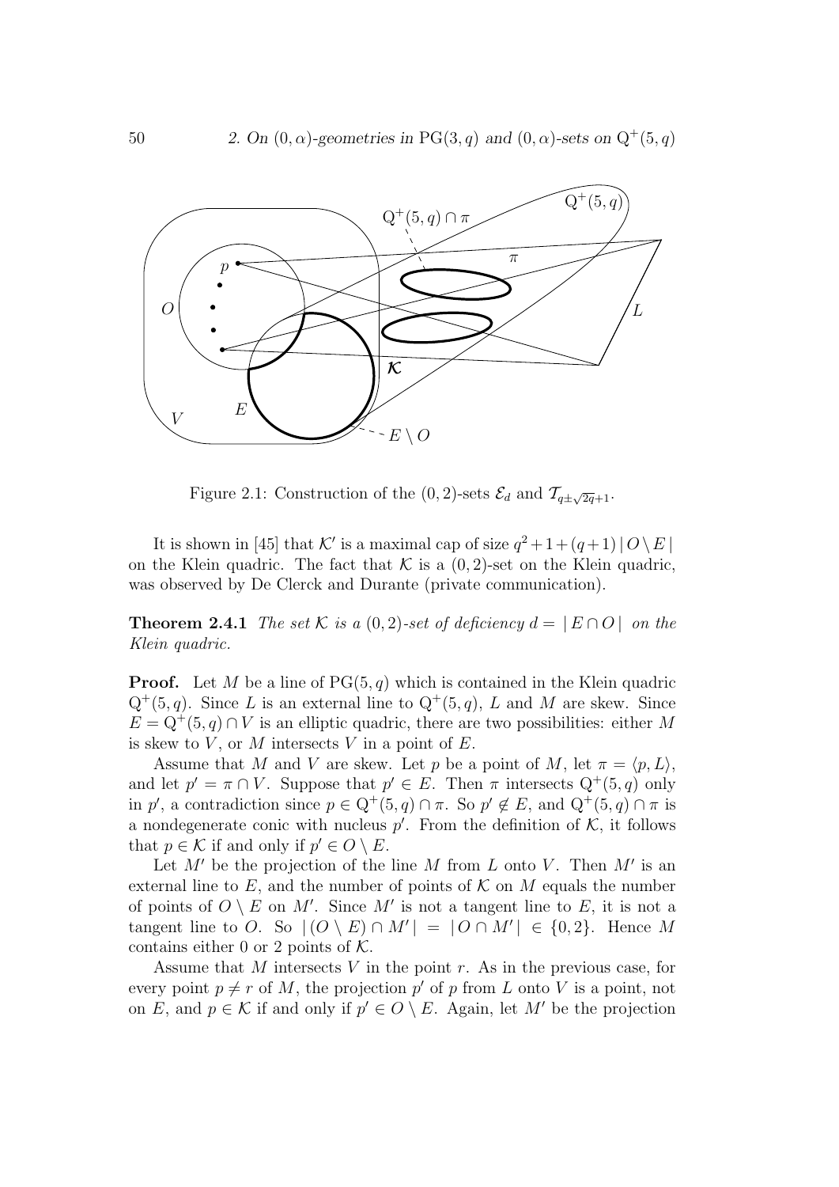Figure 2.1: Construction of the $(0,2)$-sets $\mathcal{E}_d$ and $\mathcal{T}_{q\pm\sqrt{2q}+1}$.

It is shown in [45] that $\mathcal{K}'$ is a maximal cap of size $q^2+1+(q+1)\,|\,O\setminus E\,|$ on the Klein quadric. The fact that $\mathcal{K}$ is a $(0,2)$-set on the Klein quadric, was observed by De Clerck and Durante (private communication).

**Theorem 2.4.1** *The set $\mathcal{K}$ is a $(0,2)$-set of deficiency $d = |\,E\cap O\,|$ on the Klein quadric.*

**Proof.** Let $M$ be a line of $\mathrm{PG}(5,q)$ which is contained in the Klein quadric $\mathrm{Q}^+(5,q)$. Since $L$ is an external line to $\mathrm{Q}^+(5,q)$, $L$ and $M$ are skew. Since $E = \mathrm{Q}^+(5,q)\cap V$ is an elliptic quadric, there are two possibilities: either $M$ is skew to $V$, or $M$ intersects $V$ in a point of $E$.

Assume that $M$ and $V$ are skew. Let $p$ be a point of $M$, let $\pi = \langle p, L\rangle$, and let $p' = \pi \cap V$. Suppose that $p' \in E$. Then $\pi$ intersects $\mathrm{Q}^+(5,q)$ only in $p'$, a contradiction since $p \in \mathrm{Q}^+(5,q)\cap\pi$. So $p' \notin E$, and $\mathrm{Q}^+(5,q)\cap\pi$ is a nondegenerate conic with nucleus $p'$. From the definition of $\mathcal{K}$, it follows that $p \in \mathcal{K}$ if and only if $p' \in O\setminus E$.

Let $M'$ be the projection of the line $M$ from $L$ onto $V$. Then $M'$ is an external line to $E$, and the number of points of $\mathcal{K}$ on $M$ equals the number of points of $O\setminus E$ on $M'$. Since $M'$ is not a tangent line to $E$, it is not a tangent line to $O$. So $|\,(O\setminus E)\cap M'\,| = |\,O\cap M'\,| \in \{0,2\}$. Hence $M$ contains either 0 or 2 points of $\mathcal{K}$.

Assume that $M$ intersects $V$ in the point $r$. As in the previous case, for every point $p \neq r$ of $M$, the projection $p'$ of $p$ from $L$ onto $V$ is a point, not on $E$, and $p \in \mathcal{K}$ if and only if $p' \in O\setminus E$. Again, let $M'$ be the projection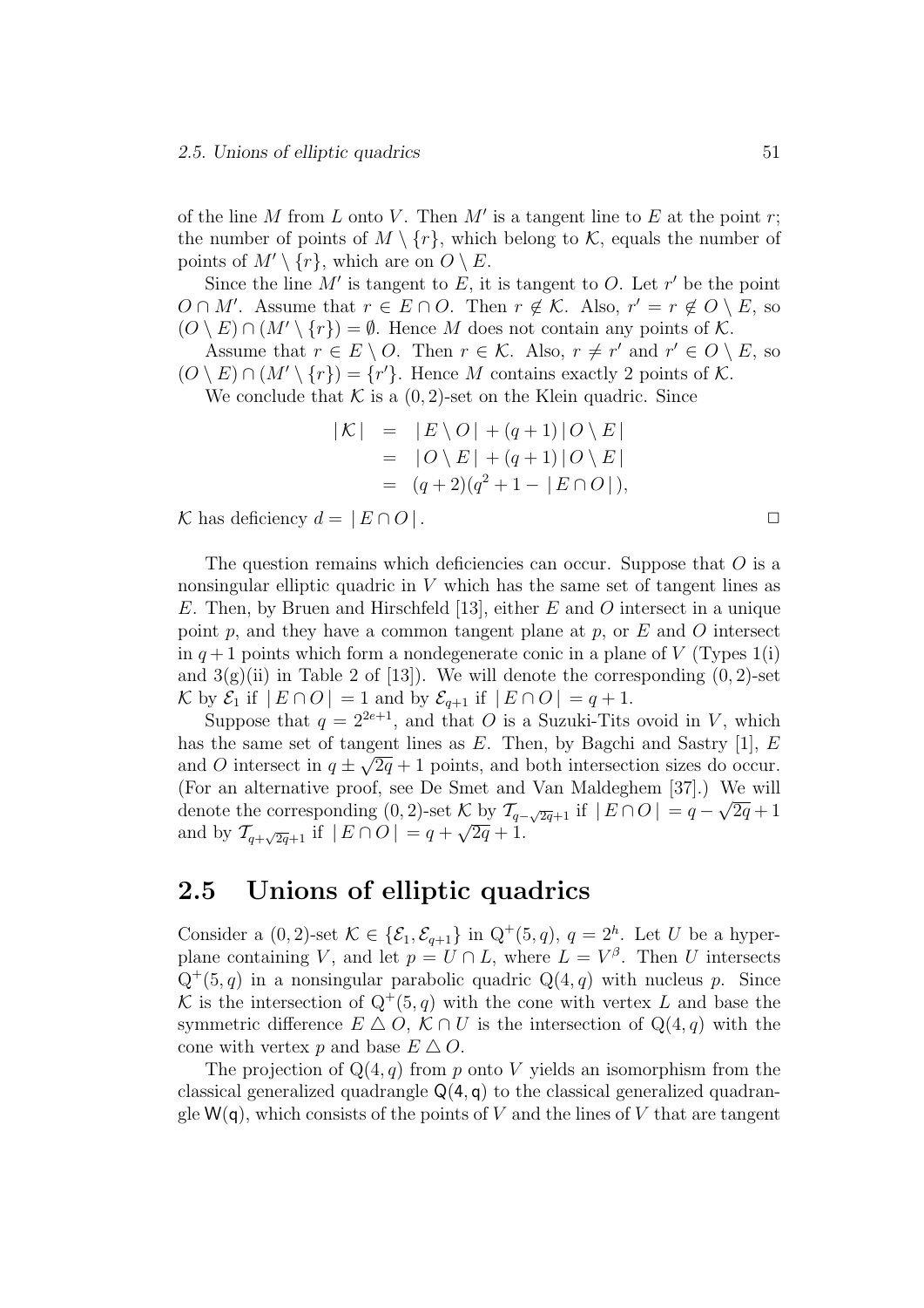of the line $M$ from $L$ onto $V$. Then $M'$ is a tangent line to $E$ at the point $r$; the number of points of $M \setminus \{r\}$, which belong to $\mathcal{K}$, equals the number of points of $M' \setminus \{r\}$, which are on $O \setminus E$.

Since the line $M'$ is tangent to $E$, it is tangent to $O$. Let $r'$ be the point $O \cap M'$. Assume that $r \in E \cap O$. Then $r \notin \mathcal{K}$. Also, $r' = r \notin O \setminus E$, so $(O \setminus E) \cap (M' \setminus \{r\}) = \emptyset$. Hence $M$ does not contain any points of $\mathcal{K}$.

Assume that $r \in E \setminus O$. Then $r \in \mathcal{K}$. Also, $r \neq r'$ and $r' \in O \setminus E$, so $(O \setminus E) \cap (M' \setminus \{r\}) = \{r'\}$. Hence $M$ contains exactly 2 points of $\mathcal{K}$.

We conclude that $\mathcal{K}$ is a $(0, 2)$-set on the Klein quadric. Since

$$
\begin{aligned}
|\mathcal{K}| &= |E \setminus O| + (q+1)|O \setminus E| \\
&= |O \setminus E| + (q+1)|O \setminus E| \\
&= (q+2)(q^2 + 1 - |E \cap O|),
\end{aligned}
$$

$\mathcal{K}$ has deficiency $d = |E \cap O|$. $\square$

The question remains which deficiencies can occur. Suppose that $O$ is a nonsingular elliptic quadric in $V$ which has the same set of tangent lines as $E$. Then, by Bruen and Hirschfeld [13], either $E$ and $O$ intersect in a unique point $p$, and they have a common tangent plane at $p$, or $E$ and $O$ intersect in $q+1$ points which form a nondegenerate conic in a plane of $V$ (Types 1(i) and 3(g)(ii) in Table 2 of [13]). We will denote the corresponding $(0, 2)$-set $\mathcal{K}$ by $\mathcal{E}_1$ if $|E \cap O| = 1$ and by $\mathcal{E}_{q+1}$ if $|E \cap O| = q + 1$.

Suppose that $q = 2^{2e+1}$, and that $O$ is a Suzuki-Tits ovoid in $V$, which has the same set of tangent lines as $E$. Then, by Bagchi and Sastry [1], $E$ and $O$ intersect in $q \pm \sqrt{2q} + 1$ points, and both intersection sizes do occur. (For an alternative proof, see De Smet and Van Maldeghem [37].) We will denote the corresponding $(0, 2)$-set $\mathcal{K}$ by $\mathcal{T}_{q-\sqrt{2q}+1}$ if $|E \cap O| = q - \sqrt{2q} + 1$ and by $\mathcal{T}_{q+\sqrt{2q}+1}$ if $|E \cap O| = q + \sqrt{2q} + 1$.

## 2.5 Unions of elliptic quadrics

Consider a $(0, 2)$-set $\mathcal{K} \in \{\mathcal{E}_1, \mathcal{E}_{q+1}\}$ in $\mathrm{Q}^+(5, q)$, $q = 2^h$. Let $U$ be a hyperplane containing $V$, and let $p = U \cap L$, where $L = V^\beta$. Then $U$ intersects $\mathrm{Q}^+(5, q)$ in a nonsingular parabolic quadric $\mathrm{Q}(4, q)$ with nucleus $p$. Since $\mathcal{K}$ is the intersection of $\mathrm{Q}^+(5, q)$ with the cone with vertex $L$ and base the symmetric difference $E \bigtriangleup O$, $\mathcal{K} \cap U$ is the intersection of $\mathrm{Q}(4, q)$ with the cone with vertex $p$ and base $E \bigtriangleup O$.

The projection of $\mathrm{Q}(4, q)$ from $p$ onto $V$ yields an isomorphism from the classical generalized quadrangle $\mathsf{Q}(4, q)$ to the classical generalized quadrangle $\mathsf{W}(q)$, which consists of the points of $V$ and the lines of $V$ that are tangent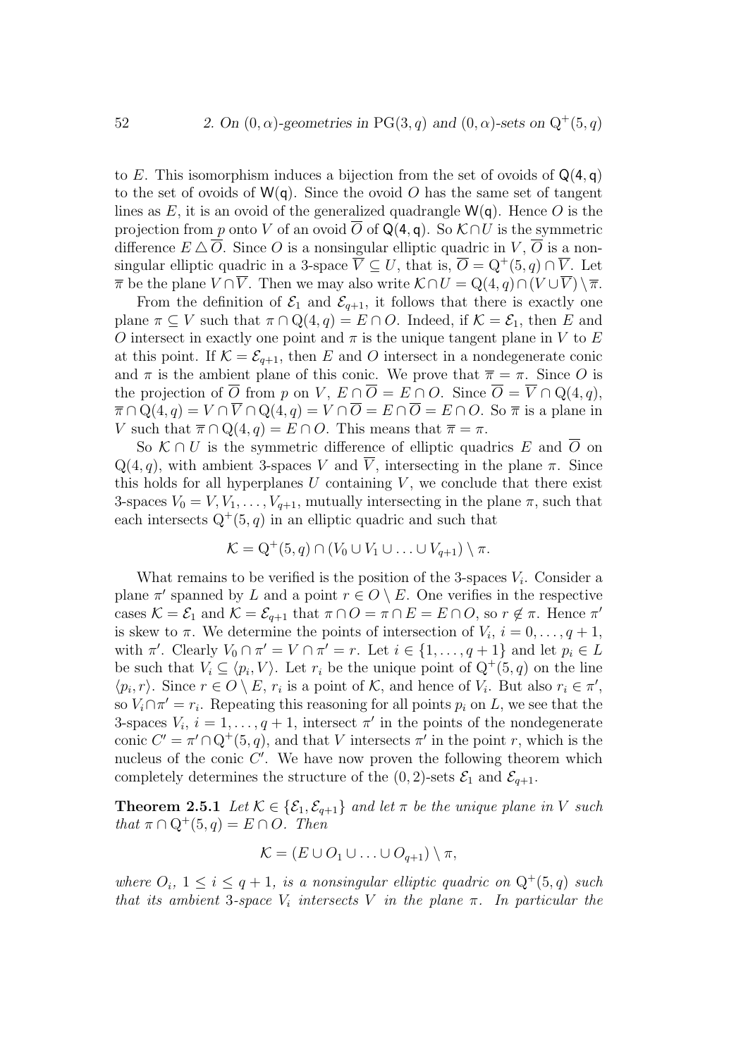to $E$. This isomorphism induces a bijection from the set of ovoids of $\mathsf{Q}(4,q)$ to the set of ovoids of $\mathsf{W}(q)$. Since the ovoid $O$ has the same set of tangent lines as $E$, it is an ovoid of the generalized quadrangle $\mathsf{W}(q)$. Hence $O$ is the projection from $p$ onto $V$ of an ovoid $\overline{O}$ of $\mathsf{Q}(4,q)$. So $\mathcal{K} \cap U$ is the symmetric difference $E \triangle \overline{O}$. Since $O$ is a nonsingular elliptic quadric in $V$, $\overline{O}$ is a nonsingular elliptic quadric in a 3-space $\overline{V} \subseteq U$, that is, $\overline{O} = \mathrm{Q}^+(5,q) \cap \overline{V}$. Let $\overline{\pi}$ be the plane $V \cap \overline{V}$. Then we may also write $\mathcal{K} \cap U = \mathrm{Q}(4,q) \cap (V \cup \overline{V}) \setminus \overline{\pi}$.

From the definition of $\mathcal{E}_1$ and $\mathcal{E}_{q+1}$, it follows that there is exactly one plane $\pi \subseteq V$ such that $\pi \cap \mathrm{Q}(4,q) = E \cap O$. Indeed, if $\mathcal{K} = \mathcal{E}_1$, then $E$ and $O$ intersect in exactly one point and $\pi$ is the unique tangent plane in $V$ to $E$ at this point. If $\mathcal{K} = \mathcal{E}_{q+1}$, then $E$ and $O$ intersect in a nondegenerate conic and $\pi$ is the ambient plane of this conic. We prove that $\overline{\pi} = \pi$. Since $O$ is the projection of $\overline{O}$ from $p$ on $V$, $E \cap \overline{O} = E \cap O$. Since $\overline{O} = \overline{V} \cap \mathrm{Q}(4,q)$, $\overline{\pi} \cap \mathrm{Q}(4,q) = V \cap \overline{V} \cap \mathrm{Q}(4,q) = V \cap \overline{O} = E \cap \overline{O} = E \cap O$. So $\overline{\pi}$ is a plane in $V$ such that $\overline{\pi} \cap \mathrm{Q}(4,q) = E \cap O$. This means that $\overline{\pi} = \pi$.

So $\mathcal{K} \cap U$ is the symmetric difference of elliptic quadrics $E$ and $\overline{O}$ on $\mathrm{Q}(4,q)$, with ambient 3-spaces $V$ and $\overline{V}$, intersecting in the plane $\pi$. Since this holds for all hyperplanes $U$ containing $V$, we conclude that there exist 3-spaces $V_0 = V, V_1, \ldots, V_{q+1}$, mutually intersecting in the plane $\pi$, such that each intersects $\mathrm{Q}^+(5,q)$ in an elliptic quadric and such that

$$\mathcal{K} = \mathrm{Q}^+(5,q) \cap (V_0 \cup V_1 \cup \ldots \cup V_{q+1}) \setminus \pi.$$

What remains to be verified is the position of the 3-spaces $V_i$. Consider a plane $\pi'$ spanned by $L$ and a point $r \in O \setminus E$. One verifies in the respective cases $\mathcal{K} = \mathcal{E}_1$ and $\mathcal{K} = \mathcal{E}_{q+1}$ that $\pi \cap O = \pi \cap E = E \cap O$, so $r \notin \pi$. Hence $\pi'$ is skew to $\pi$. We determine the points of intersection of $V_i$, $i = 0, \ldots, q+1$, with $\pi'$. Clearly $V_0 \cap \pi' = V \cap \pi' = r$. Let $i \in \{1, \ldots, q+1\}$ and let $p_i \in L$ be such that $V_i \subseteq \langle p_i, V \rangle$. Let $r_i$ be the unique point of $\mathrm{Q}^+(5,q)$ on the line $\langle p_i, r \rangle$. Since $r \in O \setminus E$, $r_i$ is a point of $\mathcal{K}$, and hence of $V_i$. But also $r_i \in \pi'$, so $V_i \cap \pi' = r_i$. Repeating this reasoning for all points $p_i$ on $L$, we see that the 3-spaces $V_i$, $i = 1, \ldots, q+1$, intersect $\pi'$ in the points of the nondegenerate conic $C' = \pi' \cap \mathrm{Q}^+(5,q)$, and that $V$ intersects $\pi'$ in the point $r$, which is the nucleus of the conic $C'$. We have now proven the following theorem which completely determines the structure of the $(0,2)$-sets $\mathcal{E}_1$ and $\mathcal{E}_{q+1}$.

**Theorem 2.5.1** *Let $\mathcal{K} \in \{\mathcal{E}_1, \mathcal{E}_{q+1}\}$ and let $\pi$ be the unique plane in $V$ such that $\pi \cap \mathrm{Q}^+(5,q) = E \cap O$. Then*

$$\mathcal{K} = (E \cup O_1 \cup \ldots \cup O_{q+1}) \setminus \pi,$$

*where $O_i$, $1 \leq i \leq q+1$, is a nonsingular elliptic quadric on $\mathrm{Q}^+(5,q)$ such that its ambient 3-space $V_i$ intersects $V$ in the plane $\pi$. In particular the*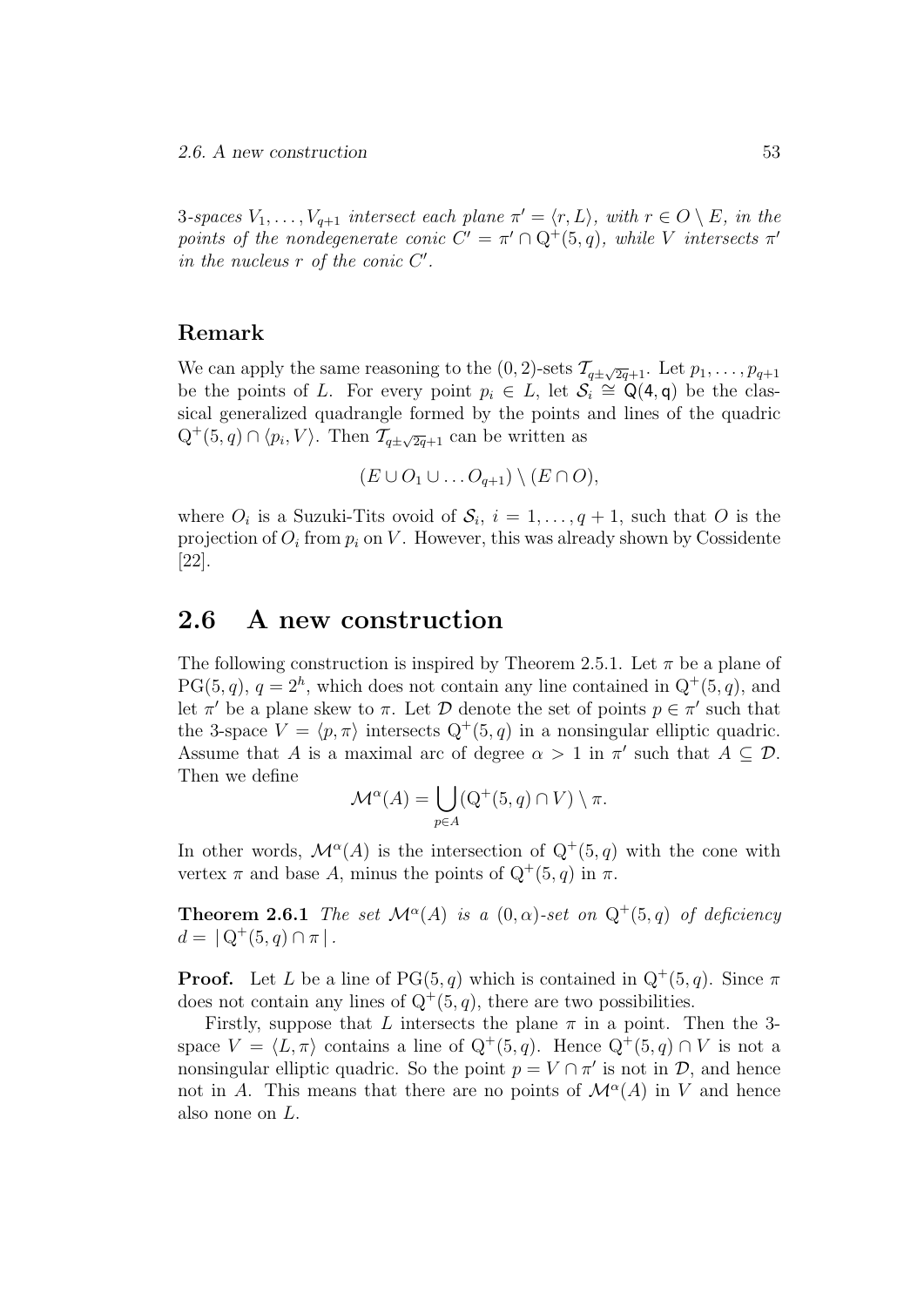*3-spaces $V_1, \ldots, V_{q+1}$ intersect each plane $\pi' = \langle r, L\rangle$, with $r \in O \setminus E$, in the points of the nondegenerate conic $C' = \pi' \cap \mathrm{Q}^+(5, q)$, while $V$ intersects $\pi'$ in the nucleus $r$ of the conic $C'$.*

### Remark

We can apply the same reasoning to the $(0, 2)$-sets $\mathcal{T}_{q\pm\sqrt{2q}+1}$. Let $p_1, \ldots, p_{q+1}$ be the points of $L$. For every point $p_i \in L$, let $\mathcal{S}_i \cong \mathsf{Q}(4, q)$ be the classical generalized quadrangle formed by the points and lines of the quadric $\mathrm{Q}^+(5, q) \cap \langle p_i, V\rangle$. Then $\mathcal{T}_{q\pm\sqrt{2q}+1}$ can be written as

$$(E \cup O_1 \cup \ldots O_{q+1}) \setminus (E \cap O),$$

where $O_i$ is a Suzuki-Tits ovoid of $\mathcal{S}_i$, $i = 1, \ldots, q + 1$, such that $O$ is the projection of $O_i$ from $p_i$ on $V$. However, this was already shown by Cossidente [22].

## 2.6 A new construction

The following construction is inspired by Theorem 2.5.1. Let $\pi$ be a plane of $\mathrm{PG}(5, q)$, $q = 2^h$, which does not contain any line contained in $\mathrm{Q}^+(5, q)$, and let $\pi'$ be a plane skew to $\pi$. Let $\mathcal{D}$ denote the set of points $p \in \pi'$ such that the 3-space $V = \langle p, \pi\rangle$ intersects $\mathrm{Q}^+(5, q)$ in a nonsingular elliptic quadric. Assume that $A$ is a maximal arc of degree $\alpha > 1$ in $\pi'$ such that $A \subseteq \mathcal{D}$. Then we define

$$\mathcal{M}^\alpha(A) = \bigcup_{p\in A} (\mathrm{Q}^+(5, q) \cap V) \setminus \pi.$$

In other words, $\mathcal{M}^\alpha(A)$ is the intersection of $\mathrm{Q}^+(5, q)$ with the cone with vertex $\pi$ and base $A$, minus the points of $\mathrm{Q}^+(5, q)$ in $\pi$.

**Theorem 2.6.1** *The set $\mathcal{M}^\alpha(A)$ is a $(0, \alpha)$-set on $\mathrm{Q}^+(5, q)$ of deficiency $d = |\,\mathrm{Q}^+(5, q) \cap \pi\,|$.*

**Proof.** Let $L$ be a line of $\mathrm{PG}(5, q)$ which is contained in $\mathrm{Q}^+(5, q)$. Since $\pi$ does not contain any lines of $\mathrm{Q}^+(5, q)$, there are two possibilities.

Firstly, suppose that $L$ intersects the plane $\pi$ in a point. Then the 3-space $V = \langle L, \pi\rangle$ contains a line of $\mathrm{Q}^+(5, q)$. Hence $\mathrm{Q}^+(5, q) \cap V$ is not a nonsingular elliptic quadric. So the point $p = V \cap \pi'$ is not in $\mathcal{D}$, and hence not in $A$. This means that there are no points of $\mathcal{M}^\alpha(A)$ in $V$ and hence also none on $L$.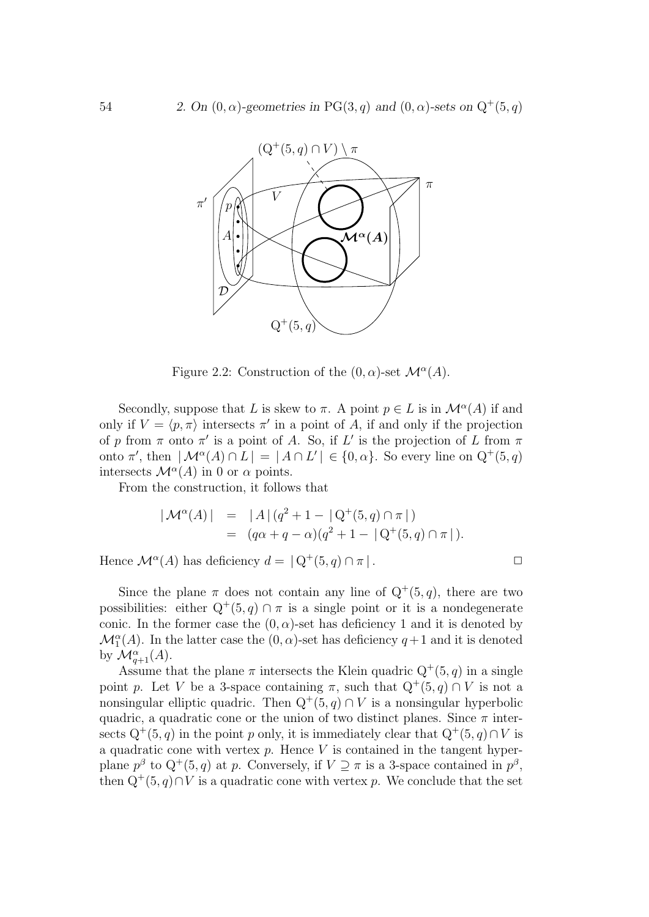Figure 2.2: Construction of the $(0, \alpha)$-set $\mathcal{M}^\alpha(A)$.

Secondly, suppose that $L$ is skew to $\pi$. A point $p \in L$ is in $\mathcal{M}^\alpha(A)$ if and only if $V = \langle p, \pi \rangle$ intersects $\pi'$ in a point of $A$, if and only if the projection of $p$ from $\pi$ onto $\pi'$ is a point of $A$. So, if $L'$ is the projection of $L$ from $\pi$ onto $\pi'$, then $|\mathcal{M}^\alpha(A) \cap L| = |A \cap L'| \in \{0, \alpha\}$. So every line on $\mathrm{Q}^+(5, q)$ intersects $\mathcal{M}^\alpha(A)$ in 0 or $\alpha$ points.

From the construction, it follows that

$$
\begin{aligned}
|\mathcal{M}^\alpha(A)| &= |A| (q^2 + 1 - |\mathrm{Q}^+(5, q) \cap \pi|) \\
&= (q\alpha + q - \alpha)(q^2 + 1 - |\mathrm{Q}^+(5, q) \cap \pi|).
\end{aligned}
$$

Hence $\mathcal{M}^\alpha(A)$ has deficiency $d = |\mathrm{Q}^+(5, q) \cap \pi|$. $\square$

Since the plane $\pi$ does not contain any line of $\mathrm{Q}^+(5, q)$, there are two possibilities: either $\mathrm{Q}^+(5, q) \cap \pi$ is a single point or it is a nondegenerate conic. In the former case the $(0, \alpha)$-set has deficiency 1 and it is denoted by $\mathcal{M}_1^\alpha(A)$. In the latter case the $(0, \alpha)$-set has deficiency $q+1$ and it is denoted by $\mathcal{M}_{q+1}^\alpha(A)$.

Assume that the plane $\pi$ intersects the Klein quadric $\mathrm{Q}^+(5, q)$ in a single point $p$. Let $V$ be a 3-space containing $\pi$, such that $\mathrm{Q}^+(5, q) \cap V$ is not a nonsingular elliptic quadric. Then $\mathrm{Q}^+(5, q) \cap V$ is a nonsingular hyperbolic quadric, a quadratic cone or the union of two distinct planes. Since $\pi$ intersects $\mathrm{Q}^+(5, q)$ in the point $p$ only, it is immediately clear that $\mathrm{Q}^+(5, q) \cap V$ is a quadratic cone with vertex $p$. Hence $V$ is contained in the tangent hyperplane $p^\beta$ to $\mathrm{Q}^+(5, q)$ at $p$. Conversely, if $V \supseteq \pi$ is a 3-space contained in $p^\beta$, then $\mathrm{Q}^+(5, q) \cap V$ is a quadratic cone with vertex $p$. We conclude that the set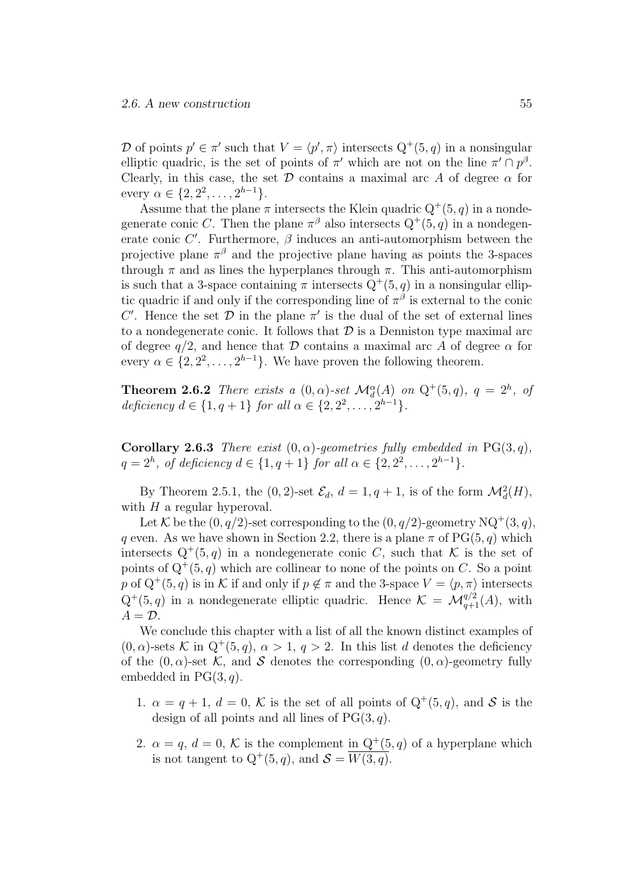$\mathcal{D}$ of points $p' \in \pi'$ such that $V = \langle p', \pi \rangle$ intersects $\mathrm{Q}^+(5, q)$ in a nonsingular elliptic quadric, is the set of points of $\pi'$ which are not on the line $\pi' \cap p^\beta$. Clearly, in this case, the set $\mathcal{D}$ contains a maximal arc $A$ of degree $\alpha$ for every $\alpha \in \{2, 2^2, \ldots, 2^{h-1}\}$.

Assume that the plane $\pi$ intersects the Klein quadric $\mathrm{Q}^+(5, q)$ in a nondegenerate conic $C$. Then the plane $\pi^\beta$ also intersects $\mathrm{Q}^+(5, q)$ in a nondegenerate conic $C'$. Furthermore, $\beta$ induces an anti-automorphism between the projective plane $\pi^\beta$ and the projective plane having as points the 3-spaces through $\pi$ and as lines the hyperplanes through $\pi$. This anti-automorphism is such that a 3-space containing $\pi$ intersects $\mathrm{Q}^+(5, q)$ in a nonsingular elliptic quadric if and only if the corresponding line of $\pi^\beta$ is external to the conic $C'$. Hence the set $\mathcal{D}$ in the plane $\pi'$ is the dual of the set of external lines to a nondegenerate conic. It follows that $\mathcal{D}$ is a Denniston type maximal arc of degree $q/2$, and hence that $\mathcal{D}$ contains a maximal arc $A$ of degree $\alpha$ for every $\alpha \in \{2, 2^2, \ldots, 2^{h-1}\}$. We have proven the following theorem.

**Theorem 2.6.2** *There exists a $(0, \alpha)$-set $\mathcal{M}_d^\alpha(A)$ on $\mathrm{Q}^+(5, q)$, $q = 2^h$, of deficiency $d \in \{1, q + 1\}$ for all $\alpha \in \{2, 2^2, \ldots, 2^{h-1}\}$.*

**Corollary 2.6.3** *There exist $(0, \alpha)$-geometries fully embedded in $\mathrm{PG}(3, q)$, $q = 2^h$, of deficiency $d \in \{1, q + 1\}$ for all $\alpha \in \{2, 2^2, \ldots, 2^{h-1}\}$.*

By Theorem 2.5.1, the $(0, 2)$-set $\mathcal{E}_d$, $d = 1, q + 1$, is of the form $\mathcal{M}_d^2(H)$, with $H$ a regular hyperoval.

Let $\mathcal{K}$ be the $(0, q/2)$-set corresponding to the $(0, q/2)$-geometry $\mathrm{NQ}^+(3, q)$, $q$ even. As we have shown in Section 2.2, there is a plane $\pi$ of $\mathrm{PG}(5, q)$ which intersects $\mathrm{Q}^+(5, q)$ in a nondegenerate conic $C$, such that $\mathcal{K}$ is the set of points of $\mathrm{Q}^+(5, q)$ which are collinear to none of the points on $C$. So a point $p$ of $\mathrm{Q}^+(5, q)$ is in $\mathcal{K}$ if and only if $p \notin \pi$ and the 3-space $V = \langle p, \pi \rangle$ intersects $\mathrm{Q}^+(5, q)$ in a nondegenerate elliptic quadric. Hence $\mathcal{K} = \mathcal{M}_{q+1}^{q/2}(A)$, with $A = \mathcal{D}$.

We conclude this chapter with a list of all the known distinct examples of $(0, \alpha)$-sets $\mathcal{K}$ in $\mathrm{Q}^+(5, q)$, $\alpha > 1$, $q > 2$. In this list $d$ denotes the deficiency of the $(0, \alpha)$-set $\mathcal{K}$, and $\mathcal{S}$ denotes the corresponding $(0, \alpha)$-geometry fully embedded in $\mathrm{PG}(3, q)$.

1. $\alpha = q + 1$, $d = 0$, $\mathcal{K}$ is the set of all points of $\mathrm{Q}^+(5, q)$, and $\mathcal{S}$ is the design of all points and all lines of $\mathrm{PG}(3, q)$.

2. $\alpha = q$, $d = 0$, $\mathcal{K}$ is the complement in $\mathrm{Q}^+(5, q)$ of a hyperplane which is not tangent to $\mathrm{Q}^+(5, q)$, and $\mathcal{S} = \overline{W(3, q)}$.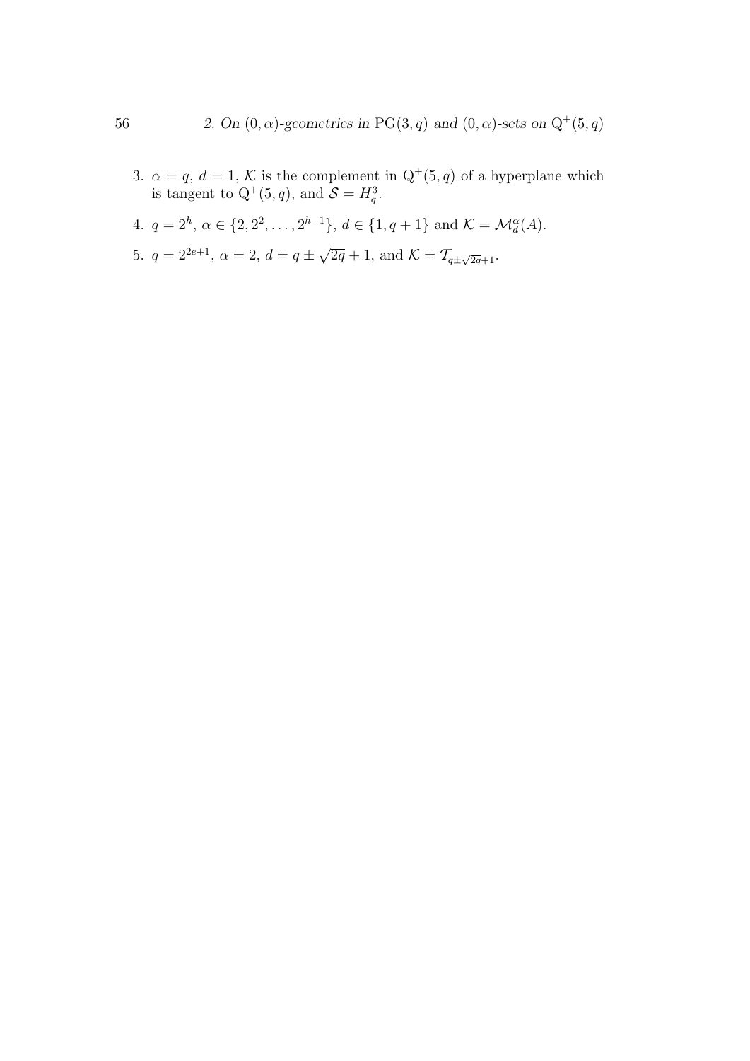3. $\alpha = q$, $d = 1$, $\mathcal{K}$ is the complement in $\mathrm{Q}^+(5,q)$ of a hyperplane which is tangent to $\mathrm{Q}^+(5,q)$, and $\mathcal{S} = H_q^3$.
4. $q = 2^h$, $\alpha \in \{2, 2^2, \ldots, 2^{h-1}\}$, $d \in \{1, q+1\}$ and $\mathcal{K} = \mathcal{M}_d^\alpha(A)$.
5. $q = 2^{2e+1}$, $\alpha = 2$, $d = q \pm \sqrt{2q} + 1$, and $\mathcal{K} = \mathcal{T}_{q \pm \sqrt{2q}+1}$.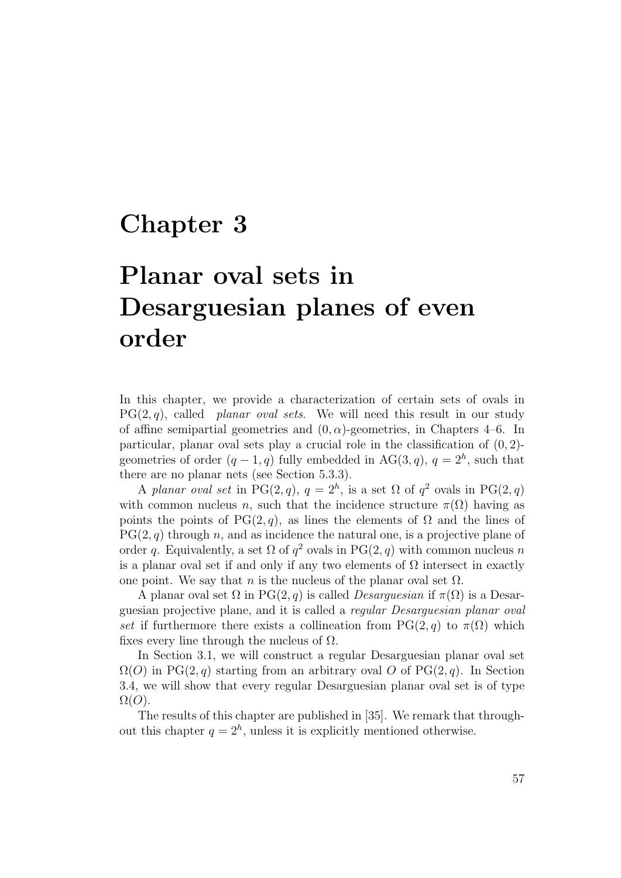# Chapter 3

# Planar oval sets in Desarguesian planes of even order

In this chapter, we provide a characterization of certain sets of ovals in $\mathrm{PG}(2, q)$, called *planar oval sets*. We will need this result in our study of affine semipartial geometries and $(0, \alpha)$-geometries, in Chapters 4–6. In particular, planar oval sets play a crucial role in the classification of $(0, 2)$-geometries of order $(q - 1, q)$ fully embedded in $\mathrm{AG}(3, q)$, $q = 2^h$, such that there are no planar nets (see Section 5.3.3).

A *planar oval set* in $\mathrm{PG}(2, q)$, $q = 2^h$, is a set $\Omega$ of $q^2$ ovals in $\mathrm{PG}(2, q)$ with common nucleus $n$, such that the incidence structure $\pi(\Omega)$ having as points the points of $\mathrm{PG}(2, q)$, as lines the elements of $\Omega$ and the lines of $\mathrm{PG}(2, q)$ through $n$, and as incidence the natural one, is a projective plane of order $q$. Equivalently, a set $\Omega$ of $q^2$ ovals in $\mathrm{PG}(2, q)$ with common nucleus $n$ is a planar oval set if and only if any two elements of $\Omega$ intersect in exactly one point. We say that $n$ is the nucleus of the planar oval set $\Omega$.

A planar oval set $\Omega$ in $\mathrm{PG}(2, q)$ is called *Desarguesian* if $\pi(\Omega)$ is a Desarguesian projective plane, and it is called a *regular Desarguesian planar oval set* if furthermore there exists a collineation from $\mathrm{PG}(2, q)$ to $\pi(\Omega)$ which fixes every line through the nucleus of $\Omega$.

In Section 3.1, we will construct a regular Desarguesian planar oval set $\Omega(O)$ in $\mathrm{PG}(2, q)$ starting from an arbitrary oval $O$ of $\mathrm{PG}(2, q)$. In Section 3.4, we will show that every regular Desarguesian planar oval set is of type $\Omega(O)$.

The results of this chapter are published in [35]. We remark that throughout this chapter $q = 2^h$, unless it is explicitly mentioned otherwise.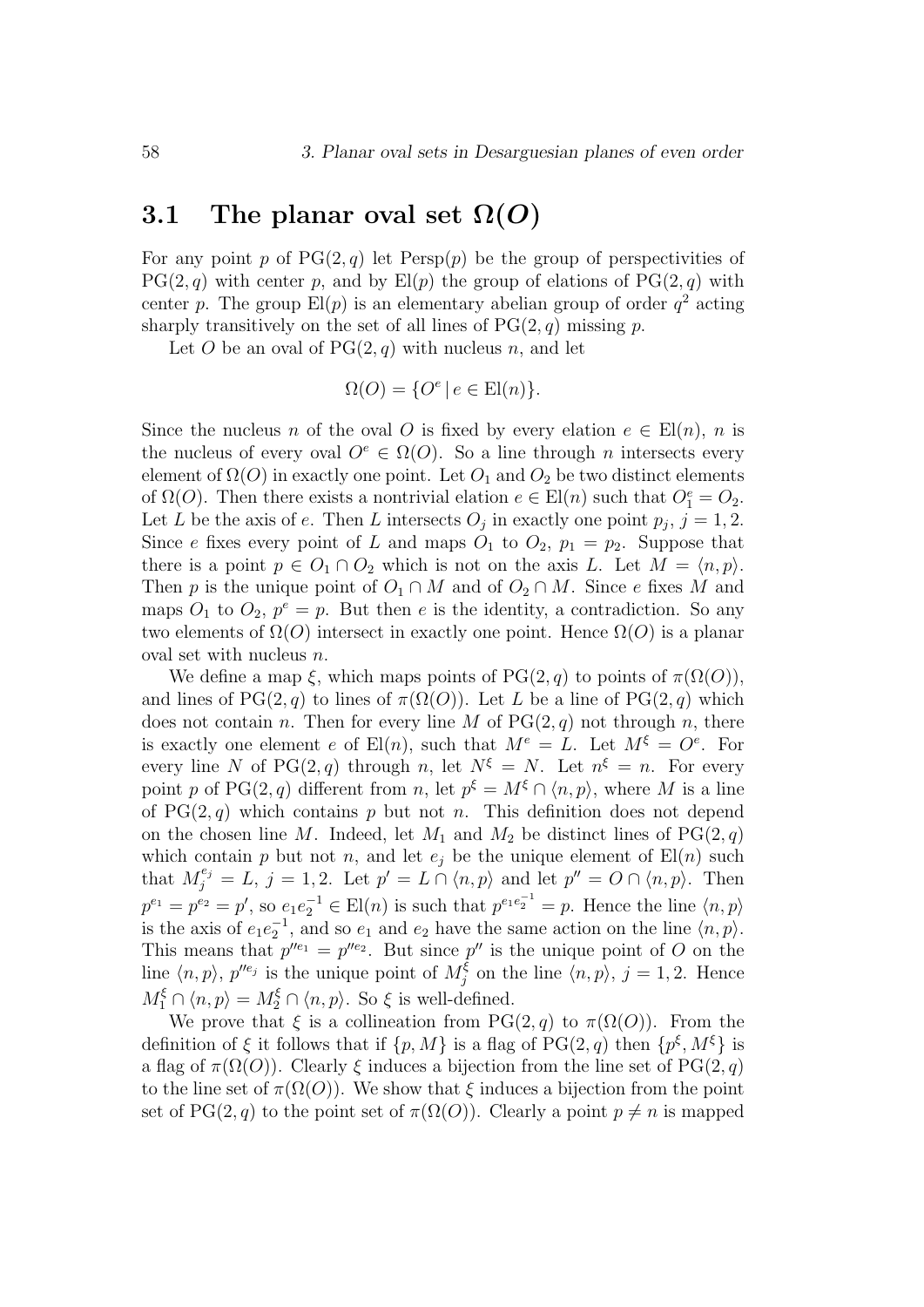## 3.1 The planar oval set $\Omega(O)$

For any point $p$ of $\mathrm{PG}(2,q)$ let $\mathrm{Persp}(p)$ be the group of perspectivities of $\mathrm{PG}(2,q)$ with center $p$, and by $\mathrm{El}(p)$ the group of elations of $\mathrm{PG}(2,q)$ with center $p$. The group $\mathrm{El}(p)$ is an elementary abelian group of order $q^2$ acting sharply transitively on the set of all lines of $\mathrm{PG}(2,q)$ missing $p$.

Let $O$ be an oval of $\mathrm{PG}(2,q)$ with nucleus $n$, and let

$$\Omega(O) = \{O^e \mid e \in \mathrm{El}(n)\}.$$

Since the nucleus $n$ of the oval $O$ is fixed by every elation $e \in \mathrm{El}(n)$, $n$ is the nucleus of every oval $O^e \in \Omega(O)$. So a line through $n$ intersects every element of $\Omega(O)$ in exactly one point. Let $O_1$ and $O_2$ be two distinct elements of $\Omega(O)$. Then there exists a nontrivial elation $e \in \mathrm{El}(n)$ such that $O_1^e = O_2$. Let $L$ be the axis of $e$. Then $L$ intersects $O_j$ in exactly one point $p_j$, $j = 1, 2$. Since $e$ fixes every point of $L$ and maps $O_1$ to $O_2$, $p_1 = p_2$. Suppose that there is a point $p \in O_1 \cap O_2$ which is not on the axis $L$. Let $M = \langle n, p\rangle$. Then $p$ is the unique point of $O_1 \cap M$ and of $O_2 \cap M$. Since $e$ fixes $M$ and maps $O_1$ to $O_2$, $p^e = p$. But then $e$ is the identity, a contradiction. So any two elements of $\Omega(O)$ intersect in exactly one point. Hence $\Omega(O)$ is a planar oval set with nucleus $n$.

We define a map $\xi$, which maps points of $\mathrm{PG}(2,q)$ to points of $\pi(\Omega(O))$, and lines of $\mathrm{PG}(2,q)$ to lines of $\pi(\Omega(O))$. Let $L$ be a line of $\mathrm{PG}(2,q)$ which does not contain $n$. Then for every line $M$ of $\mathrm{PG}(2,q)$ not through $n$, there is exactly one element $e$ of $\mathrm{El}(n)$, such that $M^e = L$. Let $M^\xi = O^e$. For every line $N$ of $\mathrm{PG}(2,q)$ through $n$, let $N^\xi = N$. Let $n^\xi = n$. For every point $p$ of $\mathrm{PG}(2,q)$ different from $n$, let $p^\xi = M^\xi \cap \langle n, p\rangle$, where $M$ is a line of $\mathrm{PG}(2,q)$ which contains $p$ but not $n$. This definition does not depend on the chosen line $M$. Indeed, let $M_1$ and $M_2$ be distinct lines of $\mathrm{PG}(2,q)$ which contain $p$ but not $n$, and let $e_j$ be the unique element of $\mathrm{El}(n)$ such that $M_j^{e_j} = L$, $j = 1, 2$. Let $p' = L \cap \langle n, p\rangle$ and let $p'' = O \cap \langle n, p\rangle$. Then $p^{e_1} = p^{e_2} = p'$, so $e_1 e_2^{-1} \in \mathrm{El}(n)$ is such that $p^{e_1 e_2^{-1}} = p$. Hence the line $\langle n, p\rangle$ is the axis of $e_1 e_2^{-1}$, and so $e_1$ and $e_2$ have the same action on the line $\langle n, p\rangle$. This means that $p''^{e_1} = p''^{e_2}$. But since $p''$ is the unique point of $O$ on the line $\langle n, p\rangle$, $p''^{e_j}$ is the unique point of $M_j^\xi$ on the line $\langle n, p\rangle$, $j = 1, 2$. Hence $M_1^\xi \cap \langle n, p\rangle = M_2^\xi \cap \langle n, p\rangle$. So $\xi$ is well-defined.

We prove that $\xi$ is a collineation from $\mathrm{PG}(2,q)$ to $\pi(\Omega(O))$. From the definition of $\xi$ it follows that if $\{p, M\}$ is a flag of $\mathrm{PG}(2,q)$ then $\{p^\xi, M^\xi\}$ is a flag of $\pi(\Omega(O))$. Clearly $\xi$ induces a bijection from the line set of $\mathrm{PG}(2,q)$ to the line set of $\pi(\Omega(O))$. We show that $\xi$ induces a bijection from the point set of $\mathrm{PG}(2,q)$ to the point set of $\pi(\Omega(O))$. Clearly a point $p \neq n$ is mapped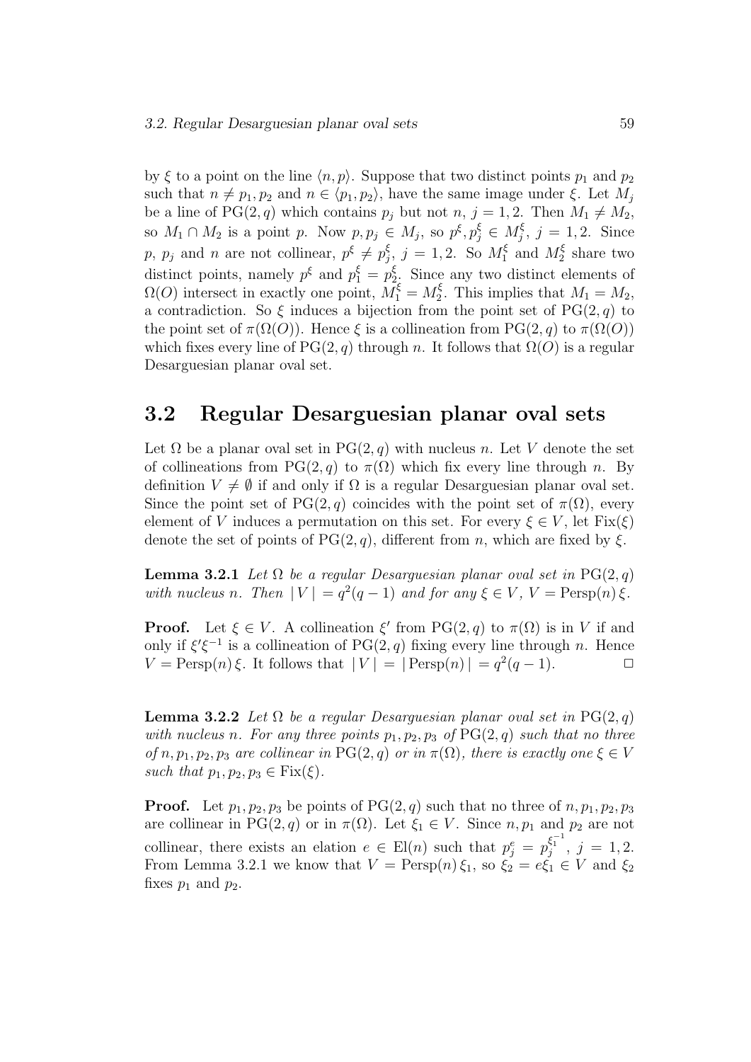by $\xi$ to a point on the line $\langle n, p\rangle$. Suppose that two distinct points $p_1$ and $p_2$ such that $n \neq p_1, p_2$ and $n \in \langle p_1, p_2\rangle$, have the same image under $\xi$. Let $M_j$ be a line of $\mathrm{PG}(2, q)$ which contains $p_j$ but not $n$, $j = 1, 2$. Then $M_1 \neq M_2$, so $M_1 \cap M_2$ is a point $p$. Now $p, p_j \in M_j$, so $p^\xi, p_j^\xi \in M_j^\xi$, $j = 1, 2$. Since $p$, $p_j$ and $n$ are not collinear, $p^\xi \neq p_j^\xi$, $j = 1, 2$. So $M_1^\xi$ and $M_2^\xi$ share two distinct points, namely $p^\xi$ and $p_1^\xi = p_2^\xi$. Since any two distinct elements of $\Omega(O)$ intersect in exactly one point, $M_1^\xi = M_2^\xi$. This implies that $M_1 = M_2$, a contradiction. So $\xi$ induces a bijection from the point set of $\mathrm{PG}(2, q)$ to the point set of $\pi(\Omega(O))$. Hence $\xi$ is a collineation from $\mathrm{PG}(2, q)$ to $\pi(\Omega(O))$ which fixes every line of $\mathrm{PG}(2, q)$ through $n$. It follows that $\Omega(O)$ is a regular Desarguesian planar oval set.

## 3.2 Regular Desarguesian planar oval sets

Let $\Omega$ be a planar oval set in $\mathrm{PG}(2, q)$ with nucleus $n$. Let $V$ denote the set of collineations from $\mathrm{PG}(2, q)$ to $\pi(\Omega)$ which fix every line through $n$. By definition $V \neq \emptyset$ if and only if $\Omega$ is a regular Desarguesian planar oval set. Since the point set of $\mathrm{PG}(2, q)$ coincides with the point set of $\pi(\Omega)$, every element of $V$ induces a permutation on this set. For every $\xi \in V$, let $\mathrm{Fix}(\xi)$ denote the set of points of $\mathrm{PG}(2, q)$, different from $n$, which are fixed by $\xi$.

**Lemma 3.2.1** *Let $\Omega$ be a regular Desarguesian planar oval set in $\mathrm{PG}(2, q)$ with nucleus $n$. Then $|V| = q^2(q - 1)$ and for any $\xi \in V$, $V = \mathrm{Persp}(n)\,\xi$.*

**Proof.** Let $\xi \in V$. A collineation $\xi'$ from $\mathrm{PG}(2, q)$ to $\pi(\Omega)$ is in $V$ if and only if $\xi'\xi^{-1}$ is a collineation of $\mathrm{PG}(2, q)$ fixing every line through $n$. Hence $V = \mathrm{Persp}(n)\,\xi$. It follows that $|V| = |\mathrm{Persp}(n)| = q^2(q - 1)$. □

**Lemma 3.2.2** *Let $\Omega$ be a regular Desarguesian planar oval set in $\mathrm{PG}(2, q)$ with nucleus $n$. For any three points $p_1, p_2, p_3$ of $\mathrm{PG}(2, q)$ such that no three of $n, p_1, p_2, p_3$ are collinear in $\mathrm{PG}(2, q)$ or in $\pi(\Omega)$, there is exactly one $\xi \in V$ such that $p_1, p_2, p_3 \in \mathrm{Fix}(\xi)$.*

**Proof.** Let $p_1, p_2, p_3$ be points of $\mathrm{PG}(2, q)$ such that no three of $n, p_1, p_2, p_3$ are collinear in $\mathrm{PG}(2, q)$ or in $\pi(\Omega)$. Let $\xi_1 \in V$. Since $n, p_1$ and $p_2$ are not collinear, there exists an elation $e \in \mathrm{El}(n)$ such that $p_j^e = p_j^{\xi_1^{-1}}$, $j = 1, 2$. From Lemma 3.2.1 we know that $V = \mathrm{Persp}(n)\,\xi_1$, so $\xi_2 = e\xi_1 \in V$ and $\xi_2$ fixes $p_1$ and $p_2$.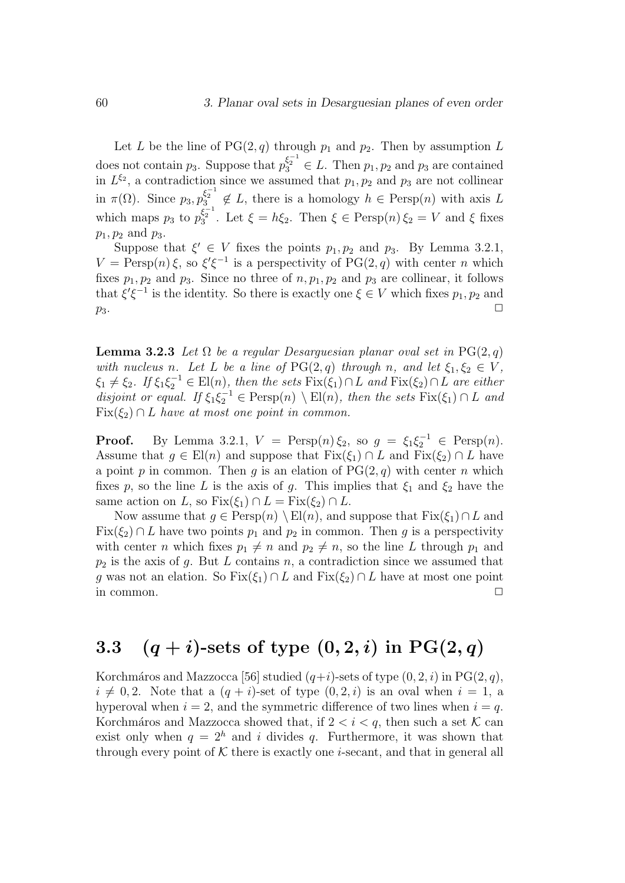Let $L$ be the line of $\mathrm{PG}(2,q)$ through $p_1$ and $p_2$. Then by assumption $L$ does not contain $p_3$. Suppose that $p_3^{\xi_2^{-1}} \in L$. Then $p_1, p_2$ and $p_3$ are contained in $L^{\xi_2}$, a contradiction since we assumed that $p_1, p_2$ and $p_3$ are not collinear in $\pi(\Omega)$. Since $p_3, p_3^{\xi_2^{-1}} \notin L$, there is a homology $h \in \mathrm{Persp}(n)$ with axis $L$ which maps $p_3$ to $p_3^{\xi_2^{-1}}$. Let $\xi = h\xi_2$. Then $\xi \in \mathrm{Persp}(n)\,\xi_2 = V$ and $\xi$ fixes $p_1, p_2$ and $p_3$.

Suppose that $\xi' \in V$ fixes the points $p_1, p_2$ and $p_3$. By Lemma 3.2.1, $V = \mathrm{Persp}(n)\,\xi$, so $\xi'\xi^{-1}$ is a perspectivity of $\mathrm{PG}(2,q)$ with center $n$ which fixes $p_1, p_2$ and $p_3$. Since no three of $n, p_1, p_2$ and $p_3$ are collinear, it follows that $\xi'\xi^{-1}$ is the identity. So there is exactly one $\xi \in V$ which fixes $p_1, p_2$ and $p_3$. $\square$

**Lemma 3.2.3** *Let $\Omega$ be a regular Desarguesian planar oval set in $\mathrm{PG}(2,q)$ with nucleus $n$. Let $L$ be a line of $\mathrm{PG}(2,q)$ through $n$, and let $\xi_1, \xi_2 \in V$, $\xi_1 \neq \xi_2$. If $\xi_1\xi_2^{-1} \in \mathrm{El}(n)$, then the sets $\mathrm{Fix}(\xi_1) \cap L$ and $\mathrm{Fix}(\xi_2) \cap L$ are either disjoint or equal. If $\xi_1\xi_2^{-1} \in \mathrm{Persp}(n) \setminus \mathrm{El}(n)$, then the sets $\mathrm{Fix}(\xi_1) \cap L$ and $\mathrm{Fix}(\xi_2) \cap L$ have at most one point in common.*

**Proof.** By Lemma 3.2.1, $V = \mathrm{Persp}(n)\,\xi_2$, so $g = \xi_1\xi_2^{-1} \in \mathrm{Persp}(n)$. Assume that $g \in \mathrm{El}(n)$ and suppose that $\mathrm{Fix}(\xi_1) \cap L$ and $\mathrm{Fix}(\xi_2) \cap L$ have a point $p$ in common. Then $g$ is an elation of $\mathrm{PG}(2,q)$ with center $n$ which fixes $p$, so the line $L$ is the axis of $g$. This implies that $\xi_1$ and $\xi_2$ have the same action on $L$, so $\mathrm{Fix}(\xi_1) \cap L = \mathrm{Fix}(\xi_2) \cap L$.

Now assume that $g \in \mathrm{Persp}(n) \setminus \mathrm{El}(n)$, and suppose that $\mathrm{Fix}(\xi_1) \cap L$ and $\mathrm{Fix}(\xi_2) \cap L$ have two points $p_1$ and $p_2$ in common. Then $g$ is a perspectivity with center $n$ which fixes $p_1 \neq n$ and $p_2 \neq n$, so the line $L$ through $p_1$ and $p_2$ is the axis of $g$. But $L$ contains $n$, a contradiction since we assumed that $g$ was not an elation. So $\mathrm{Fix}(\xi_1) \cap L$ and $\mathrm{Fix}(\xi_2) \cap L$ have at most one point in common. $\square$

## 3.3 $(q+i)$-sets of type $(0,2,i)$ in $\mathrm{PG}(2,q)$

Korchmáros and Mazzocca [56] studied $(q+i)$-sets of type $(0,2,i)$ in $\mathrm{PG}(2,q)$, $i \neq 0,2$. Note that a $(q+i)$-set of type $(0,2,i)$ is an oval when $i=1$, a hyperoval when $i=2$, and the symmetric difference of two lines when $i=q$. Korchmáros and Mazzocca showed that, if $2 < i < q$, then such a set $\mathcal{K}$ can exist only when $q = 2^h$ and $i$ divides $q$. Furthermore, it was shown that through every point of $\mathcal{K}$ there is exactly one $i$-secant, and that in general all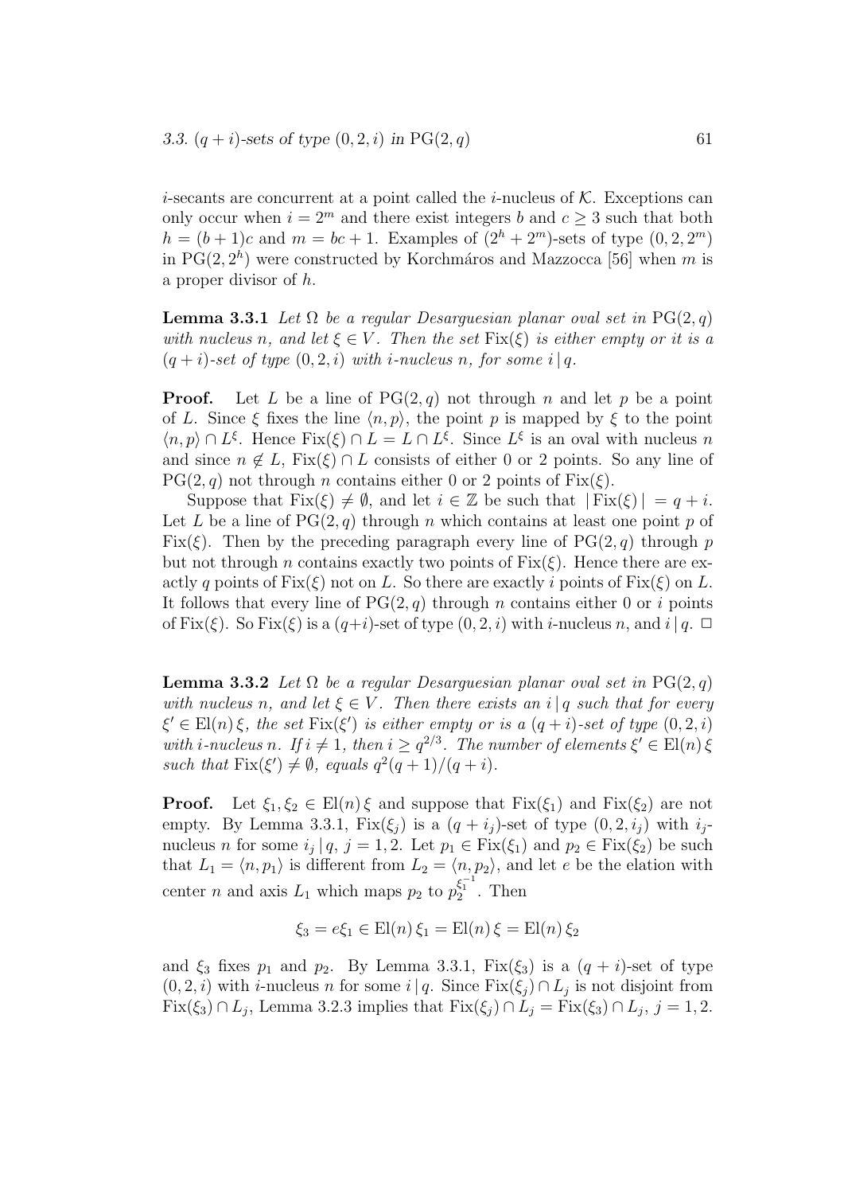$i$-secants are concurrent at a point called the $i$-nucleus of $\mathcal{K}$. Exceptions can only occur when $i = 2^m$ and there exist integers $b$ and $c \geq 3$ such that both $h = (b+1)c$ and $m = bc + 1$. Examples of $(2^h + 2^m)$-sets of type $(0, 2, 2^m)$ in $\mathrm{PG}(2, 2^h)$ were constructed by Korchmáros and Mazzocca [56] when $m$ is a proper divisor of $h$.

**Lemma 3.3.1** *Let $\Omega$ be a regular Desarguesian planar oval set in $\mathrm{PG}(2,q)$ with nucleus $n$, and let $\xi \in V$. Then the set $\mathrm{Fix}(\xi)$ is either empty or it is a $(q+i)$-set of type $(0,2,i)$ with $i$-nucleus $n$, for some $i \,|\, q$.*

**Proof.** Let $L$ be a line of $\mathrm{PG}(2,q)$ not through $n$ and let $p$ be a point of $L$. Since $\xi$ fixes the line $\langle n, p \rangle$, the point $p$ is mapped by $\xi$ to the point $\langle n, p \rangle \cap L^{\xi}$. Hence $\mathrm{Fix}(\xi) \cap L = L \cap L^{\xi}$. Since $L^{\xi}$ is an oval with nucleus $n$ and since $n \notin L$, $\mathrm{Fix}(\xi) \cap L$ consists of either 0 or 2 points. So any line of $\mathrm{PG}(2,q)$ not through $n$ contains either 0 or 2 points of $\mathrm{Fix}(\xi)$.

Suppose that $\mathrm{Fix}(\xi) \neq \emptyset$, and let $i \in \mathbb{Z}$ be such that $|\mathrm{Fix}(\xi)| = q + i$. Let $L$ be a line of $\mathrm{PG}(2,q)$ through $n$ which contains at least one point $p$ of $\mathrm{Fix}(\xi)$. Then by the preceding paragraph every line of $\mathrm{PG}(2,q)$ through $p$ but not through $n$ contains exactly two points of $\mathrm{Fix}(\xi)$. Hence there are exactly $q$ points of $\mathrm{Fix}(\xi)$ not on $L$. So there are exactly $i$ points of $\mathrm{Fix}(\xi)$ on $L$. It follows that every line of $\mathrm{PG}(2,q)$ through $n$ contains either 0 or $i$ points of $\mathrm{Fix}(\xi)$. So $\mathrm{Fix}(\xi)$ is a $(q+i)$-set of type $(0,2,i)$ with $i$-nucleus $n$, and $i \,|\, q$. $\square$

**Lemma 3.3.2** *Let $\Omega$ be a regular Desarguesian planar oval set in $\mathrm{PG}(2,q)$ with nucleus $n$, and let $\xi \in V$. Then there exists an $i \,|\, q$ such that for every $\xi' \in \mathrm{El}(n)\,\xi$, the set $\mathrm{Fix}(\xi')$ is either empty or is a $(q+i)$-set of type $(0,2,i)$ with $i$-nucleus $n$. If $i \neq 1$, then $i \geq q^{2/3}$. The number of elements $\xi' \in \mathrm{El}(n)\,\xi$ such that $\mathrm{Fix}(\xi') \neq \emptyset$, equals $q^2(q+1)/(q+i)$.*

**Proof.** Let $\xi_1, \xi_2 \in \mathrm{El}(n)\,\xi$ and suppose that $\mathrm{Fix}(\xi_1)$ and $\mathrm{Fix}(\xi_2)$ are not empty. By Lemma 3.3.1, $\mathrm{Fix}(\xi_j)$ is a $(q+i_j)$-set of type $(0,2,i_j)$ with $i_j$-nucleus $n$ for some $i_j \,|\, q$, $j = 1, 2$. Let $p_1 \in \mathrm{Fix}(\xi_1)$ and $p_2 \in \mathrm{Fix}(\xi_2)$ be such that $L_1 = \langle n, p_1 \rangle$ is different from $L_2 = \langle n, p_2 \rangle$, and let $e$ be the elation with center $n$ and axis $L_1$ which maps $p_2$ to $p_2^{\xi_1^{-1}}$. Then

$$\xi_3 = e\xi_1 \in \mathrm{El}(n)\,\xi_1 = \mathrm{El}(n)\,\xi = \mathrm{El}(n)\,\xi_2$$

and $\xi_3$ fixes $p_1$ and $p_2$. By Lemma 3.3.1, $\mathrm{Fix}(\xi_3)$ is a $(q+i)$-set of type $(0,2,i)$ with $i$-nucleus $n$ for some $i \,|\, q$. Since $\mathrm{Fix}(\xi_j) \cap L_j$ is not disjoint from $\mathrm{Fix}(\xi_3) \cap L_j$, Lemma 3.2.3 implies that $\mathrm{Fix}(\xi_j) \cap L_j = \mathrm{Fix}(\xi_3) \cap L_j$, $j = 1, 2$.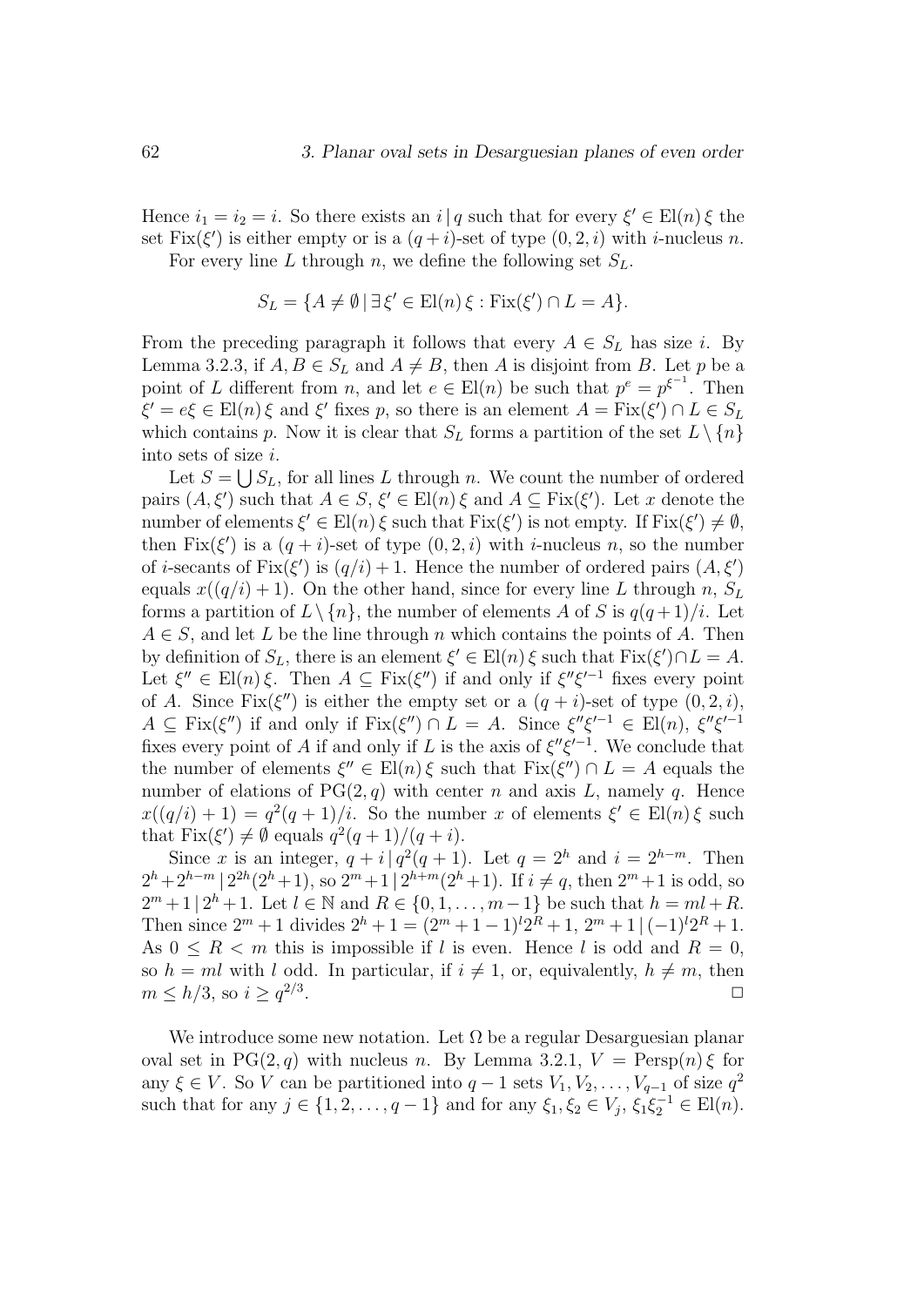Hence $i_1 = i_2 = i$. So there exists an $i \mid q$ such that for every $\xi' \in \mathrm{El}(n)\,\xi$ the set $\mathrm{Fix}(\xi')$ is either empty or is a $(q+i)$-set of type $(0,2,i)$ with $i$-nucleus $n$.

For every line $L$ through $n$, we define the following set $S_L$.

$$S_L = \{A \neq \emptyset \mid \exists\, \xi' \in \mathrm{El}(n)\,\xi : \mathrm{Fix}(\xi') \cap L = A\}.$$

From the preceding paragraph it follows that every $A \in S_L$ has size $i$. By Lemma 3.2.3, if $A, B \in S_L$ and $A \neq B$, then $A$ is disjoint from $B$. Let $p$ be a point of $L$ different from $n$, and let $e \in \mathrm{El}(n)$ be such that $p^e = p^{\xi^{-1}}$. Then $\xi' = e\xi \in \mathrm{El}(n)\,\xi$ and $\xi'$ fixes $p$, so there is an element $A = \mathrm{Fix}(\xi') \cap L \in S_L$ which contains $p$. Now it is clear that $S_L$ forms a partition of the set $L \setminus \{n\}$ into sets of size $i$.

Let $S = \bigcup S_L$, for all lines $L$ through $n$. We count the number of ordered pairs $(A, \xi')$ such that $A \in S$, $\xi' \in \mathrm{El}(n)\,\xi$ and $A \subseteq \mathrm{Fix}(\xi')$. Let $x$ denote the number of elements $\xi' \in \mathrm{El}(n)\,\xi$ such that $\mathrm{Fix}(\xi')$ is not empty. If $\mathrm{Fix}(\xi') \neq \emptyset$, then $\mathrm{Fix}(\xi')$ is a $(q+i)$-set of type $(0,2,i)$ with $i$-nucleus $n$, so the number of $i$-secants of $\mathrm{Fix}(\xi')$ is $(q/i)+1$. Hence the number of ordered pairs $(A, \xi')$ equals $x((q/i)+1)$. On the other hand, since for every line $L$ through $n$, $S_L$ forms a partition of $L \setminus \{n\}$, the number of elements $A$ of $S$ is $q(q+1)/i$. Let $A \in S$, and let $L$ be the line through $n$ which contains the points of $A$. Then by definition of $S_L$, there is an element $\xi' \in \mathrm{El}(n)\,\xi$ such that $\mathrm{Fix}(\xi') \cap L = A$. Let $\xi'' \in \mathrm{El}(n)\,\xi$. Then $A \subseteq \mathrm{Fix}(\xi'')$ if and only if $\xi''\xi'^{-1}$ fixes every point of $A$. Since $\mathrm{Fix}(\xi'')$ is either the empty set or a $(q+i)$-set of type $(0,2,i)$, $A \subseteq \mathrm{Fix}(\xi'')$ if and only if $\mathrm{Fix}(\xi'') \cap L = A$. Since $\xi''\xi'^{-1} \in \mathrm{El}(n)$, $\xi''\xi'^{-1}$ fixes every point of $A$ if and only if $L$ is the axis of $\xi''\xi'^{-1}$. We conclude that the number of elements $\xi'' \in \mathrm{El}(n)\,\xi$ such that $\mathrm{Fix}(\xi'') \cap L = A$ equals the number of elations of $\mathrm{PG}(2,q)$ with center $n$ and axis $L$, namely $q$. Hence $x((q/i)+1) = q^2(q+1)/i$. So the number $x$ of elements $\xi' \in \mathrm{El}(n)\,\xi$ such that $\mathrm{Fix}(\xi') \neq \emptyset$ equals $q^2(q+1)/(q+i)$.

Since $x$ is an integer, $q + i \mid q^2(q+1)$. Let $q = 2^h$ and $i = 2^{h-m}$. Then $2^h + 2^{h-m} \mid 2^{2h}(2^h+1)$, so $2^m + 1 \mid 2^{h+m}(2^h+1)$. If $i \neq q$, then $2^m+1$ is odd, so $2^m + 1 \mid 2^h + 1$. Let $l \in \mathbb{N}$ and $R \in \{0, 1, \ldots, m-1\}$ be such that $h = ml + R$. Then since $2^m + 1$ divides $2^h + 1 = (2^m + 1 - 1)^l 2^R + 1$, $2^m + 1 \mid (-1)^l 2^R + 1$. As $0 \leq R < m$ this is impossible if $l$ is even. Hence $l$ is odd and $R = 0$, so $h = ml$ with $l$ odd. In particular, if $i \neq 1$, or, equivalently, $h \neq m$, then $m \leq h/3$, so $i \geq q^{2/3}$. □

We introduce some new notation. Let $\Omega$ be a regular Desarguesian planar oval set in $\mathrm{PG}(2,q)$ with nucleus $n$. By Lemma 3.2.1, $V = \mathrm{Persp}(n)\,\xi$ for any $\xi \in V$. So $V$ can be partitioned into $q-1$ sets $V_1, V_2, \ldots, V_{q-1}$ of size $q^2$ such that for any $j \in \{1, 2, \ldots, q-1\}$ and for any $\xi_1, \xi_2 \in V_j$, $\xi_1\xi_2^{-1} \in \mathrm{El}(n)$.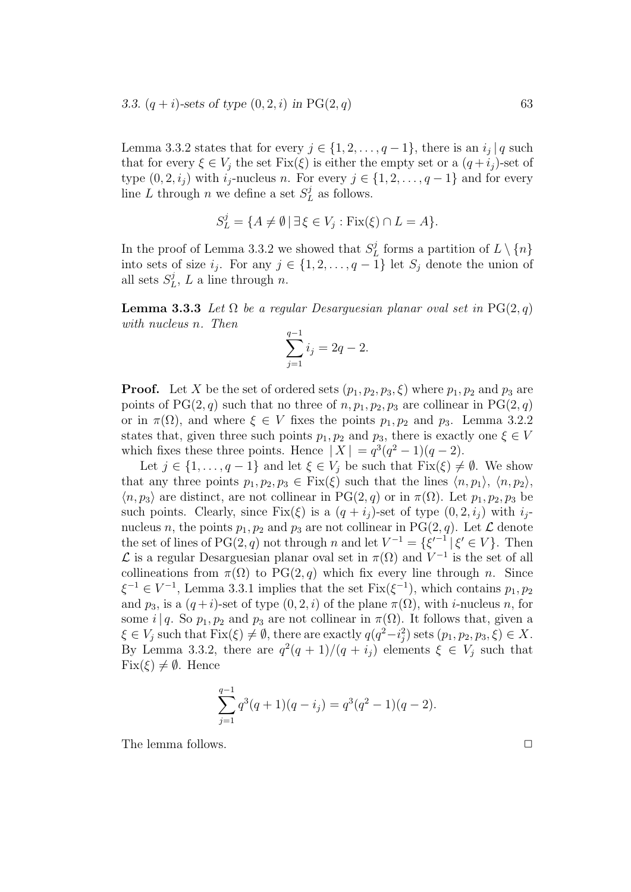Lemma 3.3.2 states that for every $j \in \{1, 2, \ldots, q-1\}$, there is an $i_j \mid q$ such that for every $\xi \in V_j$ the set $\mathrm{Fix}(\xi)$ is either the empty set or a $(q+i_j)$-set of type $(0, 2, i_j)$ with $i_j$-nucleus $n$. For every $j \in \{1, 2, \ldots, q-1\}$ and for every line $L$ through $n$ we define a set $S^j_L$ as follows.

$$S^j_L = \{A \neq \emptyset \mid \exists \xi \in V_j : \mathrm{Fix}(\xi) \cap L = A\}.$$

In the proof of Lemma 3.3.2 we showed that $S^j_L$ forms a partition of $L \setminus \{n\}$ into sets of size $i_j$. For any $j \in \{1, 2, \ldots, q-1\}$ let $S_j$ denote the union of all sets $S^j_L$, $L$ a line through $n$.

**Lemma 3.3.3** *Let $\Omega$ be a regular Desarguesian planar oval set in* $\mathrm{PG}(2, q)$ *with nucleus $n$. Then*

$$\sum_{j=1}^{q-1} i_j = 2q - 2.$$

**Proof.** Let $X$ be the set of ordered sets $(p_1, p_2, p_3, \xi)$ where $p_1, p_2$ and $p_3$ are points of $\mathrm{PG}(2, q)$ such that no three of $n, p_1, p_2, p_3$ are collinear in $\mathrm{PG}(2, q)$ or in $\pi(\Omega)$, and where $\xi \in V$ fixes the points $p_1, p_2$ and $p_3$. Lemma 3.2.2 states that, given three such points $p_1, p_2$ and $p_3$, there is exactly one $\xi \in V$ which fixes these three points. Hence $\mid X \mid = q^3(q^2 - 1)(q - 2)$.

Let $j \in \{1, \ldots, q-1\}$ and let $\xi \in V_j$ be such that $\mathrm{Fix}(\xi) \neq \emptyset$. We show that any three points $p_1, p_2, p_3 \in \mathrm{Fix}(\xi)$ such that the lines $\langle n, p_1\rangle$, $\langle n, p_2\rangle$, $\langle n, p_3\rangle$ are distinct, are not collinear in $\mathrm{PG}(2, q)$ or in $\pi(\Omega)$. Let $p_1, p_2, p_3$ be such points. Clearly, since $\mathrm{Fix}(\xi)$ is a $(q + i_j)$-set of type $(0, 2, i_j)$ with $i_j$-nucleus $n$, the points $p_1, p_2$ and $p_3$ are not collinear in $\mathrm{PG}(2, q)$. Let $\mathcal{L}$ denote the set of lines of $\mathrm{PG}(2, q)$ not through $n$ and let $V^{-1} = \{\xi'^{-1} \mid \xi' \in V\}$. Then $\mathcal{L}$ is a regular Desarguesian planar oval set in $\pi(\Omega)$ and $V^{-1}$ is the set of all collineations from $\pi(\Omega)$ to $\mathrm{PG}(2, q)$ which fix every line through $n$. Since $\xi^{-1} \in V^{-1}$, Lemma 3.3.1 implies that the set $\mathrm{Fix}(\xi^{-1})$, which contains $p_1, p_2$ and $p_3$, is a $(q+i)$-set of type $(0, 2, i)$ of the plane $\pi(\Omega)$, with $i$-nucleus $n$, for some $i \mid q$. So $p_1, p_2$ and $p_3$ are not collinear in $\pi(\Omega)$. It follows that, given a $\xi \in V_j$ such that $\mathrm{Fix}(\xi) \neq \emptyset$, there are exactly $q(q^2 - i_j^2)$ sets $(p_1, p_2, p_3, \xi) \in X$. By Lemma 3.3.2, there are $q^2(q + 1)/(q + i_j)$ elements $\xi \in V_j$ such that $\mathrm{Fix}(\xi) \neq \emptyset$. Hence

$$\sum_{j=1}^{q-1} q^3(q + 1)(q - i_j) = q^3(q^2 - 1)(q - 2).$$

The lemma follows. $\square$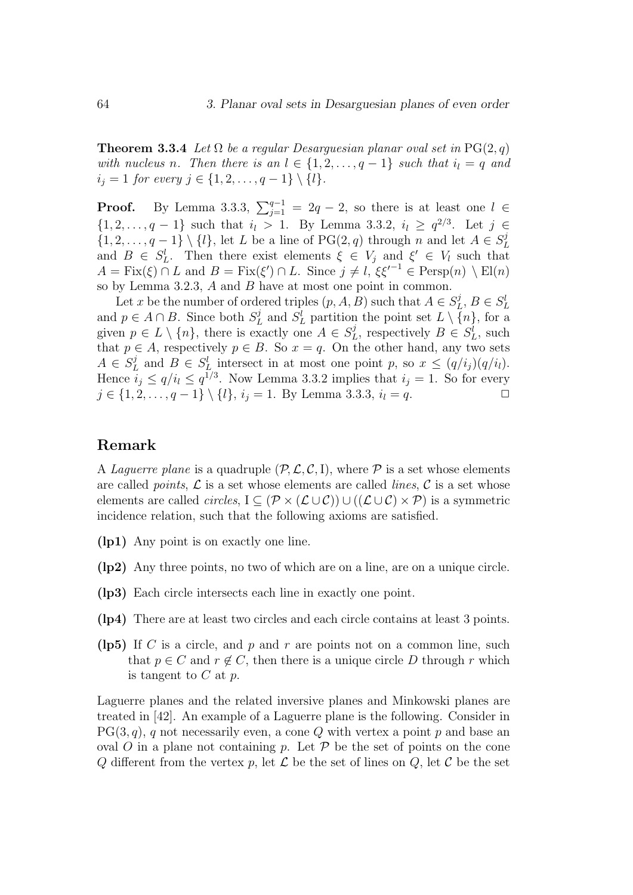**Theorem 3.3.4** *Let $\Omega$ be a regular Desarguesian planar oval set in $\mathrm{PG}(2,q)$ with nucleus $n$. Then there is an $l \in \{1, 2, \ldots, q-1\}$ such that $i_l = q$ and $i_j = 1$ for every $j \in \{1, 2, \ldots, q-1\} \setminus \{l\}$.*

**Proof.** By Lemma 3.3.3, $\sum_{j=1}^{q-1} = 2q - 2$, so there is at least one $l \in \{1, 2, \ldots, q-1\}$ such that $i_l > 1$. By Lemma 3.3.2, $i_l \geq q^{2/3}$. Let $j \in \{1, 2, \ldots, q-1\} \setminus \{l\}$, let $L$ be a line of $\mathrm{PG}(2,q)$ through $n$ and let $A \in S_L^j$ and $B \in S_L^l$. Then there exist elements $\xi \in V_j$ and $\xi' \in V_l$ such that $A = \mathrm{Fix}(\xi) \cap L$ and $B = \mathrm{Fix}(\xi') \cap L$. Since $j \neq l$, $\xi {\xi'}^{-1} \in \mathrm{Persp}(n) \setminus \mathrm{El}(n)$ so by Lemma 3.2.3, $A$ and $B$ have at most one point in common.

Let $x$ be the number of ordered triples $(p, A, B)$ such that $A \in S_L^j$, $B \in S_L^l$ and $p \in A \cap B$. Since both $S_L^j$ and $S_L^l$ partition the point set $L \setminus \{n\}$, for a given $p \in L \setminus \{n\}$, there is exactly one $A \in S_L^j$, respectively $B \in S_L^l$, such that $p \in A$, respectively $p \in B$. So $x = q$. On the other hand, any two sets $A \in S_L^j$ and $B \in S_L^l$ intersect in at most one point $p$, so $x \leq (q/i_j)(q/i_l)$. Hence $i_j \leq q/i_l \leq q^{1/3}$. Now Lemma 3.3.2 implies that $i_j = 1$. So for every $j \in \{1, 2, \ldots, q-1\} \setminus \{l\}$, $i_j = 1$. By Lemma 3.3.3, $i_l = q$. $\square$

## Remark

A *Laguerre plane* is a quadruple $(\mathcal{P}, \mathcal{L}, \mathcal{C}, \mathrm{I})$, where $\mathcal{P}$ is a set whose elements are called *points*, $\mathcal{L}$ is a set whose elements are called *lines*, $\mathcal{C}$ is a set whose elements are called *circles*, $\mathrm{I} \subseteq (\mathcal{P} \times (\mathcal{L} \cup \mathcal{C})) \cup ((\mathcal{L} \cup \mathcal{C}) \times \mathcal{P})$ is a symmetric incidence relation, such that the following axioms are satisfied.

**(lp1)** Any point is on exactly one line.

**(lp2)** Any three points, no two of which are on a line, are on a unique circle.

**(lp3)** Each circle intersects each line in exactly one point.

**(lp4)** There are at least two circles and each circle contains at least 3 points.

**(lp5)** If $C$ is a circle, and $p$ and $r$ are points not on a common line, such that $p \in C$ and $r \notin C$, then there is a unique circle $D$ through $r$ which is tangent to $C$ at $p$.

Laguerre planes and the related inversive planes and Minkowski planes are treated in [42]. An example of a Laguerre plane is the following. Consider in $\mathrm{PG}(3,q)$, $q$ not necessarily even, a cone $Q$ with vertex a point $p$ and base an oval $O$ in a plane not containing $p$. Let $\mathcal{P}$ be the set of points on the cone $Q$ different from the vertex $p$, let $\mathcal{L}$ be the set of lines on $Q$, let $\mathcal{C}$ be the set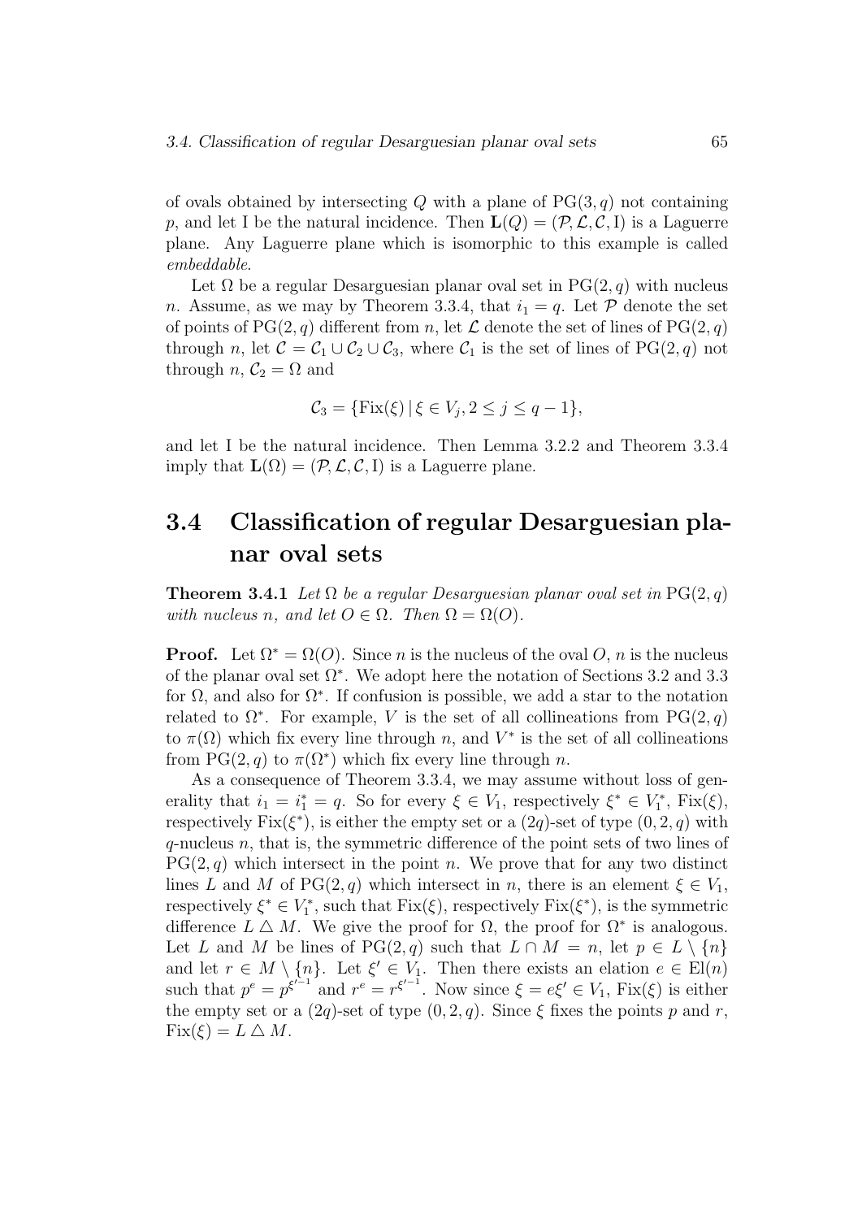of ovals obtained by intersecting $Q$ with a plane of $\mathrm{PG}(3, q)$ not containing $p$, and let I be the natural incidence. Then $\mathbf{L}(Q) = (\mathcal{P}, \mathcal{L}, \mathcal{C}, \mathrm{I})$ is a Laguerre plane. Any Laguerre plane which is isomorphic to this example is called *embeddable*.

Let $\Omega$ be a regular Desarguesian planar oval set in $\mathrm{PG}(2, q)$ with nucleus $n$. Assume, as we may by Theorem 3.3.4, that $i_1 = q$. Let $\mathcal{P}$ denote the set of points of $\mathrm{PG}(2, q)$ different from $n$, let $\mathcal{L}$ denote the set of lines of $\mathrm{PG}(2, q)$ through $n$, let $\mathcal{C} = \mathcal{C}_1 \cup \mathcal{C}_2 \cup \mathcal{C}_3$, where $\mathcal{C}_1$ is the set of lines of $\mathrm{PG}(2, q)$ not through $n$, $\mathcal{C}_2 = \Omega$ and

$$\mathcal{C}_3 = \{\mathrm{Fix}(\xi) \mid \xi \in V_j, 2 \leq j \leq q-1\},$$

and let I be the natural incidence. Then Lemma 3.2.2 and Theorem 3.3.4 imply that $\mathbf{L}(\Omega) = (\mathcal{P}, \mathcal{L}, \mathcal{C}, \mathrm{I})$ is a Laguerre plane.

## 3.4 Classification of regular Desarguesian planar oval sets

**Theorem 3.4.1** *Let $\Omega$ be a regular Desarguesian planar oval set in $\mathrm{PG}(2, q)$ with nucleus $n$, and let $O \in \Omega$. Then $\Omega = \Omega(O)$.*

**Proof.** Let $\Omega^* = \Omega(O)$. Since $n$ is the nucleus of the oval $O$, $n$ is the nucleus of the planar oval set $\Omega^*$. We adopt here the notation of Sections 3.2 and 3.3 for $\Omega$, and also for $\Omega^*$. If confusion is possible, we add a star to the notation related to $\Omega^*$. For example, $V$ is the set of all collineations from $\mathrm{PG}(2, q)$ to $\pi(\Omega)$ which fix every line through $n$, and $V^*$ is the set of all collineations from $\mathrm{PG}(2, q)$ to $\pi(\Omega^*)$ which fix every line through $n$.

As a consequence of Theorem 3.3.4, we may assume without loss of generality that $i_1 = i_1^* = q$. So for every $\xi \in V_1$, respectively $\xi^* \in V_1^*$, $\mathrm{Fix}(\xi)$, respectively $\mathrm{Fix}(\xi^*)$, is either the empty set or a $(2q)$-set of type $(0, 2, q)$ with $q$-nucleus $n$, that is, the symmetric difference of the point sets of two lines of $\mathrm{PG}(2, q)$ which intersect in the point $n$. We prove that for any two distinct lines $L$ and $M$ of $\mathrm{PG}(2, q)$ which intersect in $n$, there is an element $\xi \in V_1$, respectively $\xi^* \in V_1^*$, such that $\mathrm{Fix}(\xi)$, respectively $\mathrm{Fix}(\xi^*)$, is the symmetric difference $L \bigtriangleup M$. We give the proof for $\Omega$, the proof for $\Omega^*$ is analogous. Let $L$ and $M$ be lines of $\mathrm{PG}(2, q)$ such that $L \cap M = n$, let $p \in L \setminus \{n\}$ and let $r \in M \setminus \{n\}$. Let $\xi' \in V_1$. Then there exists an elation $e \in \mathrm{El}(n)$ such that $p^e = p^{\xi'^{-1}}$ and $r^e = r^{\xi'^{-1}}$. Now since $\xi = e\xi' \in V_1$, $\mathrm{Fix}(\xi)$ is either the empty set or a $(2q)$-set of type $(0, 2, q)$. Since $\xi$ fixes the points $p$ and $r$, $\mathrm{Fix}(\xi) = L \bigtriangleup M$.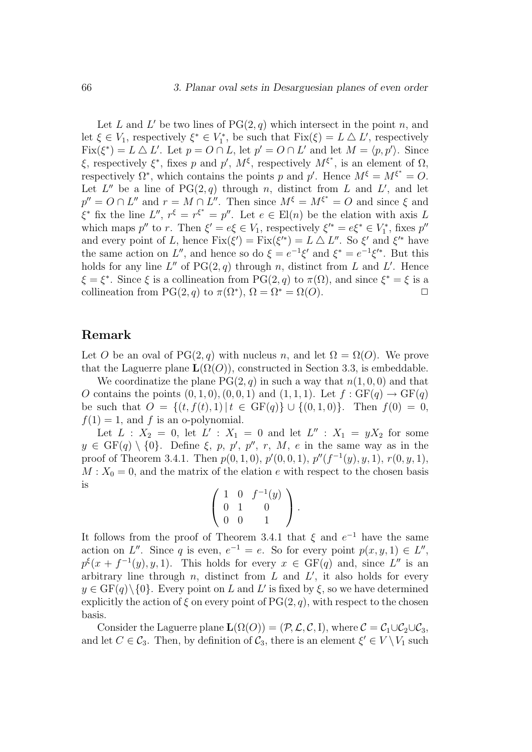Let $L$ and $L'$ be two lines of $\mathrm{PG}(2,q)$ which intersect in the point $n$, and let $\xi \in V_1$, respectively $\xi^* \in V_1^*$, be such that $\mathrm{Fix}(\xi) = L \triangle L'$, respectively $\mathrm{Fix}(\xi^*) = L \triangle L'$. Let $p = O \cap L$, let $p' = O \cap L'$ and let $M = \langle p, p' \rangle$. Since $\xi$, respectively $\xi^*$, fixes $p$ and $p'$, $M^\xi$, respectively $M^{\xi^*}$, is an element of $\Omega$, respectively $\Omega^*$, which contains the points $p$ and $p'$. Hence $M^\xi = M^{\xi^*} = O$. Let $L''$ be a line of $\mathrm{PG}(2,q)$ through $n$, distinct from $L$ and $L'$, and let $p'' = O \cap L''$ and $r = M \cap L''$. Then since $M^\xi = M^{\xi^*} = O$ and since $\xi$ and $\xi^*$ fix the line $L''$, $r^\xi = r^{\xi^*} = p''$. Let $e \in \mathrm{El}(n)$ be the elation with axis $L$ which maps $p''$ to $r$. Then $\xi' = e\xi \in V_1$, respectively $\xi'^* = e\xi^* \in V_1^*$, fixes $p''$ and every point of $L$, hence $\mathrm{Fix}(\xi') = \mathrm{Fix}(\xi'^*) = L \triangle L''$. So $\xi'$ and $\xi'^*$ have the same action on $L''$, and hence so do $\xi = e^{-1}\xi'$ and $\xi^* = e^{-1}\xi'^*$. But this holds for any line $L''$ of $\mathrm{PG}(2,q)$ through $n$, distinct from $L$ and $L'$. Hence $\xi = \xi^*$. Since $\xi$ is a collineation from $\mathrm{PG}(2,q)$ to $\pi(\Omega)$, and since $\xi^* = \xi$ is a collineation from $\mathrm{PG}(2,q)$ to $\pi(\Omega^*)$, $\Omega = \Omega^* = \Omega(O)$. $\square$

## Remark

Let $O$ be an oval of $\mathrm{PG}(2,q)$ with nucleus $n$, and let $\Omega = \Omega(O)$. We prove that the Laguerre plane $\mathbf{L}(\Omega(O))$, constructed in Section 3.3, is embeddable.

We coordinatize the plane $\mathrm{PG}(2,q)$ in such a way that $n(1,0,0)$ and that $O$ contains the points $(0,1,0)$, $(0,0,1)$ and $(1,1,1)$. Let $f : \mathrm{GF}(q) \to \mathrm{GF}(q)$ be such that $O = \{(t, f(t), 1) \mid t \in \mathrm{GF}(q)\} \cup \{(0,1,0)\}$. Then $f(0) = 0$, $f(1) = 1$, and $f$ is an o-polynomial.

Let $L : X_2 = 0$, let $L' : X_1 = 0$ and let $L'' : X_1 = yX_2$ for some $y \in \mathrm{GF}(q) \setminus \{0\}$. Define $\xi$, $p$, $p'$, $p''$, $r$, $M$, $e$ in the same way as in the proof of Theorem 3.4.1. Then $p(0,1,0)$, $p'(0,0,1)$, $p''(f^{-1}(y), y, 1)$, $r(0,y,1)$, $M : X_0 = 0$, and the matrix of the elation $e$ with respect to the chosen basis is

$$\begin{pmatrix} 1 & 0 & f^{-1}(y) \\ 0 & 1 & 0 \\ 0 & 0 & 1 \end{pmatrix}.$$

It follows from the proof of Theorem 3.4.1 that $\xi$ and $e^{-1}$ have the same action on $L''$. Since $q$ is even, $e^{-1} = e$. So for every point $p(x,y,1) \in L''$, $p^\xi(x + f^{-1}(y), y, 1)$. This holds for every $x \in \mathrm{GF}(q)$ and, since $L''$ is an arbitrary line through $n$, distinct from $L$ and $L'$, it also holds for every $y \in \mathrm{GF}(q) \setminus \{0\}$. Every point on $L$ and $L'$ is fixed by $\xi$, so we have determined explicitly the action of $\xi$ on every point of $\mathrm{PG}(2,q)$, with respect to the chosen basis.

Consider the Laguerre plane $\mathbf{L}(\Omega(O)) = (\mathcal{P}, \mathcal{L}, \mathcal{C}, \mathrm{I})$, where $\mathcal{C} = \mathcal{C}_1 \cup \mathcal{C}_2 \cup \mathcal{C}_3$, and let $C \in \mathcal{C}_3$. Then, by definition of $\mathcal{C}_3$, there is an element $\xi' \in V \setminus V_1$ such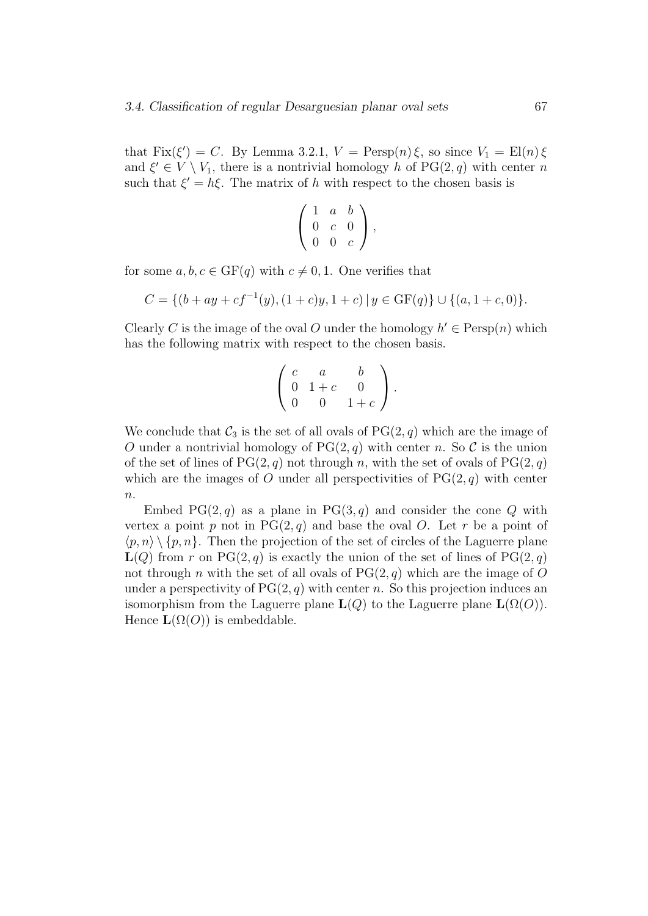that $\mathrm{Fix}(\xi') = C$. By Lemma 3.2.1, $V = \mathrm{Persp}(n)\,\xi$, so since $V_1 = \mathrm{El}(n)\,\xi$ and $\xi' \in V \setminus V_1$, there is a nontrivial homology $h$ of $\mathrm{PG}(2,q)$ with center $n$ such that $\xi' = h\xi$. The matrix of $h$ with respect to the chosen basis is

$$\begin{pmatrix} 1 & a & b \\ 0 & c & 0 \\ 0 & 0 & c \end{pmatrix},$$

for some $a, b, c \in \mathrm{GF}(q)$ with $c \neq 0, 1$. One verifies that

$$C = \{(b + ay + cf^{-1}(y), (1+c)y, 1+c) \mid y \in \mathrm{GF}(q)\} \cup \{(a, 1+c, 0)\}.$$

Clearly $C$ is the image of the oval $O$ under the homology $h' \in \mathrm{Persp}(n)$ which has the following matrix with respect to the chosen basis.

$$\begin{pmatrix} c & a & b \\ 0 & 1+c & 0 \\ 0 & 0 & 1+c \end{pmatrix}.$$

We conclude that $\mathcal{C}_3$ is the set of all ovals of $\mathrm{PG}(2,q)$ which are the image of $O$ under a nontrivial homology of $\mathrm{PG}(2,q)$ with center $n$. So $\mathcal{C}$ is the union of the set of lines of $\mathrm{PG}(2,q)$ not through $n$, with the set of ovals of $\mathrm{PG}(2,q)$ which are the images of $O$ under all perspectivities of $\mathrm{PG}(2,q)$ with center $n$.

Embed $\mathrm{PG}(2,q)$ as a plane in $\mathrm{PG}(3,q)$ and consider the cone $Q$ with vertex a point $p$ not in $\mathrm{PG}(2,q)$ and base the oval $O$. Let $r$ be a point of $\langle p, n\rangle \setminus \{p, n\}$. Then the projection of the set of circles of the Laguerre plane $\mathbf{L}(Q)$ from $r$ on $\mathrm{PG}(2,q)$ is exactly the union of the set of lines of $\mathrm{PG}(2,q)$ not through $n$ with the set of all ovals of $\mathrm{PG}(2,q)$ which are the image of $O$ under a perspectivity of $\mathrm{PG}(2,q)$ with center $n$. So this projection induces an isomorphism from the Laguerre plane $\mathbf{L}(Q)$ to the Laguerre plane $\mathbf{L}(\Omega(O))$. Hence $\mathbf{L}(\Omega(O))$ is embeddable.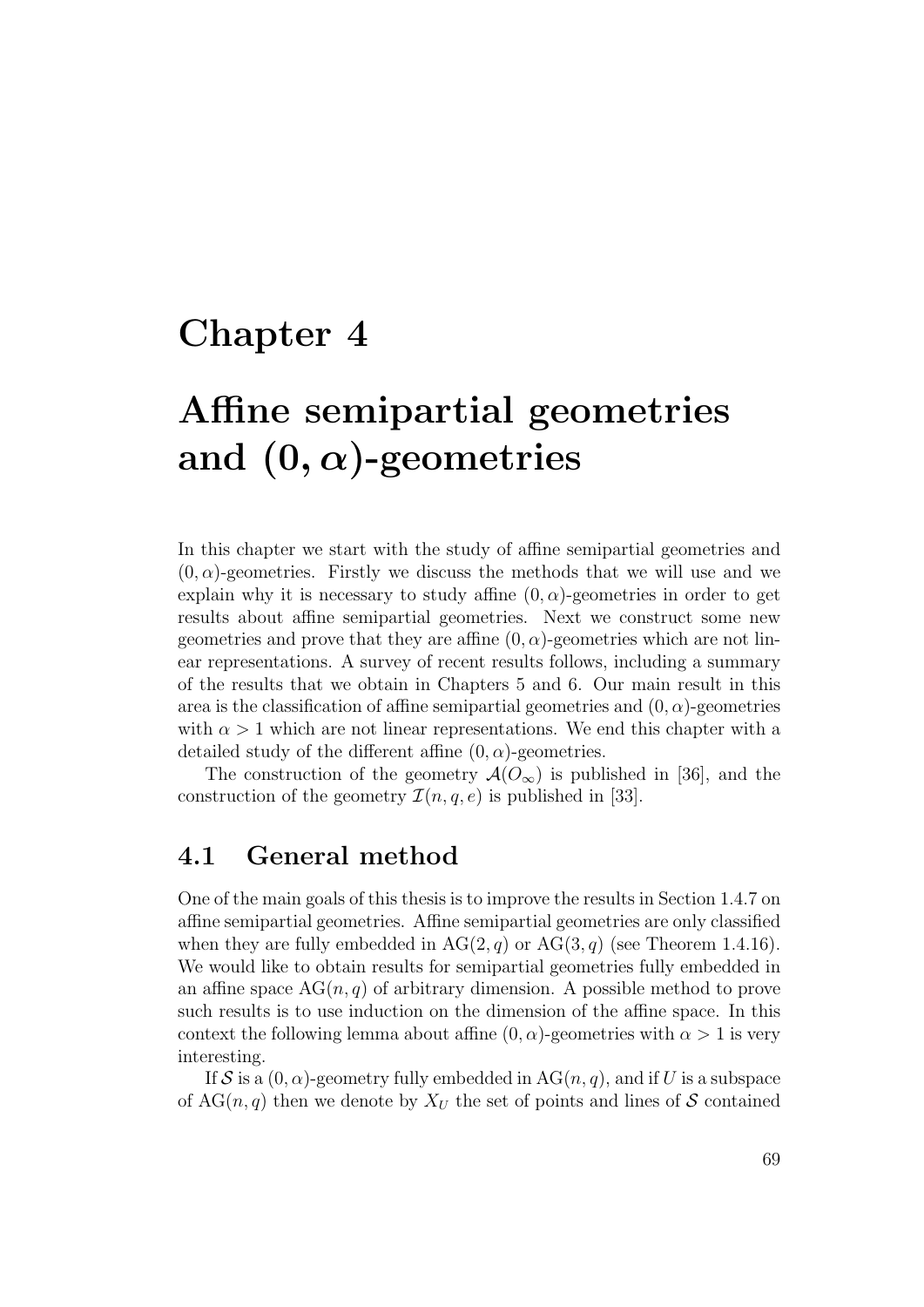# Chapter 4

# Affine semipartial geometries and $(0, \alpha)$-geometries

In this chapter we start with the study of affine semipartial geometries and $(0, \alpha)$-geometries. Firstly we discuss the methods that we will use and we explain why it is necessary to study affine $(0, \alpha)$-geometries in order to get results about affine semipartial geometries. Next we construct some new geometries and prove that they are affine $(0, \alpha)$-geometries which are not linear representations. A survey of recent results follows, including a summary of the results that we obtain in Chapters 5 and 6. Our main result in this area is the classification of affine semipartial geometries and $(0, \alpha)$-geometries with $\alpha > 1$ which are not linear representations. We end this chapter with a detailed study of the different affine $(0, \alpha)$-geometries.

The construction of the geometry $\mathcal{A}(O_\infty)$ is published in [36], and the construction of the geometry $\mathcal{I}(n, q, e)$ is published in [33].

## 4.1 General method

One of the main goals of this thesis is to improve the results in Section 1.4.7 on affine semipartial geometries. Affine semipartial geometries are only classified when they are fully embedded in $\mathrm{AG}(2, q)$ or $\mathrm{AG}(3, q)$ (see Theorem 1.4.16). We would like to obtain results for semipartial geometries fully embedded in an affine space $\mathrm{AG}(n, q)$ of arbitrary dimension. A possible method to prove such results is to use induction on the dimension of the affine space. In this context the following lemma about affine $(0, \alpha)$-geometries with $\alpha > 1$ is very interesting.

If $\mathcal{S}$ is a $(0, \alpha)$-geometry fully embedded in $\mathrm{AG}(n, q)$, and if $U$ is a subspace of $\mathrm{AG}(n, q)$ then we denote by $X_U$ the set of points and lines of $\mathcal{S}$ contained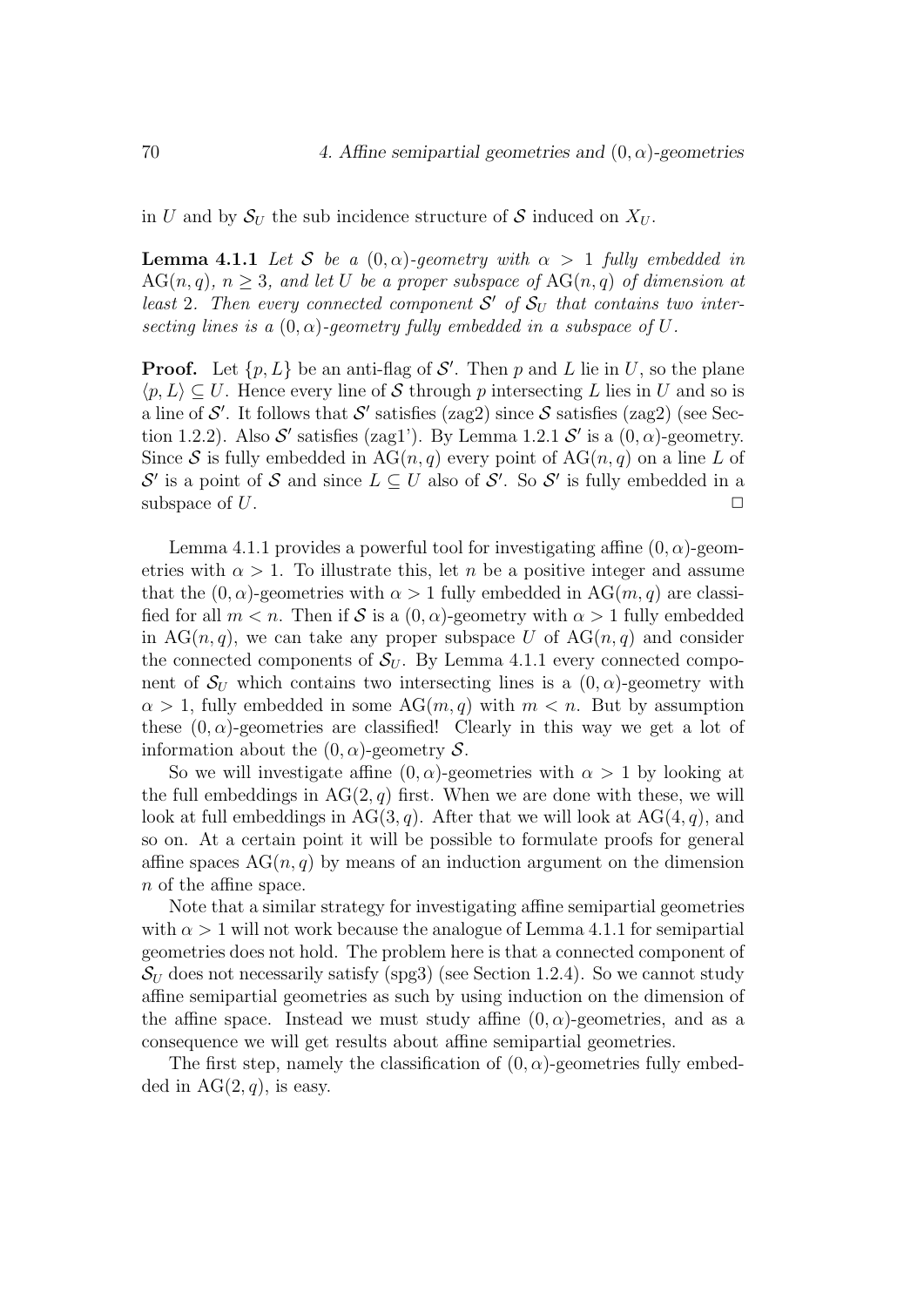in $U$ and by $\mathcal{S}_U$ the sub incidence structure of $\mathcal{S}$ induced on $X_U$.

**Lemma 4.1.1** *Let $\mathcal{S}$ be a $(0, \alpha)$-geometry with $\alpha > 1$ fully embedded in $\mathrm{AG}(n, q)$, $n \geq 3$, and let $U$ be a proper subspace of $\mathrm{AG}(n, q)$ of dimension at least 2. Then every connected component $\mathcal{S}'$ of $\mathcal{S}_U$ that contains two intersecting lines is a $(0, \alpha)$-geometry fully embedded in a subspace of $U$.*

**Proof.** Let $\{p, L\}$ be an anti-flag of $\mathcal{S}'$. Then $p$ and $L$ lie in $U$, so the plane $\langle p, L\rangle \subseteq U$. Hence every line of $\mathcal{S}$ through $p$ intersecting $L$ lies in $U$ and so is a line of $\mathcal{S}'$. It follows that $\mathcal{S}'$ satisfies (zag2) since $\mathcal{S}$ satisfies (zag2) (see Section 1.2.2). Also $\mathcal{S}'$ satisfies (zag1'). By Lemma 1.2.1 $\mathcal{S}'$ is a $(0, \alpha)$-geometry. Since $\mathcal{S}$ is fully embedded in $\mathrm{AG}(n, q)$ every point of $\mathrm{AG}(n, q)$ on a line $L$ of $\mathcal{S}'$ is a point of $\mathcal{S}$ and since $L \subseteq U$ also of $\mathcal{S}'$. So $\mathcal{S}'$ is fully embedded in a subspace of $U$. □

Lemma 4.1.1 provides a powerful tool for investigating affine $(0, \alpha)$-geometries with $\alpha > 1$. To illustrate this, let $n$ be a positive integer and assume that the $(0, \alpha)$-geometries with $\alpha > 1$ fully embedded in $\mathrm{AG}(m, q)$ are classified for all $m < n$. Then if $\mathcal{S}$ is a $(0, \alpha)$-geometry with $\alpha > 1$ fully embedded in $\mathrm{AG}(n, q)$, we can take any proper subspace $U$ of $\mathrm{AG}(n, q)$ and consider the connected components of $\mathcal{S}_U$. By Lemma 4.1.1 every connected component of $\mathcal{S}_U$ which contains two intersecting lines is a $(0, \alpha)$-geometry with $\alpha > 1$, fully embedded in some $\mathrm{AG}(m, q)$ with $m < n$. But by assumption these $(0, \alpha)$-geometries are classified! Clearly in this way we get a lot of information about the $(0, \alpha)$-geometry $\mathcal{S}$.

So we will investigate affine $(0, \alpha)$-geometries with $\alpha > 1$ by looking at the full embeddings in $\mathrm{AG}(2, q)$ first. When we are done with these, we will look at full embeddings in $\mathrm{AG}(3, q)$. After that we will look at $\mathrm{AG}(4, q)$, and so on. At a certain point it will be possible to formulate proofs for general affine spaces $\mathrm{AG}(n, q)$ by means of an induction argument on the dimension $n$ of the affine space.

Note that a similar strategy for investigating affine semipartial geometries with $\alpha > 1$ will not work because the analogue of Lemma 4.1.1 for semipartial geometries does not hold. The problem here is that a connected component of $\mathcal{S}_U$ does not necessarily satisfy (spg3) (see Section 1.2.4). So we cannot study affine semipartial geometries as such by using induction on the dimension of the affine space. Instead we must study affine $(0, \alpha)$-geometries, and as a consequence we will get results about affine semipartial geometries.

The first step, namely the classification of $(0, \alpha)$-geometries fully embedded in $\mathrm{AG}(2, q)$, is easy.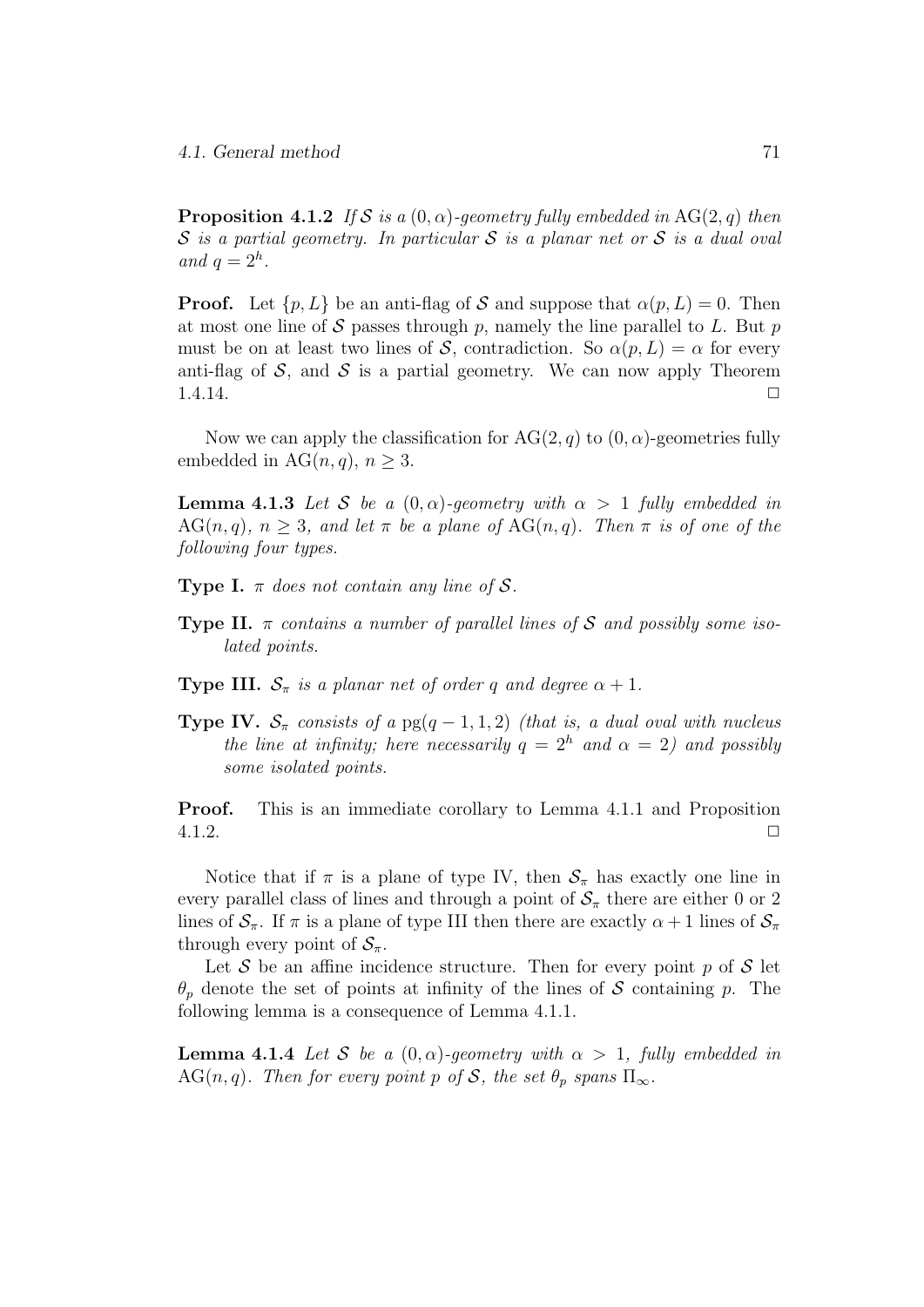**Proposition 4.1.2** *If $\mathcal{S}$ is a $(0, \alpha)$-geometry fully embedded in $\mathrm{AG}(2, q)$ then $\mathcal{S}$ is a partial geometry. In particular $\mathcal{S}$ is a planar net or $\mathcal{S}$ is a dual oval and $q = 2^h$.*

**Proof.** Let $\{p, L\}$ be an anti-flag of $\mathcal{S}$ and suppose that $\alpha(p, L) = 0$. Then at most one line of $\mathcal{S}$ passes through $p$, namely the line parallel to $L$. But $p$ must be on at least two lines of $\mathcal{S}$, contradiction. So $\alpha(p, L) = \alpha$ for every anti-flag of $\mathcal{S}$, and $\mathcal{S}$ is a partial geometry. We can now apply Theorem 1.4.14. $\square$

Now we can apply the classification for $\mathrm{AG}(2, q)$ to $(0, \alpha)$-geometries fully embedded in $\mathrm{AG}(n, q)$, $n \geq 3$.

**Lemma 4.1.3** *Let $\mathcal{S}$ be a $(0, \alpha)$-geometry with $\alpha > 1$ fully embedded in $\mathrm{AG}(n, q)$, $n \geq 3$, and let $\pi$ be a plane of $\mathrm{AG}(n, q)$. Then $\pi$ is of one of the following four types.*

**Type I.** *$\pi$ does not contain any line of $\mathcal{S}$.*

**Type II.** *$\pi$ contains a number of parallel lines of $\mathcal{S}$ and possibly some isolated points.*

**Type III.** *$\mathcal{S}_\pi$ is a planar net of order $q$ and degree $\alpha + 1$.*

**Type IV.** *$\mathcal{S}_\pi$ consists of a $\mathrm{pg}(q - 1, 1, 2)$ (that is, a dual oval with nucleus the line at infinity; here necessarily $q = 2^h$ and $\alpha = 2$) and possibly some isolated points.*

**Proof.** This is an immediate corollary to Lemma 4.1.1 and Proposition 4.1.2. $\square$

Notice that if $\pi$ is a plane of type IV, then $\mathcal{S}_\pi$ has exactly one line in every parallel class of lines and through a point of $\mathcal{S}_\pi$ there are either 0 or 2 lines of $\mathcal{S}_\pi$. If $\pi$ is a plane of type III then there are exactly $\alpha + 1$ lines of $\mathcal{S}_\pi$ through every point of $\mathcal{S}_\pi$.

Let $\mathcal{S}$ be an affine incidence structure. Then for every point $p$ of $\mathcal{S}$ let $\theta_p$ denote the set of points at infinity of the lines of $\mathcal{S}$ containing $p$. The following lemma is a consequence of Lemma 4.1.1.

**Lemma 4.1.4** *Let $\mathcal{S}$ be a $(0, \alpha)$-geometry with $\alpha > 1$, fully embedded in $\mathrm{AG}(n, q)$. Then for every point $p$ of $\mathcal{S}$, the set $\theta_p$ spans $\Pi_\infty$.*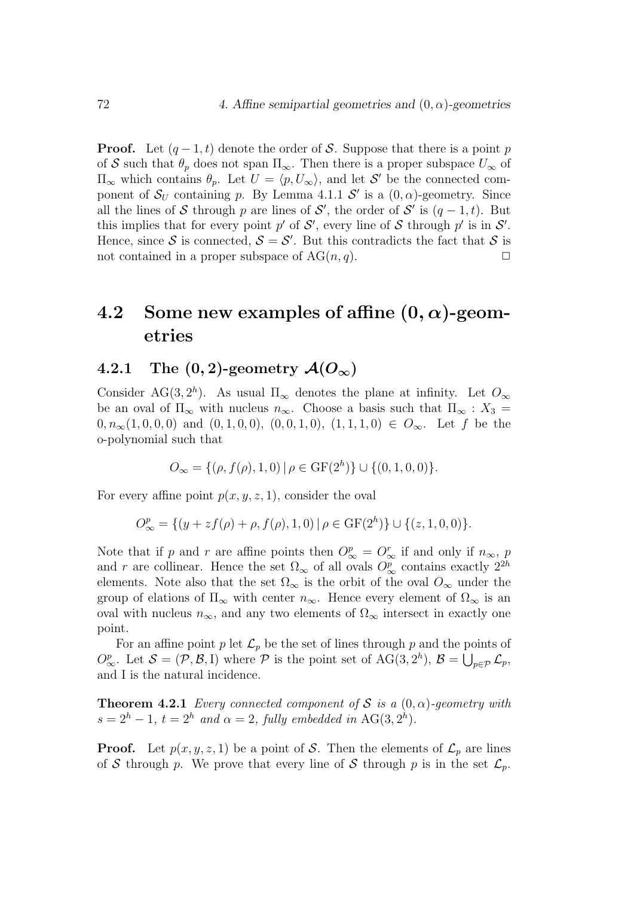**Proof.** Let $(q-1,t)$ denote the order of $\mathcal{S}$. Suppose that there is a point $p$ of $\mathcal{S}$ such that $\theta_p$ does not span $\Pi_\infty$. Then there is a proper subspace $U_\infty$ of $\Pi_\infty$ which contains $\theta_p$. Let $U = \langle p, U_\infty \rangle$, and let $\mathcal{S}'$ be the connected component of $\mathcal{S}_U$ containing $p$. By Lemma 4.1.1 $\mathcal{S}'$ is a $(0,\alpha)$-geometry. Since all the lines of $\mathcal{S}$ through $p$ are lines of $\mathcal{S}'$, the order of $\mathcal{S}'$ is $(q-1,t)$. But this implies that for every point $p'$ of $\mathcal{S}'$, every line of $\mathcal{S}$ through $p'$ is in $\mathcal{S}'$. Hence, since $\mathcal{S}$ is connected, $\mathcal{S} = \mathcal{S}'$. But this contradicts the fact that $\mathcal{S}$ is not contained in a proper subspace of $\mathrm{AG}(n,q)$. $\square$

## 4.2 Some new examples of affine $(0,\alpha)$-geometries

### 4.2.1 The $(0,2)$-geometry $\mathcal{A}(O_\infty)$

Consider $\mathrm{AG}(3,2^h)$. As usual $\Pi_\infty$ denotes the plane at infinity. Let $O_\infty$ be an oval of $\Pi_\infty$ with nucleus $n_\infty$. Choose a basis such that $\Pi_\infty : X_3 = 0, n_\infty(1,0,0,0)$ and $(0,1,0,0)$, $(0,0,1,0)$, $(1,1,1,0) \in O_\infty$. Let $f$ be the o-polynomial such that

$$O_\infty = \{(\rho, f(\rho), 1, 0) \mid \rho \in \mathrm{GF}(2^h)\} \cup \{(0,1,0,0)\}.$$

For every affine point $p(x,y,z,1)$, consider the oval

$$O_\infty^p = \{(y + zf(\rho) + \rho, f(\rho), 1, 0) \mid \rho \in \mathrm{GF}(2^h)\} \cup \{(z,1,0,0)\}.$$

Note that if $p$ and $r$ are affine points then $O_\infty^p = O_\infty^r$ if and only if $n_\infty$, $p$ and $r$ are collinear. Hence the set $\Omega_\infty$ of all ovals $O_\infty^p$ contains exactly $2^{2h}$ elements. Note also that the set $\Omega_\infty$ is the orbit of the oval $O_\infty$ under the group of elations of $\Pi_\infty$ with center $n_\infty$. Hence every element of $\Omega_\infty$ is an oval with nucleus $n_\infty$, and any two elements of $\Omega_\infty$ intersect in exactly one point.

For an affine point $p$ let $\mathcal{L}_p$ be the set of lines through $p$ and the points of $O_\infty^p$. Let $\mathcal{S} = (\mathcal{P}, \mathcal{B}, \mathrm{I})$ where $\mathcal{P}$ is the point set of $\mathrm{AG}(3,2^h)$, $\mathcal{B} = \bigcup_{p \in \mathcal{P}} \mathcal{L}_p$, and I is the natural incidence.

**Theorem 4.2.1** *Every connected component of $\mathcal{S}$ is a $(0,\alpha)$-geometry with $s = 2^h - 1$, $t = 2^h$ and $\alpha = 2$, fully embedded in $\mathrm{AG}(3,2^h)$.*

**Proof.** Let $p(x,y,z,1)$ be a point of $\mathcal{S}$. Then the elements of $\mathcal{L}_p$ are lines of $\mathcal{S}$ through $p$. We prove that every line of $\mathcal{S}$ through $p$ is in the set $\mathcal{L}_p$.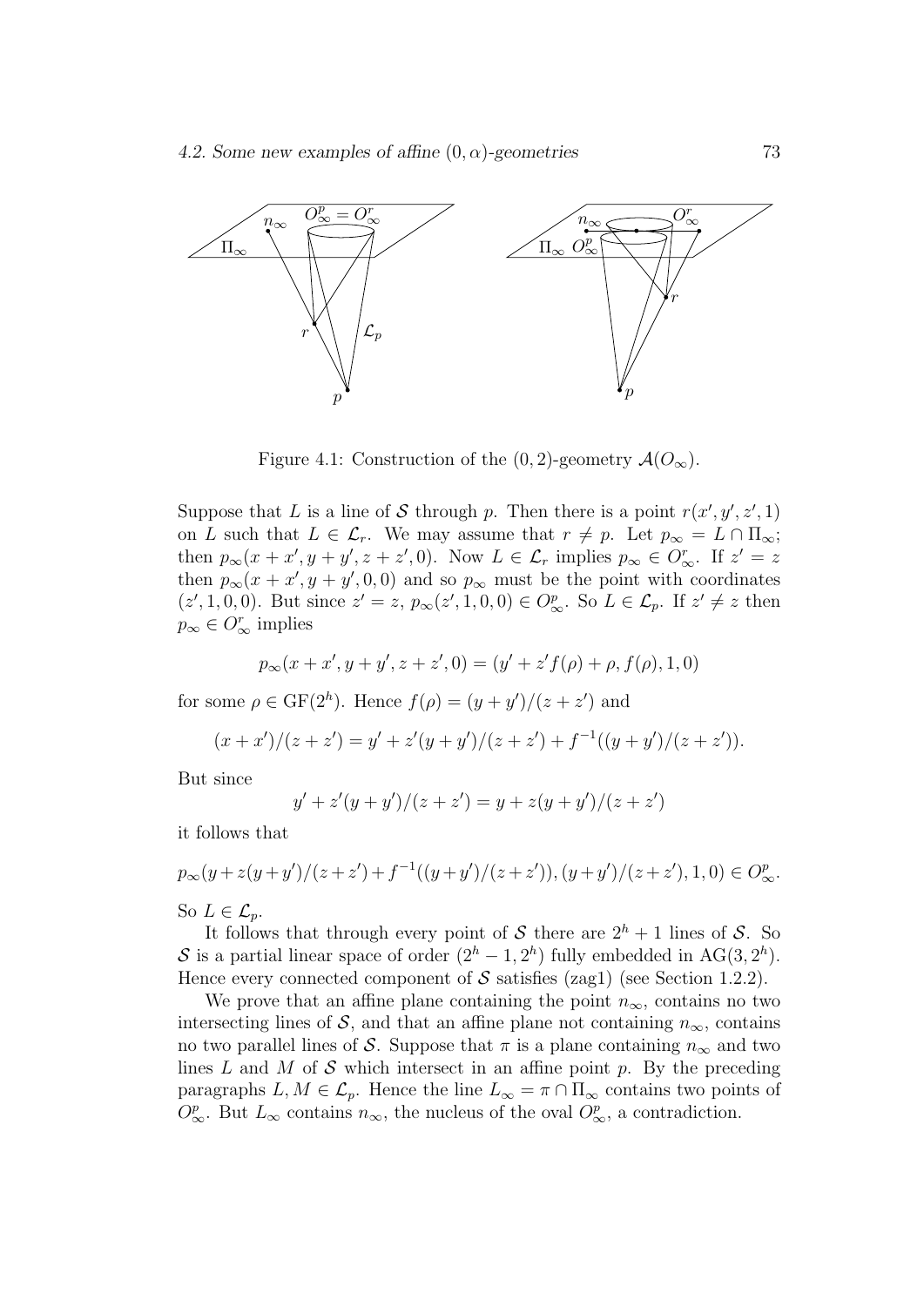Figure 4.1: Construction of the $(0,2)$-geometry $\mathcal{A}(O_\infty)$.

Suppose that $L$ is a line of $\mathcal{S}$ through $p$. Then there is a point $r(x', y', z', 1)$ on $L$ such that $L \in \mathcal{L}_r$. We may assume that $r \neq p$. Let $p_\infty = L \cap \Pi_\infty$; then $p_\infty(x + x', y + y', z + z', 0)$. Now $L \in \mathcal{L}_r$ implies $p_\infty \in O^r_\infty$. If $z' = z$ then $p_\infty(x + x', y + y', 0, 0)$ and so $p_\infty$ must be the point with coordinates $(z', 1, 0, 0)$. But since $z' = z$, $p_\infty(z', 1, 0, 0) \in O^p_\infty$. So $L \in \mathcal{L}_p$. If $z' \neq z$ then $p_\infty \in O^r_\infty$ implies

$$p_\infty(x + x', y + y', z + z', 0) = (y' + z' f(\rho) + \rho, f(\rho), 1, 0)$$

for some $\rho \in \mathrm{GF}(2^h)$. Hence $f(\rho) = (y + y')/(z + z')$ and

$$(x + x')/(z + z') = y' + z'(y + y')/(z + z') + f^{-1}((y + y')/(z + z')).$$

But since

$$y' + z'(y + y')/(z + z') = y + z(y + y')/(z + z')$$

it follows that

$$p_\infty(y + z(y + y')/(z + z') + f^{-1}((y + y')/(z + z')), (y + y')/(z + z'), 1, 0) \in O^p_\infty.$$

So $L \in \mathcal{L}_p$.

It follows that through every point of $\mathcal{S}$ there are $2^h + 1$ lines of $\mathcal{S}$. So $\mathcal{S}$ is a partial linear space of order $(2^h - 1, 2^h)$ fully embedded in $\mathrm{AG}(3, 2^h)$. Hence every connected component of $\mathcal{S}$ satisfies (zag1) (see Section 1.2.2).

We prove that an affine plane containing the point $n_\infty$, contains no two intersecting lines of $\mathcal{S}$, and that an affine plane not containing $n_\infty$, contains no two parallel lines of $\mathcal{S}$. Suppose that $\pi$ is a plane containing $n_\infty$ and two lines $L$ and $M$ of $\mathcal{S}$ which intersect in an affine point $p$. By the preceding paragraphs $L, M \in \mathcal{L}_p$. Hence the line $L_\infty = \pi \cap \Pi_\infty$ contains two points of $O^p_\infty$. But $L_\infty$ contains $n_\infty$, the nucleus of the oval $O^p_\infty$, a contradiction.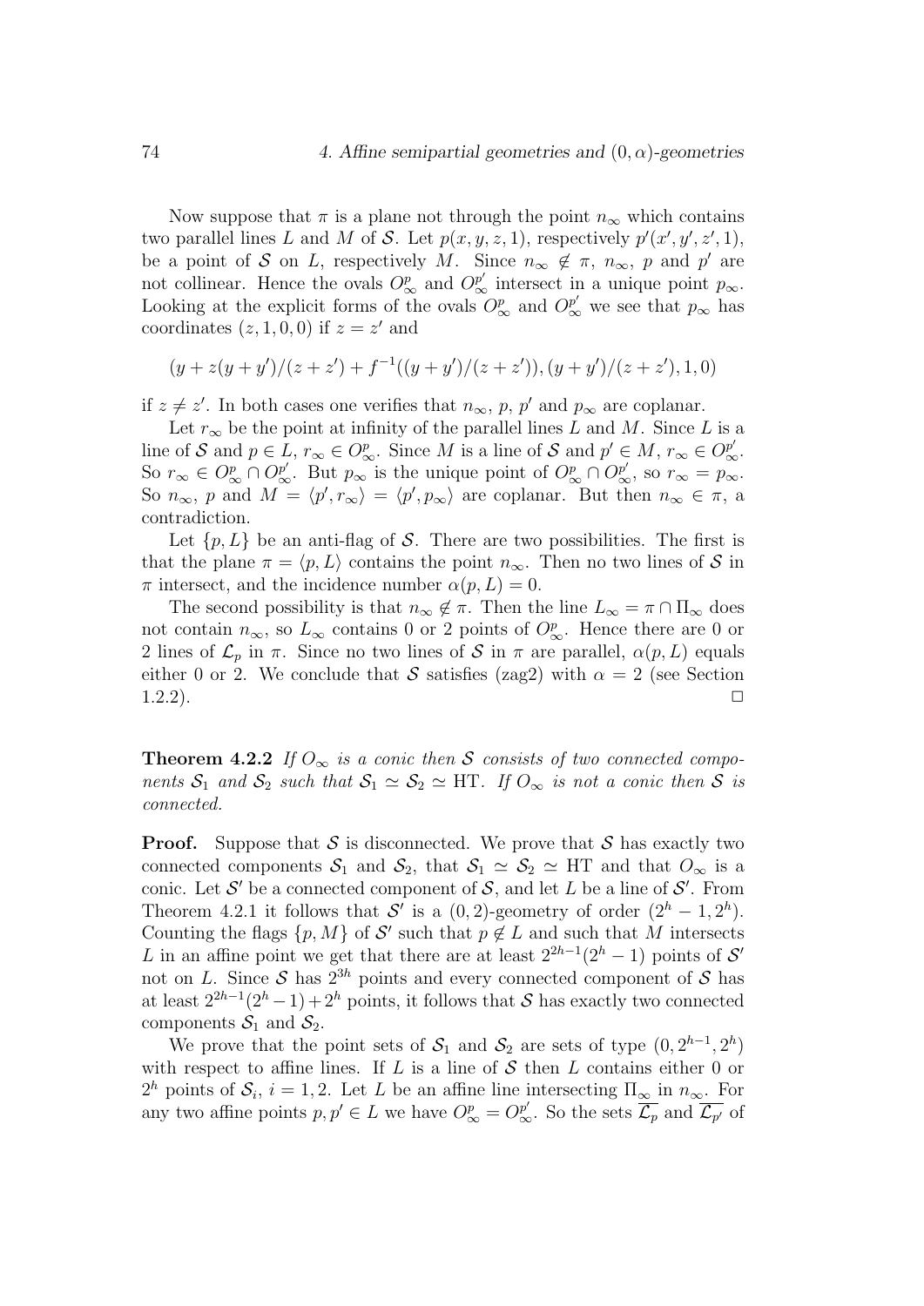Now suppose that $\pi$ is a plane not through the point $n_\infty$ which contains two parallel lines $L$ and $M$ of $\mathcal{S}$. Let $p(x, y, z, 1)$, respectively $p'(x', y', z', 1)$, be a point of $\mathcal{S}$ on $L$, respectively $M$. Since $n_\infty \notin \pi$, $n_\infty$, $p$ and $p'$ are not collinear. Hence the ovals $O_\infty^p$ and $O_\infty^{p'}$ intersect in a unique point $p_\infty$. Looking at the explicit forms of the ovals $O_\infty^p$ and $O_\infty^{p'}$ we see that $p_\infty$ has coordinates $(z, 1, 0, 0)$ if $z = z'$ and

$$(y + z(y + y')/(z + z') + f^{-1}((y + y')/(z + z')), (y + y')/(z + z'), 1, 0)$$

if $z \neq z'$. In both cases one verifies that $n_\infty$, $p$, $p'$ and $p_\infty$ are coplanar.

Let $r_\infty$ be the point at infinity of the parallel lines $L$ and $M$. Since $L$ is a line of $\mathcal{S}$ and $p \in L$, $r_\infty \in O_\infty^p$. Since $M$ is a line of $\mathcal{S}$ and $p' \in M$, $r_\infty \in O_\infty^{p'}$. So $r_\infty \in O_\infty^p \cap O_\infty^{p'}$. But $p_\infty$ is the unique point of $O_\infty^p \cap O_\infty^{p'}$, so $r_\infty = p_\infty$. So $n_\infty$, $p$ and $M = \langle p', r_\infty \rangle = \langle p', p_\infty \rangle$ are coplanar. But then $n_\infty \in \pi$, a contradiction.

Let $\{p, L\}$ be an anti-flag of $\mathcal{S}$. There are two possibilities. The first is that the plane $\pi = \langle p, L \rangle$ contains the point $n_\infty$. Then no two lines of $\mathcal{S}$ in $\pi$ intersect, and the incidence number $\alpha(p, L) = 0$.

The second possibility is that $n_\infty \notin \pi$. Then the line $L_\infty = \pi \cap \Pi_\infty$ does not contain $n_\infty$, so $L_\infty$ contains 0 or 2 points of $O_\infty^p$. Hence there are 0 or 2 lines of $\mathcal{L}_p$ in $\pi$. Since no two lines of $\mathcal{S}$ in $\pi$ are parallel, $\alpha(p, L)$ equals either 0 or 2. We conclude that $\mathcal{S}$ satisfies (zag2) with $\alpha = 2$ (see Section 1.2.2). $\square$

**Theorem 4.2.2** *If $O_\infty$ is a conic then $\mathcal{S}$ consists of two connected components $\mathcal{S}_1$ and $\mathcal{S}_2$ such that $\mathcal{S}_1 \simeq \mathcal{S}_2 \simeq$ HT. If $O_\infty$ is not a conic then $\mathcal{S}$ is connected.*

**Proof.** Suppose that $\mathcal{S}$ is disconnected. We prove that $\mathcal{S}$ has exactly two connected components $\mathcal{S}_1$ and $\mathcal{S}_2$, that $\mathcal{S}_1 \simeq \mathcal{S}_2 \simeq$ HT and that $O_\infty$ is a conic. Let $\mathcal{S}'$ be a connected component of $\mathcal{S}$, and let $L$ be a line of $\mathcal{S}'$. From Theorem 4.2.1 it follows that $\mathcal{S}'$ is a $(0, 2)$-geometry of order $(2^h - 1, 2^h)$. Counting the flags $\{p, M\}$ of $\mathcal{S}'$ such that $p \notin L$ and such that $M$ intersects $L$ in an affine point we get that there are at least $2^{2h-1}(2^h - 1)$ points of $\mathcal{S}'$ not on $L$. Since $\mathcal{S}$ has $2^{3h}$ points and every connected component of $\mathcal{S}$ has at least $2^{2h-1}(2^h - 1) + 2^h$ points, it follows that $\mathcal{S}$ has exactly two connected components $\mathcal{S}_1$ and $\mathcal{S}_2$.

We prove that the point sets of $\mathcal{S}_1$ and $\mathcal{S}_2$ are sets of type $(0, 2^{h-1}, 2^h)$ with respect to affine lines. If $L$ is a line of $\mathcal{S}$ then $L$ contains either 0 or $2^h$ points of $\mathcal{S}_i$, $i = 1, 2$. Let $L$ be an affine line intersecting $\Pi_\infty$ in $n_\infty$. For any two affine points $p, p' \in L$ we have $O_\infty^p = O_\infty^{p'}$. So the sets $\overline{\mathcal{L}_p}$ and $\overline{\mathcal{L}_{p'}}$ of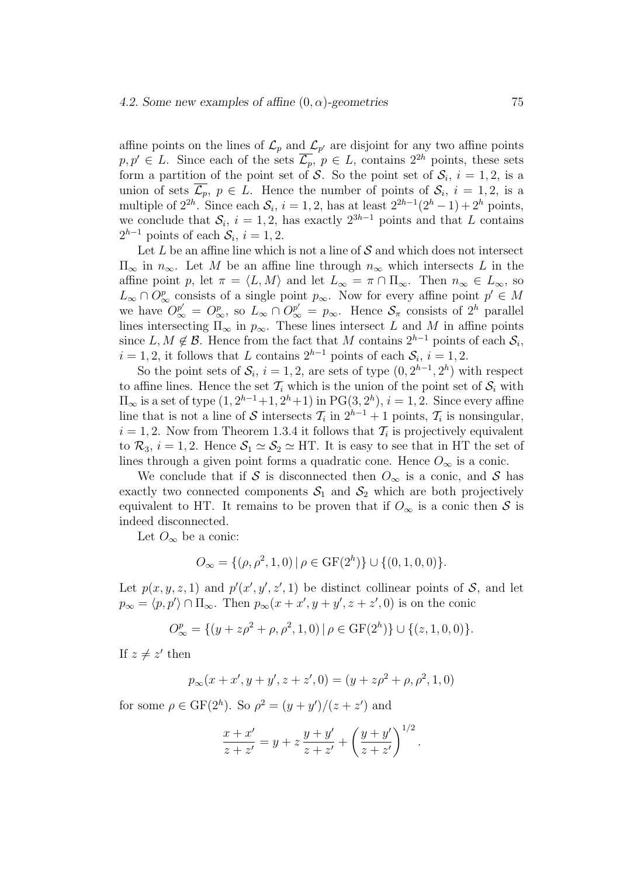affine points on the lines of $\mathcal{L}_p$ and $\mathcal{L}_{p'}$ are disjoint for any two affine points $p, p' \in L$. Since each of the sets $\overline{\mathcal{L}_p}$, $p \in L$, contains $2^{2h}$ points, these sets form a partition of the point set of $\mathcal{S}$. So the point set of $\mathcal{S}_i$, $i = 1, 2$, is a union of sets $\overline{\mathcal{L}_p}$, $p \in L$. Hence the number of points of $\mathcal{S}_i$, $i = 1, 2$, is a multiple of $2^{2h}$. Since each $\mathcal{S}_i$, $i = 1, 2$, has at least $2^{2h-1}(2^h - 1) + 2^h$ points, we conclude that $\mathcal{S}_i$, $i = 1, 2$, has exactly $2^{3h-1}$ points and that $L$ contains $2^{h-1}$ points of each $\mathcal{S}_i$, $i = 1, 2$.

Let $L$ be an affine line which is not a line of $\mathcal{S}$ and which does not intersect $\Pi_\infty$ in $n_\infty$. Let $M$ be an affine line through $n_\infty$ which intersects $L$ in the affine point $p$, let $\pi = \langle L, M \rangle$ and let $L_\infty = \pi \cap \Pi_\infty$. Then $n_\infty \in L_\infty$, so $L_\infty \cap O^p_\infty$ consists of a single point $p_\infty$. Now for every affine point $p' \in M$ we have $O^{p'}_\infty = O^p_\infty$, so $L_\infty \cap O^{p'}_\infty = p_\infty$. Hence $\mathcal{S}_\pi$ consists of $2^h$ parallel lines intersecting $\Pi_\infty$ in $p_\infty$. These lines intersect $L$ and $M$ in affine points since $L, M \notin \mathcal{B}$. Hence from the fact that $M$ contains $2^{h-1}$ points of each $\mathcal{S}_i$, $i = 1, 2$, it follows that $L$ contains $2^{h-1}$ points of each $\mathcal{S}_i$, $i = 1, 2$.

So the point sets of $\mathcal{S}_i$, $i = 1, 2$, are sets of type $(0, 2^{h-1}, 2^h)$ with respect to affine lines. Hence the set $\mathcal{T}_i$ which is the union of the point set of $\mathcal{S}_i$ with $\Pi_\infty$ is a set of type $(1, 2^{h-1}+1, 2^h+1)$ in $\mathrm{PG}(3, 2^h)$, $i = 1, 2$. Since every affine line that is not a line of $\mathcal{S}$ intersects $\mathcal{T}_i$ in $2^{h-1} + 1$ points, $\mathcal{T}_i$ is nonsingular, $i = 1, 2$. Now from Theorem 1.3.4 it follows that $\mathcal{T}_i$ is projectively equivalent to $\mathcal{R}_3$, $i = 1, 2$. Hence $\mathcal{S}_1 \simeq \mathcal{S}_2 \simeq \mathrm{HT}$. It is easy to see that in HT the set of lines through a given point forms a quadratic cone. Hence $O_\infty$ is a conic.

We conclude that if $\mathcal{S}$ is disconnected then $O_\infty$ is a conic, and $\mathcal{S}$ has exactly two connected components $\mathcal{S}_1$ and $\mathcal{S}_2$ which are both projectively equivalent to HT. It remains to be proven that if $O_\infty$ is a conic then $\mathcal{S}$ is indeed disconnected.

Let $O_\infty$ be a conic:

$$O_\infty = \{(\rho, \rho^2, 1, 0) \,|\, \rho \in \mathrm{GF}(2^h)\} \cup \{(0, 1, 0, 0)\}.$$

Let $p(x, y, z, 1)$ and $p'(x', y', z', 1)$ be distinct collinear points of $\mathcal{S}$, and let $p_\infty = \langle p, p' \rangle \cap \Pi_\infty$. Then $p_\infty(x + x', y + y', z + z', 0)$ is on the conic

$$O^p_\infty = \{(y + z\rho^2 + \rho, \rho^2, 1, 0) \,|\, \rho \in \mathrm{GF}(2^h)\} \cup \{(z, 1, 0, 0)\}.$$

If $z \neq z'$ then

$$p_\infty(x + x', y + y', z + z', 0) = (y + z\rho^2 + \rho, \rho^2, 1, 0)$$

for some $\rho \in \mathrm{GF}(2^h)$. So $\rho^2 = (y + y')/(z + z')$ and

$$\frac{x + x'}{z + z'} = y + z\,\frac{y + y'}{z + z'} + \left(\frac{y + y'}{z + z'}\right)^{1/2}.$$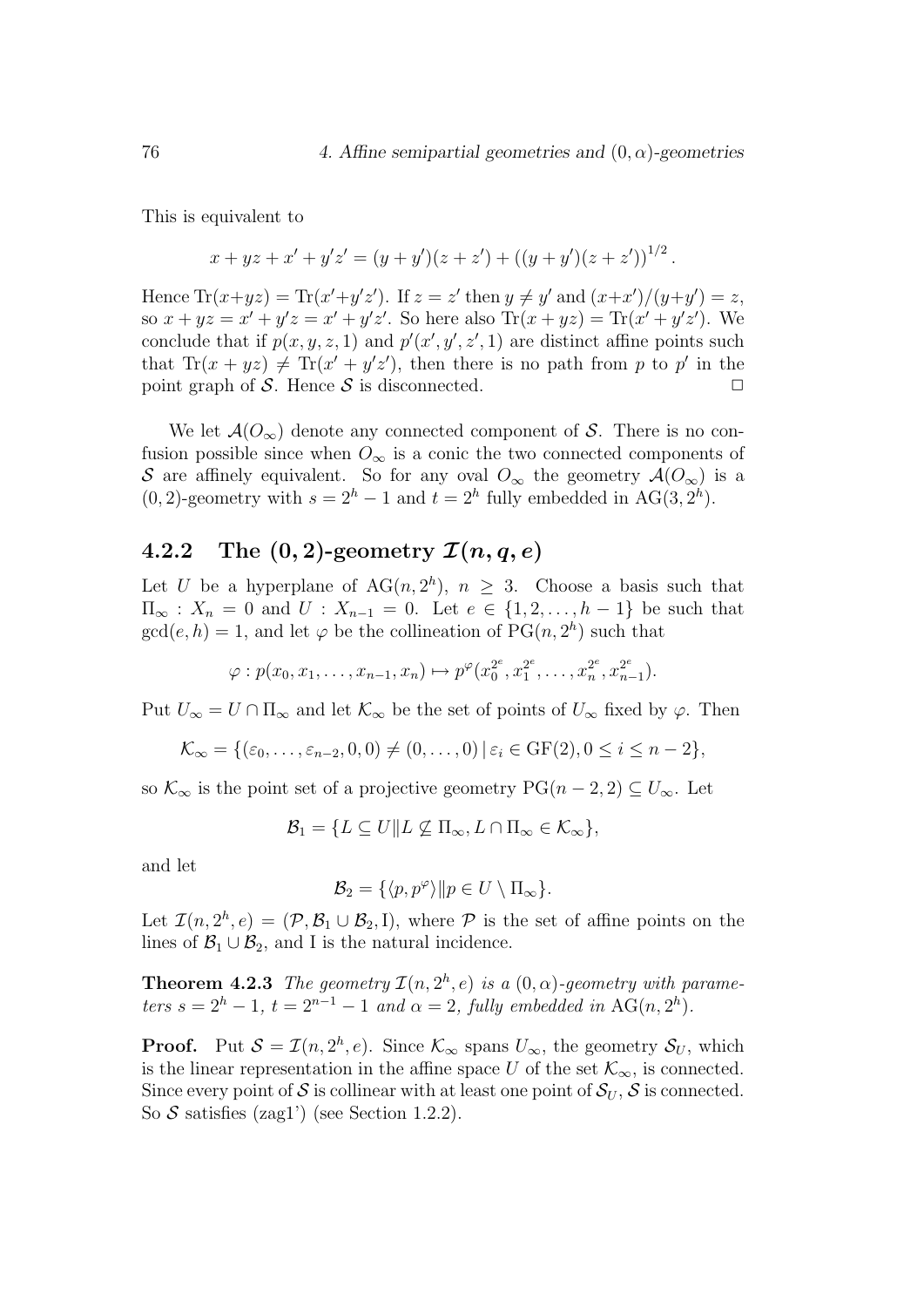This is equivalent to

$$x + yz + x' + y'z' = (y + y')(z + z') + ((y + y')(z + z'))^{1/2}.$$

Hence $\mathrm{Tr}(x+yz) = \mathrm{Tr}(x'+y'z')$. If $z = z'$ then $y \neq y'$ and $(x+x')/(y+y') = z$, so $x + yz = x' + y'z = x' + y'z'$. So here also $\mathrm{Tr}(x + yz) = \mathrm{Tr}(x' + y'z')$. We conclude that if $p(x, y, z, 1)$ and $p'(x', y', z', 1)$ are distinct affine points such that $\mathrm{Tr}(x + yz) \neq \mathrm{Tr}(x' + y'z')$, then there is no path from $p$ to $p'$ in the point graph of $\mathcal{S}$. Hence $\mathcal{S}$ is disconnected. $\square$

We let $\mathcal{A}(O_\infty)$ denote any connected component of $\mathcal{S}$. There is no confusion possible since when $O_\infty$ is a conic the two connected components of $\mathcal{S}$ are affinely equivalent. So for any oval $O_\infty$ the geometry $\mathcal{A}(O_\infty)$ is a $(0, 2)$-geometry with $s = 2^h - 1$ and $t = 2^h$ fully embedded in $\mathrm{AG}(3, 2^h)$.

## 4.2.2 The $(0, 2)$-geometry $\mathcal{I}(n, q, e)$

Let $U$ be a hyperplane of $\mathrm{AG}(n, 2^h)$, $n \geq 3$. Choose a basis such that $\Pi_\infty : X_n = 0$ and $U : X_{n-1} = 0$. Let $e \in \{1, 2, \ldots, h - 1\}$ be such that $\gcd(e, h) = 1$, and let $\varphi$ be the collineation of $\mathrm{PG}(n, 2^h)$ such that

$$\varphi : p(x_0, x_1, \ldots, x_{n-1}, x_n) \mapsto p^\varphi(x_0^{2^e}, x_1^{2^e}, \ldots, x_n^{2^e}, x_{n-1}^{2^e}).$$

Put $U_\infty = U \cap \Pi_\infty$ and let $\mathcal{K}_\infty$ be the set of points of $U_\infty$ fixed by $\varphi$. Then

$$\mathcal{K}_\infty = \{(\varepsilon_0, \ldots, \varepsilon_{n-2}, 0, 0) \neq (0, \ldots, 0) \,|\, \varepsilon_i \in \mathrm{GF}(2), 0 \leq i \leq n - 2\},$$

so $\mathcal{K}_\infty$ is the point set of a projective geometry $\mathrm{PG}(n - 2, 2) \subseteq U_\infty$. Let

$$\mathcal{B}_1 = \{L \subseteq U \| L \not\subseteq \Pi_\infty, L \cap \Pi_\infty \in \mathcal{K}_\infty\},$$

and let

$$\mathcal{B}_2 = \{\langle p, p^\varphi \rangle \| p \in U \setminus \Pi_\infty\}.$$

Let $\mathcal{I}(n, 2^h, e) = (\mathcal{P}, \mathcal{B}_1 \cup \mathcal{B}_2, \mathrm{I})$, where $\mathcal{P}$ is the set of affine points on the lines of $\mathcal{B}_1 \cup \mathcal{B}_2$, and I is the natural incidence.

**Theorem 4.2.3** *The geometry $\mathcal{I}(n, 2^h, e)$ is a $(0, \alpha)$-geometry with parameters $s = 2^h - 1$, $t = 2^{n-1} - 1$ and $\alpha = 2$, fully embedded in $\mathrm{AG}(n, 2^h)$.*

**Proof.** Put $\mathcal{S} = \mathcal{I}(n, 2^h, e)$. Since $\mathcal{K}_\infty$ spans $U_\infty$, the geometry $\mathcal{S}_U$, which is the linear representation in the affine space $U$ of the set $\mathcal{K}_\infty$, is connected. Since every point of $\mathcal{S}$ is collinear with at least one point of $\mathcal{S}_U$, $\mathcal{S}$ is connected. So $\mathcal{S}$ satisfies (zag1') (see Section 1.2.2).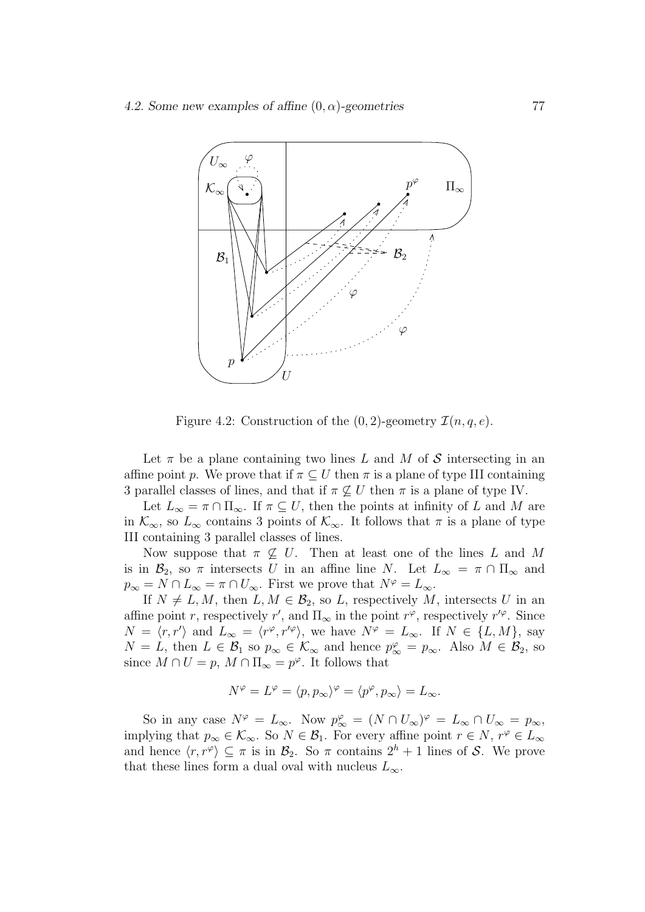Figure 4.2: Construction of the $(0, 2)$-geometry $\mathcal{I}(n, q, e)$.

Let $\pi$ be a plane containing two lines $L$ and $M$ of $\mathcal{S}$ intersecting in an affine point $p$. We prove that if $\pi \subseteq U$ then $\pi$ is a plane of type III containing 3 parallel classes of lines, and that if $\pi \not\subseteq U$ then $\pi$ is a plane of type IV.

Let $L_\infty = \pi \cap \Pi_\infty$. If $\pi \subseteq U$, then the points at infinity of $L$ and $M$ are in $\mathcal{K}_\infty$, so $L_\infty$ contains 3 points of $\mathcal{K}_\infty$. It follows that $\pi$ is a plane of type III containing 3 parallel classes of lines.

Now suppose that $\pi \not\subseteq U$. Then at least one of the lines $L$ and $M$ is in $\mathcal{B}_2$, so $\pi$ intersects $U$ in an affine line $N$. Let $L_\infty = \pi \cap \Pi_\infty$ and $p_\infty = N \cap L_\infty = \pi \cap U_\infty$. First we prove that $N^\varphi = L_\infty$.

If $N \neq L, M$, then $L, M \in \mathcal{B}_2$, so $L$, respectively $M$, intersects $U$ in an affine point $r$, respectively $r'$, and $\Pi_\infty$ in the point $r^\varphi$, respectively $r'^\varphi$. Since $N = \langle r, r' \rangle$ and $L_\infty = \langle r^\varphi, r'^\varphi \rangle$, we have $N^\varphi = L_\infty$. If $N \in \{L, M\}$, say $N = L$, then $L \in \mathcal{B}_1$ so $p_\infty \in \mathcal{K}_\infty$ and hence $p_\infty^\varphi = p_\infty$. Also $M \in \mathcal{B}_2$, so since $M \cap U = p$, $M \cap \Pi_\infty = p^\varphi$. It follows that

$$N^\varphi = L^\varphi = \langle p, p_\infty \rangle^\varphi = \langle p^\varphi, p_\infty \rangle = L_\infty.$$

So in any case $N^\varphi = L_\infty$. Now $p_\infty^\varphi = (N \cap U_\infty)^\varphi = L_\infty \cap U_\infty = p_\infty$, implying that $p_\infty \in \mathcal{K}_\infty$. So $N \in \mathcal{B}_1$. For every affine point $r \in N$, $r^\varphi \in L_\infty$ and hence $\langle r, r^\varphi \rangle \subseteq \pi$ is in $\mathcal{B}_2$. So $\pi$ contains $2^h + 1$ lines of $\mathcal{S}$. We prove that these lines form a dual oval with nucleus $L_\infty$.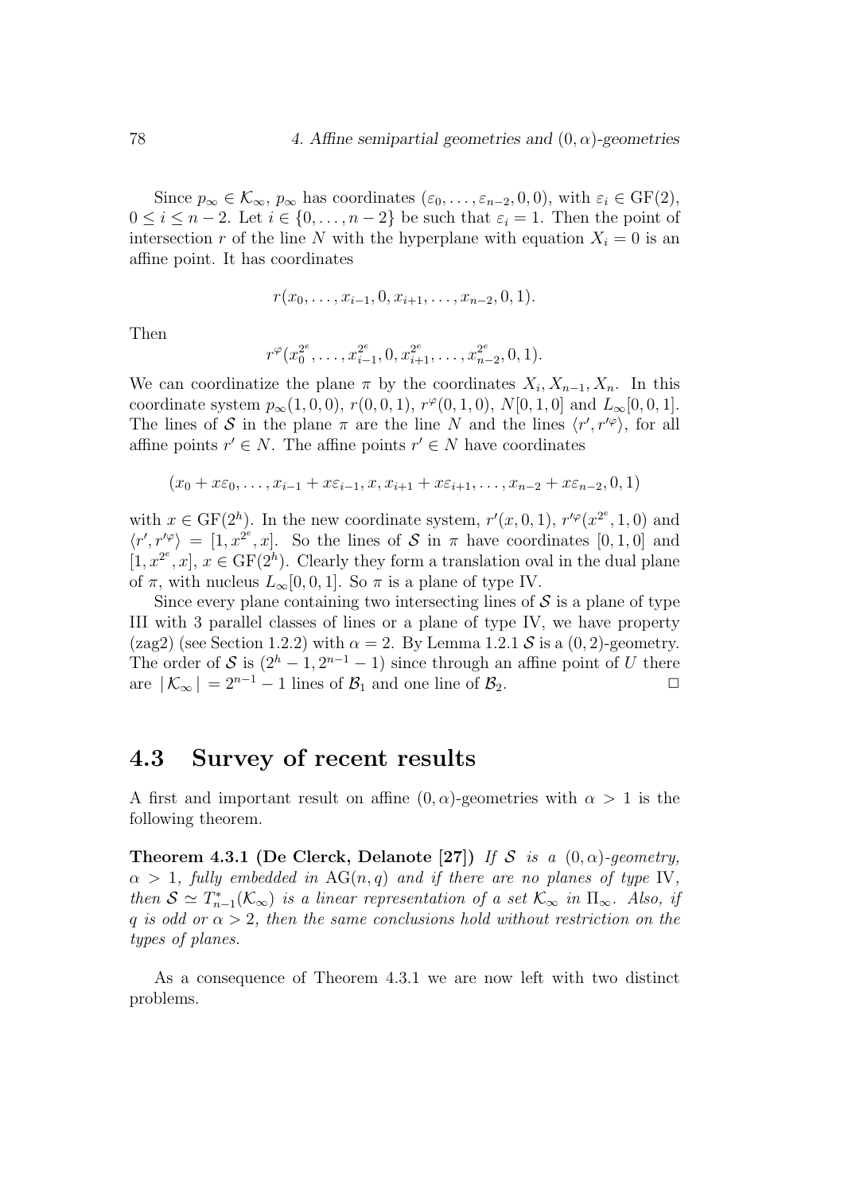Since $p_\infty \in \mathcal{K}_\infty$, $p_\infty$ has coordinates $(\varepsilon_0, \ldots, \varepsilon_{n-2}, 0, 0)$, with $\varepsilon_i \in \mathrm{GF}(2)$, $0 \leq i \leq n-2$. Let $i \in \{0, \ldots, n-2\}$ be such that $\varepsilon_i = 1$. Then the point of intersection $r$ of the line $N$ with the hyperplane with equation $X_i = 0$ is an affine point. It has coordinates

$$r(x_0, \ldots, x_{i-1}, 0, x_{i+1}, \ldots, x_{n-2}, 0, 1).$$

Then

$$r^\varphi(x_0^{2^e}, \ldots, x_{i-1}^{2^e}, 0, x_{i+1}^{2^e}, \ldots, x_{n-2}^{2^e}, 0, 1).$$

We can coordinatize the plane $\pi$ by the coordinates $X_i, X_{n-1}, X_n$. In this coordinate system $p_\infty(1, 0, 0)$, $r(0, 0, 1)$, $r^\varphi(0, 1, 0)$, $N[0, 1, 0]$ and $L_\infty[0, 0, 1]$. The lines of $\mathcal{S}$ in the plane $\pi$ are the line $N$ and the lines $\langle r', r'^\varphi \rangle$, for all affine points $r' \in N$. The affine points $r' \in N$ have coordinates

$$(x_0 + x\varepsilon_0, \ldots, x_{i-1} + x\varepsilon_{i-1}, x, x_{i+1} + x\varepsilon_{i+1}, \ldots, x_{n-2} + x\varepsilon_{n-2}, 0, 1)$$

with $x \in \mathrm{GF}(2^h)$. In the new coordinate system, $r'(x, 0, 1)$, $r'^\varphi(x^{2^e}, 1, 0)$ and $\langle r', r'^\varphi \rangle = [1, x^{2^e}, x]$. So the lines of $\mathcal{S}$ in $\pi$ have coordinates $[0, 1, 0]$ and $[1, x^{2^e}, x]$, $x \in \mathrm{GF}(2^h)$. Clearly they form a translation oval in the dual plane of $\pi$, with nucleus $L_\infty[0, 0, 1]$. So $\pi$ is a plane of type IV.

Since every plane containing two intersecting lines of $\mathcal{S}$ is a plane of type III with 3 parallel classes of lines or a plane of type IV, we have property (zag2) (see Section 1.2.2) with $\alpha = 2$. By Lemma 1.2.1 $\mathcal{S}$ is a $(0, 2)$-geometry. The order of $\mathcal{S}$ is $(2^h - 1, 2^{n-1} - 1)$ since through an affine point of $U$ there are $|\mathcal{K}_\infty| = 2^{n-1} - 1$ lines of $\mathcal{B}_1$ and one line of $\mathcal{B}_2$. □

## 4.3 Survey of recent results

A first and important result on affine $(0, \alpha)$-geometries with $\alpha > 1$ is the following theorem.

**Theorem 4.3.1 (De Clerck, Delanote [27])** *If $\mathcal{S}$ is a $(0, \alpha)$-geometry, $\alpha > 1$, fully embedded in $\mathrm{AG}(n, q)$ and if there are no planes of type* IV*, then $\mathcal{S} \simeq T^*_{n-1}(\mathcal{K}_\infty)$ is a linear representation of a set $\mathcal{K}_\infty$ in $\Pi_\infty$. Also, if $q$ is odd or $\alpha > 2$, then the same conclusions hold without restriction on the types of planes.*

As a consequence of Theorem 4.3.1 we are now left with two distinct problems.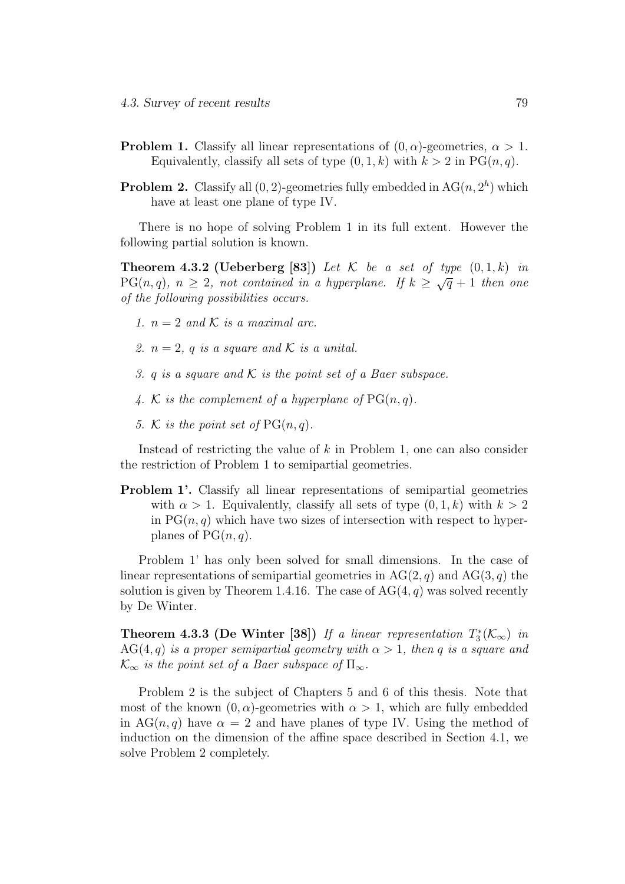**Problem 1.** Classify all linear representations of $(0, \alpha)$-geometries, $\alpha > 1$. Equivalently, classify all sets of type $(0, 1, k)$ with $k > 2$ in $\mathrm{PG}(n, q)$.

**Problem 2.** Classify all $(0, 2)$-geometries fully embedded in $\mathrm{AG}(n, 2^h)$ which have at least one plane of type IV.

There is no hope of solving Problem 1 in its full extent. However the following partial solution is known.

**Theorem 4.3.2 (Ueberberg [83])** *Let $\mathcal{K}$ be a set of type $(0, 1, k)$ in $\mathrm{PG}(n, q)$, $n \geq 2$, not contained in a hyperplane. If $k \geq \sqrt{q} + 1$ then one of the following possibilities occurs.*

1. *$n = 2$ and $\mathcal{K}$ is a maximal arc.*
2. *$n = 2$, $q$ is a square and $\mathcal{K}$ is a unital.*
3. *$q$ is a square and $\mathcal{K}$ is the point set of a Baer subspace.*
4. *$\mathcal{K}$ is the complement of a hyperplane of $\mathrm{PG}(n, q)$.*
5. *$\mathcal{K}$ is the point set of $\mathrm{PG}(n, q)$.*

Instead of restricting the value of $k$ in Problem 1, one can also consider the restriction of Problem 1 to semipartial geometries.

**Problem 1'.** Classify all linear representations of semipartial geometries with $\alpha > 1$. Equivalently, classify all sets of type $(0, 1, k)$ with $k > 2$ in $\mathrm{PG}(n, q)$ which have two sizes of intersection with respect to hyperplanes of $\mathrm{PG}(n, q)$.

Problem 1' has only been solved for small dimensions. In the case of linear representations of semipartial geometries in $\mathrm{AG}(2, q)$ and $\mathrm{AG}(3, q)$ the solution is given by Theorem 1.4.16. The case of $\mathrm{AG}(4, q)$ was solved recently by De Winter.

**Theorem 4.3.3 (De Winter [38])** *If a linear representation $T_3^*(\mathcal{K}_\infty)$ in $\mathrm{AG}(4, q)$ is a proper semipartial geometry with $\alpha > 1$, then $q$ is a square and $\mathcal{K}_\infty$ is the point set of a Baer subspace of $\Pi_\infty$.*

Problem 2 is the subject of Chapters 5 and 6 of this thesis. Note that most of the known $(0, \alpha)$-geometries with $\alpha > 1$, which are fully embedded in $\mathrm{AG}(n, q)$ have $\alpha = 2$ and have planes of type IV. Using the method of induction on the dimension of the affine space described in Section 4.1, we solve Problem 2 completely.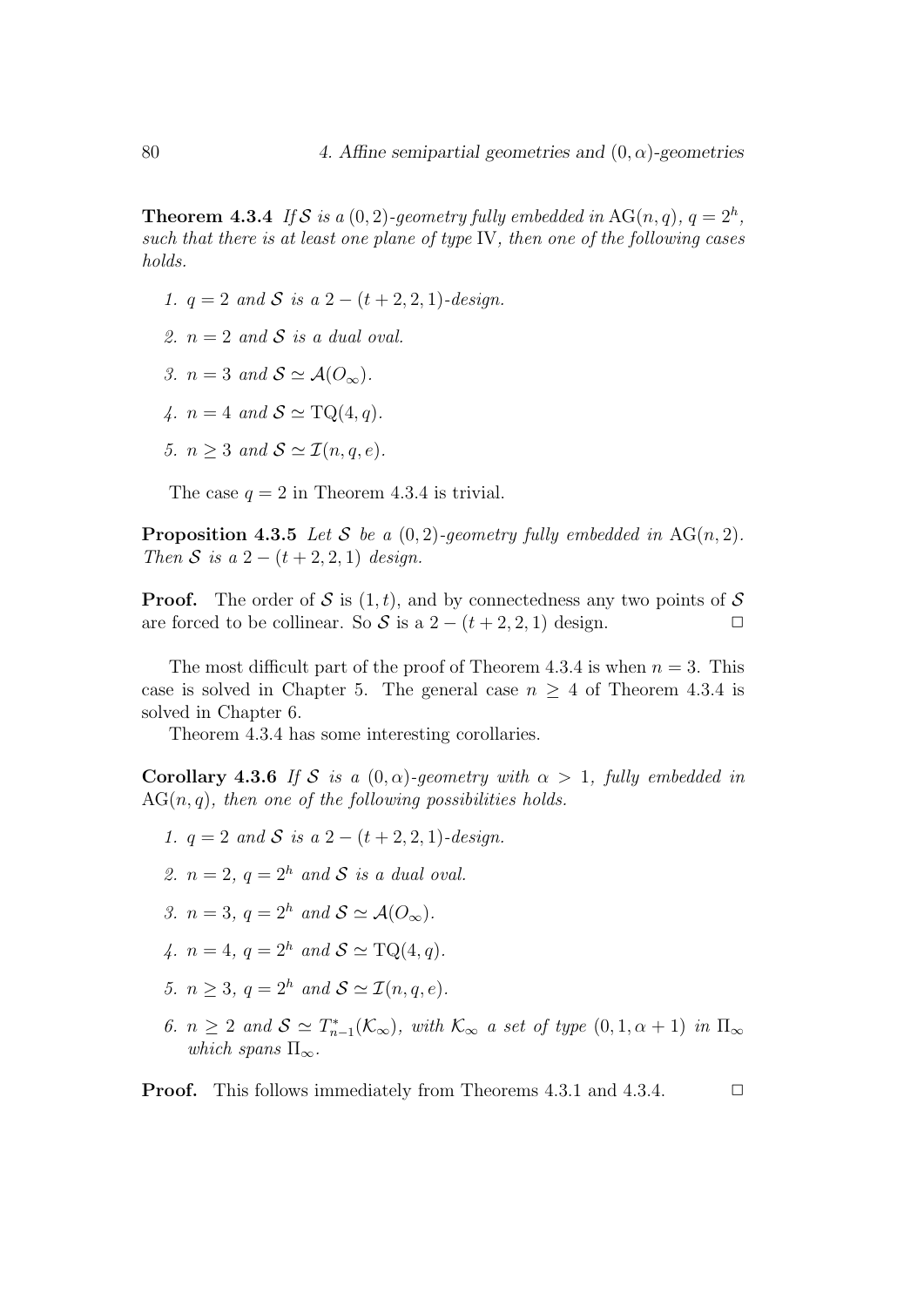**Theorem 4.3.4** *If $\mathcal{S}$ is a $(0,2)$-geometry fully embedded in $\mathrm{AG}(n,q)$, $q=2^h$, such that there is at least one plane of type* IV*, then one of the following cases holds.*

1. *$q=2$ and $\mathcal{S}$ is a $2-(t+2,2,1)$-design.*
2. *$n=2$ and $\mathcal{S}$ is a dual oval.*
3. *$n=3$ and $\mathcal{S}\simeq\mathcal{A}(O_\infty)$.*
4. *$n=4$ and $\mathcal{S}\simeq\mathrm{TQ}(4,q)$.*
5. *$n\geq 3$ and $\mathcal{S}\simeq\mathcal{I}(n,q,e)$.*

The case $q=2$ in Theorem 4.3.4 is trivial.

**Proposition 4.3.5** *Let $\mathcal{S}$ be a $(0,2)$-geometry fully embedded in $\mathrm{AG}(n,2)$. Then $\mathcal{S}$ is a $2-(t+2,2,1)$ design.*

**Proof.** The order of $\mathcal{S}$ is $(1,t)$, and by connectedness any two points of $\mathcal{S}$ are forced to be collinear. So $\mathcal{S}$ is a $2-(t+2,2,1)$ design. □

The most difficult part of the proof of Theorem 4.3.4 is when $n=3$. This case is solved in Chapter 5. The general case $n\geq 4$ of Theorem 4.3.4 is solved in Chapter 6.

Theorem 4.3.4 has some interesting corollaries.

**Corollary 4.3.6** *If $\mathcal{S}$ is a $(0,\alpha)$-geometry with $\alpha>1$, fully embedded in $\mathrm{AG}(n,q)$, then one of the following possibilities holds.*

1. *$q=2$ and $\mathcal{S}$ is a $2-(t+2,2,1)$-design.*
2. *$n=2$, $q=2^h$ and $\mathcal{S}$ is a dual oval.*
3. *$n=3$, $q=2^h$ and $\mathcal{S}\simeq\mathcal{A}(O_\infty)$.*
4. *$n=4$, $q=2^h$ and $\mathcal{S}\simeq\mathrm{TQ}(4,q)$.*
5. *$n\geq 3$, $q=2^h$ and $\mathcal{S}\simeq\mathcal{I}(n,q,e)$.*
6. *$n\geq 2$ and $\mathcal{S}\simeq T^*_{n-1}(\mathcal{K}_\infty)$, with $\mathcal{K}_\infty$ a set of type $(0,1,\alpha+1)$ in $\Pi_\infty$ which spans $\Pi_\infty$.*

**Proof.** This follows immediately from Theorems 4.3.1 and 4.3.4. □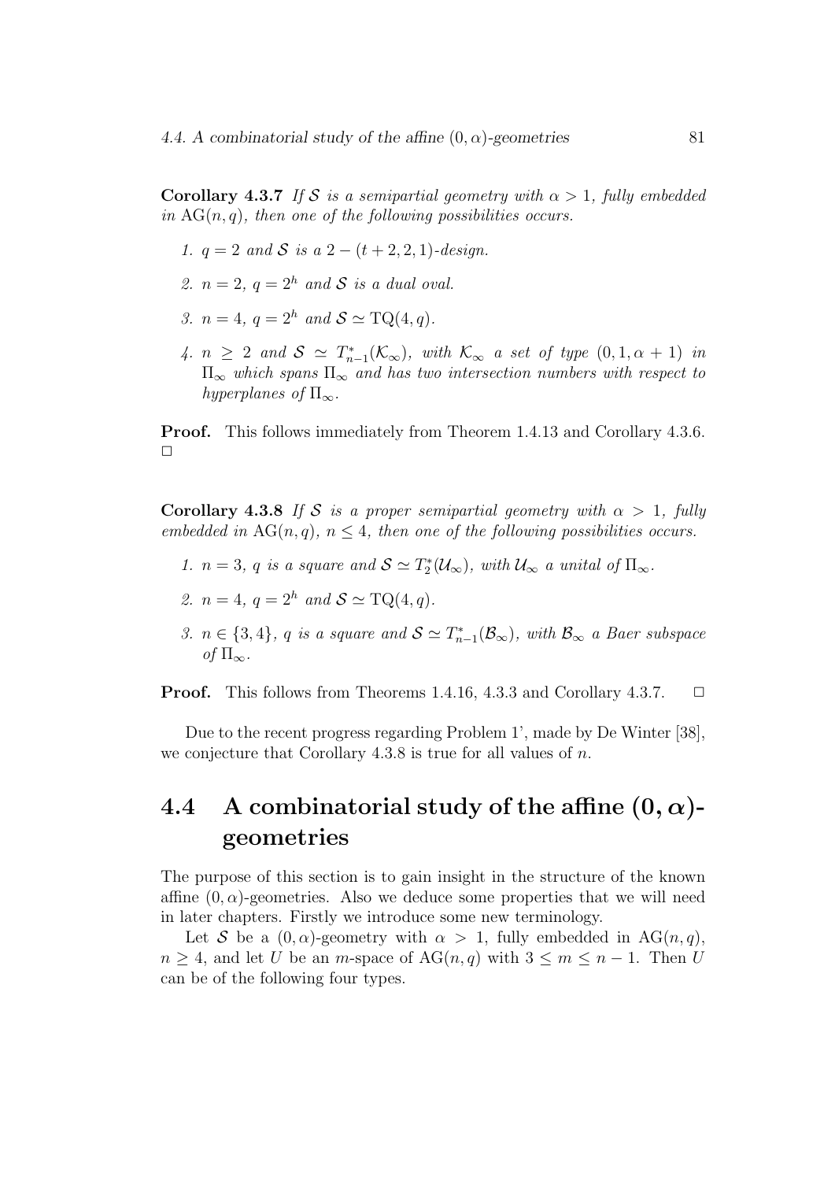**Corollary 4.3.7** *If $\mathcal{S}$ is a semipartial geometry with $\alpha > 1$, fully embedded in $\mathrm{AG}(n, q)$, then one of the following possibilities occurs.*

1. *$q = 2$ and $\mathcal{S}$ is a $2-(t+2, 2, 1)$-design.*
2. *$n = 2$, $q = 2^h$ and $\mathcal{S}$ is a dual oval.*
3. *$n = 4$, $q = 2^h$ and $\mathcal{S} \simeq \mathrm{TQ}(4, q)$.*
4. *$n \geq 2$ and $\mathcal{S} \simeq T^*_{n-1}(\mathcal{K}_\infty)$, with $\mathcal{K}_\infty$ a set of type $(0, 1, \alpha + 1)$ in $\Pi_\infty$ which spans $\Pi_\infty$ and has two intersection numbers with respect to hyperplanes of $\Pi_\infty$.*

**Proof.** This follows immediately from Theorem 1.4.13 and Corollary 4.3.6. □

**Corollary 4.3.8** *If $\mathcal{S}$ is a proper semipartial geometry with $\alpha > 1$, fully embedded in $\mathrm{AG}(n, q)$, $n \leq 4$, then one of the following possibilities occurs.*

1. *$n = 3$, $q$ is a square and $\mathcal{S} \simeq T^*_2(\mathcal{U}_\infty)$, with $\mathcal{U}_\infty$ a unital of $\Pi_\infty$.*
2. *$n = 4$, $q = 2^h$ and $\mathcal{S} \simeq \mathrm{TQ}(4, q)$.*
3. *$n \in \{3, 4\}$, $q$ is a square and $\mathcal{S} \simeq T^*_{n-1}(\mathcal{B}_\infty)$, with $\mathcal{B}_\infty$ a Baer subspace of $\Pi_\infty$.*

**Proof.** This follows from Theorems 1.4.16, 4.3.3 and Corollary 4.3.7. □

Due to the recent progress regarding Problem 1', made by De Winter [38], we conjecture that Corollary 4.3.8 is true for all values of $n$.

## 4.4 A combinatorial study of the affine $(0, \alpha)$-geometries

The purpose of this section is to gain insight in the structure of the known affine $(0, \alpha)$-geometries. Also we deduce some properties that we will need in later chapters. Firstly we introduce some new terminology.

Let $\mathcal{S}$ be a $(0, \alpha)$-geometry with $\alpha > 1$, fully embedded in $\mathrm{AG}(n, q)$, $n \geq 4$, and let $U$ be an $m$-space of $\mathrm{AG}(n, q)$ with $3 \leq m \leq n - 1$. Then $U$ can be of the following four types.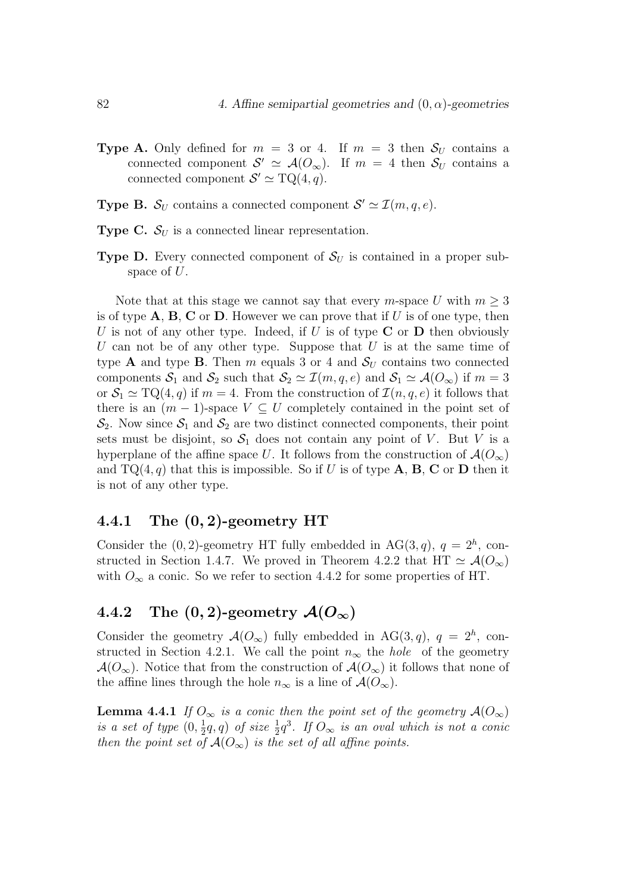**Type A.** Only defined for $m = 3$ or 4. If $m = 3$ then $\mathcal{S}_U$ contains a connected component $\mathcal{S}' \simeq \mathcal{A}(O_\infty)$. If $m = 4$ then $\mathcal{S}_U$ contains a connected component $\mathcal{S}' \simeq \mathrm{TQ}(4, q)$.

**Type B.** $\mathcal{S}_U$ contains a connected component $\mathcal{S}' \simeq \mathcal{I}(m, q, e)$.

**Type C.** $\mathcal{S}_U$ is a connected linear representation.

**Type D.** Every connected component of $\mathcal{S}_U$ is contained in a proper subspace of $U$.

Note that at this stage we cannot say that every $m$-space $U$ with $m \geq 3$ is of type **A**, **B**, **C** or **D**. However we can prove that if $U$ is of one type, then $U$ is not of any other type. Indeed, if $U$ is of type **C** or **D** then obviously $U$ can not be of any other type. Suppose that $U$ is at the same time of type **A** and type **B**. Then $m$ equals 3 or 4 and $\mathcal{S}_U$ contains two connected components $\mathcal{S}_1$ and $\mathcal{S}_2$ such that $\mathcal{S}_2 \simeq \mathcal{I}(m, q, e)$ and $\mathcal{S}_1 \simeq \mathcal{A}(O_\infty)$ if $m = 3$ or $\mathcal{S}_1 \simeq \mathrm{TQ}(4, q)$ if $m = 4$. From the construction of $\mathcal{I}(n, q, e)$ it follows that there is an $(m-1)$-space $V \subseteq U$ completely contained in the point set of $\mathcal{S}_2$. Now since $\mathcal{S}_1$ and $\mathcal{S}_2$ are two distinct connected components, their point sets must be disjoint, so $\mathcal{S}_1$ does not contain any point of $V$. But $V$ is a hyperplane of the affine space $U$. It follows from the construction of $\mathcal{A}(O_\infty)$ and $\mathrm{TQ}(4, q)$ that this is impossible. So if $U$ is of type **A**, **B**, **C** or **D** then it is not of any other type.

## 4.4.1 The $(0, 2)$-geometry HT

Consider the $(0, 2)$-geometry HT fully embedded in $\mathrm{AG}(3, q)$, $q = 2^h$, constructed in Section 1.4.7. We proved in Theorem 4.2.2 that $\mathrm{HT} \simeq \mathcal{A}(O_\infty)$ with $O_\infty$ a conic. So we refer to section 4.4.2 for some properties of HT.

## 4.4.2 The $(0, 2)$-geometry $\mathcal{A}(O_\infty)$

Consider the geometry $\mathcal{A}(O_\infty)$ fully embedded in $\mathrm{AG}(3, q)$, $q = 2^h$, constructed in Section 4.2.1. We call the point $n_\infty$ the *hole* of the geometry $\mathcal{A}(O_\infty)$. Notice that from the construction of $\mathcal{A}(O_\infty)$ it follows that none of the affine lines through the hole $n_\infty$ is a line of $\mathcal{A}(O_\infty)$.

**Lemma 4.4.1** *If $O_\infty$ is a conic then the point set of the geometry $\mathcal{A}(O_\infty)$ is a set of type $(0, \frac{1}{2}q, q)$ of size $\frac{1}{2}q^3$. If $O_\infty$ is an oval which is not a conic then the point set of $\mathcal{A}(O_\infty)$ is the set of all affine points.*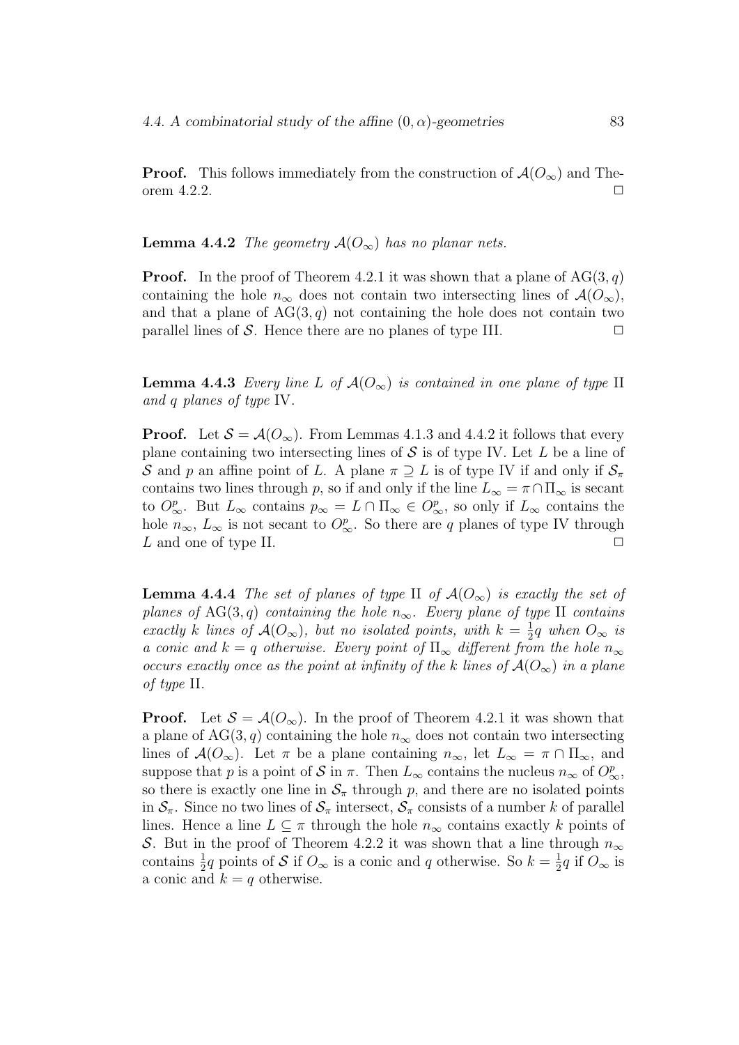**Proof.** This follows immediately from the construction of $\mathcal{A}(O_\infty)$ and Theorem 4.2.2. □

**Lemma 4.4.2** *The geometry $\mathcal{A}(O_\infty)$ has no planar nets.*

**Proof.** In the proof of Theorem 4.2.1 it was shown that a plane of $\mathrm{AG}(3,q)$ containing the hole $n_\infty$ does not contain two intersecting lines of $\mathcal{A}(O_\infty)$, and that a plane of $\mathrm{AG}(3,q)$ not containing the hole does not contain two parallel lines of $\mathcal{S}$. Hence there are no planes of type III. □

**Lemma 4.4.3** *Every line $L$ of $\mathcal{A}(O_\infty)$ is contained in one plane of type* II *and $q$ planes of type* IV.

**Proof.** Let $\mathcal{S} = \mathcal{A}(O_\infty)$. From Lemmas 4.1.3 and 4.4.2 it follows that every plane containing two intersecting lines of $\mathcal{S}$ is of type IV. Let $L$ be a line of $\mathcal{S}$ and $p$ an affine point of $L$. A plane $\pi \supseteq L$ is of type IV if and only if $\mathcal{S}_\pi$ contains two lines through $p$, so if and only if the line $L_\infty = \pi \cap \Pi_\infty$ is secant to $O^p_\infty$. But $L_\infty$ contains $p_\infty = L \cap \Pi_\infty \in O^p_\infty$, so only if $L_\infty$ contains the hole $n_\infty$, $L_\infty$ is not secant to $O^p_\infty$. So there are $q$ planes of type IV through $L$ and one of type II. □

**Lemma 4.4.4** *The set of planes of type* II *of $\mathcal{A}(O_\infty)$ is exactly the set of planes of $\mathrm{AG}(3,q)$ containing the hole $n_\infty$. Every plane of type* II *contains exactly $k$ lines of $\mathcal{A}(O_\infty)$, but no isolated points, with $k = \frac{1}{2}q$ when $O_\infty$ is a conic and $k = q$ otherwise. Every point of $\Pi_\infty$ different from the hole $n_\infty$ occurs exactly once as the point at infinity of the $k$ lines of $\mathcal{A}(O_\infty)$ in a plane of type* II.

**Proof.** Let $\mathcal{S} = \mathcal{A}(O_\infty)$. In the proof of Theorem 4.2.1 it was shown that a plane of $\mathrm{AG}(3,q)$ containing the hole $n_\infty$ does not contain two intersecting lines of $\mathcal{A}(O_\infty)$. Let $\pi$ be a plane containing $n_\infty$, let $L_\infty = \pi \cap \Pi_\infty$, and suppose that $p$ is a point of $\mathcal{S}$ in $\pi$. Then $L_\infty$ contains the nucleus $n_\infty$ of $O^p_\infty$, so there is exactly one line in $\mathcal{S}_\pi$ through $p$, and there are no isolated points in $\mathcal{S}_\pi$. Since no two lines of $\mathcal{S}_\pi$ intersect, $\mathcal{S}_\pi$ consists of a number $k$ of parallel lines. Hence a line $L \subseteq \pi$ through the hole $n_\infty$ contains exactly $k$ points of $\mathcal{S}$. But in the proof of Theorem 4.2.2 it was shown that a line through $n_\infty$ contains $\frac{1}{2}q$ points of $\mathcal{S}$ if $O_\infty$ is a conic and $q$ otherwise. So $k = \frac{1}{2}q$ if $O_\infty$ is a conic and $k = q$ otherwise.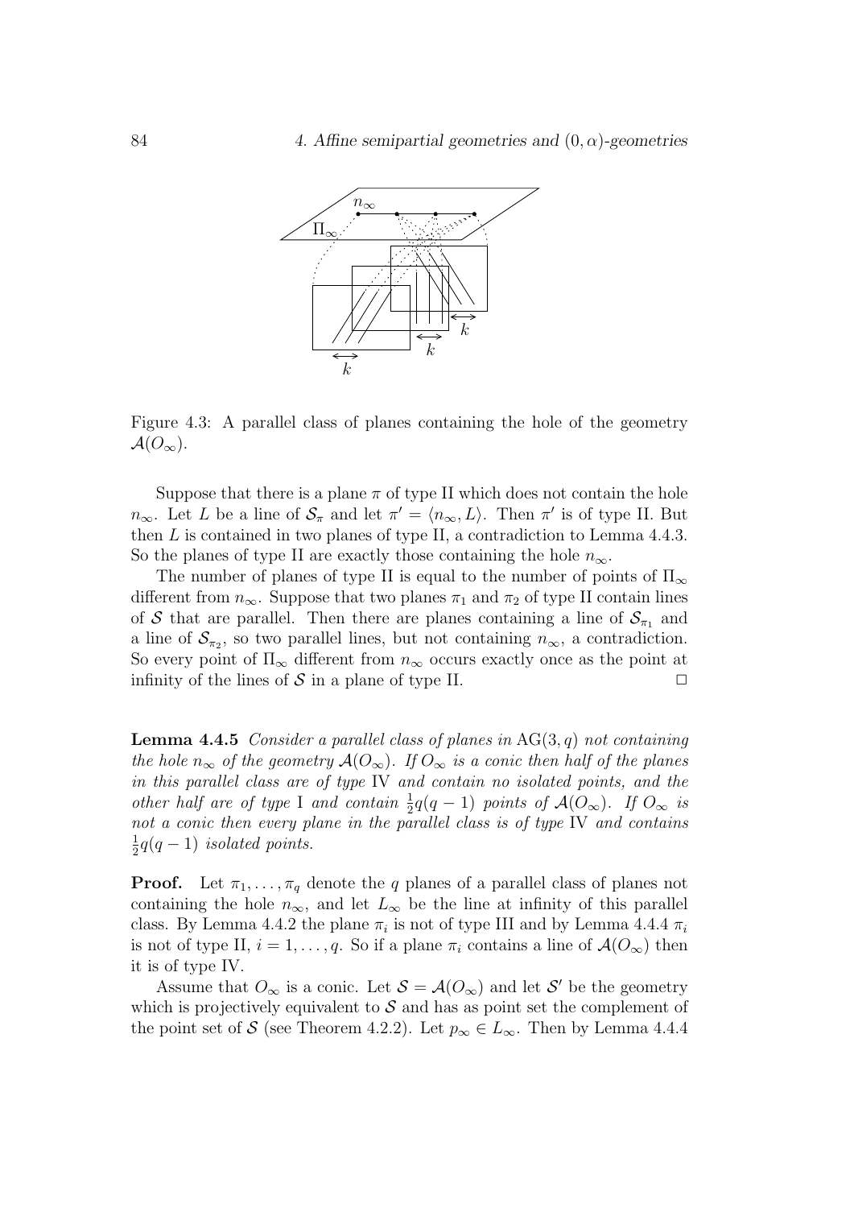Figure 4.3: A parallel class of planes containing the hole of the geometry $\mathcal{A}(O_\infty)$.

Suppose that there is a plane $\pi$ of type II which does not contain the hole $n_\infty$. Let $L$ be a line of $\mathcal{S}_\pi$ and let $\pi' = \langle n_\infty, L\rangle$. Then $\pi'$ is of type II. But then $L$ is contained in two planes of type II, a contradiction to Lemma 4.4.3. So the planes of type II are exactly those containing the hole $n_\infty$.

The number of planes of type II is equal to the number of points of $\Pi_\infty$ different from $n_\infty$. Suppose that two planes $\pi_1$ and $\pi_2$ of type II contain lines of $\mathcal{S}$ that are parallel. Then there are planes containing a line of $\mathcal{S}_{\pi_1}$ and a line of $\mathcal{S}_{\pi_2}$, so two parallel lines, but not containing $n_\infty$, a contradiction. So every point of $\Pi_\infty$ different from $n_\infty$ occurs exactly once as the point at infinity of the lines of $\mathcal{S}$ in a plane of type II. $\square$

**Lemma 4.4.5** *Consider a parallel class of planes in* $\mathrm{AG}(3, q)$ *not containing the hole* $n_\infty$ *of the geometry* $\mathcal{A}(O_\infty)$*. If* $O_\infty$ *is a conic then half of the planes in this parallel class are of type* IV *and contain no isolated points, and the other half are of type* I *and contain* $\frac{1}{2}q(q-1)$ *points of* $\mathcal{A}(O_\infty)$*. If* $O_\infty$ *is not a conic then every plane in the parallel class is of type* IV *and contains* $\frac{1}{2}q(q-1)$ *isolated points.*

**Proof.** Let $\pi_1, \ldots, \pi_q$ denote the $q$ planes of a parallel class of planes not containing the hole $n_\infty$, and let $L_\infty$ be the line at infinity of this parallel class. By Lemma 4.4.2 the plane $\pi_i$ is not of type III and by Lemma 4.4.4 $\pi_i$ is not of type II, $i = 1, \ldots, q$. So if a plane $\pi_i$ contains a line of $\mathcal{A}(O_\infty)$ then it is of type IV.

Assume that $O_\infty$ is a conic. Let $\mathcal{S} = \mathcal{A}(O_\infty)$ and let $\mathcal{S}'$ be the geometry which is projectively equivalent to $\mathcal{S}$ and has as point set the complement of the point set of $\mathcal{S}$ (see Theorem 4.2.2). Let $p_\infty \in L_\infty$. Then by Lemma 4.4.4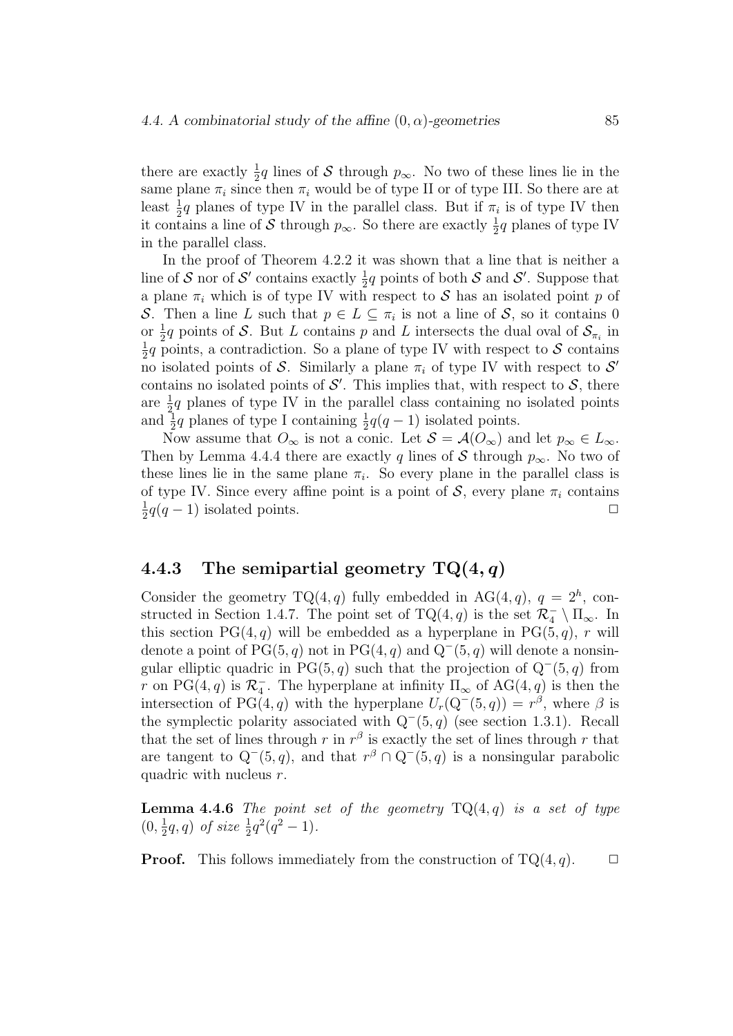there are exactly $\frac{1}{2}q$ lines of $\mathcal{S}$ through $p_\infty$. No two of these lines lie in the same plane $\pi_i$ since then $\pi_i$ would be of type II or of type III. So there are at least $\frac{1}{2}q$ planes of type IV in the parallel class. But if $\pi_i$ is of type IV then it contains a line of $\mathcal{S}$ through $p_\infty$. So there are exactly $\frac{1}{2}q$ planes of type IV in the parallel class.

In the proof of Theorem 4.2.2 it was shown that a line that is neither a line of $\mathcal{S}$ nor of $\mathcal{S}'$ contains exactly $\frac{1}{2}q$ points of both $\mathcal{S}$ and $\mathcal{S}'$. Suppose that a plane $\pi_i$ which is of type IV with respect to $\mathcal{S}$ has an isolated point $p$ of $\mathcal{S}$. Then a line $L$ such that $p \in L \subseteq \pi_i$ is not a line of $\mathcal{S}$, so it contains 0 or $\frac{1}{2}q$ points of $\mathcal{S}$. But $L$ contains $p$ and $L$ intersects the dual oval of $\mathcal{S}_{\pi_i}$ in $\frac{1}{2}q$ points, a contradiction. So a plane of type IV with respect to $\mathcal{S}$ contains no isolated points of $\mathcal{S}$. Similarly a plane $\pi_i$ of type IV with respect to $\mathcal{S}'$ contains no isolated points of $\mathcal{S}'$. This implies that, with respect to $\mathcal{S}$, there are $\frac{1}{2}q$ planes of type IV in the parallel class containing no isolated points and $\frac{1}{2}q$ planes of type I containing $\frac{1}{2}q(q-1)$ isolated points.

Now assume that $O_\infty$ is not a conic. Let $\mathcal{S} = \mathcal{A}(O_\infty)$ and let $p_\infty \in L_\infty$. Then by Lemma 4.4.4 there are exactly $q$ lines of $\mathcal{S}$ through $p_\infty$. No two of these lines lie in the same plane $\pi_i$. So every plane in the parallel class is of type IV. Since every affine point is a point of $\mathcal{S}$, every plane $\pi_i$ contains $\frac{1}{2}q(q-1)$ isolated points. $\square$

### 4.4.3 The semipartial geometry $\mathrm{TQ}(4, q)$

Consider the geometry $\mathrm{TQ}(4, q)$ fully embedded in $\mathrm{AG}(4, q)$, $q = 2^h$, constructed in Section 1.4.7. The point set of $\mathrm{TQ}(4, q)$ is the set $\mathcal{R}_4^- \setminus \Pi_\infty$. In this section $\mathrm{PG}(4, q)$ will be embedded as a hyperplane in $\mathrm{PG}(5, q)$, $r$ will denote a point of $\mathrm{PG}(5, q)$ not in $\mathrm{PG}(4, q)$ and $\mathrm{Q}^-(5, q)$ will denote a nonsingular elliptic quadric in $\mathrm{PG}(5, q)$ such that the projection of $\mathrm{Q}^-(5, q)$ from $r$ on $\mathrm{PG}(4, q)$ is $\mathcal{R}_4^-$. The hyperplane at infinity $\Pi_\infty$ of $\mathrm{AG}(4, q)$ is then the intersection of $\mathrm{PG}(4, q)$ with the hyperplane $U_r(\mathrm{Q}^-(5, q)) = r^\beta$, where $\beta$ is the symplectic polarity associated with $\mathrm{Q}^-(5, q)$ (see section 1.3.1). Recall that the set of lines through $r$ in $r^\beta$ is exactly the set of lines through $r$ that are tangent to $\mathrm{Q}^-(5, q)$, and that $r^\beta \cap \mathrm{Q}^-(5, q)$ is a nonsingular parabolic quadric with nucleus $r$.

**Lemma 4.4.6** *The point set of the geometry* $\mathrm{TQ}(4, q)$ *is a set of type* $(0, \frac{1}{2}q, q)$ *of size* $\frac{1}{2}q^2(q^2 - 1)$.

**Proof.** This follows immediately from the construction of $\mathrm{TQ}(4, q)$. $\square$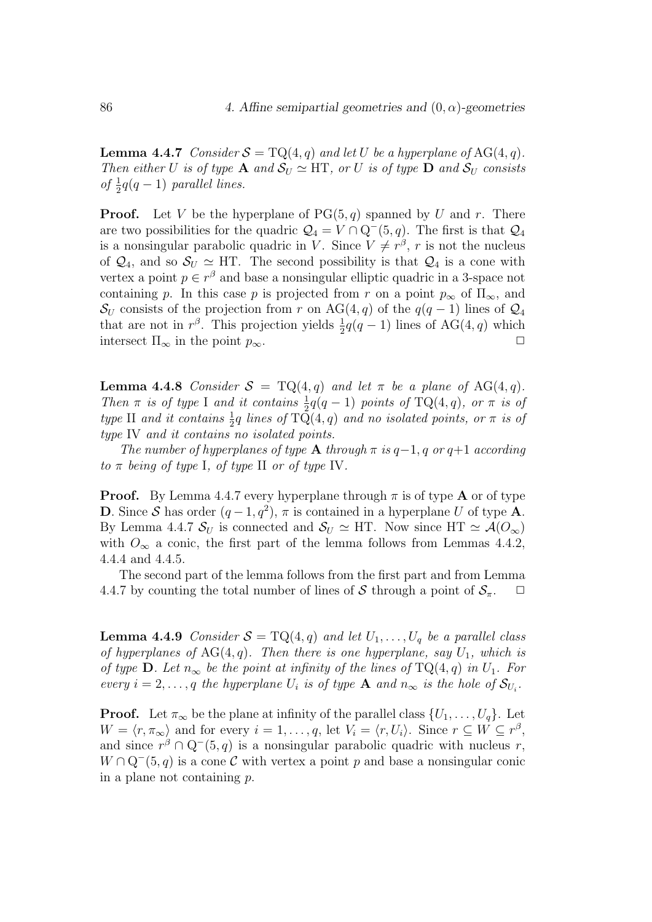**Lemma 4.4.7** *Consider $\mathcal{S} = \mathrm{TQ}(4,q)$ and let $U$ be a hyperplane of $\mathrm{AG}(4,q)$. Then either $U$ is of type* **A** *and $\mathcal{S}_U \simeq \mathrm{HT}$, or $U$ is of type* **D** *and $\mathcal{S}_U$ consists of $\frac{1}{2}q(q-1)$ parallel lines.*

**Proof.** Let $V$ be the hyperplane of $\mathrm{PG}(5,q)$ spanned by $U$ and $r$. There are two possibilities for the quadric $\mathcal{Q}_4 = V \cap \mathrm{Q}^-(5,q)$. The first is that $\mathcal{Q}_4$ is a nonsingular parabolic quadric in $V$. Since $V \neq r^\beta$, $r$ is not the nucleus of $\mathcal{Q}_4$, and so $\mathcal{S}_U \simeq \mathrm{HT}$. The second possibility is that $\mathcal{Q}_4$ is a cone with vertex a point $p \in r^\beta$ and base a nonsingular elliptic quadric in a 3-space not containing $p$. In this case $p$ is projected from $r$ on a point $p_\infty$ of $\Pi_\infty$, and $\mathcal{S}_U$ consists of the projection from $r$ on $\mathrm{AG}(4,q)$ of the $q(q-1)$ lines of $\mathcal{Q}_4$ that are not in $r^\beta$. This projection yields $\frac{1}{2}q(q-1)$ lines of $\mathrm{AG}(4,q)$ which intersect $\Pi_\infty$ in the point $p_\infty$. $\square$

**Lemma 4.4.8** *Consider $\mathcal{S} = \mathrm{TQ}(4,q)$ and let $\pi$ be a plane of $\mathrm{AG}(4,q)$. Then $\pi$ is of type* I *and it contains $\frac{1}{2}q(q-1)$ points of $\mathrm{TQ}(4,q)$, or $\pi$ is of type* II *and it contains $\frac{1}{2}q$ lines of $\mathrm{TQ}(4,q)$ and no isolated points, or $\pi$ is of type* IV *and it contains no isolated points.*

*The number of hyperplanes of type* **A** *through $\pi$ is $q-1$, $q$ or $q+1$ according to $\pi$ being of type* I*, of type* II *or of type* IV*.*

**Proof.** By Lemma 4.4.7 every hyperplane through $\pi$ is of type **A** or of type **D**. Since $\mathcal{S}$ has order $(q-1,q^2)$, $\pi$ is contained in a hyperplane $U$ of type **A**. By Lemma 4.4.7 $\mathcal{S}_U$ is connected and $\mathcal{S}_U \simeq \mathrm{HT}$. Now since $\mathrm{HT} \simeq \mathcal{A}(O_\infty)$ with $O_\infty$ a conic, the first part of the lemma follows from Lemmas 4.4.2, 4.4.4 and 4.4.5.

The second part of the lemma follows from the first part and from Lemma 4.4.7 by counting the total number of lines of $\mathcal{S}$ through a point of $\mathcal{S}_\pi$. $\square$

**Lemma 4.4.9** *Consider $\mathcal{S} = \mathrm{TQ}(4,q)$ and let $U_1, \ldots, U_q$ be a parallel class of hyperplanes of $\mathrm{AG}(4,q)$. Then there is one hyperplane, say $U_1$, which is of type* **D**. *Let $n_\infty$ be the point at infinity of the lines of $\mathrm{TQ}(4,q)$ in $U_1$. For every $i = 2, \ldots, q$ the hyperplane $U_i$ is of type* **A** *and $n_\infty$ is the hole of $\mathcal{S}_{U_i}$.*

**Proof.** Let $\pi_\infty$ be the plane at infinity of the parallel class $\{U_1, \ldots, U_q\}$. Let $W = \langle r, \pi_\infty \rangle$ and for every $i = 1, \ldots, q$, let $V_i = \langle r, U_i \rangle$. Since $r \subseteq W \subseteq r^\beta$, and since $r^\beta \cap \mathrm{Q}^-(5,q)$ is a nonsingular parabolic quadric with nucleus $r$, $W \cap \mathrm{Q}^-(5,q)$ is a cone $\mathcal{C}$ with vertex a point $p$ and base a nonsingular conic in a plane not containing $p$.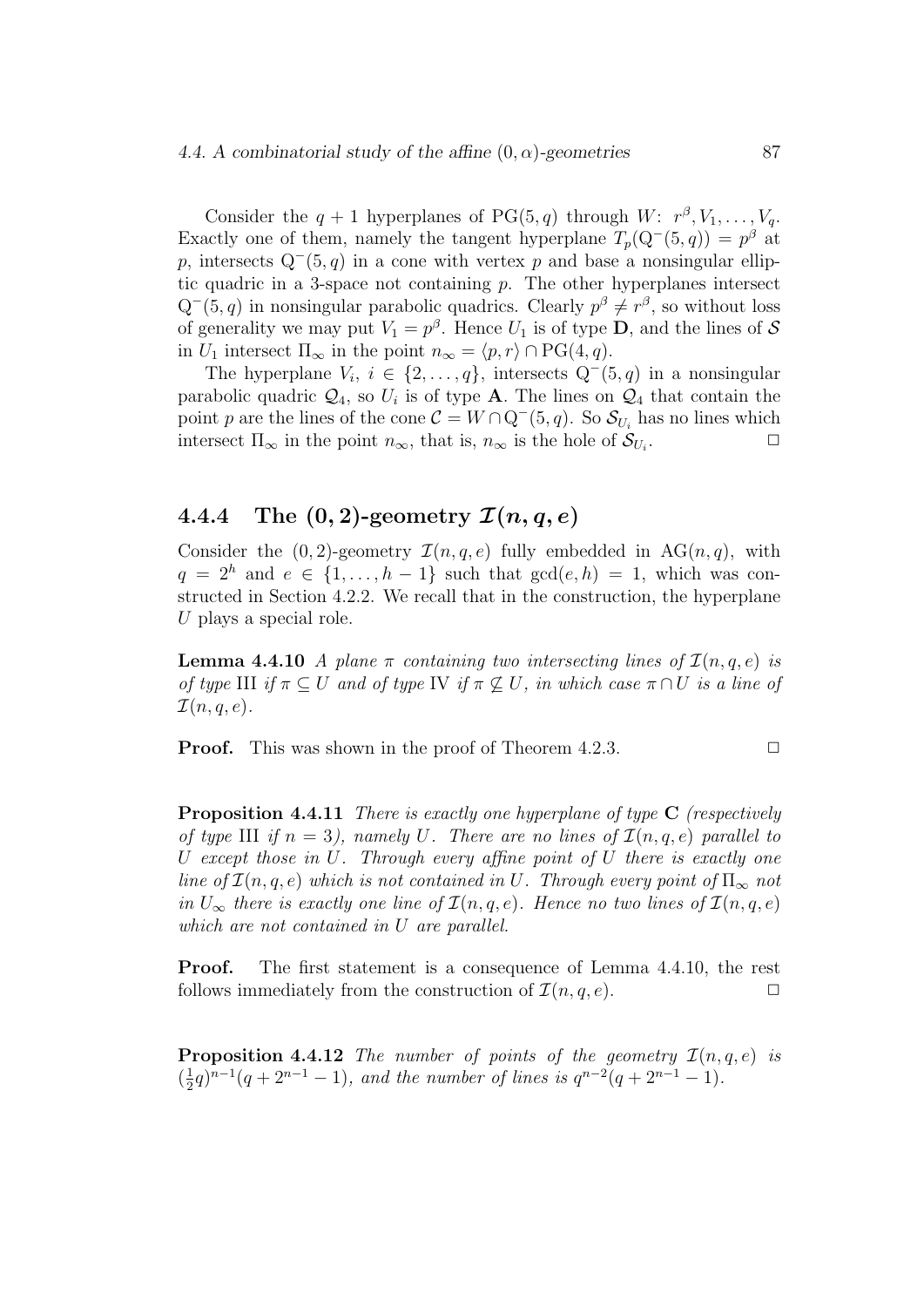Consider the $q+1$ hyperplanes of $\mathrm{PG}(5,q)$ through $W$: $r^\beta, V_1, \ldots, V_q$. Exactly one of them, namely the tangent hyperplane $T_p(\mathrm{Q}^-(5,q)) = p^\beta$ at $p$, intersects $\mathrm{Q}^-(5,q)$ in a cone with vertex $p$ and base a nonsingular elliptic quadric in a 3-space not containing $p$. The other hyperplanes intersect $\mathrm{Q}^-(5,q)$ in nonsingular parabolic quadrics. Clearly $p^\beta \neq r^\beta$, so without loss of generality we may put $V_1 = p^\beta$. Hence $U_1$ is of type **D**, and the lines of $\mathcal{S}$ in $U_1$ intersect $\Pi_\infty$ in the point $n_\infty = \langle p, r\rangle \cap \mathrm{PG}(4,q)$.

The hyperplane $V_i$, $i \in \{2,\ldots,q\}$, intersects $\mathrm{Q}^-(5,q)$ in a nonsingular parabolic quadric $\mathcal{Q}_4$, so $U_i$ is of type **A**. The lines on $\mathcal{Q}_4$ that contain the point $p$ are the lines of the cone $\mathcal{C} = W \cap \mathrm{Q}^-(5,q)$. So $\mathcal{S}_{U_i}$ has no lines which intersect $\Pi_\infty$ in the point $n_\infty$, that is, $n_\infty$ is the hole of $\mathcal{S}_{U_i}$. $\square$

### 4.4.4 The $(0,2)$-geometry $\mathcal{I}(n,q,e)$

Consider the $(0,2)$-geometry $\mathcal{I}(n,q,e)$ fully embedded in $\mathrm{AG}(n,q)$, with $q = 2^h$ and $e \in \{1,\ldots,h-1\}$ such that $\gcd(e,h) = 1$, which was constructed in Section 4.2.2. We recall that in the construction, the hyperplane $U$ plays a special role.

**Lemma 4.4.10** *A plane $\pi$ containing two intersecting lines of $\mathcal{I}(n,q,e)$ is of type* III *if $\pi \subseteq U$ and of type* IV *if $\pi \not\subseteq U$, in which case $\pi \cap U$ is a line of $\mathcal{I}(n,q,e)$.*

**Proof.** This was shown in the proof of Theorem 4.2.3. $\square$

**Proposition 4.4.11** *There is exactly one hyperplane of type* **C** *(respectively of type* III *if $n=3$), namely $U$. There are no lines of $\mathcal{I}(n,q,e)$ parallel to $U$ except those in $U$. Through every affine point of $U$ there is exactly one line of $\mathcal{I}(n,q,e)$ which is not contained in $U$. Through every point of $\Pi_\infty$ not in $U_\infty$ there is exactly one line of $\mathcal{I}(n,q,e)$. Hence no two lines of $\mathcal{I}(n,q,e)$ which are not contained in $U$ are parallel.*

**Proof.** The first statement is a consequence of Lemma 4.4.10, the rest follows immediately from the construction of $\mathcal{I}(n,q,e)$. $\square$

**Proposition 4.4.12** *The number of points of the geometry $\mathcal{I}(n,q,e)$ is $(\frac{1}{2}q)^{n-1}(q+2^{n-1}-1)$, and the number of lines is $q^{n-2}(q+2^{n-1}-1)$.*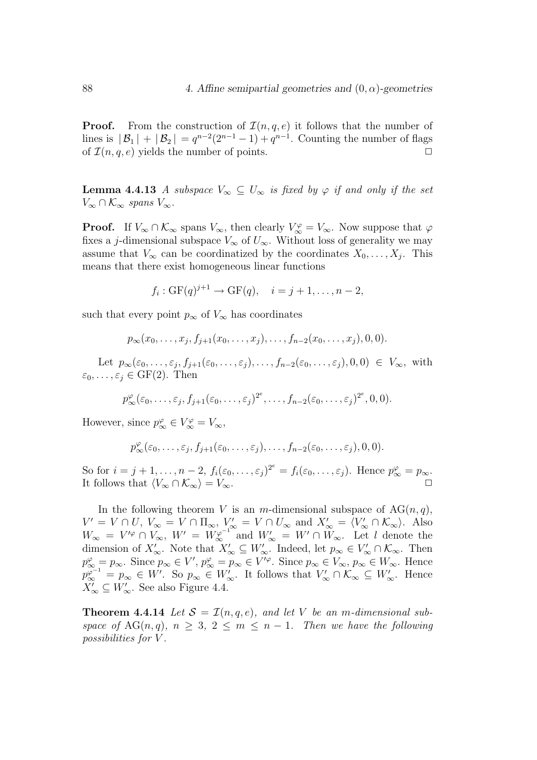**Proof.** From the construction of $\mathcal{I}(n, q, e)$ it follows that the number of lines is $|\mathcal{B}_1| + |\mathcal{B}_2| = q^{n-2}(2^{n-1} - 1) + q^{n-1}$. Counting the number of flags of $\mathcal{I}(n, q, e)$ yields the number of points. $\square$

**Lemma 4.4.13** *A subspace $V_\infty \subseteq U_\infty$ is fixed by $\varphi$ if and only if the set $V_\infty \cap \mathcal{K}_\infty$ spans $V_\infty$.*

**Proof.** If $V_\infty \cap \mathcal{K}_\infty$ spans $V_\infty$, then clearly $V_\infty^\varphi = V_\infty$. Now suppose that $\varphi$ fixes a $j$-dimensional subspace $V_\infty$ of $U_\infty$. Without loss of generality we may assume that $V_\infty$ can be coordinatized by the coordinates $X_0, \ldots, X_j$. This means that there exist homogeneous linear functions

$$f_i : \mathrm{GF}(q)^{j+1} \to \mathrm{GF}(q), \quad i = j+1, \ldots, n-2,$$

such that every point $p_\infty$ of $V_\infty$ has coordinates

$$p_\infty(x_0, \ldots, x_j, f_{j+1}(x_0, \ldots, x_j), \ldots, f_{n-2}(x_0, \ldots, x_j), 0, 0).$$

Let $p_\infty(\varepsilon_0, \ldots, \varepsilon_j, f_{j+1}(\varepsilon_0, \ldots, \varepsilon_j), \ldots, f_{n-2}(\varepsilon_0, \ldots, \varepsilon_j), 0, 0) \in V_\infty$, with $\varepsilon_0, \ldots, \varepsilon_j \in \mathrm{GF}(2)$. Then

$$p_\infty^\varphi(\varepsilon_0, \ldots, \varepsilon_j, f_{j+1}(\varepsilon_0, \ldots, \varepsilon_j)^{2^e}, \ldots, f_{n-2}(\varepsilon_0, \ldots, \varepsilon_j)^{2^e}, 0, 0).$$

However, since $p_\infty^\varphi \in V_\infty^\varphi = V_\infty$,

$$p_\infty^\varphi(\varepsilon_0, \ldots, \varepsilon_j, f_{j+1}(\varepsilon_0, \ldots, \varepsilon_j), \ldots, f_{n-2}(\varepsilon_0, \ldots, \varepsilon_j), 0, 0).$$

So for $i = j+1, \ldots, n-2$, $f_i(\varepsilon_0, \ldots, \varepsilon_j)^{2^e} = f_i(\varepsilon_0, \ldots, \varepsilon_j)$. Hence $p_\infty^\varphi = p_\infty$. It follows that $\langle V_\infty \cap \mathcal{K}_\infty \rangle = V_\infty$. $\square$

In the following theorem $V$ is an $m$-dimensional subspace of $\mathrm{AG}(n, q)$, $V' = V \cap U$, $V_\infty = V \cap \Pi_\infty$, $V'_\infty = V \cap U_\infty$ and $X'_\infty = \langle V'_\infty \cap \mathcal{K}_\infty \rangle$. Also $W_\infty = V'^\varphi \cap V_\infty$, $W' = W_\infty^{\varphi^{-1}}$ and $W'_\infty = W' \cap W_\infty$. Let $l$ denote the dimension of $X'_\infty$. Note that $X'_\infty \subseteq W'_\infty$. Indeed, let $p_\infty \in V'_\infty \cap \mathcal{K}_\infty$. Then $p_\infty^\varphi = p_\infty$. Since $p_\infty \in V'$, $p_\infty^\varphi = p_\infty \in V'^\varphi$. Since $p_\infty \in V_\infty$, $p_\infty \in W_\infty$. Hence $p_\infty^{\varphi^{-1}} = p_\infty \in W'$. So $p_\infty \in W'_\infty$. It follows that $V'_\infty \cap \mathcal{K}_\infty \subseteq W'_\infty$. Hence $X'_\infty \subseteq W'_\infty$. See also Figure 4.4.

**Theorem 4.4.14** *Let $\mathcal{S} = \mathcal{I}(n, q, e)$, and let $V$ be an $m$-dimensional subspace of $\mathrm{AG}(n, q)$, $n \geq 3$, $2 \leq m \leq n-1$. Then we have the following possibilities for $V$.*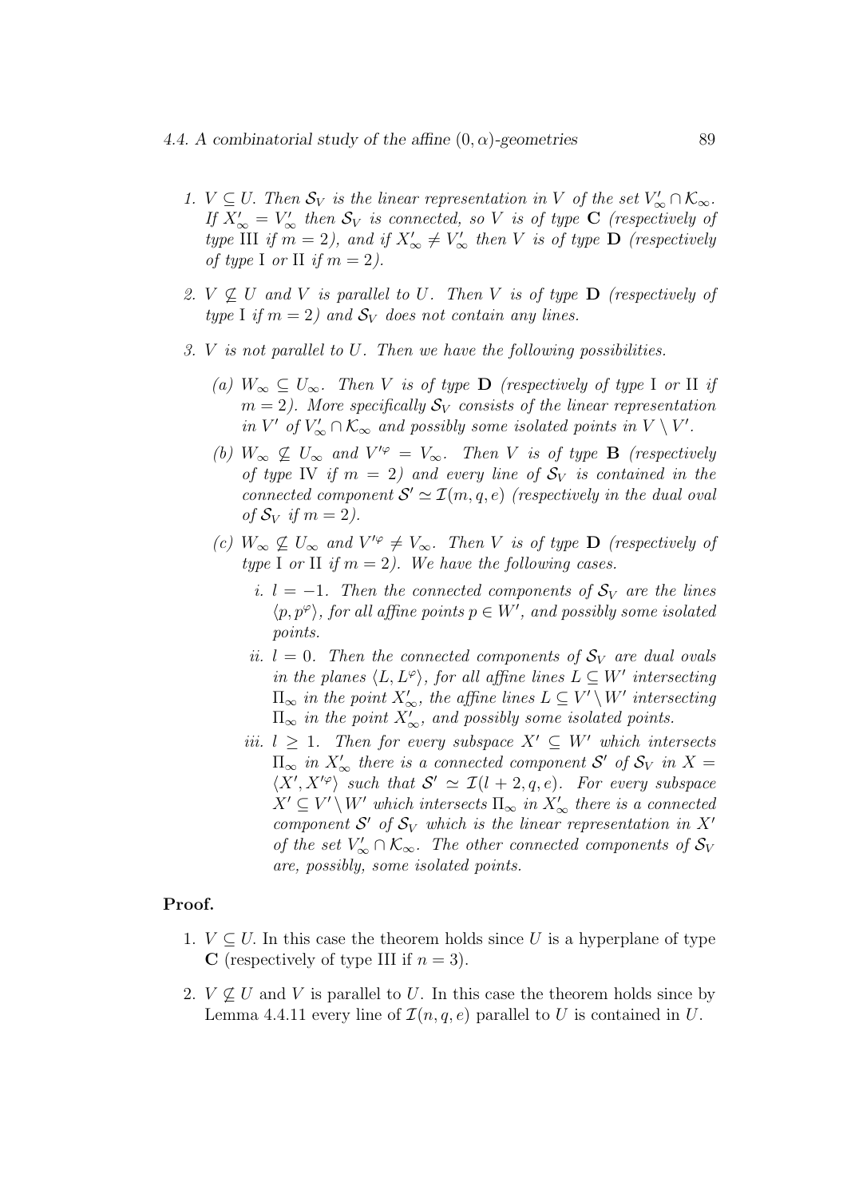1. *$V \subseteq U$. Then $\mathcal{S}_V$ is the linear representation in $V$ of the set $V'_\infty \cap \mathcal{K}_\infty$. If $X'_\infty = V'_\infty$ then $\mathcal{S}_V$ is connected, so $V$ is of type* **C** *(respectively of type* III *if $m = 2$), and if $X'_\infty \neq V'_\infty$ then $V$ is of type* **D** *(respectively of type* I *or* II *if $m = 2$).*

2. *$V \not\subseteq U$ and $V$ is parallel to $U$. Then $V$ is of type* **D** *(respectively of type* I *if $m = 2$) and $\mathcal{S}_V$ does not contain any lines.*

3. *$V$ is not parallel to $U$. Then we have the following possibilities.*

   (a) *$W_\infty \subseteq U_\infty$. Then $V$ is of type* **D** *(respectively of type* I *or* II *if $m = 2$). More specifically $\mathcal{S}_V$ consists of the linear representation in $V'$ of $V'_\infty \cap \mathcal{K}_\infty$ and possibly some isolated points in $V \setminus V'$.*

   (b) *$W_\infty \not\subseteq U_\infty$ and $V'^\varphi = V_\infty$. Then $V$ is of type* **B** *(respectively of type* IV *if $m = 2$) and every line of $\mathcal{S}_V$ is contained in the connected component $\mathcal{S}' \simeq \mathcal{I}(m, q, e)$ (respectively in the dual oval of $\mathcal{S}_V$ if $m = 2$).*

   (c) *$W_\infty \not\subseteq U_\infty$ and $V'^\varphi \neq V_\infty$. Then $V$ is of type* **D** *(respectively of type* I *or* II *if $m = 2$). We have the following cases.*

      i. *$l = -1$. Then the connected components of $\mathcal{S}_V$ are the lines $\langle p, p^\varphi \rangle$, for all affine points $p \in W'$, and possibly some isolated points.*

      ii. *$l = 0$. Then the connected components of $\mathcal{S}_V$ are dual ovals in the planes $\langle L, L^\varphi \rangle$, for all affine lines $L \subseteq W'$ intersecting $\Pi_\infty$ in the point $X'_\infty$, the affine lines $L \subseteq V' \setminus W'$ intersecting $\Pi_\infty$ in the point $X'_\infty$, and possibly some isolated points.*

      iii. *$l \geq 1$. Then for every subspace $X' \subseteq W'$ which intersects $\Pi_\infty$ in $X'_\infty$ there is a connected component $\mathcal{S}'$ of $\mathcal{S}_V$ in $X = \langle X', X'^\varphi \rangle$ such that $\mathcal{S}' \simeq \mathcal{I}(l + 2, q, e)$. For every subspace $X' \subseteq V' \setminus W'$ which intersects $\Pi_\infty$ in $X'_\infty$ there is a connected component $\mathcal{S}'$ of $\mathcal{S}_V$ which is the linear representation in $X'$ of the set $V'_\infty \cap \mathcal{K}_\infty$. The other connected components of $\mathcal{S}_V$ are, possibly, some isolated points.*

**Proof.**

1. $V \subseteq U$. In this case the theorem holds since $U$ is a hyperplane of type **C** (respectively of type III if $n = 3$).

2. $V \not\subseteq U$ and $V$ is parallel to $U$. In this case the theorem holds since by Lemma 4.4.11 every line of $\mathcal{I}(n, q, e)$ parallel to $U$ is contained in $U$.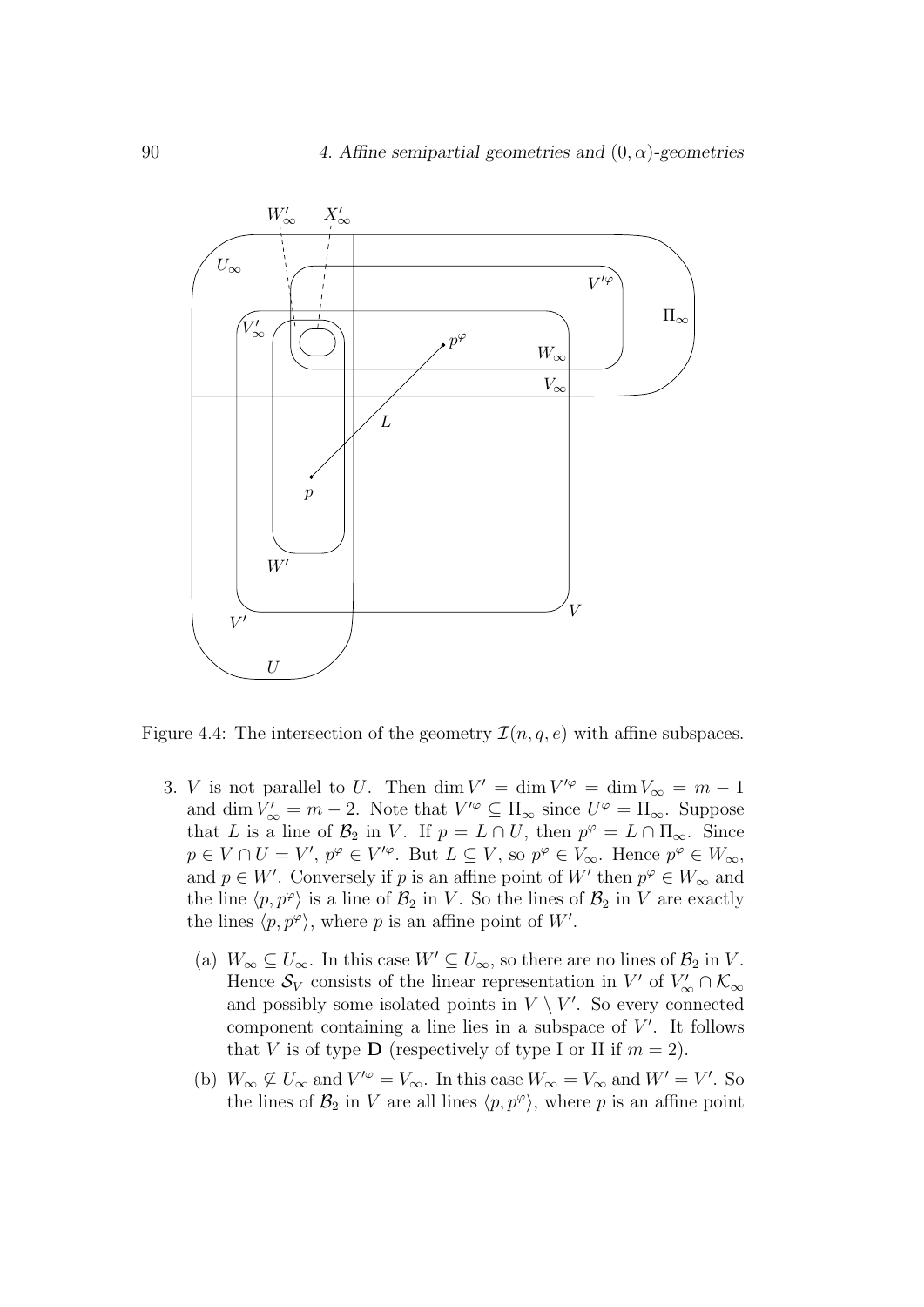Figure 4.4: The intersection of the geometry $\mathcal{I}(n, q, e)$ with affine subspaces.

3. $V$ is not parallel to $U$. Then $\dim V' = \dim V'^{\varphi} = \dim V_\infty = m - 1$ and $\dim V'_\infty = m - 2$. Note that $V'^{\varphi} \subseteq \Pi_\infty$ since $U^{\varphi} = \Pi_\infty$. Suppose that $L$ is a line of $\mathcal{B}_2$ in $V$. If $p = L \cap U$, then $p^{\varphi} = L \cap \Pi_\infty$. Since $p \in V \cap U = V'$, $p^{\varphi} \in V'^{\varphi}$. But $L \subseteq V$, so $p^{\varphi} \in V_\infty$. Hence $p^{\varphi} \in W_\infty$, and $p \in W'$. Conversely if $p$ is an affine point of $W'$ then $p^{\varphi} \in W_\infty$ and the line $\langle p, p^{\varphi} \rangle$ is a line of $\mathcal{B}_2$ in $V$. So the lines of $\mathcal{B}_2$ in $V$ are exactly the lines $\langle p, p^{\varphi} \rangle$, where $p$ is an affine point of $W'$.

   (a) $W_\infty \subseteq U_\infty$. In this case $W' \subseteq U_\infty$, so there are no lines of $\mathcal{B}_2$ in $V$. Hence $\mathcal{S}_V$ consists of the linear representation in $V'$ of $V'_\infty \cap \mathcal{K}_\infty$ and possibly some isolated points in $V \setminus V'$. So every connected component containing a line lies in a subspace of $V'$. It follows that $V$ is of type $\mathbf{D}$ (respectively of type I or II if $m = 2$).

   (b) $W_\infty \not\subseteq U_\infty$ and $V'^{\varphi} = V_\infty$. In this case $W_\infty = V_\infty$ and $W' = V'$. So the lines of $\mathcal{B}_2$ in $V$ are all lines $\langle p, p^{\varphi} \rangle$, where $p$ is an affine point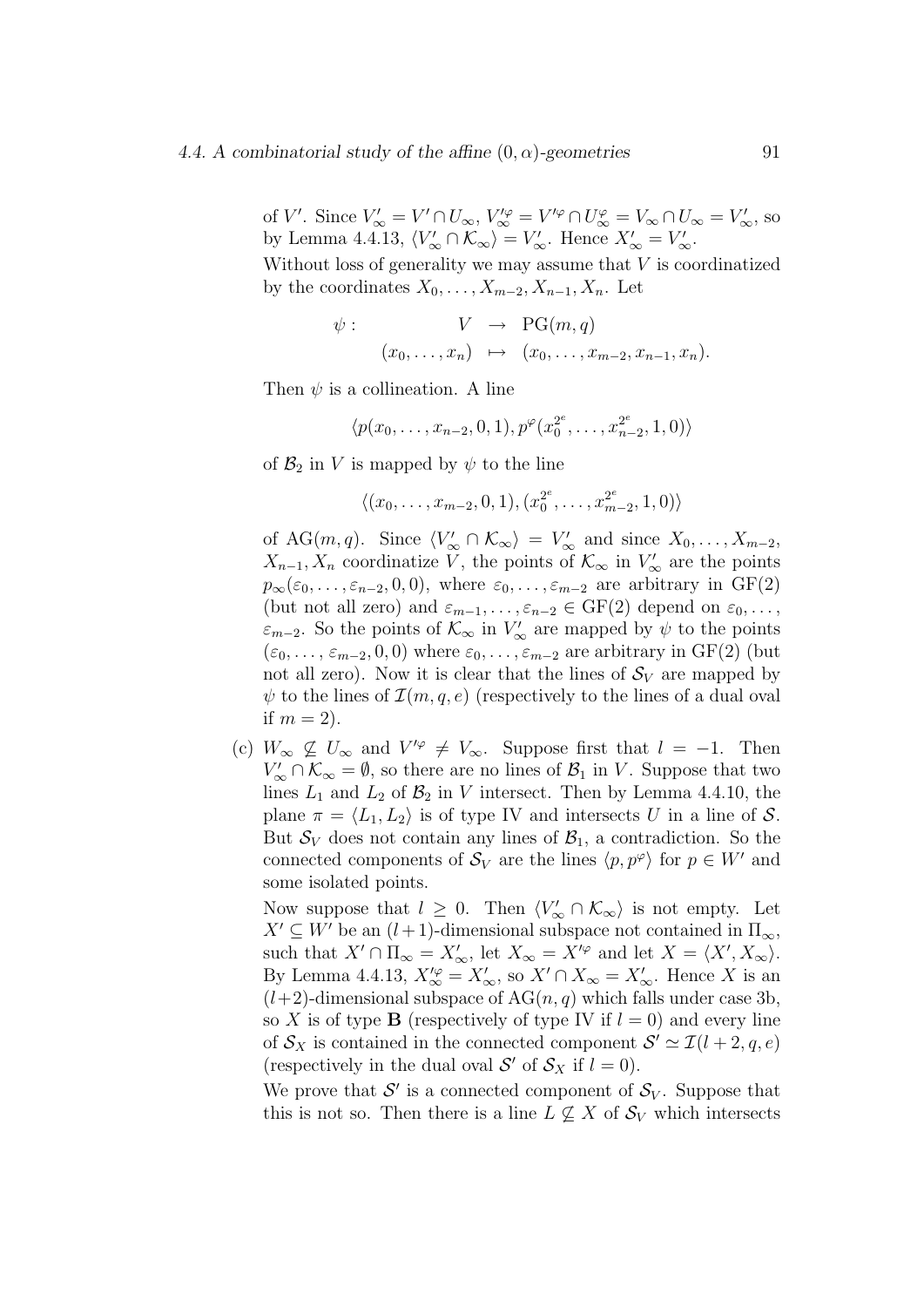of $V'$. Since $V'_\infty = V' \cap U_\infty$, $V'^\varphi_\infty = V'^\varphi \cap U^\varphi_\infty = V_\infty \cap U_\infty = V'_\infty$, so by Lemma 4.4.13, $\langle V'_\infty \cap \mathcal{K}_\infty \rangle = V'_\infty$. Hence $X'_\infty = V'_\infty$.

Without loss of generality we may assume that $V$ is coordinatized by the coordinates $X_0, \ldots, X_{m-2}, X_{n-1}, X_n$. Let

$$\begin{array}{rccc} \psi : & V & \to & \mathrm{PG}(m, q) \\ & (x_0, \ldots, x_n) & \mapsto & (x_0, \ldots, x_{m-2}, x_{n-1}, x_n). \end{array}$$

Then $\psi$ is a collineation. A line

$$\langle p(x_0, \ldots, x_{n-2}, 0, 1), p^\varphi(x_0^{2^e}, \ldots, x_{n-2}^{2^e}, 1, 0) \rangle$$

of $\mathcal{B}_2$ in $V$ is mapped by $\psi$ to the line

$$\langle (x_0, \ldots, x_{m-2}, 0, 1), (x_0^{2^e}, \ldots, x_{m-2}^{2^e}, 1, 0) \rangle$$

of $\mathrm{AG}(m, q)$. Since $\langle V'_\infty \cap \mathcal{K}_\infty \rangle = V'_\infty$ and since $X_0, \ldots, X_{m-2}$, $X_{n-1}, X_n$ coordinatize $V$, the points of $\mathcal{K}_\infty$ in $V'_\infty$ are the points $p_\infty(\varepsilon_0, \ldots, \varepsilon_{n-2}, 0, 0)$, where $\varepsilon_0, \ldots, \varepsilon_{m-2}$ are arbitrary in $\mathrm{GF}(2)$ (but not all zero) and $\varepsilon_{m-1}, \ldots, \varepsilon_{n-2} \in \mathrm{GF}(2)$ depend on $\varepsilon_0, \ldots$, $\varepsilon_{m-2}$. So the points of $\mathcal{K}_\infty$ in $V'_\infty$ are mapped by $\psi$ to the points $(\varepsilon_0, \ldots, \varepsilon_{m-2}, 0, 0)$ where $\varepsilon_0, \ldots, \varepsilon_{m-2}$ are arbitrary in $\mathrm{GF}(2)$ (but not all zero). Now it is clear that the lines of $\mathcal{S}_V$ are mapped by $\psi$ to the lines of $\mathcal{I}(m, q, e)$ (respectively to the lines of a dual oval if $m = 2$).

(c) $W_\infty \not\subseteq U_\infty$ and $V'^\varphi \neq V_\infty$. Suppose first that $l = -1$. Then $V'_\infty \cap \mathcal{K}_\infty = \emptyset$, so there are no lines of $\mathcal{B}_1$ in $V$. Suppose that two lines $L_1$ and $L_2$ of $\mathcal{B}_2$ in $V$ intersect. Then by Lemma 4.4.10, the plane $\pi = \langle L_1, L_2 \rangle$ is of type IV and intersects $U$ in a line of $\mathcal{S}$. But $\mathcal{S}_V$ does not contain any lines of $\mathcal{B}_1$, a contradiction. So the connected components of $\mathcal{S}_V$ are the lines $\langle p, p^\varphi \rangle$ for $p \in W'$ and some isolated points.

Now suppose that $l \geq 0$. Then $\langle V'_\infty \cap \mathcal{K}_\infty \rangle$ is not empty. Let $X' \subseteq W'$ be an $(l+1)$-dimensional subspace not contained in $\Pi_\infty$, such that $X' \cap \Pi_\infty = X'_\infty$, let $X_\infty = X'^\varphi$ and let $X = \langle X', X_\infty \rangle$. By Lemma 4.4.13, $X'^\varphi_\infty = X'_\infty$, so $X' \cap X_\infty = X'_\infty$. Hence $X$ is an $(l+2)$-dimensional subspace of $\mathrm{AG}(n, q)$ which falls under case 3b, so $X$ is of type **B** (respectively of type IV if $l = 0$) and every line of $\mathcal{S}_X$ is contained in the connected component $\mathcal{S}' \simeq \mathcal{I}(l+2, q, e)$ (respectively in the dual oval $\mathcal{S}'$ of $\mathcal{S}_X$ if $l = 0$).

We prove that $\mathcal{S}'$ is a connected component of $\mathcal{S}_V$. Suppose that this is not so. Then there is a line $L \not\subseteq X$ of $\mathcal{S}_V$ which intersects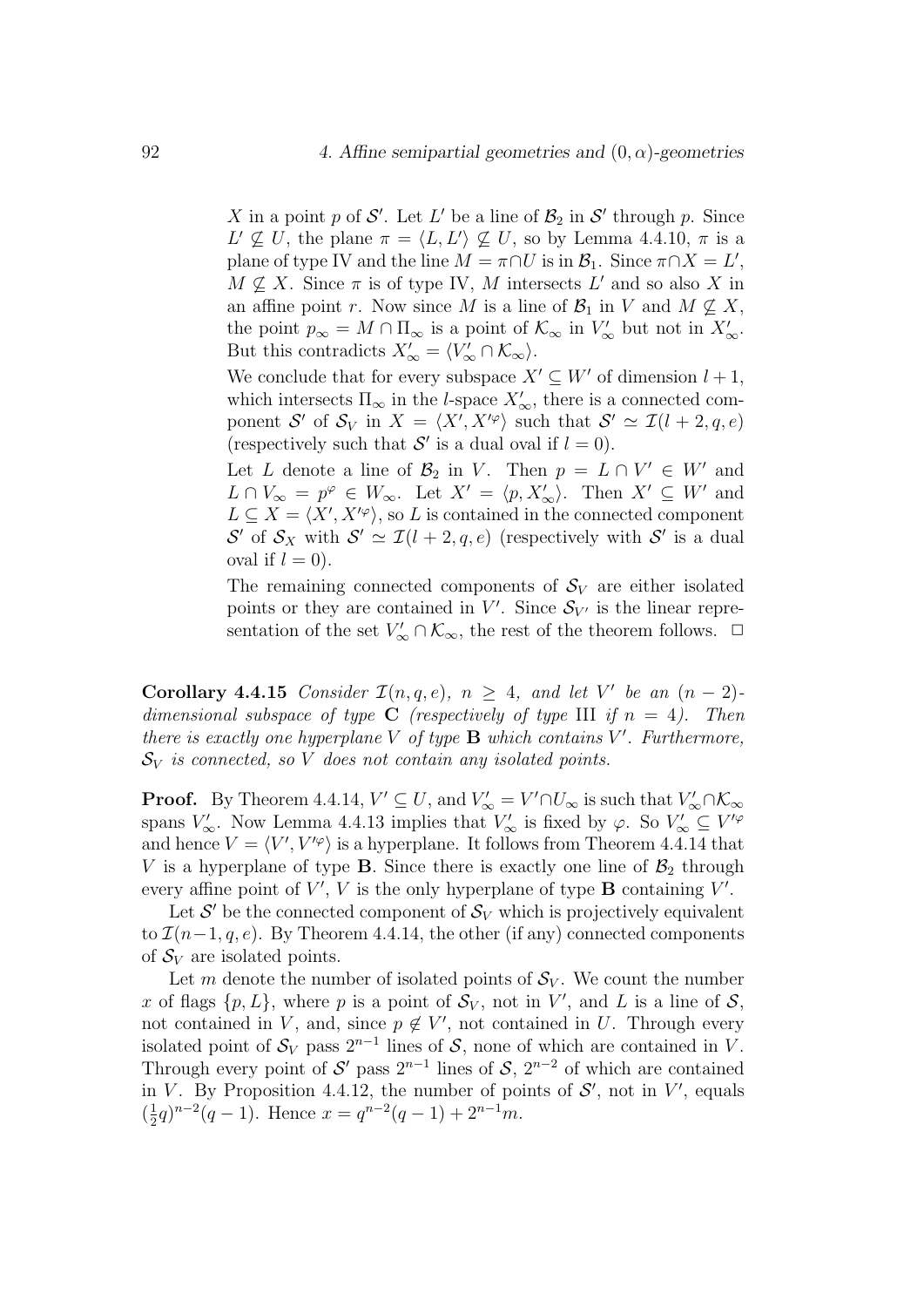$X$ in a point $p$ of $\mathcal{S}'$. Let $L'$ be a line of $\mathcal{B}_2$ in $\mathcal{S}'$ through $p$. Since $L' \not\subseteq U$, the plane $\pi = \langle L, L' \rangle \not\subseteq U$, so by Lemma 4.4.10, $\pi$ is a plane of type IV and the line $M = \pi \cap U$ is in $\mathcal{B}_1$. Since $\pi \cap X = L'$, $M \not\subseteq X$. Since $\pi$ is of type IV, $M$ intersects $L'$ and so also $X$ in an affine point $r$. Now since $M$ is a line of $\mathcal{B}_1$ in $V$ and $M \not\subseteq X$, the point $p_\infty = M \cap \Pi_\infty$ is a point of $\mathcal{K}_\infty$ in $V'_\infty$ but not in $X'_\infty$. But this contradicts $X'_\infty = \langle V'_\infty \cap \mathcal{K}_\infty \rangle$.

We conclude that for every subspace $X' \subseteq W'$ of dimension $l+1$, which intersects $\Pi_\infty$ in the $l$-space $X'_\infty$, there is a connected component $\mathcal{S}'$ of $\mathcal{S}_V$ in $X = \langle X', X'^\varphi \rangle$ such that $\mathcal{S}' \simeq \mathcal{I}(l+2, q, e)$ (respectively such that $\mathcal{S}'$ is a dual oval if $l = 0$).

Let $L$ denote a line of $\mathcal{B}_2$ in $V$. Then $p = L \cap V' \in W'$ and $L \cap V_\infty = p^\varphi \in W_\infty$. Let $X' = \langle p, X'_\infty \rangle$. Then $X' \subseteq W'$ and $L \subseteq X = \langle X', X'^\varphi \rangle$, so $L$ is contained in the connected component $\mathcal{S}'$ of $\mathcal{S}_X$ with $\mathcal{S}' \simeq \mathcal{I}(l+2, q, e)$ (respectively with $\mathcal{S}'$ is a dual oval if $l = 0$).

The remaining connected components of $\mathcal{S}_V$ are either isolated points or they are contained in $V'$. Since $\mathcal{S}_{V'}$ is the linear representation of the set $V'_\infty \cap \mathcal{K}_\infty$, the rest of the theorem follows. $\square$

**Corollary 4.4.15** *Consider $\mathcal{I}(n, q, e)$, $n \geq 4$, and let $V'$ be an $(n-2)$-dimensional subspace of type* **C** *(respectively of type* III *if $n = 4$). Then there is exactly one hyperplane $V$ of type* **B** *which contains $V'$. Furthermore, $\mathcal{S}_V$ is connected, so $V$ does not contain any isolated points.*

**Proof.** By Theorem 4.4.14, $V' \subseteq U$, and $V'_\infty = V' \cap U_\infty$ is such that $V'_\infty \cap \mathcal{K}_\infty$ spans $V'_\infty$. Now Lemma 4.4.13 implies that $V'_\infty$ is fixed by $\varphi$. So $V'_\infty \subseteq V'^\varphi$ and hence $V = \langle V', V'^\varphi \rangle$ is a hyperplane. It follows from Theorem 4.4.14 that $V$ is a hyperplane of type **B**. Since there is exactly one line of $\mathcal{B}_2$ through every affine point of $V'$, $V$ is the only hyperplane of type **B** containing $V'$.

Let $\mathcal{S}'$ be the connected component of $\mathcal{S}_V$ which is projectively equivalent to $\mathcal{I}(n-1, q, e)$. By Theorem 4.4.14, the other (if any) connected components of $\mathcal{S}_V$ are isolated points.

Let $m$ denote the number of isolated points of $\mathcal{S}_V$. We count the number $x$ of flags $\{p, L\}$, where $p$ is a point of $\mathcal{S}_V$, not in $V'$, and $L$ is a line of $\mathcal{S}$, not contained in $V$, and, since $p \notin V'$, not contained in $U$. Through every isolated point of $\mathcal{S}_V$ pass $2^{n-1}$ lines of $\mathcal{S}$, none of which are contained in $V$. Through every point of $\mathcal{S}'$ pass $2^{n-1}$ lines of $\mathcal{S}$, $2^{n-2}$ of which are contained in $V$. By Proposition 4.4.12, the number of points of $\mathcal{S}'$, not in $V'$, equals $(\frac{1}{2}q)^{n-2}(q-1)$. Hence $x = q^{n-2}(q-1) + 2^{n-1}m$.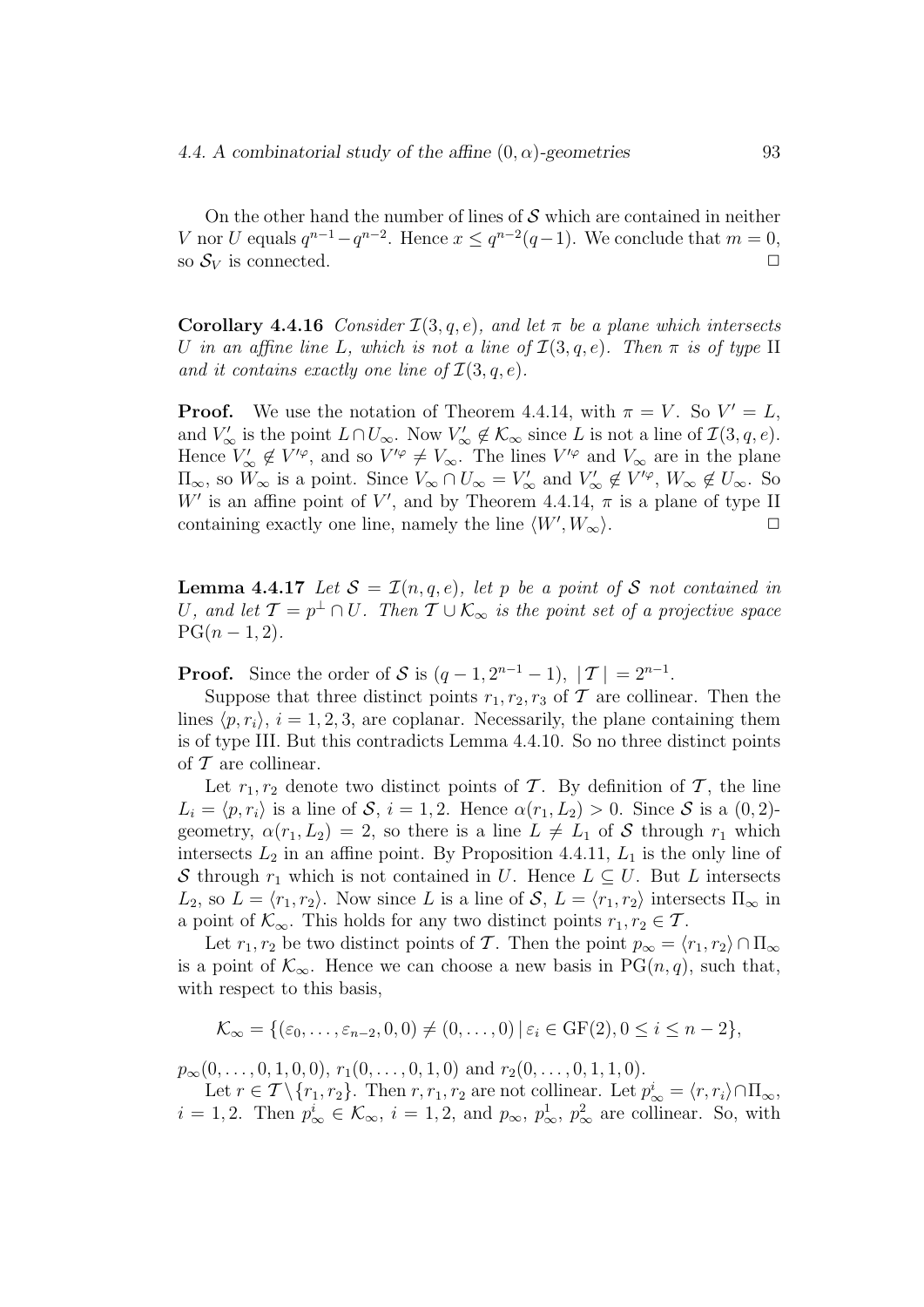On the other hand the number of lines of $\mathcal{S}$ which are contained in neither $V$ nor $U$ equals $q^{n-1} - q^{n-2}$. Hence $x \leq q^{n-2}(q-1)$. We conclude that $m = 0$, so $\mathcal{S}_V$ is connected. □

**Corollary 4.4.16** *Consider $\mathcal{I}(3, q, e)$, and let $\pi$ be a plane which intersects $U$ in an affine line $L$, which is not a line of $\mathcal{I}(3, q, e)$. Then $\pi$ is of type* II *and it contains exactly one line of $\mathcal{I}(3, q, e)$.*

**Proof.** We use the notation of Theorem 4.4.14, with $\pi = V$. So $V' = L$, and $V'_\infty$ is the point $L \cap U_\infty$. Now $V'_\infty \notin \mathcal{K}_\infty$ since $L$ is not a line of $\mathcal{I}(3, q, e)$. Hence $V'_\infty \notin V'^\varphi$, and so $V'^\varphi \neq V_\infty$. The lines $V'^\varphi$ and $V_\infty$ are in the plane $\Pi_\infty$, so $W_\infty$ is a point. Since $V_\infty \cap U_\infty = V'_\infty$ and $V'_\infty \notin V'^\varphi$, $W_\infty \notin U_\infty$. So $W'$ is an affine point of $V'$, and by Theorem 4.4.14, $\pi$ is a plane of type II containing exactly one line, namely the line $\langle W', W_\infty \rangle$. □

**Lemma 4.4.17** *Let $\mathcal{S} = \mathcal{I}(n, q, e)$, let $p$ be a point of $\mathcal{S}$ not contained in $U$, and let $\mathcal{T} = p^\perp \cap U$. Then $\mathcal{T} \cup \mathcal{K}_\infty$ is the point set of a projective space* $\mathrm{PG}(n-1, 2)$.

**Proof.** Since the order of $\mathcal{S}$ is $(q-1, 2^{n-1}-1)$, $|\mathcal{T}| = 2^{n-1}$.

Suppose that three distinct points $r_1, r_2, r_3$ of $\mathcal{T}$ are collinear. Then the lines $\langle p, r_i \rangle$, $i = 1, 2, 3$, are coplanar. Necessarily, the plane containing them is of type III. But this contradicts Lemma 4.4.10. So no three distinct points of $\mathcal{T}$ are collinear.

Let $r_1, r_2$ denote two distinct points of $\mathcal{T}$. By definition of $\mathcal{T}$, the line $L_i = \langle p, r_i \rangle$ is a line of $\mathcal{S}$, $i = 1, 2$. Hence $\alpha(r_1, L_2) > 0$. Since $\mathcal{S}$ is a $(0, 2)$-geometry, $\alpha(r_1, L_2) = 2$, so there is a line $L \neq L_1$ of $\mathcal{S}$ through $r_1$ which intersects $L_2$ in an affine point. By Proposition 4.4.11, $L_1$ is the only line of $\mathcal{S}$ through $r_1$ which is not contained in $U$. Hence $L \subseteq U$. But $L$ intersects $L_2$, so $L = \langle r_1, r_2 \rangle$. Now since $L$ is a line of $\mathcal{S}$, $L = \langle r_1, r_2 \rangle$ intersects $\Pi_\infty$ in a point of $\mathcal{K}_\infty$. This holds for any two distinct points $r_1, r_2 \in \mathcal{T}$.

Let $r_1, r_2$ be two distinct points of $\mathcal{T}$. Then the point $p_\infty = \langle r_1, r_2 \rangle \cap \Pi_\infty$ is a point of $\mathcal{K}_\infty$. Hence we can choose a new basis in $\mathrm{PG}(n, q)$, such that, with respect to this basis,

$$\mathcal{K}_\infty = \{(\varepsilon_0, \ldots, \varepsilon_{n-2}, 0, 0) \neq (0, \ldots, 0) \,|\, \varepsilon_i \in \mathrm{GF}(2), 0 \leq i \leq n-2\},$$

$p_\infty(0, \ldots, 0, 1, 0, 0)$, $r_1(0, \ldots, 0, 1, 0)$ and $r_2(0, \ldots, 0, 1, 1, 0)$.

Let $r \in \mathcal{T} \setminus \{r_1, r_2\}$. Then $r, r_1, r_2$ are not collinear. Let $p^i_\infty = \langle r, r_i \rangle \cap \Pi_\infty$, $i = 1, 2$. Then $p^i_\infty \in \mathcal{K}_\infty$, $i = 1, 2$, and $p_\infty$, $p^1_\infty$, $p^2_\infty$ are collinear. So, with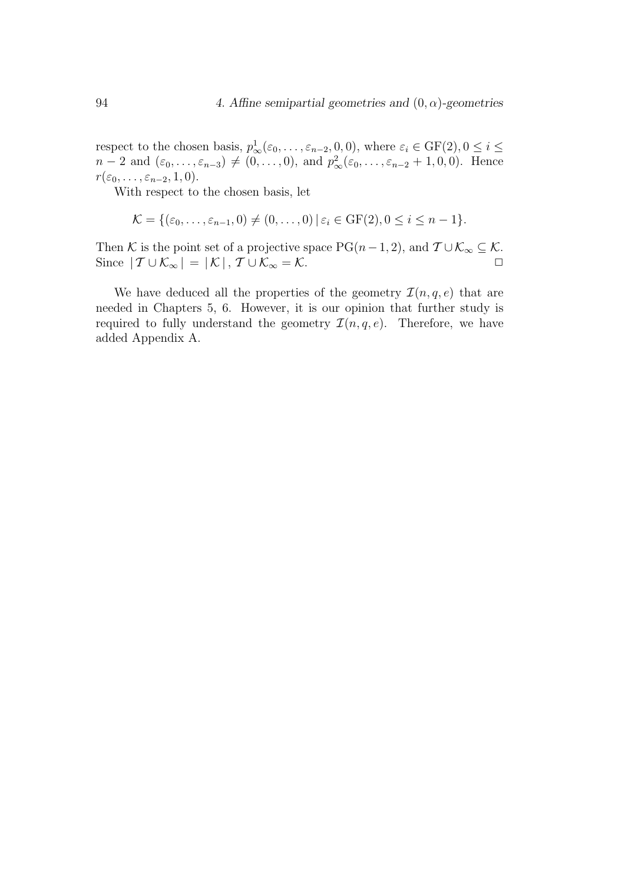respect to the chosen basis, $p^1_\infty(\varepsilon_0, \ldots, \varepsilon_{n-2}, 0, 0)$, where $\varepsilon_i \in \mathrm{GF}(2), 0 \leq i \leq n-2$ and $(\varepsilon_0, \ldots, \varepsilon_{n-3}) \neq (0, \ldots, 0)$, and $p^2_\infty(\varepsilon_0, \ldots, \varepsilon_{n-2}+1, 0, 0)$. Hence $r(\varepsilon_0, \ldots, \varepsilon_{n-2}, 1, 0)$.

With respect to the chosen basis, let

$$\mathcal{K} = \{(\varepsilon_0, \ldots, \varepsilon_{n-1}, 0) \neq (0, \ldots, 0) \,|\, \varepsilon_i \in \mathrm{GF}(2), 0 \leq i \leq n-1\}.$$

Then $\mathcal{K}$ is the point set of a projective space $\mathrm{PG}(n-1, 2)$, and $\mathcal{T} \cup \mathcal{K}_\infty \subseteq \mathcal{K}$. Since $|\,\mathcal{T} \cup \mathcal{K}_\infty\,| = |\,\mathcal{K}\,|$, $\mathcal{T} \cup \mathcal{K}_\infty = \mathcal{K}$. □

We have deduced all the properties of the geometry $\mathcal{I}(n, q, e)$ that are needed in Chapters 5, 6. However, it is our opinion that further study is required to fully understand the geometry $\mathcal{I}(n, q, e)$. Therefore, we have added Appendix A.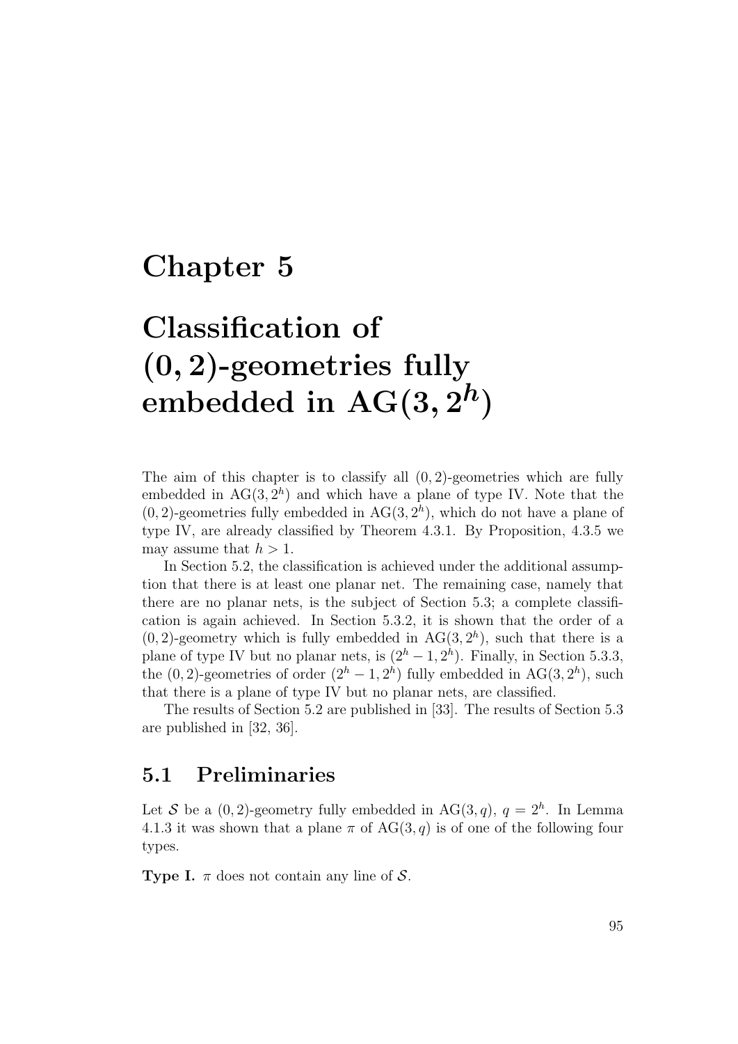# Chapter 5

# Classification of $(0, 2)$-geometries fully embedded in $\mathrm{AG}(3, 2^h)$

The aim of this chapter is to classify all $(0, 2)$-geometries which are fully embedded in $\mathrm{AG}(3, 2^h)$ and which have a plane of type IV. Note that the $(0, 2)$-geometries fully embedded in $\mathrm{AG}(3, 2^h)$, which do not have a plane of type IV, are already classified by Theorem 4.3.1. By Proposition, 4.3.5 we may assume that $h > 1$.

In Section 5.2, the classification is achieved under the additional assumption that there is at least one planar net. The remaining case, namely that there are no planar nets, is the subject of Section 5.3; a complete classification is again achieved. In Section 5.3.2, it is shown that the order of a $(0, 2)$-geometry which is fully embedded in $\mathrm{AG}(3, 2^h)$, such that there is a plane of type IV but no planar nets, is $(2^h - 1, 2^h)$. Finally, in Section 5.3.3, the $(0, 2)$-geometries of order $(2^h - 1, 2^h)$ fully embedded in $\mathrm{AG}(3, 2^h)$, such that there is a plane of type IV but no planar nets, are classified.

The results of Section 5.2 are published in [33]. The results of Section 5.3 are published in [32, 36].

## 5.1 Preliminaries

Let $\mathcal{S}$ be a $(0, 2)$-geometry fully embedded in $\mathrm{AG}(3, q)$, $q = 2^h$. In Lemma 4.1.3 it was shown that a plane $\pi$ of $\mathrm{AG}(3, q)$ is of one of the following four types.

**Type I.** $\pi$ does not contain any line of $\mathcal{S}$.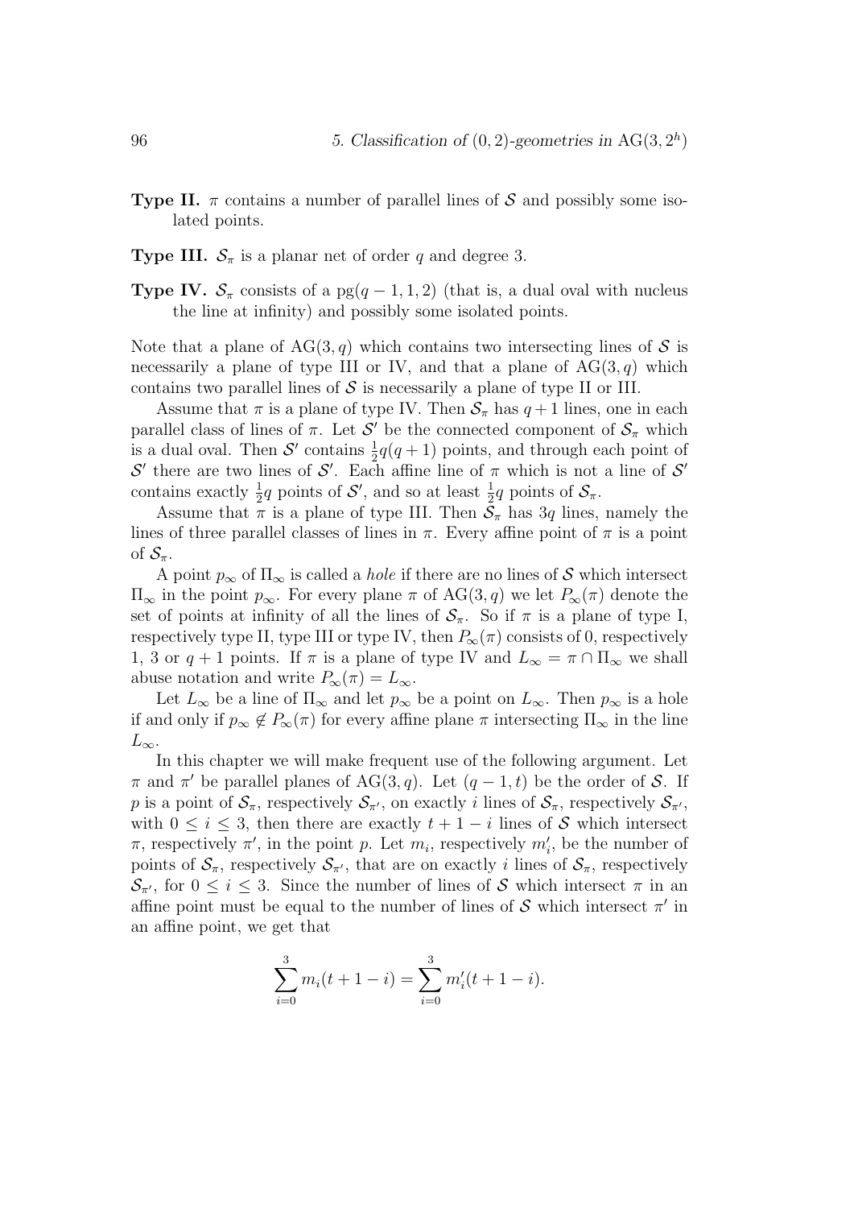**Type II.** $\pi$ contains a number of parallel lines of $\mathcal{S}$ and possibly some isolated points.

**Type III.** $\mathcal{S}_\pi$ is a planar net of order $q$ and degree 3.

**Type IV.** $\mathcal{S}_\pi$ consists of a $\mathrm{pg}(q-1,1,2)$ (that is, a dual oval with nucleus the line at infinity) and possibly some isolated points.

Note that a plane of $\mathrm{AG}(3,q)$ which contains two intersecting lines of $\mathcal{S}$ is necessarily a plane of type III or IV, and that a plane of $\mathrm{AG}(3,q)$ which contains two parallel lines of $\mathcal{S}$ is necessarily a plane of type II or III.

Assume that $\pi$ is a plane of type IV. Then $\mathcal{S}_\pi$ has $q+1$ lines, one in each parallel class of lines of $\pi$. Let $\mathcal{S}'$ be the connected component of $\mathcal{S}_\pi$ which is a dual oval. Then $\mathcal{S}'$ contains $\frac{1}{2}q(q+1)$ points, and through each point of $\mathcal{S}'$ there are two lines of $\mathcal{S}'$. Each affine line of $\pi$ which is not a line of $\mathcal{S}'$ contains exactly $\frac{1}{2}q$ points of $\mathcal{S}'$, and so at least $\frac{1}{2}q$ points of $\mathcal{S}_\pi$.

Assume that $\pi$ is a plane of type III. Then $\mathcal{S}_\pi$ has $3q$ lines, namely the lines of three parallel classes of lines in $\pi$. Every affine point of $\pi$ is a point of $\mathcal{S}_\pi$.

A point $p_\infty$ of $\Pi_\infty$ is called a *hole* if there are no lines of $\mathcal{S}$ which intersect $\Pi_\infty$ in the point $p_\infty$. For every plane $\pi$ of $\mathrm{AG}(3,q)$ we let $P_\infty(\pi)$ denote the set of points at infinity of all the lines of $\mathcal{S}_\pi$. So if $\pi$ is a plane of type I, respectively type II, type III or type IV, then $P_\infty(\pi)$ consists of 0, respectively 1, 3 or $q+1$ points. If $\pi$ is a plane of type IV and $L_\infty = \pi \cap \Pi_\infty$ we shall abuse notation and write $P_\infty(\pi) = L_\infty$.

Let $L_\infty$ be a line of $\Pi_\infty$ and let $p_\infty$ be a point on $L_\infty$. Then $p_\infty$ is a hole if and only if $p_\infty \notin P_\infty(\pi)$ for every affine plane $\pi$ intersecting $\Pi_\infty$ in the line $L_\infty$.

In this chapter we will make frequent use of the following argument. Let $\pi$ and $\pi'$ be parallel planes of $\mathrm{AG}(3,q)$. Let $(q-1,t)$ be the order of $\mathcal{S}$. If $p$ is a point of $\mathcal{S}_\pi$, respectively $\mathcal{S}_{\pi'}$, on exactly $i$ lines of $\mathcal{S}_\pi$, respectively $\mathcal{S}_{\pi'}$, with $0 \le i \le 3$, then there are exactly $t+1-i$ lines of $\mathcal{S}$ which intersect $\pi$, respectively $\pi'$, in the point $p$. Let $m_i$, respectively $m'_i$, be the number of points of $\mathcal{S}_\pi$, respectively $\mathcal{S}_{\pi'}$, that are on exactly $i$ lines of $\mathcal{S}_\pi$, respectively $\mathcal{S}_{\pi'}$, for $0 \le i \le 3$. Since the number of lines of $\mathcal{S}$ which intersect $\pi$ in an affine point must be equal to the number of lines of $\mathcal{S}$ which intersect $\pi'$ in an affine point, we get that

$$\sum_{i=0}^{3} m_i(t+1-i) = \sum_{i=0}^{3} m'_i(t+1-i).$$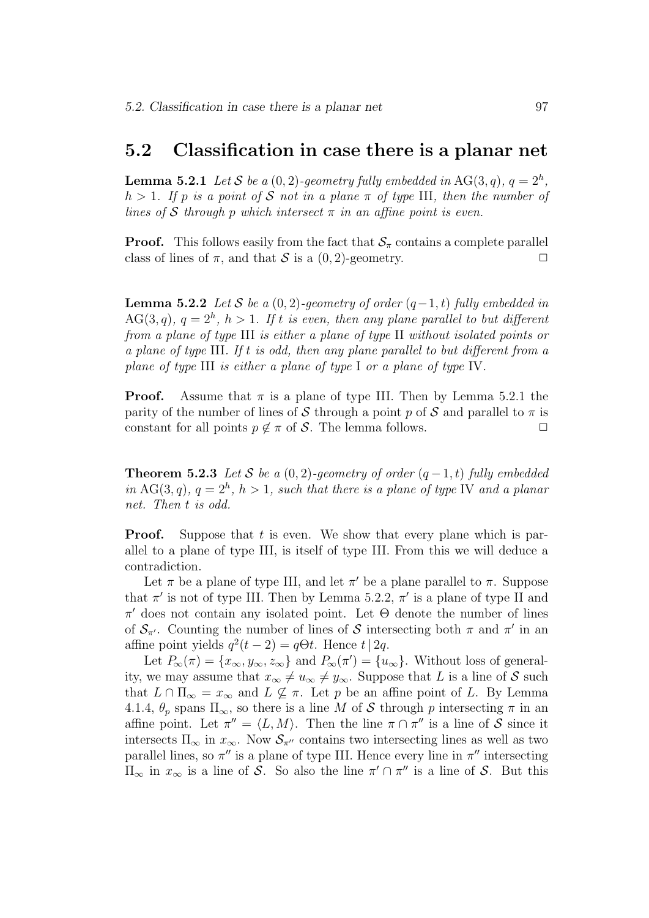## 5.2 Classification in case there is a planar net

**Lemma 5.2.1** *Let $\mathcal{S}$ be a $(0,2)$-geometry fully embedded in $\mathrm{AG}(3,q)$, $q=2^h$, $h>1$. If $p$ is a point of $\mathcal{S}$ not in a plane $\pi$ of type* III*, then the number of lines of $\mathcal{S}$ through $p$ which intersect $\pi$ in an affine point is even.*

**Proof.** This follows easily from the fact that $\mathcal{S}_\pi$ contains a complete parallel class of lines of $\pi$, and that $\mathcal{S}$ is a $(0,2)$-geometry. $\square$

**Lemma 5.2.2** *Let $\mathcal{S}$ be a $(0,2)$-geometry of order $(q-1,t)$ fully embedded in $\mathrm{AG}(3,q)$, $q=2^h$, $h>1$. If $t$ is even, then any plane parallel to but different from a plane of type* III *is either a plane of type* II *without isolated points or a plane of type* III*. If $t$ is odd, then any plane parallel to but different from a plane of type* III *is either a plane of type* I *or a plane of type* IV*.*

**Proof.** Assume that $\pi$ is a plane of type III. Then by Lemma 5.2.1 the parity of the number of lines of $\mathcal{S}$ through a point $p$ of $\mathcal{S}$ and parallel to $\pi$ is constant for all points $p\notin\pi$ of $\mathcal{S}$. The lemma follows. $\square$

**Theorem 5.2.3** *Let $\mathcal{S}$ be a $(0,2)$-geometry of order $(q-1,t)$ fully embedded in $\mathrm{AG}(3,q)$, $q=2^h$, $h>1$, such that there is a plane of type* IV *and a planar net. Then $t$ is odd.*

**Proof.** Suppose that $t$ is even. We show that every plane which is parallel to a plane of type III, is itself of type III. From this we will deduce a contradiction.

Let $\pi$ be a plane of type III, and let $\pi'$ be a plane parallel to $\pi$. Suppose that $\pi'$ is not of type III. Then by Lemma 5.2.2, $\pi'$ is a plane of type II and $\pi'$ does not contain any isolated point. Let $\Theta$ denote the number of lines of $\mathcal{S}_{\pi'}$. Counting the number of lines of $\mathcal{S}$ intersecting both $\pi$ and $\pi'$ in an affine point yields $q^2(t-2)=q\Theta t$. Hence $t\,|\,2q$.

Let $P_\infty(\pi)=\{x_\infty,y_\infty,z_\infty\}$ and $P_\infty(\pi')=\{u_\infty\}$. Without loss of generality, we may assume that $x_\infty\neq u_\infty\neq y_\infty$. Suppose that $L$ is a line of $\mathcal{S}$ such that $L\cap\Pi_\infty=x_\infty$ and $L\not\subseteq\pi$. Let $p$ be an affine point of $L$. By Lemma 4.1.4, $\theta_p$ spans $\Pi_\infty$, so there is a line $M$ of $\mathcal{S}$ through $p$ intersecting $\pi$ in an affine point. Let $\pi''=\langle L,M\rangle$. Then the line $\pi\cap\pi''$ is a line of $\mathcal{S}$ since it intersects $\Pi_\infty$ in $x_\infty$. Now $\mathcal{S}_{\pi''}$ contains two intersecting lines as well as two parallel lines, so $\pi''$ is a plane of type III. Hence every line in $\pi''$ intersecting $\Pi_\infty$ in $x_\infty$ is a line of $\mathcal{S}$. So also the line $\pi'\cap\pi''$ is a line of $\mathcal{S}$. But this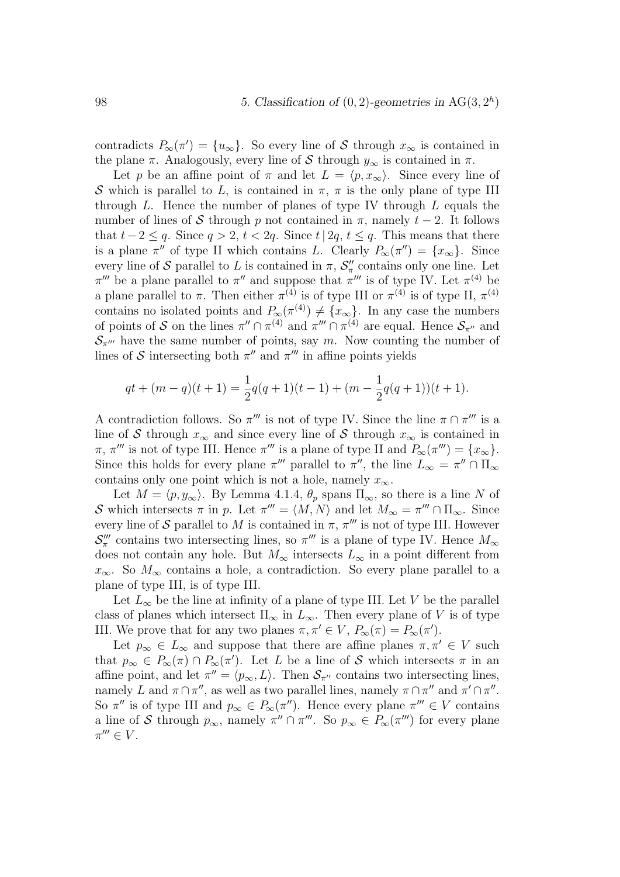contradicts $P_\infty(\pi') = \{u_\infty\}$. So every line of $\mathcal{S}$ through $x_\infty$ is contained in the plane $\pi$. Analogously, every line of $\mathcal{S}$ through $y_\infty$ is contained in $\pi$.

Let $p$ be an affine point of $\pi$ and let $L = \langle p, x_\infty \rangle$. Since every line of $\mathcal{S}$ which is parallel to $L$, is contained in $\pi$, $\pi$ is the only plane of type III through $L$. Hence the number of planes of type IV through $L$ equals the number of lines of $\mathcal{S}$ through $p$ not contained in $\pi$, namely $t-2$. It follows that $t - 2 \leq q$. Since $q > 2$, $t < 2q$. Since $t \mid 2q$, $t \leq q$. This means that there is a plane $\pi''$ of type II which contains $L$. Clearly $P_\infty(\pi'') = \{x_\infty\}$. Since every line of $\mathcal{S}$ parallel to $L$ is contained in $\pi$, $\mathcal{S}''_\pi$ contains only one line. Let $\pi'''$ be a plane parallel to $\pi''$ and suppose that $\pi'''$ is of type IV. Let $\pi^{(4)}$ be a plane parallel to $\pi$. Then either $\pi^{(4)}$ is of type III or $\pi^{(4)}$ is of type II, $\pi^{(4)}$ contains no isolated points and $P_\infty(\pi^{(4)}) \neq \{x_\infty\}$. In any case the numbers of points of $\mathcal{S}$ on the lines $\pi'' \cap \pi^{(4)}$ and $\pi''' \cap \pi^{(4)}$ are equal. Hence $\mathcal{S}_{\pi''}$ and $\mathcal{S}_{\pi'''}$ have the same number of points, say $m$. Now counting the number of lines of $\mathcal{S}$ intersecting both $\pi''$ and $\pi'''$ in affine points yields

$$qt + (m-q)(t+1) = \frac{1}{2}q(q+1)(t-1) + (m - \frac{1}{2}q(q+1))(t+1).$$

A contradiction follows. So $\pi'''$ is not of type IV. Since the line $\pi \cap \pi'''$ is a line of $\mathcal{S}$ through $x_\infty$ and since every line of $\mathcal{S}$ through $x_\infty$ is contained in $\pi$, $\pi'''$ is not of type III. Hence $\pi'''$ is a plane of type II and $P_\infty(\pi''') = \{x_\infty\}$. Since this holds for every plane $\pi'''$ parallel to $\pi''$, the line $L_\infty = \pi'' \cap \Pi_\infty$ contains only one point which is not a hole, namely $x_\infty$.

Let $M = \langle p, y_\infty \rangle$. By Lemma 4.1.4, $\theta_p$ spans $\Pi_\infty$, so there is a line $N$ of $\mathcal{S}$ which intersects $\pi$ in $p$. Let $\pi''' = \langle M, N \rangle$ and let $M_\infty = \pi''' \cap \Pi_\infty$. Since every line of $\mathcal{S}$ parallel to $M$ is contained in $\pi$, $\pi'''$ is not of type III. However $\mathcal{S}'''_\pi$ contains two intersecting lines, so $\pi'''$ is a plane of type IV. Hence $M_\infty$ does not contain any hole. But $M_\infty$ intersects $L_\infty$ in a point different from $x_\infty$. So $M_\infty$ contains a hole, a contradiction. So every plane parallel to a plane of type III, is of type III.

Let $L_\infty$ be the line at infinity of a plane of type III. Let $V$ be the parallel class of planes which intersect $\Pi_\infty$ in $L_\infty$. Then every plane of $V$ is of type III. We prove that for any two planes $\pi, \pi' \in V$, $P_\infty(\pi) = P_\infty(\pi')$.

Let $p_\infty \in L_\infty$ and suppose that there are affine planes $\pi, \pi' \in V$ such that $p_\infty \in P_\infty(\pi) \cap P_\infty(\pi')$. Let $L$ be a line of $\mathcal{S}$ which intersects $\pi$ in an affine point, and let $\pi'' = \langle p_\infty, L \rangle$. Then $\mathcal{S}_{\pi''}$ contains two intersecting lines, namely $L$ and $\pi \cap \pi''$, as well as two parallel lines, namely $\pi \cap \pi''$ and $\pi' \cap \pi''$. So $\pi''$ is of type III and $p_\infty \in P_\infty(\pi'')$. Hence every plane $\pi''' \in V$ contains a line of $\mathcal{S}$ through $p_\infty$, namely $\pi'' \cap \pi'''$. So $p_\infty \in P_\infty(\pi''')$ for every plane $\pi''' \in V$.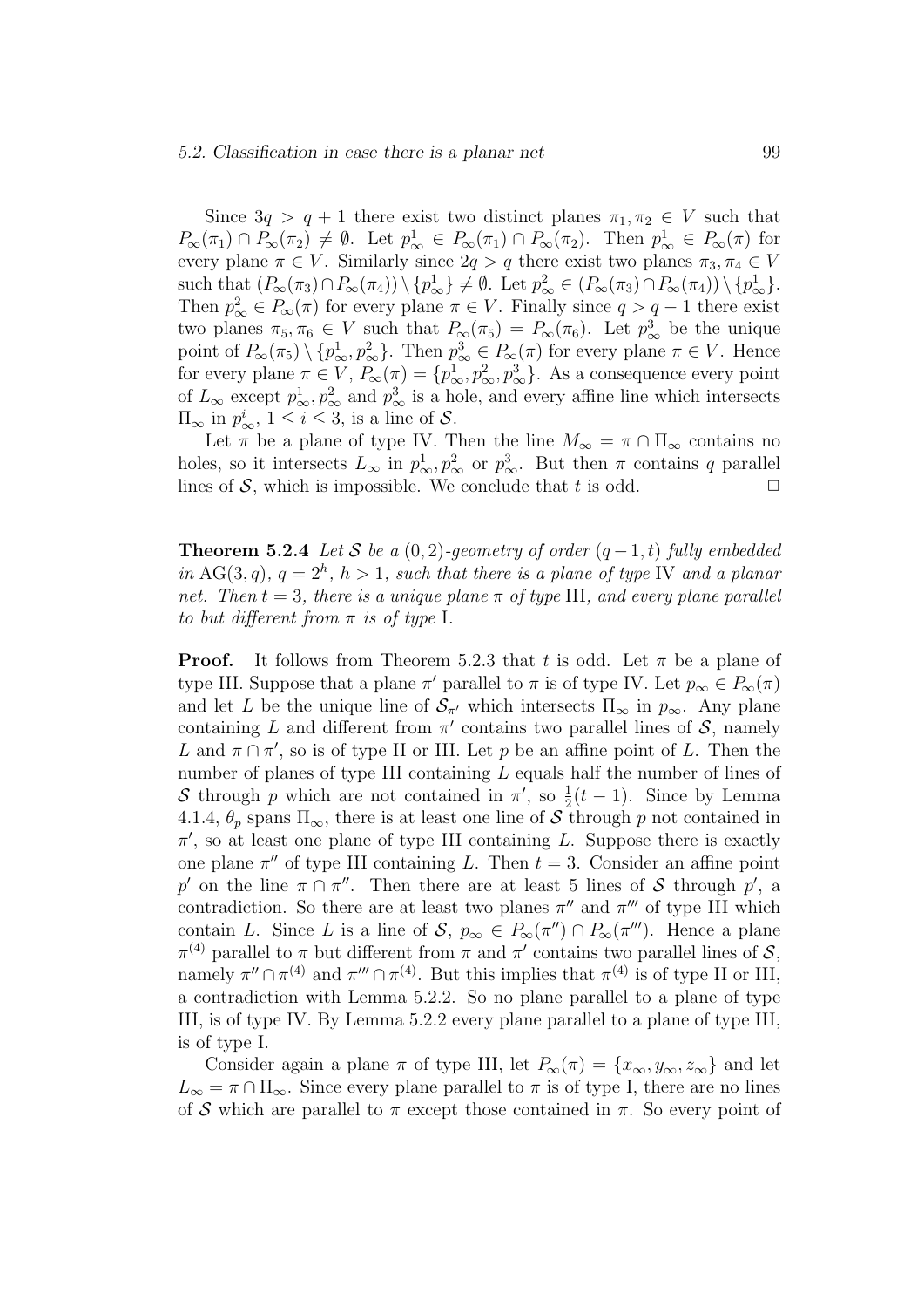Since $3q > q+1$ there exist two distinct planes $\pi_1, \pi_2 \in V$ such that $P_\infty(\pi_1) \cap P_\infty(\pi_2) \neq \emptyset$. Let $p^1_\infty \in P_\infty(\pi_1) \cap P_\infty(\pi_2)$. Then $p^1_\infty \in P_\infty(\pi)$ for every plane $\pi \in V$. Similarly since $2q > q$ there exist two planes $\pi_3, \pi_4 \in V$ such that $(P_\infty(\pi_3) \cap P_\infty(\pi_4)) \setminus \{p^1_\infty\} \neq \emptyset$. Let $p^2_\infty \in (P_\infty(\pi_3) \cap P_\infty(\pi_4)) \setminus \{p^1_\infty\}$. Then $p^2_\infty \in P_\infty(\pi)$ for every plane $\pi \in V$. Finally since $q > q-1$ there exist two planes $\pi_5, \pi_6 \in V$ such that $P_\infty(\pi_5) = P_\infty(\pi_6)$. Let $p^3_\infty$ be the unique point of $P_\infty(\pi_5) \setminus \{p^1_\infty, p^2_\infty\}$. Then $p^3_\infty \in P_\infty(\pi)$ for every plane $\pi \in V$. Hence for every plane $\pi \in V$, $P_\infty(\pi) = \{p^1_\infty, p^2_\infty, p^3_\infty\}$. As a consequence every point of $L_\infty$ except $p^1_\infty, p^2_\infty$ and $p^3_\infty$ is a hole, and every affine line which intersects $\Pi_\infty$ in $p^i_\infty$, $1 \le i \le 3$, is a line of $\mathcal{S}$.

Let $\pi$ be a plane of type IV. Then the line $M_\infty = \pi \cap \Pi_\infty$ contains no holes, so it intersects $L_\infty$ in $p^1_\infty, p^2_\infty$ or $p^3_\infty$. But then $\pi$ contains $q$ parallel lines of $\mathcal{S}$, which is impossible. We conclude that $t$ is odd. $\square$

**Theorem 5.2.4** *Let $\mathcal{S}$ be a $(0,2)$-geometry of order $(q-1,t)$ fully embedded in $\mathrm{AG}(3,q)$, $q = 2^h$, $h > 1$, such that there is a plane of type* IV *and a planar net. Then $t = 3$, there is a unique plane $\pi$ of type* III*, and every plane parallel to but different from $\pi$ is of type* I*.*

**Proof.** It follows from Theorem 5.2.3 that $t$ is odd. Let $\pi$ be a plane of type III. Suppose that a plane $\pi'$ parallel to $\pi$ is of type IV. Let $p_\infty \in P_\infty(\pi)$ and let $L$ be the unique line of $\mathcal{S}_{\pi'}$ which intersects $\Pi_\infty$ in $p_\infty$. Any plane containing $L$ and different from $\pi'$ contains two parallel lines of $\mathcal{S}$, namely $L$ and $\pi \cap \pi'$, so is of type II or III. Let $p$ be an affine point of $L$. Then the number of planes of type III containing $L$ equals half the number of lines of $\mathcal{S}$ through $p$ which are not contained in $\pi'$, so $\frac{1}{2}(t-1)$. Since by Lemma 4.1.4, $\theta_p$ spans $\Pi_\infty$, there is at least one line of $\mathcal{S}$ through $p$ not contained in $\pi'$, so at least one plane of type III containing $L$. Suppose there is exactly one plane $\pi''$ of type III containing $L$. Then $t = 3$. Consider an affine point $p'$ on the line $\pi \cap \pi''$. Then there are at least 5 lines of $\mathcal{S}$ through $p'$, a contradiction. So there are at least two planes $\pi''$ and $\pi'''$ of type III which contain $L$. Since $L$ is a line of $\mathcal{S}$, $p_\infty \in P_\infty(\pi'') \cap P_\infty(\pi''')$. Hence a plane $\pi^{(4)}$ parallel to $\pi$ but different from $\pi$ and $\pi'$ contains two parallel lines of $\mathcal{S}$, namely $\pi'' \cap \pi^{(4)}$ and $\pi''' \cap \pi^{(4)}$. But this implies that $\pi^{(4)}$ is of type II or III, a contradiction with Lemma 5.2.2. So no plane parallel to a plane of type III, is of type IV. By Lemma 5.2.2 every plane parallel to a plane of type III, is of type I.

Consider again a plane $\pi$ of type III, let $P_\infty(\pi) = \{x_\infty, y_\infty, z_\infty\}$ and let $L_\infty = \pi \cap \Pi_\infty$. Since every plane parallel to $\pi$ is of type I, there are no lines of $\mathcal{S}$ which are parallel to $\pi$ except those contained in $\pi$. So every point of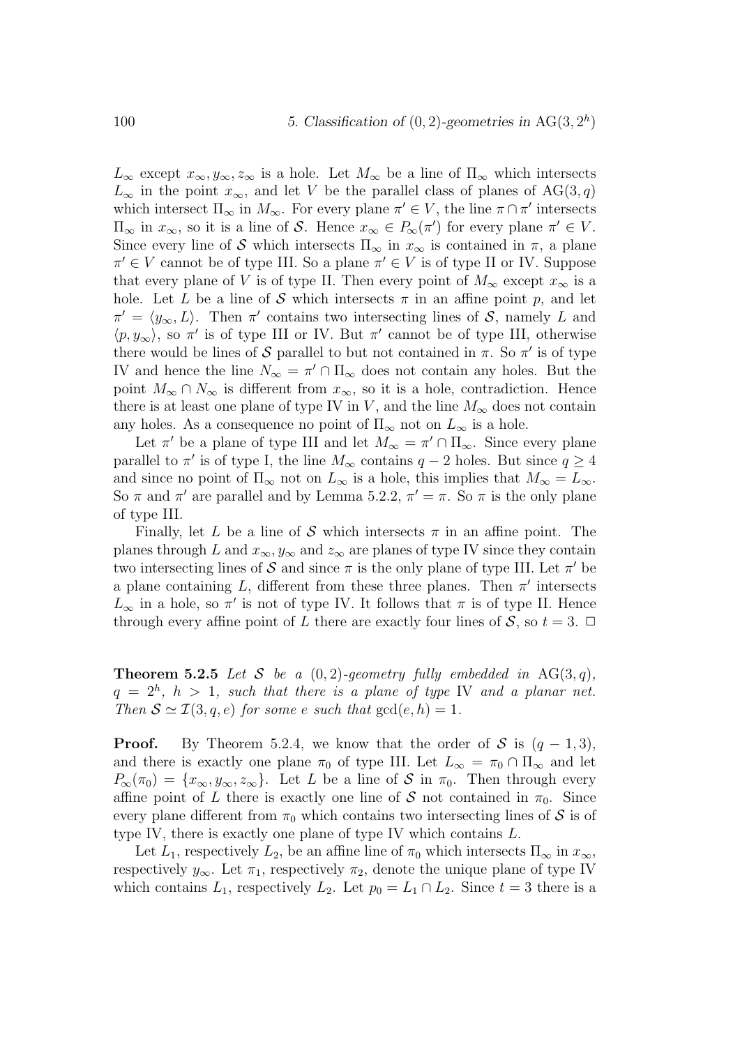$L_\infty$ except $x_\infty, y_\infty, z_\infty$ is a hole. Let $M_\infty$ be a line of $\Pi_\infty$ which intersects $L_\infty$ in the point $x_\infty$, and let $V$ be the parallel class of planes of $\mathrm{AG}(3,q)$ which intersect $\Pi_\infty$ in $M_\infty$. For every plane $\pi' \in V$, the line $\pi \cap \pi'$ intersects $\Pi_\infty$ in $x_\infty$, so it is a line of $\mathcal{S}$. Hence $x_\infty \in P_\infty(\pi')$ for every plane $\pi' \in V$. Since every line of $\mathcal{S}$ which intersects $\Pi_\infty$ in $x_\infty$ is contained in $\pi$, a plane $\pi' \in V$ cannot be of type III. So a plane $\pi' \in V$ is of type II or IV. Suppose that every plane of $V$ is of type II. Then every point of $M_\infty$ except $x_\infty$ is a hole. Let $L$ be a line of $\mathcal{S}$ which intersects $\pi$ in an affine point $p$, and let $\pi' = \langle y_\infty, L\rangle$. Then $\pi'$ contains two intersecting lines of $\mathcal{S}$, namely $L$ and $\langle p, y_\infty\rangle$, so $\pi'$ is of type III or IV. But $\pi'$ cannot be of type III, otherwise there would be lines of $\mathcal{S}$ parallel to but not contained in $\pi$. So $\pi'$ is of type IV and hence the line $N_\infty = \pi' \cap \Pi_\infty$ does not contain any holes. But the point $M_\infty \cap N_\infty$ is different from $x_\infty$, so it is a hole, contradiction. Hence there is at least one plane of type IV in $V$, and the line $M_\infty$ does not contain any holes. As a consequence no point of $\Pi_\infty$ not on $L_\infty$ is a hole.

Let $\pi'$ be a plane of type III and let $M_\infty = \pi' \cap \Pi_\infty$. Since every plane parallel to $\pi'$ is of type I, the line $M_\infty$ contains $q-2$ holes. But since $q \geq 4$ and since no point of $\Pi_\infty$ not on $L_\infty$ is a hole, this implies that $M_\infty = L_\infty$. So $\pi$ and $\pi'$ are parallel and by Lemma 5.2.2, $\pi' = \pi$. So $\pi$ is the only plane of type III.

Finally, let $L$ be a line of $\mathcal{S}$ which intersects $\pi$ in an affine point. The planes through $L$ and $x_\infty, y_\infty$ and $z_\infty$ are planes of type IV since they contain two intersecting lines of $\mathcal{S}$ and since $\pi$ is the only plane of type III. Let $\pi'$ be a plane containing $L$, different from these three planes. Then $\pi'$ intersects $L_\infty$ in a hole, so $\pi'$ is not of type IV. It follows that $\pi$ is of type II. Hence through every affine point of $L$ there are exactly four lines of $\mathcal{S}$, so $t = 3$. $\square$

**Theorem 5.2.5** *Let $\mathcal{S}$ be a $(0,2)$-geometry fully embedded in $\mathrm{AG}(3,q)$, $q = 2^h$, $h > 1$, such that there is a plane of type* IV *and a planar net. Then $\mathcal{S} \simeq \mathcal{I}(3,q,e)$ for some $e$ such that $\gcd(e,h) = 1$.*

**Proof.** By Theorem 5.2.4, we know that the order of $\mathcal{S}$ is $(q-1,3)$, and there is exactly one plane $\pi_0$ of type III. Let $L_\infty = \pi_0 \cap \Pi_\infty$ and let $P_\infty(\pi_0) = \{x_\infty, y_\infty, z_\infty\}$. Let $L$ be a line of $\mathcal{S}$ in $\pi_0$. Then through every affine point of $L$ there is exactly one line of $\mathcal{S}$ not contained in $\pi_0$. Since every plane different from $\pi_0$ which contains two intersecting lines of $\mathcal{S}$ is of type IV, there is exactly one plane of type IV which contains $L$.

Let $L_1$, respectively $L_2$, be an affine line of $\pi_0$ which intersects $\Pi_\infty$ in $x_\infty$, respectively $y_\infty$. Let $\pi_1$, respectively $\pi_2$, denote the unique plane of type IV which contains $L_1$, respectively $L_2$. Let $p_0 = L_1 \cap L_2$. Since $t = 3$ there is a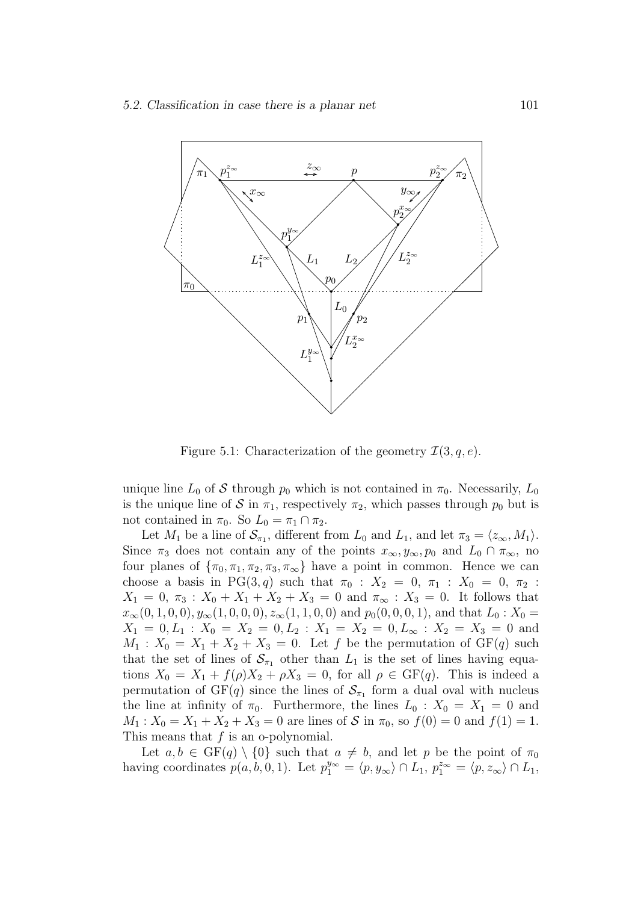Figure 5.1: Characterization of the geometry $\mathcal{I}(3, q, e)$.

unique line $L_0$ of $\mathcal{S}$ through $p_0$ which is not contained in $\pi_0$. Necessarily, $L_0$ is the unique line of $\mathcal{S}$ in $\pi_1$, respectively $\pi_2$, which passes through $p_0$ but is not contained in $\pi_0$. So $L_0 = \pi_1 \cap \pi_2$.

Let $M_1$ be a line of $\mathcal{S}_{\pi_1}$, different from $L_0$ and $L_1$, and let $\pi_3 = \langle z_\infty, M_1 \rangle$. Since $\pi_3$ does not contain any of the points $x_\infty, y_\infty, p_0$ and $L_0 \cap \pi_\infty$, no four planes of $\{\pi_0, \pi_1, \pi_2, \pi_3, \pi_\infty\}$ have a point in common. Hence we can choose a basis in $\mathrm{PG}(3, q)$ such that $\pi_0 : X_2 = 0$, $\pi_1 : X_0 = 0$, $\pi_2 : X_1 = 0$, $\pi_3 : X_0 + X_1 + X_2 + X_3 = 0$ and $\pi_\infty : X_3 = 0$. It follows that $x_\infty(0, 1, 0, 0), y_\infty(1, 0, 0, 0), z_\infty(1, 1, 0, 0)$ and $p_0(0, 0, 0, 1)$, and that $L_0 : X_0 = X_1 = 0, L_1 : X_0 = X_2 = 0, L_2 : X_1 = X_2 = 0, L_\infty : X_2 = X_3 = 0$ and $M_1 : X_0 = X_1 + X_2 + X_3 = 0$. Let $f$ be the permutation of $\mathrm{GF}(q)$ such that the set of lines of $\mathcal{S}_{\pi_1}$ other than $L_1$ is the set of lines having equations $X_0 = X_1 + f(\rho)X_2 + \rho X_3 = 0$, for all $\rho \in \mathrm{GF}(q)$. This is indeed a permutation of $\mathrm{GF}(q)$ since the lines of $\mathcal{S}_{\pi_1}$ form a dual oval with nucleus the line at infinity of $\pi_0$. Furthermore, the lines $L_0 : X_0 = X_1 = 0$ and $M_1 : X_0 = X_1 + X_2 + X_3 = 0$ are lines of $\mathcal{S}$ in $\pi_0$, so $f(0) = 0$ and $f(1) = 1$. This means that $f$ is an o-polynomial.

Let $a, b \in \mathrm{GF}(q) \setminus \{0\}$ such that $a \neq b$, and let $p$ be the point of $\pi_0$ having coordinates $p(a, b, 0, 1)$. Let $p_1^{y_\infty} = \langle p, y_\infty \rangle \cap L_1$, $p_1^{z_\infty} = \langle p, z_\infty \rangle \cap L_1$,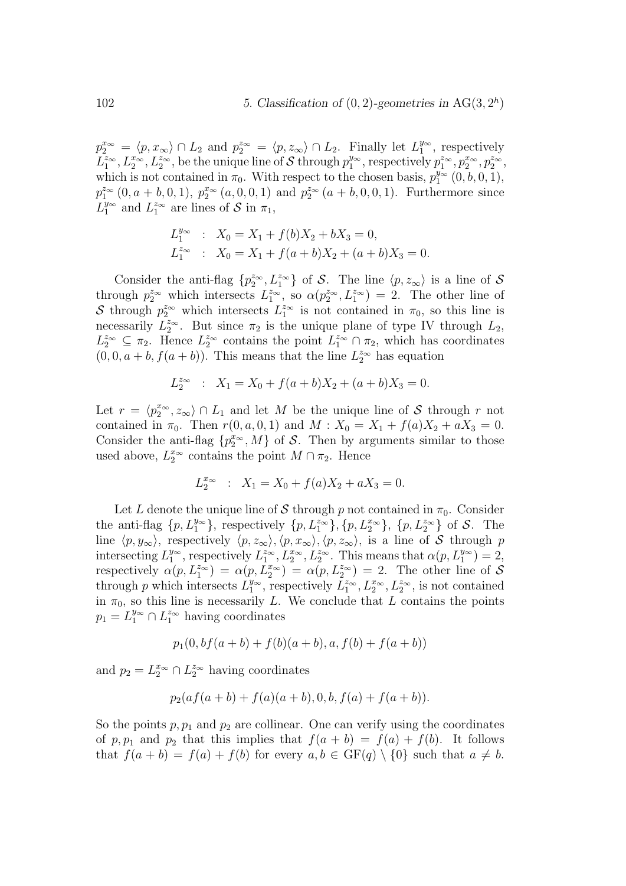$p_2^{x_\infty} = \langle p, x_\infty \rangle \cap L_2$ and $p_2^{z_\infty} = \langle p, z_\infty \rangle \cap L_2$. Finally let $L_1^{y_\infty}$, respectively $L_1^{z_\infty}, L_2^{x_\infty}, L_2^{z_\infty}$, be the unique line of $\mathcal{S}$ through $p_1^{y_\infty}$, respectively $p_1^{z_\infty}, p_2^{x_\infty}, p_2^{z_\infty}$, which is not contained in $\pi_0$. With respect to the chosen basis, $p_1^{y_\infty}(0, b, 0, 1)$, $p_1^{z_\infty}(0, a+b, 0, 1)$, $p_2^{x_\infty}(a, 0, 0, 1)$ and $p_2^{z_\infty}(a+b, 0, 0, 1)$. Furthermore since $L_1^{y_\infty}$ and $L_1^{z_\infty}$ are lines of $\mathcal{S}$ in $\pi_1$,

$$L_1^{y_\infty} \; : \; X_0 = X_1 + f(b)X_2 + bX_3 = 0,$$
$$L_1^{z_\infty} \; : \; X_0 = X_1 + f(a+b)X_2 + (a+b)X_3 = 0.$$

Consider the anti-flag $\{p_2^{z_\infty}, L_1^{z_\infty}\}$ of $\mathcal{S}$. The line $\langle p, z_\infty \rangle$ is a line of $\mathcal{S}$ through $p_2^{z_\infty}$ which intersects $L_1^{z_\infty}$, so $\alpha(p_2^{z_\infty}, L_1^{z_\infty}) = 2$. The other line of $\mathcal{S}$ through $p_2^{z_\infty}$ which intersects $L_1^{z_\infty}$ is not contained in $\pi_0$, so this line is necessarily $L_2^{z_\infty}$. But since $\pi_2$ is the unique plane of type IV through $L_2$, $L_2^{z_\infty} \subseteq \pi_2$. Hence $L_2^{z_\infty}$ contains the point $L_1^{z_\infty} \cap \pi_2$, which has coordinates $(0, 0, a+b, f(a+b))$. This means that the line $L_2^{z_\infty}$ has equation

$$L_2^{z_\infty} \; : \; X_1 = X_0 + f(a+b)X_2 + (a+b)X_3 = 0.$$

Let $r = \langle p_2^{x_\infty}, z_\infty \rangle \cap L_1$ and let $M$ be the unique line of $\mathcal{S}$ through $r$ not contained in $\pi_0$. Then $r(0, a, 0, 1)$ and $M : X_0 = X_1 + f(a)X_2 + aX_3 = 0$. Consider the anti-flag $\{p_2^{x_\infty}, M\}$ of $\mathcal{S}$. Then by arguments similar to those used above, $L_2^{x_\infty}$ contains the point $M \cap \pi_2$. Hence

$$L_2^{x_\infty} \; : \; X_1 = X_0 + f(a)X_2 + aX_3 = 0.$$

Let $L$ denote the unique line of $\mathcal{S}$ through $p$ not contained in $\pi_0$. Consider the anti-flag $\{p, L_1^{y_\infty}\}$, respectively $\{p, L_1^{z_\infty}\}, \{p, L_2^{x_\infty}\}$, $\{p, L_2^{z_\infty}\}$ of $\mathcal{S}$. The line $\langle p, y_\infty \rangle$, respectively $\langle p, z_\infty \rangle, \langle p, x_\infty \rangle, \langle p, z_\infty \rangle$, is a line of $\mathcal{S}$ through $p$ intersecting $L_1^{y_\infty}$, respectively $L_1^{z_\infty}, L_2^{x_\infty}, L_2^{z_\infty}$. This means that $\alpha(p, L_1^{y_\infty}) = 2$, respectively $\alpha(p, L_1^{z_\infty}) = \alpha(p, L_2^{x_\infty}) = \alpha(p, L_2^{z_\infty}) = 2$. The other line of $\mathcal{S}$ through $p$ which intersects $L_1^{y_\infty}$, respectively $L_1^{z_\infty}, L_2^{x_\infty}, L_2^{z_\infty}$, is not contained in $\pi_0$, so this line is necessarily $L$. We conclude that $L$ contains the points $p_1 = L_1^{y_\infty} \cap L_1^{z_\infty}$ having coordinates

$$p_1(0, bf(a+b) + f(b)(a+b), a, f(b) + f(a+b))$$

and $p_2 = L_2^{x_\infty} \cap L_2^{z_\infty}$ having coordinates

$$p_2(af(a+b) + f(a)(a+b), 0, b, f(a) + f(a+b)).$$

So the points $p, p_1$ and $p_2$ are collinear. One can verify using the coordinates of $p, p_1$ and $p_2$ that this implies that $f(a+b) = f(a) + f(b)$. It follows that $f(a+b) = f(a) + f(b)$ for every $a, b \in \mathrm{GF}(q) \setminus \{0\}$ such that $a \neq b$.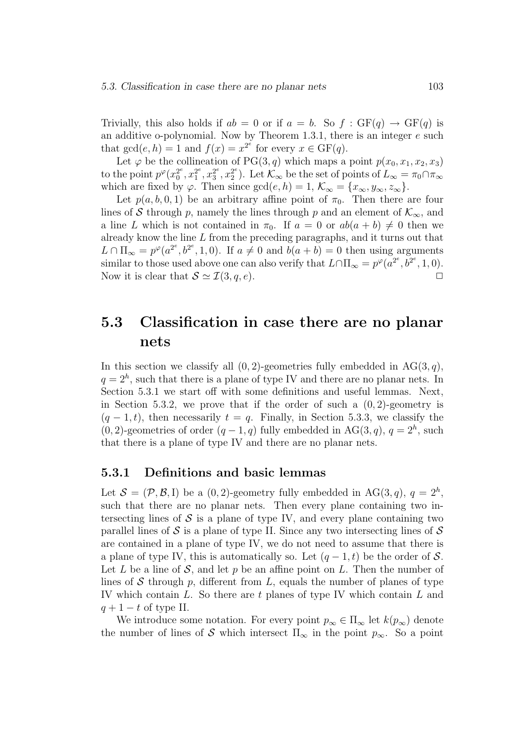Trivially, this also holds if $ab = 0$ or if $a = b$. So $f : \mathrm{GF}(q) \to \mathrm{GF}(q)$ is an additive o-polynomial. Now by Theorem 1.3.1, there is an integer $e$ such that $\gcd(e, h) = 1$ and $f(x) = x^{2^e}$ for every $x \in \mathrm{GF}(q)$.

Let $\varphi$ be the collineation of $\mathrm{PG}(3, q)$ which maps a point $p(x_0, x_1, x_2, x_3)$ to the point $p^\varphi(x_0^{2^e}, x_1^{2^e}, x_3^{2^e}, x_2^{2^e})$. Let $\mathcal{K}_\infty$ be the set of points of $L_\infty = \pi_0 \cap \pi_\infty$ which are fixed by $\varphi$. Then since $\gcd(e, h) = 1$, $\mathcal{K}_\infty = \{x_\infty, y_\infty, z_\infty\}$.

Let $p(a, b, 0, 1)$ be an arbitrary affine point of $\pi_0$. Then there are four lines of $\mathcal{S}$ through $p$, namely the lines through $p$ and an element of $\mathcal{K}_\infty$, and a line $L$ which is not contained in $\pi_0$. If $a = 0$ or $ab(a + b) \neq 0$ then we already know the line $L$ from the preceding paragraphs, and it turns out that $L \cap \Pi_\infty = p^\varphi(a^{2^e}, b^{2^e}, 1, 0)$. If $a \neq 0$ and $b(a + b) = 0$ then using arguments similar to those used above one can also verify that $L \cap \Pi_\infty = p^\varphi(a^{2^e}, b^{2^e}, 1, 0)$. Now it is clear that $\mathcal{S} \simeq \mathcal{I}(3, q, e)$. □

## 5.3 Classification in case there are no planar nets

In this section we classify all $(0, 2)$-geometries fully embedded in $\mathrm{AG}(3, q)$, $q = 2^h$, such that there is a plane of type IV and there are no planar nets. In Section 5.3.1 we start off with some definitions and useful lemmas. Next, in Section 5.3.2, we prove that if the order of such a $(0, 2)$-geometry is $(q - 1, t)$, then necessarily $t = q$. Finally, in Section 5.3.3, we classify the $(0, 2)$-geometries of order $(q - 1, q)$ fully embedded in $\mathrm{AG}(3, q)$, $q = 2^h$, such that there is a plane of type IV and there are no planar nets.

### 5.3.1 Definitions and basic lemmas

Let $\mathcal{S} = (\mathcal{P}, \mathcal{B}, \mathrm{I})$ be a $(0, 2)$-geometry fully embedded in $\mathrm{AG}(3, q)$, $q = 2^h$, such that there are no planar nets. Then every plane containing two intersecting lines of $\mathcal{S}$ is a plane of type IV, and every plane containing two parallel lines of $\mathcal{S}$ is a plane of type II. Since any two intersecting lines of $\mathcal{S}$ are contained in a plane of type IV, we do not need to assume that there is a plane of type IV, this is automatically so. Let $(q - 1, t)$ be the order of $\mathcal{S}$. Let $L$ be a line of $\mathcal{S}$, and let $p$ be an affine point on $L$. Then the number of lines of $\mathcal{S}$ through $p$, different from $L$, equals the number of planes of type IV which contain $L$. So there are $t$ planes of type IV which contain $L$ and $q + 1 - t$ of type II.

We introduce some notation. For every point $p_\infty \in \Pi_\infty$ let $k(p_\infty)$ denote the number of lines of $\mathcal{S}$ which intersect $\Pi_\infty$ in the point $p_\infty$. So a point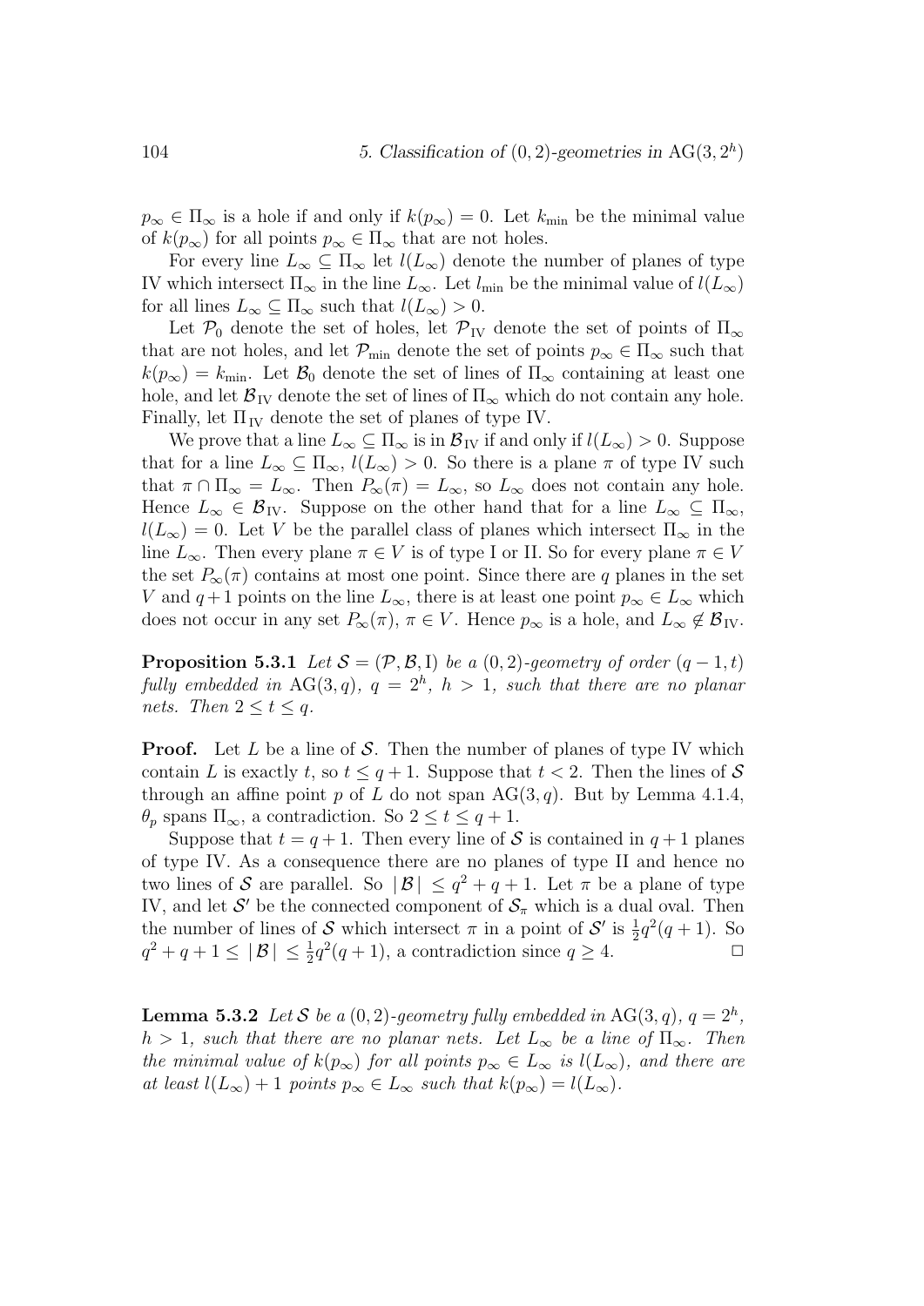$p_\infty \in \Pi_\infty$ is a hole if and only if $k(p_\infty) = 0$. Let $k_{\min}$ be the minimal value of $k(p_\infty)$ for all points $p_\infty \in \Pi_\infty$ that are not holes.

For every line $L_\infty \subseteq \Pi_\infty$ let $l(L_\infty)$ denote the number of planes of type IV which intersect $\Pi_\infty$ in the line $L_\infty$. Let $l_{\min}$ be the minimal value of $l(L_\infty)$ for all lines $L_\infty \subseteq \Pi_\infty$ such that $l(L_\infty) > 0$.

Let $\mathcal{P}_0$ denote the set of holes, let $\mathcal{P}_{\mathrm{IV}}$ denote the set of points of $\Pi_\infty$ that are not holes, and let $\mathcal{P}_{\min}$ denote the set of points $p_\infty \in \Pi_\infty$ such that $k(p_\infty) = k_{\min}$. Let $\mathcal{B}_0$ denote the set of lines of $\Pi_\infty$ containing at least one hole, and let $\mathcal{B}_{\mathrm{IV}}$ denote the set of lines of $\Pi_\infty$ which do not contain any hole. Finally, let $\Pi_{\mathrm{IV}}$ denote the set of planes of type IV.

We prove that a line $L_\infty \subseteq \Pi_\infty$ is in $\mathcal{B}_{\mathrm{IV}}$ if and only if $l(L_\infty) > 0$. Suppose that for a line $L_\infty \subseteq \Pi_\infty$, $l(L_\infty) > 0$. So there is a plane $\pi$ of type IV such that $\pi \cap \Pi_\infty = L_\infty$. Then $P_\infty(\pi) = L_\infty$, so $L_\infty$ does not contain any hole. Hence $L_\infty \in \mathcal{B}_{\mathrm{IV}}$. Suppose on the other hand that for a line $L_\infty \subseteq \Pi_\infty$, $l(L_\infty) = 0$. Let $V$ be the parallel class of planes which intersect $\Pi_\infty$ in the line $L_\infty$. Then every plane $\pi \in V$ is of type I or II. So for every plane $\pi \in V$ the set $P_\infty(\pi)$ contains at most one point. Since there are $q$ planes in the set $V$ and $q+1$ points on the line $L_\infty$, there is at least one point $p_\infty \in L_\infty$ which does not occur in any set $P_\infty(\pi)$, $\pi \in V$. Hence $p_\infty$ is a hole, and $L_\infty \notin \mathcal{B}_{\mathrm{IV}}$.

**Proposition 5.3.1** *Let $\mathcal{S} = (\mathcal{P}, \mathcal{B}, \mathrm{I})$ be a $(0,2)$-geometry of order $(q-1, t)$ fully embedded in $\mathrm{AG}(3,q)$, $q = 2^h$, $h > 1$, such that there are no planar nets. Then $2 \leq t \leq q$.*

**Proof.** Let $L$ be a line of $\mathcal{S}$. Then the number of planes of type IV which contain $L$ is exactly $t$, so $t \leq q+1$. Suppose that $t < 2$. Then the lines of $\mathcal{S}$ through an affine point $p$ of $L$ do not span $\mathrm{AG}(3,q)$. But by Lemma 4.1.4, $\theta_p$ spans $\Pi_\infty$, a contradiction. So $2 \leq t \leq q+1$.

Suppose that $t = q+1$. Then every line of $\mathcal{S}$ is contained in $q+1$ planes of type IV. As a consequence there are no planes of type II and hence no two lines of $\mathcal{S}$ are parallel. So $|\mathcal{B}| \leq q^2+q+1$. Let $\pi$ be a plane of type IV, and let $\mathcal{S}'$ be the connected component of $\mathcal{S}_\pi$ which is a dual oval. Then the number of lines of $\mathcal{S}$ which intersect $\pi$ in a point of $\mathcal{S}'$ is $\frac{1}{2}q^2(q+1)$. So $q^2+q+1 \leq |\mathcal{B}| \leq \frac{1}{2}q^2(q+1)$, a contradiction since $q \geq 4$. $\Box$

**Lemma 5.3.2** *Let $\mathcal{S}$ be a $(0,2)$-geometry fully embedded in $\mathrm{AG}(3,q)$, $q = 2^h$, $h > 1$, such that there are no planar nets. Let $L_\infty$ be a line of $\Pi_\infty$. Then the minimal value of $k(p_\infty)$ for all points $p_\infty \in L_\infty$ is $l(L_\infty)$, and there are at least $l(L_\infty)+1$ points $p_\infty \in L_\infty$ such that $k(p_\infty) = l(L_\infty)$.*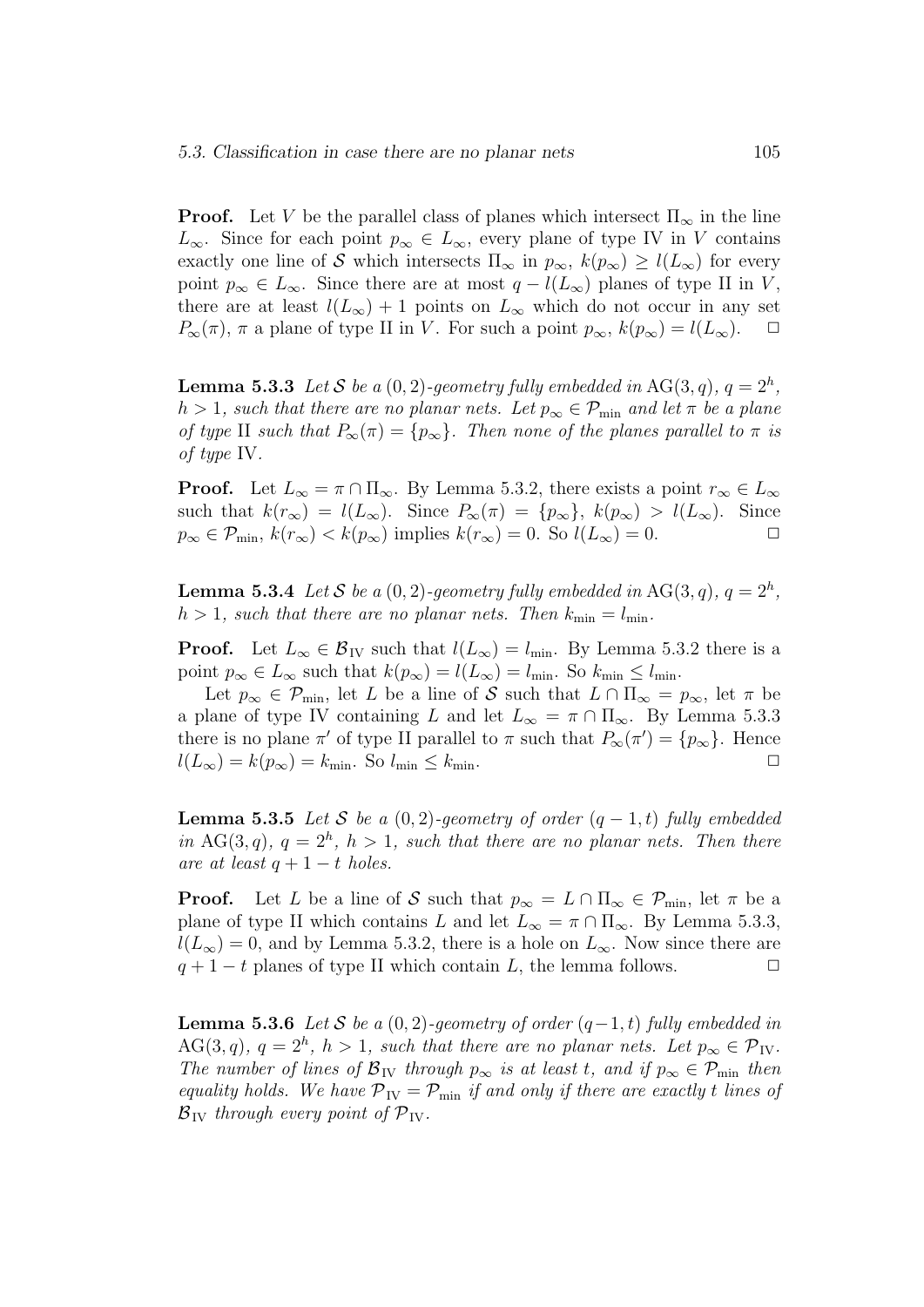**Proof.** Let $V$ be the parallel class of planes which intersect $\Pi_\infty$ in the line $L_\infty$. Since for each point $p_\infty \in L_\infty$, every plane of type IV in $V$ contains exactly one line of $\mathcal{S}$ which intersects $\Pi_\infty$ in $p_\infty$, $k(p_\infty) \geq l(L_\infty)$ for every point $p_\infty \in L_\infty$. Since there are at most $q - l(L_\infty)$ planes of type II in $V$, there are at least $l(L_\infty) + 1$ points on $L_\infty$ which do not occur in any set $P_\infty(\pi)$, $\pi$ a plane of type II in $V$. For such a point $p_\infty$, $k(p_\infty) = l(L_\infty)$. $\square$

**Lemma 5.3.3** *Let $\mathcal{S}$ be a $(0,2)$-geometry fully embedded in $\mathrm{AG}(3,q)$, $q = 2^h$, $h > 1$, such that there are no planar nets. Let $p_\infty \in \mathcal{P}_{\min}$ and let $\pi$ be a plane of type II such that $P_\infty(\pi) = \{p_\infty\}$. Then none of the planes parallel to $\pi$ is of type IV.*

**Proof.** Let $L_\infty = \pi \cap \Pi_\infty$. By Lemma 5.3.2, there exists a point $r_\infty \in L_\infty$ such that $k(r_\infty) = l(L_\infty)$. Since $P_\infty(\pi) = \{p_\infty\}$, $k(p_\infty) > l(L_\infty)$. Since $p_\infty \in \mathcal{P}_{\min}$, $k(r_\infty) < k(p_\infty)$ implies $k(r_\infty) = 0$. So $l(L_\infty) = 0$. $\square$

**Lemma 5.3.4** *Let $\mathcal{S}$ be a $(0,2)$-geometry fully embedded in $\mathrm{AG}(3,q)$, $q = 2^h$, $h > 1$, such that there are no planar nets. Then $k_{\min} = l_{\min}$.*

**Proof.** Let $L_\infty \in \mathcal{B}_{\mathrm{IV}}$ such that $l(L_\infty) = l_{\min}$. By Lemma 5.3.2 there is a point $p_\infty \in L_\infty$ such that $k(p_\infty) = l(L_\infty) = l_{\min}$. So $k_{\min} \leq l_{\min}$.

Let $p_\infty \in \mathcal{P}_{\min}$, let $L$ be a line of $\mathcal{S}$ such that $L \cap \Pi_\infty = p_\infty$, let $\pi$ be a plane of type IV containing $L$ and let $L_\infty = \pi \cap \Pi_\infty$. By Lemma 5.3.3 there is no plane $\pi'$ of type II parallel to $\pi$ such that $P_\infty(\pi') = \{p_\infty\}$. Hence $l(L_\infty) = k(p_\infty) = k_{\min}$. So $l_{\min} \leq k_{\min}$. $\square$

**Lemma 5.3.5** *Let $\mathcal{S}$ be a $(0,2)$-geometry of order $(q-1,t)$ fully embedded in $\mathrm{AG}(3,q)$, $q = 2^h$, $h > 1$, such that there are no planar nets. Then there are at least $q + 1 - t$ holes.*

**Proof.** Let $L$ be a line of $\mathcal{S}$ such that $p_\infty = L \cap \Pi_\infty \in \mathcal{P}_{\min}$, let $\pi$ be a plane of type II which contains $L$ and let $L_\infty = \pi \cap \Pi_\infty$. By Lemma 5.3.3, $l(L_\infty) = 0$, and by Lemma 5.3.2, there is a hole on $L_\infty$. Now since there are $q + 1 - t$ planes of type II which contain $L$, the lemma follows. $\square$

**Lemma 5.3.6** *Let $\mathcal{S}$ be a $(0,2)$-geometry of order $(q-1,t)$ fully embedded in $\mathrm{AG}(3,q)$, $q = 2^h$, $h > 1$, such that there are no planar nets. Let $p_\infty \in \mathcal{P}_{\mathrm{IV}}$. The number of lines of $\mathcal{B}_{\mathrm{IV}}$ through $p_\infty$ is at least $t$, and if $p_\infty \in \mathcal{P}_{\min}$ then equality holds. We have $\mathcal{P}_{\mathrm{IV}} = \mathcal{P}_{\min}$ if and only if there are exactly $t$ lines of $\mathcal{B}_{\mathrm{IV}}$ through every point of $\mathcal{P}_{\mathrm{IV}}$.*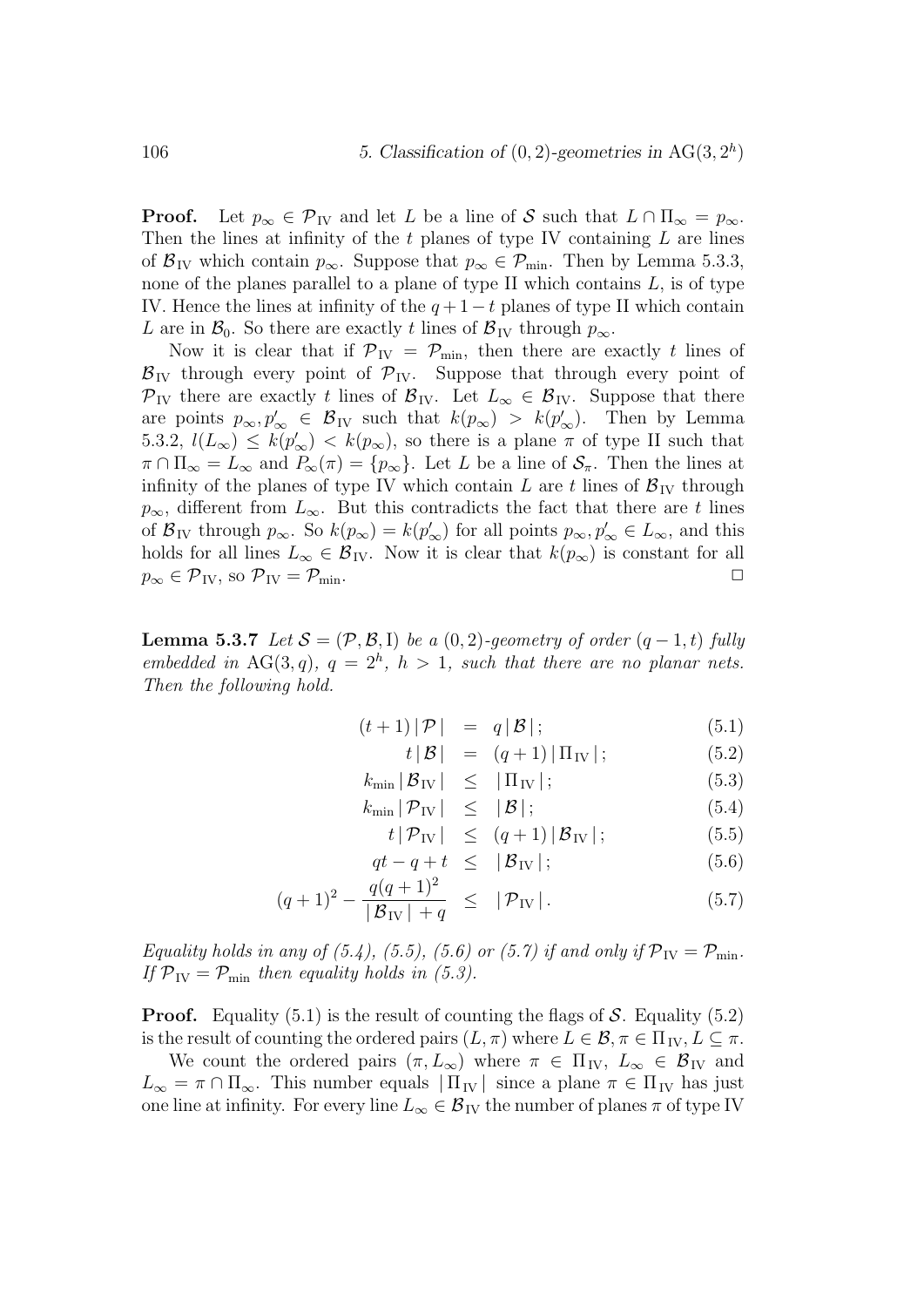**Proof.** Let $p_\infty \in \mathcal{P}_{\rm IV}$ and let $L$ be a line of $\mathcal{S}$ such that $L \cap \Pi_\infty = p_\infty$. Then the lines at infinity of the $t$ planes of type IV containing $L$ are lines of $\mathcal{B}_{\rm IV}$ which contain $p_\infty$. Suppose that $p_\infty \in \mathcal{P}_{\min}$. Then by Lemma 5.3.3, none of the planes parallel to a plane of type II which contains $L$, is of type IV. Hence the lines at infinity of the $q+1-t$ planes of type II which contain $L$ are in $\mathcal{B}_0$. So there are exactly $t$ lines of $\mathcal{B}_{\rm IV}$ through $p_\infty$.

Now it is clear that if $\mathcal{P}_{\rm IV} = \mathcal{P}_{\min}$, then there are exactly $t$ lines of $\mathcal{B}_{\rm IV}$ through every point of $\mathcal{P}_{\rm IV}$. Suppose that through every point of $\mathcal{P}_{\rm IV}$ there are exactly $t$ lines of $\mathcal{B}_{\rm IV}$. Let $L_\infty \in \mathcal{B}_{\rm IV}$. Suppose that there are points $p_\infty, p'_\infty \in \mathcal{B}_{\rm IV}$ such that $k(p_\infty) > k(p'_\infty)$. Then by Lemma 5.3.2, $l(L_\infty) \leq k(p'_\infty) < k(p_\infty)$, so there is a plane $\pi$ of type II such that $\pi \cap \Pi_\infty = L_\infty$ and $P_\infty(\pi) = \{p_\infty\}$. Let $L$ be a line of $\mathcal{S}_\pi$. Then the lines at infinity of the planes of type IV which contain $L$ are $t$ lines of $\mathcal{B}_{\rm IV}$ through $p_\infty$, different from $L_\infty$. But this contradicts the fact that there are $t$ lines of $\mathcal{B}_{\rm IV}$ through $p_\infty$. So $k(p_\infty) = k(p'_\infty)$ for all points $p_\infty, p'_\infty \in L_\infty$, and this holds for all lines $L_\infty \in \mathcal{B}_{\rm IV}$. Now it is clear that $k(p_\infty)$ is constant for all $p_\infty \in \mathcal{P}_{\rm IV}$, so $\mathcal{P}_{\rm IV} = \mathcal{P}_{\min}$. □

**Lemma 5.3.7** *Let $\mathcal{S} = (\mathcal{P}, \mathcal{B}, \mathrm{I})$ be a $(0,2)$-geometry of order $(q-1,t)$ fully embedded in $\mathrm{AG}(3,q)$, $q = 2^h$, $h > 1$, such that there are no planar nets. Then the following hold.*

$$(t+1)\,|\,\mathcal{P}\,| \;=\; q\,|\,\mathcal{B}\,|\,; \tag{5.1}$$

$$t\,|\,\mathcal{B}\,| \;=\; (q+1)\,|\,\Pi_{\rm IV}\,|\,; \tag{5.2}$$

$$k_{\min}\,|\,\mathcal{B}_{\rm IV}\,| \;\leq\; |\,\Pi_{\rm IV}\,|\,; \tag{5.3}$$

$$k_{\min}\,|\,\mathcal{P}_{\rm IV}\,| \;\leq\; |\,\mathcal{B}\,|\,; \tag{5.4}$$

$$t\,|\,\mathcal{P}_{\rm IV}\,| \;\leq\; (q+1)\,|\,\mathcal{B}_{\rm IV}\,|\,; \tag{5.5}$$

$$qt - q + t \;\leq\; |\,\mathcal{B}_{\rm IV}\,|\,; \tag{5.6}$$

$$(q+1)^2 - \frac{q(q+1)^2}{|\,\mathcal{B}_{\rm IV}\,| + q} \;\leq\; |\,\mathcal{P}_{\rm IV}\,|\,. \tag{5.7}$$

*Equality holds in any of (5.4), (5.5), (5.6) or (5.7) if and only if $\mathcal{P}_{\rm IV} = \mathcal{P}_{\min}$. If $\mathcal{P}_{\rm IV} = \mathcal{P}_{\min}$ then equality holds in (5.3).*

**Proof.** Equality (5.1) is the result of counting the flags of $\mathcal{S}$. Equality (5.2) is the result of counting the ordered pairs $(L, \pi)$ where $L \in \mathcal{B}, \pi \in \Pi_{\rm IV}, L \subseteq \pi$.

We count the ordered pairs $(\pi, L_\infty)$ where $\pi \in \Pi_{\rm IV}$, $L_\infty \in \mathcal{B}_{\rm IV}$ and $L_\infty = \pi \cap \Pi_\infty$. This number equals $|\,\Pi_{\rm IV}\,|$ since a plane $\pi \in \Pi_{\rm IV}$ has just one line at infinity. For every line $L_\infty \in \mathcal{B}_{\rm IV}$ the number of planes $\pi$ of type IV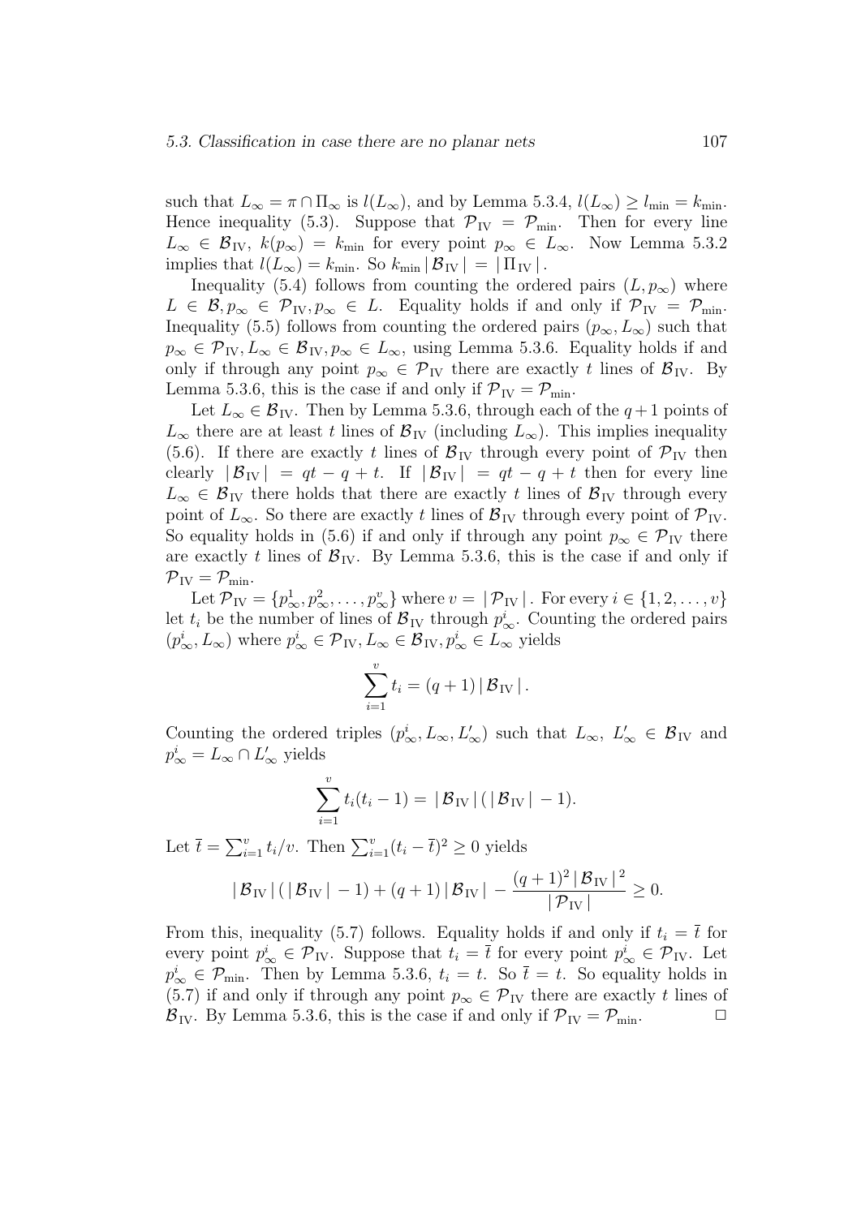such that $L_\infty = \pi \cap \Pi_\infty$ is $l(L_\infty)$, and by Lemma 5.3.4, $l(L_\infty) \geq l_{\min} = k_{\min}$. Hence inequality (5.3). Suppose that $\mathcal{P}_{\rm IV} = \mathcal{P}_{\min}$. Then for every line $L_\infty \in \mathcal{B}_{\rm IV}$, $k(p_\infty) = k_{\min}$ for every point $p_\infty \in L_\infty$. Now Lemma 5.3.2 implies that $l(L_\infty) = k_{\min}$. So $k_{\min} \,|\, \mathcal{B}_{\rm IV} \,| = |\, \Pi_{\rm IV} \,|$.

Inequality (5.4) follows from counting the ordered pairs $(L, p_\infty)$ where $L \in \mathcal{B}, p_\infty \in \mathcal{P}_{\rm IV}, p_\infty \in L$. Equality holds if and only if $\mathcal{P}_{\rm IV} = \mathcal{P}_{\min}$. Inequality (5.5) follows from counting the ordered pairs $(p_\infty, L_\infty)$ such that $p_\infty \in \mathcal{P}_{\rm IV}, L_\infty \in \mathcal{B}_{\rm IV}, p_\infty \in L_\infty$, using Lemma 5.3.6. Equality holds if and only if through any point $p_\infty \in \mathcal{P}_{\rm IV}$ there are exactly $t$ lines of $\mathcal{B}_{\rm IV}$. By Lemma 5.3.6, this is the case if and only if $\mathcal{P}_{\rm IV} = \mathcal{P}_{\min}$.

Let $L_\infty \in \mathcal{B}_{\rm IV}$. Then by Lemma 5.3.6, through each of the $q+1$ points of $L_\infty$ there are at least $t$ lines of $\mathcal{B}_{\rm IV}$ (including $L_\infty$). This implies inequality (5.6). If there are exactly $t$ lines of $\mathcal{B}_{\rm IV}$ through every point of $\mathcal{P}_{\rm IV}$ then clearly $|\, \mathcal{B}_{\rm IV} \,| = qt - q + t$. If $|\, \mathcal{B}_{\rm IV} \,| = qt - q + t$ then for every line $L_\infty \in \mathcal{B}_{\rm IV}$ there holds that there are exactly $t$ lines of $\mathcal{B}_{\rm IV}$ through every point of $L_\infty$. So there are exactly $t$ lines of $\mathcal{B}_{\rm IV}$ through every point of $\mathcal{P}_{\rm IV}$. So equality holds in (5.6) if and only if through any point $p_\infty \in \mathcal{P}_{\rm IV}$ there are exactly $t$ lines of $\mathcal{B}_{\rm IV}$. By Lemma 5.3.6, this is the case if and only if $\mathcal{P}_{\rm IV} = \mathcal{P}_{\min}$.

Let $\mathcal{P}_{\rm IV} = \{p^1_\infty, p^2_\infty, \ldots, p^v_\infty\}$ where $v = |\, \mathcal{P}_{\rm IV} \,|$. For every $i \in \{1, 2, \ldots, v\}$ let $t_i$ be the number of lines of $\mathcal{B}_{\rm IV}$ through $p^i_\infty$. Counting the ordered pairs $(p^i_\infty, L_\infty)$ where $p^i_\infty \in \mathcal{P}_{\rm IV}, L_\infty \in \mathcal{B}_{\rm IV}, p^i_\infty \in L_\infty$ yields

$$\sum_{i=1}^{v} t_i = (q+1) \,|\, \mathcal{B}_{\rm IV} \,| .$$

Counting the ordered triples $(p^i_\infty, L_\infty, L'_\infty)$ such that $L_\infty,\ L'_\infty \in \mathcal{B}_{\rm IV}$ and $p^i_\infty = L_\infty \cap L'_\infty$ yields

$$\sum_{i=1}^{v} t_i(t_i - 1) = |\, \mathcal{B}_{\rm IV} \,| \,(\,|\, \mathcal{B}_{\rm IV} \,| - 1).$$

Let $\bar{t} = \sum_{i=1}^{v} t_i / v$. Then $\sum_{i=1}^{v} (t_i - \bar{t})^2 \geq 0$ yields

$$|\, \mathcal{B}_{\rm IV} \,| \,(\,|\, \mathcal{B}_{\rm IV} \,| - 1) + (q+1) \,|\, \mathcal{B}_{\rm IV} \,| - \frac{(q+1)^2 \,|\, \mathcal{B}_{\rm IV} \,|^2}{|\, \mathcal{P}_{\rm IV} \,|} \geq 0.$$

From this, inequality (5.7) follows. Equality holds if and only if $t_i = \bar{t}$ for every point $p^i_\infty \in \mathcal{P}_{\rm IV}$. Suppose that $t_i = \bar{t}$ for every point $p^i_\infty \in \mathcal{P}_{\rm IV}$. Let $p^i_\infty \in \mathcal{P}_{\min}$. Then by Lemma 5.3.6, $t_i = t$. So $\bar{t} = t$. So equality holds in (5.7) if and only if through any point $p_\infty \in \mathcal{P}_{\rm IV}$ there are exactly $t$ lines of $\mathcal{B}_{\rm IV}$. By Lemma 5.3.6, this is the case if and only if $\mathcal{P}_{\rm IV} = \mathcal{P}_{\min}$. $\square$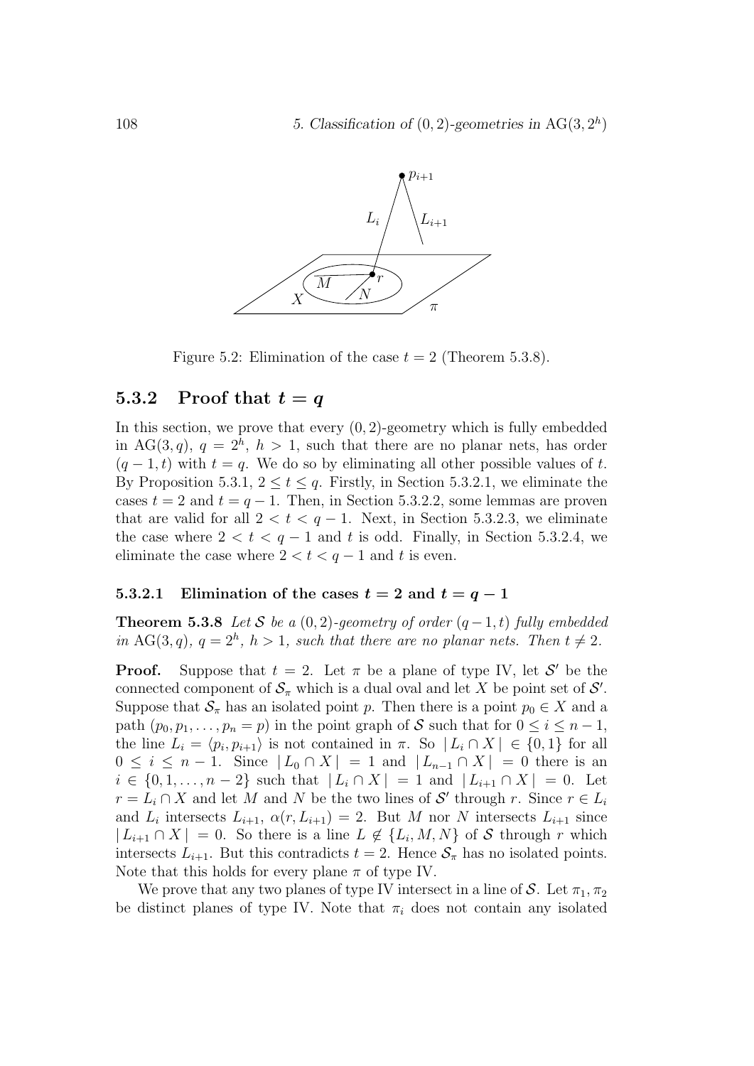Figure 5.2: Elimination of the case $t = 2$ (Theorem 5.3.8).

### 5.3.2 Proof that $t = q$

In this section, we prove that every $(0,2)$-geometry which is fully embedded in $\mathrm{AG}(3,q)$, $q = 2^h$, $h > 1$, such that there are no planar nets, has order $(q-1,t)$ with $t = q$. We do so by eliminating all other possible values of $t$. By Proposition 5.3.1, $2 \leq t \leq q$. Firstly, in Section 5.3.2.1, we eliminate the cases $t = 2$ and $t = q-1$. Then, in Section 5.3.2.2, some lemmas are proven that are valid for all $2 < t < q-1$. Next, in Section 5.3.2.3, we eliminate the case where $2 < t < q-1$ and $t$ is odd. Finally, in Section 5.3.2.4, we eliminate the case where $2 < t < q-1$ and $t$ is even.

#### 5.3.2.1 Elimination of the cases $t = 2$ and $t = q-1$

**Theorem 5.3.8** *Let $\mathcal{S}$ be a $(0,2)$-geometry of order $(q-1,t)$ fully embedded in $\mathrm{AG}(3,q)$, $q = 2^h$, $h > 1$, such that there are no planar nets. Then $t \neq 2$.*

**Proof.** Suppose that $t = 2$. Let $\pi$ be a plane of type IV, let $\mathcal{S}'$ be the connected component of $\mathcal{S}_\pi$ which is a dual oval and let $X$ be point set of $\mathcal{S}'$. Suppose that $\mathcal{S}_\pi$ has an isolated point $p$. Then there is a point $p_0 \in X$ and a path $(p_0, p_1, \ldots, p_n = p)$ in the point graph of $\mathcal{S}$ such that for $0 \leq i \leq n-1$, the line $L_i = \langle p_i, p_{i+1} \rangle$ is not contained in $\pi$. So $|L_i \cap X| \in \{0,1\}$ for all $0 \leq i \leq n-1$. Since $|L_0 \cap X| = 1$ and $|L_{n-1} \cap X| = 0$ there is an $i \in \{0,1,\ldots,n-2\}$ such that $|L_i \cap X| = 1$ and $|L_{i+1} \cap X| = 0$. Let $r = L_i \cap X$ and let $M$ and $N$ be the two lines of $\mathcal{S}'$ through $r$. Since $r \in L_i$ and $L_i$ intersects $L_{i+1}$, $\alpha(r, L_{i+1}) = 2$. But $M$ nor $N$ intersects $L_{i+1}$ since $|L_{i+1} \cap X| = 0$. So there is a line $L \notin \{L_i, M, N\}$ of $\mathcal{S}$ through $r$ which intersects $L_{i+1}$. But this contradicts $t = 2$. Hence $\mathcal{S}_\pi$ has no isolated points. Note that this holds for every plane $\pi$ of type IV.

We prove that any two planes of type IV intersect in a line of $\mathcal{S}$. Let $\pi_1, \pi_2$ be distinct planes of type IV. Note that $\pi_i$ does not contain any isolated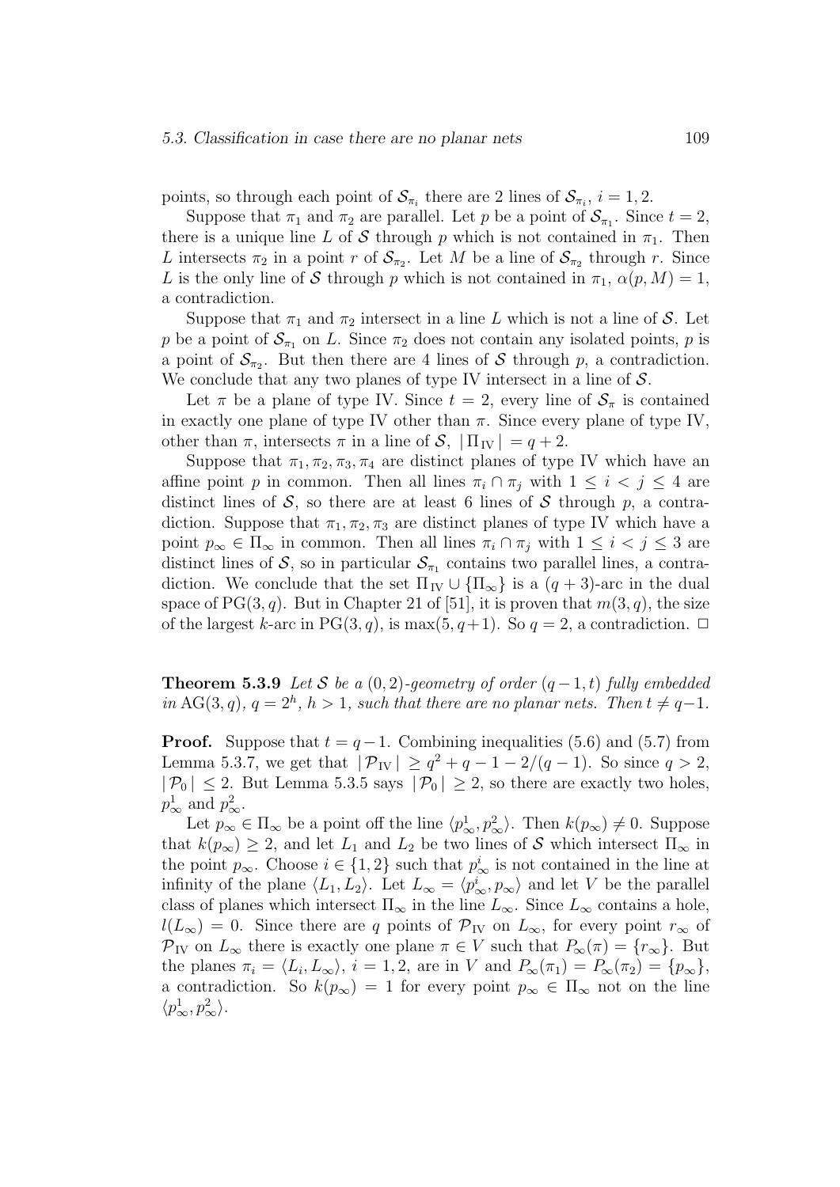points, so through each point of $\mathcal{S}_{\pi_i}$ there are 2 lines of $\mathcal{S}_{\pi_i}$, $i = 1, 2$.

Suppose that $\pi_1$ and $\pi_2$ are parallel. Let $p$ be a point of $\mathcal{S}_{\pi_1}$. Since $t = 2$, there is a unique line $L$ of $\mathcal{S}$ through $p$ which is not contained in $\pi_1$. Then $L$ intersects $\pi_2$ in a point $r$ of $\mathcal{S}_{\pi_2}$. Let $M$ be a line of $\mathcal{S}_{\pi_2}$ through $r$. Since $L$ is the only line of $\mathcal{S}$ through $p$ which is not contained in $\pi_1$, $\alpha(p, M) = 1$, a contradiction.

Suppose that $\pi_1$ and $\pi_2$ intersect in a line $L$ which is not a line of $\mathcal{S}$. Let $p$ be a point of $\mathcal{S}_{\pi_1}$ on $L$. Since $\pi_2$ does not contain any isolated points, $p$ is a point of $\mathcal{S}_{\pi_2}$. But then there are 4 lines of $\mathcal{S}$ through $p$, a contradiction. We conclude that any two planes of type IV intersect in a line of $\mathcal{S}$.

Let $\pi$ be a plane of type IV. Since $t = 2$, every line of $\mathcal{S}_\pi$ is contained in exactly one plane of type IV other than $\pi$. Since every plane of type IV, other than $\pi$, intersects $\pi$ in a line of $\mathcal{S}$, $|\,\Pi_{\mathrm{IV}}\,| = q + 2$.

Suppose that $\pi_1, \pi_2, \pi_3, \pi_4$ are distinct planes of type IV which have an affine point $p$ in common. Then all lines $\pi_i \cap \pi_j$ with $1 \leq i < j \leq 4$ are distinct lines of $\mathcal{S}$, so there are at least 6 lines of $\mathcal{S}$ through $p$, a contradiction. Suppose that $\pi_1, \pi_2, \pi_3$ are distinct planes of type IV which have a point $p_\infty \in \Pi_\infty$ in common. Then all lines $\pi_i \cap \pi_j$ with $1 \leq i < j \leq 3$ are distinct lines of $\mathcal{S}$, so in particular $\mathcal{S}_{\pi_1}$ contains two parallel lines, a contradiction. We conclude that the set $\Pi_{\mathrm{IV}} \cup \{\Pi_\infty\}$ is a $(q+3)$-arc in the dual space of $\mathrm{PG}(3, q)$. But in Chapter 21 of [51], it is proven that $m(3, q)$, the size of the largest $k$-arc in $\mathrm{PG}(3, q)$, is $\max(5, q+1)$. So $q = 2$, a contradiction. $\Box$

**Theorem 5.3.9** *Let $\mathcal{S}$ be a $(0, 2)$-geometry of order $(q-1, t)$ fully embedded in $\mathrm{AG}(3, q)$, $q = 2^h$, $h > 1$, such that there are no planar nets. Then $t \neq q-1$.*

**Proof.** Suppose that $t = q - 1$. Combining inequalities (5.6) and (5.7) from Lemma 5.3.7, we get that $|\,\mathcal{P}_{\mathrm{IV}}\,| \geq q^2 + q - 1 - 2/(q-1)$. So since $q > 2$, $|\,\mathcal{P}_0\,| \leq 2$. But Lemma 5.3.5 says $|\,\mathcal{P}_0\,| \geq 2$, so there are exactly two holes, $p^1_\infty$ and $p^2_\infty$.

Let $p_\infty \in \Pi_\infty$ be a point off the line $\langle p^1_\infty, p^2_\infty \rangle$. Then $k(p_\infty) \neq 0$. Suppose that $k(p_\infty) \geq 2$, and let $L_1$ and $L_2$ be two lines of $\mathcal{S}$ which intersect $\Pi_\infty$ in the point $p_\infty$. Choose $i \in \{1, 2\}$ such that $p^i_\infty$ is not contained in the line at infinity of the plane $\langle L_1, L_2 \rangle$. Let $L_\infty = \langle p^i_\infty, p_\infty \rangle$ and let $V$ be the parallel class of planes which intersect $\Pi_\infty$ in the line $L_\infty$. Since $L_\infty$ contains a hole, $l(L_\infty) = 0$. Since there are $q$ points of $\mathcal{P}_{\mathrm{IV}}$ on $L_\infty$, for every point $r_\infty$ of $\mathcal{P}_{\mathrm{IV}}$ on $L_\infty$ there is exactly one plane $\pi \in V$ such that $P_\infty(\pi) = \{r_\infty\}$. But the planes $\pi_i = \langle L_i, L_\infty \rangle$, $i = 1, 2$, are in $V$ and $P_\infty(\pi_1) = P_\infty(\pi_2) = \{p_\infty\}$, a contradiction. So $k(p_\infty) = 1$ for every point $p_\infty \in \Pi_\infty$ not on the line $\langle p^1_\infty, p^2_\infty \rangle$.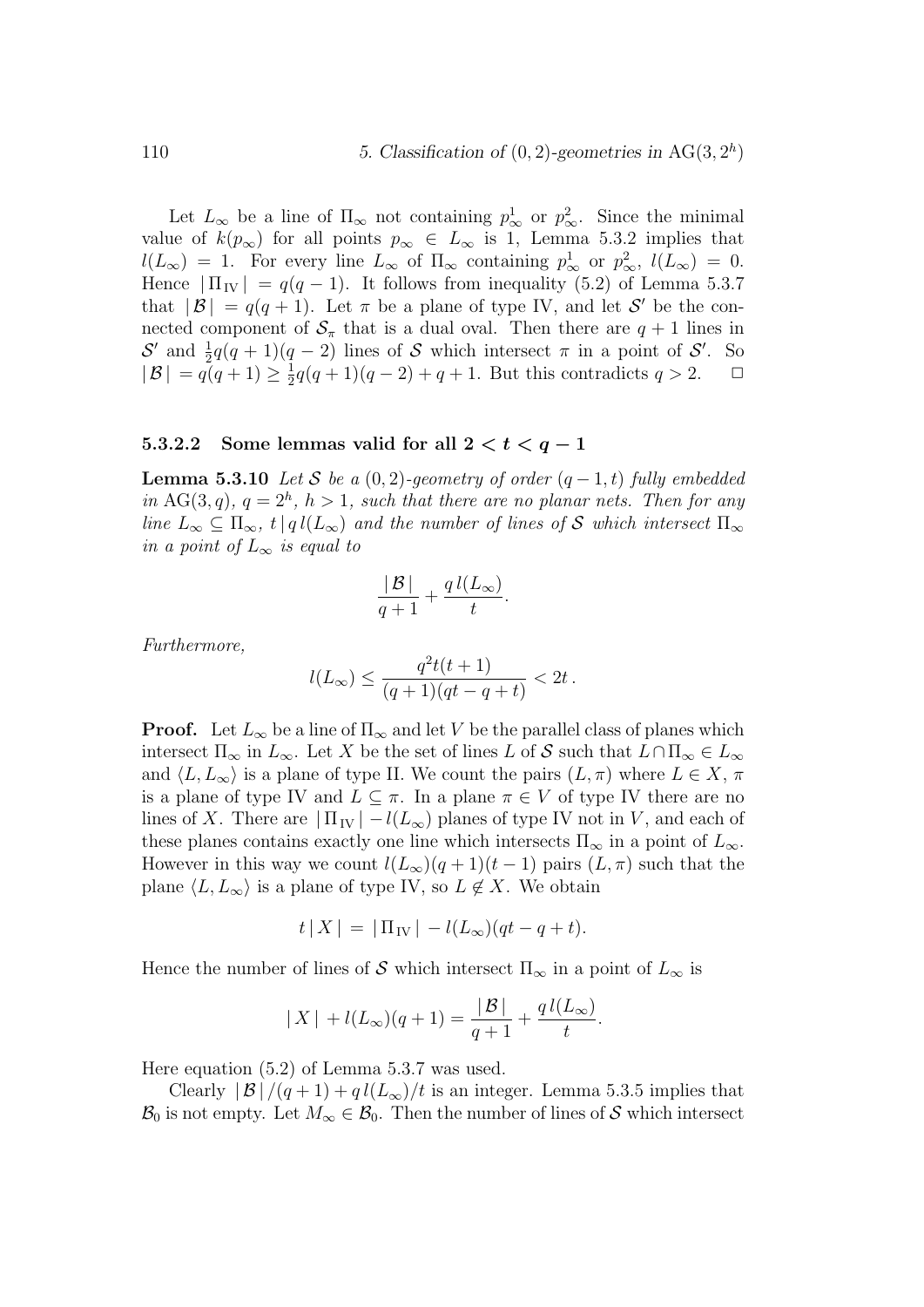Let $L_\infty$ be a line of $\Pi_\infty$ not containing $p^1_\infty$ or $p^2_\infty$. Since the minimal value of $k(p_\infty)$ for all points $p_\infty \in L_\infty$ is 1, Lemma 5.3.2 implies that $l(L_\infty) = 1$. For every line $L_\infty$ of $\Pi_\infty$ containing $p^1_\infty$ or $p^2_\infty$, $l(L_\infty) = 0$. Hence $|\,\Pi_{\rm IV}\,| = q(q-1)$. It follows from inequality (5.2) of Lemma 5.3.7 that $|\,\mathcal{B}\,| = q(q+1)$. Let $\pi$ be a plane of type IV, and let $\mathcal{S}'$ be the connected component of $\mathcal{S}_\pi$ that is a dual oval. Then there are $q+1$ lines in $\mathcal{S}'$ and $\frac{1}{2}q(q+1)(q-2)$ lines of $\mathcal{S}$ which intersect $\pi$ in a point of $\mathcal{S}'$. So $|\,\mathcal{B}\,| = q(q+1) \geq \frac{1}{2}q(q+1)(q-2) + q + 1$. But this contradicts $q > 2$. $\square$

#### 5.3.2.2 Some lemmas valid for all $2 < t < q-1$

**Lemma 5.3.10** *Let $\mathcal{S}$ be a $(0,2)$-geometry of order $(q-1,t)$ fully embedded in $\mathrm{AG}(3,q)$, $q = 2^h$, $h > 1$, such that there are no planar nets. Then for any line $L_\infty \subseteq \Pi_\infty$, $t \mid q\, l(L_\infty)$ and the number of lines of $\mathcal{S}$ which intersect $\Pi_\infty$ in a point of $L_\infty$ is equal to*

$$\frac{|\,\mathcal{B}\,|}{q+1} + \frac{q\, l(L_\infty)}{t}.$$

*Furthermore,*

$$l(L_\infty) \leq \frac{q^2 t(t+1)}{(q+1)(qt-q+t)} < 2t\,.$$

**Proof.** Let $L_\infty$ be a line of $\Pi_\infty$ and let $V$ be the parallel class of planes which intersect $\Pi_\infty$ in $L_\infty$. Let $X$ be the set of lines $L$ of $\mathcal{S}$ such that $L \cap \Pi_\infty \in L_\infty$ and $\langle L, L_\infty \rangle$ is a plane of type II. We count the pairs $(L, \pi)$ where $L \in X$, $\pi$ is a plane of type IV and $L \subseteq \pi$. In a plane $\pi \in V$ of type IV there are no lines of $X$. There are $|\,\Pi_{\rm IV}\,| - l(L_\infty)$ planes of type IV not in $V$, and each of these planes contains exactly one line which intersects $\Pi_\infty$ in a point of $L_\infty$. However in this way we count $l(L_\infty)(q+1)(t-1)$ pairs $(L,\pi)$ such that the plane $\langle L, L_\infty \rangle$ is a plane of type IV, so $L \notin X$. We obtain

$$t\,|\,X\,| \,=\, |\,\Pi_{\rm IV}\,| - l(L_\infty)(qt-q+t).$$

Hence the number of lines of $\mathcal{S}$ which intersect $\Pi_\infty$ in a point of $L_\infty$ is

$$|\,X\,| + l(L_\infty)(q+1) = \frac{|\,\mathcal{B}\,|}{q+1} + \frac{q\, l(L_\infty)}{t}.$$

Here equation (5.2) of Lemma 5.3.7 was used.

Clearly $|\,\mathcal{B}\,|/(q+1) + q\, l(L_\infty)/t$ is an integer. Lemma 5.3.5 implies that $\mathcal{B}_0$ is not empty. Let $M_\infty \in \mathcal{B}_0$. Then the number of lines of $\mathcal{S}$ which intersect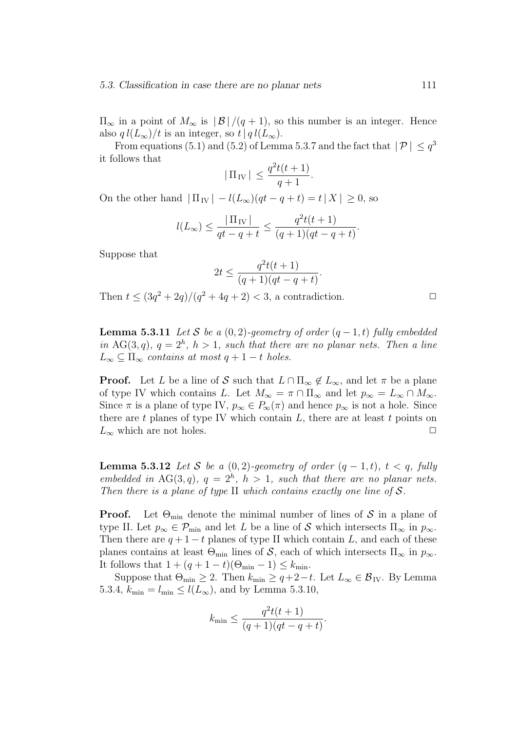$\Pi_\infty$ in a point of $M_\infty$ is $|\,\mathcal{B}\,|/(q+1)$, so this number is an integer. Hence also $q\,l(L_\infty)/t$ is an integer, so $t \mid q\,l(L_\infty)$.

From equations (5.1) and (5.2) of Lemma 5.3.7 and the fact that $|\,\mathcal{P}\,| \le q^3$ it follows that

$$|\,\Pi_{\mathrm{IV}}\,| \le \frac{q^2 t(t+1)}{q+1}.$$

On the other hand $|\,\Pi_{\mathrm{IV}}\,| - l(L_\infty)(qt - q + t) = t\,|\,X\,| \ge 0$, so

$$l(L_\infty) \le \frac{|\,\Pi_{\mathrm{IV}}\,|}{qt - q + t} \le \frac{q^2 t(t+1)}{(q+1)(qt-q+t)}.$$

Suppose that

$$2t \le \frac{q^2 t(t+1)}{(q+1)(qt-q+t)}.$$

Then $t \le (3q^2 + 2q)/(q^2 + 4q + 2) < 3$, a contradiction. $\square$

**Lemma 5.3.11** *Let $\mathcal{S}$ be a $(0,2)$-geometry of order $(q-1,t)$ fully embedded in* $\mathrm{AG}(3,q)$*, $q = 2^h$, $h > 1$, such that there are no planar nets. Then a line $L_\infty \subseteq \Pi_\infty$ contains at most $q + 1 - t$ holes.*

**Proof.** Let $L$ be a line of $\mathcal{S}$ such that $L \cap \Pi_\infty \notin L_\infty$, and let $\pi$ be a plane of type IV which contains $L$. Let $M_\infty = \pi \cap \Pi_\infty$ and let $p_\infty = L_\infty \cap M_\infty$. Since $\pi$ is a plane of type IV, $p_\infty \in P_\infty(\pi)$ and hence $p_\infty$ is not a hole. Since there are $t$ planes of type IV which contain $L$, there are at least $t$ points on $L_\infty$ which are not holes. $\square$

**Lemma 5.3.12** *Let $\mathcal{S}$ be a $(0,2)$-geometry of order $(q-1,t)$, $t < q$, fully embedded in* $\mathrm{AG}(3,q)$*, $q = 2^h$, $h > 1$, such that there are no planar nets. Then there is a plane of type* II *which contains exactly one line of $\mathcal{S}$.*

**Proof.** Let $\Theta_{\min}$ denote the minimal number of lines of $\mathcal{S}$ in a plane of type II. Let $p_\infty \in \mathcal{P}_{\min}$ and let $L$ be a line of $\mathcal{S}$ which intersects $\Pi_\infty$ in $p_\infty$. Then there are $q + 1 - t$ planes of type II which contain $L$, and each of these planes contains at least $\Theta_{\min}$ lines of $\mathcal{S}$, each of which intersects $\Pi_\infty$ in $p_\infty$. It follows that $1 + (q + 1 - t)(\Theta_{\min} - 1) \le k_{\min}$.

Suppose that $\Theta_{\min} \ge 2$. Then $k_{\min} \ge q + 2 - t$. Let $L_\infty \in \mathcal{B}_{\mathrm{IV}}$. By Lemma 5.3.4, $k_{\min} = l_{\min} \le l(L_\infty)$, and by Lemma 5.3.10,

$$k_{\min} \le \frac{q^2 t(t+1)}{(q+1)(qt-q+t)}.$$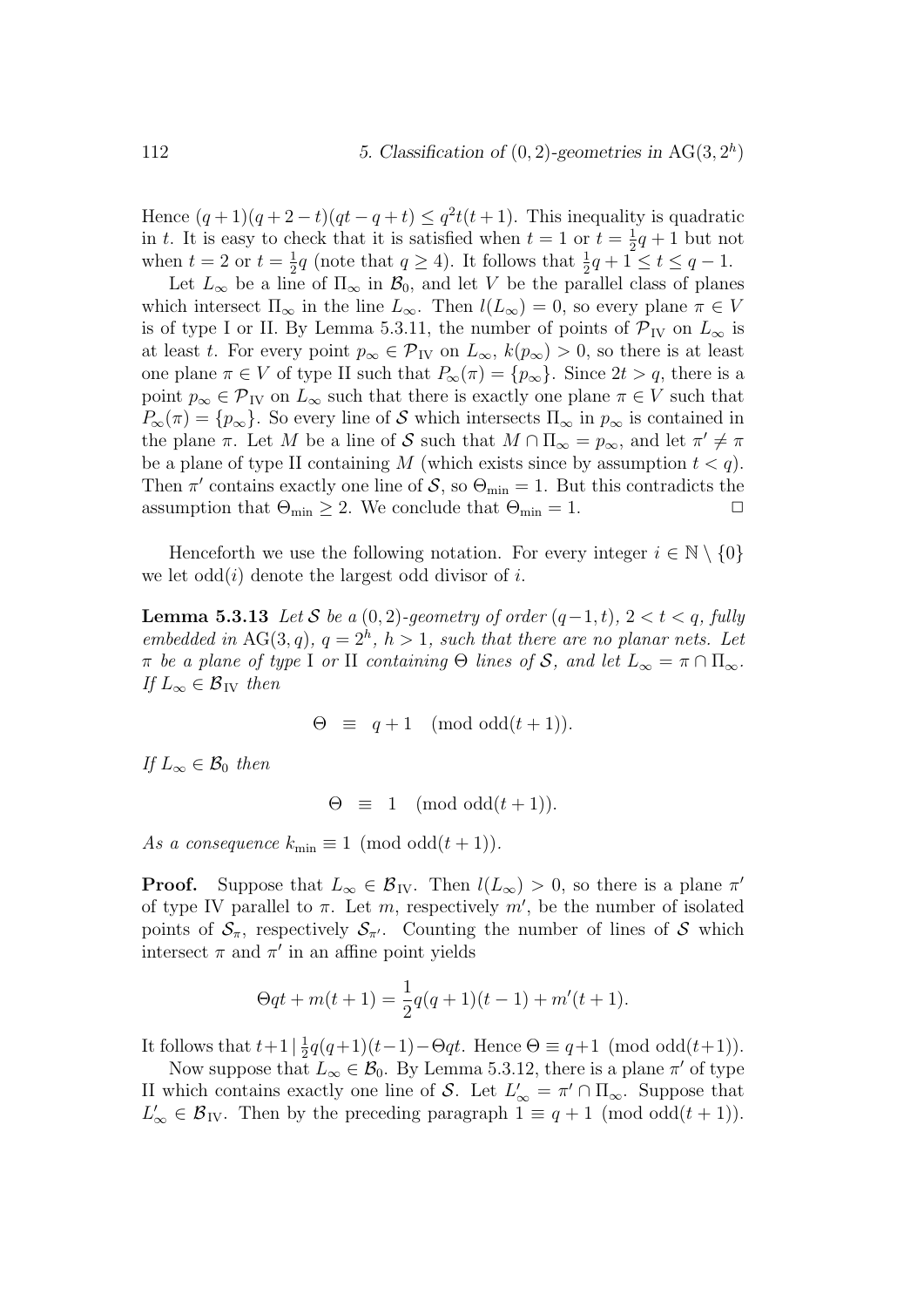Hence $(q+1)(q+2-t)(qt-q+t) \leq q^2t(t+1)$. This inequality is quadratic in $t$. It is easy to check that it is satisfied when $t=1$ or $t=\frac{1}{2}q+1$ but not when $t=2$ or $t=\frac{1}{2}q$ (note that $q \geq 4$). It follows that $\frac{1}{2}q+1 \leq t \leq q-1$.

Let $L_\infty$ be a line of $\Pi_\infty$ in $\mathcal{B}_0$, and let $V$ be the parallel class of planes which intersect $\Pi_\infty$ in the line $L_\infty$. Then $l(L_\infty)=0$, so every plane $\pi \in V$ is of type I or II. By Lemma 5.3.11, the number of points of $\mathcal{P}_{\rm IV}$ on $L_\infty$ is at least $t$. For every point $p_\infty \in \mathcal{P}_{\rm IV}$ on $L_\infty$, $k(p_\infty) > 0$, so there is at least one plane $\pi \in V$ of type II such that $P_\infty(\pi) = \{p_\infty\}$. Since $2t > q$, there is a point $p_\infty \in \mathcal{P}_{\rm IV}$ on $L_\infty$ such that there is exactly one plane $\pi \in V$ such that $P_\infty(\pi) = \{p_\infty\}$. So every line of $\mathcal{S}$ which intersects $\Pi_\infty$ in $p_\infty$ is contained in the plane $\pi$. Let $M$ be a line of $\mathcal{S}$ such that $M \cap \Pi_\infty = p_\infty$, and let $\pi' \neq \pi$ be a plane of type II containing $M$ (which exists since by assumption $t<q$). Then $\pi'$ contains exactly one line of $\mathcal{S}$, so $\Theta_{\min}=1$. But this contradicts the assumption that $\Theta_{\min} \geq 2$. We conclude that $\Theta_{\min}=1$. □

Henceforth we use the following notation. For every integer $i \in \mathbb{N} \setminus \{0\}$ we let $\mathrm{odd}(i)$ denote the largest odd divisor of $i$.

**Lemma 5.3.13** *Let $\mathcal{S}$ be a $(0,2)$-geometry of order $(q-1,t)$, $2<t<q$, fully embedded in $\mathrm{AG}(3,q)$, $q=2^h$, $h>1$, such that there are no planar nets. Let $\pi$ be a plane of type* I *or* II *containing $\Theta$ lines of $\mathcal{S}$, and let $L_\infty = \pi \cap \Pi_\infty$. If $L_\infty \in \mathcal{B}_{\rm IV}$ then*

$$\Theta \equiv q+1 \pmod{\mathrm{odd}(t+1)}.$$

*If $L_\infty \in \mathcal{B}_0$ then*

$$\Theta \equiv 1 \pmod{\mathrm{odd}(t+1)}.$$

*As a consequence $k_{\min} \equiv 1 \pmod{\mathrm{odd}(t+1)}$.*

**Proof.** Suppose that $L_\infty \in \mathcal{B}_{\rm IV}$. Then $l(L_\infty) > 0$, so there is a plane $\pi'$ of type IV parallel to $\pi$. Let $m$, respectively $m'$, be the number of isolated points of $\mathcal{S}_\pi$, respectively $\mathcal{S}_{\pi'}$. Counting the number of lines of $\mathcal{S}$ which intersect $\pi$ and $\pi'$ in an affine point yields

$$\Theta qt + m(t+1) = \frac{1}{2}q(q+1)(t-1) + m'(t+1).$$

It follows that $t+1 \mid \frac{1}{2}q(q+1)(t-1) - \Theta qt$. Hence $\Theta \equiv q+1 \pmod{\mathrm{odd}(t+1)}$.

Now suppose that $L_\infty \in \mathcal{B}_0$. By Lemma 5.3.12, there is a plane $\pi'$ of type II which contains exactly one line of $\mathcal{S}$. Let $L'_\infty = \pi' \cap \Pi_\infty$. Suppose that $L'_\infty \in \mathcal{B}_{\rm IV}$. Then by the preceding paragraph $1 \equiv q+1 \pmod{\mathrm{odd}(t+1)}$.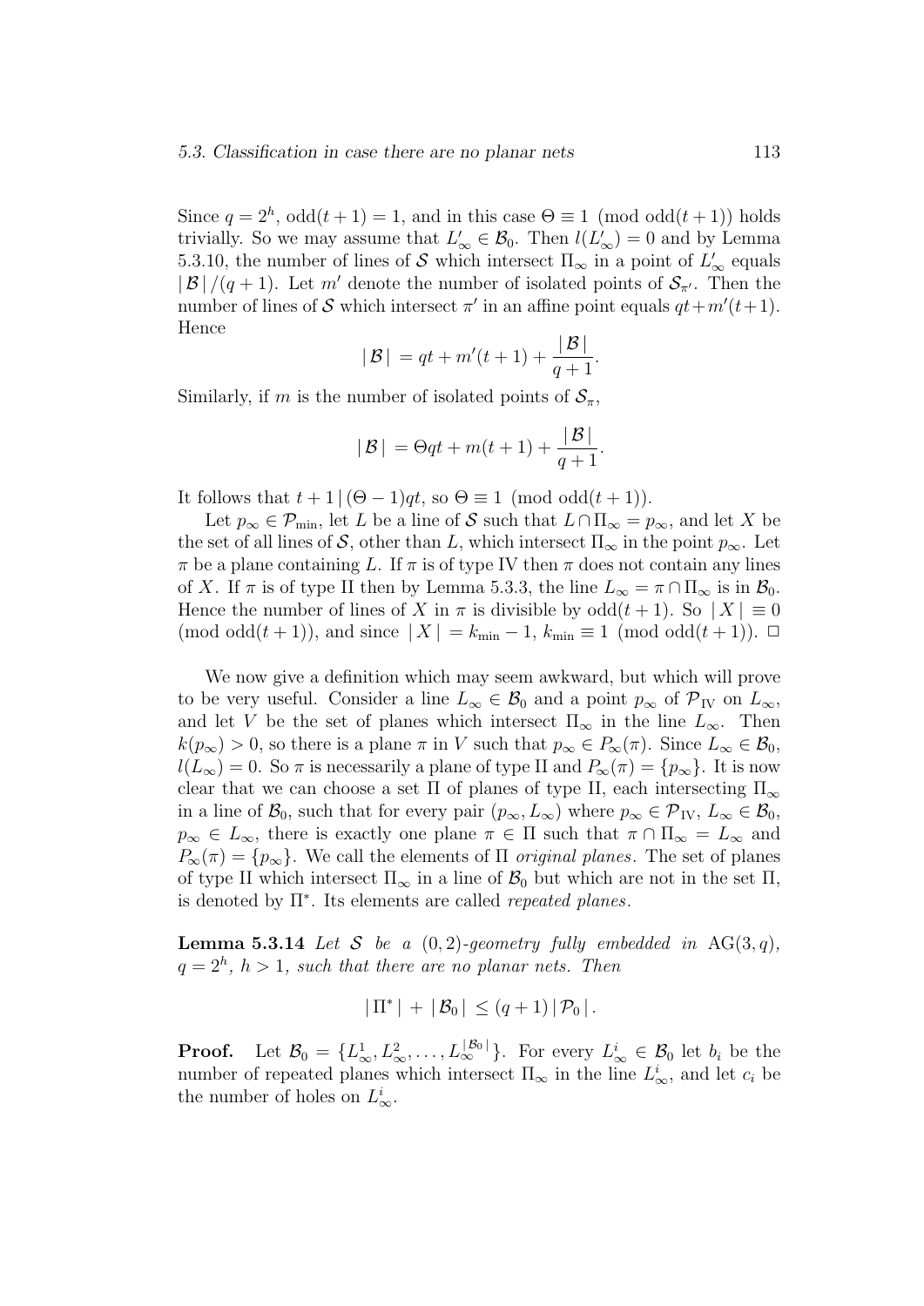Since $q = 2^h$, $\text{odd}(t+1) = 1$, and in this case $\Theta \equiv 1 \pmod{\text{odd}(t+1)}$ holds trivially. So we may assume that $L'_\infty \in \mathcal{B}_0$. Then $l(L'_\infty) = 0$ and by Lemma 5.3.10, the number of lines of $\mathcal{S}$ which intersect $\Pi_\infty$ in a point of $L'_\infty$ equals $|\mathcal{B}|/(q+1)$. Let $m'$ denote the number of isolated points of $\mathcal{S}_{\pi'}$. Then the number of lines of $\mathcal{S}$ which intersect $\pi'$ in an affine point equals $qt + m'(t+1)$. Hence

$$|\mathcal{B}| = qt + m'(t+1) + \frac{|\mathcal{B}|}{q+1}.$$

Similarly, if $m$ is the number of isolated points of $\mathcal{S}_\pi$,

$$|\mathcal{B}| = \Theta qt + m(t+1) + \frac{|\mathcal{B}|}{q+1}.$$

It follows that $t+1 \,|\, (\Theta - 1)qt$, so $\Theta \equiv 1 \pmod{\text{odd}(t+1)}$.

Let $p_\infty \in \mathcal{P}_{\min}$, let $L$ be a line of $\mathcal{S}$ such that $L \cap \Pi_\infty = p_\infty$, and let $X$ be the set of all lines of $\mathcal{S}$, other than $L$, which intersect $\Pi_\infty$ in the point $p_\infty$. Let $\pi$ be a plane containing $L$. If $\pi$ is of type IV then $\pi$ does not contain any lines of $X$. If $\pi$ is of type II then by Lemma 5.3.3, the line $L_\infty = \pi \cap \Pi_\infty$ is in $\mathcal{B}_0$. Hence the number of lines of $X$ in $\pi$ is divisible by $\text{odd}(t+1)$. So $|X| \equiv 0 \pmod{\text{odd}(t+1)}$, and since $|X| = k_{\min} - 1$, $k_{\min} \equiv 1 \pmod{\text{odd}(t+1)}$. $\square$

We now give a definition which may seem awkward, but which will prove to be very useful. Consider a line $L_\infty \in \mathcal{B}_0$ and a point $p_\infty$ of $\mathcal{P}_{\text{IV}}$ on $L_\infty$, and let $V$ be the set of planes which intersect $\Pi_\infty$ in the line $L_\infty$. Then $k(p_\infty) > 0$, so there is a plane $\pi$ in $V$ such that $p_\infty \in P_\infty(\pi)$. Since $L_\infty \in \mathcal{B}_0$, $l(L_\infty) = 0$. So $\pi$ is necessarily a plane of type II and $P_\infty(\pi) = \{p_\infty\}$. It is now clear that we can choose a set $\Pi$ of planes of type II, each intersecting $\Pi_\infty$ in a line of $\mathcal{B}_0$, such that for every pair $(p_\infty, L_\infty)$ where $p_\infty \in \mathcal{P}_{\text{IV}}$, $L_\infty \in \mathcal{B}_0$, $p_\infty \in L_\infty$, there is exactly one plane $\pi \in \Pi$ such that $\pi \cap \Pi_\infty = L_\infty$ and $P_\infty(\pi) = \{p_\infty\}$. We call the elements of $\Pi$ *original planes*. The set of planes of type II which intersect $\Pi_\infty$ in a line of $\mathcal{B}_0$ but which are not in the set $\Pi$, is denoted by $\Pi^*$. Its elements are called *repeated planes*.

**Lemma 5.3.14** *Let $\mathcal{S}$ be a $(0,2)$-geometry fully embedded in* $\text{AG}(3,q)$*, $q = 2^h$, $h > 1$, such that there are no planar nets. Then*

$$|\Pi^*| + |\mathcal{B}_0| \leq (q+1)\,|\mathcal{P}_0|.$$

**Proof.** Let $\mathcal{B}_0 = \{L^1_\infty, L^2_\infty, \ldots, L^{|\mathcal{B}_0|}_\infty\}$. For every $L^i_\infty \in \mathcal{B}_0$ let $b_i$ be the number of repeated planes which intersect $\Pi_\infty$ in the line $L^i_\infty$, and let $c_i$ be the number of holes on $L^i_\infty$.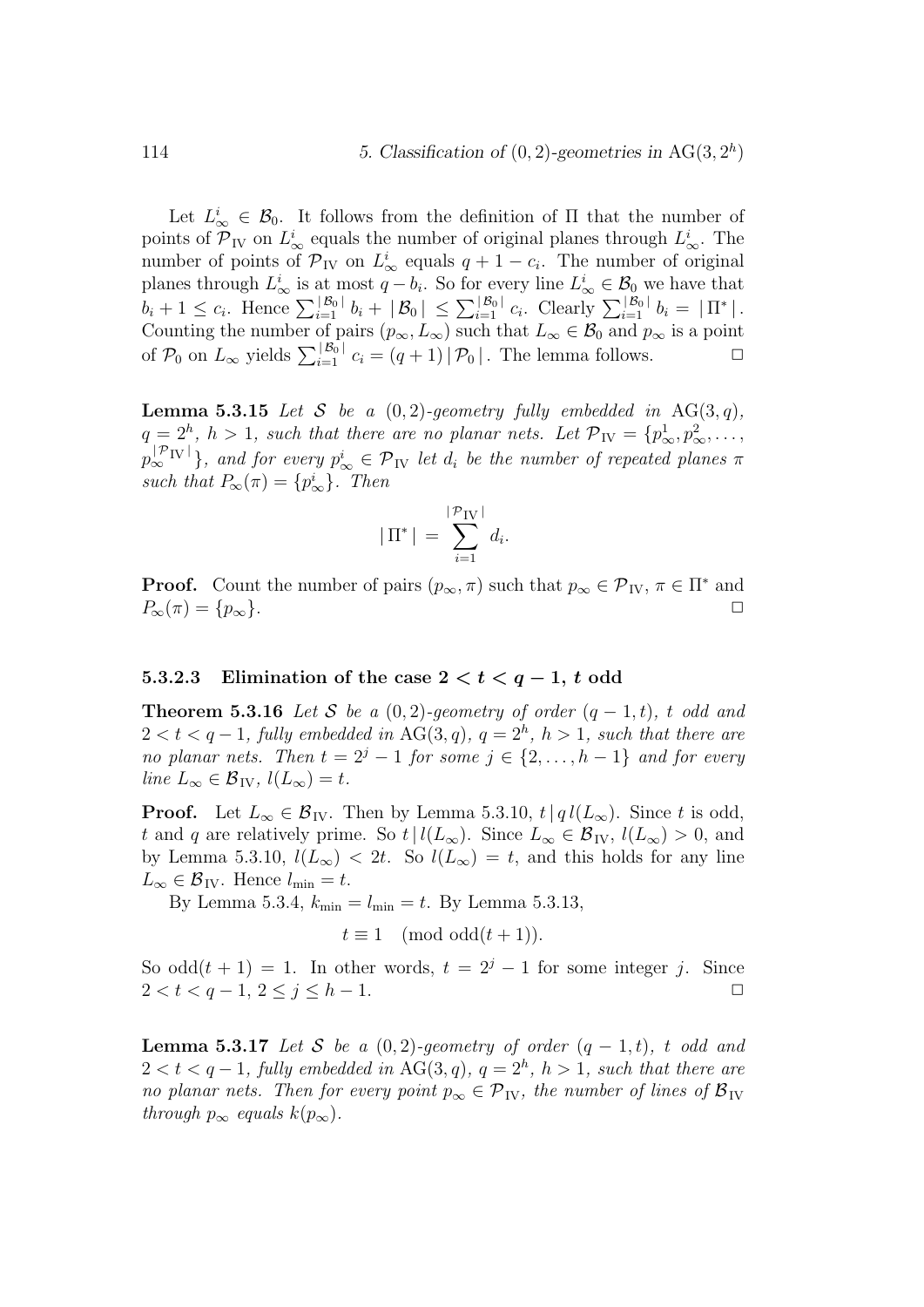Let $L_\infty^i \in \mathcal{B}_0$. It follows from the definition of $\Pi$ that the number of points of $\mathcal{P}_{\mathrm{IV}}$ on $L_\infty^i$ equals the number of original planes through $L_\infty^i$. The number of points of $\mathcal{P}_{\mathrm{IV}}$ on $L_\infty^i$ equals $q+1-c_i$. The number of original planes through $L_\infty^i$ is at most $q-b_i$. So for every line $L_\infty^i \in \mathcal{B}_0$ we have that $b_i + 1 \leq c_i$. Hence $\sum_{i=1}^{|\mathcal{B}_0|} b_i + |\mathcal{B}_0| \leq \sum_{i=1}^{|\mathcal{B}_0|} c_i$. Clearly $\sum_{i=1}^{|\mathcal{B}_0|} b_i = |\Pi^*|$. Counting the number of pairs $(p_\infty, L_\infty)$ such that $L_\infty \in \mathcal{B}_0$ and $p_\infty$ is a point of $\mathcal{P}_0$ on $L_\infty$ yields $\sum_{i=1}^{|\mathcal{B}_0|} c_i = (q+1)|\mathcal{P}_0|$. The lemma follows. □

**Lemma 5.3.15** *Let $\mathcal{S}$ be a $(0,2)$-geometry fully embedded in $\mathrm{AG}(3,q)$, $q=2^h$, $h>1$, such that there are no planar nets. Let $\mathcal{P}_{\mathrm{IV}} = \{p_\infty^1, p_\infty^2, \ldots, p_\infty^{|\mathcal{P}_{\mathrm{IV}}|}\}$, and for every $p_\infty^i \in \mathcal{P}_{\mathrm{IV}}$ let $d_i$ be the number of repeated planes $\pi$ such that $P_\infty(\pi) = \{p_\infty^i\}$. Then*

$$|\Pi^*| = \sum_{i=1}^{|\mathcal{P}_{\mathrm{IV}}|} d_i.$$

**Proof.** Count the number of pairs $(p_\infty, \pi)$ such that $p_\infty \in \mathcal{P}_{\mathrm{IV}}$, $\pi \in \Pi^*$ and $P_\infty(\pi) = \{p_\infty\}$. □

#### 5.3.2.3 Elimination of the case $2 < t < q-1$, $t$ odd

**Theorem 5.3.16** *Let $\mathcal{S}$ be a $(0,2)$-geometry of order $(q-1,t)$, $t$ odd and $2 < t < q-1$, fully embedded in $\mathrm{AG}(3,q)$, $q=2^h$, $h>1$, such that there are no planar nets. Then $t = 2^j - 1$ for some $j \in \{2, \ldots, h-1\}$ and for every line $L_\infty \in \mathcal{B}_{\mathrm{IV}}$, $l(L_\infty) = t$.*

**Proof.** Let $L_\infty \in \mathcal{B}_{\mathrm{IV}}$. Then by Lemma 5.3.10, $t \mid q\, l(L_\infty)$. Since $t$ is odd, $t$ and $q$ are relatively prime. So $t \mid l(L_\infty)$. Since $L_\infty \in \mathcal{B}_{\mathrm{IV}}$, $l(L_\infty) > 0$, and by Lemma 5.3.10, $l(L_\infty) < 2t$. So $l(L_\infty) = t$, and this holds for any line $L_\infty \in \mathcal{B}_{\mathrm{IV}}$. Hence $l_{\min} = t$.

By Lemma 5.3.4, $k_{\min} = l_{\min} = t$. By Lemma 5.3.13,

$$t \equiv 1 \pmod{\mathrm{odd}(t+1)}.$$

So $\mathrm{odd}(t+1) = 1$. In other words, $t = 2^j - 1$ for some integer $j$. Since $2 < t < q-1$, $2 \leq j \leq h-1$. □

**Lemma 5.3.17** *Let $\mathcal{S}$ be a $(0,2)$-geometry of order $(q-1,t)$, $t$ odd and $2 < t < q-1$, fully embedded in $\mathrm{AG}(3,q)$, $q=2^h$, $h>1$, such that there are no planar nets. Then for every point $p_\infty \in \mathcal{P}_{\mathrm{IV}}$, the number of lines of $\mathcal{B}_{\mathrm{IV}}$ through $p_\infty$ equals $k(p_\infty)$.*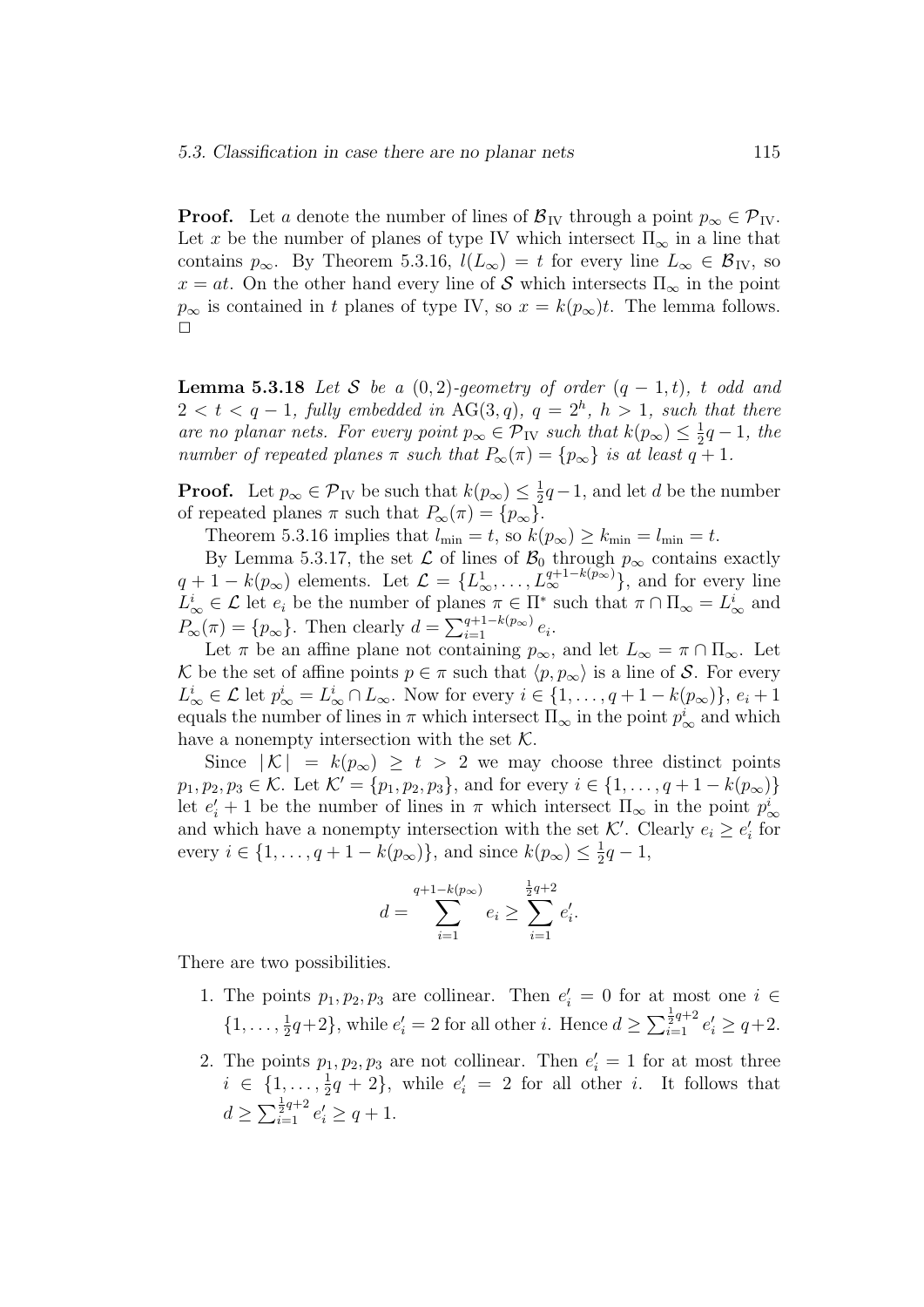**Proof.** Let $a$ denote the number of lines of $\mathcal{B}_{\rm IV}$ through a point $p_\infty \in \mathcal{P}_{\rm IV}$. Let $x$ be the number of planes of type IV which intersect $\Pi_\infty$ in a line that contains $p_\infty$. By Theorem 5.3.16, $l(L_\infty) = t$ for every line $L_\infty \in \mathcal{B}_{\rm IV}$, so $x = at$. On the other hand every line of $\mathcal{S}$ which intersects $\Pi_\infty$ in the point $p_\infty$ is contained in $t$ planes of type IV, so $x = k(p_\infty)t$. The lemma follows. $\square$

**Lemma 5.3.18** *Let $\mathcal{S}$ be a $(0,2)$-geometry of order $(q-1,t)$, $t$ odd and $2 < t < q-1$, fully embedded in $\mathrm{AG}(3,q)$, $q = 2^h$, $h > 1$, such that there are no planar nets. For every point $p_\infty \in \mathcal{P}_{\rm IV}$ such that $k(p_\infty) \leq \frac{1}{2}q - 1$, the number of repeated planes $\pi$ such that $P_\infty(\pi) = \{p_\infty\}$ is at least $q+1$.*

**Proof.** Let $p_\infty \in \mathcal{P}_{\rm IV}$ be such that $k(p_\infty) \leq \frac{1}{2}q-1$, and let $d$ be the number of repeated planes $\pi$ such that $P_\infty(\pi) = \{p_\infty\}$.

Theorem 5.3.16 implies that $l_{\min} = t$, so $k(p_\infty) \geq k_{\min} = l_{\min} = t$.

By Lemma 5.3.17, the set $\mathcal{L}$ of lines of $\mathcal{B}_0$ through $p_\infty$ contains exactly $q+1-k(p_\infty)$ elements. Let $\mathcal{L} = \{L_\infty^1, \ldots, L_\infty^{q+1-k(p_\infty)}\}$, and for every line $L_\infty^i \in \mathcal{L}$ let $e_i$ be the number of planes $\pi \in \Pi^*$ such that $\pi \cap \Pi_\infty = L_\infty^i$ and $P_\infty(\pi) = \{p_\infty\}$. Then clearly $d = \sum_{i=1}^{q+1-k(p_\infty)} e_i$.

Let $\pi$ be an affine plane not containing $p_\infty$, and let $L_\infty = \pi \cap \Pi_\infty$. Let $\mathcal{K}$ be the set of affine points $p \in \pi$ such that $\langle p, p_\infty\rangle$ is a line of $\mathcal{S}$. For every $L_\infty^i \in \mathcal{L}$ let $p_\infty^i = L_\infty^i \cap L_\infty$. Now for every $i \in \{1, \ldots, q+1-k(p_\infty)\}$, $e_i + 1$ equals the number of lines in $\pi$ which intersect $\Pi_\infty$ in the point $p_\infty^i$ and which have a nonempty intersection with the set $\mathcal{K}$.

Since $|\mathcal{K}| = k(p_\infty) \geq t > 2$ we may choose three distinct points $p_1, p_2, p_3 \in \mathcal{K}$. Let $\mathcal{K}' = \{p_1, p_2, p_3\}$, and for every $i \in \{1, \ldots, q+1-k(p_\infty)\}$ let $e'_i + 1$ be the number of lines in $\pi$ which intersect $\Pi_\infty$ in the point $p_\infty^i$ and which have a nonempty intersection with the set $\mathcal{K}'$. Clearly $e_i \geq e'_i$ for every $i \in \{1, \ldots, q+1-k(p_\infty)\}$, and since $k(p_\infty) \leq \frac{1}{2}q - 1$,

$$d = \sum_{i=1}^{q+1-k(p_\infty)} e_i \geq \sum_{i=1}^{\frac{1}{2}q+2} e'_i.$$

There are two possibilities.

1. The points $p_1, p_2, p_3$ are collinear. Then $e'_i = 0$ for at most one $i \in \{1, \ldots, \frac{1}{2}q+2\}$, while $e'_i = 2$ for all other $i$. Hence $d \geq \sum_{i=1}^{\frac{1}{2}q+2} e'_i \geq q+2$.
2. The points $p_1, p_2, p_3$ are not collinear. Then $e'_i = 1$ for at most three $i \in \{1, \ldots, \frac{1}{2}q+2\}$, while $e'_i = 2$ for all other $i$. It follows that $d \geq \sum_{i=1}^{\frac{1}{2}q+2} e'_i \geq q+1$.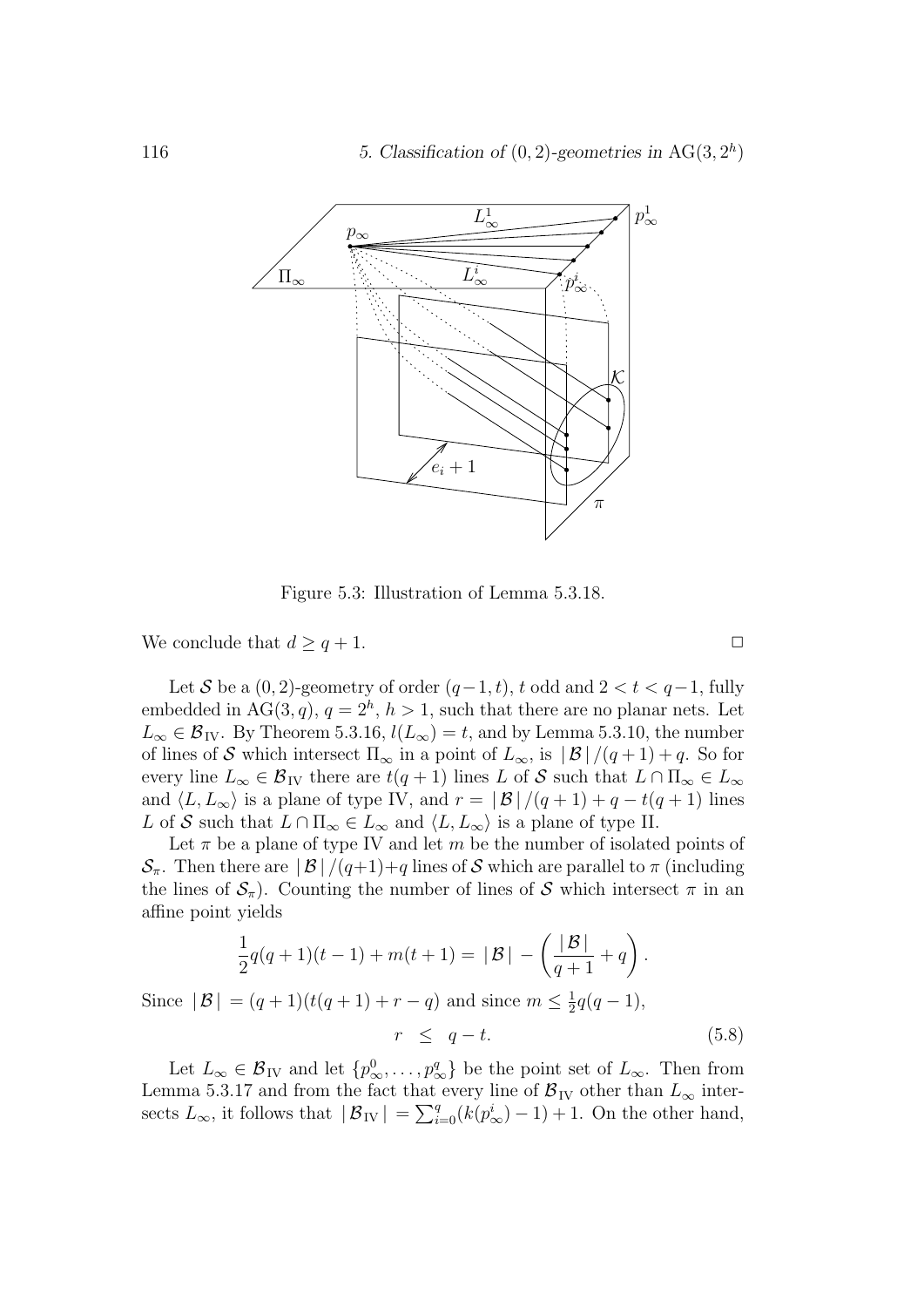Figure 5.3: Illustration of Lemma 5.3.18.

We conclude that $d \geq q+1$. $\square$

Let $\mathcal{S}$ be a $(0,2)$-geometry of order $(q-1,t)$, $t$ odd and $2 < t < q-1$, fully embedded in $\mathrm{AG}(3,q)$, $q = 2^h$, $h > 1$, such that there are no planar nets. Let $L_\infty \in \mathcal{B}_{\mathrm{IV}}$. By Theorem 5.3.16, $l(L_\infty) = t$, and by Lemma 5.3.10, the number of lines of $\mathcal{S}$ which intersect $\Pi_\infty$ in a point of $L_\infty$, is $|\mathcal{B}|/(q+1)+q$. So for every line $L_\infty \in \mathcal{B}_{\mathrm{IV}}$ there are $t(q+1)$ lines $L$ of $\mathcal{S}$ such that $L \cap \Pi_\infty \in L_\infty$ and $\langle L, L_\infty \rangle$ is a plane of type IV, and $r = |\mathcal{B}|/(q+1) + q - t(q+1)$ lines $L$ of $\mathcal{S}$ such that $L \cap \Pi_\infty \in L_\infty$ and $\langle L, L_\infty \rangle$ is a plane of type II.

Let $\pi$ be a plane of type IV and let $m$ be the number of isolated points of $\mathcal{S}_\pi$. Then there are $|\mathcal{B}|/(q+1)+q$ lines of $\mathcal{S}$ which are parallel to $\pi$ (including the lines of $\mathcal{S}_\pi$). Counting the number of lines of $\mathcal{S}$ which intersect $\pi$ in an affine point yields

$$\frac{1}{2}q(q+1)(t-1) + m(t+1) = |\mathcal{B}| - \left(\frac{|\mathcal{B}|}{q+1} + q\right).$$

Since $|\mathcal{B}| = (q+1)(t(q+1)+r-q)$ and since $m \leq \frac{1}{2}q(q-1)$,

$$r \leq q - t. \tag{5.8}$$

Let $L_\infty \in \mathcal{B}_{\mathrm{IV}}$ and let $\{p_\infty^0, \ldots, p_\infty^q\}$ be the point set of $L_\infty$. Then from Lemma 5.3.17 and from the fact that every line of $\mathcal{B}_{\mathrm{IV}}$ other than $L_\infty$ intersects $L_\infty$, it follows that $|\mathcal{B}_{\mathrm{IV}}| = \sum_{i=0}^{q}(k(p_\infty^i)-1)+1$. On the other hand,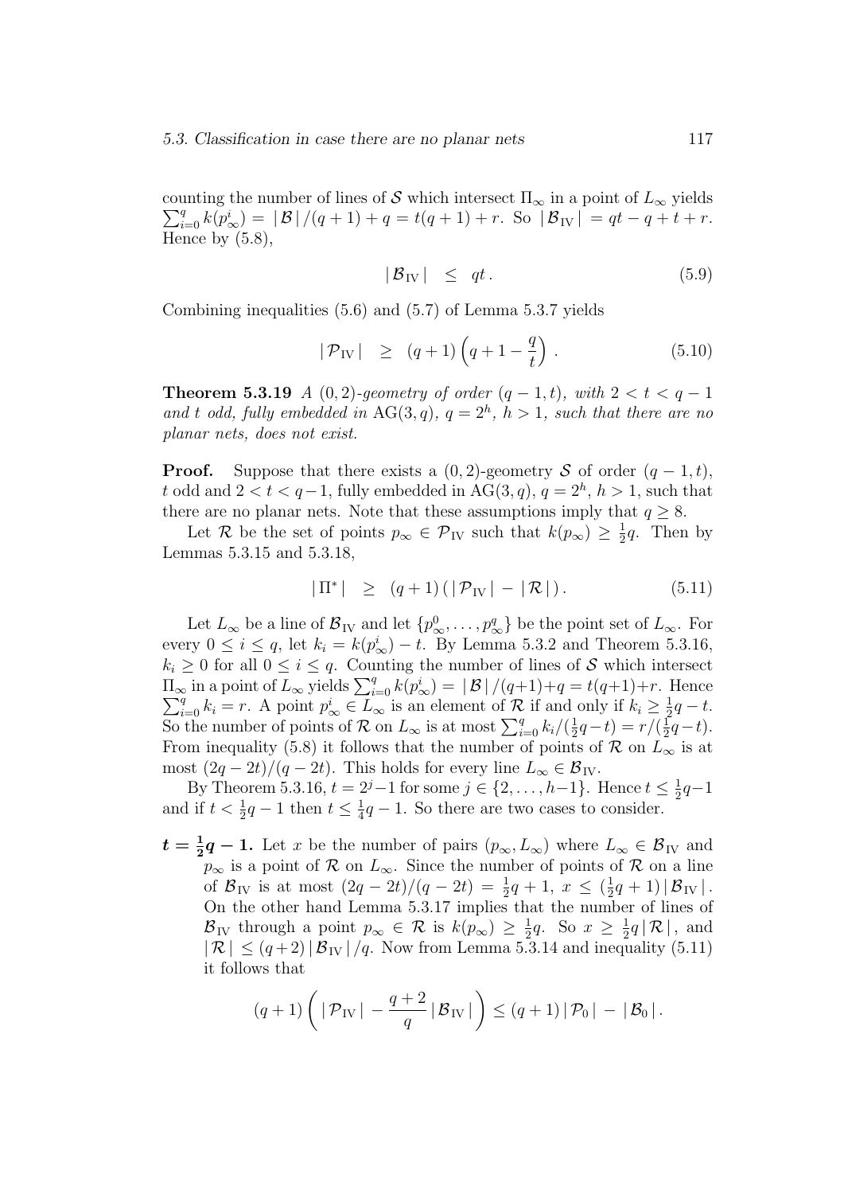counting the number of lines of $\mathcal{S}$ which intersect $\Pi_\infty$ in a point of $L_\infty$ yields $\sum_{i=0}^{q} k(p_\infty^i) = |\mathcal{B}|/(q+1) + q = t(q+1) + r$. So $|\mathcal{B}_{\mathrm{IV}}| = qt - q + t + r$. Hence by (5.8),

$$|\mathcal{B}_{\mathrm{IV}}| \leq qt\,. \tag{5.9}$$

Combining inequalities (5.6) and (5.7) of Lemma 5.3.7 yields

$$|\mathcal{P}_{\mathrm{IV}}| \geq (q+1)\left(q+1-\frac{q}{t}\right)\,. \tag{5.10}$$

**Theorem 5.3.19** *A $(0,2)$-geometry of order $(q-1,t)$, with $2 < t < q-1$ and $t$ odd, fully embedded in $\mathrm{AG}(3,q)$, $q = 2^h$, $h > 1$, such that there are no planar nets, does not exist.*

**Proof.** Suppose that there exists a $(0,2)$-geometry $\mathcal{S}$ of order $(q-1,t)$, $t$ odd and $2 < t < q-1$, fully embedded in $\mathrm{AG}(3,q)$, $q = 2^h$, $h > 1$, such that there are no planar nets. Note that these assumptions imply that $q \geq 8$.

Let $\mathcal{R}$ be the set of points $p_\infty \in \mathcal{P}_{\mathrm{IV}}$ such that $k(p_\infty) \geq \frac{1}{2}q$. Then by Lemmas 5.3.15 and 5.3.18,

$$|\Pi^*| \geq (q+1)\,(|\mathcal{P}_{\mathrm{IV}}| - |\mathcal{R}|)\,. \tag{5.11}$$

Let $L_\infty$ be a line of $\mathcal{B}_{\mathrm{IV}}$ and let $\{p_\infty^0, \ldots, p_\infty^q\}$ be the point set of $L_\infty$. For every $0 \leq i \leq q$, let $k_i = k(p_\infty^i) - t$. By Lemma 5.3.2 and Theorem 5.3.16, $k_i \geq 0$ for all $0 \leq i \leq q$. Counting the number of lines of $\mathcal{S}$ which intersect $\Pi_\infty$ in a point of $L_\infty$ yields $\sum_{i=0}^{q} k(p_\infty^i) = |\mathcal{B}|/(q+1)+q = t(q+1)+r$. Hence $\sum_{i=0}^{q} k_i = r$. A point $p_\infty^i \in L_\infty$ is an element of $\mathcal{R}$ if and only if $k_i \geq \frac{1}{2}q - t$. So the number of points of $\mathcal{R}$ on $L_\infty$ is at most $\sum_{i=0}^{q} k_i/(\frac{1}{2}q - t) = r/(\frac{1}{2}q - t)$. From inequality (5.8) it follows that the number of points of $\mathcal{R}$ on $L_\infty$ is at most $(2q-2t)/(q-2t)$. This holds for every line $L_\infty \in \mathcal{B}_{\mathrm{IV}}$.

By Theorem 5.3.16, $t = 2^j - 1$ for some $j \in \{2, \ldots, h-1\}$. Hence $t \leq \frac{1}{2}q - 1$ and if $t < \frac{1}{2}q - 1$ then $t \leq \frac{1}{4}q - 1$. So there are two cases to consider.

- $\boldsymbol{t = \frac{1}{2}q - 1}$**.** Let $x$ be the number of pairs $(p_\infty, L_\infty)$ where $L_\infty \in \mathcal{B}_{\mathrm{IV}}$ and $p_\infty$ is a point of $\mathcal{R}$ on $L_\infty$. Since the number of points of $\mathcal{R}$ on a line of $\mathcal{B}_{\mathrm{IV}}$ is at most $(2q-2t)/(q-2t) = \frac{1}{2}q + 1$, $x \leq (\frac{1}{2}q + 1)\,|\mathcal{B}_{\mathrm{IV}}|$. On the other hand Lemma 5.3.17 implies that the number of lines of $\mathcal{B}_{\mathrm{IV}}$ through a point $p_\infty \in \mathcal{R}$ is $k(p_\infty) \geq \frac{1}{2}q$. So $x \geq \frac{1}{2}q\,|\mathcal{R}|$, and $|\mathcal{R}| \leq (q+2)\,|\mathcal{B}_{\mathrm{IV}}|/q$. Now from Lemma 5.3.14 and inequality (5.11) it follows that

$$(q+1)\left(|\mathcal{P}_{\mathrm{IV}}| - \frac{q+2}{q}\,|\mathcal{B}_{\mathrm{IV}}|\right) \leq (q+1)\,|\mathcal{P}_0| - |\mathcal{B}_0|\,.$$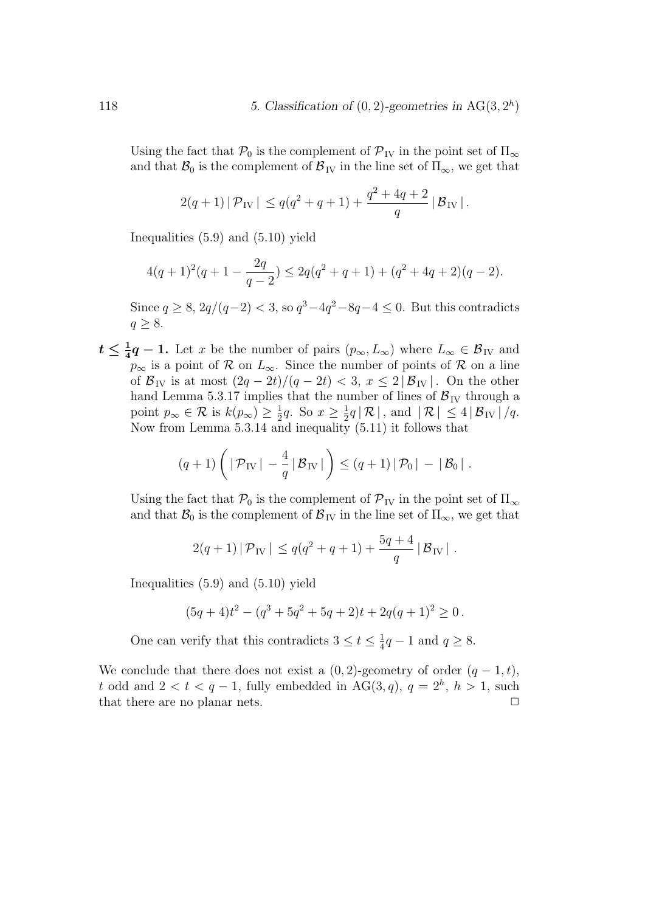Using the fact that $\mathcal{P}_0$ is the complement of $\mathcal{P}_{\mathrm{IV}}$ in the point set of $\Pi_\infty$ and that $\mathcal{B}_0$ is the complement of $\mathcal{B}_{\mathrm{IV}}$ in the line set of $\Pi_\infty$, we get that

$$2(q+1)\,|\,\mathcal{P}_{\mathrm{IV}}\,| \,\leq q(q^2+q+1) + \frac{q^2+4q+2}{q}\,|\,\mathcal{B}_{\mathrm{IV}}\,|\,.$$

Inequalities (5.9) and (5.10) yield

$$4(q+1)^2(q+1-\frac{2q}{q-2}) \leq 2q(q^2+q+1) + (q^2+4q+2)(q-2).$$

Since $q \geq 8$, $2q/(q-2) < 3$, so $q^3 - 4q^2 - 8q - 4 \leq 0$. But this contradicts $q \geq 8$.

$\boldsymbol{t \leq \frac{1}{4}q - 1}$**.** Let $x$ be the number of pairs $(p_\infty, L_\infty)$ where $L_\infty \in \mathcal{B}_{\mathrm{IV}}$ and $p_\infty$ is a point of $\mathcal{R}$ on $L_\infty$. Since the number of points of $\mathcal{R}$ on a line of $\mathcal{B}_{\mathrm{IV}}$ is at most $(2q-2t)/(q-2t) < 3$, $x \leq 2\,|\,\mathcal{B}_{\mathrm{IV}}\,|$. On the other hand Lemma 5.3.17 implies that the number of lines of $\mathcal{B}_{\mathrm{IV}}$ through a point $p_\infty \in \mathcal{R}$ is $k(p_\infty) \geq \frac{1}{2}q$. So $x \geq \frac{1}{2}q\,|\,\mathcal{R}\,|$, and $|\,\mathcal{R}\,| \,\leq 4\,|\,\mathcal{B}_{\mathrm{IV}}\,|/q$. Now from Lemma 5.3.14 and inequality (5.11) it follows that

$$(q+1)\left(\,|\,\mathcal{P}_{\mathrm{IV}}\,| - \frac{4}{q}\,|\,\mathcal{B}_{\mathrm{IV}}\,|\,\right) \leq (q+1)\,|\,\mathcal{P}_0\,| \,-\, |\,\mathcal{B}_0\,|\,.$$

Using the fact that $\mathcal{P}_0$ is the complement of $\mathcal{P}_{\mathrm{IV}}$ in the point set of $\Pi_\infty$ and that $\mathcal{B}_0$ is the complement of $\mathcal{B}_{\mathrm{IV}}$ in the line set of $\Pi_\infty$, we get that

$$2(q+1)\,|\,\mathcal{P}_{\mathrm{IV}}\,| \,\leq q(q^2+q+1) + \frac{5q+4}{q}\,|\,\mathcal{B}_{\mathrm{IV}}\,|\,.$$

Inequalities (5.9) and (5.10) yield

$$(5q+4)t^2 - (q^3+5q^2+5q+2)t + 2q(q+1)^2 \geq 0\,.$$

One can verify that this contradicts $3 \leq t \leq \frac{1}{4}q - 1$ and $q \geq 8$.

We conclude that there does not exist a $(0,2)$-geometry of order $(q-1,t)$, $t$ odd and $2 < t < q-1$, fully embedded in $\mathrm{AG}(3,q)$, $q = 2^h$, $h > 1$, such that there are no planar nets. $\square$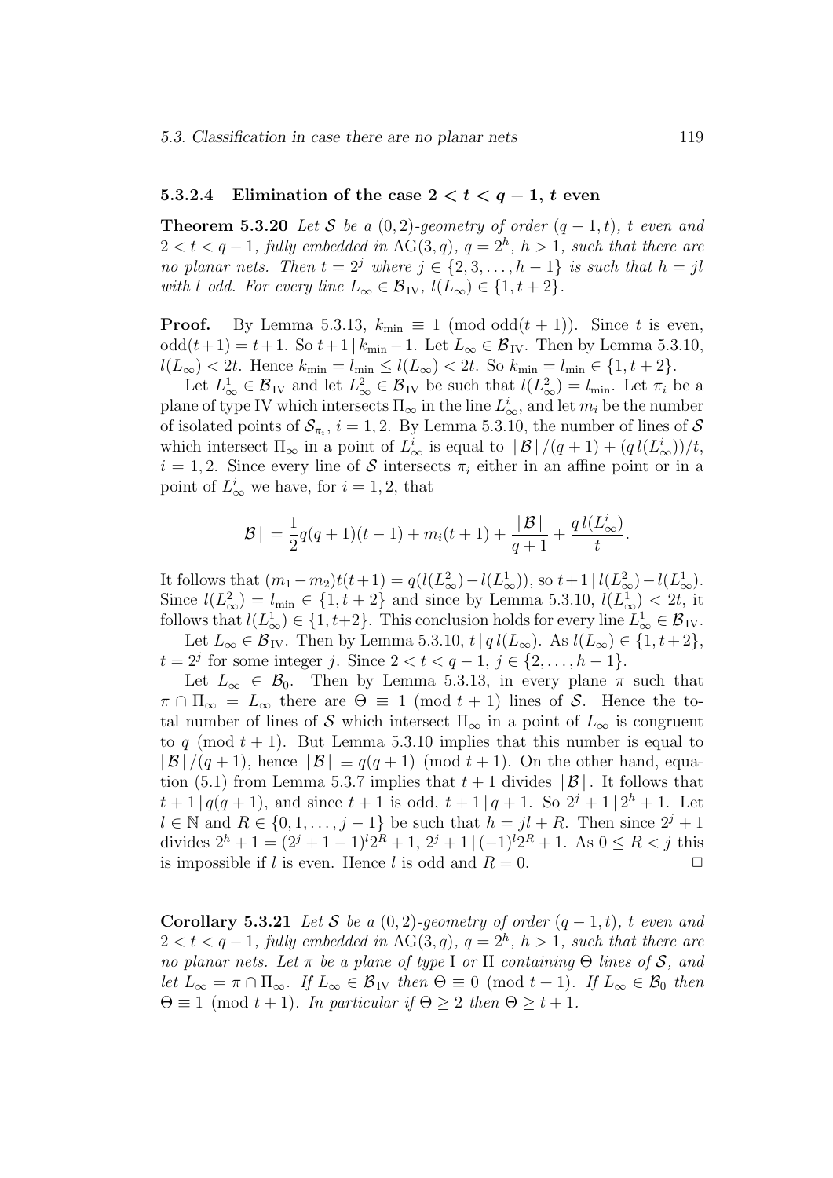#### 5.3.2.4 Elimination of the case $2 < t < q-1$, $t$ even

**Theorem 5.3.20** *Let $\mathcal{S}$ be a $(0,2)$-geometry of order $(q-1,t)$, $t$ even and $2 < t < q-1$, fully embedded in $\mathrm{AG}(3,q)$, $q = 2^h$, $h > 1$, such that there are no planar nets. Then $t = 2^j$ where $j \in \{2, 3, \ldots, h-1\}$ is such that $h = jl$ with $l$ odd. For every line $L_\infty \in \mathcal{B}_{\mathrm{IV}}$, $l(L_\infty) \in \{1, t+2\}$.*

**Proof.** By Lemma 5.3.13, $k_{\min} \equiv 1 \pmod{\mathrm{odd}(t+1)}$. Since $t$ is even, $\mathrm{odd}(t+1) = t+1$. So $t+1 \mid k_{\min} - 1$. Let $L_\infty \in \mathcal{B}_{\mathrm{IV}}$. Then by Lemma 5.3.10, $l(L_\infty) < 2t$. Hence $k_{\min} = l_{\min} \leq l(L_\infty) < 2t$. So $k_{\min} = l_{\min} \in \{1, t+2\}$.

Let $L^1_\infty \in \mathcal{B}_{\mathrm{IV}}$ and let $L^2_\infty \in \mathcal{B}_{\mathrm{IV}}$ be such that $l(L^2_\infty) = l_{\min}$. Let $\pi_i$ be a plane of type IV which intersects $\Pi_\infty$ in the line $L^i_\infty$, and let $m_i$ be the number of isolated points of $\mathcal{S}_{\pi_i}$, $i = 1, 2$. By Lemma 5.3.10, the number of lines of $\mathcal{S}$ which intersect $\Pi_\infty$ in a point of $L^i_\infty$ is equal to $|\mathcal{B}|/(q+1) + (q\,l(L^i_\infty))/t$, $i = 1, 2$. Since every line of $\mathcal{S}$ intersects $\pi_i$ either in an affine point or in a point of $L^i_\infty$ we have, for $i = 1, 2$, that

$$|\mathcal{B}| = \frac{1}{2}q(q+1)(t-1) + m_i(t+1) + \frac{|\mathcal{B}|}{q+1} + \frac{q\,l(L^i_\infty)}{t}.$$

It follows that $(m_1 - m_2)t(t+1) = q(l(L^2_\infty) - l(L^1_\infty))$, so $t+1 \mid l(L^2_\infty) - l(L^1_\infty)$. Since $l(L^2_\infty) = l_{\min} \in \{1, t+2\}$ and since by Lemma 5.3.10, $l(L^1_\infty) < 2t$, it follows that $l(L^1_\infty) \in \{1, t+2\}$. This conclusion holds for every line $L^1_\infty \in \mathcal{B}_{\mathrm{IV}}$.

Let $L_\infty \in \mathcal{B}_{\mathrm{IV}}$. Then by Lemma 5.3.10, $t \mid q\,l(L_\infty)$. As $l(L_\infty) \in \{1, t+2\}$, $t = 2^j$ for some integer $j$. Since $2 < t < q-1$, $j \in \{2, \ldots, h-1\}$.

Let $L_\infty \in \mathcal{B}_0$. Then by Lemma 5.3.13, in every plane $\pi$ such that $\pi \cap \Pi_\infty = L_\infty$ there are $\Theta \equiv 1 \pmod{t+1}$ lines of $\mathcal{S}$. Hence the total number of lines of $\mathcal{S}$ which intersect $\Pi_\infty$ in a point of $L_\infty$ is congruent to $q \pmod{t+1}$. But Lemma 5.3.10 implies that this number is equal to $|\mathcal{B}|/(q+1)$, hence $|\mathcal{B}| \equiv q(q+1) \pmod{t+1}$. On the other hand, equation (5.1) from Lemma 5.3.7 implies that $t+1$ divides $|\mathcal{B}|$. It follows that $t+1 \mid q(q+1)$, and since $t+1$ is odd, $t+1 \mid q+1$. So $2^j + 1 \mid 2^h + 1$. Let $l \in \mathbb{N}$ and $R \in \{0, 1, \ldots, j-1\}$ be such that $h = jl + R$. Then since $2^j + 1$ divides $2^h + 1 = (2^j + 1 - 1)^l 2^R + 1$, $2^j + 1 \mid (-1)^l 2^R + 1$. As $0 \leq R < j$ this is impossible if $l$ is even. Hence $l$ is odd and $R = 0$. $\square$

**Corollary 5.3.21** *Let $\mathcal{S}$ be a $(0,2)$-geometry of order $(q-1,t)$, $t$ even and $2 < t < q-1$, fully embedded in $\mathrm{AG}(3,q)$, $q = 2^h$, $h > 1$, such that there are no planar nets. Let $\pi$ be a plane of type* I *or* II *containing $\Theta$ lines of $\mathcal{S}$, and let $L_\infty = \pi \cap \Pi_\infty$. If $L_\infty \in \mathcal{B}_{\mathrm{IV}}$ then $\Theta \equiv 0 \pmod{t+1}$. If $L_\infty \in \mathcal{B}_0$ then $\Theta \equiv 1 \pmod{t+1}$. In particular if $\Theta \geq 2$ then $\Theta \geq t+1$.*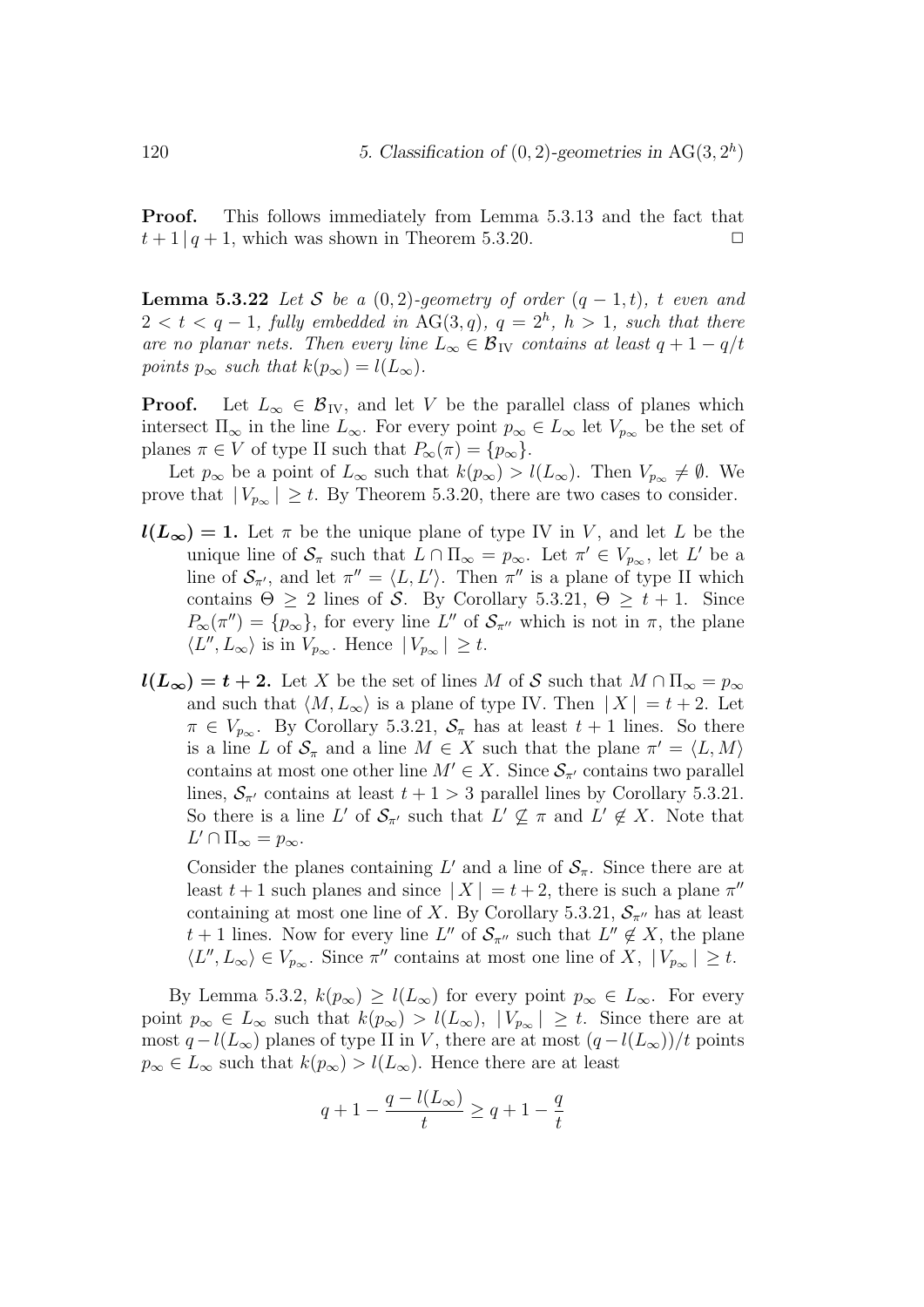**Proof.** This follows immediately from Lemma 5.3.13 and the fact that $t+1 \mid q+1$, which was shown in Theorem 5.3.20. $\square$

**Lemma 5.3.22** *Let $\mathcal{S}$ be a $(0,2)$-geometry of order $(q-1,t)$, $t$ even and $2 < t < q-1$, fully embedded in $\mathrm{AG}(3,q)$, $q = 2^h$, $h > 1$, such that there are no planar nets. Then every line $L_\infty \in \mathcal{B}_{\mathrm{IV}}$ contains at least $q+1-q/t$ points $p_\infty$ such that $k(p_\infty) = l(L_\infty)$.*

**Proof.** Let $L_\infty \in \mathcal{B}_{\mathrm{IV}}$, and let $V$ be the parallel class of planes which intersect $\Pi_\infty$ in the line $L_\infty$. For every point $p_\infty \in L_\infty$ let $V_{p_\infty}$ be the set of planes $\pi \in V$ of type II such that $P_\infty(\pi) = \{p_\infty\}$.

Let $p_\infty$ be a point of $L_\infty$ such that $k(p_\infty) > l(L_\infty)$. Then $V_{p_\infty} \neq \emptyset$. We prove that $|V_{p_\infty}| \geq t$. By Theorem 5.3.20, there are two cases to consider.

- $\boldsymbol{l(L_\infty) = 1}$**.** Let $\pi$ be the unique plane of type IV in $V$, and let $L$ be the unique line of $\mathcal{S}_\pi$ such that $L \cap \Pi_\infty = p_\infty$. Let $\pi' \in V_{p_\infty}$, let $L'$ be a line of $\mathcal{S}_{\pi'}$, and let $\pi'' = \langle L, L' \rangle$. Then $\pi''$ is a plane of type II which contains $\Theta \geq 2$ lines of $\mathcal{S}$. By Corollary 5.3.21, $\Theta \geq t+1$. Since $P_\infty(\pi'') = \{p_\infty\}$, for every line $L''$ of $\mathcal{S}_{\pi''}$ which is not in $\pi$, the plane $\langle L'', L_\infty \rangle$ is in $V_{p_\infty}$. Hence $|V_{p_\infty}| \geq t$.

- $\boldsymbol{l(L_\infty) = t+2}$**.** Let $X$ be the set of lines $M$ of $\mathcal{S}$ such that $M \cap \Pi_\infty = p_\infty$ and such that $\langle M, L_\infty \rangle$ is a plane of type IV. Then $|X| = t+2$. Let $\pi \in V_{p_\infty}$. By Corollary 5.3.21, $\mathcal{S}_\pi$ has at least $t+1$ lines. So there is a line $L$ of $\mathcal{S}_\pi$ and a line $M \in X$ such that the plane $\pi' = \langle L, M \rangle$ contains at most one other line $M' \in X$. Since $\mathcal{S}_{\pi'}$ contains two parallel lines, $\mathcal{S}_{\pi'}$ contains at least $t+1 > 3$ parallel lines by Corollary 5.3.21. So there is a line $L'$ of $\mathcal{S}_{\pi'}$ such that $L' \not\subseteq \pi$ and $L' \notin X$. Note that $L' \cap \Pi_\infty = p_\infty$.

  Consider the planes containing $L'$ and a line of $\mathcal{S}_\pi$. Since there are at least $t+1$ such planes and since $|X| = t+2$, there is such a plane $\pi''$ containing at most one line of $X$. By Corollary 5.3.21, $\mathcal{S}_{\pi''}$ has at least $t+1$ lines. Now for every line $L''$ of $\mathcal{S}_{\pi''}$ such that $L'' \notin X$, the plane $\langle L'', L_\infty \rangle \in V_{p_\infty}$. Since $\pi''$ contains at most one line of $X$, $|V_{p_\infty}| \geq t$.

By Lemma 5.3.2, $k(p_\infty) \geq l(L_\infty)$ for every point $p_\infty \in L_\infty$. For every point $p_\infty \in L_\infty$ such that $k(p_\infty) > l(L_\infty)$, $|V_{p_\infty}| \geq t$. Since there are at most $q - l(L_\infty)$ planes of type II in $V$, there are at most $(q - l(L_\infty))/t$ points $p_\infty \in L_\infty$ such that $k(p_\infty) > l(L_\infty)$. Hence there are at least

$$q + 1 - \frac{q - l(L_\infty)}{t} \geq q + 1 - \frac{q}{t}$$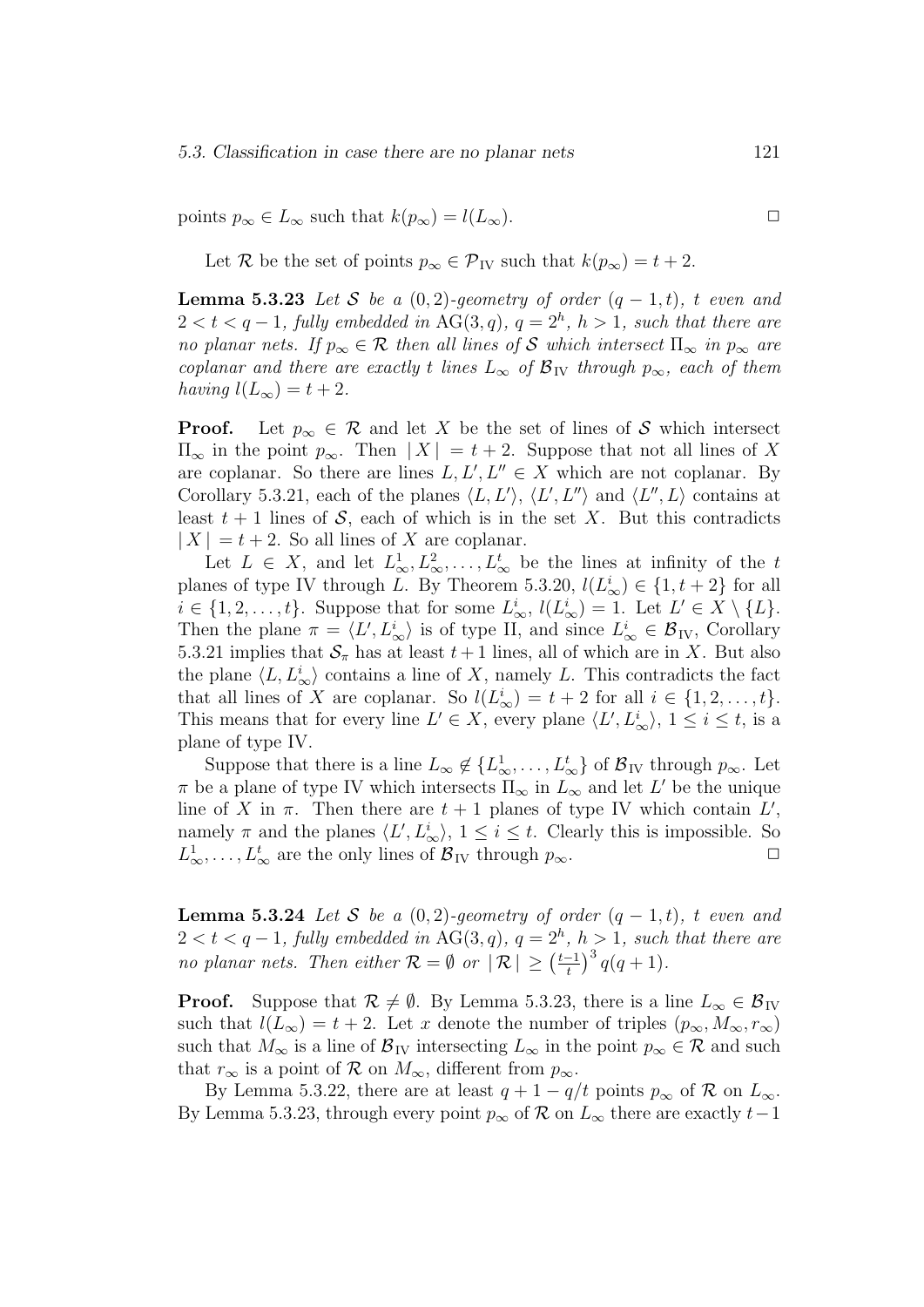points $p_\infty \in L_\infty$ such that $k(p_\infty) = l(L_\infty)$. $\square$

Let $\mathcal{R}$ be the set of points $p_\infty \in \mathcal{P}_{\rm IV}$ such that $k(p_\infty) = t+2$.

**Lemma 5.3.23** *Let $\mathcal{S}$ be a $(0,2)$-geometry of order $(q-1,t)$, $t$ even and $2 < t < q-1$, fully embedded in $\mathrm{AG}(3,q)$, $q = 2^h$, $h > 1$, such that there are no planar nets. If $p_\infty \in \mathcal{R}$ then all lines of $\mathcal{S}$ which intersect $\Pi_\infty$ in $p_\infty$ are coplanar and there are exactly $t$ lines $L_\infty$ of $\mathcal{B}_{\rm IV}$ through $p_\infty$, each of them having $l(L_\infty) = t+2$.*

**Proof.** Let $p_\infty \in \mathcal{R}$ and let $X$ be the set of lines of $\mathcal{S}$ which intersect $\Pi_\infty$ in the point $p_\infty$. Then $|X| = t+2$. Suppose that not all lines of $X$ are coplanar. So there are lines $L, L', L'' \in X$ which are not coplanar. By Corollary 5.3.21, each of the planes $\langle L, L' \rangle$, $\langle L', L'' \rangle$ and $\langle L'', L \rangle$ contains at least $t+1$ lines of $\mathcal{S}$, each of which is in the set $X$. But this contradicts $|X| = t+2$. So all lines of $X$ are coplanar.

Let $L \in X$, and let $L_\infty^1, L_\infty^2, \ldots, L_\infty^t$ be the lines at infinity of the $t$ planes of type IV through $L$. By Theorem 5.3.20, $l(L_\infty^i) \in \{1, t+2\}$ for all $i \in \{1, 2, \ldots, t\}$. Suppose that for some $L_\infty^i$, $l(L_\infty^i) = 1$. Let $L' \in X \setminus \{L\}$. Then the plane $\pi = \langle L', L_\infty^i \rangle$ is of type II, and since $L_\infty^i \in \mathcal{B}_{\rm IV}$, Corollary 5.3.21 implies that $\mathcal{S}_\pi$ has at least $t+1$ lines, all of which are in $X$. But also the plane $\langle L, L_\infty^i \rangle$ contains a line of $X$, namely $L$. This contradicts the fact that all lines of $X$ are coplanar. So $l(L_\infty^i) = t+2$ for all $i \in \{1, 2, \ldots, t\}$. This means that for every line $L' \in X$, every plane $\langle L', L_\infty^i \rangle$, $1 \le i \le t$, is a plane of type IV.

Suppose that there is a line $L_\infty \notin \{L_\infty^1, \ldots, L_\infty^t\}$ of $\mathcal{B}_{\rm IV}$ through $p_\infty$. Let $\pi$ be a plane of type IV which intersects $\Pi_\infty$ in $L_\infty$ and let $L'$ be the unique line of $X$ in $\pi$. Then there are $t+1$ planes of type IV which contain $L'$, namely $\pi$ and the planes $\langle L', L_\infty^i \rangle$, $1 \le i \le t$. Clearly this is impossible. So $L_\infty^1, \ldots, L_\infty^t$ are the only lines of $\mathcal{B}_{\rm IV}$ through $p_\infty$. $\square$

**Lemma 5.3.24** *Let $\mathcal{S}$ be a $(0,2)$-geometry of order $(q-1,t)$, $t$ even and $2 < t < q-1$, fully embedded in $\mathrm{AG}(3,q)$, $q = 2^h$, $h > 1$, such that there are no planar nets. Then either $\mathcal{R} = \emptyset$ or $|\mathcal{R}| \ge \left(\frac{t-1}{t}\right)^3 q(q+1)$.*

**Proof.** Suppose that $\mathcal{R} \neq \emptyset$. By Lemma 5.3.23, there is a line $L_\infty \in \mathcal{B}_{\rm IV}$ such that $l(L_\infty) = t+2$. Let $x$ denote the number of triples $(p_\infty, M_\infty, r_\infty)$ such that $M_\infty$ is a line of $\mathcal{B}_{\rm IV}$ intersecting $L_\infty$ in the point $p_\infty \in \mathcal{R}$ and such that $r_\infty$ is a point of $\mathcal{R}$ on $M_\infty$, different from $p_\infty$.

By Lemma 5.3.22, there are at least $q+1-q/t$ points $p_\infty$ of $\mathcal{R}$ on $L_\infty$. By Lemma 5.3.23, through every point $p_\infty$ of $\mathcal{R}$ on $L_\infty$ there are exactly $t-1$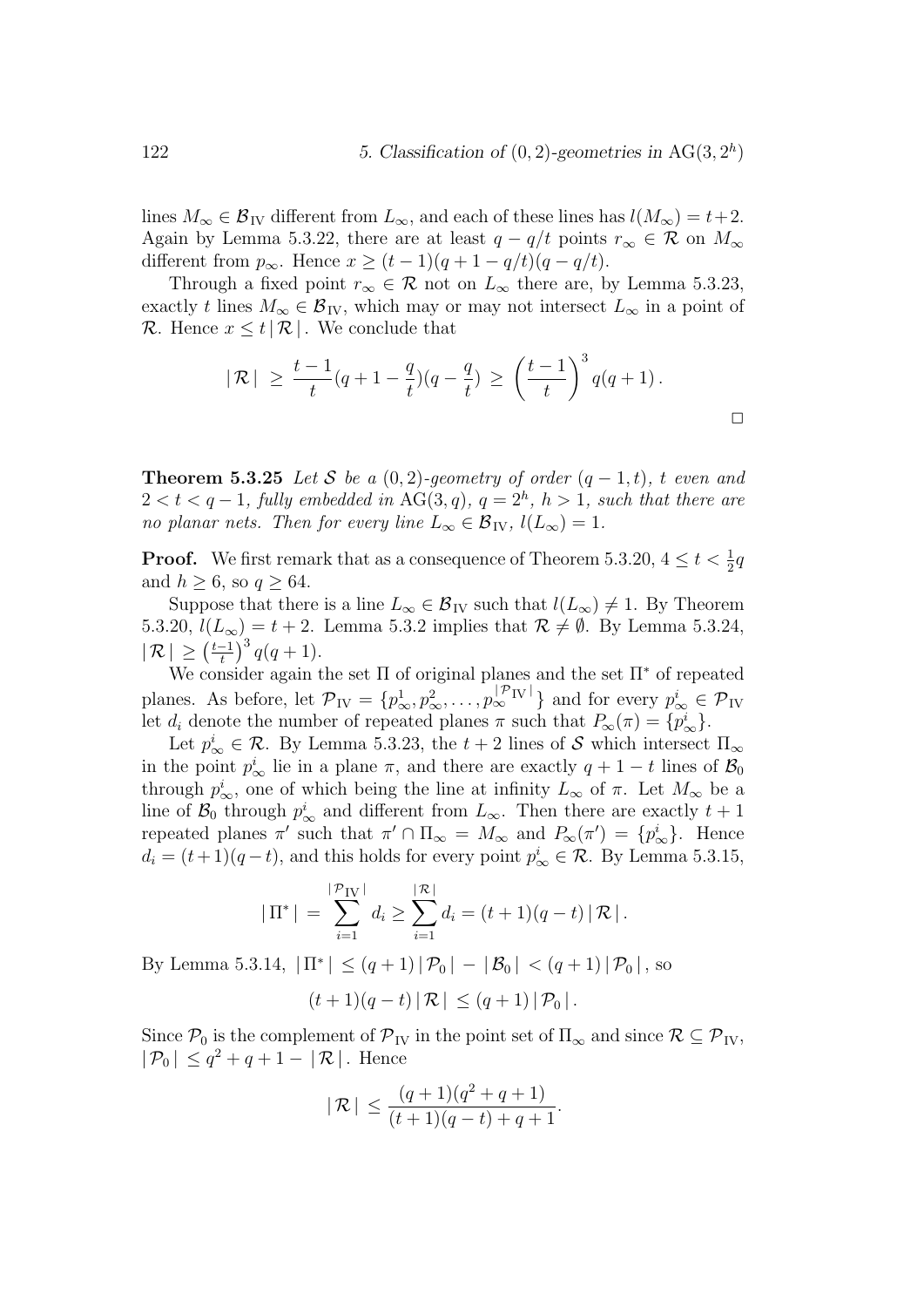lines $M_\infty \in \mathcal{B}_{\mathrm{IV}}$ different from $L_\infty$, and each of these lines has $l(M_\infty) = t+2$. Again by Lemma 5.3.22, there are at least $q - q/t$ points $r_\infty \in \mathcal{R}$ on $M_\infty$ different from $p_\infty$. Hence $x \geq (t-1)(q+1-q/t)(q-q/t)$.

Through a fixed point $r_\infty \in \mathcal{R}$ not on $L_\infty$ there are, by Lemma 5.3.23, exactly $t$ lines $M_\infty \in \mathcal{B}_{\mathrm{IV}}$, which may or may not intersect $L_\infty$ in a point of $\mathcal{R}$. Hence $x \leq t\,|\,\mathcal{R}\,|$. We conclude that

$$|\,\mathcal{R}\,| \;\geq\; \frac{t-1}{t}(q+1-\frac{q}{t})(q-\frac{q}{t}) \;\geq\; \left(\frac{t-1}{t}\right)^3 q(q+1)\,.$$

□

**Theorem 5.3.25** *Let $\mathcal{S}$ be a $(0,2)$-geometry of order $(q-1,t)$, $t$ even and $2 < t < q-1$, fully embedded in $\mathrm{AG}(3,q)$, $q = 2^h$, $h > 1$, such that there are no planar nets. Then for every line $L_\infty \in \mathcal{B}_{\mathrm{IV}}$, $l(L_\infty) = 1$.*

**Proof.** We first remark that as a consequence of Theorem 5.3.20, $4 \leq t < \frac{1}{2}q$ and $h \geq 6$, so $q \geq 64$.

Suppose that there is a line $L_\infty \in \mathcal{B}_{\mathrm{IV}}$ such that $l(L_\infty) \neq 1$. By Theorem 5.3.20, $l(L_\infty) = t+2$. Lemma 5.3.2 implies that $\mathcal{R} \neq \emptyset$. By Lemma 5.3.24, $|\,\mathcal{R}\,| \geq \left(\frac{t-1}{t}\right)^3 q(q+1)$.

We consider again the set $\Pi$ of original planes and the set $\Pi^*$ of repeated planes. As before, let $\mathcal{P}_{\mathrm{IV}} = \{p^1_\infty, p^2_\infty, \ldots, p^{|\mathcal{P}_{\mathrm{IV}}|}_\infty\}$ and for every $p^i_\infty \in \mathcal{P}_{\mathrm{IV}}$ let $d_i$ denote the number of repeated planes $\pi$ such that $P_\infty(\pi) = \{p^i_\infty\}$.

Let $p^i_\infty \in \mathcal{R}$. By Lemma 5.3.23, the $t+2$ lines of $\mathcal{S}$ which intersect $\Pi_\infty$ in the point $p^i_\infty$ lie in a plane $\pi$, and there are exactly $q+1-t$ lines of $\mathcal{B}_0$ through $p^i_\infty$, one of which being the line at infinity $L_\infty$ of $\pi$. Let $M_\infty$ be a line of $\mathcal{B}_0$ through $p^i_\infty$ and different from $L_\infty$. Then there are exactly $t+1$ repeated planes $\pi'$ such that $\pi' \cap \Pi_\infty = M_\infty$ and $P_\infty(\pi') = \{p^i_\infty\}$. Hence $d_i = (t+1)(q-t)$, and this holds for every point $p^i_\infty \in \mathcal{R}$. By Lemma 5.3.15,

$$|\,\Pi^*\,| \;=\; \sum_{i=1}^{|\mathcal{P}_{\mathrm{IV}}|} d_i \geq \sum_{i=1}^{|\mathcal{R}|} d_i = (t+1)(q-t)\,|\,\mathcal{R}\,|\,.$$

By Lemma 5.3.14, $|\,\Pi^*\,| \leq (q+1)\,|\,\mathcal{P}_0\,| - |\,\mathcal{B}_0\,| < (q+1)\,|\,\mathcal{P}_0\,|$, so

$$(t+1)(q-t)\,|\,\mathcal{R}\,| \leq (q+1)\,|\,\mathcal{P}_0\,|\,.$$

Since $\mathcal{P}_0$ is the complement of $\mathcal{P}_{\mathrm{IV}}$ in the point set of $\Pi_\infty$ and since $\mathcal{R} \subseteq \mathcal{P}_{\mathrm{IV}}$, $|\,\mathcal{P}_0\,| \leq q^2+q+1 - |\,\mathcal{R}\,|$. Hence

$$|\,\mathcal{R}\,| \leq \frac{(q+1)(q^2+q+1)}{(t+1)(q-t)+q+1}.$$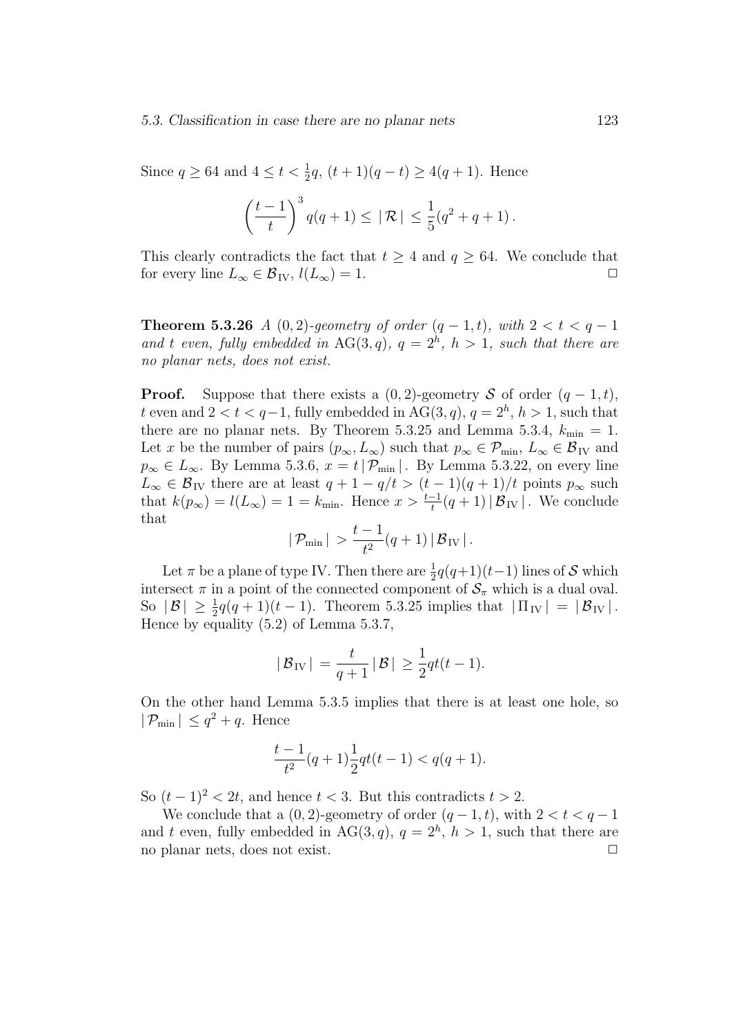Since $q \geq 64$ and $4 \leq t < \frac{1}{2}q$, $(t+1)(q-t) \geq 4(q+1)$. Hence

$$\left(\frac{t-1}{t}\right)^3 q(q+1) \leq |\,\mathcal{R}\,| \leq \frac{1}{5}(q^2+q+1)\,.$$

This clearly contradicts the fact that $t \geq 4$ and $q \geq 64$. We conclude that for every line $L_\infty \in \mathcal{B}_{\mathrm{IV}}$, $l(L_\infty) = 1$. $\square$

**Theorem 5.3.26** *A $(0,2)$-geometry of order $(q-1,t)$, with $2 < t < q-1$ and $t$ even, fully embedded in $\mathrm{AG}(3,q)$, $q = 2^h$, $h > 1$, such that there are no planar nets, does not exist.*

**Proof.** Suppose that there exists a $(0,2)$-geometry $\mathcal{S}$ of order $(q-1,t)$, $t$ even and $2 < t < q-1$, fully embedded in $\mathrm{AG}(3,q)$, $q = 2^h$, $h > 1$, such that there are no planar nets. By Theorem 5.3.25 and Lemma 5.3.4, $k_{\min} = 1$. Let $x$ be the number of pairs $(p_\infty, L_\infty)$ such that $p_\infty \in \mathcal{P}_{\min}$, $L_\infty \in \mathcal{B}_{\mathrm{IV}}$ and $p_\infty \in L_\infty$. By Lemma 5.3.6, $x = t\,|\,\mathcal{P}_{\min}\,|$. By Lemma 5.3.22, on every line $L_\infty \in \mathcal{B}_{\mathrm{IV}}$ there are at least $q+1-q/t > (t-1)(q+1)/t$ points $p_\infty$ such that $k(p_\infty) = l(L_\infty) = 1 = k_{\min}$. Hence $x > \frac{t-1}{t}(q+1)\,|\,\mathcal{B}_{\mathrm{IV}}\,|$. We conclude that

$$|\,\mathcal{P}_{\min}\,| > \frac{t-1}{t^2}(q+1)\,|\,\mathcal{B}_{\mathrm{IV}}\,|\,.$$

Let $\pi$ be a plane of type IV. Then there are $\frac{1}{2}q(q+1)(t-1)$ lines of $\mathcal{S}$ which intersect $\pi$ in a point of the connected component of $\mathcal{S}_\pi$ which is a dual oval. So $|\,\mathcal{B}\,| \geq \frac{1}{2}q(q+1)(t-1)$. Theorem 5.3.25 implies that $|\,\Pi_{\mathrm{IV}}\,| = |\,\mathcal{B}_{\mathrm{IV}}\,|$. Hence by equality (5.2) of Lemma 5.3.7,

$$|\,\mathcal{B}_{\mathrm{IV}}\,| = \frac{t}{q+1}\,|\,\mathcal{B}\,| \geq \frac{1}{2}qt(t-1).$$

On the other hand Lemma 5.3.5 implies that there is at least one hole, so $|\,\mathcal{P}_{\min}\,| \leq q^2+q$. Hence

$$\frac{t-1}{t^2}(q+1)\frac{1}{2}qt(t-1) < q(q+1).$$

So $(t-1)^2 < 2t$, and hence $t < 3$. But this contradicts $t > 2$.

We conclude that a $(0,2)$-geometry of order $(q-1,t)$, with $2 < t < q-1$ and $t$ even, fully embedded in $\mathrm{AG}(3,q)$, $q = 2^h$, $h > 1$, such that there are no planar nets, does not exist. $\square$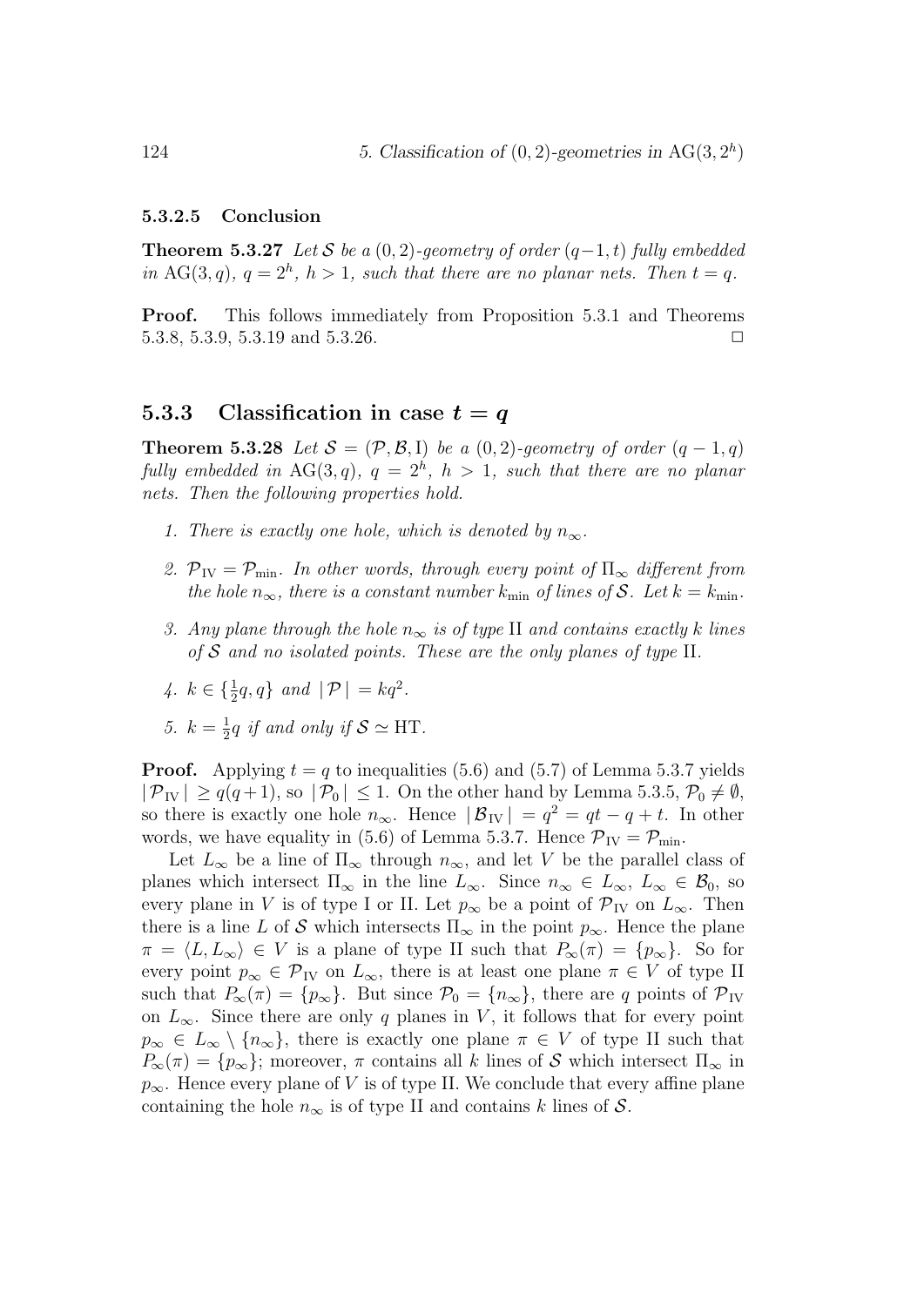#### 5.3.2.5 Conclusion

**Theorem 5.3.27** *Let $\mathcal{S}$ be a $(0,2)$-geometry of order $(q-1,t)$ fully embedded in $\mathrm{AG}(3,q)$, $q=2^h$, $h>1$, such that there are no planar nets. Then $t=q$.*

**Proof.** This follows immediately from Proposition 5.3.1 and Theorems 5.3.8, 5.3.9, 5.3.19 and 5.3.26. $\square$

### 5.3.3 Classification in case $t = q$

**Theorem 5.3.28** *Let $\mathcal{S} = (\mathcal{P}, \mathcal{B}, \mathrm{I})$ be a $(0,2)$-geometry of order $(q-1,q)$ fully embedded in $\mathrm{AG}(3,q)$, $q=2^h$, $h>1$, such that there are no planar nets. Then the following properties hold.*

1. *There is exactly one hole, which is denoted by $n_\infty$.*
2. *$\mathcal{P}_{\mathrm{IV}} = \mathcal{P}_{\min}$. In other words, through every point of $\Pi_\infty$ different from the hole $n_\infty$, there is a constant number $k_{\min}$ of lines of $\mathcal{S}$. Let $k = k_{\min}$.*
3. *Any plane through the hole $n_\infty$ is of type II and contains exactly $k$ lines of $\mathcal{S}$ and no isolated points. These are the only planes of type II.*
4. *$k \in \{\frac{1}{2}q, q\}$ and $|\mathcal{P}| = kq^2$.*
5. *$k = \frac{1}{2}q$ if and only if $\mathcal{S} \simeq \mathrm{HT}$.*

**Proof.** Applying $t=q$ to inequalities (5.6) and (5.7) of Lemma 5.3.7 yields $|\mathcal{P}_{\mathrm{IV}}| \geq q(q+1)$, so $|\mathcal{P}_0| \leq 1$. On the other hand by Lemma 5.3.5, $\mathcal{P}_0 \neq \emptyset$, so there is exactly one hole $n_\infty$. Hence $|\mathcal{B}_{\mathrm{IV}}| = q^2 = qt - q + t$. In other words, we have equality in (5.6) of Lemma 5.3.7. Hence $\mathcal{P}_{\mathrm{IV}} = \mathcal{P}_{\min}$.

Let $L_\infty$ be a line of $\Pi_\infty$ through $n_\infty$, and let $V$ be the parallel class of planes which intersect $\Pi_\infty$ in the line $L_\infty$. Since $n_\infty \in L_\infty$, $L_\infty \in \mathcal{B}_0$, so every plane in $V$ is of type I or II. Let $p_\infty$ be a point of $\mathcal{P}_{\mathrm{IV}}$ on $L_\infty$. Then there is a line $L$ of $\mathcal{S}$ which intersects $\Pi_\infty$ in the point $p_\infty$. Hence the plane $\pi = \langle L, L_\infty \rangle \in V$ is a plane of type II such that $P_\infty(\pi) = \{p_\infty\}$. So for every point $p_\infty \in \mathcal{P}_{\mathrm{IV}}$ on $L_\infty$, there is at least one plane $\pi \in V$ of type II such that $P_\infty(\pi) = \{p_\infty\}$. But since $\mathcal{P}_0 = \{n_\infty\}$, there are $q$ points of $\mathcal{P}_{\mathrm{IV}}$ on $L_\infty$. Since there are only $q$ planes in $V$, it follows that for every point $p_\infty \in L_\infty \setminus \{n_\infty\}$, there is exactly one plane $\pi \in V$ of type II such that $P_\infty(\pi) = \{p_\infty\}$; moreover, $\pi$ contains all $k$ lines of $\mathcal{S}$ which intersect $\Pi_\infty$ in $p_\infty$. Hence every plane of $V$ is of type II. We conclude that every affine plane containing the hole $n_\infty$ is of type II and contains $k$ lines of $\mathcal{S}$.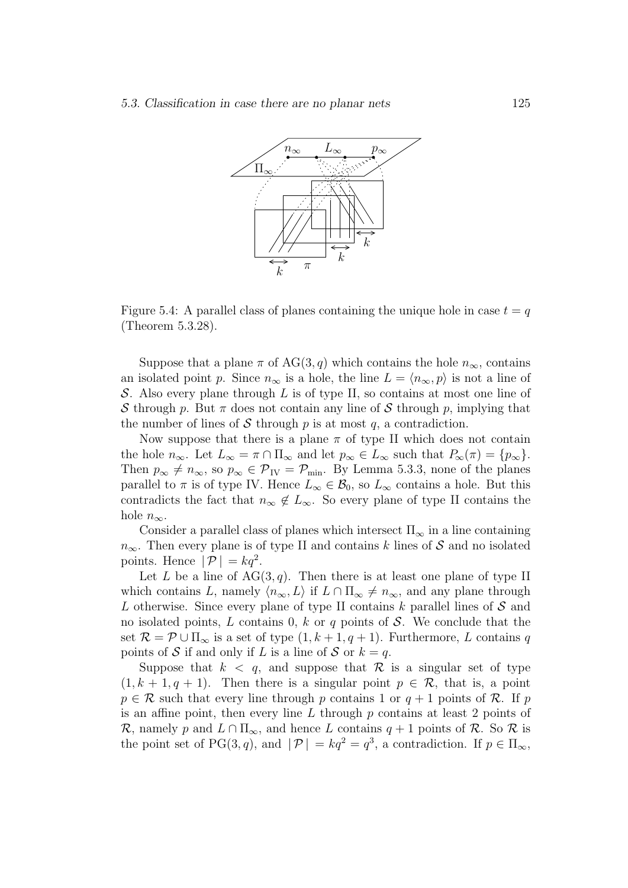Figure 5.4: A parallel class of planes containing the unique hole in case $t = q$ (Theorem 5.3.28).

Suppose that a plane $\pi$ of $\mathrm{AG}(3, q)$ which contains the hole $n_\infty$, contains an isolated point $p$. Since $n_\infty$ is a hole, the line $L = \langle n_\infty, p\rangle$ is not a line of $\mathcal{S}$. Also every plane through $L$ is of type II, so contains at most one line of $\mathcal{S}$ through $p$. But $\pi$ does not contain any line of $\mathcal{S}$ through $p$, implying that the number of lines of $\mathcal{S}$ through $p$ is at most $q$, a contradiction.

Now suppose that there is a plane $\pi$ of type II which does not contain the hole $n_\infty$. Let $L_\infty = \pi \cap \Pi_\infty$ and let $p_\infty \in L_\infty$ such that $P_\infty(\pi) = \{p_\infty\}$. Then $p_\infty \neq n_\infty$, so $p_\infty \in \mathcal{P}_{\mathrm{IV}} = \mathcal{P}_{\min}$. By Lemma 5.3.3, none of the planes parallel to $\pi$ is of type IV. Hence $L_\infty \in \mathcal{B}_0$, so $L_\infty$ contains a hole. But this contradicts the fact that $n_\infty \notin L_\infty$. So every plane of type II contains the hole $n_\infty$.

Consider a parallel class of planes which intersect $\Pi_\infty$ in a line containing $n_\infty$. Then every plane is of type II and contains $k$ lines of $\mathcal{S}$ and no isolated points. Hence $|\mathcal{P}| = kq^2$.

Let $L$ be a line of $\mathrm{AG}(3, q)$. Then there is at least one plane of type II which contains $L$, namely $\langle n_\infty, L\rangle$ if $L \cap \Pi_\infty \neq n_\infty$, and any plane through $L$ otherwise. Since every plane of type II contains $k$ parallel lines of $\mathcal{S}$ and no isolated points, $L$ contains $0$, $k$ or $q$ points of $\mathcal{S}$. We conclude that the set $\mathcal{R} = \mathcal{P} \cup \Pi_\infty$ is a set of type $(1, k+1, q+1)$. Furthermore, $L$ contains $q$ points of $\mathcal{S}$ if and only if $L$ is a line of $\mathcal{S}$ or $k = q$.

Suppose that $k < q$, and suppose that $\mathcal{R}$ is a singular set of type $(1, k+1, q+1)$. Then there is a singular point $p \in \mathcal{R}$, that is, a point $p \in \mathcal{R}$ such that every line through $p$ contains $1$ or $q+1$ points of $\mathcal{R}$. If $p$ is an affine point, then every line $L$ through $p$ contains at least 2 points of $\mathcal{R}$, namely $p$ and $L \cap \Pi_\infty$, and hence $L$ contains $q+1$ points of $\mathcal{R}$. So $\mathcal{R}$ is the point set of $\mathrm{PG}(3, q)$, and $|\mathcal{P}| = kq^2 = q^3$, a contradiction. If $p \in \Pi_\infty$,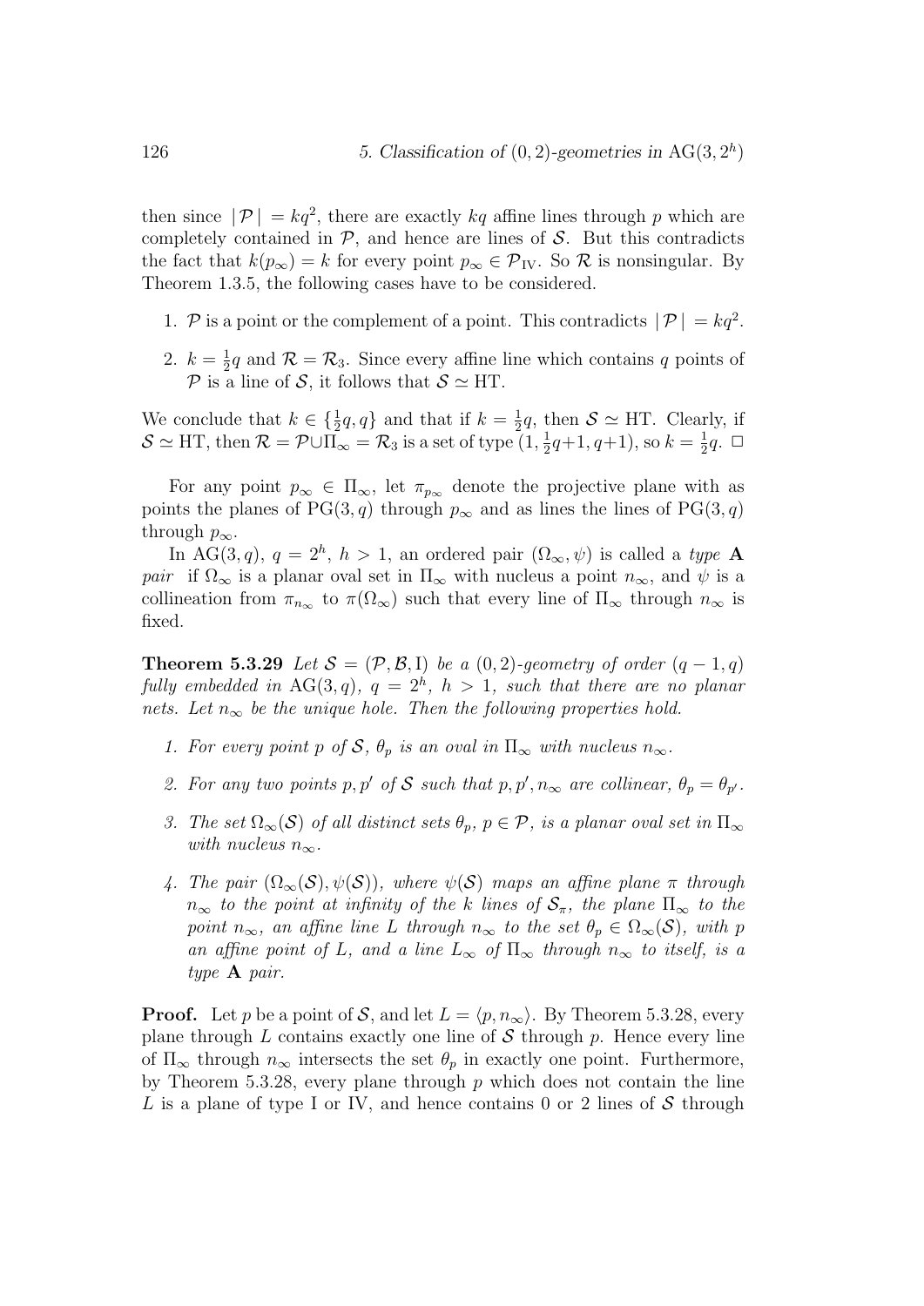then since $|\mathcal{P}| = kq^2$, there are exactly $kq$ affine lines through $p$ which are completely contained in $\mathcal{P}$, and hence are lines of $\mathcal{S}$. But this contradicts the fact that $k(p_\infty) = k$ for every point $p_\infty \in \mathcal{P}_{\text{IV}}$. So $\mathcal{R}$ is nonsingular. By Theorem 1.3.5, the following cases have to be considered.

1. $\mathcal{P}$ is a point or the complement of a point. This contradicts $|\mathcal{P}| = kq^2$.
2. $k = \frac{1}{2}q$ and $\mathcal{R} = \mathcal{R}_3$. Since every affine line which contains $q$ points of $\mathcal{P}$ is a line of $\mathcal{S}$, it follows that $\mathcal{S} \simeq \text{HT}$.

We conclude that $k \in \{\frac{1}{2}q, q\}$ and that if $k = \frac{1}{2}q$, then $\mathcal{S} \simeq \text{HT}$. Clearly, if $\mathcal{S} \simeq \text{HT}$, then $\mathcal{R} = \mathcal{P} \cup \Pi_\infty = \mathcal{R}_3$ is a set of type $(1, \frac{1}{2}q+1, q+1)$, so $k = \frac{1}{2}q$. $\square$

For any point $p_\infty \in \Pi_\infty$, let $\pi_{p_\infty}$ denote the projective plane with as points the planes of $\text{PG}(3, q)$ through $p_\infty$ and as lines the lines of $\text{PG}(3, q)$ through $p_\infty$.

In $\text{AG}(3, q)$, $q = 2^h$, $h > 1$, an ordered pair $(\Omega_\infty, \psi)$ is called a *type* **A** *pair* if $\Omega_\infty$ is a planar oval set in $\Pi_\infty$ with nucleus a point $n_\infty$, and $\psi$ is a collineation from $\pi_{n_\infty}$ to $\pi(\Omega_\infty)$ such that every line of $\Pi_\infty$ through $n_\infty$ is fixed.

**Theorem 5.3.29** *Let $\mathcal{S} = (\mathcal{P}, \mathcal{B}, \text{I})$ be a $(0, 2)$-geometry of order $(q-1, q)$ fully embedded in $\text{AG}(3, q)$, $q = 2^h$, $h > 1$, such that there are no planar nets. Let $n_\infty$ be the unique hole. Then the following properties hold.*

1. *For every point $p$ of $\mathcal{S}$, $\theta_p$ is an oval in $\Pi_\infty$ with nucleus $n_\infty$.*
2. *For any two points $p, p'$ of $\mathcal{S}$ such that $p, p', n_\infty$ are collinear, $\theta_p = \theta_{p'}$.*
3. *The set $\Omega_\infty(\mathcal{S})$ of all distinct sets $\theta_p$, $p \in \mathcal{P}$, is a planar oval set in $\Pi_\infty$ with nucleus $n_\infty$.*
4. *The pair $(\Omega_\infty(\mathcal{S}), \psi(\mathcal{S}))$, where $\psi(\mathcal{S})$ maps an affine plane $\pi$ through $n_\infty$ to the point at infinity of the $k$ lines of $\mathcal{S}_\pi$, the plane $\Pi_\infty$ to the point $n_\infty$, an affine line $L$ through $n_\infty$ to the set $\theta_p \in \Omega_\infty(\mathcal{S})$, with $p$ an affine point of $L$, and a line $L_\infty$ of $\Pi_\infty$ through $n_\infty$ to itself, is a type* **A** *pair.*

**Proof.** Let $p$ be a point of $\mathcal{S}$, and let $L = \langle p, n_\infty \rangle$. By Theorem 5.3.28, every plane through $L$ contains exactly one line of $\mathcal{S}$ through $p$. Hence every line of $\Pi_\infty$ through $n_\infty$ intersects the set $\theta_p$ in exactly one point. Furthermore, by Theorem 5.3.28, every plane through $p$ which does not contain the line $L$ is a plane of type I or IV, and hence contains 0 or 2 lines of $\mathcal{S}$ through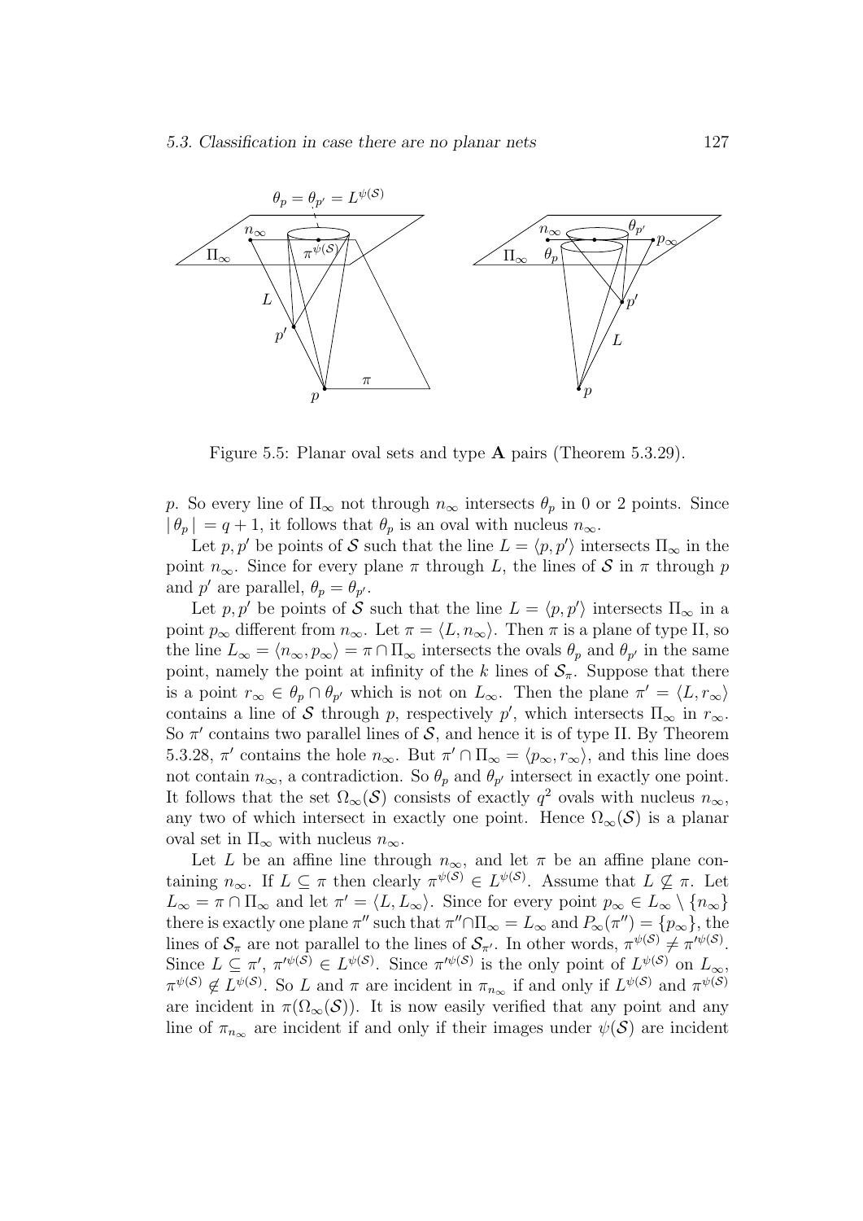Figure 5.5: Planar oval sets and type **A** pairs (Theorem 5.3.29).

$p$. So every line of $\Pi_\infty$ not through $n_\infty$ intersects $\theta_p$ in 0 or 2 points. Since $|\theta_p| = q+1$, it follows that $\theta_p$ is an oval with nucleus $n_\infty$.

Let $p, p'$ be points of $\mathcal{S}$ such that the line $L = \langle p, p' \rangle$ intersects $\Pi_\infty$ in the point $n_\infty$. Since for every plane $\pi$ through $L$, the lines of $\mathcal{S}$ in $\pi$ through $p$ and $p'$ are parallel, $\theta_p = \theta_{p'}$.

Let $p, p'$ be points of $\mathcal{S}$ such that the line $L = \langle p, p' \rangle$ intersects $\Pi_\infty$ in a point $p_\infty$ different from $n_\infty$. Let $\pi = \langle L, n_\infty \rangle$. Then $\pi$ is a plane of type II, so the line $L_\infty = \langle n_\infty, p_\infty \rangle = \pi \cap \Pi_\infty$ intersects the ovals $\theta_p$ and $\theta_{p'}$ in the same point, namely the point at infinity of the $k$ lines of $\mathcal{S}_\pi$. Suppose that there is a point $r_\infty \in \theta_p \cap \theta_{p'}$ which is not on $L_\infty$. Then the plane $\pi' = \langle L, r_\infty \rangle$ contains a line of $\mathcal{S}$ through $p$, respectively $p'$, which intersects $\Pi_\infty$ in $r_\infty$. So $\pi'$ contains two parallel lines of $\mathcal{S}$, and hence it is of type II. By Theorem 5.3.28, $\pi'$ contains the hole $n_\infty$. But $\pi' \cap \Pi_\infty = \langle p_\infty, r_\infty \rangle$, and this line does not contain $n_\infty$, a contradiction. So $\theta_p$ and $\theta_{p'}$ intersect in exactly one point. It follows that the set $\Omega_\infty(\mathcal{S})$ consists of exactly $q^2$ ovals with nucleus $n_\infty$, any two of which intersect in exactly one point. Hence $\Omega_\infty(\mathcal{S})$ is a planar oval set in $\Pi_\infty$ with nucleus $n_\infty$.

Let $L$ be an affine line through $n_\infty$, and let $\pi$ be an affine plane containing $n_\infty$. If $L \subseteq \pi$ then clearly $\pi^{\psi(\mathcal{S})} \in L^{\psi(\mathcal{S})}$. Assume that $L \not\subseteq \pi$. Let $L_\infty = \pi \cap \Pi_\infty$ and let $\pi' = \langle L, L_\infty \rangle$. Since for every point $p_\infty \in L_\infty \setminus \{n_\infty\}$ there is exactly one plane $\pi''$ such that $\pi'' \cap \Pi_\infty = L_\infty$ and $P_\infty(\pi'') = \{p_\infty\}$, the lines of $\mathcal{S}_\pi$ are not parallel to the lines of $\mathcal{S}_{\pi'}$. In other words, $\pi^{\psi(\mathcal{S})} \neq \pi'^{\psi(\mathcal{S})}$. Since $L \subseteq \pi'$, $\pi'^{\psi(\mathcal{S})} \in L^{\psi(\mathcal{S})}$. Since $\pi'^{\psi(\mathcal{S})}$ is the only point of $L^{\psi(\mathcal{S})}$ on $L_\infty$, $\pi^{\psi(\mathcal{S})} \notin L^{\psi(\mathcal{S})}$. So $L$ and $\pi$ are incident in $\pi_{n_\infty}$ if and only if $L^{\psi(\mathcal{S})}$ and $\pi^{\psi(\mathcal{S})}$ are incident in $\pi(\Omega_\infty(\mathcal{S}))$. It is now easily verified that any point and any line of $\pi_{n_\infty}$ are incident if and only if their images under $\psi(\mathcal{S})$ are incident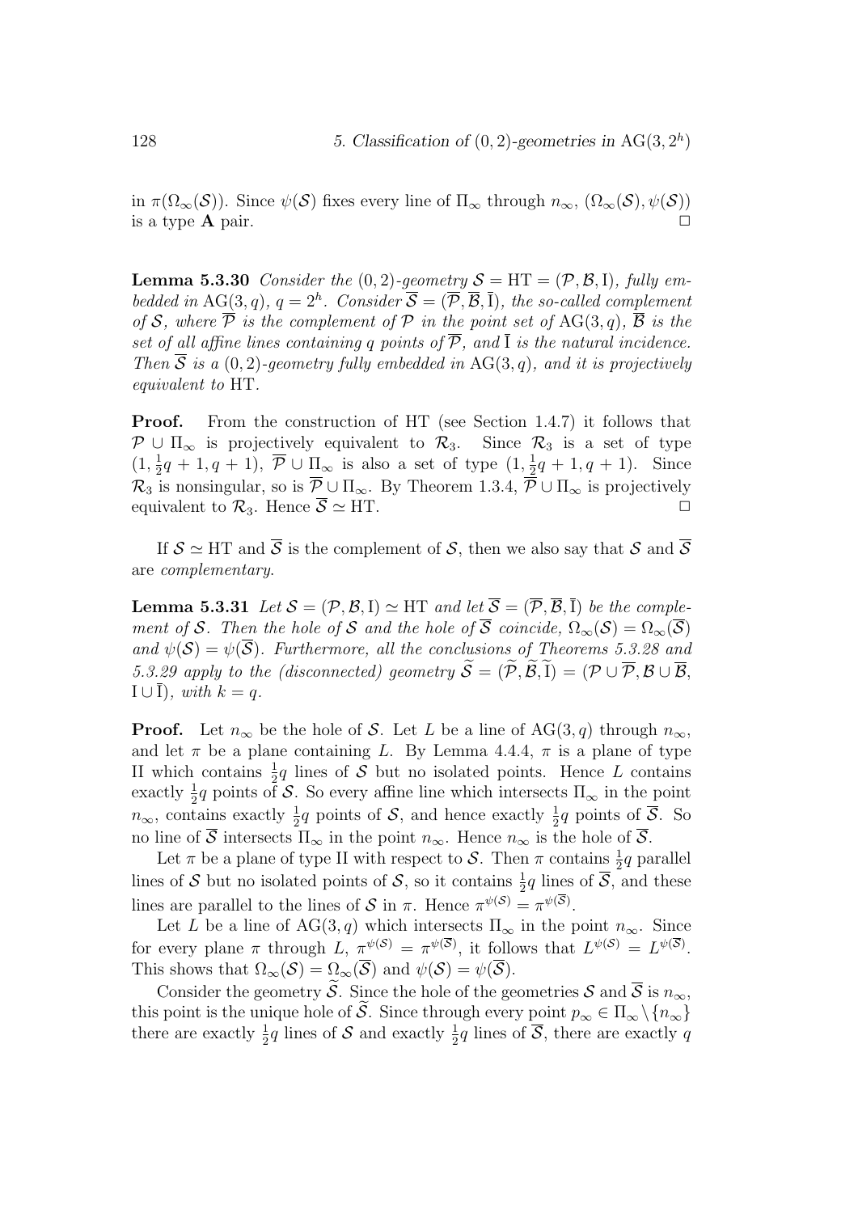in $\pi(\Omega_\infty(\mathcal{S}))$. Since $\psi(\mathcal{S})$ fixes every line of $\Pi_\infty$ through $n_\infty$, $(\Omega_\infty(\mathcal{S}), \psi(\mathcal{S}))$ is a type **A** pair. □

**Lemma 5.3.30** *Consider the $(0,2)$-geometry $\mathcal{S} = \mathrm{HT} = (\mathcal{P}, \mathcal{B}, \mathrm{I})$, fully embedded in $\mathrm{AG}(3,q)$, $q = 2^h$. Consider $\overline{\mathcal{S}} = (\overline{\mathcal{P}}, \overline{\mathcal{B}}, \overline{\mathrm{I}})$, the so-called complement of $\mathcal{S}$, where $\overline{\mathcal{P}}$ is the complement of $\mathcal{P}$ in the point set of $\mathrm{AG}(3,q)$, $\overline{\mathcal{B}}$ is the set of all affine lines containing $q$ points of $\overline{\mathcal{P}}$, and $\overline{\mathrm{I}}$ is the natural incidence. Then $\overline{\mathcal{S}}$ is a $(0,2)$-geometry fully embedded in $\mathrm{AG}(3,q)$, and it is projectively equivalent to* HT.

**Proof.** From the construction of HT (see Section 1.4.7) it follows that $\mathcal{P} \cup \Pi_\infty$ is projectively equivalent to $\mathcal{R}_3$. Since $\mathcal{R}_3$ is a set of type $(1, \frac{1}{2}q+1, q+1)$, $\overline{\mathcal{P}} \cup \Pi_\infty$ is also a set of type $(1, \frac{1}{2}q+1, q+1)$. Since $\mathcal{R}_3$ is nonsingular, so is $\overline{\mathcal{P}} \cup \Pi_\infty$. By Theorem 1.3.4, $\overline{\mathcal{P}} \cup \Pi_\infty$ is projectively equivalent to $\mathcal{R}_3$. Hence $\overline{\mathcal{S}} \simeq \mathrm{HT}$. □

If $\mathcal{S} \simeq \mathrm{HT}$ and $\overline{\mathcal{S}}$ is the complement of $\mathcal{S}$, then we also say that $\mathcal{S}$ and $\overline{\mathcal{S}}$ are *complementary*.

**Lemma 5.3.31** *Let $\mathcal{S} = (\mathcal{P}, \mathcal{B}, \mathrm{I}) \simeq \mathrm{HT}$ and let $\overline{\mathcal{S}} = (\overline{\mathcal{P}}, \overline{\mathcal{B}}, \overline{\mathrm{I}})$ be the complement of $\mathcal{S}$. Then the hole of $\mathcal{S}$ and the hole of $\overline{\mathcal{S}}$ coincide, $\Omega_\infty(\mathcal{S}) = \Omega_\infty(\overline{\mathcal{S}})$ and $\psi(\mathcal{S}) = \psi(\overline{\mathcal{S}})$. Furthermore, all the conclusions of Theorems 5.3.28 and 5.3.29 apply to the (disconnected) geometry $\widetilde{\mathcal{S}} = (\widetilde{\mathcal{P}}, \widetilde{\mathcal{B}}, \widetilde{\mathrm{I}}) = (\mathcal{P} \cup \overline{\mathcal{P}}, \mathcal{B} \cup \overline{\mathcal{B}}, \mathrm{I} \cup \overline{\mathrm{I}})$, with $k = q$.*

**Proof.** Let $n_\infty$ be the hole of $\mathcal{S}$. Let $L$ be a line of $\mathrm{AG}(3,q)$ through $n_\infty$, and let $\pi$ be a plane containing $L$. By Lemma 4.4.4, $\pi$ is a plane of type II which contains $\frac{1}{2}q$ lines of $\mathcal{S}$ but no isolated points. Hence $L$ contains exactly $\frac{1}{2}q$ points of $\mathcal{S}$. So every affine line which intersects $\Pi_\infty$ in the point $n_\infty$, contains exactly $\frac{1}{2}q$ points of $\mathcal{S}$, and hence exactly $\frac{1}{2}q$ points of $\overline{\mathcal{S}}$. So no line of $\overline{\mathcal{S}}$ intersects $\Pi_\infty$ in the point $n_\infty$. Hence $n_\infty$ is the hole of $\overline{\mathcal{S}}$.

Let $\pi$ be a plane of type II with respect to $\mathcal{S}$. Then $\pi$ contains $\frac{1}{2}q$ parallel lines of $\mathcal{S}$ but no isolated points of $\mathcal{S}$, so it contains $\frac{1}{2}q$ lines of $\overline{\mathcal{S}}$, and these lines are parallel to the lines of $\mathcal{S}$ in $\pi$. Hence $\pi^{\psi(\mathcal{S})} = \pi^{\psi(\overline{\mathcal{S}})}$.

Let $L$ be a line of $\mathrm{AG}(3,q)$ which intersects $\Pi_\infty$ in the point $n_\infty$. Since for every plane $\pi$ through $L$, $\pi^{\psi(\mathcal{S})} = \pi^{\psi(\overline{\mathcal{S}})}$, it follows that $L^{\psi(\mathcal{S})} = L^{\psi(\overline{\mathcal{S}})}$. This shows that $\Omega_\infty(\mathcal{S}) = \Omega_\infty(\overline{\mathcal{S}})$ and $\psi(\mathcal{S}) = \psi(\overline{\mathcal{S}})$.

Consider the geometry $\widetilde{\mathcal{S}}$. Since the hole of the geometries $\mathcal{S}$ and $\overline{\mathcal{S}}$ is $n_\infty$, this point is the unique hole of $\widetilde{\mathcal{S}}$. Since through every point $p_\infty \in \Pi_\infty \setminus \{n_\infty\}$ there are exactly $\frac{1}{2}q$ lines of $\mathcal{S}$ and exactly $\frac{1}{2}q$ lines of $\overline{\mathcal{S}}$, there are exactly $q$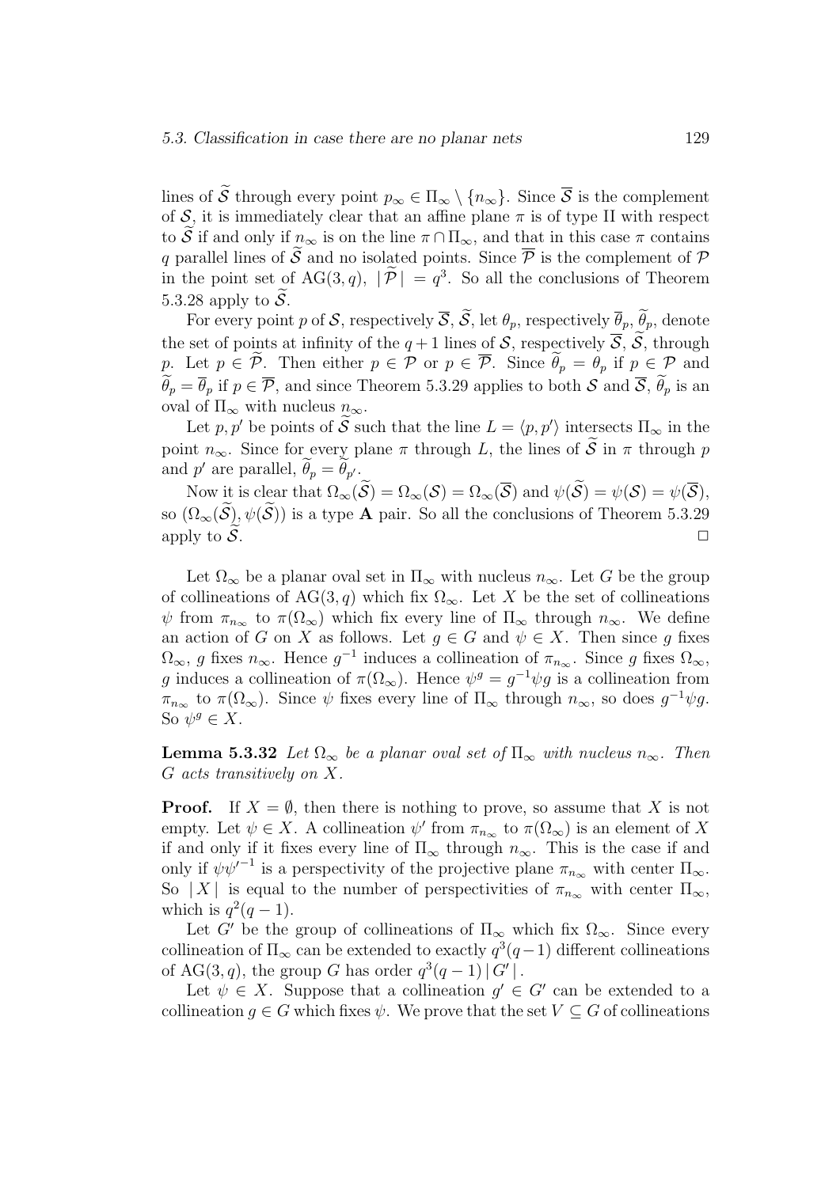lines of $\widetilde{\mathcal{S}}$ through every point $p_\infty \in \Pi_\infty \setminus \{n_\infty\}$. Since $\overline{\mathcal{S}}$ is the complement of $\mathcal{S}$, it is immediately clear that an affine plane $\pi$ is of type II with respect to $\widetilde{\mathcal{S}}$ if and only if $n_\infty$ is on the line $\pi \cap \Pi_\infty$, and that in this case $\pi$ contains $q$ parallel lines of $\widetilde{\mathcal{S}}$ and no isolated points. Since $\overline{\mathcal{P}}$ is the complement of $\mathcal{P}$ in the point set of $\mathrm{AG}(3,q)$, $|\widetilde{\mathcal{P}}| = q^3$. So all the conclusions of Theorem 5.3.28 apply to $\widetilde{\mathcal{S}}$.

For every point $p$ of $\mathcal{S}$, respectively $\overline{\mathcal{S}}$, $\widetilde{\mathcal{S}}$, let $\theta_p$, respectively $\overline{\theta}_p$, $\widetilde{\theta}_p$, denote the set of points at infinity of the $q+1$ lines of $\mathcal{S}$, respectively $\overline{\mathcal{S}}$, $\widetilde{\mathcal{S}}$, through $p$. Let $p \in \widetilde{\mathcal{P}}$. Then either $p \in \mathcal{P}$ or $p \in \overline{\mathcal{P}}$. Since $\widetilde{\theta}_p = \theta_p$ if $p \in \mathcal{P}$ and $\widetilde{\theta}_p = \overline{\theta}_p$ if $p \in \overline{\mathcal{P}}$, and since Theorem 5.3.29 applies to both $\mathcal{S}$ and $\overline{\mathcal{S}}$, $\widetilde{\theta}_p$ is an oval of $\Pi_\infty$ with nucleus $n_\infty$.

Let $p, p'$ be points of $\widetilde{\mathcal{S}}$ such that the line $L = \langle p, p' \rangle$ intersects $\Pi_\infty$ in the point $n_\infty$. Since for every plane $\pi$ through $L$, the lines of $\widetilde{\mathcal{S}}$ in $\pi$ through $p$ and $p'$ are parallel, $\widetilde{\theta}_p = \widetilde{\theta}_{p'}$.

Now it is clear that $\Omega_\infty(\widetilde{\mathcal{S}}) = \Omega_\infty(\mathcal{S}) = \Omega_\infty(\overline{\mathcal{S}})$ and $\psi(\widetilde{\mathcal{S}}) = \psi(\mathcal{S}) = \psi(\overline{\mathcal{S}})$, so $(\Omega_\infty(\widetilde{\mathcal{S}}), \psi(\widetilde{\mathcal{S}}))$ is a type **A** pair. So all the conclusions of Theorem 5.3.29 apply to $\widetilde{\mathcal{S}}$. $\square$

Let $\Omega_\infty$ be a planar oval set in $\Pi_\infty$ with nucleus $n_\infty$. Let $G$ be the group of collineations of $\mathrm{AG}(3,q)$ which fix $\Omega_\infty$. Let $X$ be the set of collineations $\psi$ from $\pi_{n_\infty}$ to $\pi(\Omega_\infty)$ which fix every line of $\Pi_\infty$ through $n_\infty$. We define an action of $G$ on $X$ as follows. Let $g \in G$ and $\psi \in X$. Then since $g$ fixes $\Omega_\infty$, $g$ fixes $n_\infty$. Hence $g^{-1}$ induces a collineation of $\pi_{n_\infty}$. Since $g$ fixes $\Omega_\infty$, $g$ induces a collineation of $\pi(\Omega_\infty)$. Hence $\psi^g = g^{-1}\psi g$ is a collineation from $\pi_{n_\infty}$ to $\pi(\Omega_\infty)$. Since $\psi$ fixes every line of $\Pi_\infty$ through $n_\infty$, so does $g^{-1}\psi g$. So $\psi^g \in X$.

**Lemma 5.3.32** *Let $\Omega_\infty$ be a planar oval set of $\Pi_\infty$ with nucleus $n_\infty$. Then $G$ acts transitively on $X$.*

**Proof.** If $X = \emptyset$, then there is nothing to prove, so assume that $X$ is not empty. Let $\psi \in X$. A collineation $\psi'$ from $\pi_{n_\infty}$ to $\pi(\Omega_\infty)$ is an element of $X$ if and only if it fixes every line of $\Pi_\infty$ through $n_\infty$. This is the case if and only if $\psi\psi'^{-1}$ is a perspectivity of the projective plane $\pi_{n_\infty}$ with center $\Pi_\infty$. So $|X|$ is equal to the number of perspectivities of $\pi_{n_\infty}$ with center $\Pi_\infty$, which is $q^2(q-1)$.

Let $G'$ be the group of collineations of $\Pi_\infty$ which fix $\Omega_\infty$. Since every collineation of $\Pi_\infty$ can be extended to exactly $q^3(q-1)$ different collineations of $\mathrm{AG}(3,q)$, the group $G$ has order $q^3(q-1)\,|G'|$.

Let $\psi \in X$. Suppose that a collineation $g' \in G'$ can be extended to a collineation $g \in G$ which fixes $\psi$. We prove that the set $V \subseteq G$ of collineations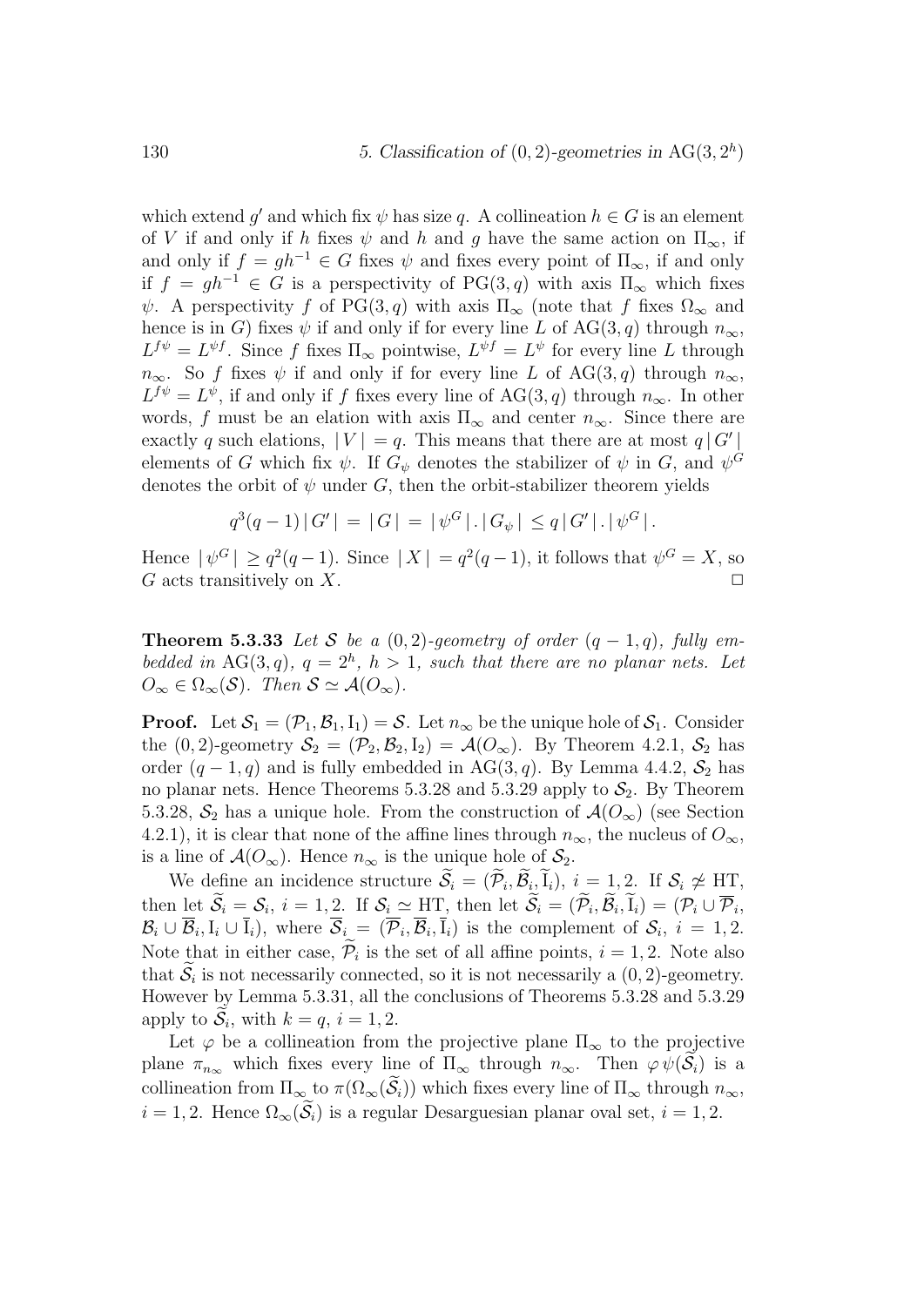which extend $g'$ and which fix $\psi$ has size $q$. A collineation $h \in G$ is an element of $V$ if and only if $h$ fixes $\psi$ and $h$ and $g$ have the same action on $\Pi_\infty$, if and only if $f = gh^{-1} \in G$ fixes $\psi$ and fixes every point of $\Pi_\infty$, if and only if $f = gh^{-1} \in G$ is a perspectivity of $\mathrm{PG}(3,q)$ with axis $\Pi_\infty$ which fixes $\psi$. A perspectivity $f$ of $\mathrm{PG}(3,q)$ with axis $\Pi_\infty$ (note that $f$ fixes $\Omega_\infty$ and hence is in $G$) fixes $\psi$ if and only if for every line $L$ of $\mathrm{AG}(3,q)$ through $n_\infty$, $L^{f\psi} = L^{\psi f}$. Since $f$ fixes $\Pi_\infty$ pointwise, $L^{\psi f} = L^{\psi}$ for every line $L$ through $n_\infty$. So $f$ fixes $\psi$ if and only if for every line $L$ of $\mathrm{AG}(3,q)$ through $n_\infty$, $L^{f\psi} = L^{\psi}$, if and only if $f$ fixes every line of $\mathrm{AG}(3,q)$ through $n_\infty$. In other words, $f$ must be an elation with axis $\Pi_\infty$ and center $n_\infty$. Since there are exactly $q$ such elations, $|V| = q$. This means that there are at most $q\,|G'|$ elements of $G$ which fix $\psi$. If $G_\psi$ denotes the stabilizer of $\psi$ in $G$, and $\psi^G$ denotes the orbit of $\psi$ under $G$, then the orbit-stabilizer theorem yields

$$q^3(q-1)\,|G'| = |G| = |\psi^G|\,.\,|G_\psi| \leq q\,|G'|\,.\,|\psi^G|\,.$$

Hence $|\psi^G| \geq q^2(q-1)$. Since $|X| = q^2(q-1)$, it follows that $\psi^G = X$, so $G$ acts transitively on $X$. □

**Theorem 5.3.33** *Let $\mathcal{S}$ be a $(0,2)$-geometry of order $(q-1,q)$, fully embedded in $\mathrm{AG}(3,q)$, $q = 2^h$, $h > 1$, such that there are no planar nets. Let $O_\infty \in \Omega_\infty(\mathcal{S})$. Then $\mathcal{S} \simeq \mathcal{A}(O_\infty)$.*

**Proof.** Let $\mathcal{S}_1 = (\mathcal{P}_1, \mathcal{B}_1, \mathrm{I}_1) = \mathcal{S}$. Let $n_\infty$ be the unique hole of $\mathcal{S}_1$. Consider the $(0,2)$-geometry $\mathcal{S}_2 = (\mathcal{P}_2, \mathcal{B}_2, \mathrm{I}_2) = \mathcal{A}(O_\infty)$. By Theorem 4.2.1, $\mathcal{S}_2$ has order $(q-1,q)$ and is fully embedded in $\mathrm{AG}(3,q)$. By Lemma 4.4.2, $\mathcal{S}_2$ has no planar nets. Hence Theorems 5.3.28 and 5.3.29 apply to $\mathcal{S}_2$. By Theorem 5.3.28, $\mathcal{S}_2$ has a unique hole. From the construction of $\mathcal{A}(O_\infty)$ (see Section 4.2.1), it is clear that none of the affine lines through $n_\infty$, the nucleus of $O_\infty$, is a line of $\mathcal{A}(O_\infty)$. Hence $n_\infty$ is the unique hole of $\mathcal{S}_2$.

We define an incidence structure $\widetilde{\mathcal{S}}_i = (\widetilde{\mathcal{P}}_i, \widetilde{\mathcal{B}}_i, \widetilde{\mathrm{I}}_i)$, $i = 1,2$. If $\mathcal{S}_i \not\simeq \mathrm{HT}$, then let $\widetilde{\mathcal{S}}_i = \mathcal{S}_i$, $i = 1,2$. If $\mathcal{S}_i \simeq \mathrm{HT}$, then let $\widetilde{\mathcal{S}}_i = (\widetilde{\mathcal{P}}_i, \widetilde{\mathcal{B}}_i, \widetilde{\mathrm{I}}_i) = (\mathcal{P}_i \cup \overline{\mathcal{P}}_i, \mathcal{B}_i \cup \overline{\mathcal{B}}_i, \mathrm{I}_i \cup \overline{\mathrm{I}}_i)$, where $\overline{\mathcal{S}}_i = (\overline{\mathcal{P}}_i, \overline{\mathcal{B}}_i, \overline{\mathrm{I}}_i)$ is the complement of $\mathcal{S}_i$, $i = 1,2$. Note that in either case, $\widetilde{\mathcal{P}}_i$ is the set of all affine points, $i = 1,2$. Note also that $\widetilde{\mathcal{S}}_i$ is not necessarily connected, so it is not necessarily a $(0,2)$-geometry. However by Lemma 5.3.31, all the conclusions of Theorems 5.3.28 and 5.3.29 apply to $\widetilde{\mathcal{S}}_i$, with $k = q$, $i = 1,2$.

Let $\varphi$ be a collineation from the projective plane $\Pi_\infty$ to the projective plane $\pi_{n_\infty}$ which fixes every line of $\Pi_\infty$ through $n_\infty$. Then $\varphi\,\psi(\widetilde{\mathcal{S}}_i)$ is a collineation from $\Pi_\infty$ to $\pi(\Omega_\infty(\widetilde{\mathcal{S}}_i))$ which fixes every line of $\Pi_\infty$ through $n_\infty$, $i = 1,2$. Hence $\Omega_\infty(\widetilde{\mathcal{S}}_i)$ is a regular Desarguesian planar oval set, $i = 1,2$.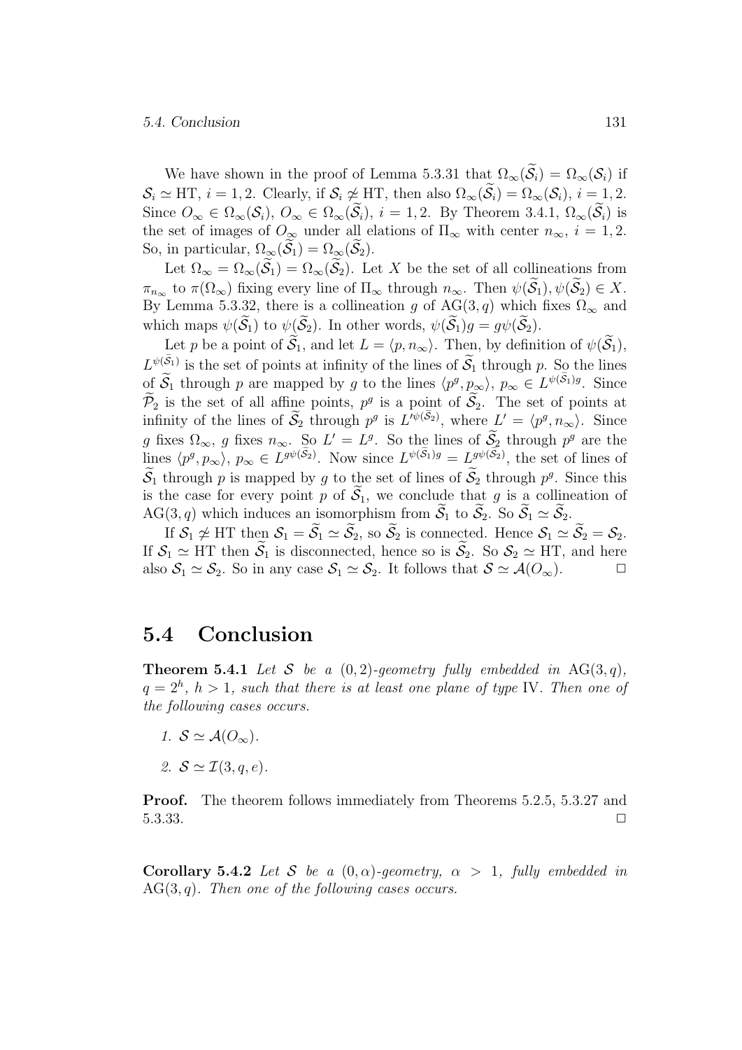We have shown in the proof of Lemma 5.3.31 that $\Omega_\infty(\widetilde{\mathcal{S}}_i) = \Omega_\infty(\mathcal{S}_i)$ if $\mathcal{S}_i \simeq \mathrm{HT}$, $i = 1, 2$. Clearly, if $\mathcal{S}_i \not\simeq \mathrm{HT}$, then also $\Omega_\infty(\widetilde{\mathcal{S}}_i) = \Omega_\infty(\mathcal{S}_i)$, $i = 1, 2$. Since $O_\infty \in \Omega_\infty(\mathcal{S}_i)$, $O_\infty \in \Omega_\infty(\widetilde{\mathcal{S}}_i)$, $i = 1, 2$. By Theorem 3.4.1, $\Omega_\infty(\widetilde{\mathcal{S}}_i)$ is the set of images of $O_\infty$ under all elations of $\Pi_\infty$ with center $n_\infty$, $i = 1, 2$. So, in particular, $\Omega_\infty(\widetilde{\mathcal{S}}_1) = \Omega_\infty(\widetilde{\mathcal{S}}_2)$.

Let $\Omega_\infty = \Omega_\infty(\widetilde{\mathcal{S}}_1) = \Omega_\infty(\widetilde{\mathcal{S}}_2)$. Let $X$ be the set of all collineations from $\pi_{n_\infty}$ to $\pi(\Omega_\infty)$ fixing every line of $\Pi_\infty$ through $n_\infty$. Then $\psi(\widetilde{\mathcal{S}}_1), \psi(\widetilde{\mathcal{S}}_2) \in X$. By Lemma 5.3.32, there is a collineation $g$ of $\mathrm{AG}(3, q)$ which fixes $\Omega_\infty$ and which maps $\psi(\widetilde{\mathcal{S}}_1)$ to $\psi(\widetilde{\mathcal{S}}_2)$. In other words, $\psi(\widetilde{\mathcal{S}}_1)g = g\psi(\widetilde{\mathcal{S}}_2)$.

Let $p$ be a point of $\widetilde{\mathcal{S}}_1$, and let $L = \langle p, n_\infty \rangle$. Then, by definition of $\psi(\widetilde{\mathcal{S}}_1)$, $L^{\psi(\widetilde{\mathcal{S}}_1)}$ is the set of points at infinity of the lines of $\widetilde{\mathcal{S}}_1$ through $p$. So the lines of $\widetilde{\mathcal{S}}_1$ through $p$ are mapped by $g$ to the lines $\langle p^g, p_\infty \rangle$, $p_\infty \in L^{\psi(\widetilde{\mathcal{S}}_1)g}$. Since $\widetilde{\mathcal{P}}_2$ is the set of all affine points, $p^g$ is a point of $\widetilde{\mathcal{S}}_2$. The set of points at infinity of the lines of $\widetilde{\mathcal{S}}_2$ through $p^g$ is $L'^{\psi(\widetilde{\mathcal{S}}_2)}$, where $L' = \langle p^g, n_\infty \rangle$. Since $g$ fixes $\Omega_\infty$, $g$ fixes $n_\infty$. So $L' = L^g$. So the lines of $\widetilde{\mathcal{S}}_2$ through $p^g$ are the lines $\langle p^g, p_\infty \rangle$, $p_\infty \in L^{g\psi(\widetilde{\mathcal{S}}_2)}$. Now since $L^{\psi(\widetilde{\mathcal{S}}_1)g} = L^{g\psi(\widetilde{\mathcal{S}}_2)}$, the set of lines of $\widetilde{\mathcal{S}}_1$ through $p$ is mapped by $g$ to the set of lines of $\widetilde{\mathcal{S}}_2$ through $p^g$. Since this is the case for every point $p$ of $\widetilde{\mathcal{S}}_1$, we conclude that $g$ is a collineation of $\mathrm{AG}(3, q)$ which induces an isomorphism from $\widetilde{\mathcal{S}}_1$ to $\widetilde{\mathcal{S}}_2$. So $\widetilde{\mathcal{S}}_1 \simeq \widetilde{\mathcal{S}}_2$.

If $\mathcal{S}_1 \not\simeq \mathrm{HT}$ then $\mathcal{S}_1 = \widetilde{\mathcal{S}}_1 \simeq \widetilde{\mathcal{S}}_2$, so $\widetilde{\mathcal{S}}_2$ is connected. Hence $\mathcal{S}_1 \simeq \widetilde{\mathcal{S}}_2 = \mathcal{S}_2$. If $\mathcal{S}_1 \simeq \mathrm{HT}$ then $\widetilde{\mathcal{S}}_1$ is disconnected, hence so is $\widetilde{\mathcal{S}}_2$. So $\mathcal{S}_2 \simeq \mathrm{HT}$, and here also $\mathcal{S}_1 \simeq \mathcal{S}_2$. So in any case $\mathcal{S}_1 \simeq \mathcal{S}_2$. It follows that $\mathcal{S} \simeq \mathcal{A}(O_\infty)$. $\square$

## 5.4 Conclusion

**Theorem 5.4.1** *Let $\mathcal{S}$ be a $(0, 2)$-geometry fully embedded in $\mathrm{AG}(3, q)$, $q = 2^h$, $h > 1$, such that there is at least one plane of type* IV. *Then one of the following cases occurs.*

1. $\mathcal{S} \simeq \mathcal{A}(O_\infty)$.
2. $\mathcal{S} \simeq \mathcal{I}(3, q, e)$.

**Proof.** The theorem follows immediately from Theorems 5.2.5, 5.3.27 and 5.3.33. $\square$

**Corollary 5.4.2** *Let $\mathcal{S}$ be a $(0, \alpha)$-geometry, $\alpha > 1$, fully embedded in $\mathrm{AG}(3, q)$. Then one of the following cases occurs.*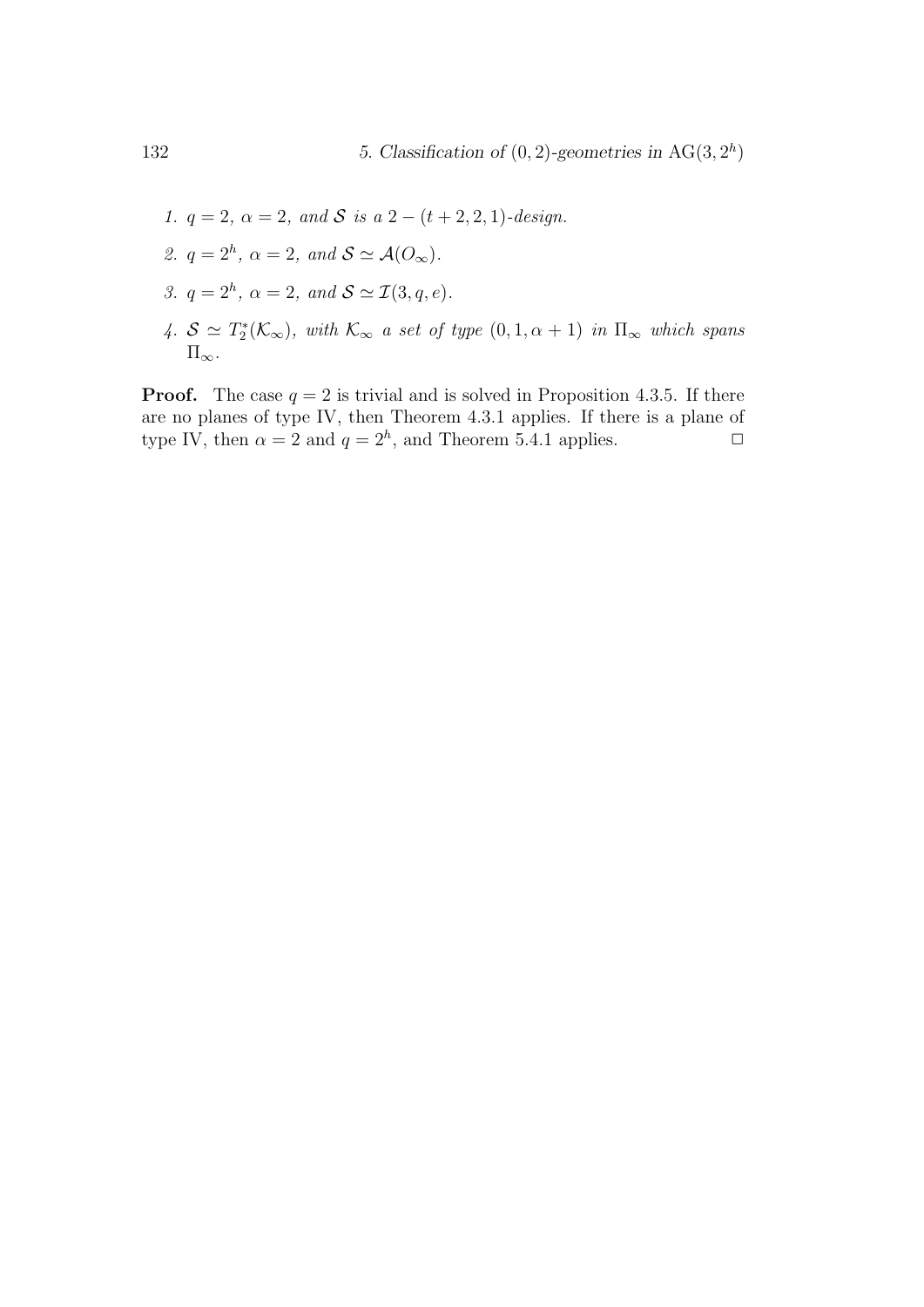1. *$q = 2$, $\alpha = 2$, and $\mathcal{S}$ is a $2-(t+2, 2, 1)$-design.*
2. *$q = 2^h$, $\alpha = 2$, and $\mathcal{S} \simeq \mathcal{A}(O_\infty)$.*
3. *$q = 2^h$, $\alpha = 2$, and $\mathcal{S} \simeq \mathcal{I}(3, q, e)$.*
4. *$\mathcal{S} \simeq T_2^*(\mathcal{K}_\infty)$, with $\mathcal{K}_\infty$ a set of type $(0, 1, \alpha + 1)$ in $\Pi_\infty$ which spans $\Pi_\infty$.*

**Proof.** The case $q = 2$ is trivial and is solved in Proposition 4.3.5. If there are no planes of type IV, then Theorem 4.3.1 applies. If there is a plane of type IV, then $\alpha = 2$ and $q = 2^h$, and Theorem 5.4.1 applies. □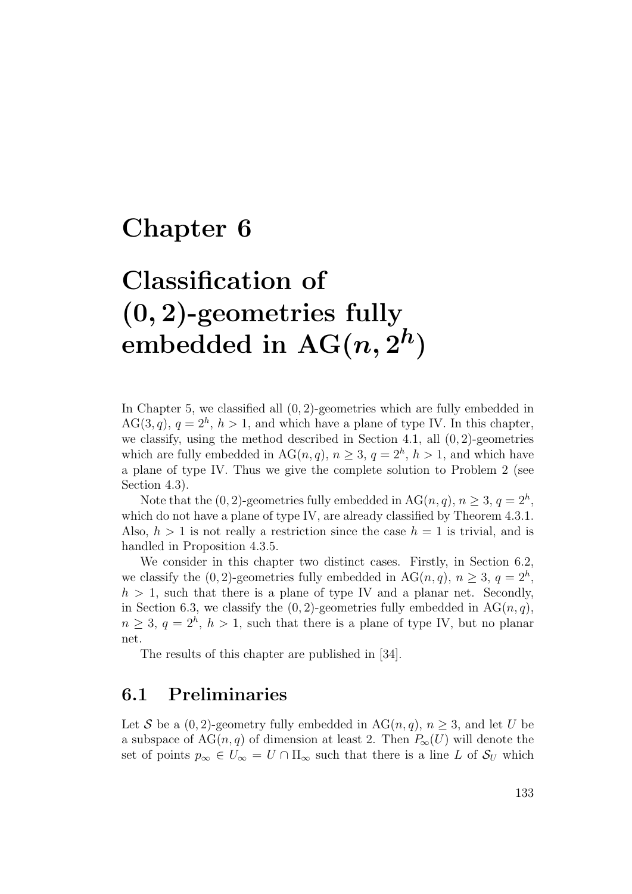# Chapter 6

# Classification of $(0, 2)$-geometries fully embedded in $\mathrm{AG}(n, 2^h)$

In Chapter 5, we classified all $(0, 2)$-geometries which are fully embedded in $\mathrm{AG}(3, q)$, $q = 2^h$, $h > 1$, and which have a plane of type IV. In this chapter, we classify, using the method described in Section 4.1, all $(0, 2)$-geometries which are fully embedded in $\mathrm{AG}(n, q)$, $n \geq 3$, $q = 2^h$, $h > 1$, and which have a plane of type IV. Thus we give the complete solution to Problem 2 (see Section 4.3).

Note that the $(0, 2)$-geometries fully embedded in $\mathrm{AG}(n, q)$, $n \geq 3$, $q = 2^h$, which do not have a plane of type IV, are already classified by Theorem 4.3.1. Also, $h > 1$ is not really a restriction since the case $h = 1$ is trivial, and is handled in Proposition 4.3.5.

We consider in this chapter two distinct cases. Firstly, in Section 6.2, we classify the $(0, 2)$-geometries fully embedded in $\mathrm{AG}(n, q)$, $n \geq 3$, $q = 2^h$, $h > 1$, such that there is a plane of type IV and a planar net. Secondly, in Section 6.3, we classify the $(0, 2)$-geometries fully embedded in $\mathrm{AG}(n, q)$, $n \geq 3$, $q = 2^h$, $h > 1$, such that there is a plane of type IV, but no planar net.

The results of this chapter are published in [34].

## 6.1 Preliminaries

Let $\mathcal{S}$ be a $(0, 2)$-geometry fully embedded in $\mathrm{AG}(n, q)$, $n \geq 3$, and let $U$ be a subspace of $\mathrm{AG}(n, q)$ of dimension at least 2. Then $P_\infty(U)$ will denote the set of points $p_\infty \in U_\infty = U \cap \Pi_\infty$ such that there is a line $L$ of $\mathcal{S}_U$ which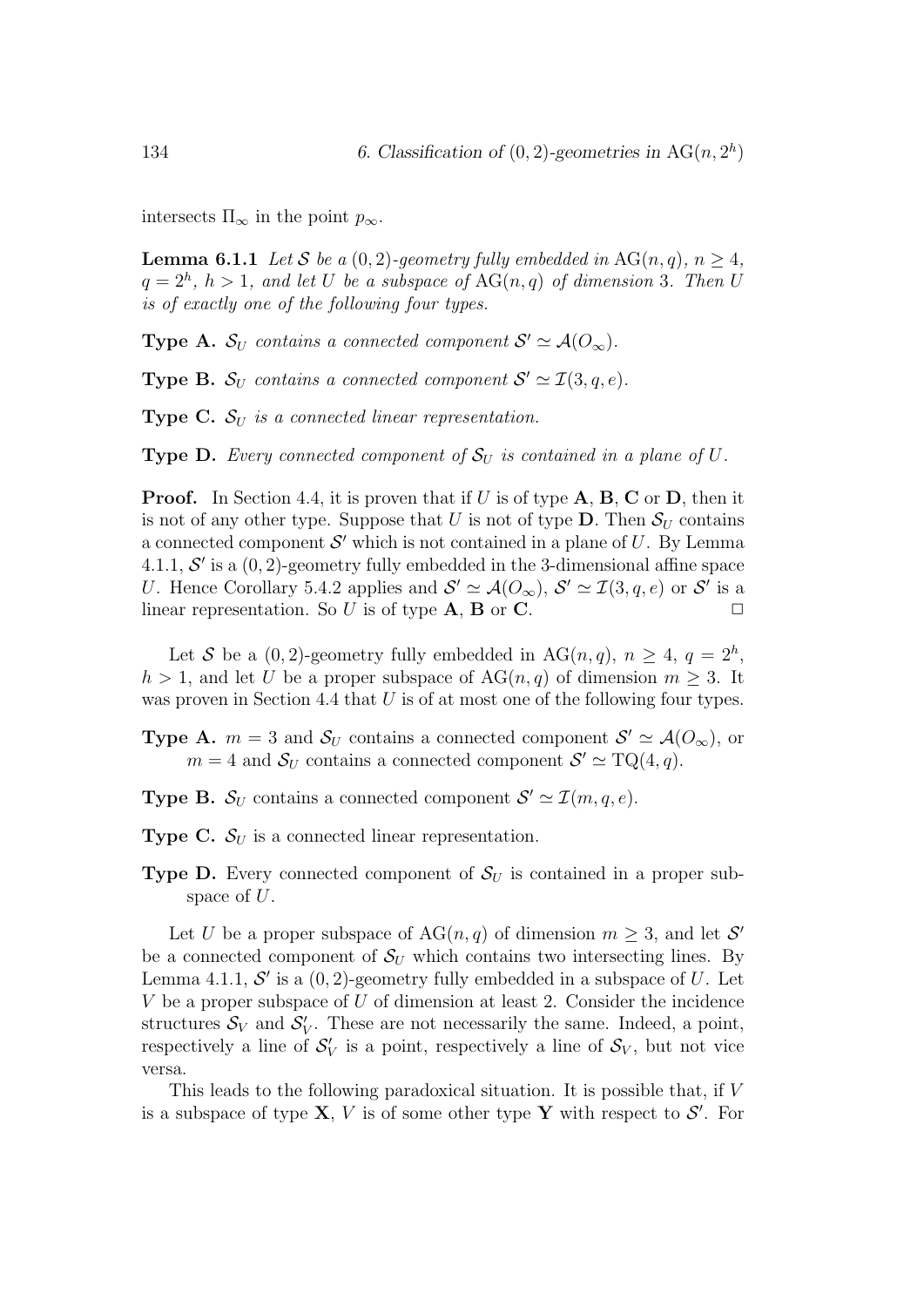intersects $\Pi_\infty$ in the point $p_\infty$.

**Lemma 6.1.1** *Let $\mathcal{S}$ be a $(0,2)$-geometry fully embedded in $\mathrm{AG}(n,q)$, $n \geq 4$, $q = 2^h$, $h > 1$, and let $U$ be a subspace of $\mathrm{AG}(n,q)$ of dimension 3. Then $U$ is of exactly one of the following four types.*

**Type A.** *$\mathcal{S}_U$ contains a connected component $\mathcal{S}' \simeq \mathcal{A}(O_\infty)$.*

**Type B.** *$\mathcal{S}_U$ contains a connected component $\mathcal{S}' \simeq \mathcal{I}(3,q,e)$.*

**Type C.** *$\mathcal{S}_U$ is a connected linear representation.*

**Type D.** *Every connected component of $\mathcal{S}_U$ is contained in a plane of $U$.*

**Proof.** In Section 4.4, it is proven that if $U$ is of type **A**, **B**, **C** or **D**, then it is not of any other type. Suppose that $U$ is not of type **D**. Then $\mathcal{S}_U$ contains a connected component $\mathcal{S}'$ which is not contained in a plane of $U$. By Lemma 4.1.1, $\mathcal{S}'$ is a $(0,2)$-geometry fully embedded in the 3-dimensional affine space $U$. Hence Corollary 5.4.2 applies and $\mathcal{S}' \simeq \mathcal{A}(O_\infty)$, $\mathcal{S}' \simeq \mathcal{I}(3,q,e)$ or $\mathcal{S}'$ is a linear representation. So $U$ is of type **A**, **B** or **C**. $\square$

Let $\mathcal{S}$ be a $(0,2)$-geometry fully embedded in $\mathrm{AG}(n,q)$, $n \geq 4$, $q = 2^h$, $h > 1$, and let $U$ be a proper subspace of $\mathrm{AG}(n,q)$ of dimension $m \geq 3$. It was proven in Section 4.4 that $U$ is of at most one of the following four types.

**Type A.** $m = 3$ and $\mathcal{S}_U$ contains a connected component $\mathcal{S}' \simeq \mathcal{A}(O_\infty)$, or $m = 4$ and $\mathcal{S}_U$ contains a connected component $\mathcal{S}' \simeq \mathrm{TQ}(4,q)$.

**Type B.** $\mathcal{S}_U$ contains a connected component $\mathcal{S}' \simeq \mathcal{I}(m,q,e)$.

**Type C.** $\mathcal{S}_U$ is a connected linear representation.

**Type D.** Every connected component of $\mathcal{S}_U$ is contained in a proper subspace of $U$.

Let $U$ be a proper subspace of $\mathrm{AG}(n,q)$ of dimension $m \geq 3$, and let $\mathcal{S}'$ be a connected component of $\mathcal{S}_U$ which contains two intersecting lines. By Lemma 4.1.1, $\mathcal{S}'$ is a $(0,2)$-geometry fully embedded in a subspace of $U$. Let $V$ be a proper subspace of $U$ of dimension at least 2. Consider the incidence structures $\mathcal{S}_V$ and $\mathcal{S}'_V$. These are not necessarily the same. Indeed, a point, respectively a line of $\mathcal{S}'_V$ is a point, respectively a line of $\mathcal{S}_V$, but not vice versa.

This leads to the following paradoxical situation. It is possible that, if $V$ is a subspace of type $\mathbf{X}$, $V$ is of some other type $\mathbf{Y}$ with respect to $\mathcal{S}'$. For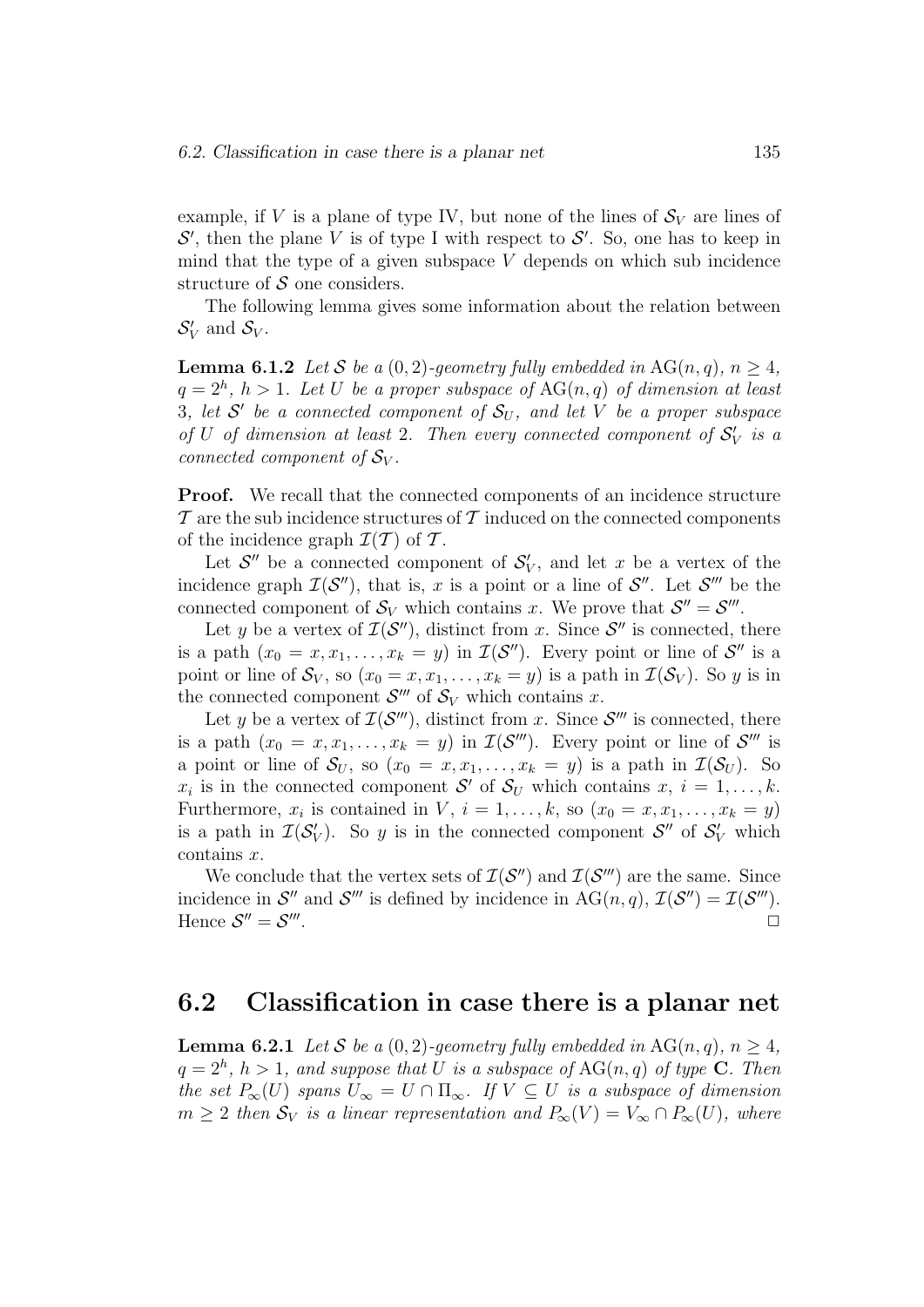example, if $V$ is a plane of type IV, but none of the lines of $\mathcal{S}_V$ are lines of $\mathcal{S}'$, then the plane $V$ is of type I with respect to $\mathcal{S}'$. So, one has to keep in mind that the type of a given subspace $V$ depends on which sub incidence structure of $\mathcal{S}$ one considers.

The following lemma gives some information about the relation between $\mathcal{S}'_V$ and $\mathcal{S}_V$.

**Lemma 6.1.2** *Let $\mathcal{S}$ be a $(0,2)$-geometry fully embedded in $\mathrm{AG}(n,q)$, $n \geq 4$, $q = 2^h$, $h > 1$. Let $U$ be a proper subspace of $\mathrm{AG}(n,q)$ of dimension at least 3, let $\mathcal{S}'$ be a connected component of $\mathcal{S}_U$, and let $V$ be a proper subspace of $U$ of dimension at least 2. Then every connected component of $\mathcal{S}'_V$ is a connected component of $\mathcal{S}_V$.*

**Proof.** We recall that the connected components of an incidence structure $\mathcal{T}$ are the sub incidence structures of $\mathcal{T}$ induced on the connected components of the incidence graph $\mathcal{I}(\mathcal{T})$ of $\mathcal{T}$.

Let $\mathcal{S}''$ be a connected component of $\mathcal{S}'_V$, and let $x$ be a vertex of the incidence graph $\mathcal{I}(\mathcal{S}'')$, that is, $x$ is a point or a line of $\mathcal{S}''$. Let $\mathcal{S}'''$ be the connected component of $\mathcal{S}_V$ which contains $x$. We prove that $\mathcal{S}'' = \mathcal{S}'''$.

Let $y$ be a vertex of $\mathcal{I}(\mathcal{S}'')$, distinct from $x$. Since $\mathcal{S}''$ is connected, there is a path $(x_0 = x, x_1, \ldots, x_k = y)$ in $\mathcal{I}(\mathcal{S}'')$. Every point or line of $\mathcal{S}''$ is a point or line of $\mathcal{S}_V$, so $(x_0 = x, x_1, \ldots, x_k = y)$ is a path in $\mathcal{I}(\mathcal{S}_V)$. So $y$ is in the connected component $\mathcal{S}'''$ of $\mathcal{S}_V$ which contains $x$.

Let $y$ be a vertex of $\mathcal{I}(\mathcal{S}''')$, distinct from $x$. Since $\mathcal{S}'''$ is connected, there is a path $(x_0 = x, x_1, \ldots, x_k = y)$ in $\mathcal{I}(\mathcal{S}''')$. Every point or line of $\mathcal{S}'''$ is a point or line of $\mathcal{S}_U$, so $(x_0 = x, x_1, \ldots, x_k = y)$ is a path in $\mathcal{I}(\mathcal{S}_U)$. So $x_i$ is in the connected component $\mathcal{S}'$ of $\mathcal{S}_U$ which contains $x$, $i = 1, \ldots, k$. Furthermore, $x_i$ is contained in $V$, $i = 1, \ldots, k$, so $(x_0 = x, x_1, \ldots, x_k = y)$ is a path in $\mathcal{I}(\mathcal{S}'_V)$. So $y$ is in the connected component $\mathcal{S}''$ of $\mathcal{S}'_V$ which contains $x$.

We conclude that the vertex sets of $\mathcal{I}(\mathcal{S}'')$ and $\mathcal{I}(\mathcal{S}''')$ are the same. Since incidence in $\mathcal{S}''$ and $\mathcal{S}'''$ is defined by incidence in $\mathrm{AG}(n,q)$, $\mathcal{I}(\mathcal{S}'') = \mathcal{I}(\mathcal{S}''')$. Hence $\mathcal{S}'' = \mathcal{S}'''$. □

## 6.2 Classification in case there is a planar net

**Lemma 6.2.1** *Let $\mathcal{S}$ be a $(0,2)$-geometry fully embedded in $\mathrm{AG}(n,q)$, $n \geq 4$, $q = 2^h$, $h > 1$, and suppose that $U$ is a subspace of $\mathrm{AG}(n,q)$ of type **C**. Then the set $P_\infty(U)$ spans $U_\infty = U \cap \Pi_\infty$. If $V \subseteq U$ is a subspace of dimension $m \geq 2$ then $\mathcal{S}_V$ is a linear representation and $P_\infty(V) = V_\infty \cap P_\infty(U)$, where*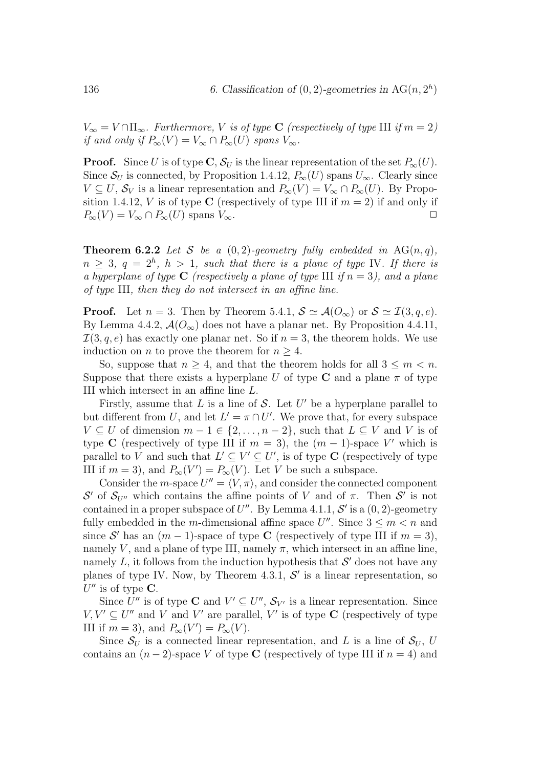$V_\infty = V \cap \Pi_\infty$. *Furthermore, $V$ is of type* **C** *(respectively of type* III *if $m = 2$) if and only if $P_\infty(V) = V_\infty \cap P_\infty(U)$ spans $V_\infty$.*

**Proof.** Since $U$ is of type **C**, $\mathcal{S}_U$ is the linear representation of the set $P_\infty(U)$. Since $\mathcal{S}_U$ is connected, by Proposition 1.4.12, $P_\infty(U)$ spans $U_\infty$. Clearly since $V \subseteq U$, $\mathcal{S}_V$ is a linear representation and $P_\infty(V) = V_\infty \cap P_\infty(U)$. By Proposition 1.4.12, $V$ is of type **C** (respectively of type III if $m = 2$) if and only if $P_\infty(V) = V_\infty \cap P_\infty(U)$ spans $V_\infty$. $\square$

**Theorem 6.2.2** *Let $\mathcal{S}$ be a $(0, 2)$-geometry fully embedded in $\mathrm{AG}(n, q)$, $n \geq 3$, $q = 2^h$, $h > 1$, such that there is a plane of type* IV. *If there is a hyperplane of type* **C** *(respectively a plane of type* III *if $n = 3$), and a plane of type* III*, then they do not intersect in an affine line.*

**Proof.** Let $n = 3$. Then by Theorem 5.4.1, $\mathcal{S} \simeq \mathcal{A}(O_\infty)$ or $\mathcal{S} \simeq \mathcal{I}(3, q, e)$. By Lemma 4.4.2, $\mathcal{A}(O_\infty)$ does not have a planar net. By Proposition 4.4.11, $\mathcal{I}(3, q, e)$ has exactly one planar net. So if $n = 3$, the theorem holds. We use induction on $n$ to prove the theorem for $n \geq 4$.

So, suppose that $n \geq 4$, and that the theorem holds for all $3 \leq m < n$. Suppose that there exists a hyperplane $U$ of type **C** and a plane $\pi$ of type III which intersect in an affine line $L$.

Firstly, assume that $L$ is a line of $\mathcal{S}$. Let $U'$ be a hyperplane parallel to but different from $U$, and let $L' = \pi \cap U'$. We prove that, for every subspace $V \subseteq U$ of dimension $m - 1 \in \{2, \ldots, n-2\}$, such that $L \subseteq V$ and $V$ is of type **C** (respectively of type III if $m = 3$), the $(m-1)$-space $V'$ which is parallel to $V$ and such that $L' \subseteq V' \subseteq U'$, is of type **C** (respectively of type III if $m = 3$), and $P_\infty(V') = P_\infty(V)$. Let $V$ be such a subspace.

Consider the $m$-space $U'' = \langle V, \pi \rangle$, and consider the connected component $\mathcal{S}'$ of $\mathcal{S}_{U''}$ which contains the affine points of $V$ and of $\pi$. Then $\mathcal{S}'$ is not contained in a proper subspace of $U''$. By Lemma 4.1.1, $\mathcal{S}'$ is a $(0, 2)$-geometry fully embedded in the $m$-dimensional affine space $U''$. Since $3 \leq m < n$ and since $\mathcal{S}'$ has an $(m-1)$-space of type **C** (respectively of type III if $m = 3$), namely $V$, and a plane of type III, namely $\pi$, which intersect in an affine line, namely $L$, it follows from the induction hypothesis that $\mathcal{S}'$ does not have any planes of type IV. Now, by Theorem 4.3.1, $\mathcal{S}'$ is a linear representation, so $U''$ is of type **C**.

Since $U''$ is of type **C** and $V' \subseteq U''$, $\mathcal{S}_{V'}$ is a linear representation. Since $V, V' \subseteq U''$ and $V$ and $V'$ are parallel, $V'$ is of type **C** (respectively of type III if $m = 3$), and $P_\infty(V') = P_\infty(V)$.

Since $\mathcal{S}_U$ is a connected linear representation, and $L$ is a line of $\mathcal{S}_U$, $U$ contains an $(n-2)$-space $V$ of type **C** (respectively of type III if $n = 4$) and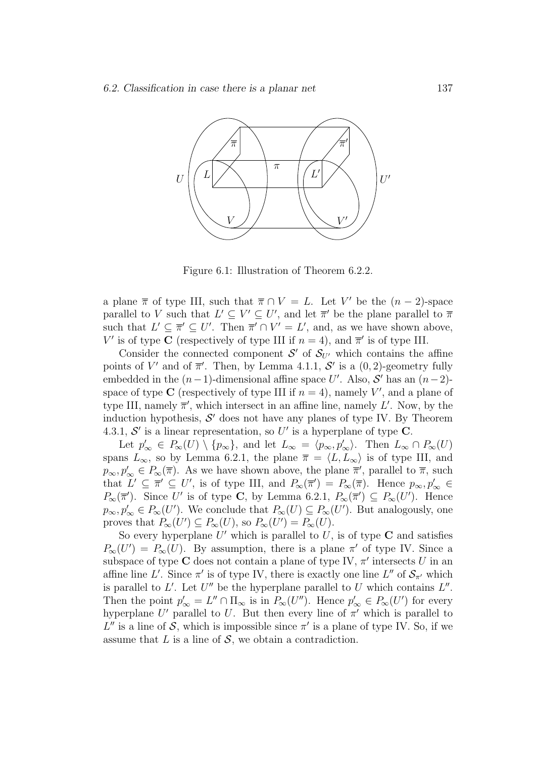Figure 6.1: Illustration of Theorem 6.2.2.

a plane $\overline{\pi}$ of type III, such that $\overline{\pi} \cap V = L$. Let $V'$ be the $(n-2)$-space parallel to $V$ such that $L' \subseteq V' \subseteq U'$, and let $\overline{\pi}'$ be the plane parallel to $\overline{\pi}$ such that $L' \subseteq \overline{\pi}' \subseteq U'$. Then $\overline{\pi}' \cap V' = L'$, and, as we have shown above, $V'$ is of type **C** (respectively of type III if $n = 4$), and $\overline{\pi}'$ is of type III.

Consider the connected component $\mathcal{S}'$ of $\mathcal{S}_{U'}$ which contains the affine points of $V'$ and of $\overline{\pi}'$. Then, by Lemma 4.1.1, $\mathcal{S}'$ is a $(0,2)$-geometry fully embedded in the $(n-1)$-dimensional affine space $U'$. Also, $\mathcal{S}'$ has an $(n-2)$-space of type **C** (respectively of type III if $n = 4$), namely $V'$, and a plane of type III, namely $\overline{\pi}'$, which intersect in an affine line, namely $L'$. Now, by the induction hypothesis, $\mathcal{S}'$ does not have any planes of type IV. By Theorem 4.3.1, $\mathcal{S}'$ is a linear representation, so $U'$ is a hyperplane of type **C**.

Let $p'_\infty \in P_\infty(U) \setminus \{p_\infty\}$, and let $L_\infty = \langle p_\infty, p'_\infty \rangle$. Then $L_\infty \cap P_\infty(U)$ spans $L_\infty$, so by Lemma 6.2.1, the plane $\overline{\pi} = \langle L, L_\infty \rangle$ is of type III, and $p_\infty, p'_\infty \in P_\infty(\overline{\pi})$. As we have shown above, the plane $\overline{\pi}'$, parallel to $\overline{\pi}$, such that $L' \subseteq \overline{\pi}' \subseteq U'$, is of type III, and $P_\infty(\overline{\pi}') = P_\infty(\overline{\pi})$. Hence $p_\infty, p'_\infty \in P_\infty(\overline{\pi}')$. Since $U'$ is of type **C**, by Lemma 6.2.1, $P_\infty(\overline{\pi}') \subseteq P_\infty(U')$. Hence $p_\infty, p'_\infty \in P_\infty(U')$. We conclude that $P_\infty(U) \subseteq P_\infty(U')$. But analogously, one proves that $P_\infty(U') \subseteq P_\infty(U)$, so $P_\infty(U') = P_\infty(U)$.

So every hyperplane $U'$ which is parallel to $U$, is of type **C** and satisfies $P_\infty(U') = P_\infty(U)$. By assumption, there is a plane $\pi'$ of type IV. Since a subspace of type **C** does not contain a plane of type IV, $\pi'$ intersects $U$ in an affine line $L'$. Since $\pi'$ is of type IV, there is exactly one line $L''$ of $\mathcal{S}_{\pi'}$ which is parallel to $L'$. Let $U''$ be the hyperplane parallel to $U$ which contains $L''$. Then the point $p'_\infty = L'' \cap \Pi_\infty$ is in $P_\infty(U'')$. Hence $p'_\infty \in P_\infty(U')$ for every hyperplane $U'$ parallel to $U$. But then every line of $\pi'$ which is parallel to $L''$ is a line of $\mathcal{S}$, which is impossible since $\pi'$ is a plane of type IV. So, if we assume that $L$ is a line of $\mathcal{S}$, we obtain a contradiction.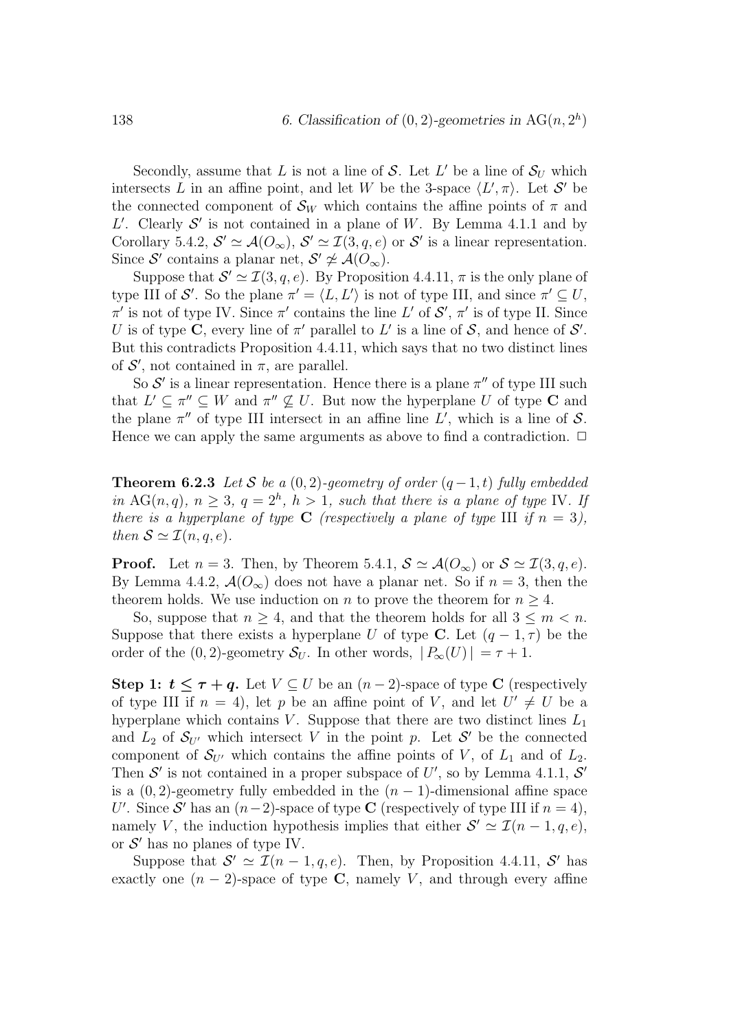Secondly, assume that $L$ is not a line of $\mathcal{S}$. Let $L'$ be a line of $\mathcal{S}_U$ which intersects $L$ in an affine point, and let $W$ be the 3-space $\langle L', \pi \rangle$. Let $\mathcal{S}'$ be the connected component of $\mathcal{S}_W$ which contains the affine points of $\pi$ and $L'$. Clearly $\mathcal{S}'$ is not contained in a plane of $W$. By Lemma 4.1.1 and by Corollary 5.4.2, $\mathcal{S}' \simeq \mathcal{A}(O_\infty)$, $\mathcal{S}' \simeq \mathcal{I}(3, q, e)$ or $\mathcal{S}'$ is a linear representation. Since $\mathcal{S}'$ contains a planar net, $\mathcal{S}' \not\simeq \mathcal{A}(O_\infty)$.

Suppose that $\mathcal{S}' \simeq \mathcal{I}(3, q, e)$. By Proposition 4.4.11, $\pi$ is the only plane of type III of $\mathcal{S}'$. So the plane $\pi' = \langle L, L' \rangle$ is not of type III, and since $\pi' \subseteq U$, $\pi'$ is not of type IV. Since $\pi'$ contains the line $L'$ of $\mathcal{S}'$, $\pi'$ is of type II. Since $U$ is of type **C**, every line of $\pi'$ parallel to $L'$ is a line of $\mathcal{S}$, and hence of $\mathcal{S}'$. But this contradicts Proposition 4.4.11, which says that no two distinct lines of $\mathcal{S}'$, not contained in $\pi$, are parallel.

So $\mathcal{S}'$ is a linear representation. Hence there is a plane $\pi''$ of type III such that $L' \subseteq \pi'' \subseteq W$ and $\pi'' \not\subseteq U$. But now the hyperplane $U$ of type **C** and the plane $\pi''$ of type III intersect in an affine line $L'$, which is a line of $\mathcal{S}$. Hence we can apply the same arguments as above to find a contradiction. $\square$

**Theorem 6.2.3** *Let $\mathcal{S}$ be a $(0, 2)$-geometry of order $(q-1, t)$ fully embedded in $\mathrm{AG}(n, q)$, $n \geq 3$, $q = 2^h$, $h > 1$, such that there is a plane of type* IV*. If there is a hyperplane of type* **C** *(respectively a plane of type* III *if $n = 3$), then $\mathcal{S} \simeq \mathcal{I}(n, q, e)$.*

**Proof.** Let $n = 3$. Then, by Theorem 5.4.1, $\mathcal{S} \simeq \mathcal{A}(O_\infty)$ or $\mathcal{S} \simeq \mathcal{I}(3, q, e)$. By Lemma 4.4.2, $\mathcal{A}(O_\infty)$ does not have a planar net. So if $n = 3$, then the theorem holds. We use induction on $n$ to prove the theorem for $n \geq 4$.

So, suppose that $n \geq 4$, and that the theorem holds for all $3 \leq m < n$. Suppose that there exists a hyperplane $U$ of type **C**. Let $(q-1, \tau)$ be the order of the $(0, 2)$-geometry $\mathcal{S}_U$. In other words, $|P_\infty(U)| = \tau + 1$.

**Step 1: $t \leq \tau + q$.** Let $V \subseteq U$ be an $(n-2)$-space of type **C** (respectively of type III if $n = 4$), let $p$ be an affine point of $V$, and let $U' \neq U$ be a hyperplane which contains $V$. Suppose that there are two distinct lines $L_1$ and $L_2$ of $\mathcal{S}_{U'}$ which intersect $V$ in the point $p$. Let $\mathcal{S}'$ be the connected component of $\mathcal{S}_{U'}$ which contains the affine points of $V$, of $L_1$ and of $L_2$. Then $\mathcal{S}'$ is not contained in a proper subspace of $U'$, so by Lemma 4.1.1, $\mathcal{S}'$ is a $(0, 2)$-geometry fully embedded in the $(n-1)$-dimensional affine space $U'$. Since $\mathcal{S}'$ has an $(n-2)$-space of type **C** (respectively of type III if $n = 4$), namely $V$, the induction hypothesis implies that either $\mathcal{S}' \simeq \mathcal{I}(n-1, q, e)$, or $\mathcal{S}'$ has no planes of type IV.

Suppose that $\mathcal{S}' \simeq \mathcal{I}(n-1, q, e)$. Then, by Proposition 4.4.11, $\mathcal{S}'$ has exactly one $(n-2)$-space of type **C**, namely $V$, and through every affine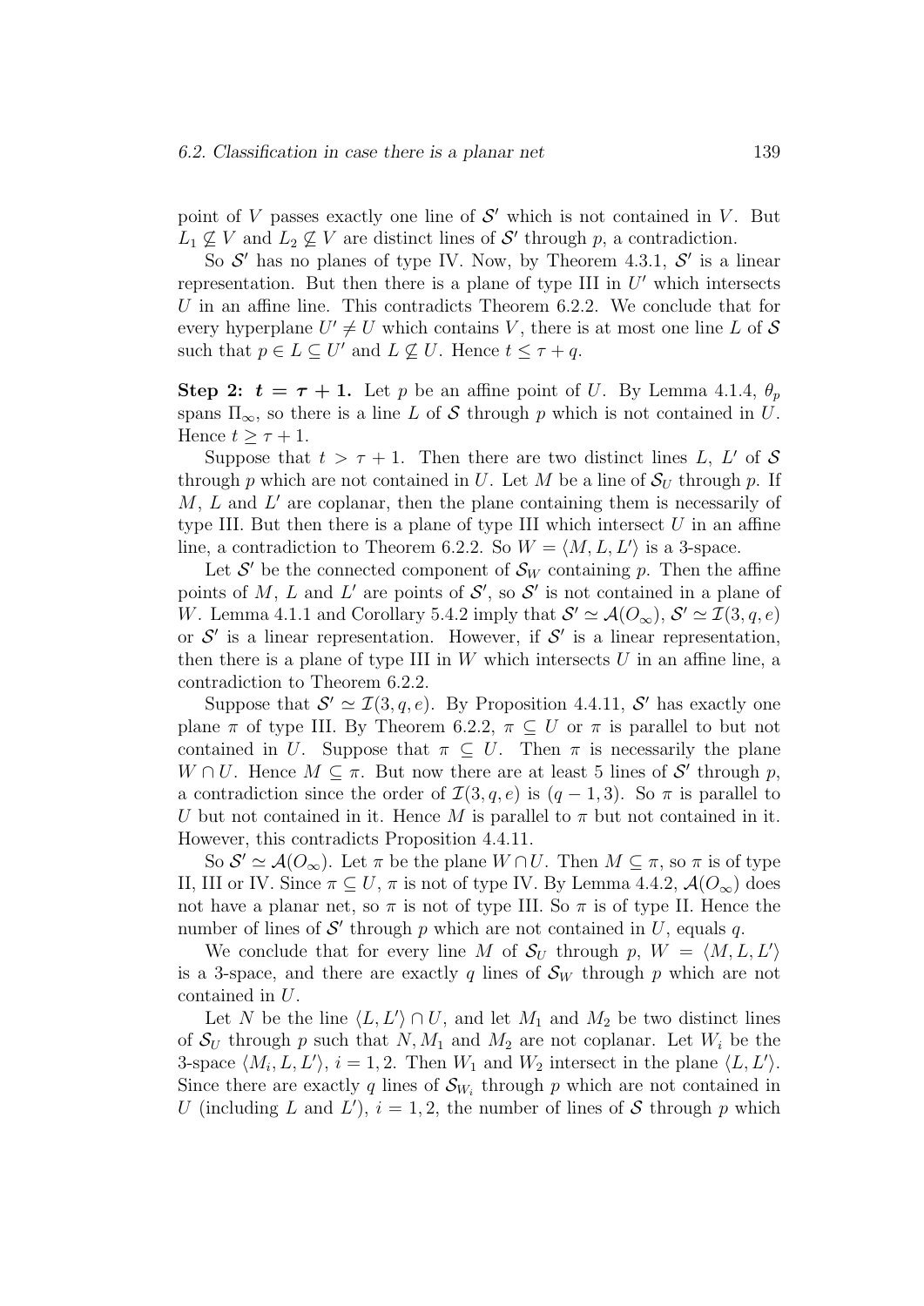point of $V$ passes exactly one line of $\mathcal{S}'$ which is not contained in $V$. But $L_1 \not\subseteq V$ and $L_2 \not\subseteq V$ are distinct lines of $\mathcal{S}'$ through $p$, a contradiction.

So $\mathcal{S}'$ has no planes of type IV. Now, by Theorem 4.3.1, $\mathcal{S}'$ is a linear representation. But then there is a plane of type III in $U'$ which intersects $U$ in an affine line. This contradicts Theorem 6.2.2. We conclude that for every hyperplane $U' \neq U$ which contains $V$, there is at most one line $L$ of $\mathcal{S}$ such that $p \in L \subseteq U'$ and $L \not\subseteq U$. Hence $t \leq \tau + q$.

**Step 2: $t = \tau + 1$.** Let $p$ be an affine point of $U$. By Lemma 4.1.4, $\theta_p$ spans $\Pi_\infty$, so there is a line $L$ of $\mathcal{S}$ through $p$ which is not contained in $U$. Hence $t \geq \tau + 1$.

Suppose that $t > \tau + 1$. Then there are two distinct lines $L$, $L'$ of $\mathcal{S}$ through $p$ which are not contained in $U$. Let $M$ be a line of $\mathcal{S}_U$ through $p$. If $M$, $L$ and $L'$ are coplanar, then the plane containing them is necessarily of type III. But then there is a plane of type III which intersect $U$ in an affine line, a contradiction to Theorem 6.2.2. So $W = \langle M, L, L' \rangle$ is a 3-space.

Let $\mathcal{S}'$ be the connected component of $\mathcal{S}_W$ containing $p$. Then the affine points of $M$, $L$ and $L'$ are points of $\mathcal{S}'$, so $\mathcal{S}'$ is not contained in a plane of $W$. Lemma 4.1.1 and Corollary 5.4.2 imply that $\mathcal{S}' \simeq \mathcal{A}(O_\infty)$, $\mathcal{S}' \simeq \mathcal{I}(3, q, e)$ or $\mathcal{S}'$ is a linear representation. However, if $\mathcal{S}'$ is a linear representation, then there is a plane of type III in $W$ which intersects $U$ in an affine line, a contradiction to Theorem 6.2.2.

Suppose that $\mathcal{S}' \simeq \mathcal{I}(3, q, e)$. By Proposition 4.4.11, $\mathcal{S}'$ has exactly one plane $\pi$ of type III. By Theorem 6.2.2, $\pi \subseteq U$ or $\pi$ is parallel to but not contained in $U$. Suppose that $\pi \subseteq U$. Then $\pi$ is necessarily the plane $W \cap U$. Hence $M \subseteq \pi$. But now there are at least 5 lines of $\mathcal{S}'$ through $p$, a contradiction since the order of $\mathcal{I}(3, q, e)$ is $(q - 1, 3)$. So $\pi$ is parallel to $U$ but not contained in it. Hence $M$ is parallel to $\pi$ but not contained in it. However, this contradicts Proposition 4.4.11.

So $\mathcal{S}' \simeq \mathcal{A}(O_\infty)$. Let $\pi$ be the plane $W \cap U$. Then $M \subseteq \pi$, so $\pi$ is of type II, III or IV. Since $\pi \subseteq U$, $\pi$ is not of type IV. By Lemma 4.4.2, $\mathcal{A}(O_\infty)$ does not have a planar net, so $\pi$ is not of type III. So $\pi$ is of type II. Hence the number of lines of $\mathcal{S}'$ through $p$ which are not contained in $U$, equals $q$.

We conclude that for every line $M$ of $\mathcal{S}_U$ through $p$, $W = \langle M, L, L' \rangle$ is a 3-space, and there are exactly $q$ lines of $\mathcal{S}_W$ through $p$ which are not contained in $U$.

Let $N$ be the line $\langle L, L' \rangle \cap U$, and let $M_1$ and $M_2$ be two distinct lines of $\mathcal{S}_U$ through $p$ such that $N, M_1$ and $M_2$ are not coplanar. Let $W_i$ be the 3-space $\langle M_i, L, L' \rangle$, $i = 1, 2$. Then $W_1$ and $W_2$ intersect in the plane $\langle L, L' \rangle$. Since there are exactly $q$ lines of $\mathcal{S}_{W_i}$ through $p$ which are not contained in $U$ (including $L$ and $L'$), $i = 1, 2$, the number of lines of $\mathcal{S}$ through $p$ which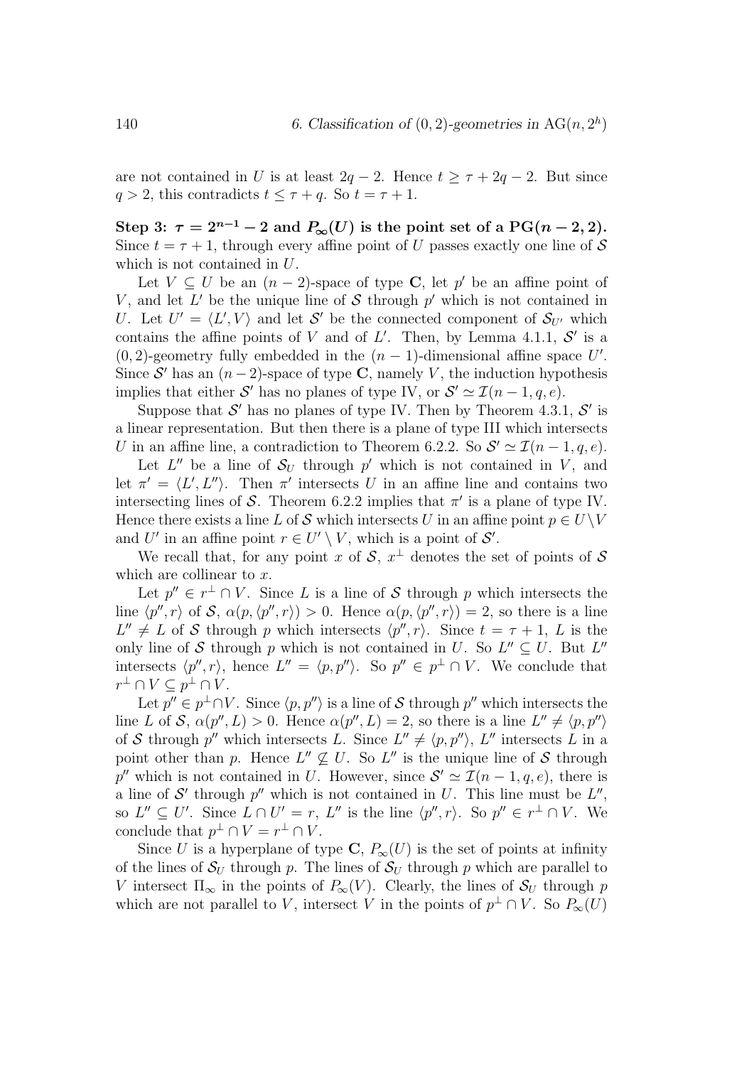are not contained in $U$ is at least $2q-2$. Hence $t \geq \tau + 2q - 2$. But since $q > 2$, this contradicts $t \leq \tau + q$. So $t = \tau + 1$.

**Step 3: $\tau = 2^{n-1} - 2$ and $P_\infty(U)$ is the point set of a $\mathrm{PG}(n-2, 2)$.** Since $t = \tau + 1$, through every affine point of $U$ passes exactly one line of $\mathcal{S}$ which is not contained in $U$.

Let $V \subseteq U$ be an $(n-2)$-space of type **C**, let $p'$ be an affine point of $V$, and let $L'$ be the unique line of $\mathcal{S}$ through $p'$ which is not contained in $U$. Let $U' = \langle L', V \rangle$ and let $\mathcal{S}'$ be the connected component of $\mathcal{S}_{U'}$ which contains the affine points of $V$ and of $L'$. Then, by Lemma 4.1.1, $\mathcal{S}'$ is a $(0,2)$-geometry fully embedded in the $(n-1)$-dimensional affine space $U'$. Since $\mathcal{S}'$ has an $(n-2)$-space of type **C**, namely $V$, the induction hypothesis implies that either $\mathcal{S}'$ has no planes of type IV, or $\mathcal{S}' \simeq \mathcal{I}(n-1, q, e)$.

Suppose that $\mathcal{S}'$ has no planes of type IV. Then by Theorem 4.3.1, $\mathcal{S}'$ is a linear representation. But then there is a plane of type III which intersects $U$ in an affine line, a contradiction to Theorem 6.2.2. So $\mathcal{S}' \simeq \mathcal{I}(n-1, q, e)$.

Let $L''$ be a line of $\mathcal{S}_U$ through $p'$ which is not contained in $V$, and let $\pi' = \langle L', L'' \rangle$. Then $\pi'$ intersects $U$ in an affine line and contains two intersecting lines of $\mathcal{S}$. Theorem 6.2.2 implies that $\pi'$ is a plane of type IV. Hence there exists a line $L$ of $\mathcal{S}$ which intersects $U$ in an affine point $p \in U \setminus V$ and $U'$ in an affine point $r \in U' \setminus V$, which is a point of $\mathcal{S}'$.

We recall that, for any point $x$ of $\mathcal{S}$, $x^\perp$ denotes the set of points of $\mathcal{S}$ which are collinear to $x$.

Let $p'' \in r^\perp \cap V$. Since $L$ is a line of $\mathcal{S}$ through $p$ which intersects the line $\langle p'', r \rangle$ of $\mathcal{S}$, $\alpha(p, \langle p'', r \rangle) > 0$. Hence $\alpha(p, \langle p'', r \rangle) = 2$, so there is a line $L'' \neq L$ of $\mathcal{S}$ through $p$ which intersects $\langle p'', r \rangle$. Since $t = \tau + 1$, $L$ is the only line of $\mathcal{S}$ through $p$ which is not contained in $U$. So $L'' \subseteq U$. But $L''$ intersects $\langle p'', r \rangle$, hence $L'' = \langle p, p'' \rangle$. So $p'' \in p^\perp \cap V$. We conclude that $r^\perp \cap V \subseteq p^\perp \cap V$.

Let $p'' \in p^\perp \cap V$. Since $\langle p, p'' \rangle$ is a line of $\mathcal{S}$ through $p''$ which intersects the line $L$ of $\mathcal{S}$, $\alpha(p'', L) > 0$. Hence $\alpha(p'', L) = 2$, so there is a line $L'' \neq \langle p, p'' \rangle$ of $\mathcal{S}$ through $p''$ which intersects $L$. Since $L'' \neq \langle p, p'' \rangle$, $L''$ intersects $L$ in a point other than $p$. Hence $L'' \nsubseteq U$. So $L''$ is the unique line of $\mathcal{S}$ through $p''$ which is not contained in $U$. However, since $\mathcal{S}' \simeq \mathcal{I}(n-1, q, e)$, there is a line of $\mathcal{S}'$ through $p''$ which is not contained in $U$. This line must be $L''$, so $L'' \subseteq U'$. Since $L \cap U' = r$, $L''$ is the line $\langle p'', r \rangle$. So $p'' \in r^\perp \cap V$. We conclude that $p^\perp \cap V = r^\perp \cap V$.

Since $U$ is a hyperplane of type **C**, $P_\infty(U)$ is the set of points at infinity of the lines of $\mathcal{S}_U$ through $p$. The lines of $\mathcal{S}_U$ through $p$ which are parallel to $V$ intersect $\Pi_\infty$ in the points of $P_\infty(V)$. Clearly, the lines of $\mathcal{S}_U$ through $p$ which are not parallel to $V$, intersect $V$ in the points of $p^\perp \cap V$. So $P_\infty(U)$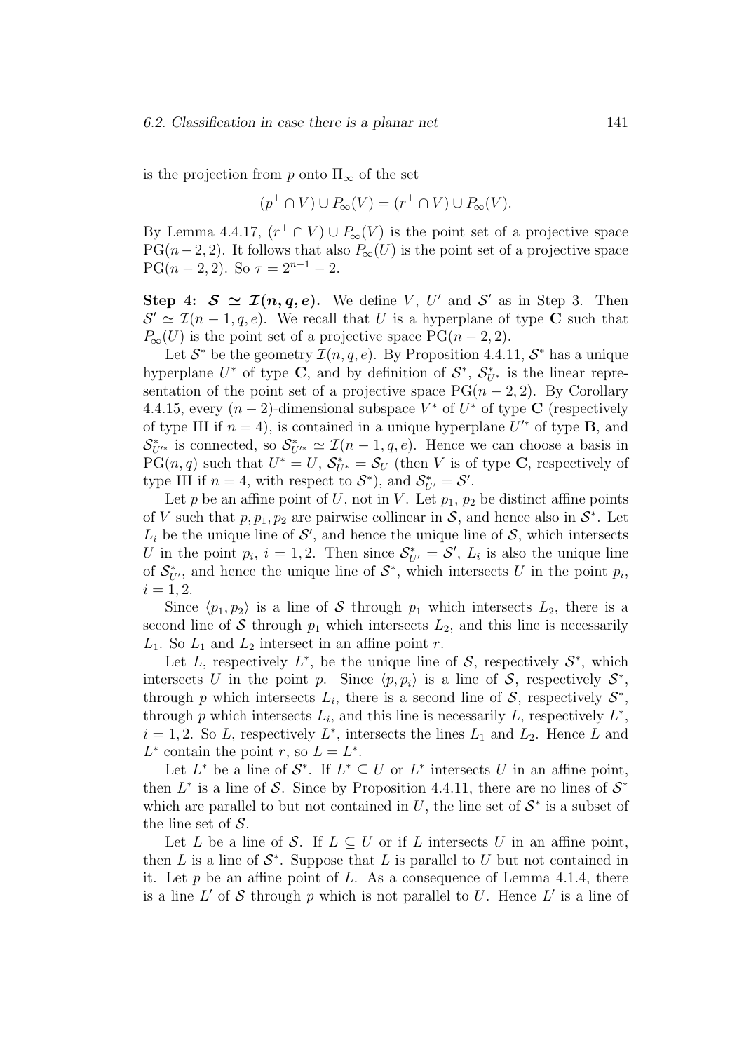is the projection from $p$ onto $\Pi_\infty$ of the set

$$(p^\perp \cap V) \cup P_\infty(V) = (r^\perp \cap V) \cup P_\infty(V).$$

By Lemma 4.4.17, $(r^\perp \cap V) \cup P_\infty(V)$ is the point set of a projective space $\mathrm{PG}(n-2,2)$. It follows that also $P_\infty(U)$ is the point set of a projective space $\mathrm{PG}(n-2,2)$. So $\tau = 2^{n-1} - 2$.

**Step 4: $\mathcal{S} \simeq \mathcal{I}(n,q,e)$.** We define $V$, $U'$ and $\mathcal{S}'$ as in Step 3. Then $\mathcal{S}' \simeq \mathcal{I}(n-1,q,e)$. We recall that $U$ is a hyperplane of type **C** such that $P_\infty(U)$ is the point set of a projective space $\mathrm{PG}(n-2,2)$.

Let $\mathcal{S}^*$ be the geometry $\mathcal{I}(n,q,e)$. By Proposition 4.4.11, $\mathcal{S}^*$ has a unique hyperplane $U^*$ of type **C**, and by definition of $\mathcal{S}^*$, $\mathcal{S}^*_{U^*}$ is the linear representation of the point set of a projective space $\mathrm{PG}(n-2,2)$. By Corollary 4.4.15, every $(n-2)$-dimensional subspace $V^*$ of $U^*$ of type **C** (respectively of type III if $n=4$), is contained in a unique hyperplane $U'^*$ of type **B**, and $\mathcal{S}^*_{U'^*}$ is connected, so $\mathcal{S}^*_{U'^*} \simeq \mathcal{I}(n-1,q,e)$. Hence we can choose a basis in $\mathrm{PG}(n,q)$ such that $U^* = U$, $\mathcal{S}^*_{U^*} = \mathcal{S}_U$ (then $V$ is of type **C**, respectively of type III if $n=4$, with respect to $\mathcal{S}^*$), and $\mathcal{S}^*_{U'} = \mathcal{S}'$.

Let $p$ be an affine point of $U$, not in $V$. Let $p_1$, $p_2$ be distinct affine points of $V$ such that $p, p_1, p_2$ are pairwise collinear in $\mathcal{S}$, and hence also in $\mathcal{S}^*$. Let $L_i$ be the unique line of $\mathcal{S}'$, and hence the unique line of $\mathcal{S}$, which intersects $U$ in the point $p_i$, $i = 1,2$. Then since $\mathcal{S}^*_{U'} = \mathcal{S}'$, $L_i$ is also the unique line of $\mathcal{S}^*_{U'}$, and hence the unique line of $\mathcal{S}^*$, which intersects $U$ in the point $p_i$, $i = 1,2$.

Since $\langle p_1, p_2 \rangle$ is a line of $\mathcal{S}$ through $p_1$ which intersects $L_2$, there is a second line of $\mathcal{S}$ through $p_1$ which intersects $L_2$, and this line is necessarily $L_1$. So $L_1$ and $L_2$ intersect in an affine point $r$.

Let $L$, respectively $L^*$, be the unique line of $\mathcal{S}$, respectively $\mathcal{S}^*$, which intersects $U$ in the point $p$. Since $\langle p, p_i \rangle$ is a line of $\mathcal{S}$, respectively $\mathcal{S}^*$, through $p$ which intersects $L_i$, there is a second line of $\mathcal{S}$, respectively $\mathcal{S}^*$, through $p$ which intersects $L_i$, and this line is necessarily $L$, respectively $L^*$, $i = 1,2$. So $L$, respectively $L^*$, intersects the lines $L_1$ and $L_2$. Hence $L$ and $L^*$ contain the point $r$, so $L = L^*$.

Let $L^*$ be a line of $\mathcal{S}^*$. If $L^* \subseteq U$ or $L^*$ intersects $U$ in an affine point, then $L^*$ is a line of $\mathcal{S}$. Since by Proposition 4.4.11, there are no lines of $\mathcal{S}^*$ which are parallel to but not contained in $U$, the line set of $\mathcal{S}^*$ is a subset of the line set of $\mathcal{S}$.

Let $L$ be a line of $\mathcal{S}$. If $L \subseteq U$ or if $L$ intersects $U$ in an affine point, then $L$ is a line of $\mathcal{S}^*$. Suppose that $L$ is parallel to $U$ but not contained in it. Let $p$ be an affine point of $L$. As a consequence of Lemma 4.1.4, there is a line $L'$ of $\mathcal{S}$ through $p$ which is not parallel to $U$. Hence $L'$ is a line of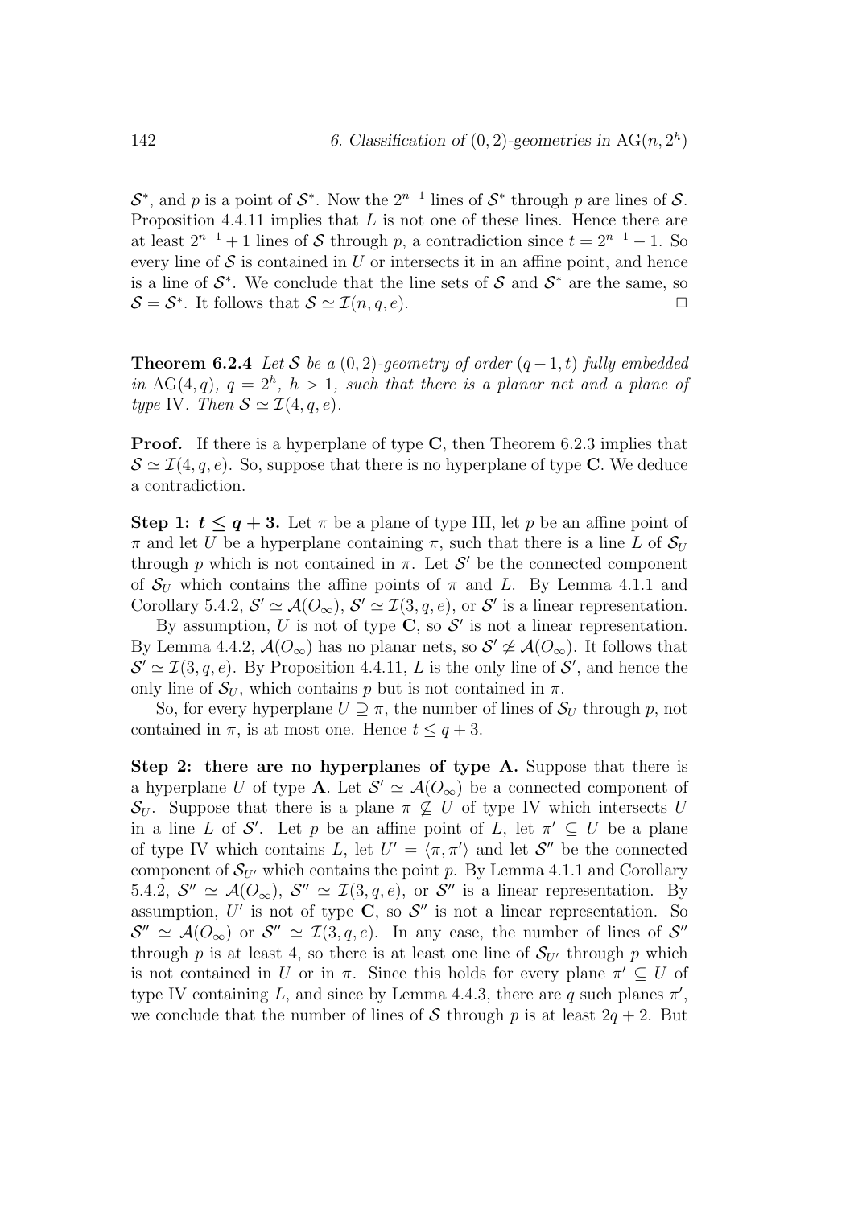$\mathcal{S}^*$, and $p$ is a point of $\mathcal{S}^*$. Now the $2^{n-1}$ lines of $\mathcal{S}^*$ through $p$ are lines of $\mathcal{S}$. Proposition 4.4.11 implies that $L$ is not one of these lines. Hence there are at least $2^{n-1}+1$ lines of $\mathcal{S}$ through $p$, a contradiction since $t = 2^{n-1}-1$. So every line of $\mathcal{S}$ is contained in $U$ or intersects it in an affine point, and hence is a line of $\mathcal{S}^*$. We conclude that the line sets of $\mathcal{S}$ and $\mathcal{S}^*$ are the same, so $\mathcal{S} = \mathcal{S}^*$. It follows that $\mathcal{S} \simeq \mathcal{I}(n, q, e)$. $\square$

**Theorem 6.2.4** *Let $\mathcal{S}$ be a $(0,2)$-geometry of order $(q-1, t)$ fully embedded in $\mathrm{AG}(4, q)$, $q = 2^h$, $h > 1$, such that there is a planar net and a plane of type* IV. *Then $\mathcal{S} \simeq \mathcal{I}(4, q, e)$.*

**Proof.** If there is a hyperplane of type **C**, then Theorem 6.2.3 implies that $\mathcal{S} \simeq \mathcal{I}(4, q, e)$. So, suppose that there is no hyperplane of type **C**. We deduce a contradiction.

**Step 1: $t \leq q+3$.** Let $\pi$ be a plane of type III, let $p$ be an affine point of $\pi$ and let $U$ be a hyperplane containing $\pi$, such that there is a line $L$ of $\mathcal{S}_U$ through $p$ which is not contained in $\pi$. Let $\mathcal{S}'$ be the connected component of $\mathcal{S}_U$ which contains the affine points of $\pi$ and $L$. By Lemma 4.1.1 and Corollary 5.4.2, $\mathcal{S}' \simeq \mathcal{A}(O_\infty)$, $\mathcal{S}' \simeq \mathcal{I}(3, q, e)$, or $\mathcal{S}'$ is a linear representation.

By assumption, $U$ is not of type **C**, so $\mathcal{S}'$ is not a linear representation. By Lemma 4.4.2, $\mathcal{A}(O_\infty)$ has no planar nets, so $\mathcal{S}' \not\simeq \mathcal{A}(O_\infty)$. It follows that $\mathcal{S}' \simeq \mathcal{I}(3, q, e)$. By Proposition 4.4.11, $L$ is the only line of $\mathcal{S}'$, and hence the only line of $\mathcal{S}_U$, which contains $p$ but is not contained in $\pi$.

So, for every hyperplane $U \supseteq \pi$, the number of lines of $\mathcal{S}_U$ through $p$, not contained in $\pi$, is at most one. Hence $t \leq q+3$.

**Step 2: there are no hyperplanes of type A.** Suppose that there is a hyperplane $U$ of type **A**. Let $\mathcal{S}' \simeq \mathcal{A}(O_\infty)$ be a connected component of $\mathcal{S}_U$. Suppose that there is a plane $\pi \not\subseteq U$ of type IV which intersects $U$ in a line $L$ of $\mathcal{S}'$. Let $p$ be an affine point of $L$, let $\pi' \subseteq U$ be a plane of type IV which contains $L$, let $U' = \langle \pi, \pi' \rangle$ and let $\mathcal{S}''$ be the connected component of $\mathcal{S}_{U'}$ which contains the point $p$. By Lemma 4.1.1 and Corollary 5.4.2, $\mathcal{S}'' \simeq \mathcal{A}(O_\infty)$, $\mathcal{S}'' \simeq \mathcal{I}(3, q, e)$, or $\mathcal{S}''$ is a linear representation. By assumption, $U'$ is not of type **C**, so $\mathcal{S}''$ is not a linear representation. So $\mathcal{S}'' \simeq \mathcal{A}(O_\infty)$ or $\mathcal{S}'' \simeq \mathcal{I}(3, q, e)$. In any case, the number of lines of $\mathcal{S}''$ through $p$ is at least 4, so there is at least one line of $\mathcal{S}_{U'}$ through $p$ which is not contained in $U$ or in $\pi$. Since this holds for every plane $\pi' \subseteq U$ of type IV containing $L$, and since by Lemma 4.4.3, there are $q$ such planes $\pi'$, we conclude that the number of lines of $\mathcal{S}$ through $p$ is at least $2q+2$. But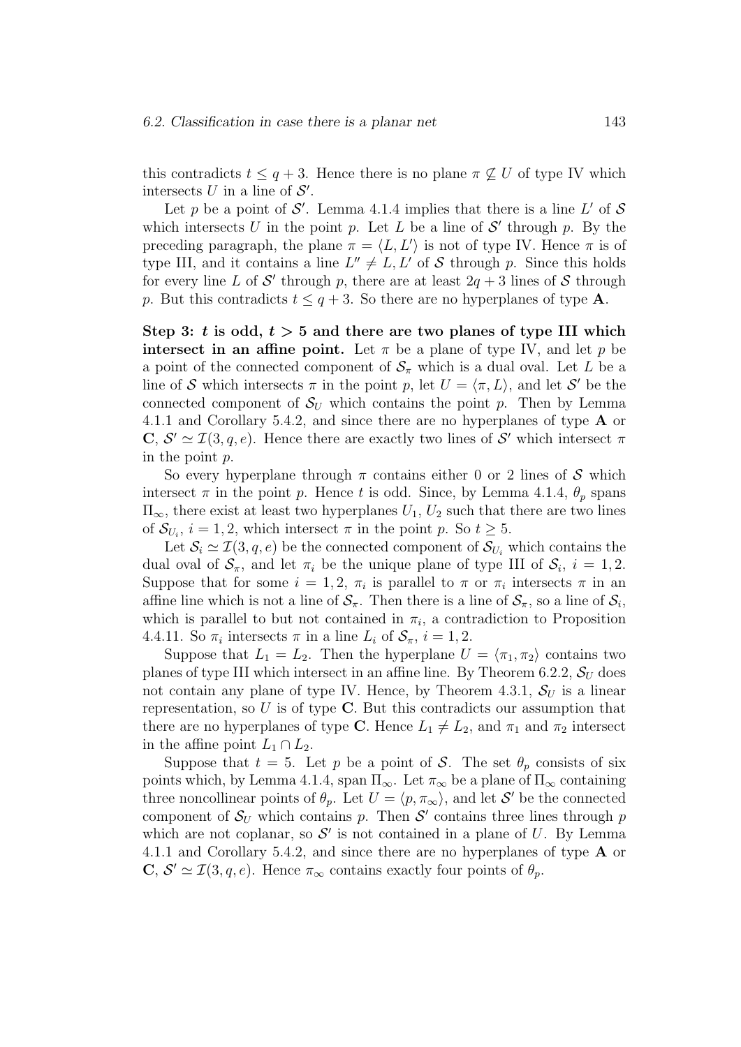this contradicts $t \leq q+3$. Hence there is no plane $\pi \not\subseteq U$ of type IV which intersects $U$ in a line of $\mathcal{S}'$.

Let $p$ be a point of $\mathcal{S}'$. Lemma 4.1.4 implies that there is a line $L'$ of $\mathcal{S}$ which intersects $U$ in the point $p$. Let $L$ be a line of $\mathcal{S}'$ through $p$. By the preceding paragraph, the plane $\pi = \langle L, L' \rangle$ is not of type IV. Hence $\pi$ is of type III, and it contains a line $L'' \neq L, L'$ of $\mathcal{S}$ through $p$. Since this holds for every line $L$ of $\mathcal{S}'$ through $p$, there are at least $2q+3$ lines of $\mathcal{S}$ through $p$. But this contradicts $t \leq q+3$. So there are no hyperplanes of type **A**.

**Step 3: $t$ is odd, $t > 5$ and there are two planes of type III which intersect in an affine point.** Let $\pi$ be a plane of type IV, and let $p$ be a point of the connected component of $\mathcal{S}_\pi$ which is a dual oval. Let $L$ be a line of $\mathcal{S}$ which intersects $\pi$ in the point $p$, let $U = \langle \pi, L \rangle$, and let $\mathcal{S}'$ be the connected component of $\mathcal{S}_U$ which contains the point $p$. Then by Lemma 4.1.1 and Corollary 5.4.2, and since there are no hyperplanes of type **A** or **C**, $\mathcal{S}' \simeq \mathcal{I}(3, q, e)$. Hence there are exactly two lines of $\mathcal{S}'$ which intersect $\pi$ in the point $p$.

So every hyperplane through $\pi$ contains either 0 or 2 lines of $\mathcal{S}$ which intersect $\pi$ in the point $p$. Hence $t$ is odd. Since, by Lemma 4.1.4, $\theta_p$ spans $\Pi_\infty$, there exist at least two hyperplanes $U_1$, $U_2$ such that there are two lines of $\mathcal{S}_{U_i}$, $i = 1, 2$, which intersect $\pi$ in the point $p$. So $t \geq 5$.

Let $\mathcal{S}_i \simeq \mathcal{I}(3, q, e)$ be the connected component of $\mathcal{S}_{U_i}$ which contains the dual oval of $\mathcal{S}_\pi$, and let $\pi_i$ be the unique plane of type III of $\mathcal{S}_i$, $i = 1, 2$. Suppose that for some $i = 1, 2$, $\pi_i$ is parallel to $\pi$ or $\pi_i$ intersects $\pi$ in an affine line which is not a line of $\mathcal{S}_\pi$. Then there is a line of $\mathcal{S}_\pi$, so a line of $\mathcal{S}_i$, which is parallel to but not contained in $\pi_i$, a contradiction to Proposition 4.4.11. So $\pi_i$ intersects $\pi$ in a line $L_i$ of $\mathcal{S}_\pi$, $i = 1, 2$.

Suppose that $L_1 = L_2$. Then the hyperplane $U = \langle \pi_1, \pi_2 \rangle$ contains two planes of type III which intersect in an affine line. By Theorem 6.2.2, $\mathcal{S}_U$ does not contain any plane of type IV. Hence, by Theorem 4.3.1, $\mathcal{S}_U$ is a linear representation, so $U$ is of type **C**. But this contradicts our assumption that there are no hyperplanes of type **C**. Hence $L_1 \neq L_2$, and $\pi_1$ and $\pi_2$ intersect in the affine point $L_1 \cap L_2$.

Suppose that $t = 5$. Let $p$ be a point of $\mathcal{S}$. The set $\theta_p$ consists of six points which, by Lemma 4.1.4, span $\Pi_\infty$. Let $\pi_\infty$ be a plane of $\Pi_\infty$ containing three noncollinear points of $\theta_p$. Let $U = \langle p, \pi_\infty \rangle$, and let $\mathcal{S}'$ be the connected component of $\mathcal{S}_U$ which contains $p$. Then $\mathcal{S}'$ contains three lines through $p$ which are not coplanar, so $\mathcal{S}'$ is not contained in a plane of $U$. By Lemma 4.1.1 and Corollary 5.4.2, and since there are no hyperplanes of type **A** or **C**, $\mathcal{S}' \simeq \mathcal{I}(3, q, e)$. Hence $\pi_\infty$ contains exactly four points of $\theta_p$.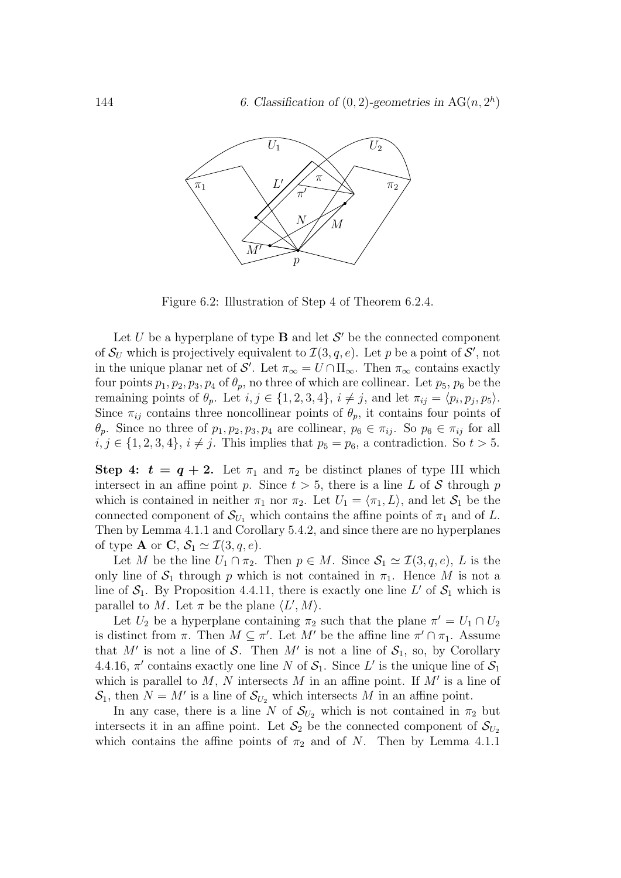Figure 6.2: Illustration of Step 4 of Theorem 6.2.4.

Let $U$ be a hyperplane of type **B** and let $\mathcal{S}'$ be the connected component of $\mathcal{S}_U$ which is projectively equivalent to $\mathcal{I}(3, q, e)$. Let $p$ be a point of $\mathcal{S}'$, not in the unique planar net of $\mathcal{S}'$. Let $\pi_\infty = U \cap \Pi_\infty$. Then $\pi_\infty$ contains exactly four points $p_1, p_2, p_3, p_4$ of $\theta_p$, no three of which are collinear. Let $p_5$, $p_6$ be the remaining points of $\theta_p$. Let $i, j \in \{1, 2, 3, 4\}$, $i \neq j$, and let $\pi_{ij} = \langle p_i, p_j, p_5 \rangle$. Since $\pi_{ij}$ contains three noncollinear points of $\theta_p$, it contains four points of $\theta_p$. Since no three of $p_1, p_2, p_3, p_4$ are collinear, $p_6 \in \pi_{ij}$. So $p_6 \in \pi_{ij}$ for all $i, j \in \{1, 2, 3, 4\}$, $i \neq j$. This implies that $p_5 = p_6$, a contradiction. So $t > 5$.

**Step 4: $t = q + 2$.** Let $\pi_1$ and $\pi_2$ be distinct planes of type III which intersect in an affine point $p$. Since $t > 5$, there is a line $L$ of $\mathcal{S}$ through $p$ which is contained in neither $\pi_1$ nor $\pi_2$. Let $U_1 = \langle \pi_1, L \rangle$, and let $\mathcal{S}_1$ be the connected component of $\mathcal{S}_{U_1}$ which contains the affine points of $\pi_1$ and of $L$. Then by Lemma 4.1.1 and Corollary 5.4.2, and since there are no hyperplanes of type **A** or **C**, $\mathcal{S}_1 \simeq \mathcal{I}(3, q, e)$.

Let $M$ be the line $U_1 \cap \pi_2$. Then $p \in M$. Since $\mathcal{S}_1 \simeq \mathcal{I}(3, q, e)$, $L$ is the only line of $\mathcal{S}_1$ through $p$ which is not contained in $\pi_1$. Hence $M$ is not a line of $\mathcal{S}_1$. By Proposition 4.4.11, there is exactly one line $L'$ of $\mathcal{S}_1$ which is parallel to $M$. Let $\pi$ be the plane $\langle L', M \rangle$.

Let $U_2$ be a hyperplane containing $\pi_2$ such that the plane $\pi' = U_1 \cap U_2$ is distinct from $\pi$. Then $M \subseteq \pi'$. Let $M'$ be the affine line $\pi' \cap \pi_1$. Assume that $M'$ is not a line of $\mathcal{S}$. Then $M'$ is not a line of $\mathcal{S}_1$, so, by Corollary 4.4.16, $\pi'$ contains exactly one line $N$ of $\mathcal{S}_1$. Since $L'$ is the unique line of $\mathcal{S}_1$ which is parallel to $M$, $N$ intersects $M$ in an affine point. If $M'$ is a line of $\mathcal{S}_1$, then $N = M'$ is a line of $\mathcal{S}_{U_2}$ which intersects $M$ in an affine point.

In any case, there is a line $N$ of $\mathcal{S}_{U_2}$ which is not contained in $\pi_2$ but intersects it in an affine point. Let $\mathcal{S}_2$ be the connected component of $\mathcal{S}_{U_2}$ which contains the affine points of $\pi_2$ and of $N$. Then by Lemma 4.1.1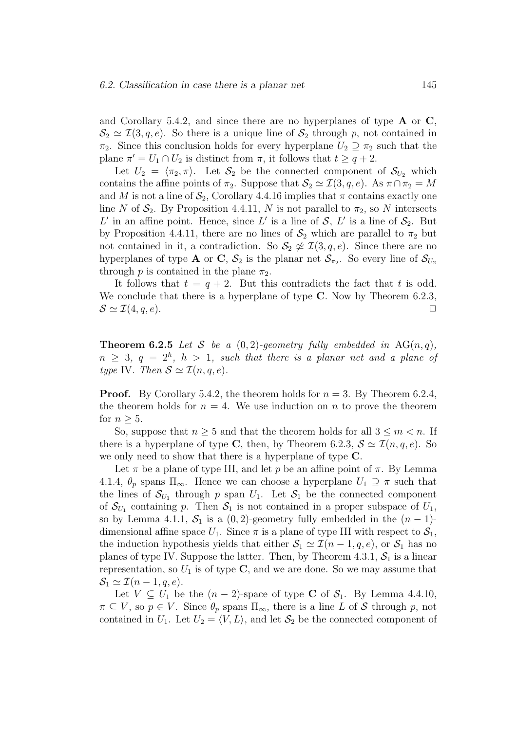and Corollary 5.4.2, and since there are no hyperplanes of type **A** or **C**, $\mathcal{S}_2 \simeq \mathcal{I}(3, q, e)$. So there is a unique line of $\mathcal{S}_2$ through $p$, not contained in $\pi_2$. Since this conclusion holds for every hyperplane $U_2 \supseteq \pi_2$ such that the plane $\pi' = U_1 \cap U_2$ is distinct from $\pi$, it follows that $t \geq q + 2$.

Let $U_2 = \langle \pi_2, \pi \rangle$. Let $\mathcal{S}_2$ be the connected component of $\mathcal{S}_{U_2}$ which contains the affine points of $\pi_2$. Suppose that $\mathcal{S}_2 \simeq \mathcal{I}(3, q, e)$. As $\pi \cap \pi_2 = M$ and $M$ is not a line of $\mathcal{S}_2$, Corollary 4.4.16 implies that $\pi$ contains exactly one line $N$ of $\mathcal{S}_2$. By Proposition 4.4.11, $N$ is not parallel to $\pi_2$, so $N$ intersects $L'$ in an affine point. Hence, since $L'$ is a line of $\mathcal{S}$, $L'$ is a line of $\mathcal{S}_2$. But by Proposition 4.4.11, there are no lines of $\mathcal{S}_2$ which are parallel to $\pi_2$ but not contained in it, a contradiction. So $\mathcal{S}_2 \not\simeq \mathcal{I}(3, q, e)$. Since there are no hyperplanes of type **A** or **C**, $\mathcal{S}_2$ is the planar net $\mathcal{S}_{\pi_2}$. So every line of $\mathcal{S}_{U_2}$ through $p$ is contained in the plane $\pi_2$.

It follows that $t = q + 2$. But this contradicts the fact that $t$ is odd. We conclude that there is a hyperplane of type **C**. Now by Theorem 6.2.3, $\mathcal{S} \simeq \mathcal{I}(4, q, e)$. □

**Theorem 6.2.5** *Let $\mathcal{S}$ be a $(0, 2)$-geometry fully embedded in $\mathrm{AG}(n, q)$, $n \geq 3$, $q = 2^h$, $h > 1$, such that there is a planar net and a plane of type* IV. *Then $\mathcal{S} \simeq \mathcal{I}(n, q, e)$.*

**Proof.** By Corollary 5.4.2, the theorem holds for $n = 3$. By Theorem 6.2.4, the theorem holds for $n = 4$. We use induction on $n$ to prove the theorem for $n \geq 5$.

So, suppose that $n \geq 5$ and that the theorem holds for all $3 \leq m < n$. If there is a hyperplane of type **C**, then, by Theorem 6.2.3, $\mathcal{S} \simeq \mathcal{I}(n, q, e)$. So we only need to show that there is a hyperplane of type **C**.

Let $\pi$ be a plane of type III, and let $p$ be an affine point of $\pi$. By Lemma 4.1.4, $\theta_p$ spans $\Pi_\infty$. Hence we can choose a hyperplane $U_1 \supseteq \pi$ such that the lines of $\mathcal{S}_{U_1}$ through $p$ span $U_1$. Let $\mathcal{S}_1$ be the connected component of $\mathcal{S}_{U_1}$ containing $p$. Then $\mathcal{S}_1$ is not contained in a proper subspace of $U_1$, so by Lemma 4.1.1, $\mathcal{S}_1$ is a $(0, 2)$-geometry fully embedded in the $(n-1)$-dimensional affine space $U_1$. Since $\pi$ is a plane of type III with respect to $\mathcal{S}_1$, the induction hypothesis yields that either $\mathcal{S}_1 \simeq \mathcal{I}(n-1, q, e)$, or $\mathcal{S}_1$ has no planes of type IV. Suppose the latter. Then, by Theorem 4.3.1, $\mathcal{S}_1$ is a linear representation, so $U_1$ is of type **C**, and we are done. So we may assume that $\mathcal{S}_1 \simeq \mathcal{I}(n-1, q, e)$.

Let $V \subseteq U_1$ be the $(n-2)$-space of type **C** of $\mathcal{S}_1$. By Lemma 4.4.10, $\pi \subseteq V$, so $p \in V$. Since $\theta_p$ spans $\Pi_\infty$, there is a line $L$ of $\mathcal{S}$ through $p$, not contained in $U_1$. Let $U_2 = \langle V, L \rangle$, and let $\mathcal{S}_2$ be the connected component of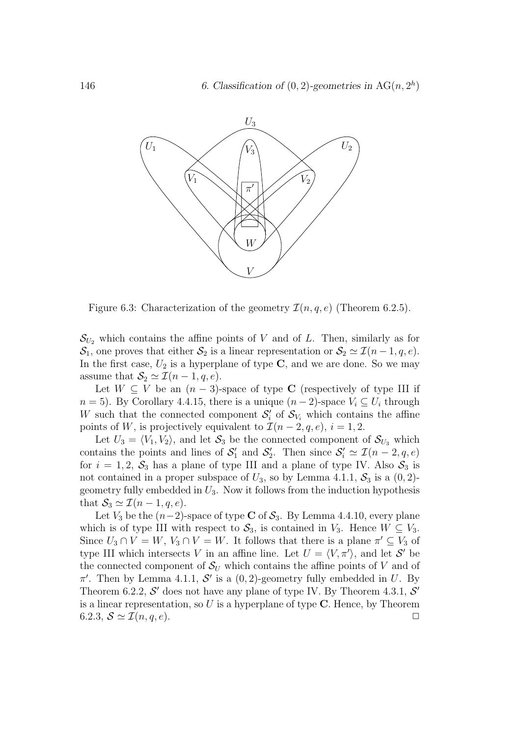Figure 6.3: Characterization of the geometry $\mathcal{I}(n,q,e)$ (Theorem 6.2.5).

$\mathcal{S}_{U_2}$ which contains the affine points of $V$ and of $L$. Then, similarly as for $\mathcal{S}_1$, one proves that either $\mathcal{S}_2$ is a linear representation or $\mathcal{S}_2 \simeq \mathcal{I}(n-1,q,e)$. In the first case, $U_2$ is a hyperplane of type $\mathbf{C}$, and we are done. So we may assume that $\mathcal{S}_2 \simeq \mathcal{I}(n-1,q,e)$.

Let $W \subseteq V$ be an $(n-3)$-space of type $\mathbf{C}$ (respectively of type III if $n=5$). By Corollary 4.4.15, there is a unique $(n-2)$-space $V_i \subseteq U_i$ through $W$ such that the connected component $\mathcal{S}'_i$ of $\mathcal{S}_{V_i}$ which contains the affine points of $W$, is projectively equivalent to $\mathcal{I}(n-2,q,e)$, $i=1,2$.

Let $U_3 = \langle V_1, V_2 \rangle$, and let $\mathcal{S}_3$ be the connected component of $\mathcal{S}_{U_3}$ which contains the points and lines of $\mathcal{S}'_1$ and $\mathcal{S}'_2$. Then since $\mathcal{S}'_i \simeq \mathcal{I}(n-2,q,e)$ for $i=1,2$, $\mathcal{S}_3$ has a plane of type III and a plane of type IV. Also $\mathcal{S}_3$ is not contained in a proper subspace of $U_3$, so by Lemma 4.1.1, $\mathcal{S}_3$ is a $(0,2)$-geometry fully embedded in $U_3$. Now it follows from the induction hypothesis that $\mathcal{S}_3 \simeq \mathcal{I}(n-1,q,e)$.

Let $V_3$ be the $(n-2)$-space of type $\mathbf{C}$ of $\mathcal{S}_3$. By Lemma 4.4.10, every plane which is of type III with respect to $\mathcal{S}_3$, is contained in $V_3$. Hence $W \subseteq V_3$. Since $U_3 \cap V = W$, $V_3 \cap V = W$. It follows that there is a plane $\pi' \subseteq V_3$ of type III which intersects $V$ in an affine line. Let $U = \langle V, \pi' \rangle$, and let $\mathcal{S}'$ be the connected component of $\mathcal{S}_U$ which contains the affine points of $V$ and of $\pi'$. Then by Lemma 4.1.1, $\mathcal{S}'$ is a $(0,2)$-geometry fully embedded in $U$. By Theorem 6.2.2, $\mathcal{S}'$ does not have any plane of type IV. By Theorem 4.3.1, $\mathcal{S}'$ is a linear representation, so $U$ is a hyperplane of type $\mathbf{C}$. Hence, by Theorem 6.2.3, $\mathcal{S} \simeq \mathcal{I}(n,q,e)$. □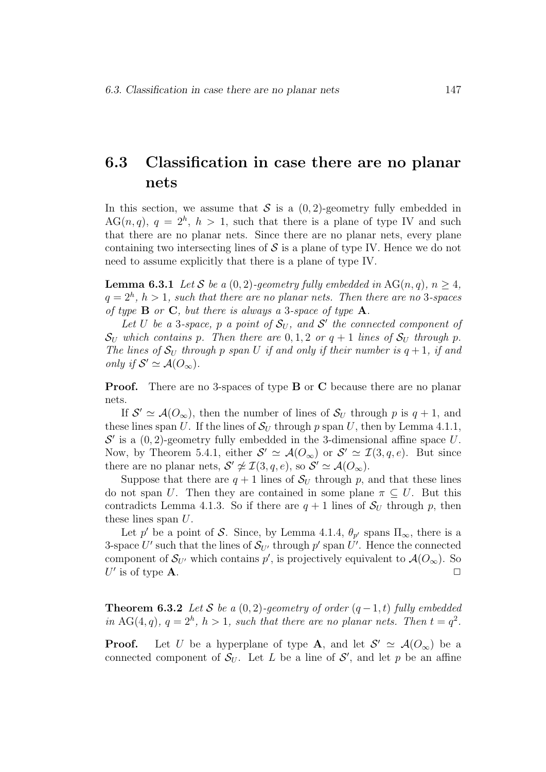## 6.3 Classification in case there are no planar nets

In this section, we assume that $\mathcal{S}$ is a $(0,2)$-geometry fully embedded in $\mathrm{AG}(n,q)$, $q=2^h$, $h>1$, such that there is a plane of type IV and such that there are no planar nets. Since there are no planar nets, every plane containing two intersecting lines of $\mathcal{S}$ is a plane of type IV. Hence we do not need to assume explicitly that there is a plane of type IV.

**Lemma 6.3.1** *Let $\mathcal{S}$ be a $(0,2)$-geometry fully embedded in $\mathrm{AG}(n,q)$, $n \geq 4$, $q=2^h$, $h>1$, such that there are no planar nets. Then there are no 3-spaces of type* **B** *or* **C***, but there is always a 3-space of type* **A***.*

*Let $U$ be a 3-space, $p$ a point of $\mathcal{S}_U$, and $\mathcal{S}'$ the connected component of $\mathcal{S}_U$ which contains $p$. Then there are $0, 1, 2$ or $q+1$ lines of $\mathcal{S}_U$ through $p$. The lines of $\mathcal{S}_U$ through $p$ span $U$ if and only if their number is $q+1$, if and only if $\mathcal{S}' \simeq \mathcal{A}(O_\infty)$.*

**Proof.** There are no 3-spaces of type **B** or **C** because there are no planar nets.

If $\mathcal{S}' \simeq \mathcal{A}(O_\infty)$, then the number of lines of $\mathcal{S}_U$ through $p$ is $q+1$, and these lines span $U$. If the lines of $\mathcal{S}_U$ through $p$ span $U$, then by Lemma 4.1.1, $\mathcal{S}'$ is a $(0,2)$-geometry fully embedded in the 3-dimensional affine space $U$. Now, by Theorem 5.4.1, either $\mathcal{S}' \simeq \mathcal{A}(O_\infty)$ or $\mathcal{S}' \simeq \mathcal{I}(3,q,e)$. But since there are no planar nets, $\mathcal{S}' \not\simeq \mathcal{I}(3,q,e)$, so $\mathcal{S}' \simeq \mathcal{A}(O_\infty)$.

Suppose that there are $q+1$ lines of $\mathcal{S}_U$ through $p$, and that these lines do not span $U$. Then they are contained in some plane $\pi \subseteq U$. But this contradicts Lemma 4.1.3. So if there are $q+1$ lines of $\mathcal{S}_U$ through $p$, then these lines span $U$.

Let $p'$ be a point of $\mathcal{S}$. Since, by Lemma 4.1.4, $\theta_{p'}$ spans $\Pi_\infty$, there is a 3-space $U'$ such that the lines of $\mathcal{S}_{U'}$ through $p'$ span $U'$. Hence the connected component of $\mathcal{S}_{U'}$ which contains $p'$, is projectively equivalent to $\mathcal{A}(O_\infty)$. So $U'$ is of type **A**. $\square$

**Theorem 6.3.2** *Let $\mathcal{S}$ be a $(0,2)$-geometry of order $(q-1,t)$ fully embedded in $\mathrm{AG}(4,q)$, $q=2^h$, $h>1$, such that there are no planar nets. Then $t=q^2$.*

**Proof.** Let $U$ be a hyperplane of type **A**, and let $\mathcal{S}' \simeq \mathcal{A}(O_\infty)$ be a connected component of $\mathcal{S}_U$. Let $L$ be a line of $\mathcal{S}'$, and let $p$ be an affine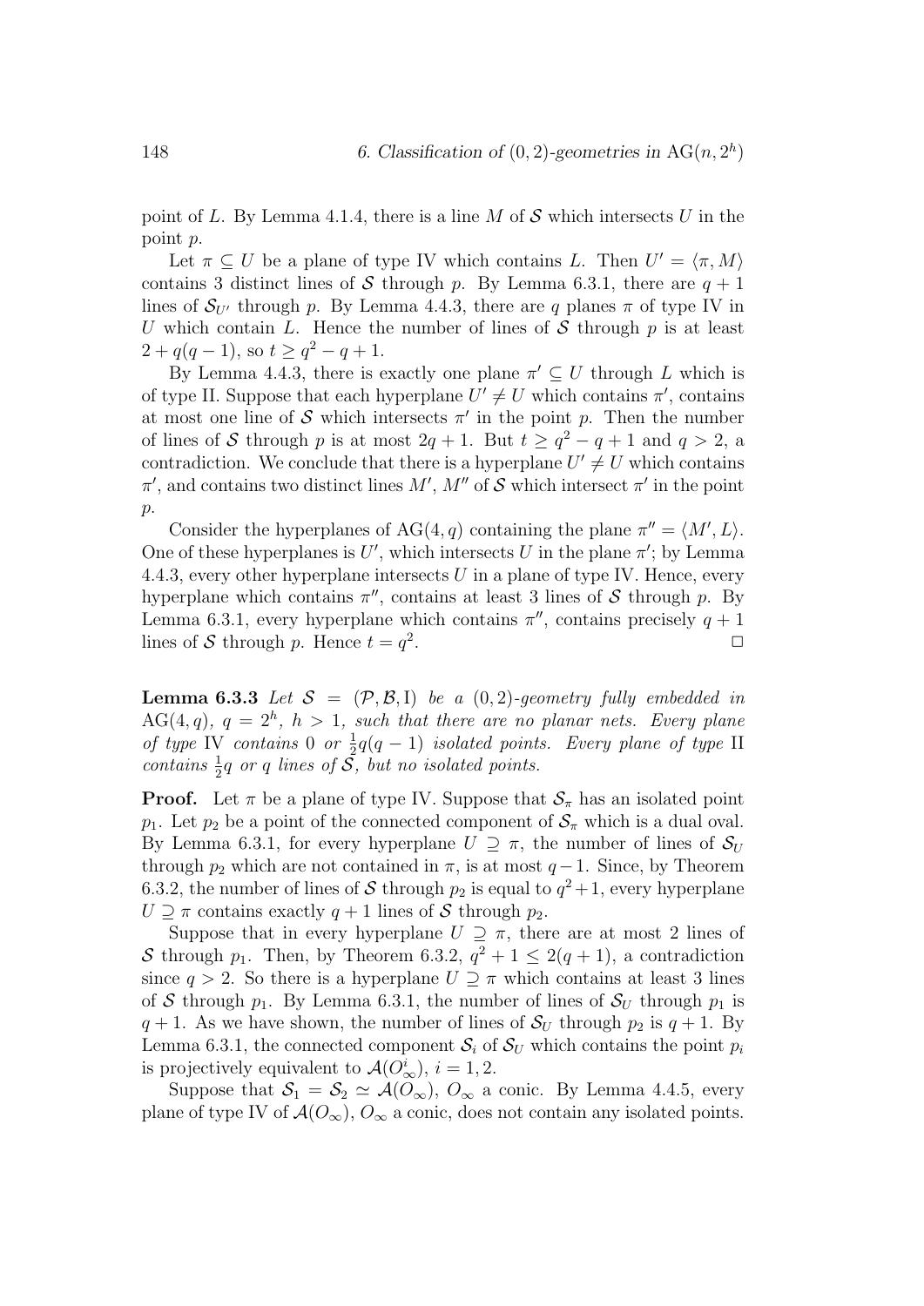point of $L$. By Lemma 4.1.4, there is a line $M$ of $\mathcal{S}$ which intersects $U$ in the point $p$.

Let $\pi \subseteq U$ be a plane of type IV which contains $L$. Then $U' = \langle \pi, M \rangle$ contains 3 distinct lines of $\mathcal{S}$ through $p$. By Lemma 6.3.1, there are $q+1$ lines of $\mathcal{S}_{U'}$ through $p$. By Lemma 4.4.3, there are $q$ planes $\pi$ of type IV in $U$ which contain $L$. Hence the number of lines of $\mathcal{S}$ through $p$ is at least $2 + q(q-1)$, so $t \geq q^2 - q + 1$.

By Lemma 4.4.3, there is exactly one plane $\pi' \subseteq U$ through $L$ which is of type II. Suppose that each hyperplane $U' \neq U$ which contains $\pi'$, contains at most one line of $\mathcal{S}$ which intersects $\pi'$ in the point $p$. Then the number of lines of $\mathcal{S}$ through $p$ is at most $2q+1$. But $t \geq q^2 - q + 1$ and $q > 2$, a contradiction. We conclude that there is a hyperplane $U' \neq U$ which contains $\pi'$, and contains two distinct lines $M'$, $M''$ of $\mathcal{S}$ which intersect $\pi'$ in the point $p$.

Consider the hyperplanes of $\mathrm{AG}(4, q)$ containing the plane $\pi'' = \langle M', L \rangle$. One of these hyperplanes is $U'$, which intersects $U$ in the plane $\pi'$; by Lemma 4.4.3, every other hyperplane intersects $U$ in a plane of type IV. Hence, every hyperplane which contains $\pi''$, contains at least 3 lines of $\mathcal{S}$ through $p$. By Lemma 6.3.1, every hyperplane which contains $\pi''$, contains precisely $q+1$ lines of $\mathcal{S}$ through $p$. Hence $t = q^2$. $\square$

**Lemma 6.3.3** *Let $\mathcal{S} = (\mathcal{P}, \mathcal{B}, \mathrm{I})$ be a $(0,2)$-geometry fully embedded in $\mathrm{AG}(4,q)$, $q = 2^h$, $h > 1$, such that there are no planar nets. Every plane of type* IV *contains 0 or $\frac{1}{2}q(q-1)$ isolated points. Every plane of type* II *contains $\frac{1}{2}q$ or $q$ lines of $\mathcal{S}$, but no isolated points.*

**Proof.** Let $\pi$ be a plane of type IV. Suppose that $\mathcal{S}_\pi$ has an isolated point $p_1$. Let $p_2$ be a point of the connected component of $\mathcal{S}_\pi$ which is a dual oval. By Lemma 6.3.1, for every hyperplane $U \supseteq \pi$, the number of lines of $\mathcal{S}_U$ through $p_2$ which are not contained in $\pi$, is at most $q-1$. Since, by Theorem 6.3.2, the number of lines of $\mathcal{S}$ through $p_2$ is equal to $q^2+1$, every hyperplane $U \supseteq \pi$ contains exactly $q+1$ lines of $\mathcal{S}$ through $p_2$.

Suppose that in every hyperplane $U \supseteq \pi$, there are at most 2 lines of $\mathcal{S}$ through $p_1$. Then, by Theorem 6.3.2, $q^2 + 1 \leq 2(q+1)$, a contradiction since $q > 2$. So there is a hyperplane $U \supseteq \pi$ which contains at least 3 lines of $\mathcal{S}$ through $p_1$. By Lemma 6.3.1, the number of lines of $\mathcal{S}_U$ through $p_1$ is $q+1$. As we have shown, the number of lines of $\mathcal{S}_U$ through $p_2$ is $q+1$. By Lemma 6.3.1, the connected component $\mathcal{S}_i$ of $\mathcal{S}_U$ which contains the point $p_i$ is projectively equivalent to $\mathcal{A}(O^i_\infty)$, $i = 1, 2$.

Suppose that $\mathcal{S}_1 = \mathcal{S}_2 \simeq \mathcal{A}(O_\infty)$, $O_\infty$ a conic. By Lemma 4.4.5, every plane of type IV of $\mathcal{A}(O_\infty)$, $O_\infty$ a conic, does not contain any isolated points.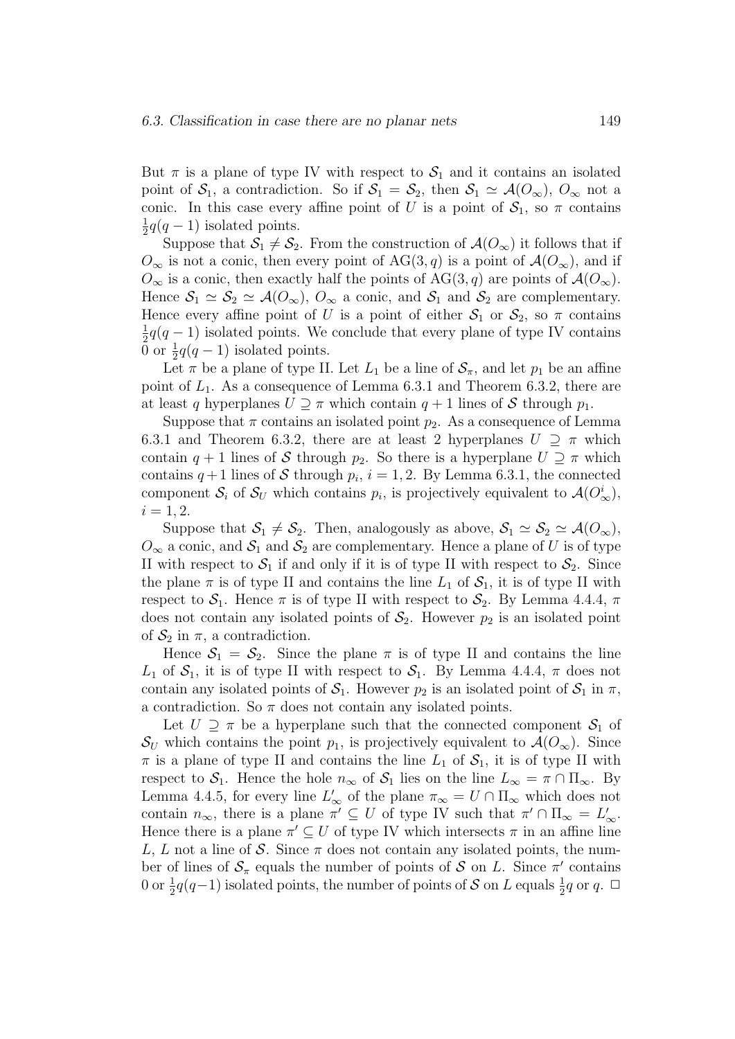But $\pi$ is a plane of type IV with respect to $\mathcal{S}_1$ and it contains an isolated point of $\mathcal{S}_1$, a contradiction. So if $\mathcal{S}_1 = \mathcal{S}_2$, then $\mathcal{S}_1 \simeq \mathcal{A}(O_\infty)$, $O_\infty$ not a conic. In this case every affine point of $U$ is a point of $\mathcal{S}_1$, so $\pi$ contains $\frac{1}{2}q(q-1)$ isolated points.

Suppose that $\mathcal{S}_1 \neq \mathcal{S}_2$. From the construction of $\mathcal{A}(O_\infty)$ it follows that if $O_\infty$ is not a conic, then every point of $\mathrm{AG}(3,q)$ is a point of $\mathcal{A}(O_\infty)$, and if $O_\infty$ is a conic, then exactly half the points of $\mathrm{AG}(3,q)$ are points of $\mathcal{A}(O_\infty)$. Hence $\mathcal{S}_1 \simeq \mathcal{S}_2 \simeq \mathcal{A}(O_\infty)$, $O_\infty$ a conic, and $\mathcal{S}_1$ and $\mathcal{S}_2$ are complementary. Hence every affine point of $U$ is a point of either $\mathcal{S}_1$ or $\mathcal{S}_2$, so $\pi$ contains $\frac{1}{2}q(q-1)$ isolated points. We conclude that every plane of type IV contains $0$ or $\frac{1}{2}q(q-1)$ isolated points.

Let $\pi$ be a plane of type II. Let $L_1$ be a line of $\mathcal{S}_\pi$, and let $p_1$ be an affine point of $L_1$. As a consequence of Lemma 6.3.1 and Theorem 6.3.2, there are at least $q$ hyperplanes $U \supseteq \pi$ which contain $q+1$ lines of $\mathcal{S}$ through $p_1$.

Suppose that $\pi$ contains an isolated point $p_2$. As a consequence of Lemma 6.3.1 and Theorem 6.3.2, there are at least 2 hyperplanes $U \supseteq \pi$ which contain $q+1$ lines of $\mathcal{S}$ through $p_2$. So there is a hyperplane $U \supseteq \pi$ which contains $q+1$ lines of $\mathcal{S}$ through $p_i$, $i = 1, 2$. By Lemma 6.3.1, the connected component $\mathcal{S}_i$ of $\mathcal{S}_U$ which contains $p_i$, is projectively equivalent to $\mathcal{A}(O^i_\infty)$, $i = 1, 2$.

Suppose that $\mathcal{S}_1 \neq \mathcal{S}_2$. Then, analogously as above, $\mathcal{S}_1 \simeq \mathcal{S}_2 \simeq \mathcal{A}(O_\infty)$, $O_\infty$ a conic, and $\mathcal{S}_1$ and $\mathcal{S}_2$ are complementary. Hence a plane of $U$ is of type II with respect to $\mathcal{S}_1$ if and only if it is of type II with respect to $\mathcal{S}_2$. Since the plane $\pi$ is of type II and contains the line $L_1$ of $\mathcal{S}_1$, it is of type II with respect to $\mathcal{S}_1$. Hence $\pi$ is of type II with respect to $\mathcal{S}_2$. By Lemma 4.4.4, $\pi$ does not contain any isolated points of $\mathcal{S}_2$. However $p_2$ is an isolated point of $\mathcal{S}_2$ in $\pi$, a contradiction.

Hence $\mathcal{S}_1 = \mathcal{S}_2$. Since the plane $\pi$ is of type II and contains the line $L_1$ of $\mathcal{S}_1$, it is of type II with respect to $\mathcal{S}_1$. By Lemma 4.4.4, $\pi$ does not contain any isolated points of $\mathcal{S}_1$. However $p_2$ is an isolated point of $\mathcal{S}_1$ in $\pi$, a contradiction. So $\pi$ does not contain any isolated points.

Let $U \supseteq \pi$ be a hyperplane such that the connected component $\mathcal{S}_1$ of $\mathcal{S}_U$ which contains the point $p_1$, is projectively equivalent to $\mathcal{A}(O_\infty)$. Since $\pi$ is a plane of type II and contains the line $L_1$ of $\mathcal{S}_1$, it is of type II with respect to $\mathcal{S}_1$. Hence the hole $n_\infty$ of $\mathcal{S}_1$ lies on the line $L_\infty = \pi \cap \Pi_\infty$. By Lemma 4.4.5, for every line $L'_\infty$ of the plane $\pi_\infty = U \cap \Pi_\infty$ which does not contain $n_\infty$, there is a plane $\pi' \subseteq U$ of type IV such that $\pi' \cap \Pi_\infty = L'_\infty$. Hence there is a plane $\pi' \subseteq U$ of type IV which intersects $\pi$ in an affine line $L$, $L$ not a line of $\mathcal{S}$. Since $\pi$ does not contain any isolated points, the number of lines of $\mathcal{S}_\pi$ equals the number of points of $\mathcal{S}$ on $L$. Since $\pi'$ contains $0$ or $\frac{1}{2}q(q-1)$ isolated points, the number of points of $\mathcal{S}$ on $L$ equals $\frac{1}{2}q$ or $q$. $\square$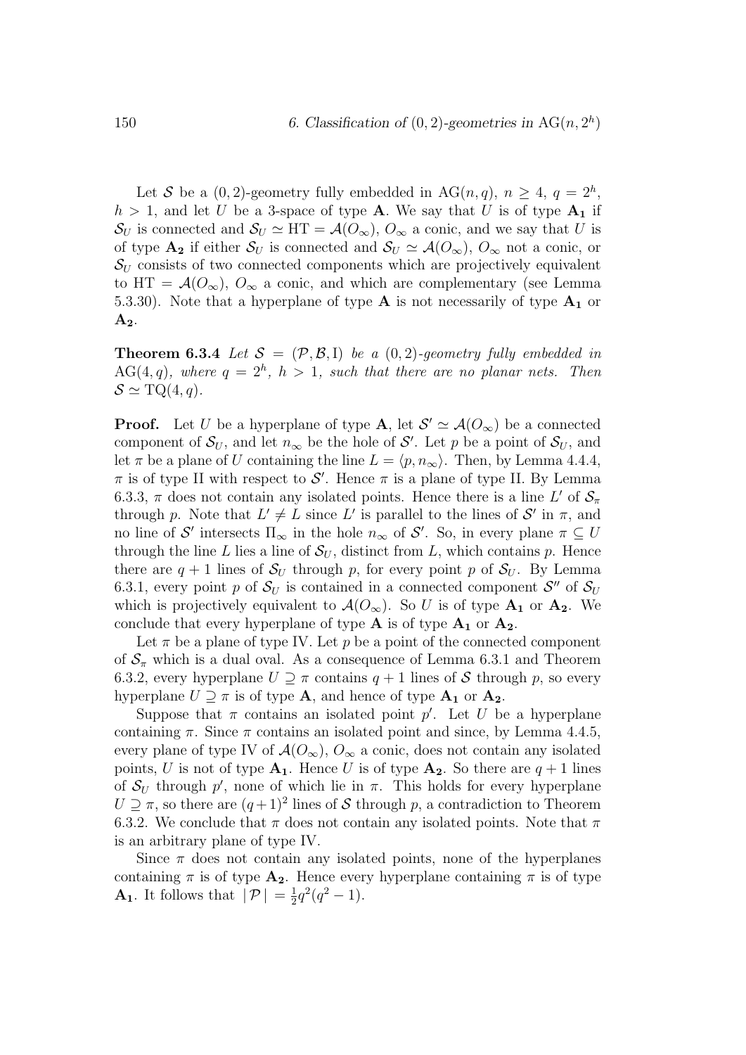Let $\mathcal{S}$ be a $(0,2)$-geometry fully embedded in $\mathrm{AG}(n,q)$, $n \geq 4$, $q = 2^h$, $h > 1$, and let $U$ be a 3-space of type **A**. We say that $U$ is of type $\mathbf{A_1}$ if $\mathcal{S}_U$ is connected and $\mathcal{S}_U \simeq \mathrm{HT} = \mathcal{A}(O_\infty)$, $O_\infty$ a conic, and we say that $U$ is of type $\mathbf{A_2}$ if either $\mathcal{S}_U$ is connected and $\mathcal{S}_U \simeq \mathcal{A}(O_\infty)$, $O_\infty$ not a conic, or $\mathcal{S}_U$ consists of two connected components which are projectively equivalent to $\mathrm{HT} = \mathcal{A}(O_\infty)$, $O_\infty$ a conic, and which are complementary (see Lemma 5.3.30). Note that a hyperplane of type **A** is not necessarily of type $\mathbf{A_1}$ or $\mathbf{A_2}$.

**Theorem 6.3.4** *Let $\mathcal{S} = (\mathcal{P}, \mathcal{B}, \mathrm{I})$ be a $(0,2)$-geometry fully embedded in $\mathrm{AG}(4,q)$, where $q = 2^h$, $h > 1$, such that there are no planar nets. Then $\mathcal{S} \simeq \mathrm{TQ}(4,q)$.*

**Proof.** Let $U$ be a hyperplane of type **A**, let $\mathcal{S}' \simeq \mathcal{A}(O_\infty)$ be a connected component of $\mathcal{S}_U$, and let $n_\infty$ be the hole of $\mathcal{S}'$. Let $p$ be a point of $\mathcal{S}_U$, and let $\pi$ be a plane of $U$ containing the line $L = \langle p, n_\infty \rangle$. Then, by Lemma 4.4.4, $\pi$ is of type II with respect to $\mathcal{S}'$. Hence $\pi$ is a plane of type II. By Lemma 6.3.3, $\pi$ does not contain any isolated points. Hence there is a line $L'$ of $\mathcal{S}_\pi$ through $p$. Note that $L' \neq L$ since $L'$ is parallel to the lines of $\mathcal{S}'$ in $\pi$, and no line of $\mathcal{S}'$ intersects $\Pi_\infty$ in the hole $n_\infty$ of $\mathcal{S}'$. So, in every plane $\pi \subseteq U$ through the line $L$ lies a line of $\mathcal{S}_U$, distinct from $L$, which contains $p$. Hence there are $q+1$ lines of $\mathcal{S}_U$ through $p$, for every point $p$ of $\mathcal{S}_U$. By Lemma 6.3.1, every point $p$ of $\mathcal{S}_U$ is contained in a connected component $\mathcal{S}''$ of $\mathcal{S}_U$ which is projectively equivalent to $\mathcal{A}(O_\infty)$. So $U$ is of type $\mathbf{A_1}$ or $\mathbf{A_2}$. We conclude that every hyperplane of type **A** is of type $\mathbf{A_1}$ or $\mathbf{A_2}$.

Let $\pi$ be a plane of type IV. Let $p$ be a point of the connected component of $\mathcal{S}_\pi$ which is a dual oval. As a consequence of Lemma 6.3.1 and Theorem 6.3.2, every hyperplane $U \supseteq \pi$ contains $q+1$ lines of $\mathcal{S}$ through $p$, so every hyperplane $U \supseteq \pi$ is of type **A**, and hence of type $\mathbf{A_1}$ or $\mathbf{A_2}$.

Suppose that $\pi$ contains an isolated point $p'$. Let $U$ be a hyperplane containing $\pi$. Since $\pi$ contains an isolated point and since, by Lemma 4.4.5, every plane of type IV of $\mathcal{A}(O_\infty)$, $O_\infty$ a conic, does not contain any isolated points, $U$ is not of type $\mathbf{A_1}$. Hence $U$ is of type $\mathbf{A_2}$. So there are $q+1$ lines of $\mathcal{S}_U$ through $p'$, none of which lie in $\pi$. This holds for every hyperplane $U \supseteq \pi$, so there are $(q+1)^2$ lines of $\mathcal{S}$ through $p$, a contradiction to Theorem 6.3.2. We conclude that $\pi$ does not contain any isolated points. Note that $\pi$ is an arbitrary plane of type IV.

Since $\pi$ does not contain any isolated points, none of the hyperplanes containing $\pi$ is of type $\mathbf{A_2}$. Hence every hyperplane containing $\pi$ is of type $\mathbf{A_1}$. It follows that $|\mathcal{P}| = \frac{1}{2}q^2(q^2-1)$.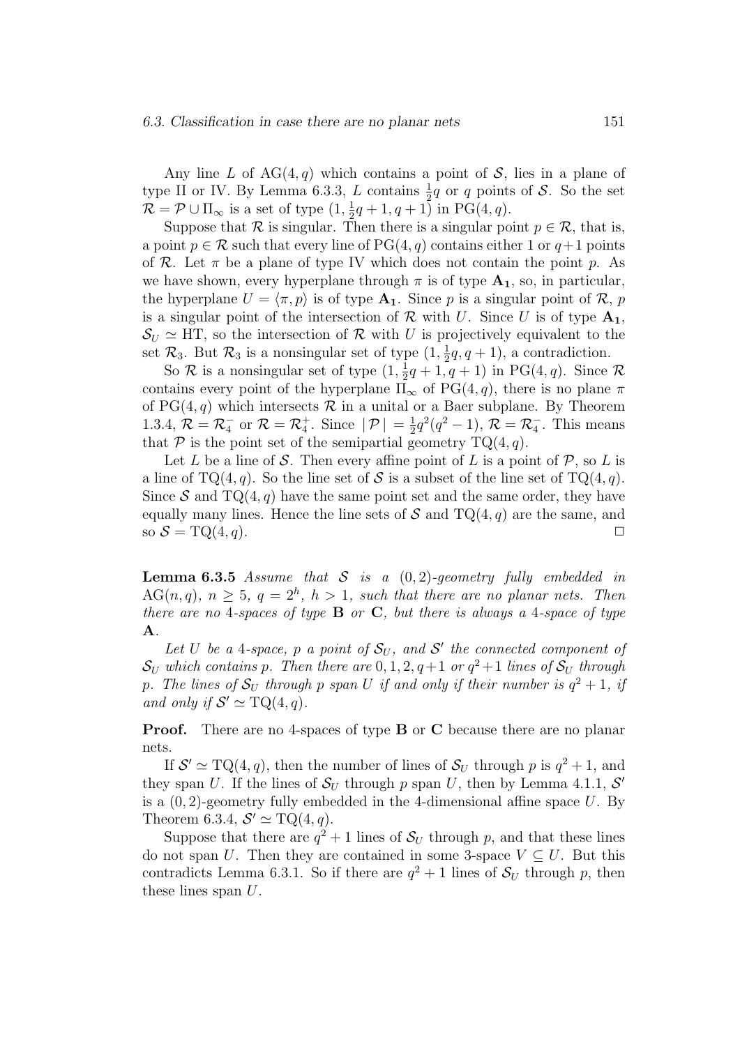Any line $L$ of $\mathrm{AG}(4,q)$ which contains a point of $\mathcal{S}$, lies in a plane of type II or IV. By Lemma 6.3.3, $L$ contains $\frac{1}{2}q$ or $q$ points of $\mathcal{S}$. So the set $\mathcal{R} = \mathcal{P} \cup \Pi_\infty$ is a set of type $(1, \frac{1}{2}q+1, q+1)$ in $\mathrm{PG}(4,q)$.

Suppose that $\mathcal{R}$ is singular. Then there is a singular point $p \in \mathcal{R}$, that is, a point $p \in \mathcal{R}$ such that every line of $\mathrm{PG}(4,q)$ contains either 1 or $q+1$ points of $\mathcal{R}$. Let $\pi$ be a plane of type IV which does not contain the point $p$. As we have shown, every hyperplane through $\pi$ is of type $\mathbf{A_1}$, so, in particular, the hyperplane $U = \langle \pi, p \rangle$ is of type $\mathbf{A_1}$. Since $p$ is a singular point of $\mathcal{R}$, $p$ is a singular point of the intersection of $\mathcal{R}$ with $U$. Since $U$ is of type $\mathbf{A_1}$, $\mathcal{S}_U \simeq \mathrm{HT}$, so the intersection of $\mathcal{R}$ with $U$ is projectively equivalent to the set $\mathcal{R}_3$. But $\mathcal{R}_3$ is a nonsingular set of type $(1, \frac{1}{2}q, q+1)$, a contradiction.

So $\mathcal{R}$ is a nonsingular set of type $(1, \frac{1}{2}q+1, q+1)$ in $\mathrm{PG}(4,q)$. Since $\mathcal{R}$ contains every point of the hyperplane $\Pi_\infty$ of $\mathrm{PG}(4,q)$, there is no plane $\pi$ of $\mathrm{PG}(4,q)$ which intersects $\mathcal{R}$ in a unital or a Baer subplane. By Theorem 1.3.4, $\mathcal{R} = \mathcal{R}_4^-$ or $\mathcal{R} = \mathcal{R}_4^+$. Since $|\,\mathcal{P}\,| = \frac{1}{2}q^2(q^2-1)$, $\mathcal{R} = \mathcal{R}_4^-$. This means that $\mathcal{P}$ is the point set of the semipartial geometry $\mathrm{TQ}(4,q)$.

Let $L$ be a line of $\mathcal{S}$. Then every affine point of $L$ is a point of $\mathcal{P}$, so $L$ is a line of $\mathrm{TQ}(4,q)$. So the line set of $\mathcal{S}$ is a subset of the line set of $\mathrm{TQ}(4,q)$. Since $\mathcal{S}$ and $\mathrm{TQ}(4,q)$ have the same point set and the same order, they have equally many lines. Hence the line sets of $\mathcal{S}$ and $\mathrm{TQ}(4,q)$ are the same, and so $\mathcal{S} = \mathrm{TQ}(4,q)$. □

**Lemma 6.3.5** *Assume that $\mathcal{S}$ is a $(0,2)$-geometry fully embedded in $\mathrm{AG}(n,q)$, $n \geq 5$, $q = 2^h$, $h > 1$, such that there are no planar nets. Then there are no 4-spaces of type **B** or **C**, but there is always a 4-space of type **A**.*

*Let $U$ be a 4-space, $p$ a point of $\mathcal{S}_U$, and $\mathcal{S}'$ the connected component of $\mathcal{S}_U$ which contains $p$. Then there are $0, 1, 2, q+1$ or $q^2+1$ lines of $\mathcal{S}_U$ through $p$. The lines of $\mathcal{S}_U$ through $p$ span $U$ if and only if their number is $q^2+1$, if and only if $\mathcal{S}' \simeq \mathrm{TQ}(4,q)$.*

**Proof.** There are no 4-spaces of type **B** or **C** because there are no planar nets.

If $\mathcal{S}' \simeq \mathrm{TQ}(4,q)$, then the number of lines of $\mathcal{S}_U$ through $p$ is $q^2+1$, and they span $U$. If the lines of $\mathcal{S}_U$ through $p$ span $U$, then by Lemma 4.1.1, $\mathcal{S}'$ is a $(0,2)$-geometry fully embedded in the 4-dimensional affine space $U$. By Theorem 6.3.4, $\mathcal{S}' \simeq \mathrm{TQ}(4,q)$.

Suppose that there are $q^2+1$ lines of $\mathcal{S}_U$ through $p$, and that these lines do not span $U$. Then they are contained in some 3-space $V \subseteq U$. But this contradicts Lemma 6.3.1. So if there are $q^2+1$ lines of $\mathcal{S}_U$ through $p$, then these lines span $U$.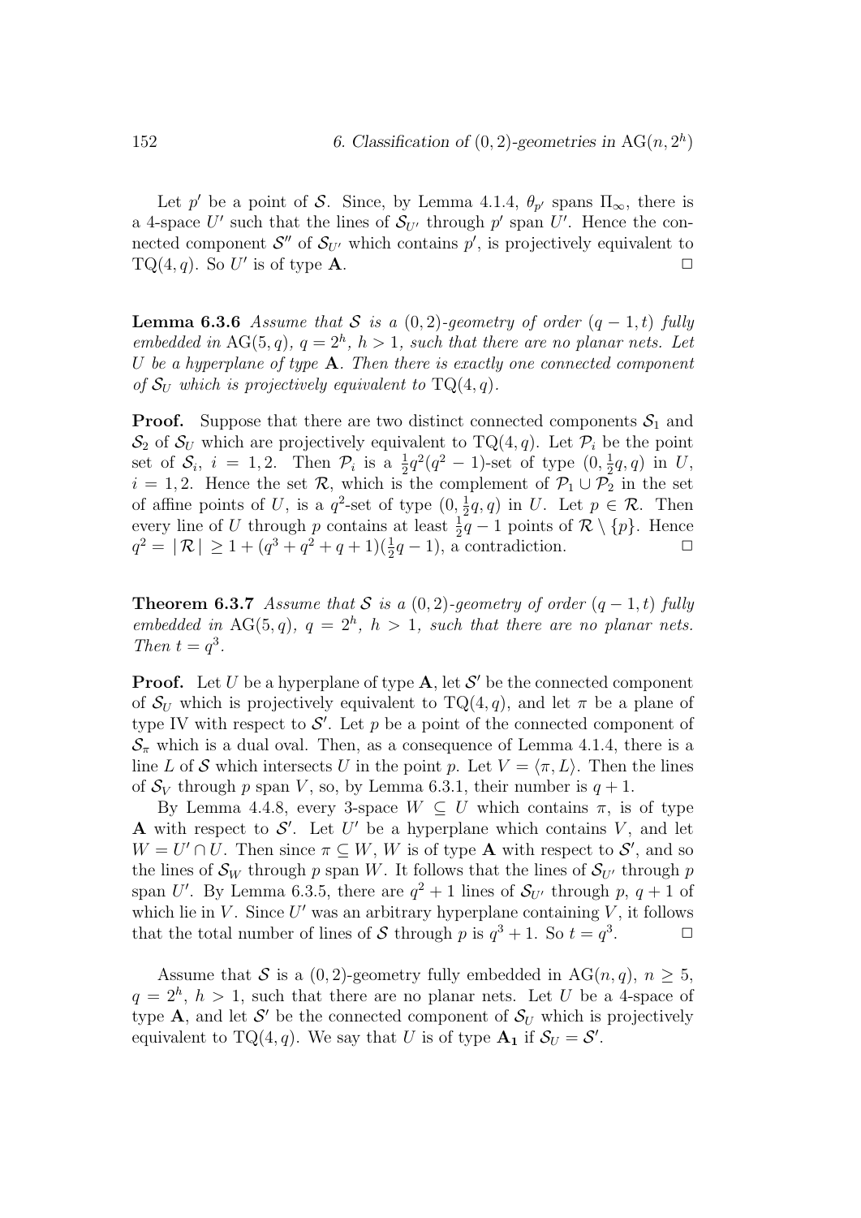Let $p'$ be a point of $\mathcal{S}$. Since, by Lemma 4.1.4, $\theta_{p'}$ spans $\Pi_\infty$, there is a 4-space $U'$ such that the lines of $\mathcal{S}_{U'}$ through $p'$ span $U'$. Hence the connected component $\mathcal{S}''$ of $\mathcal{S}_{U'}$ which contains $p'$, is projectively equivalent to $\mathrm{TQ}(4, q)$. So $U'$ is of type **A**. $\square$

**Lemma 6.3.6** *Assume that $\mathcal{S}$ is a $(0, 2)$-geometry of order $(q-1, t)$ fully embedded in $\mathrm{AG}(5, q)$, $q = 2^h$, $h > 1$, such that there are no planar nets. Let $U$ be a hyperplane of type* **A**. *Then there is exactly one connected component of $\mathcal{S}_U$ which is projectively equivalent to $\mathrm{TQ}(4, q)$.*

**Proof.** Suppose that there are two distinct connected components $\mathcal{S}_1$ and $\mathcal{S}_2$ of $\mathcal{S}_U$ which are projectively equivalent to $\mathrm{TQ}(4, q)$. Let $\mathcal{P}_i$ be the point set of $\mathcal{S}_i$, $i = 1, 2$. Then $\mathcal{P}_i$ is a $\frac{1}{2}q^2(q^2-1)$-set of type $(0, \frac{1}{2}q, q)$ in $U$, $i = 1, 2$. Hence the set $\mathcal{R}$, which is the complement of $\mathcal{P}_1 \cup \mathcal{P}_2$ in the set of affine points of $U$, is a $q^2$-set of type $(0, \frac{1}{2}q, q)$ in $U$. Let $p \in \mathcal{R}$. Then every line of $U$ through $p$ contains at least $\frac{1}{2}q - 1$ points of $\mathcal{R} \setminus \{p\}$. Hence $q^2 = |\mathcal{R}| \geq 1 + (q^3 + q^2 + q + 1)(\frac{1}{2}q - 1)$, a contradiction. $\square$

**Theorem 6.3.7** *Assume that $\mathcal{S}$ is a $(0, 2)$-geometry of order $(q-1, t)$ fully embedded in $\mathrm{AG}(5, q)$, $q = 2^h$, $h > 1$, such that there are no planar nets. Then $t = q^3$.*

**Proof.** Let $U$ be a hyperplane of type **A**, let $\mathcal{S}'$ be the connected component of $\mathcal{S}_U$ which is projectively equivalent to $\mathrm{TQ}(4, q)$, and let $\pi$ be a plane of type IV with respect to $\mathcal{S}'$. Let $p$ be a point of the connected component of $\mathcal{S}_\pi$ which is a dual oval. Then, as a consequence of Lemma 4.1.4, there is a line $L$ of $\mathcal{S}$ which intersects $U$ in the point $p$. Let $V = \langle \pi, L \rangle$. Then the lines of $\mathcal{S}_V$ through $p$ span $V$, so, by Lemma 6.3.1, their number is $q + 1$.

By Lemma 4.4.8, every 3-space $W \subseteq U$ which contains $\pi$, is of type **A** with respect to $\mathcal{S}'$. Let $U'$ be a hyperplane which contains $V$, and let $W = U' \cap U$. Then since $\pi \subseteq W$, $W$ is of type **A** with respect to $\mathcal{S}'$, and so the lines of $\mathcal{S}_W$ through $p$ span $W$. It follows that the lines of $\mathcal{S}_{U'}$ through $p$ span $U'$. By Lemma 6.3.5, there are $q^2 + 1$ lines of $\mathcal{S}_{U'}$ through $p$, $q + 1$ of which lie in $V$. Since $U'$ was an arbitrary hyperplane containing $V$, it follows that the total number of lines of $\mathcal{S}$ through $p$ is $q^3 + 1$. So $t = q^3$. $\square$

Assume that $\mathcal{S}$ is a $(0, 2)$-geometry fully embedded in $\mathrm{AG}(n, q)$, $n \geq 5$, $q = 2^h$, $h > 1$, such that there are no planar nets. Let $U$ be a 4-space of type **A**, and let $\mathcal{S}'$ be the connected component of $\mathcal{S}_U$ which is projectively equivalent to $\mathrm{TQ}(4, q)$. We say that $U$ is of type $\mathbf{A_1}$ if $\mathcal{S}_U = \mathcal{S}'$.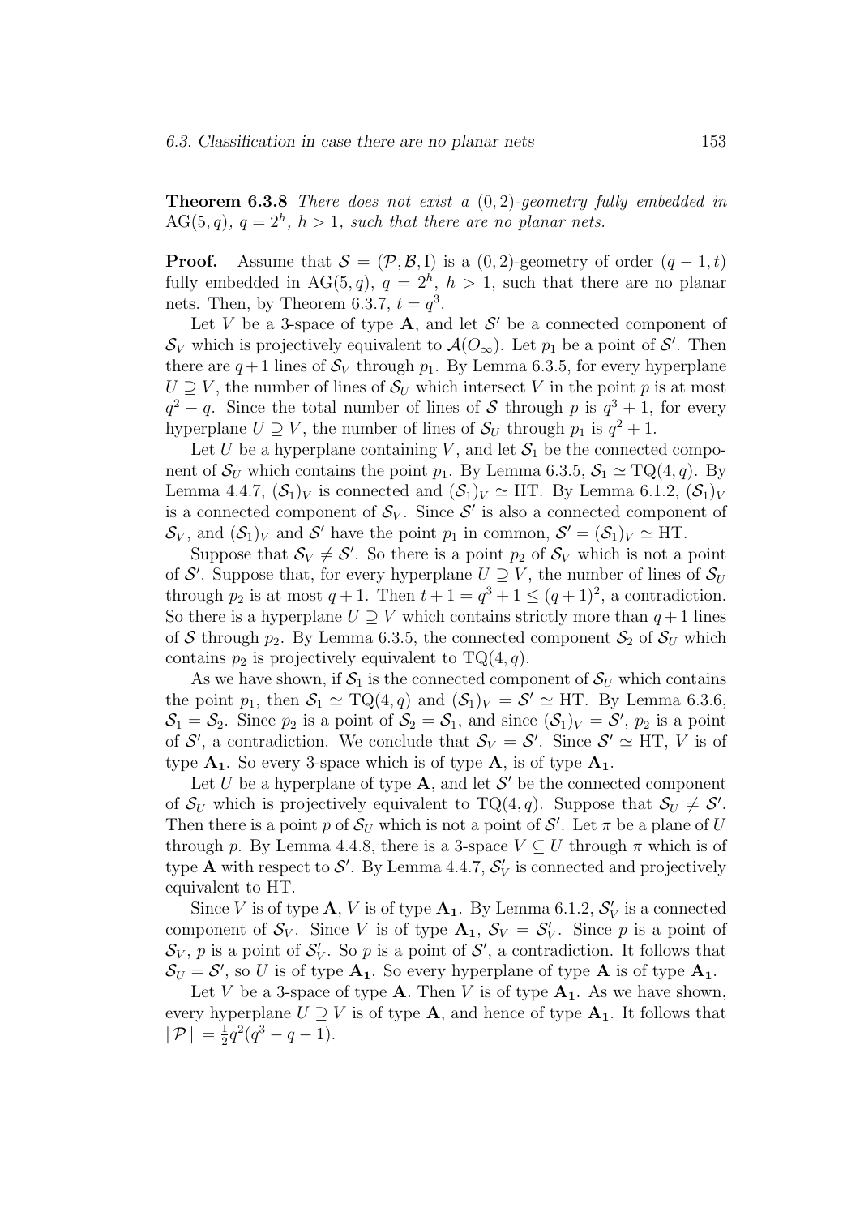**Theorem 6.3.8** *There does not exist a* $(0, 2)$*-geometry fully embedded in* $\mathrm{AG}(5, q)$*,* $q = 2^h$*,* $h > 1$*, such that there are no planar nets.*

**Proof.** Assume that $\mathcal{S} = (\mathcal{P}, \mathcal{B}, \mathrm{I})$ is a $(0, 2)$-geometry of order $(q-1, t)$ fully embedded in $\mathrm{AG}(5, q)$, $q = 2^h$, $h > 1$, such that there are no planar nets. Then, by Theorem 6.3.7, $t = q^3$.

Let $V$ be a 3-space of type $\mathbf{A}$, and let $\mathcal{S}'$ be a connected component of $\mathcal{S}_V$ which is projectively equivalent to $\mathcal{A}(O_\infty)$. Let $p_1$ be a point of $\mathcal{S}'$. Then there are $q+1$ lines of $\mathcal{S}_V$ through $p_1$. By Lemma 6.3.5, for every hyperplane $U \supseteq V$, the number of lines of $\mathcal{S}_U$ which intersect $V$ in the point $p$ is at most $q^2 - q$. Since the total number of lines of $\mathcal{S}$ through $p$ is $q^3 + 1$, for every hyperplane $U \supseteq V$, the number of lines of $\mathcal{S}_U$ through $p_1$ is $q^2 + 1$.

Let $U$ be a hyperplane containing $V$, and let $\mathcal{S}_1$ be the connected component of $\mathcal{S}_U$ which contains the point $p_1$. By Lemma 6.3.5, $\mathcal{S}_1 \simeq \mathrm{TQ}(4, q)$. By Lemma 4.4.7, $(\mathcal{S}_1)_V$ is connected and $(\mathcal{S}_1)_V \simeq \mathrm{HT}$. By Lemma 6.1.2, $(\mathcal{S}_1)_V$ is a connected component of $\mathcal{S}_V$. Since $\mathcal{S}'$ is also a connected component of $\mathcal{S}_V$, and $(\mathcal{S}_1)_V$ and $\mathcal{S}'$ have the point $p_1$ in common, $\mathcal{S}' = (\mathcal{S}_1)_V \simeq \mathrm{HT}$.

Suppose that $\mathcal{S}_V \neq \mathcal{S}'$. So there is a point $p_2$ of $\mathcal{S}_V$ which is not a point of $\mathcal{S}'$. Suppose that, for every hyperplane $U \supseteq V$, the number of lines of $\mathcal{S}_U$ through $p_2$ is at most $q + 1$. Then $t + 1 = q^3 + 1 \leq (q+1)^2$, a contradiction. So there is a hyperplane $U \supseteq V$ which contains strictly more than $q+1$ lines of $\mathcal{S}$ through $p_2$. By Lemma 6.3.5, the connected component $\mathcal{S}_2$ of $\mathcal{S}_U$ which contains $p_2$ is projectively equivalent to $\mathrm{TQ}(4, q)$.

As we have shown, if $\mathcal{S}_1$ is the connected component of $\mathcal{S}_U$ which contains the point $p_1$, then $\mathcal{S}_1 \simeq \mathrm{TQ}(4, q)$ and $(\mathcal{S}_1)_V = \mathcal{S}' \simeq \mathrm{HT}$. By Lemma 6.3.6, $\mathcal{S}_1 = \mathcal{S}_2$. Since $p_2$ is a point of $\mathcal{S}_2 = \mathcal{S}_1$, and since $(\mathcal{S}_1)_V = \mathcal{S}'$, $p_2$ is a point of $\mathcal{S}'$, a contradiction. We conclude that $\mathcal{S}_V = \mathcal{S}'$. Since $\mathcal{S}' \simeq \mathrm{HT}$, $V$ is of type $\mathbf{A_1}$. So every 3-space which is of type $\mathbf{A}$, is of type $\mathbf{A_1}$.

Let $U$ be a hyperplane of type $\mathbf{A}$, and let $\mathcal{S}'$ be the connected component of $\mathcal{S}_U$ which is projectively equivalent to $\mathrm{TQ}(4, q)$. Suppose that $\mathcal{S}_U \neq \mathcal{S}'$. Then there is a point $p$ of $\mathcal{S}_U$ which is not a point of $\mathcal{S}'$. Let $\pi$ be a plane of $U$ through $p$. By Lemma 4.4.8, there is a 3-space $V \subseteq U$ through $\pi$ which is of type $\mathbf{A}$ with respect to $\mathcal{S}'$. By Lemma 4.4.7, $\mathcal{S}'_V$ is connected and projectively equivalent to HT.

Since $V$ is of type $\mathbf{A}$, $V$ is of type $\mathbf{A_1}$. By Lemma 6.1.2, $\mathcal{S}'_V$ is a connected component of $\mathcal{S}_V$. Since $V$ is of type $\mathbf{A_1}$, $\mathcal{S}_V = \mathcal{S}'_V$. Since $p$ is a point of $\mathcal{S}_V$, $p$ is a point of $\mathcal{S}'_V$. So $p$ is a point of $\mathcal{S}'$, a contradiction. It follows that $\mathcal{S}_U = \mathcal{S}'$, so $U$ is of type $\mathbf{A_1}$. So every hyperplane of type $\mathbf{A}$ is of type $\mathbf{A_1}$.

Let $V$ be a 3-space of type $\mathbf{A}$. Then $V$ is of type $\mathbf{A_1}$. As we have shown, every hyperplane $U \supseteq V$ is of type $\mathbf{A}$, and hence of type $\mathbf{A_1}$. It follows that $|\,\mathcal{P}\,| = \frac{1}{2}q^2(q^3 - q - 1)$.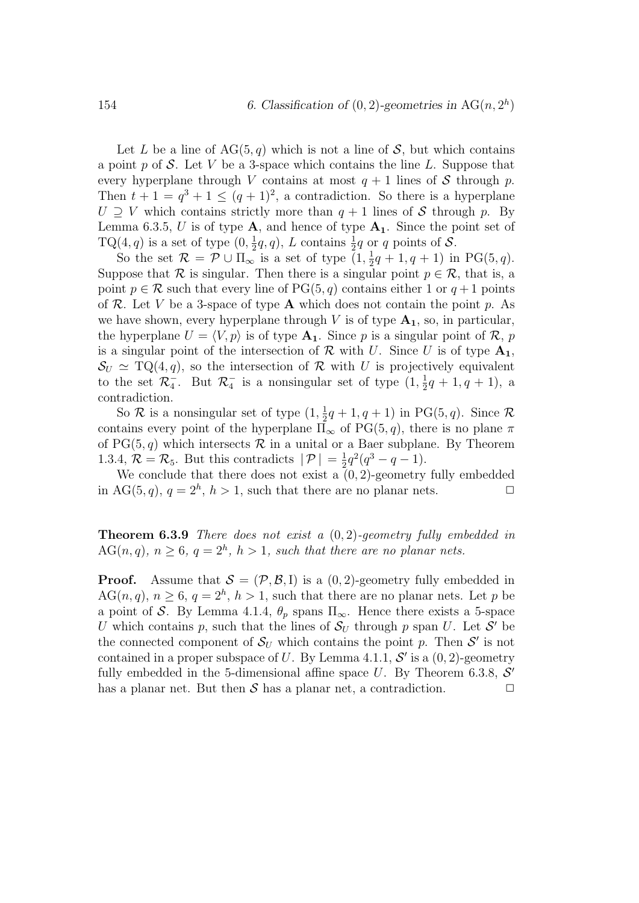Let $L$ be a line of $\mathrm{AG}(5,q)$ which is not a line of $\mathcal{S}$, but which contains a point $p$ of $\mathcal{S}$. Let $V$ be a 3-space which contains the line $L$. Suppose that every hyperplane through $V$ contains at most $q+1$ lines of $\mathcal{S}$ through $p$. Then $t+1 = q^3+1 \leq (q+1)^2$, a contradiction. So there is a hyperplane $U \supseteq V$ which contains strictly more than $q+1$ lines of $\mathcal{S}$ through $p$. By Lemma 6.3.5, $U$ is of type $\mathbf{A}$, and hence of type $\mathbf{A_1}$. Since the point set of $\mathrm{TQ}(4,q)$ is a set of type $(0, \frac{1}{2}q, q)$, $L$ contains $\frac{1}{2}q$ or $q$ points of $\mathcal{S}$.

So the set $\mathcal{R} = \mathcal{P} \cup \Pi_\infty$ is a set of type $(1, \frac{1}{2}q+1, q+1)$ in $\mathrm{PG}(5,q)$. Suppose that $\mathcal{R}$ is singular. Then there is a singular point $p \in \mathcal{R}$, that is, a point $p \in \mathcal{R}$ such that every line of $\mathrm{PG}(5,q)$ contains either 1 or $q+1$ points of $\mathcal{R}$. Let $V$ be a 3-space of type $\mathbf{A}$ which does not contain the point $p$. As we have shown, every hyperplane through $V$ is of type $\mathbf{A_1}$, so, in particular, the hyperplane $U = \langle V, p\rangle$ is of type $\mathbf{A_1}$. Since $p$ is a singular point of $\mathcal{R}$, $p$ is a singular point of the intersection of $\mathcal{R}$ with $U$. Since $U$ is of type $\mathbf{A_1}$, $\mathcal{S}_U \simeq \mathrm{TQ}(4,q)$, so the intersection of $\mathcal{R}$ with $U$ is projectively equivalent to the set $\mathcal{R}_4^-$. But $\mathcal{R}_4^-$ is a nonsingular set of type $(1, \frac{1}{2}q+1, q+1)$, a contradiction.

So $\mathcal{R}$ is a nonsingular set of type $(1, \frac{1}{2}q+1, q+1)$ in $\mathrm{PG}(5,q)$. Since $\mathcal{R}$ contains every point of the hyperplane $\Pi_\infty$ of $\mathrm{PG}(5,q)$, there is no plane $\pi$ of $\mathrm{PG}(5,q)$ which intersects $\mathcal{R}$ in a unital or a Baer subplane. By Theorem 1.3.4, $\mathcal{R} = \mathcal{R}_5$. But this contradicts $|\,\mathcal{P}\,| = \frac{1}{2}q^2(q^3-q-1)$.

We conclude that there does not exist a $(0,2)$-geometry fully embedded in $\mathrm{AG}(5,q)$, $q = 2^h$, $h > 1$, such that there are no planar nets. $\square$

**Theorem 6.3.9** *There does not exist a $(0,2)$-geometry fully embedded in $\mathrm{AG}(n,q)$, $n \geq 6$, $q = 2^h$, $h > 1$, such that there are no planar nets.*

**Proof.** Assume that $\mathcal{S} = (\mathcal{P}, \mathcal{B}, \mathrm{I})$ is a $(0,2)$-geometry fully embedded in $\mathrm{AG}(n,q)$, $n \geq 6$, $q = 2^h$, $h > 1$, such that there are no planar nets. Let $p$ be a point of $\mathcal{S}$. By Lemma 4.1.4, $\theta_p$ spans $\Pi_\infty$. Hence there exists a 5-space $U$ which contains $p$, such that the lines of $\mathcal{S}_U$ through $p$ span $U$. Let $\mathcal{S}'$ be the connected component of $\mathcal{S}_U$ which contains the point $p$. Then $\mathcal{S}'$ is not contained in a proper subspace of $U$. By Lemma 4.1.1, $\mathcal{S}'$ is a $(0,2)$-geometry fully embedded in the 5-dimensional affine space $U$. By Theorem 6.3.8, $\mathcal{S}'$ has a planar net. But then $\mathcal{S}$ has a planar net, a contradiction. $\square$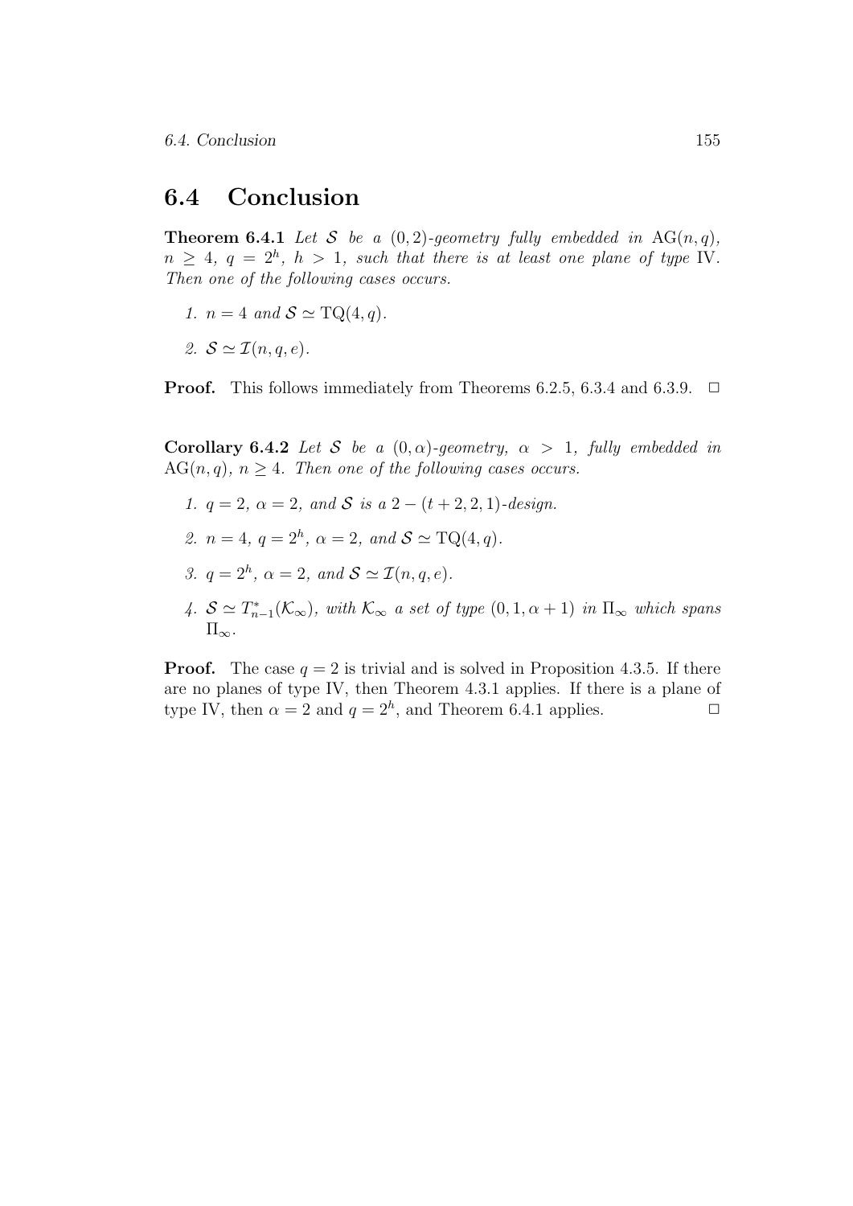## 6.4 Conclusion

**Theorem 6.4.1** *Let $\mathcal{S}$ be a $(0,2)$-geometry fully embedded in $\mathrm{AG}(n,q)$, $n \geq 4$, $q = 2^h$, $h > 1$, such that there is at least one plane of type* IV*. Then one of the following cases occurs.*

1. *$n = 4$ and $\mathcal{S} \simeq \mathrm{TQ}(4,q)$.*
2. *$\mathcal{S} \simeq \mathcal{I}(n,q,e)$.*

**Proof.** This follows immediately from Theorems 6.2.5, 6.3.4 and 6.3.9. $\square$

**Corollary 6.4.2** *Let $\mathcal{S}$ be a $(0,\alpha)$-geometry, $\alpha > 1$, fully embedded in $\mathrm{AG}(n,q)$, $n \geq 4$. Then one of the following cases occurs.*

1. *$q = 2$, $\alpha = 2$, and $\mathcal{S}$ is a $2-(t+2,2,1)$-design.*
2. *$n = 4$, $q = 2^h$, $\alpha = 2$, and $\mathcal{S} \simeq \mathrm{TQ}(4,q)$.*
3. *$q = 2^h$, $\alpha = 2$, and $\mathcal{S} \simeq \mathcal{I}(n,q,e)$.*
4. *$\mathcal{S} \simeq T^*_{n-1}(\mathcal{K}_\infty)$, with $\mathcal{K}_\infty$ a set of type $(0,1,\alpha+1)$ in $\Pi_\infty$ which spans $\Pi_\infty$.*

**Proof.** The case $q = 2$ is trivial and is solved in Proposition 4.3.5. If there are no planes of type IV, then Theorem 4.3.1 applies. If there is a plane of type IV, then $\alpha = 2$ and $q = 2^h$, and Theorem 6.4.1 applies. $\square$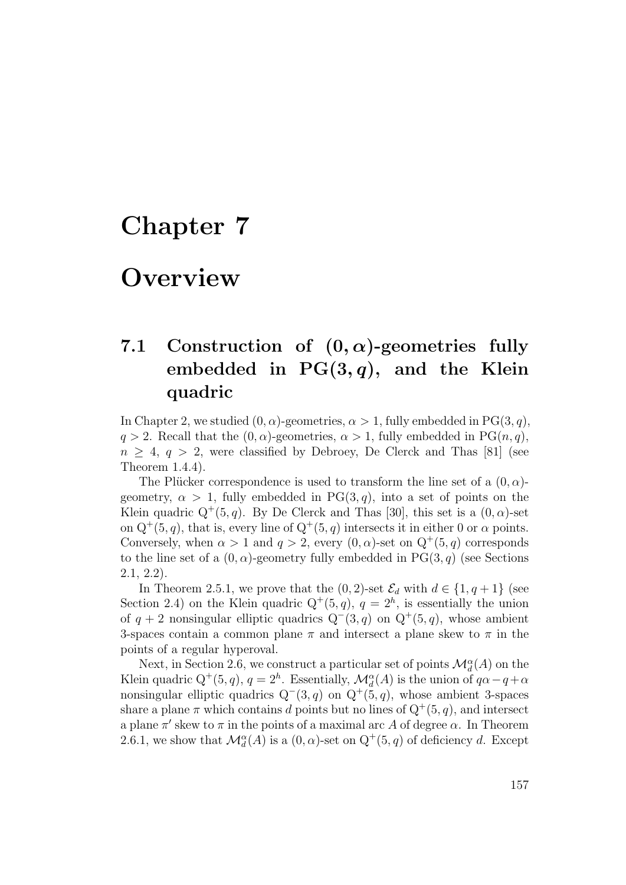# Chapter 7

# Overview

## 7.1 Construction of $(0,\alpha)$-geometries fully embedded in $\mathrm{PG}(3,q)$, and the Klein quadric

In Chapter 2, we studied $(0,\alpha)$-geometries, $\alpha > 1$, fully embedded in $\mathrm{PG}(3,q)$, $q > 2$. Recall that the $(0,\alpha)$-geometries, $\alpha > 1$, fully embedded in $\mathrm{PG}(n,q)$, $n \geq 4$, $q > 2$, were classified by Debroey, De Clerck and Thas [81] (see Theorem 1.4.4).

The Plücker correspondence is used to transform the line set of a $(0,\alpha)$-geometry, $\alpha > 1$, fully embedded in $\mathrm{PG}(3,q)$, into a set of points on the Klein quadric $\mathrm{Q}^+(5,q)$. By De Clerck and Thas [30], this set is a $(0,\alpha)$-set on $\mathrm{Q}^+(5,q)$, that is, every line of $\mathrm{Q}^+(5,q)$ intersects it in either 0 or $\alpha$ points. Conversely, when $\alpha > 1$ and $q > 2$, every $(0,\alpha)$-set on $\mathrm{Q}^+(5,q)$ corresponds to the line set of a $(0,\alpha)$-geometry fully embedded in $\mathrm{PG}(3,q)$ (see Sections 2.1, 2.2).

In Theorem 2.5.1, we prove that the $(0,2)$-set $\mathcal{E}_d$ with $d \in \{1, q+1\}$ (see Section 2.4) on the Klein quadric $\mathrm{Q}^+(5,q)$, $q = 2^h$, is essentially the union of $q+2$ nonsingular elliptic quadrics $\mathrm{Q}^-(3,q)$ on $\mathrm{Q}^+(5,q)$, whose ambient 3-spaces contain a common plane $\pi$ and intersect a plane skew to $\pi$ in the points of a regular hyperoval.

Next, in Section 2.6, we construct a particular set of points $\mathcal{M}_d^\alpha(A)$ on the Klein quadric $\mathrm{Q}^+(5,q)$, $q = 2^h$. Essentially, $\mathcal{M}_d^\alpha(A)$ is the union of $q\alpha - q + \alpha$ nonsingular elliptic quadrics $\mathrm{Q}^-(3,q)$ on $\mathrm{Q}^+(5,q)$, whose ambient 3-spaces share a plane $\pi$ which contains $d$ points but no lines of $\mathrm{Q}^+(5,q)$, and intersect a plane $\pi'$ skew to $\pi$ in the points of a maximal arc $A$ of degree $\alpha$. In Theorem 2.6.1, we show that $\mathcal{M}_d^\alpha(A)$ is a $(0,\alpha)$-set on $\mathrm{Q}^+(5,q)$ of deficiency $d$. Except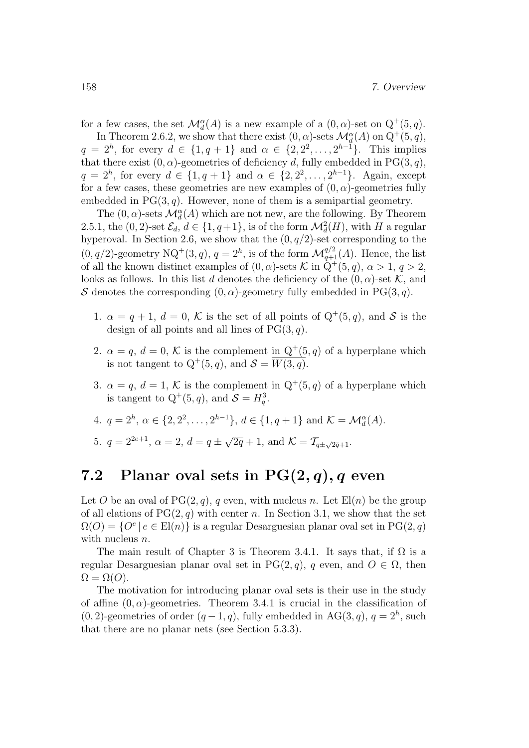for a few cases, the set $\mathcal{M}_d^\alpha(A)$ is a new example of a $(0,\alpha)$-set on $\mathrm{Q}^+(5,q)$.

In Theorem 2.6.2, we show that there exist $(0,\alpha)$-sets $\mathcal{M}_d^\alpha(A)$ on $\mathrm{Q}^+(5,q)$, $q = 2^h$, for every $d \in \{1, q+1\}$ and $\alpha \in \{2, 2^2, \ldots, 2^{h-1}\}$. This implies that there exist $(0,\alpha)$-geometries of deficiency $d$, fully embedded in $\mathrm{PG}(3,q)$, $q = 2^h$, for every $d \in \{1, q+1\}$ and $\alpha \in \{2, 2^2, \ldots, 2^{h-1}\}$. Again, except for a few cases, these geometries are new examples of $(0,\alpha)$-geometries fully embedded in $\mathrm{PG}(3,q)$. However, none of them is a semipartial geometry.

The $(0,\alpha)$-sets $\mathcal{M}_d^\alpha(A)$ which are not new, are the following. By Theorem 2.5.1, the $(0,2)$-set $\mathcal{E}_d$, $d \in \{1, q+1\}$, is of the form $\mathcal{M}_d^2(H)$, with $H$ a regular hyperoval. In Section 2.6, we show that the $(0,q/2)$-set corresponding to the $(0,q/2)$-geometry $\mathrm{NQ}^+(3,q)$, $q = 2^h$, is of the form $\mathcal{M}_{q+1}^{q/2}(A)$. Hence, the list of all the known distinct examples of $(0,\alpha)$-sets $\mathcal{K}$ in $\mathrm{Q}^+(5,q)$, $\alpha > 1$, $q > 2$, looks as follows. In this list $d$ denotes the deficiency of the $(0,\alpha)$-set $\mathcal{K}$, and $\mathcal{S}$ denotes the corresponding $(0,\alpha)$-geometry fully embedded in $\mathrm{PG}(3,q)$.

1. $\alpha = q+1$, $d = 0$, $\mathcal{K}$ is the set of all points of $\mathrm{Q}^+(5,q)$, and $\mathcal{S}$ is the design of all points and all lines of $\mathrm{PG}(3,q)$.

2. $\alpha = q$, $d = 0$, $\mathcal{K}$ is the complement in $\mathrm{Q}^+(5,q)$ of a hyperplane which is not tangent to $\mathrm{Q}^+(5,q)$, and $\mathcal{S} = \overline{W(3,q)}$.

3. $\alpha = q$, $d = 1$, $\mathcal{K}$ is the complement in $\mathrm{Q}^+(5,q)$ of a hyperplane which is tangent to $\mathrm{Q}^+(5,q)$, and $\mathcal{S} = H_q^3$.

4. $q = 2^h$, $\alpha \in \{2, 2^2, \ldots, 2^{h-1}\}$, $d \in \{1, q+1\}$ and $\mathcal{K} = \mathcal{M}_d^\alpha(A)$.

5. $q = 2^{2e+1}$, $\alpha = 2$, $d = q \pm \sqrt{2q} + 1$, and $\mathcal{K} = \mathcal{T}_{q \pm \sqrt{2q}+1}$.

## 7.2 Planar oval sets in $\mathrm{PG}(2,q)$, $q$ even

Let $O$ be an oval of $\mathrm{PG}(2,q)$, $q$ even, with nucleus $n$. Let $\mathrm{El}(n)$ be the group of all elations of $\mathrm{PG}(2,q)$ with center $n$. In Section 3.1, we show that the set $\Omega(O) = \{O^e \mid e \in \mathrm{El}(n)\}$ is a regular Desarguesian planar oval set in $\mathrm{PG}(2,q)$ with nucleus $n$.

The main result of Chapter 3 is Theorem 3.4.1. It says that, if $\Omega$ is a regular Desarguesian planar oval set in $\mathrm{PG}(2,q)$, $q$ even, and $O \in \Omega$, then $\Omega = \Omega(O)$.

The motivation for introducing planar oval sets is their use in the study of affine $(0,\alpha)$-geometries. Theorem 3.4.1 is crucial in the classification of $(0,2)$-geometries of order $(q-1,q)$, fully embedded in $\mathrm{AG}(3,q)$, $q = 2^h$, such that there are no planar nets (see Section 5.3.3).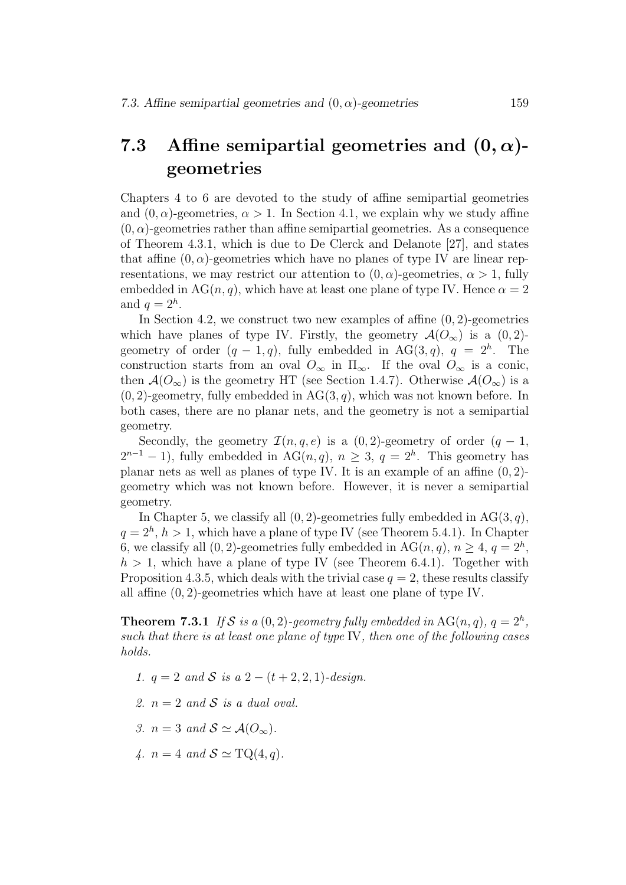## 7.3 Affine semipartial geometries and $(0, \alpha)$-geometries

Chapters 4 to 6 are devoted to the study of affine semipartial geometries and $(0, \alpha)$-geometries, $\alpha > 1$. In Section 4.1, we explain why we study affine $(0, \alpha)$-geometries rather than affine semipartial geometries. As a consequence of Theorem 4.3.1, which is due to De Clerck and Delanote [27], and states that affine $(0, \alpha)$-geometries which have no planes of type IV are linear representations, we may restrict our attention to $(0, \alpha)$-geometries, $\alpha > 1$, fully embedded in $\mathrm{AG}(n, q)$, which have at least one plane of type IV. Hence $\alpha = 2$ and $q = 2^h$.

In Section 4.2, we construct two new examples of affine $(0, 2)$-geometries which have planes of type IV. Firstly, the geometry $\mathcal{A}(O_\infty)$ is a $(0, 2)$-geometry of order $(q - 1, q)$, fully embedded in $\mathrm{AG}(3, q)$, $q = 2^h$. The construction starts from an oval $O_\infty$ in $\Pi_\infty$. If the oval $O_\infty$ is a conic, then $\mathcal{A}(O_\infty)$ is the geometry HT (see Section 1.4.7). Otherwise $\mathcal{A}(O_\infty)$ is a $(0, 2)$-geometry, fully embedded in $\mathrm{AG}(3, q)$, which was not known before. In both cases, there are no planar nets, and the geometry is not a semipartial geometry.

Secondly, the geometry $\mathcal{I}(n, q, e)$ is a $(0, 2)$-geometry of order $(q - 1, 2^{n-1} - 1)$, fully embedded in $\mathrm{AG}(n, q)$, $n \geq 3$, $q = 2^h$. This geometry has planar nets as well as planes of type IV. It is an example of an affine $(0, 2)$-geometry which was not known before. However, it is never a semipartial geometry.

In Chapter 5, we classify all $(0, 2)$-geometries fully embedded in $\mathrm{AG}(3, q)$, $q = 2^h$, $h > 1$, which have a plane of type IV (see Theorem 5.4.1). In Chapter 6, we classify all $(0, 2)$-geometries fully embedded in $\mathrm{AG}(n, q)$, $n \geq 4$, $q = 2^h$, $h > 1$, which have a plane of type IV (see Theorem 6.4.1). Together with Proposition 4.3.5, which deals with the trivial case $q = 2$, these results classify all affine $(0, 2)$-geometries which have at least one plane of type IV.

**Theorem 7.3.1** *If $\mathcal{S}$ is a $(0, 2)$-geometry fully embedded in $\mathrm{AG}(n, q)$, $q = 2^h$, such that there is at least one plane of type IV, then one of the following cases holds.*

1. *$q = 2$ and $\mathcal{S}$ is a $2 - (t + 2, 2, 1)$-design.*
2. *$n = 2$ and $\mathcal{S}$ is a dual oval.*
3. *$n = 3$ and $\mathcal{S} \simeq \mathcal{A}(O_\infty)$.*
4. *$n = 4$ and $\mathcal{S} \simeq \mathrm{TQ}(4, q)$.*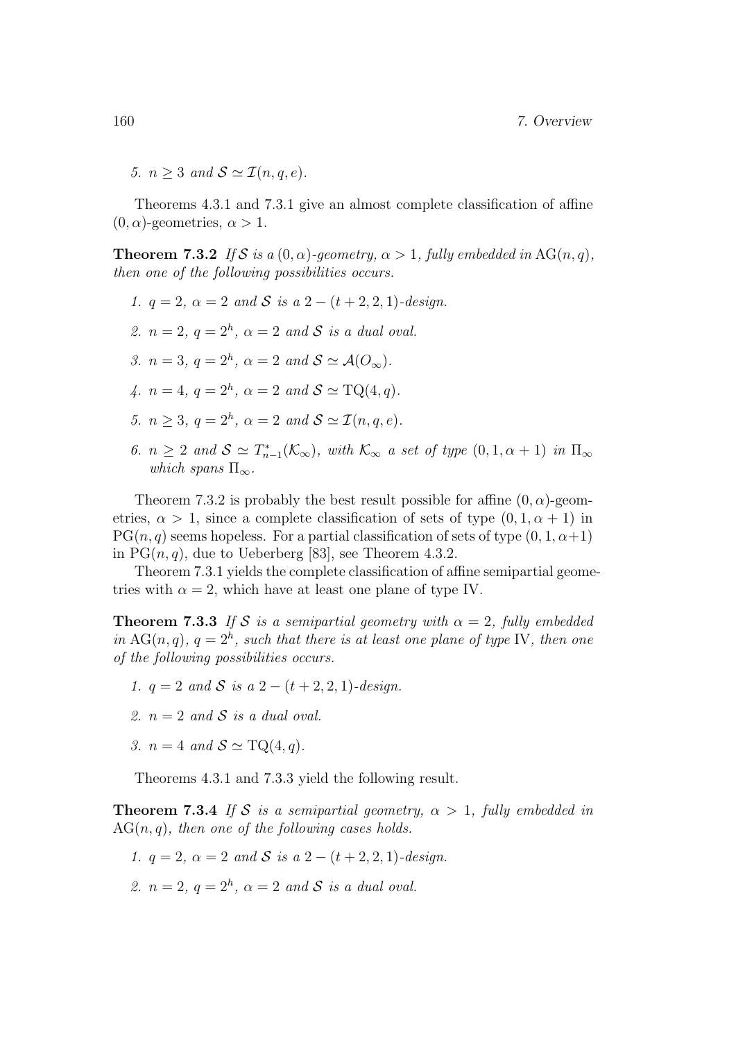5. $n \geq 3$ and $\mathcal{S} \simeq \mathcal{I}(n, q, e)$.

Theorems 4.3.1 and 7.3.1 give an almost complete classification of affine $(0, \alpha)$-geometries, $\alpha > 1$.

**Theorem 7.3.2** *If $\mathcal{S}$ is a $(0, \alpha)$-geometry, $\alpha > 1$, fully embedded in $\mathrm{AG}(n, q)$, then one of the following possibilities occurs.*

1. $q = 2$, $\alpha = 2$ *and $\mathcal{S}$ is a $2-(t+2, 2, 1)$-design.*
2. $n = 2$, $q = 2^h$, $\alpha = 2$ *and $\mathcal{S}$ is a dual oval.*
3. $n = 3$, $q = 2^h$, $\alpha = 2$ *and* $\mathcal{S} \simeq \mathcal{A}(O_\infty)$.
4. $n = 4$, $q = 2^h$, $\alpha = 2$ *and* $\mathcal{S} \simeq \mathrm{TQ}(4, q)$.
5. $n \geq 3$, $q = 2^h$, $\alpha = 2$ *and* $\mathcal{S} \simeq \mathcal{I}(n, q, e)$.
6. $n \geq 2$ *and* $\mathcal{S} \simeq T^*_{n-1}(\mathcal{K}_\infty)$, *with $\mathcal{K}_\infty$ a set of type $(0, 1, \alpha + 1)$ in $\Pi_\infty$ which spans $\Pi_\infty$.*

Theorem 7.3.2 is probably the best result possible for affine $(0, \alpha)$-geometries, $\alpha > 1$, since a complete classification of sets of type $(0, 1, \alpha + 1)$ in $\mathrm{PG}(n, q)$ seems hopeless. For a partial classification of sets of type $(0, 1, \alpha+1)$ in $\mathrm{PG}(n, q)$, due to Ueberberg [83], see Theorem 4.3.2.

Theorem 7.3.1 yields the complete classification of affine semipartial geometries with $\alpha = 2$, which have at least one plane of type IV.

**Theorem 7.3.3** *If $\mathcal{S}$ is a semipartial geometry with $\alpha = 2$, fully embedded in $\mathrm{AG}(n, q)$, $q = 2^h$, such that there is at least one plane of type IV, then one of the following possibilities occurs.*

1. $q = 2$ *and $\mathcal{S}$ is a $2-(t+2, 2, 1)$-design.*
2. $n = 2$ *and $\mathcal{S}$ is a dual oval.*
3. $n = 4$ *and* $\mathcal{S} \simeq \mathrm{TQ}(4, q)$.

Theorems 4.3.1 and 7.3.3 yield the following result.

**Theorem 7.3.4** *If $\mathcal{S}$ is a semipartial geometry, $\alpha > 1$, fully embedded in $\mathrm{AG}(n, q)$, then one of the following cases holds.*

1. $q = 2$, $\alpha = 2$ *and $\mathcal{S}$ is a $2-(t+2, 2, 1)$-design.*
2. $n = 2$, $q = 2^h$, $\alpha = 2$ *and $\mathcal{S}$ is a dual oval.*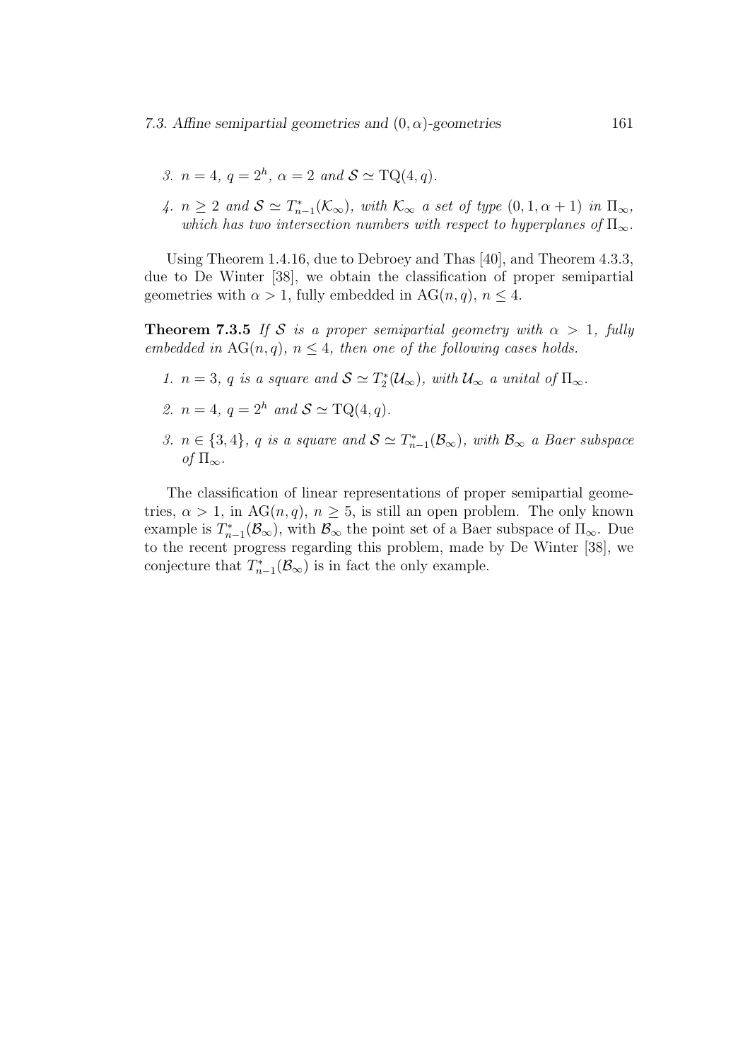3. $n = 4$, $q = 2^h$, $\alpha = 2$ *and* $\mathcal{S} \simeq \mathrm{TQ}(4, q)$.

4. $n \geq 2$ *and* $\mathcal{S} \simeq T^*_{n-1}(\mathcal{K}_\infty)$, *with* $\mathcal{K}_\infty$ *a set of type* $(0, 1, \alpha + 1)$ *in* $\Pi_\infty$, *which has two intersection numbers with respect to hyperplanes of* $\Pi_\infty$.

Using Theorem 1.4.16, due to Debroey and Thas [40], and Theorem 4.3.3, due to De Winter [38], we obtain the classification of proper semipartial geometries with $\alpha > 1$, fully embedded in $\mathrm{AG}(n, q)$, $n \leq 4$.

**Theorem 7.3.5** *If* $\mathcal{S}$ *is a proper semipartial geometry with* $\alpha > 1$, *fully embedded in* $\mathrm{AG}(n, q)$, $n \leq 4$, *then one of the following cases holds.*

1. $n = 3$, *q is a square and* $\mathcal{S} \simeq T^*_2(\mathcal{U}_\infty)$, *with* $\mathcal{U}_\infty$ *a unital of* $\Pi_\infty$.

2. $n = 4$, $q = 2^h$ *and* $\mathcal{S} \simeq \mathrm{TQ}(4, q)$.

3. $n \in \{3, 4\}$, *q is a square and* $\mathcal{S} \simeq T^*_{n-1}(\mathcal{B}_\infty)$, *with* $\mathcal{B}_\infty$ *a Baer subspace of* $\Pi_\infty$.

The classification of linear representations of proper semipartial geometries, $\alpha > 1$, in $\mathrm{AG}(n, q)$, $n \geq 5$, is still an open problem. The only known example is $T^*_{n-1}(\mathcal{B}_\infty)$, with $\mathcal{B}_\infty$ the point set of a Baer subspace of $\Pi_\infty$. Due to the recent progress regarding this problem, made by De Winter [38], we conjecture that $T^*_{n-1}(\mathcal{B}_\infty)$ is in fact the only example.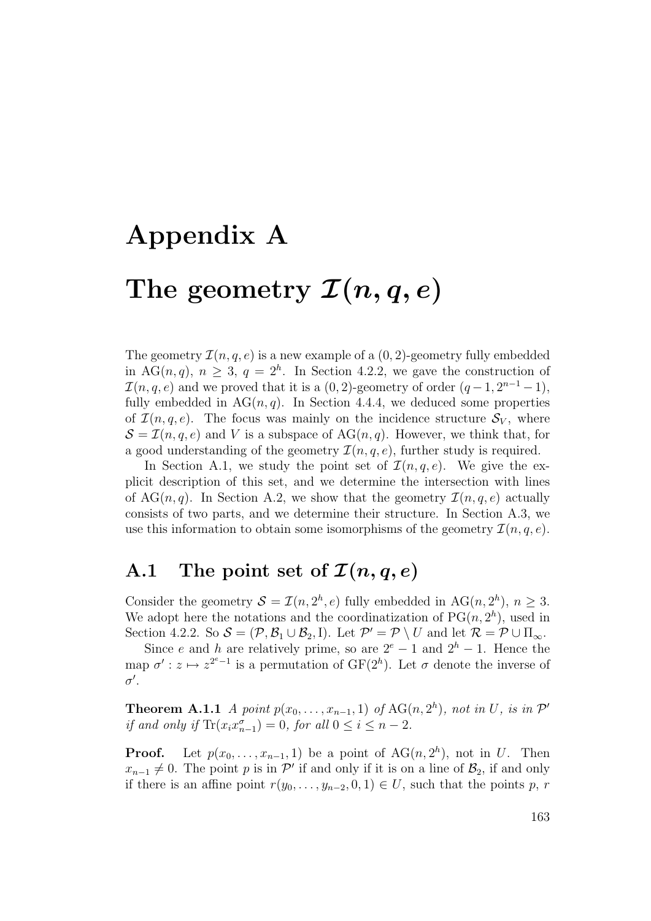# Appendix A

# The geometry $\mathcal{I}(n, q, e)$

The geometry $\mathcal{I}(n, q, e)$ is a new example of a $(0, 2)$-geometry fully embedded in $\mathrm{AG}(n, q)$, $n \geq 3$, $q = 2^h$. In Section 4.2.2, we gave the construction of $\mathcal{I}(n, q, e)$ and we proved that it is a $(0, 2)$-geometry of order $(q-1, 2^{n-1}-1)$, fully embedded in $\mathrm{AG}(n, q)$. In Section 4.4.4, we deduced some properties of $\mathcal{I}(n, q, e)$. The focus was mainly on the incidence structure $\mathcal{S}_V$, where $\mathcal{S} = \mathcal{I}(n, q, e)$ and $V$ is a subspace of $\mathrm{AG}(n, q)$. However, we think that, for a good understanding of the geometry $\mathcal{I}(n, q, e)$, further study is required.

In Section A.1, we study the point set of $\mathcal{I}(n, q, e)$. We give the explicit description of this set, and we determine the intersection with lines of $\mathrm{AG}(n, q)$. In Section A.2, we show that the geometry $\mathcal{I}(n, q, e)$ actually consists of two parts, and we determine their structure. In Section A.3, we use this information to obtain some isomorphisms of the geometry $\mathcal{I}(n, q, e)$.

## A.1 The point set of $\mathcal{I}(n, q, e)$

Consider the geometry $\mathcal{S} = \mathcal{I}(n, 2^h, e)$ fully embedded in $\mathrm{AG}(n, 2^h)$, $n \geq 3$. We adopt here the notations and the coordinatization of $\mathrm{PG}(n, 2^h)$, used in Section 4.2.2. So $\mathcal{S} = (\mathcal{P}, \mathcal{B}_1 \cup \mathcal{B}_2, \mathrm{I})$. Let $\mathcal{P}' = \mathcal{P} \setminus U$ and let $\mathcal{R} = \mathcal{P} \cup \Pi_\infty$.

Since $e$ and $h$ are relatively prime, so are $2^e - 1$ and $2^h - 1$. Hence the map $\sigma' : z \mapsto z^{2^e-1}$ is a permutation of $\mathrm{GF}(2^h)$. Let $\sigma$ denote the inverse of $\sigma'$.

**Theorem A.1.1** *A point $p(x_0, \ldots, x_{n-1}, 1)$ of $\mathrm{AG}(n, 2^h)$, not in $U$, is in $\mathcal{P}'$ if and only if $\mathrm{Tr}(x_i x_{n-1}^\sigma) = 0$, for all $0 \leq i \leq n-2$.*

**Proof.** Let $p(x_0, \ldots, x_{n-1}, 1)$ be a point of $\mathrm{AG}(n, 2^h)$, not in $U$. Then $x_{n-1} \neq 0$. The point $p$ is in $\mathcal{P}'$ if and only if it is on a line of $\mathcal{B}_2$, if and only if there is an affine point $r(y_0, \ldots, y_{n-2}, 0, 1) \in U$, such that the points $p$, $r$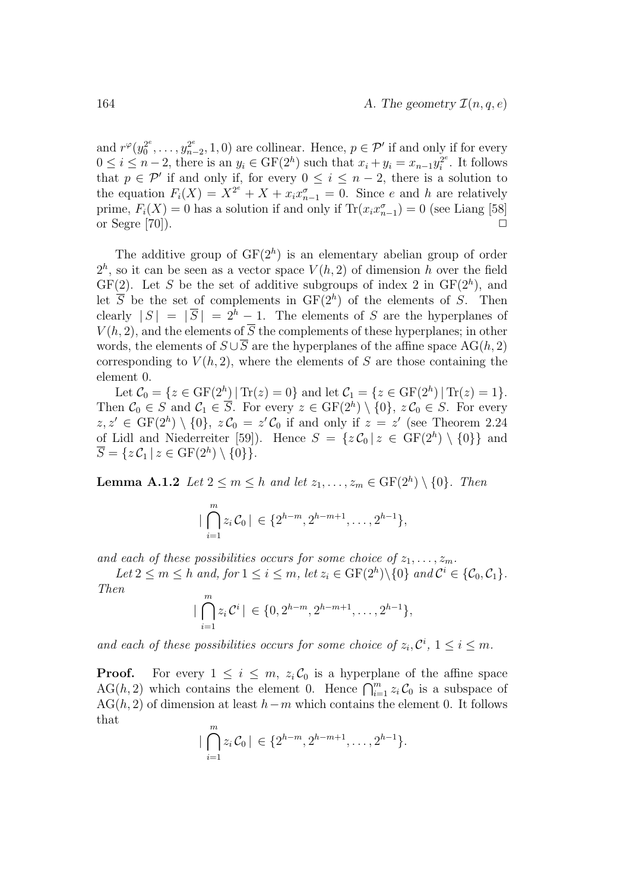and $r^{\varphi}(y_0^{2^e}, \ldots, y_{n-2}^{2^e}, 1, 0)$ are collinear. Hence, $p \in \mathcal{P}'$ if and only if for every $0 \leq i \leq n-2$, there is an $y_i \in \mathrm{GF}(2^h)$ such that $x_i + y_i = x_{n-1} y_i^{2^e}$. It follows that $p \in \mathcal{P}'$ if and only if, for every $0 \leq i \leq n-2$, there is a solution to the equation $F_i(X) = X^{2^e} + X + x_i x_{n-1}^{\sigma} = 0$. Since $e$ and $h$ are relatively prime, $F_i(X) = 0$ has a solution if and only if $\mathrm{Tr}(x_i x_{n-1}^{\sigma}) = 0$ (see Liang [58] or Segre [70]). $\square$

The additive group of $\mathrm{GF}(2^h)$ is an elementary abelian group of order $2^h$, so it can be seen as a vector space $V(h, 2)$ of dimension $h$ over the field $\mathrm{GF}(2)$. Let $S$ be the set of additive subgroups of index 2 in $\mathrm{GF}(2^h)$, and let $\overline{S}$ be the set of complements in $\mathrm{GF}(2^h)$ of the elements of $S$. Then clearly $|S| = |\overline{S}| = 2^h - 1$. The elements of $S$ are the hyperplanes of $V(h, 2)$, and the elements of $\overline{S}$ the complements of these hyperplanes; in other words, the elements of $S \cup \overline{S}$ are the hyperplanes of the affine space $\mathrm{AG}(h, 2)$ corresponding to $V(h, 2)$, where the elements of $S$ are those containing the element 0.

Let $\mathcal{C}_0 = \{z \in \mathrm{GF}(2^h) \,|\, \mathrm{Tr}(z) = 0\}$ and let $\mathcal{C}_1 = \{z \in \mathrm{GF}(2^h) \,|\, \mathrm{Tr}(z) = 1\}$. Then $\mathcal{C}_0 \in S$ and $\mathcal{C}_1 \in \overline{S}$. For every $z \in \mathrm{GF}(2^h) \setminus \{0\}$, $z\,\mathcal{C}_0 \in S$. For every $z, z' \in \mathrm{GF}(2^h) \setminus \{0\}$, $z\,\mathcal{C}_0 = z'\,\mathcal{C}_0$ if and only if $z = z'$ (see Theorem 2.24 of Lidl and Niederreiter [59]). Hence $S = \{z\,\mathcal{C}_0 \,|\, z \in \mathrm{GF}(2^h) \setminus \{0\}\}$ and $\overline{S} = \{z\,\mathcal{C}_1 \,|\, z \in \mathrm{GF}(2^h) \setminus \{0\}\}$.

**Lemma A.1.2** *Let $2 \leq m \leq h$ and let $z_1, \ldots, z_m \in \mathrm{GF}(2^h) \setminus \{0\}$. Then*

$$|\bigcap_{i=1}^{m} z_i\,\mathcal{C}_0| \in \{2^{h-m}, 2^{h-m+1}, \ldots, 2^{h-1}\},$$

*and each of these possibilities occurs for some choice of $z_1, \ldots, z_m$.*

*Let $2 \leq m \leq h$ and, for $1 \leq i \leq m$, let $z_i \in \mathrm{GF}(2^h) \setminus \{0\}$ and $\mathcal{C}^i \in \{\mathcal{C}_0, \mathcal{C}_1\}$. Then*

$$|\bigcap_{i=1}^{m} z_i\,\mathcal{C}^i| \in \{0, 2^{h-m}, 2^{h-m+1}, \ldots, 2^{h-1}\},$$

*and each of these possibilities occurs for some choice of $z_i, \mathcal{C}^i$, $1 \leq i \leq m$.*

**Proof.** For every $1 \leq i \leq m$, $z_i\,\mathcal{C}_0$ is a hyperplane of the affine space $\mathrm{AG}(h, 2)$ which contains the element 0. Hence $\bigcap_{i=1}^{m} z_i\,\mathcal{C}_0$ is a subspace of $\mathrm{AG}(h, 2)$ of dimension at least $h - m$ which contains the element 0. It follows that

$$|\bigcap_{i=1}^{m} z_i\,\mathcal{C}_0| \in \{2^{h-m}, 2^{h-m+1}, \ldots, 2^{h-1}\}.$$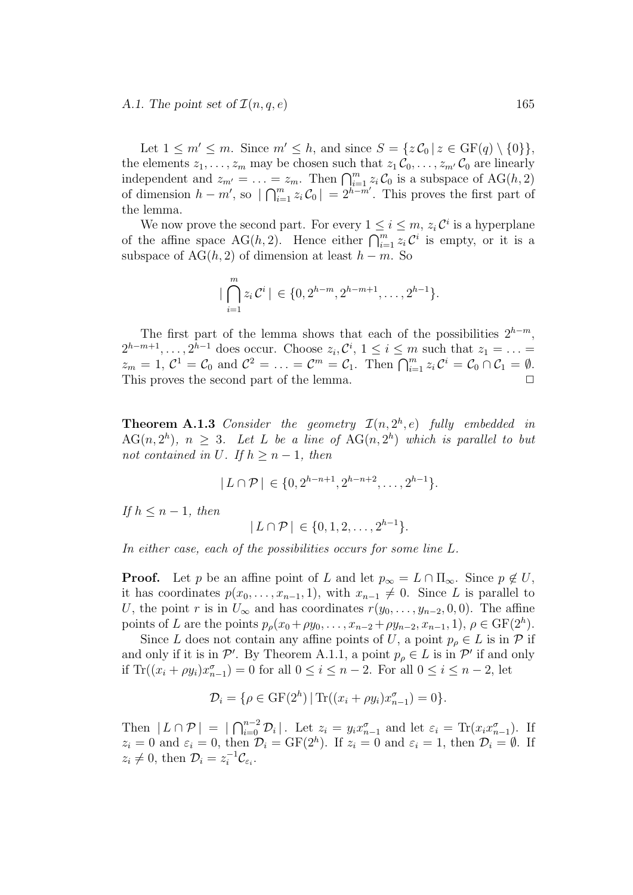Let $1 \leq m' \leq m$. Since $m' \leq h$, and since $S = \{z\,\mathcal{C}_0 \,|\, z \in \mathrm{GF}(q) \setminus \{0\}\}$, the elements $z_1, \ldots, z_m$ may be chosen such that $z_1\,\mathcal{C}_0, \ldots, z_{m'}\,\mathcal{C}_0$ are linearly independent and $z_{m'} = \ldots = z_m$. Then $\bigcap_{i=1}^m z_i\,\mathcal{C}_0$ is a subspace of $\mathrm{AG}(h, 2)$ of dimension $h - m'$, so $|\bigcap_{i=1}^m z_i\,\mathcal{C}_0| = 2^{h-m'}$. This proves the first part of the lemma.

We now prove the second part. For every $1 \leq i \leq m$, $z_i\,\mathcal{C}^i$ is a hyperplane of the affine space $\mathrm{AG}(h, 2)$. Hence either $\bigcap_{i=1}^m z_i\,\mathcal{C}^i$ is empty, or it is a subspace of $\mathrm{AG}(h, 2)$ of dimension at least $h - m$. So

$$|\bigcap_{i=1}^m z_i\,\mathcal{C}^i| \in \{0, 2^{h-m}, 2^{h-m+1}, \ldots, 2^{h-1}\}.$$

The first part of the lemma shows that each of the possibilities $2^{h-m}$, $2^{h-m+1}, \ldots, 2^{h-1}$ does occur. Choose $z_i, \mathcal{C}^i$, $1 \leq i \leq m$ such that $z_1 = \ldots = z_m = 1$, $\mathcal{C}^1 = \mathcal{C}_0$ and $\mathcal{C}^2 = \ldots = \mathcal{C}^m = \mathcal{C}_1$. Then $\bigcap_{i=1}^m z_i\,\mathcal{C}^i = \mathcal{C}_0 \cap \mathcal{C}_1 = \emptyset$. This proves the second part of the lemma. $\square$

**Theorem A.1.3** *Consider the geometry $\mathcal{I}(n, 2^h, e)$ fully embedded in $\mathrm{AG}(n, 2^h)$, $n \geq 3$. Let $L$ be a line of $\mathrm{AG}(n, 2^h)$ which is parallel to but not contained in $U$. If $h \geq n - 1$, then*

$$|L \cap \mathcal{P}| \in \{0, 2^{h-n+1}, 2^{h-n+2}, \ldots, 2^{h-1}\}.$$

*If $h \leq n - 1$, then*

$$|L \cap \mathcal{P}| \in \{0, 1, 2, \ldots, 2^{h-1}\}.$$

*In either case, each of the possibilities occurs for some line $L$.*

**Proof.** Let $p$ be an affine point of $L$ and let $p_\infty = L \cap \Pi_\infty$. Since $p \notin U$, it has coordinates $p(x_0, \ldots, x_{n-1}, 1)$, with $x_{n-1} \neq 0$. Since $L$ is parallel to $U$, the point $r$ is in $U_\infty$ and has coordinates $r(y_0, \ldots, y_{n-2}, 0, 0)$. The affine points of $L$ are the points $p_\rho(x_0 + \rho y_0, \ldots, x_{n-2} + \rho y_{n-2}, x_{n-1}, 1)$, $\rho \in \mathrm{GF}(2^h)$.

Since $L$ does not contain any affine points of $U$, a point $p_\rho \in L$ is in $\mathcal{P}$ if and only if it is in $\mathcal{P}'$. By Theorem A.1.1, a point $p_\rho \in L$ is in $\mathcal{P}'$ if and only if $\mathrm{Tr}((x_i + \rho y_i)x_{n-1}^\sigma) = 0$ for all $0 \leq i \leq n-2$. For all $0 \leq i \leq n-2$, let

$$\mathcal{D}_i = \{\rho \in \mathrm{GF}(2^h) \,|\, \mathrm{Tr}((x_i + \rho y_i)x_{n-1}^\sigma) = 0\}.$$

Then $|L \cap \mathcal{P}| = |\bigcap_{i=0}^{n-2} \mathcal{D}_i|$. Let $z_i = y_i x_{n-1}^\sigma$ and let $\varepsilon_i = \mathrm{Tr}(x_i x_{n-1}^\sigma)$. If $z_i = 0$ and $\varepsilon_i = 0$, then $\mathcal{D}_i = \mathrm{GF}(2^h)$. If $z_i = 0$ and $\varepsilon_i = 1$, then $\mathcal{D}_i = \emptyset$. If $z_i \neq 0$, then $\mathcal{D}_i = z_i^{-1}\mathcal{C}_{\varepsilon_i}$.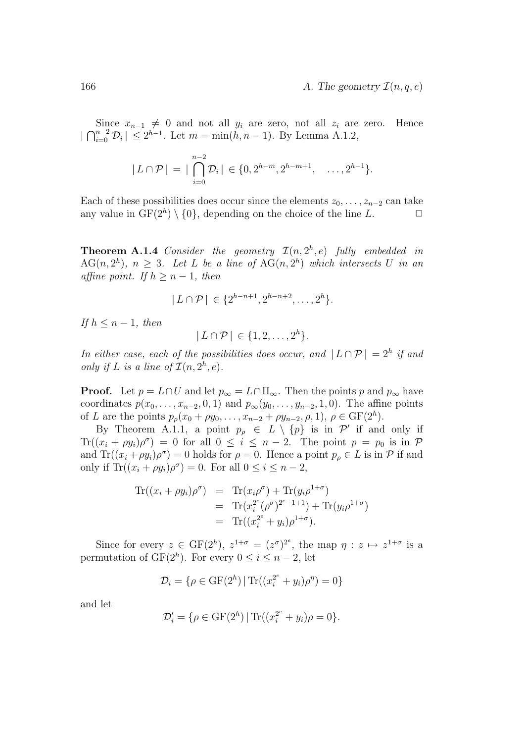Since $x_{n-1} \neq 0$ and not all $y_i$ are zero, not all $z_i$ are zero. Hence $|\bigcap_{i=0}^{n-2} \mathcal{D}_i| \leq 2^{h-1}$. Let $m = \min(h, n-1)$. By Lemma A.1.2,

$$| L \cap \mathcal{P} | = | \bigcap_{i=0}^{n-2} \mathcal{D}_i | \in \{0, 2^{h-m}, 2^{h-m+1}, \quad \ldots, 2^{h-1}\}.$$

Each of these possibilities does occur since the elements $z_0, \ldots, z_{n-2}$ can take any value in $\mathrm{GF}(2^h) \setminus \{0\}$, depending on the choice of the line $L$. $\Box$

**Theorem A.1.4** *Consider the geometry $\mathcal{I}(n, 2^h, e)$ fully embedded in $\mathrm{AG}(n, 2^h)$, $n \geq 3$. Let $L$ be a line of $\mathrm{AG}(n, 2^h)$ which intersects $U$ in an affine point. If $h \geq n-1$, then*

$$| L \cap \mathcal{P} | \in \{2^{h-n+1}, 2^{h-n+2}, \ldots, 2^h\}.$$

*If $h \leq n-1$, then*

$$| L \cap \mathcal{P} | \in \{1, 2, \ldots, 2^h\}.$$

*In either case, each of the possibilities does occur, and $| L \cap \mathcal{P} | = 2^h$ if and only if $L$ is a line of $\mathcal{I}(n, 2^h, e)$.*

**Proof.** Let $p = L \cap U$ and let $p_\infty = L \cap \Pi_\infty$. Then the points $p$ and $p_\infty$ have coordinates $p(x_0, \ldots, x_{n-2}, 0, 1)$ and $p_\infty(y_0, \ldots, y_{n-2}, 1, 0)$. The affine points of $L$ are the points $p_\rho(x_0 + \rho y_0, \ldots, x_{n-2} + \rho y_{n-2}, \rho, 1)$, $\rho \in \mathrm{GF}(2^h)$.

By Theorem A.1.1, a point $p_\rho \in L \setminus \{p\}$ is in $\mathcal{P}'$ if and only if $\mathrm{Tr}((x_i + \rho y_i)\rho^\sigma) = 0$ for all $0 \leq i \leq n-2$. The point $p = p_0$ is in $\mathcal{P}$ and $\mathrm{Tr}((x_i + \rho y_i)\rho^\sigma) = 0$ holds for $\rho = 0$. Hence a point $p_\rho \in L$ is in $\mathcal{P}$ if and only if $\mathrm{Tr}((x_i + \rho y_i)\rho^\sigma) = 0$. For all $0 \leq i \leq n-2$,

$$\begin{aligned}
\mathrm{Tr}((x_i + \rho y_i)\rho^\sigma) &= \mathrm{Tr}(x_i \rho^\sigma) + \mathrm{Tr}(y_i \rho^{1+\sigma}) \\
&= \mathrm{Tr}(x_i^{2^e} (\rho^\sigma)^{2^e - 1 + 1}) + \mathrm{Tr}(y_i \rho^{1+\sigma}) \\
&= \mathrm{Tr}((x_i^{2^e} + y_i)\rho^{1+\sigma}).
\end{aligned}$$

Since for every $z \in \mathrm{GF}(2^h)$, $z^{1+\sigma} = (z^\sigma)^{2e}$, the map $\eta : z \mapsto z^{1+\sigma}$ is a permutation of $\mathrm{GF}(2^h)$. For every $0 \leq i \leq n-2$, let

$$\mathcal{D}_i = \{\rho \in \mathrm{GF}(2^h) \,|\, \mathrm{Tr}((x_i^{2^e} + y_i)\rho^\eta) = 0\}$$

and let

$$\mathcal{D}'_i = \{\rho \in \mathrm{GF}(2^h) \,|\, \mathrm{Tr}((x_i^{2^e} + y_i)\rho = 0\}.$$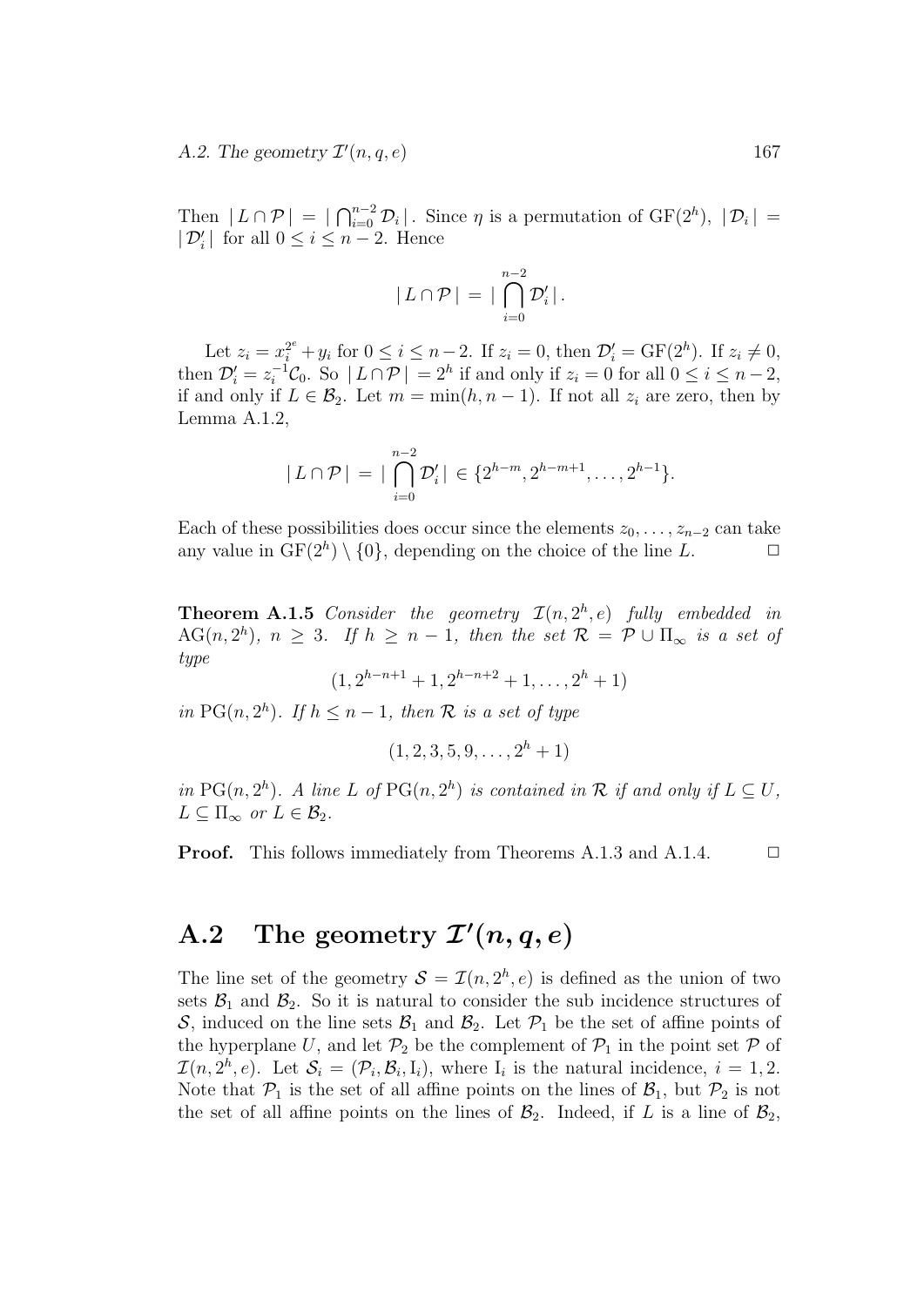Then $|L \cap \mathcal{P}| = |\bigcap_{i=0}^{n-2} \mathcal{D}_i|$. Since $\eta$ is a permutation of $\mathrm{GF}(2^h)$, $|\mathcal{D}_i| = |\mathcal{D}'_i|$ for all $0 \leq i \leq n-2$. Hence

$$|L \cap \mathcal{P}| = |\bigcap_{i=0}^{n-2} \mathcal{D}'_i|.$$

Let $z_i = x_i^{2^e} + y_i$ for $0 \leq i \leq n-2$. If $z_i = 0$, then $\mathcal{D}'_i = \mathrm{GF}(2^h)$. If $z_i \neq 0$, then $\mathcal{D}'_i = z_i^{-1}\mathcal{C}_0$. So $|L \cap \mathcal{P}| = 2^h$ if and only if $z_i = 0$ for all $0 \leq i \leq n-2$, if and only if $L \in \mathcal{B}_2$. Let $m = \min(h, n-1)$. If not all $z_i$ are zero, then by Lemma A.1.2,

$$|L \cap \mathcal{P}| = |\bigcap_{i=0}^{n-2} \mathcal{D}'_i| \in \{2^{h-m}, 2^{h-m+1}, \ldots, 2^{h-1}\}.$$

Each of these possibilities does occur since the elements $z_0, \ldots, z_{n-2}$ can take any value in $\mathrm{GF}(2^h) \setminus \{0\}$, depending on the choice of the line $L$. $\square$

**Theorem A.1.5** *Consider the geometry $\mathcal{I}(n, 2^h, e)$ fully embedded in $\mathrm{AG}(n, 2^h)$, $n \geq 3$. If $h \geq n-1$, then the set $\mathcal{R} = \mathcal{P} \cup \Pi_\infty$ is a set of type*

$$(1, 2^{h-n+1}+1, 2^{h-n+2}+1, \ldots, 2^h+1)$$

*in $\mathrm{PG}(n, 2^h)$. If $h \leq n-1$, then $\mathcal{R}$ is a set of type*

$$(1, 2, 3, 5, 9, \ldots, 2^h+1)$$

*in $\mathrm{PG}(n, 2^h)$. A line $L$ of $\mathrm{PG}(n, 2^h)$ is contained in $\mathcal{R}$ if and only if $L \subseteq U$, $L \subseteq \Pi_\infty$ or $L \in \mathcal{B}_2$.*

**Proof.** This follows immediately from Theorems A.1.3 and A.1.4. $\square$

## A.2 The geometry $\mathcal{I}'(n, q, e)$

The line set of the geometry $\mathcal{S} = \mathcal{I}(n, 2^h, e)$ is defined as the union of two sets $\mathcal{B}_1$ and $\mathcal{B}_2$. So it is natural to consider the sub incidence structures of $\mathcal{S}$, induced on the line sets $\mathcal{B}_1$ and $\mathcal{B}_2$. Let $\mathcal{P}_1$ be the set of affine points of the hyperplane $U$, and let $\mathcal{P}_2$ be the complement of $\mathcal{P}_1$ in the point set $\mathcal{P}$ of $\mathcal{I}(n, 2^h, e)$. Let $\mathcal{S}_i = (\mathcal{P}_i, \mathcal{B}_i, \mathrm{I}_i)$, where $\mathrm{I}_i$ is the natural incidence, $i = 1, 2$. Note that $\mathcal{P}_1$ is the set of all affine points on the lines of $\mathcal{B}_1$, but $\mathcal{P}_2$ is not the set of all affine points on the lines of $\mathcal{B}_2$. Indeed, if $L$ is a line of $\mathcal{B}_2$,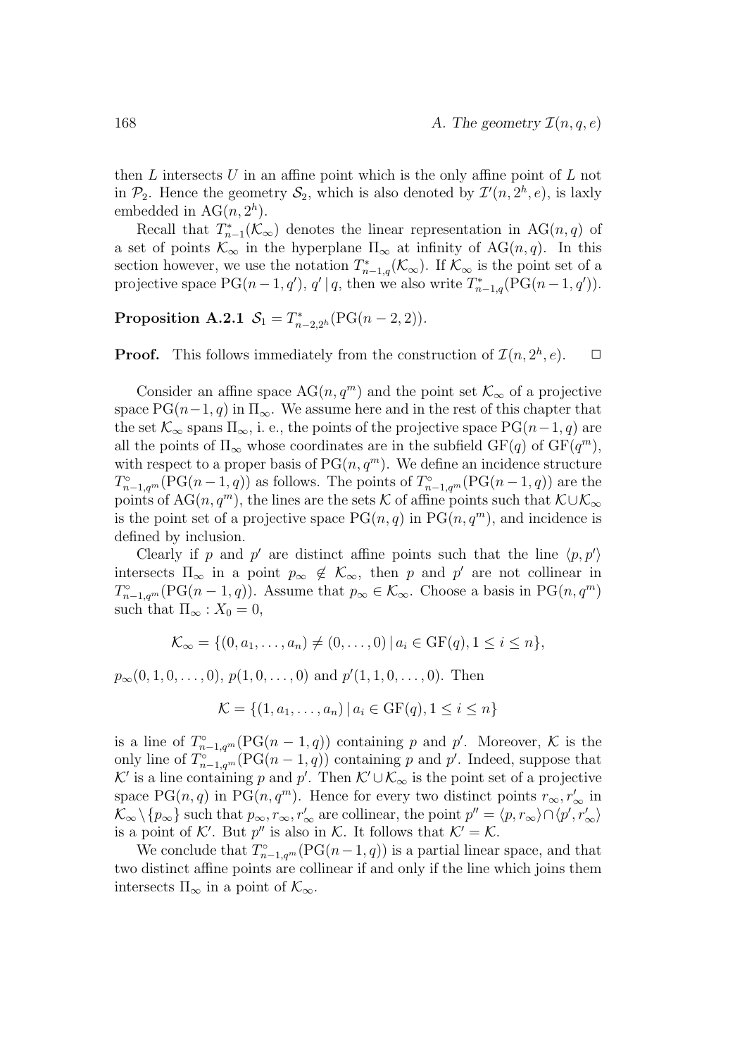then $L$ intersects $U$ in an affine point which is the only affine point of $L$ not in $\mathcal{P}_2$. Hence the geometry $\mathcal{S}_2$, which is also denoted by $\mathcal{I}'(n, 2^h, e)$, is laxly embedded in $\mathrm{AG}(n, 2^h)$.

Recall that $T^*_{n-1}(\mathcal{K}_\infty)$ denotes the linear representation in $\mathrm{AG}(n, q)$ of a set of points $\mathcal{K}_\infty$ in the hyperplane $\Pi_\infty$ at infinity of $\mathrm{AG}(n, q)$. In this section however, we use the notation $T^*_{n-1,q}(\mathcal{K}_\infty)$. If $\mathcal{K}_\infty$ is the point set of a projective space $\mathrm{PG}(n-1, q')$, $q' \,|\, q$, then we also write $T^*_{n-1,q}(\mathrm{PG}(n-1, q'))$.

**Proposition A.2.1** $\mathcal{S}_1 = T^*_{n-2,2^h}(\mathrm{PG}(n-2, 2))$.

**Proof.** This follows immediately from the construction of $\mathcal{I}(n, 2^h, e)$. $\square$

Consider an affine space $\mathrm{AG}(n, q^m)$ and the point set $\mathcal{K}_\infty$ of a projective space $\mathrm{PG}(n-1, q)$ in $\Pi_\infty$. We assume here and in the rest of this chapter that the set $\mathcal{K}_\infty$ spans $\Pi_\infty$, i. e., the points of the projective space $\mathrm{PG}(n-1, q)$ are all the points of $\Pi_\infty$ whose coordinates are in the subfield $\mathrm{GF}(q)$ of $\mathrm{GF}(q^m)$, with respect to a proper basis of $\mathrm{PG}(n, q^m)$. We define an incidence structure $T^\circ_{n-1,q^m}(\mathrm{PG}(n-1, q))$ as follows. The points of $T^\circ_{n-1,q^m}(\mathrm{PG}(n-1, q))$ are the points of $\mathrm{AG}(n, q^m)$, the lines are the sets $\mathcal{K}$ of affine points such that $\mathcal{K} \cup \mathcal{K}_\infty$ is the point set of a projective space $\mathrm{PG}(n, q)$ in $\mathrm{PG}(n, q^m)$, and incidence is defined by inclusion.

Clearly if $p$ and $p'$ are distinct affine points such that the line $\langle p, p' \rangle$ intersects $\Pi_\infty$ in a point $p_\infty \notin \mathcal{K}_\infty$, then $p$ and $p'$ are not collinear in $T^\circ_{n-1,q^m}(\mathrm{PG}(n-1, q))$. Assume that $p_\infty \in \mathcal{K}_\infty$. Choose a basis in $\mathrm{PG}(n, q^m)$ such that $\Pi_\infty : X_0 = 0$,

$$\mathcal{K}_\infty = \{(0, a_1, \ldots, a_n) \neq (0, \ldots, 0) \,|\, a_i \in \mathrm{GF}(q), 1 \leq i \leq n\},$$

$p_\infty(0, 1, 0, \ldots, 0)$, $p(1, 0, \ldots, 0)$ and $p'(1, 1, 0, \ldots, 0)$. Then

$$\mathcal{K} = \{(1, a_1, \ldots, a_n) \,|\, a_i \in \mathrm{GF}(q), 1 \leq i \leq n\}$$

is a line of $T^\circ_{n-1,q^m}(\mathrm{PG}(n-1, q))$ containing $p$ and $p'$. Moreover, $\mathcal{K}$ is the only line of $T^\circ_{n-1,q^m}(\mathrm{PG}(n-1, q))$ containing $p$ and $p'$. Indeed, suppose that $\mathcal{K}'$ is a line containing $p$ and $p'$. Then $\mathcal{K}' \cup \mathcal{K}_\infty$ is the point set of a projective space $\mathrm{PG}(n, q)$ in $\mathrm{PG}(n, q^m)$. Hence for every two distinct points $r_\infty, r'_\infty$ in $\mathcal{K}_\infty \setminus \{p_\infty\}$ such that $p_\infty, r_\infty, r'_\infty$ are collinear, the point $p'' = \langle p, r_\infty \rangle \cap \langle p', r'_\infty \rangle$ is a point of $\mathcal{K}'$. But $p''$ is also in $\mathcal{K}$. It follows that $\mathcal{K}' = \mathcal{K}$.

We conclude that $T^\circ_{n-1,q^m}(\mathrm{PG}(n-1, q))$ is a partial linear space, and that two distinct affine points are collinear if and only if the line which joins them intersects $\Pi_\infty$ in a point of $\mathcal{K}_\infty$.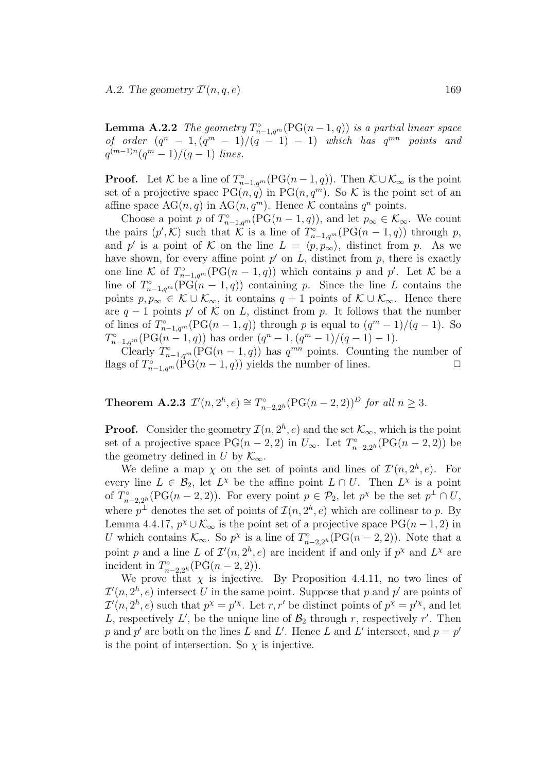**Lemma A.2.2** *The geometry $T^\circ_{n-1,q^m}(\mathrm{PG}(n-1,q))$ is a partial linear space of order $(q^n-1,(q^m-1)/(q-1)-1)$ which has $q^{mn}$ points and $q^{(m-1)n}(q^m-1)/(q-1)$ lines.*

**Proof.** Let $\mathcal{K}$ be a line of $T^\circ_{n-1,q^m}(\mathrm{PG}(n-1,q))$. Then $\mathcal{K}\cup\mathcal{K}_\infty$ is the point set of a projective space $\mathrm{PG}(n,q)$ in $\mathrm{PG}(n,q^m)$. So $\mathcal{K}$ is the point set of an affine space $\mathrm{AG}(n,q)$ in $\mathrm{AG}(n,q^m)$. Hence $\mathcal{K}$ contains $q^n$ points.

Choose a point $p$ of $T^\circ_{n-1,q^m}(\mathrm{PG}(n-1,q))$, and let $p_\infty\in\mathcal{K}_\infty$. We count the pairs $(p',\mathcal{K})$ such that $\mathcal{K}$ is a line of $T^\circ_{n-1,q^m}(\mathrm{PG}(n-1,q))$ through $p$, and $p'$ is a point of $\mathcal{K}$ on the line $L=\langle p,p_\infty\rangle$, distinct from $p$. As we have shown, for every affine point $p'$ on $L$, distinct from $p$, there is exactly one line $\mathcal{K}$ of $T^\circ_{n-1,q^m}(\mathrm{PG}(n-1,q))$ which contains $p$ and $p'$. Let $\mathcal{K}$ be a line of $T^\circ_{n-1,q^m}(\mathrm{PG}(n-1,q))$ containing $p$. Since the line $L$ contains the points $p,p_\infty\in\mathcal{K}\cup\mathcal{K}_\infty$, it contains $q+1$ points of $\mathcal{K}\cup\mathcal{K}_\infty$. Hence there are $q-1$ points $p'$ of $\mathcal{K}$ on $L$, distinct from $p$. It follows that the number of lines of $T^\circ_{n-1,q^m}(\mathrm{PG}(n-1,q))$ through $p$ is equal to $(q^m-1)/(q-1)$. So $T^\circ_{n-1,q^m}(\mathrm{PG}(n-1,q))$ has order $(q^n-1,(q^m-1)/(q-1)-1)$.

Clearly $T^\circ_{n-1,q^m}(\mathrm{PG}(n-1,q))$ has $q^{mn}$ points. Counting the number of flags of $T^\circ_{n-1,q^m}(\mathrm{PG}(n-1,q))$ yields the number of lines. $\square$

**Theorem A.2.3** *$\mathcal{I}'(n,2^h,e)\cong T^\circ_{n-2,2^h}(\mathrm{PG}(n-2,2))^D$ for all $n\geq 3$.*

**Proof.** Consider the geometry $\mathcal{I}(n,2^h,e)$ and the set $\mathcal{K}_\infty$, which is the point set of a projective space $\mathrm{PG}(n-2,2)$ in $U_\infty$. Let $T^\circ_{n-2,2^h}(\mathrm{PG}(n-2,2))$ be the geometry defined in $U$ by $\mathcal{K}_\infty$.

We define a map $\chi$ on the set of points and lines of $\mathcal{I}'(n,2^h,e)$. For every line $L\in\mathcal{B}_2$, let $L^\chi$ be the affine point $L\cap U$. Then $L^\chi$ is a point of $T^\circ_{n-2,2^h}(\mathrm{PG}(n-2,2))$. For every point $p\in\mathcal{P}_2$, let $p^\chi$ be the set $p^\perp\cap U$, where $p^\perp$ denotes the set of points of $\mathcal{I}(n,2^h,e)$ which are collinear to $p$. By Lemma 4.4.17, $p^\chi\cup\mathcal{K}_\infty$ is the point set of a projective space $\mathrm{PG}(n-1,2)$ in $U$ which contains $\mathcal{K}_\infty$. So $p^\chi$ is a line of $T^\circ_{n-2,2^h}(\mathrm{PG}(n-2,2))$. Note that a point $p$ and a line $L$ of $\mathcal{I}'(n,2^h,e)$ are incident if and only if $p^\chi$ and $L^\chi$ are incident in $T^\circ_{n-2,2^h}(\mathrm{PG}(n-2,2))$.

We prove that $\chi$ is injective. By Proposition 4.4.11, no two lines of $\mathcal{I}'(n,2^h,e)$ intersect $U$ in the same point. Suppose that $p$ and $p'$ are points of $\mathcal{I}'(n,2^h,e)$ such that $p^\chi=p'^\chi$. Let $r,r'$ be distinct points of $p^\chi=p'^\chi$, and let $L$, respectively $L'$, be the unique line of $\mathcal{B}_2$ through $r$, respectively $r'$. Then $p$ and $p'$ are both on the lines $L$ and $L'$. Hence $L$ and $L'$ intersect, and $p=p'$ is the point of intersection. So $\chi$ is injective.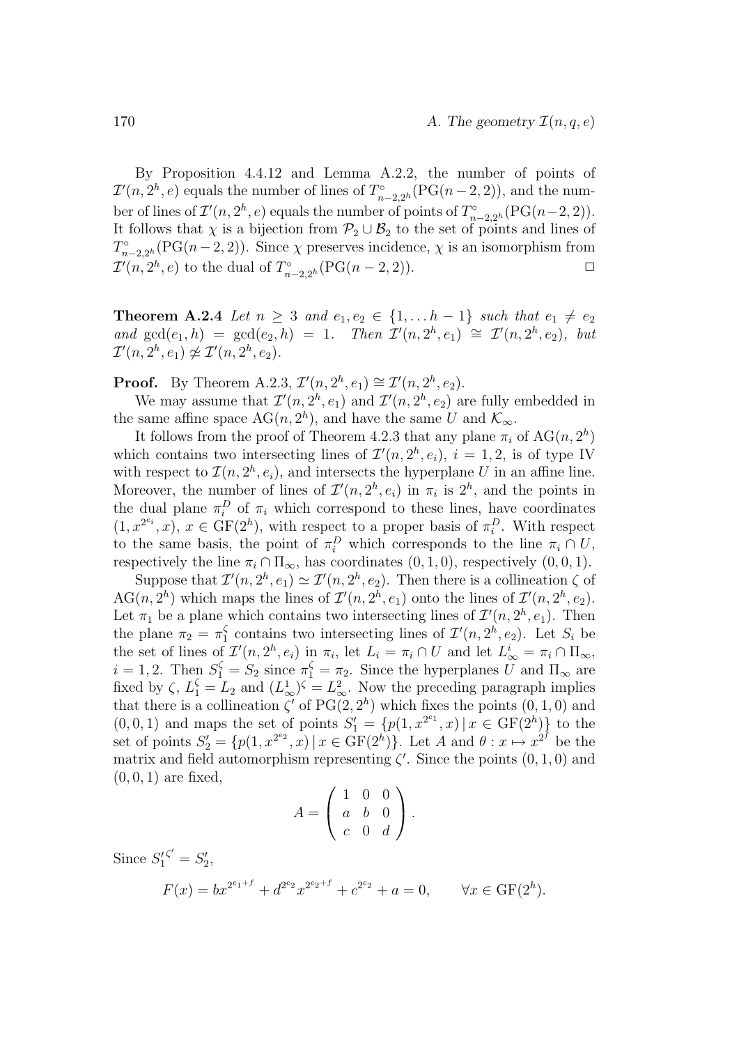By Proposition 4.4.12 and Lemma A.2.2, the number of points of $\mathcal{I}'(n, 2^h, e)$ equals the number of lines of $T^{\circ}_{n-2,2^h}(\mathrm{PG}(n-2,2))$, and the number of lines of $\mathcal{I}'(n, 2^h, e)$ equals the number of points of $T^{\circ}_{n-2,2^h}(\mathrm{PG}(n-2,2))$. It follows that $\chi$ is a bijection from $\mathcal{P}_2 \cup \mathcal{B}_2$ to the set of points and lines of $T^{\circ}_{n-2,2^h}(\mathrm{PG}(n-2,2))$. Since $\chi$ preserves incidence, $\chi$ is an isomorphism from $\mathcal{I}'(n, 2^h, e)$ to the dual of $T^{\circ}_{n-2,2^h}(\mathrm{PG}(n-2,2))$. $\square$

**Theorem A.2.4** *Let $n \geq 3$ and $e_1, e_2 \in \{1, \ldots h-1\}$ such that $e_1 \neq e_2$ and $\gcd(e_1, h) = \gcd(e_2, h) = 1$. Then $\mathcal{I}'(n, 2^h, e_1) \cong \mathcal{I}'(n, 2^h, e_2)$, but $\mathcal{I}'(n, 2^h, e_1) \not\simeq \mathcal{I}'(n, 2^h, e_2)$.*

**Proof.** By Theorem A.2.3, $\mathcal{I}'(n, 2^h, e_1) \cong \mathcal{I}'(n, 2^h, e_2)$.

We may assume that $\mathcal{I}'(n, 2^h, e_1)$ and $\mathcal{I}'(n, 2^h, e_2)$ are fully embedded in the same affine space $\mathrm{AG}(n, 2^h)$, and have the same $U$ and $\mathcal{K}_\infty$.

It follows from the proof of Theorem 4.2.3 that any plane $\pi_i$ of $\mathrm{AG}(n, 2^h)$ which contains two intersecting lines of $\mathcal{I}'(n, 2^h, e_i)$, $i = 1, 2$, is of type IV with respect to $\mathcal{I}(n, 2^h, e_i)$, and intersects the hyperplane $U$ in an affine line. Moreover, the number of lines of $\mathcal{I}'(n, 2^h, e_i)$ in $\pi_i$ is $2^h$, and the points in the dual plane $\pi_i^D$ of $\pi_i$ which correspond to these lines, have coordinates $(1, x^{2^{e_i}}, x)$, $x \in \mathrm{GF}(2^h)$, with respect to a proper basis of $\pi_i^D$. With respect to the same basis, the point of $\pi_i^D$ which corresponds to the line $\pi_i \cap U$, respectively the line $\pi_i \cap \Pi_\infty$, has coordinates $(0, 1, 0)$, respectively $(0, 0, 1)$.

Suppose that $\mathcal{I}'(n, 2^h, e_1) \simeq \mathcal{I}'(n, 2^h, e_2)$. Then there is a collineation $\zeta$ of $\mathrm{AG}(n, 2^h)$ which maps the lines of $\mathcal{I}'(n, 2^h, e_1)$ onto the lines of $\mathcal{I}'(n, 2^h, e_2)$. Let $\pi_1$ be a plane which contains two intersecting lines of $\mathcal{I}'(n, 2^h, e_1)$. Then the plane $\pi_2 = \pi_1^\zeta$ contains two intersecting lines of $\mathcal{I}'(n, 2^h, e_2)$. Let $S_i$ be the set of lines of $\mathcal{I}'(n, 2^h, e_i)$ in $\pi_i$, let $L_i = \pi_i \cap U$ and let $L^i_\infty = \pi_i \cap \Pi_\infty$, $i = 1, 2$. Then $S_1^\zeta = S_2$ since $\pi_1^\zeta = \pi_2$. Since the hyperplanes $U$ and $\Pi_\infty$ are fixed by $\zeta$, $L_1^\zeta = L_2$ and $(L^1_\infty)^\zeta = L^2_\infty$. Now the preceding paragraph implies that there is a collineation $\zeta'$ of $\mathrm{PG}(2, 2^h)$ which fixes the points $(0, 1, 0)$ and $(0, 0, 1)$ and maps the set of points $S_1' = \{p(1, x^{2^{e_1}}, x) \mid x \in \mathrm{GF}(2^h)\}$ to the set of points $S_2' = \{p(1, x^{2^{e_2}}, x) \mid x \in \mathrm{GF}(2^h)\}$. Let $A$ and $\theta : x \mapsto x^{2^f}$ be the matrix and field automorphism representing $\zeta'$. Since the points $(0, 1, 0)$ and $(0, 0, 1)$ are fixed,

$$A = \begin{pmatrix} 1 & 0 & 0 \\ a & b & 0 \\ c & 0 & d \end{pmatrix}.$$

Since ${S_1'}^{\zeta'} = S_2'$,

$$F(x) = bx^{2^{e_1+f}} + d^{2^{e_2}} x^{2^{e_2+f}} + c^{2^{e_2}} + a = 0, \qquad \forall x \in \mathrm{GF}(2^h).$$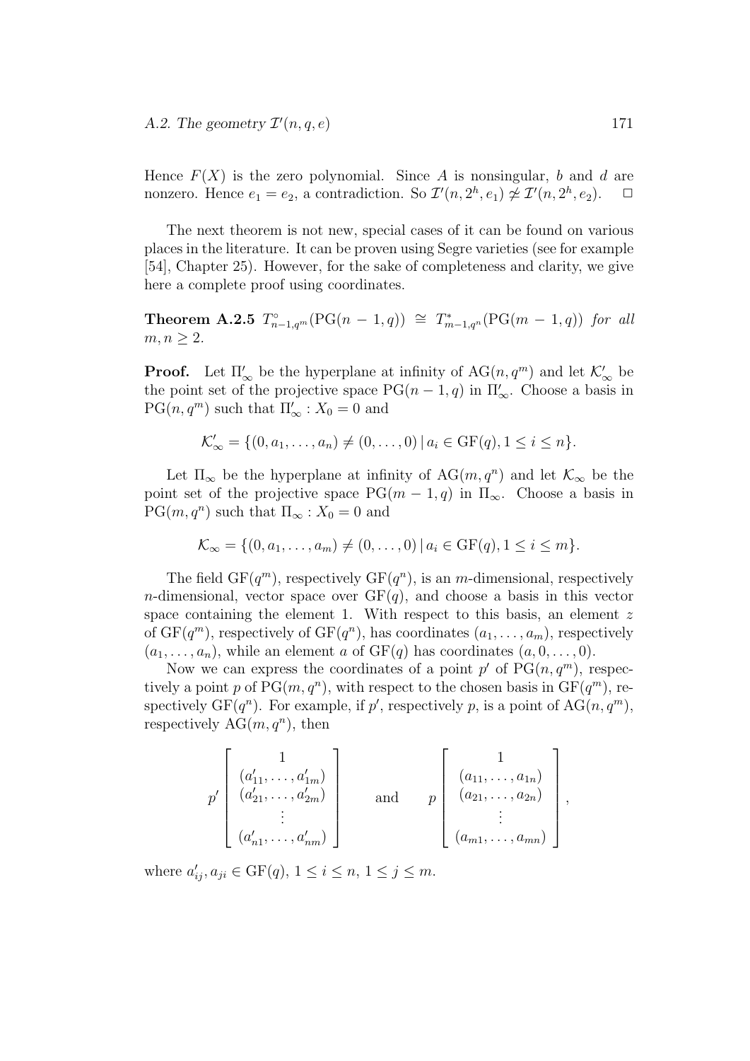Hence $F(X)$ is the zero polynomial. Since $A$ is nonsingular, $b$ and $d$ are nonzero. Hence $e_1 = e_2$, a contradiction. So $\mathcal{I}'(n, 2^h, e_1) \not\cong \mathcal{I}'(n, 2^h, e_2)$. $\square$

The next theorem is not new, special cases of it can be found on various places in the literature. It can be proven using Segre varieties (see for example [54], Chapter 25). However, for the sake of completeness and clarity, we give here a complete proof using coordinates.

**Theorem A.2.5** *$T^{\circ}_{n-1,q^m}(\mathrm{PG}(n-1, q)) \cong T^{*}_{m-1,q^n}(\mathrm{PG}(m-1, q))$ for all $m, n \geq 2$.*

**Proof.** Let $\Pi'_\infty$ be the hyperplane at infinity of $\mathrm{AG}(n, q^m)$ and let $\mathcal{K}'_\infty$ be the point set of the projective space $\mathrm{PG}(n-1, q)$ in $\Pi'_\infty$. Choose a basis in $\mathrm{PG}(n, q^m)$ such that $\Pi'_\infty : X_0 = 0$ and

$$\mathcal{K}'_\infty = \{(0, a_1, \ldots, a_n) \neq (0, \ldots, 0) \,|\, a_i \in \mathrm{GF}(q), 1 \leq i \leq n\}.$$

Let $\Pi_\infty$ be the hyperplane at infinity of $\mathrm{AG}(m, q^n)$ and let $\mathcal{K}_\infty$ be the point set of the projective space $\mathrm{PG}(m-1, q)$ in $\Pi_\infty$. Choose a basis in $\mathrm{PG}(m, q^n)$ such that $\Pi_\infty : X_0 = 0$ and

$$\mathcal{K}_\infty = \{(0, a_1, \ldots, a_m) \neq (0, \ldots, 0) \,|\, a_i \in \mathrm{GF}(q), 1 \leq i \leq m\}.$$

The field $\mathrm{GF}(q^m)$, respectively $\mathrm{GF}(q^n)$, is an $m$-dimensional, respectively $n$-dimensional, vector space over $\mathrm{GF}(q)$, and choose a basis in this vector space containing the element 1. With respect to this basis, an element $z$ of $\mathrm{GF}(q^m)$, respectively of $\mathrm{GF}(q^n)$, has coordinates $(a_1, \ldots, a_m)$, respectively $(a_1, \ldots, a_n)$, while an element $a$ of $\mathrm{GF}(q)$ has coordinates $(a, 0, \ldots, 0)$.

Now we can express the coordinates of a point $p'$ of $\mathrm{PG}(n, q^m)$, respectively a point $p$ of $\mathrm{PG}(m, q^n)$, with respect to the chosen basis in $\mathrm{GF}(q^m)$, respectively $\mathrm{GF}(q^n)$. For example, if $p'$, respectively $p$, is a point of $\mathrm{AG}(n, q^m)$, respectively $\mathrm{AG}(m, q^n)$, then

$$p' \begin{bmatrix} 1 \\ (a'_{11}, \ldots, a'_{1m}) \\ (a'_{21}, \ldots, a'_{2m}) \\ \vdots \\ (a'_{n1}, \ldots, a'_{nm}) \end{bmatrix} \qquad \text{and} \qquad p \begin{bmatrix} 1 \\ (a_{11}, \ldots, a_{1n}) \\ (a_{21}, \ldots, a_{2n}) \\ \vdots \\ (a_{m1}, \ldots, a_{mn}) \end{bmatrix},$$

where $a'_{ij}, a_{ji} \in \mathrm{GF}(q)$, $1 \leq i \leq n$, $1 \leq j \leq m$.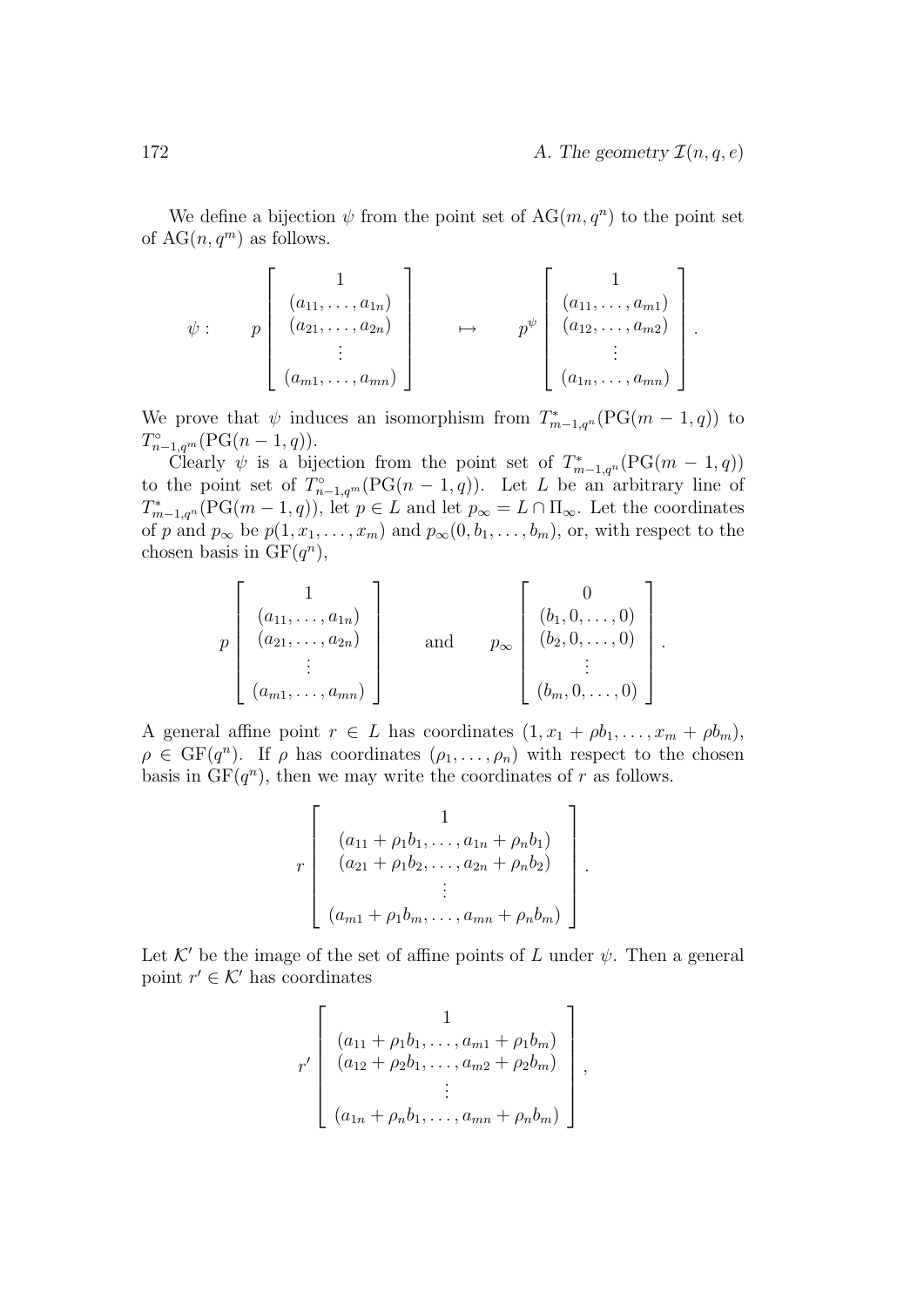We define a bijection $\psi$ from the point set of $\mathrm{AG}(m, q^n)$ to the point set of $\mathrm{AG}(n, q^m)$ as follows.

$$\psi : \qquad p \begin{bmatrix} 1 \\ (a_{11}, \ldots, a_{1n}) \\ (a_{21}, \ldots, a_{2n}) \\ \vdots \\ (a_{m1}, \ldots, a_{mn}) \end{bmatrix} \qquad \mapsto \qquad p^{\psi} \begin{bmatrix} 1 \\ (a_{11}, \ldots, a_{m1}) \\ (a_{12}, \ldots, a_{m2}) \\ \vdots \\ (a_{1n}, \ldots, a_{mn}) \end{bmatrix}.$$

We prove that $\psi$ induces an isomorphism from $T^*_{m-1,q^n}(\mathrm{PG}(m-1,q))$ to $T^{\circ}_{n-1,q^m}(\mathrm{PG}(n-1,q))$.

Clearly $\psi$ is a bijection from the point set of $T^*_{m-1,q^n}(\mathrm{PG}(m-1,q))$ to the point set of $T^{\circ}_{n-1,q^m}(\mathrm{PG}(n-1,q))$. Let $L$ be an arbitrary line of $T^*_{m-1,q^n}(\mathrm{PG}(m-1,q))$, let $p \in L$ and let $p_\infty = L \cap \Pi_\infty$. Let the coordinates of $p$ and $p_\infty$ be $p(1, x_1, \ldots, x_m)$ and $p_\infty(0, b_1, \ldots, b_m)$, or, with respect to the chosen basis in $\mathrm{GF}(q^n)$,

$$p \begin{bmatrix} 1 \\ (a_{11}, \ldots, a_{1n}) \\ (a_{21}, \ldots, a_{2n}) \\ \vdots \\ (a_{m1}, \ldots, a_{mn}) \end{bmatrix} \qquad \text{and} \qquad p_\infty \begin{bmatrix} 0 \\ (b_1, 0, \ldots, 0) \\ (b_2, 0, \ldots, 0) \\ \vdots \\ (b_m, 0, \ldots, 0) \end{bmatrix}.$$

A general affine point $r \in L$ has coordinates $(1, x_1 + \rho b_1, \ldots, x_m + \rho b_m)$, $\rho \in \mathrm{GF}(q^n)$. If $\rho$ has coordinates $(\rho_1, \ldots, \rho_n)$ with respect to the chosen basis in $\mathrm{GF}(q^n)$, then we may write the coordinates of $r$ as follows.

$$r \begin{bmatrix} 1 \\ (a_{11} + \rho_1 b_1, \ldots, a_{1n} + \rho_n b_1) \\ (a_{21} + \rho_1 b_2, \ldots, a_{2n} + \rho_n b_2) \\ \vdots \\ (a_{m1} + \rho_1 b_m, \ldots, a_{mn} + \rho_n b_m) \end{bmatrix}.$$

Let $\mathcal{K}'$ be the image of the set of affine points of $L$ under $\psi$. Then a general point $r' \in \mathcal{K}'$ has coordinates

$$r' \begin{bmatrix} 1 \\ (a_{11} + \rho_1 b_1, \ldots, a_{m1} + \rho_1 b_m) \\ (a_{12} + \rho_2 b_1, \ldots, a_{m2} + \rho_2 b_m) \\ \vdots \\ (a_{1n} + \rho_n b_1, \ldots, a_{mn} + \rho_n b_m) \end{bmatrix},$$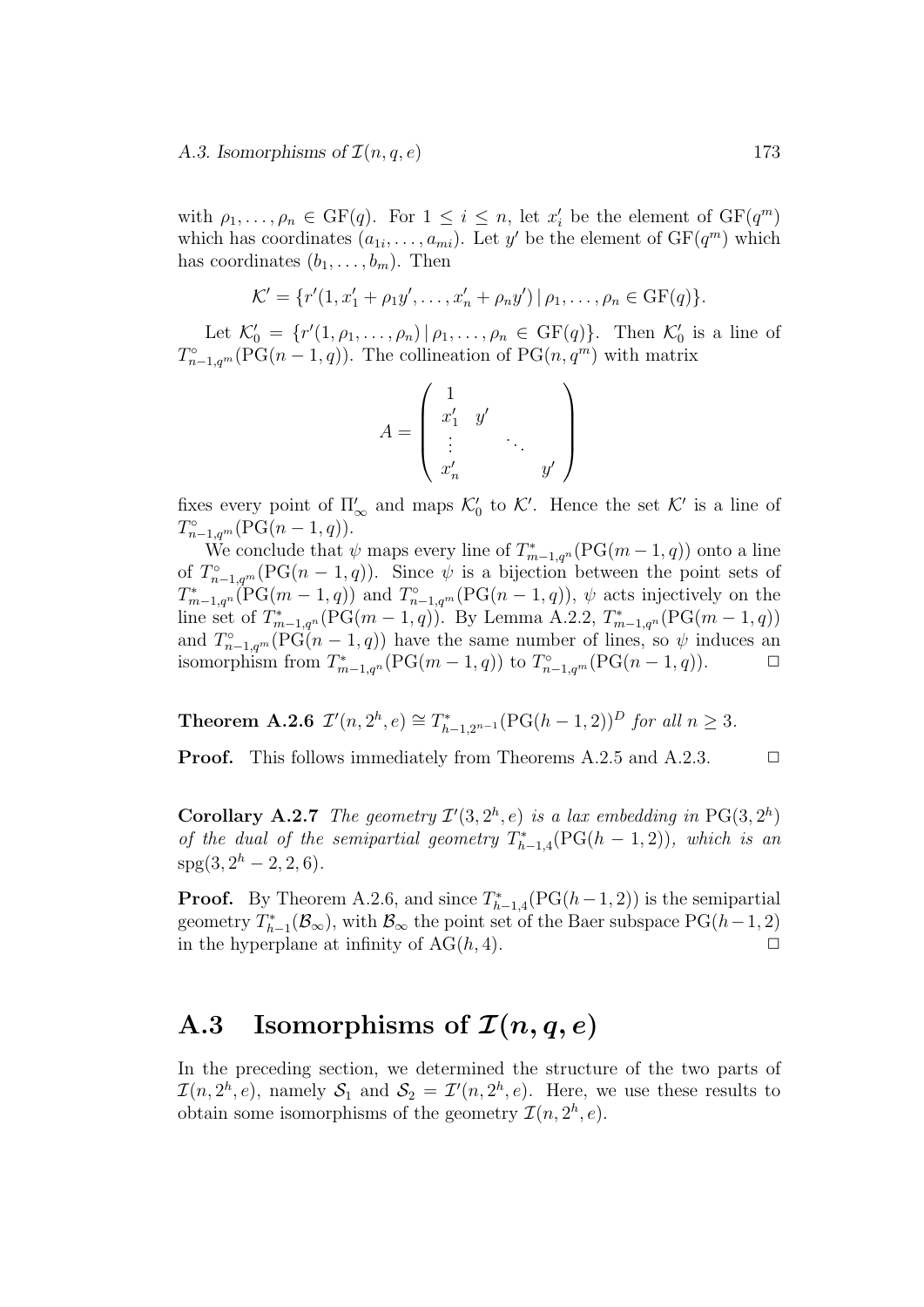with $\rho_1, \ldots, \rho_n \in \mathrm{GF}(q)$. For $1 \leq i \leq n$, let $x'_i$ be the element of $\mathrm{GF}(q^m)$ which has coordinates $(a_{1i}, \ldots, a_{mi})$. Let $y'$ be the element of $\mathrm{GF}(q^m)$ which has coordinates $(b_1, \ldots, b_m)$. Then

$$\mathcal{K}' = \{r'(1, x'_1 + \rho_1 y', \ldots, x'_n + \rho_n y') \mid \rho_1, \ldots, \rho_n \in \mathrm{GF}(q)\}.$$

Let $\mathcal{K}'_0 = \{r'(1, \rho_1, \ldots, \rho_n) \mid \rho_1, \ldots, \rho_n \in \mathrm{GF}(q)\}$. Then $\mathcal{K}'_0$ is a line of $T^{\circ}_{n-1,q^m}(\mathrm{PG}(n-1,q))$. The collineation of $\mathrm{PG}(n, q^m)$ with matrix

$$A = \begin{pmatrix} 1 & & & \\ x'_1 & y' & & \\ \vdots & & \ddots & \\ x'_n & & & y' \end{pmatrix}$$

fixes every point of $\Pi'_\infty$ and maps $\mathcal{K}'_0$ to $\mathcal{K}'$. Hence the set $\mathcal{K}'$ is a line of $T^{\circ}_{n-1,q^m}(\mathrm{PG}(n-1,q))$.

We conclude that $\psi$ maps every line of $T^{*}_{m-1,q^n}(\mathrm{PG}(m-1,q))$ onto a line of $T^{\circ}_{n-1,q^m}(\mathrm{PG}(n-1,q))$. Since $\psi$ is a bijection between the point sets of $T^{*}_{m-1,q^n}(\mathrm{PG}(m-1,q))$ and $T^{\circ}_{n-1,q^m}(\mathrm{PG}(n-1,q))$, $\psi$ acts injectively on the line set of $T^{*}_{m-1,q^n}(\mathrm{PG}(m-1,q))$. By Lemma A.2.2, $T^{*}_{m-1,q^n}(\mathrm{PG}(m-1,q))$ and $T^{\circ}_{n-1,q^m}(\mathrm{PG}(n-1,q))$ have the same number of lines, so $\psi$ induces an isomorphism from $T^{*}_{m-1,q^n}(\mathrm{PG}(m-1,q))$ to $T^{\circ}_{n-1,q^m}(\mathrm{PG}(n-1,q))$. □

**Theorem A.2.6** *$\mathcal{I}'(n, 2^h, e) \cong T^{*}_{h-1,2^{n-1}}(\mathrm{PG}(h-1,2))^D$ for all $n \geq 3$.*

**Proof.** This follows immediately from Theorems A.2.5 and A.2.3. □

**Corollary A.2.7** *The geometry $\mathcal{I}'(3, 2^h, e)$ is a lax embedding in $\mathrm{PG}(3, 2^h)$ of the dual of the semipartial geometry $T^{*}_{h-1,4}(\mathrm{PG}(h-1,2))$, which is an $\mathrm{spg}(3, 2^h - 2, 2, 6)$.*

**Proof.** By Theorem A.2.6, and since $T^{*}_{h-1,4}(\mathrm{PG}(h-1,2))$ is the semipartial geometry $T^{*}_{h-1}(\mathcal{B}_\infty)$, with $\mathcal{B}_\infty$ the point set of the Baer subspace $\mathrm{PG}(h-1,2)$ in the hyperplane at infinity of $\mathrm{AG}(h, 4)$. □

## A.3 Isomorphisms of $\mathcal{I}(n, q, e)$

In the preceding section, we determined the structure of the two parts of $\mathcal{I}(n, 2^h, e)$, namely $\mathcal{S}_1$ and $\mathcal{S}_2 = \mathcal{I}'(n, 2^h, e)$. Here, we use these results to obtain some isomorphisms of the geometry $\mathcal{I}(n, 2^h, e)$.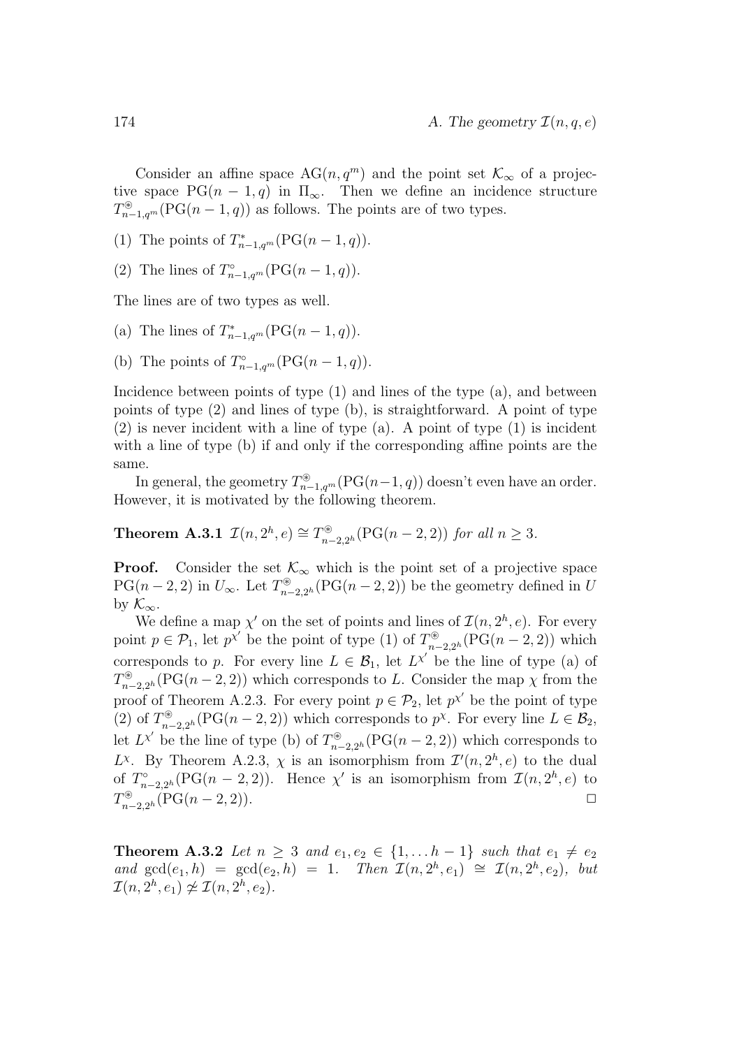Consider an affine space $\mathrm{AG}(n, q^m)$ and the point set $\mathcal{K}_\infty$ of a projective space $\mathrm{PG}(n-1, q)$ in $\Pi_\infty$. Then we define an incidence structure $T^{\circledast}_{n-1,q^m}(\mathrm{PG}(n-1, q))$ as follows. The points are of two types.

(1) The points of $T^{*}_{n-1,q^m}(\mathrm{PG}(n-1, q))$.

(2) The lines of $T^{\circ}_{n-1,q^m}(\mathrm{PG}(n-1, q))$.

The lines are of two types as well.

(a) The lines of $T^{*}_{n-1,q^m}(\mathrm{PG}(n-1, q))$.

(b) The points of $T^{\circ}_{n-1,q^m}(\mathrm{PG}(n-1, q))$.

Incidence between points of type (1) and lines of the type (a), and between points of type (2) and lines of type (b), is straightforward. A point of type (2) is never incident with a line of type (a). A point of type (1) is incident with a line of type (b) if and only if the corresponding affine points are the same.

In general, the geometry $T^{\circledast}_{n-1,q^m}(\mathrm{PG}(n-1, q))$ doesn't even have an order. However, it is motivated by the following theorem.

**Theorem A.3.1** *$\mathcal{I}(n, 2^h, e) \cong T^{\circledast}_{n-2,2^h}(\mathrm{PG}(n-2, 2))$ for all $n \geq 3$.*

**Proof.** Consider the set $\mathcal{K}_\infty$ which is the point set of a projective space $\mathrm{PG}(n-2, 2)$ in $U_\infty$. Let $T^{\circledast}_{n-2,2^h}(\mathrm{PG}(n-2, 2))$ be the geometry defined in $U$ by $\mathcal{K}_\infty$.

We define a map $\chi'$ on the set of points and lines of $\mathcal{I}(n, 2^h, e)$. For every point $p \in \mathcal{P}_1$, let $p^{\chi'}$ be the point of type (1) of $T^{\circledast}_{n-2,2^h}(\mathrm{PG}(n-2, 2))$ which corresponds to $p$. For every line $L \in \mathcal{B}_1$, let $L^{\chi'}$ be the line of type (a) of $T^{\circledast}_{n-2,2^h}(\mathrm{PG}(n-2, 2))$ which corresponds to $L$. Consider the map $\chi$ from the proof of Theorem A.2.3. For every point $p \in \mathcal{P}_2$, let $p^{\chi'}$ be the point of type (2) of $T^{\circledast}_{n-2,2^h}(\mathrm{PG}(n-2, 2))$ which corresponds to $p^{\chi}$. For every line $L \in \mathcal{B}_2$, let $L^{\chi'}$ be the line of type (b) of $T^{\circledast}_{n-2,2^h}(\mathrm{PG}(n-2, 2))$ which corresponds to $L^{\chi}$. By Theorem A.2.3, $\chi$ is an isomorphism from $\mathcal{I}'(n, 2^h, e)$ to the dual of $T^{\circ}_{n-2,2^h}(\mathrm{PG}(n-2, 2))$. Hence $\chi'$ is an isomorphism from $\mathcal{I}(n, 2^h, e)$ to $T^{\circledast}_{n-2,2^h}(\mathrm{PG}(n-2, 2))$. □

**Theorem A.3.2** *Let $n \geq 3$ and $e_1, e_2 \in \{1, \dots h-1\}$ such that $e_1 \neq e_2$ and $\gcd(e_1, h) = \gcd(e_2, h) = 1$. Then $\mathcal{I}(n, 2^h, e_1) \cong \mathcal{I}(n, 2^h, e_2)$, but $\mathcal{I}(n, 2^h, e_1) \not\simeq \mathcal{I}(n, 2^h, e_2)$.*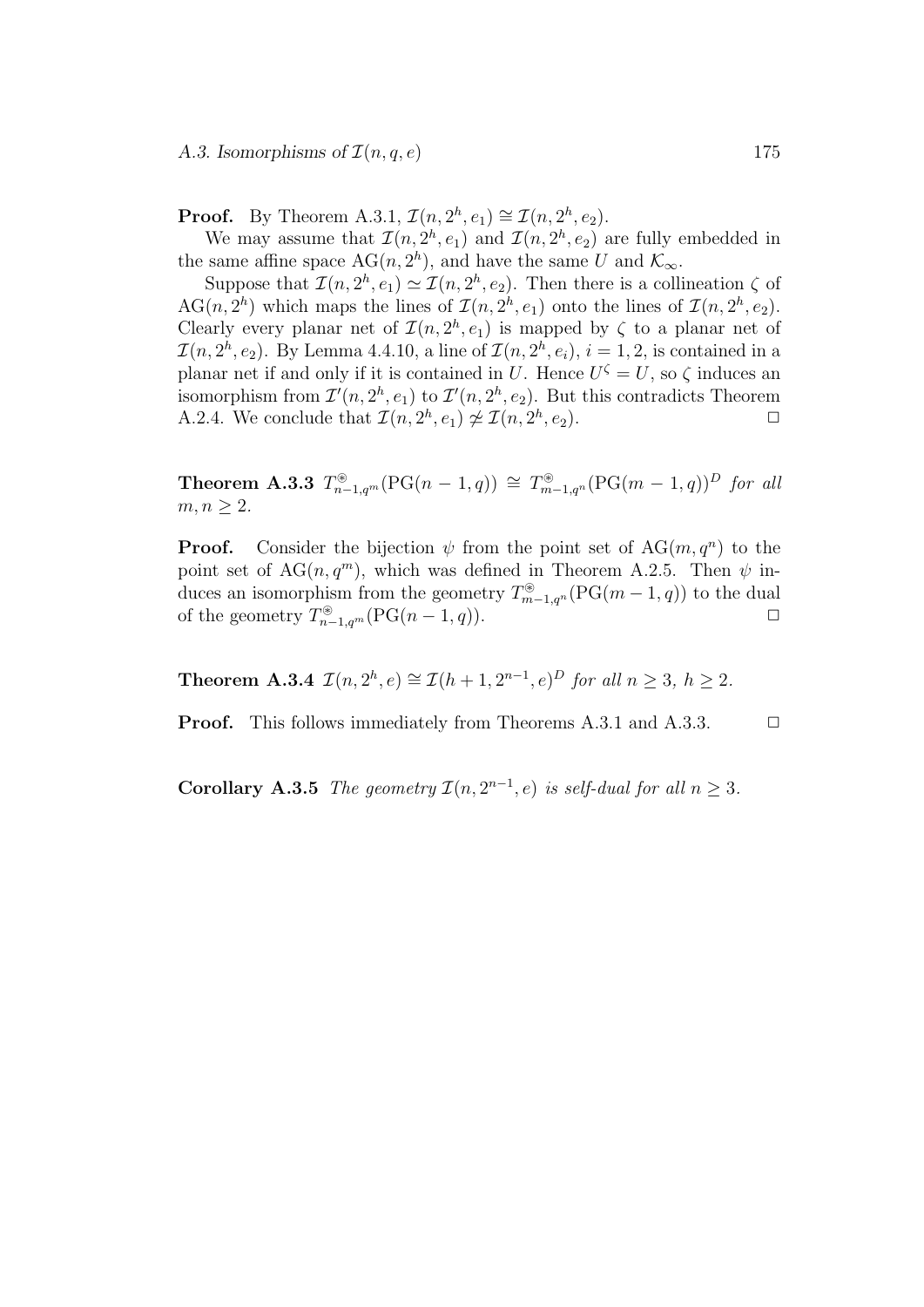**Proof.** By Theorem A.3.1, $\mathcal{I}(n, 2^h, e_1) \cong \mathcal{I}(n, 2^h, e_2)$.

We may assume that $\mathcal{I}(n, 2^h, e_1)$ and $\mathcal{I}(n, 2^h, e_2)$ are fully embedded in the same affine space $\mathrm{AG}(n, 2^h)$, and have the same $U$ and $\mathcal{K}_\infty$.

Suppose that $\mathcal{I}(n, 2^h, e_1) \simeq \mathcal{I}(n, 2^h, e_2)$. Then there is a collineation $\zeta$ of $\mathrm{AG}(n, 2^h)$ which maps the lines of $\mathcal{I}(n, 2^h, e_1)$ onto the lines of $\mathcal{I}(n, 2^h, e_2)$. Clearly every planar net of $\mathcal{I}(n, 2^h, e_1)$ is mapped by $\zeta$ to a planar net of $\mathcal{I}(n, 2^h, e_2)$. By Lemma 4.4.10, a line of $\mathcal{I}(n, 2^h, e_i)$, $i = 1, 2$, is contained in a planar net if and only if it is contained in $U$. Hence $U^\zeta = U$, so $\zeta$ induces an isomorphism from $\mathcal{I}'(n, 2^h, e_1)$ to $\mathcal{I}'(n, 2^h, e_2)$. But this contradicts Theorem A.2.4. We conclude that $\mathcal{I}(n, 2^h, e_1) \not\simeq \mathcal{I}(n, 2^h, e_2)$. $\square$

**Theorem A.3.3** *$T^{\circledast}_{n-1,q^m}(\mathrm{PG}(n-1, q)) \cong T^{\circledast}_{m-1,q^n}(\mathrm{PG}(m-1, q))^D$ for all $m, n \geq 2$.*

**Proof.** Consider the bijection $\psi$ from the point set of $\mathrm{AG}(m, q^n)$ to the point set of $\mathrm{AG}(n, q^m)$, which was defined in Theorem A.2.5. Then $\psi$ induces an isomorphism from the geometry $T^{\circledast}_{m-1,q^n}(\mathrm{PG}(m-1, q))$ to the dual of the geometry $T^{\circledast}_{n-1,q^m}(\mathrm{PG}(n-1, q))$. $\square$

**Theorem A.3.4** *$\mathcal{I}(n, 2^h, e) \cong \mathcal{I}(h+1, 2^{n-1}, e)^D$ for all $n \geq 3$, $h \geq 2$.*

**Proof.** This follows immediately from Theorems A.3.1 and A.3.3. $\square$

**Corollary A.3.5** *The geometry $\mathcal{I}(n, 2^{n-1}, e)$ is self-dual for all $n \geq 3$.*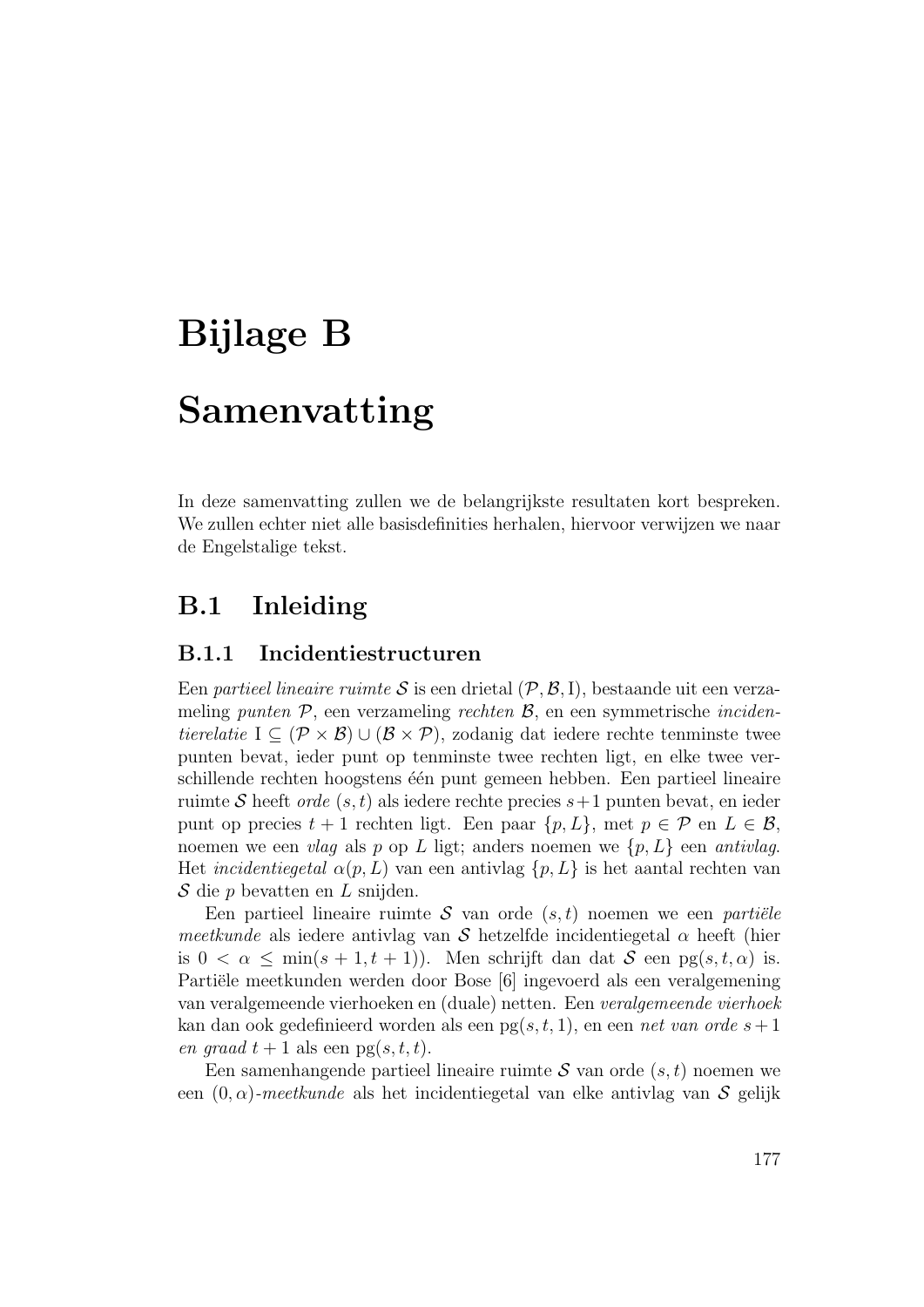# Bijlage B

# Samenvatting

In deze samenvatting zullen we de belangrijkste resultaten kort bespreken. We zullen echter niet alle basisdefinities herhalen, hiervoor verwijzen we naar de Engelstalige tekst.

## B.1 Inleiding

### B.1.1 Incidentiestructuren

Een *partieel lineaire ruimte* $\mathcal{S}$ is een drietal $(\mathcal{P}, \mathcal{B}, \mathrm{I})$, bestaande uit een verzameling *punten* $\mathcal{P}$, een verzameling *rechten* $\mathcal{B}$, en een symmetrische *incidentierelatie* $\mathrm{I} \subseteq (\mathcal{P} \times \mathcal{B}) \cup (\mathcal{B} \times \mathcal{P})$, zodanig dat iedere rechte tenminste twee punten bevat, ieder punt op tenminste twee rechten ligt, en elke twee verschillende rechten hoogstens één punt gemeen hebben. Een partieel lineaire ruimte $\mathcal{S}$ heeft *orde* $(s, t)$ als iedere rechte precies $s+1$ punten bevat, en ieder punt op precies $t + 1$ rechten ligt. Een paar $\{p, L\}$, met $p \in \mathcal{P}$ en $L \in \mathcal{B}$, noemen we een *vlag* als $p$ op $L$ ligt; anders noemen we $\{p, L\}$ een *antivlag*. Het *incidentiegetal* $\alpha(p, L)$ van een antivlag $\{p, L\}$ is het aantal rechten van $\mathcal{S}$ die $p$ bevatten en $L$ snijden.

Een partieel lineaire ruimte $\mathcal{S}$ van orde $(s, t)$ noemen we een *partiële meetkunde* als iedere antivlag van $\mathcal{S}$ hetzelfde incidentiegetal $\alpha$ heeft (hier is $0 < \alpha \leq \min(s + 1, t + 1)$). Men schrijft dan dat $\mathcal{S}$ een $\mathrm{pg}(s, t, \alpha)$ is. Partiële meetkunden werden door Bose [6] ingevoerd als een veralgemening van veralgemeende vierhoeken en (duale) netten. Een *veralgemeende vierhoek* kan dan ook gedefinieerd worden als een $\mathrm{pg}(s, t, 1)$, en een *net van orde* $s + 1$ *en graad* $t + 1$ als een $\mathrm{pg}(s, t, t)$.

Een samenhangende partieel lineaire ruimte $\mathcal{S}$ van orde $(s, t)$ noemen we een $(0, \alpha)$*-meetkunde* als het incidentiegetal van elke antivlag van $\mathcal{S}$ gelijk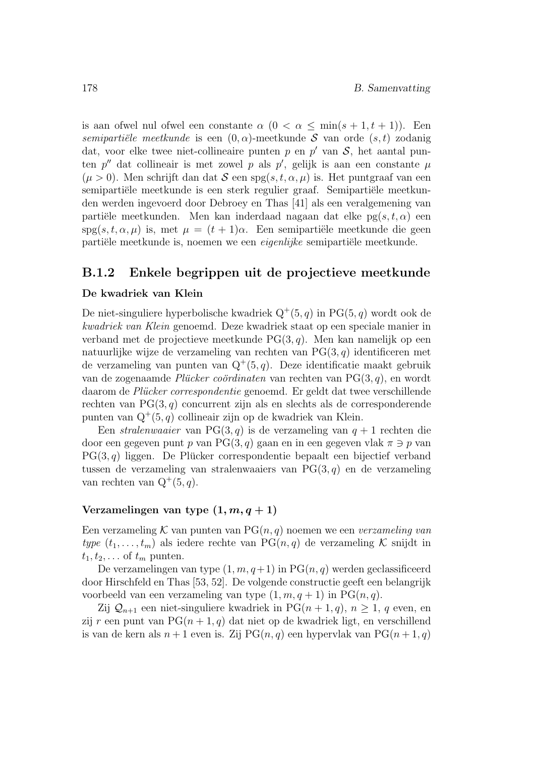is aan ofwel nul ofwel een constante $\alpha$ ($0 < \alpha \leq \min(s+1, t+1)$). Een *semipartiële meetkunde* is een $(0, \alpha)$-meetkunde $\mathcal{S}$ van orde $(s, t)$ zodanig dat, voor elke twee niet-collineaire punten $p$ en $p'$ van $\mathcal{S}$, het aantal punten $p''$ dat collineair is met zowel $p$ als $p'$, gelijk is aan een constante $\mu$ ($\mu > 0$). Men schrijft dan dat $\mathcal{S}$ een $\mathrm{spg}(s, t, \alpha, \mu)$ is. Het puntgraaf van een semipartiële meetkunde is een sterk regulier graaf. Semipartiële meetkunden werden ingevoerd door Debroey en Thas [41] als een veralgemening van partiële meetkunden. Men kan inderdaad nagaan dat elke $\mathrm{pg}(s, t, \alpha)$ een $\mathrm{spg}(s, t, \alpha, \mu)$ is, met $\mu = (t+1)\alpha$. Een semipartiële meetkunde die geen partiële meetkunde is, noemen we een *eigenlijke* semipartiële meetkunde.

### B.1.2 Enkele begrippen uit de projectieve meetkunde

#### De kwadriek van Klein

De niet-singuliere hyperbolische kwadriek $\mathrm{Q}^+(5, q)$ in $\mathrm{PG}(5, q)$ wordt ook de *kwadriek van Klein* genoemd. Deze kwadriek staat op een speciale manier in verband met de projectieve meetkunde $\mathrm{PG}(3, q)$. Men kan namelijk op een natuurlijke wijze de verzameling van rechten van $\mathrm{PG}(3, q)$ identificeren met de verzameling van punten van $\mathrm{Q}^+(5, q)$. Deze identificatie maakt gebruik van de zogenaamde *Plücker coördinaten* van rechten van $\mathrm{PG}(3, q)$, en wordt daarom de *Plücker correspondentie* genoemd. Er geldt dat twee verschillende rechten van $\mathrm{PG}(3, q)$ concurrent zijn als en slechts als de corresponderende punten van $\mathrm{Q}^+(5, q)$ collineair zijn op de kwadriek van Klein.

Een *stralenwaaier* van $\mathrm{PG}(3, q)$ is de verzameling van $q+1$ rechten die door een gegeven punt $p$ van $\mathrm{PG}(3, q)$ gaan en in een gegeven vlak $\pi \ni p$ van $\mathrm{PG}(3, q)$ liggen. De Plücker correspondentie bepaalt een bijectief verband tussen de verzameling van stralenwaaiers van $\mathrm{PG}(3, q)$ en de verzameling van rechten van $\mathrm{Q}^+(5, q)$.

#### Verzamelingen van type $(1, m, q+1)$

Een verzameling $\mathcal{K}$ van punten van $\mathrm{PG}(n, q)$ noemen we een *verzameling van type* $(t_1, \ldots, t_m)$ als iedere rechte van $\mathrm{PG}(n, q)$ de verzameling $\mathcal{K}$ snijdt in $t_1, t_2, \ldots$ of $t_m$ punten.

De verzamelingen van type $(1, m, q+1)$ in $\mathrm{PG}(n, q)$ werden geclassificeerd door Hirschfeld en Thas [53, 52]. De volgende constructie geeft een belangrijk voorbeeld van een verzameling van type $(1, m, q+1)$ in $\mathrm{PG}(n, q)$.

Zij $\mathcal{Q}_{n+1}$ een niet-singuliere kwadriek in $\mathrm{PG}(n+1, q)$, $n \geq 1$, $q$ even, en zij $r$ een punt van $\mathrm{PG}(n+1, q)$ dat niet op de kwadriek ligt, en verschillend is van de kern als $n+1$ even is. Zij $\mathrm{PG}(n, q)$ een hypervlak van $\mathrm{PG}(n+1, q)$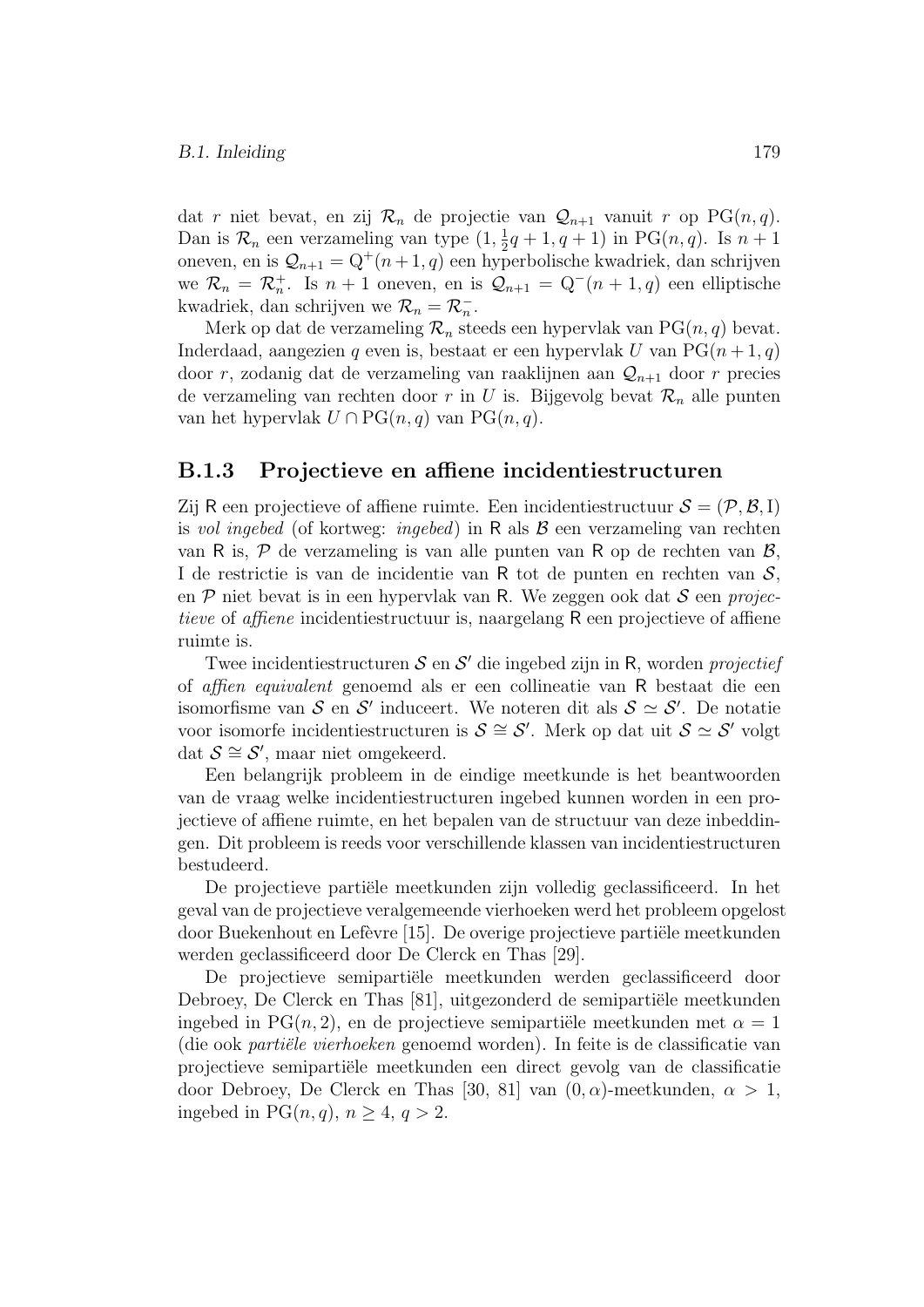dat $r$ niet bevat, en zij $\mathcal{R}_n$ de projectie van $\mathcal{Q}_{n+1}$ vanuit $r$ op $\mathrm{PG}(n,q)$. Dan is $\mathcal{R}_n$ een verzameling van type $(1, \frac{1}{2}q+1, q+1)$ in $\mathrm{PG}(n,q)$. Is $n+1$ oneven, en is $\mathcal{Q}_{n+1} = \mathrm{Q}^+(n+1,q)$ een hyperbolische kwadriek, dan schrijven we $\mathcal{R}_n = \mathcal{R}_n^+$. Is $n+1$ oneven, en is $\mathcal{Q}_{n+1} = \mathrm{Q}^-(n+1,q)$ een elliptische kwadriek, dan schrijven we $\mathcal{R}_n = \mathcal{R}_n^-$.

Merk op dat de verzameling $\mathcal{R}_n$ steeds een hypervlak van $\mathrm{PG}(n,q)$ bevat. Inderdaad, aangezien $q$ even is, bestaat er een hypervlak $U$ van $\mathrm{PG}(n+1,q)$ door $r$, zodanig dat de verzameling van raaklijnen aan $\mathcal{Q}_{n+1}$ door $r$ precies de verzameling van rechten door $r$ in $U$ is. Bijgevolg bevat $\mathcal{R}_n$ alle punten van het hypervlak $U \cap \mathrm{PG}(n,q)$ van $\mathrm{PG}(n,q)$.

### B.1.3 Projectieve en affiene incidentiestructuren

Zij $\mathsf{R}$ een projectieve of affiene ruimte. Een incidentiestructuur $\mathcal{S} = (\mathcal{P}, \mathcal{B}, \mathrm{I})$ is *vol ingebed* (of kortweg: *ingebed*) in $\mathsf{R}$ als $\mathcal{B}$ een verzameling van rechten van $\mathsf{R}$ is, $\mathcal{P}$ de verzameling is van alle punten van $\mathsf{R}$ op de rechten van $\mathcal{B}$, $\mathrm{I}$ de restrictie is van de incidentie van $\mathsf{R}$ tot de punten en rechten van $\mathcal{S}$, en $\mathcal{P}$ niet bevat is in een hypervlak van $\mathsf{R}$. We zeggen ook dat $\mathcal{S}$ een *projectieve* of *affiene* incidentiestructuur is, naargelang $\mathsf{R}$ een projectieve of affiene ruimte is.

Twee incidentiestructuren $\mathcal{S}$ en $\mathcal{S}'$ die ingebed zijn in $\mathsf{R}$, worden *projectief* of *affien equivalent* genoemd als er een collineatie van $\mathsf{R}$ bestaat die een isomorfisme van $\mathcal{S}$ en $\mathcal{S}'$ induceert. We noteren dit als $\mathcal{S} \simeq \mathcal{S}'$. De notatie voor isomorfe incidentiestructuren is $\mathcal{S} \cong \mathcal{S}'$. Merk op dat uit $\mathcal{S} \simeq \mathcal{S}'$ volgt dat $\mathcal{S} \cong \mathcal{S}'$, maar niet omgekeerd.

Een belangrijk probleem in de eindige meetkunde is het beantwoorden van de vraag welke incidentiestructuren ingebed kunnen worden in een projectieve of affiene ruimte, en het bepalen van de structuur van deze inbeddingen. Dit probleem is reeds voor verschillende klassen van incidentiestructuren bestudeerd.

De projectieve partiële meetkunden zijn volledig geclassificeerd. In het geval van de projectieve veralgemeende vierhoeken werd het probleem opgelost door Buekenhout en Lefèvre [15]. De overige projectieve partiële meetkunden werden geclassificeerd door De Clerck en Thas [29].

De projectieve semipartiële meetkunden werden geclassificeerd door Debroey, De Clerck en Thas [81], uitgezonderd de semipartiële meetkunden ingebed in $\mathrm{PG}(n,2)$, en de projectieve semipartiële meetkunden met $\alpha = 1$ (die ook *partiële vierhoeken* genoemd worden). In feite is de classificatie van projectieve semipartiële meetkunden een direct gevolg van de classificatie door Debroey, De Clerck en Thas [30, 81] van $(0,\alpha)$-meetkunden, $\alpha > 1$, ingebed in $\mathrm{PG}(n,q)$, $n \geq 4$, $q > 2$.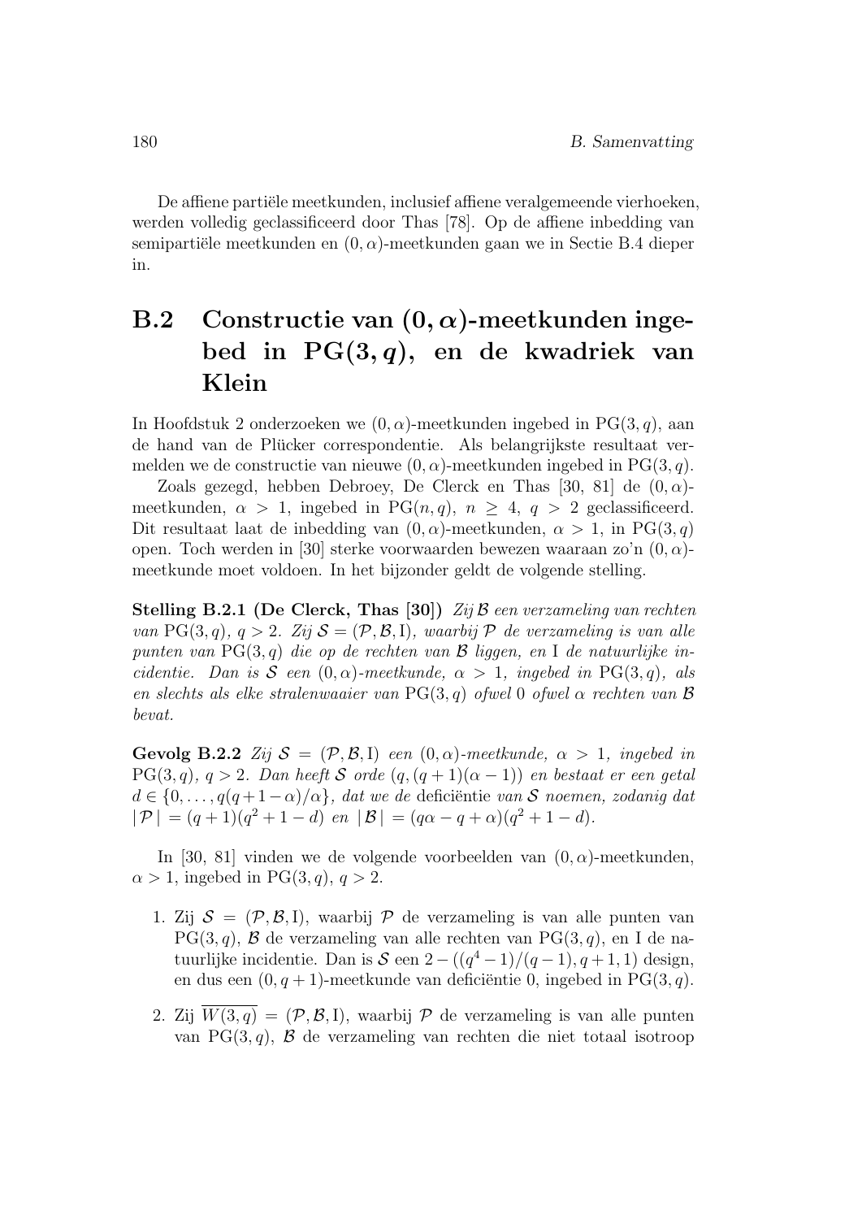De affiene partiële meetkunden, inclusief affiene veralgemeende vierhoeken, werden volledig geclassificeerd door Thas [78]. Op de affiene inbedding van semipartiële meetkunden en $(0, \alpha)$-meetkunden gaan we in Sectie B.4 dieper in.

## B.2 Constructie van $(0, \alpha)$-meetkunden ingebed in $\mathrm{PG}(3, q)$, en de kwadriek van Klein

In Hoofdstuk 2 onderzoeken we $(0, \alpha)$-meetkunden ingebed in $\mathrm{PG}(3, q)$, aan de hand van de Plücker correspondentie. Als belangrijkste resultaat vermelden we de constructie van nieuwe $(0, \alpha)$-meetkunden ingebed in $\mathrm{PG}(3, q)$.

Zoals gezegd, hebben Debroey, De Clerck en Thas [30, 81] de $(0, \alpha)$-meetkunden, $\alpha > 1$, ingebed in $\mathrm{PG}(n, q)$, $n \geq 4$, $q > 2$ geclassificeerd. Dit resultaat laat de inbedding van $(0, \alpha)$-meetkunden, $\alpha > 1$, in $\mathrm{PG}(3, q)$ open. Toch werden in [30] sterke voorwaarden bewezen waaraan zo'n $(0, \alpha)$-meetkunde moet voldoen. In het bijzonder geldt de volgende stelling.

**Stelling B.2.1 (De Clerck, Thas [30])** *Zij $\mathcal{B}$ een verzameling van rechten van $\mathrm{PG}(3, q)$, $q > 2$. Zij $\mathcal{S} = (\mathcal{P}, \mathcal{B}, \mathrm{I})$, waarbij $\mathcal{P}$ de verzameling is van alle punten van $\mathrm{PG}(3, q)$ die op de rechten van $\mathcal{B}$ liggen, en $\mathrm{I}$ de natuurlijke incidentie. Dan is $\mathcal{S}$ een $(0, \alpha)$-meetkunde, $\alpha > 1$, ingebed in $\mathrm{PG}(3, q)$, als en slechts als elke stralenwaaier van $\mathrm{PG}(3, q)$ ofwel $0$ ofwel $\alpha$ rechten van $\mathcal{B}$ bevat.*

**Gevolg B.2.2** *Zij $\mathcal{S} = (\mathcal{P}, \mathcal{B}, \mathrm{I})$ een $(0, \alpha)$-meetkunde, $\alpha > 1$, ingebed in $\mathrm{PG}(3, q)$, $q > 2$. Dan heeft $\mathcal{S}$ orde $(q, (q + 1)(\alpha - 1))$ en bestaat er een getal $d \in \{0, \ldots, q(q + 1 - \alpha)/\alpha\}$, dat we de* deficiëntie *van $\mathcal{S}$ noemen, zodanig dat $|\,\mathcal{P}\,| = (q + 1)(q^2 + 1 - d)$ en $|\,\mathcal{B}\,| = (q\alpha - q + \alpha)(q^2 + 1 - d)$.*

In [30, 81] vinden we de volgende voorbeelden van $(0, \alpha)$-meetkunden, $\alpha > 1$, ingebed in $\mathrm{PG}(3, q)$, $q > 2$.

1. Zij $\mathcal{S} = (\mathcal{P}, \mathcal{B}, \mathrm{I})$, waarbij $\mathcal{P}$ de verzameling is van alle punten van $\mathrm{PG}(3, q)$, $\mathcal{B}$ de verzameling van alle rechten van $\mathrm{PG}(3, q)$, en $\mathrm{I}$ de natuurlijke incidentie. Dan is $\mathcal{S}$ een $2 - ((q^4 - 1)/(q - 1), q + 1, 1)$ design, en dus een $(0, q + 1)$-meetkunde van deficiëntie $0$, ingebed in $\mathrm{PG}(3, q)$.

2. Zij $\overline{W(3, q)} = (\mathcal{P}, \mathcal{B}, \mathrm{I})$, waarbij $\mathcal{P}$ de verzameling is van alle punten van $\mathrm{PG}(3, q)$, $\mathcal{B}$ de verzameling van rechten die niet totaal isotroop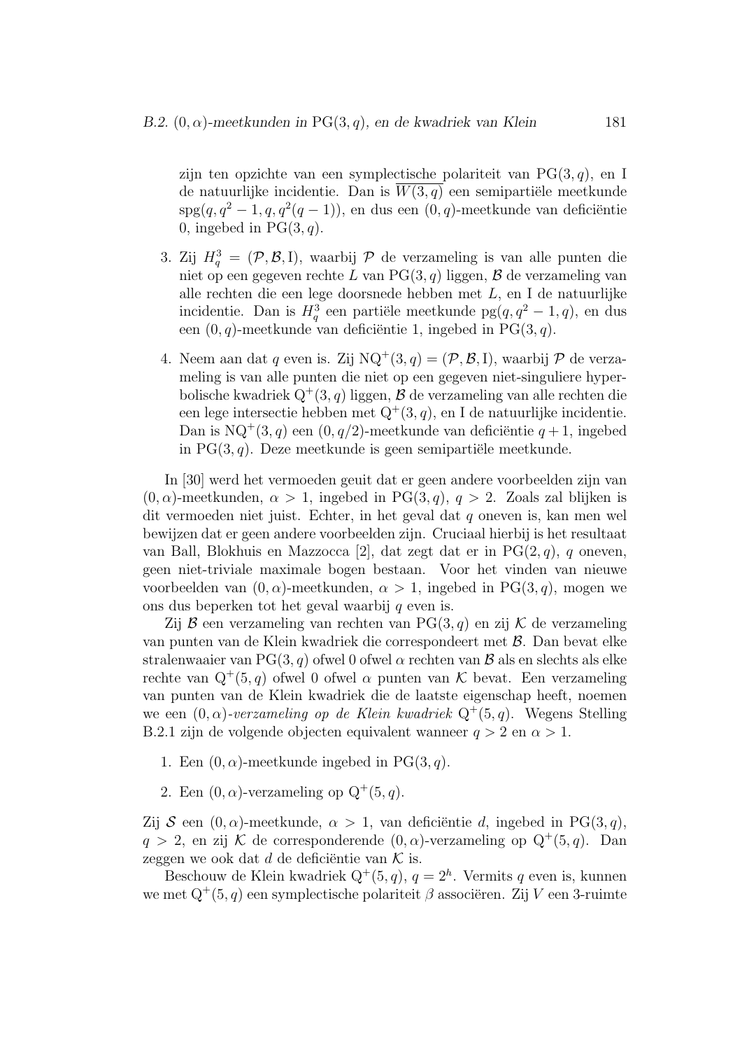zijn ten opzichte van een symplectische polariteit van $\mathrm{PG}(3,q)$, en I de natuurlijke incidentie. Dan is $\overline{W(3,q)}$ een semipartiële meetkunde $\mathrm{spg}(q, q^2-1, q, q^2(q-1))$, en dus een $(0,q)$-meetkunde van deficiëntie 0, ingebed in $\mathrm{PG}(3,q)$.

3. Zij $H_q^3 = (\mathcal{P}, \mathcal{B}, \mathrm{I})$, waarbij $\mathcal{P}$ de verzameling is van alle punten die niet op een gegeven rechte $L$ van $\mathrm{PG}(3,q)$ liggen, $\mathcal{B}$ de verzameling van alle rechten die een lege doorsnede hebben met $L$, en I de natuurlijke incidentie. Dan is $H_q^3$ een partiële meetkunde $\mathrm{pg}(q, q^2-1, q)$, en dus een $(0,q)$-meetkunde van deficiëntie 1, ingebed in $\mathrm{PG}(3,q)$.

4. Neem aan dat $q$ even is. Zij $\mathrm{NQ}^+(3,q) = (\mathcal{P}, \mathcal{B}, \mathrm{I})$, waarbij $\mathcal{P}$ de verzameling is van alle punten die niet op een gegeven niet-singuliere hyperbolische kwadriek $\mathrm{Q}^+(3,q)$ liggen, $\mathcal{B}$ de verzameling van alle rechten die een lege intersectie hebben met $\mathrm{Q}^+(3,q)$, en I de natuurlijke incidentie. Dan is $\mathrm{NQ}^+(3,q)$ een $(0,q/2)$-meetkunde van deficiëntie $q+1$, ingebed in $\mathrm{PG}(3,q)$. Deze meetkunde is geen semipartiële meetkunde.

In [30] werd het vermoeden geuit dat er geen andere voorbeelden zijn van $(0,\alpha)$-meetkunden, $\alpha > 1$, ingebed in $\mathrm{PG}(3,q)$, $q > 2$. Zoals zal blijken is dit vermoeden niet juist. Echter, in het geval dat $q$ oneven is, kan men wel bewijzen dat er geen andere voorbeelden zijn. Cruciaal hierbij is het resultaat van Ball, Blokhuis en Mazzocca [2], dat zegt dat er in $\mathrm{PG}(2,q)$, $q$ oneven, geen niet-triviale maximale bogen bestaan. Voor het vinden van nieuwe voorbeelden van $(0,\alpha)$-meetkunden, $\alpha > 1$, ingebed in $\mathrm{PG}(3,q)$, mogen we ons dus beperken tot het geval waarbij $q$ even is.

Zij $\mathcal{B}$ een verzameling van rechten van $\mathrm{PG}(3,q)$ en zij $\mathcal{K}$ de verzameling van punten van de Klein kwadriek die correspondeert met $\mathcal{B}$. Dan bevat elke stralenwaaier van $\mathrm{PG}(3,q)$ ofwel 0 ofwel $\alpha$ rechten van $\mathcal{B}$ als en slechts als elke rechte van $\mathrm{Q}^+(5,q)$ ofwel 0 ofwel $\alpha$ punten van $\mathcal{K}$ bevat. Een verzameling van punten van de Klein kwadriek die de laatste eigenschap heeft, noemen we een *$(0,\alpha)$-verzameling op de Klein kwadriek* $\mathrm{Q}^+(5,q)$. Wegens Stelling B.2.1 zijn de volgende objecten equivalent wanneer $q > 2$ en $\alpha > 1$.

1. Een $(0,\alpha)$-meetkunde ingebed in $\mathrm{PG}(3,q)$.

2. Een $(0,\alpha)$-verzameling op $\mathrm{Q}^+(5,q)$.

Zij $\mathcal{S}$ een $(0,\alpha)$-meetkunde, $\alpha > 1$, van deficiëntie $d$, ingebed in $\mathrm{PG}(3,q)$, $q > 2$, en zij $\mathcal{K}$ de corresponderende $(0,\alpha)$-verzameling op $\mathrm{Q}^+(5,q)$. Dan zeggen we ook dat $d$ de deficiëntie van $\mathcal{K}$ is.

Beschouw de Klein kwadriek $\mathrm{Q}^+(5,q)$, $q = 2^h$. Vermits $q$ even is, kunnen we met $\mathrm{Q}^+(5,q)$ een symplectische polariteit $\beta$ associëren. Zij $V$ een 3-ruimte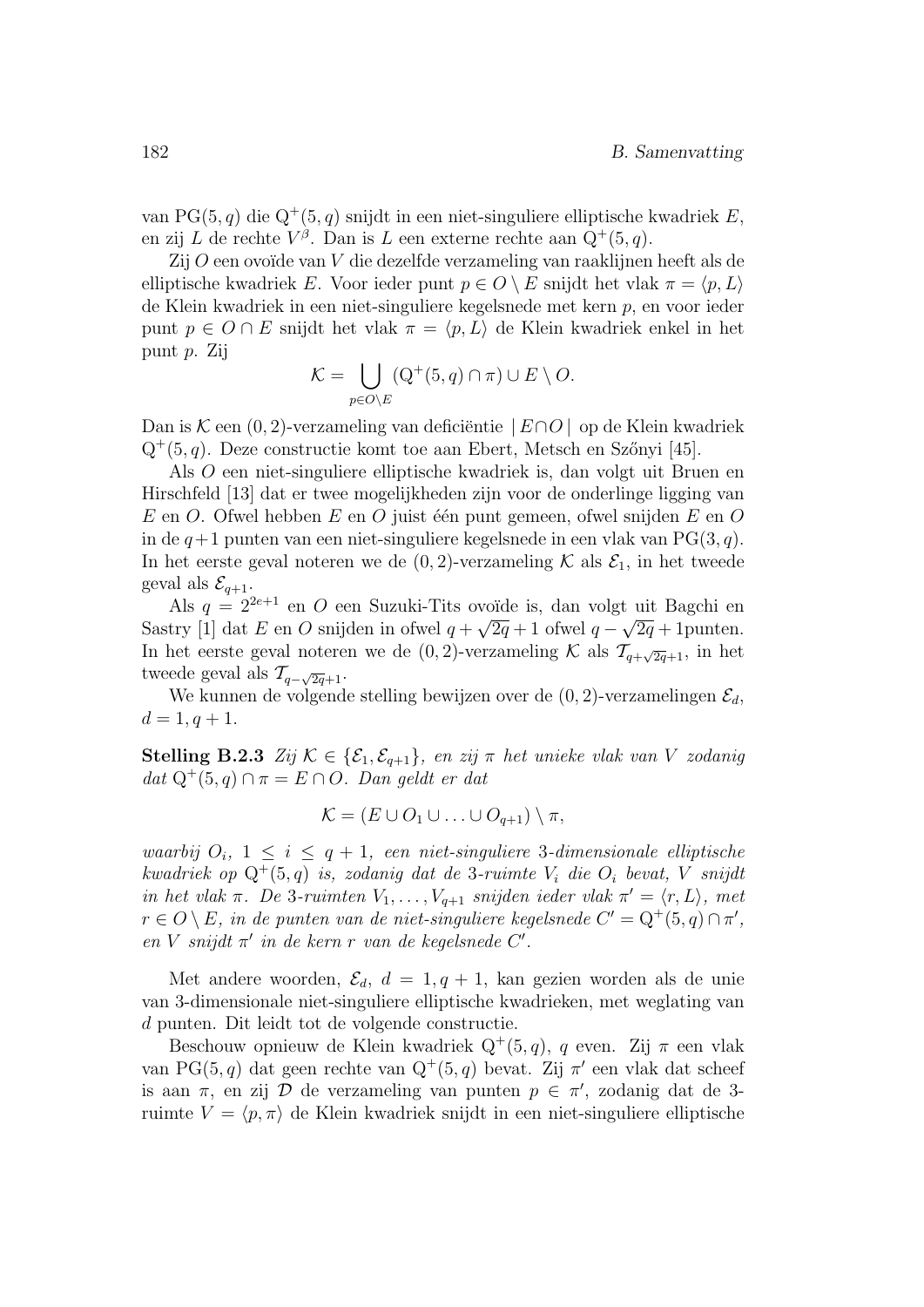van $\mathrm{PG}(5,q)$ die $\mathrm{Q}^+(5,q)$ snijdt in een niet-singuliere elliptische kwadriek $E$, en zij $L$ de rechte $V^\beta$. Dan is $L$ een externe rechte aan $\mathrm{Q}^+(5,q)$.

Zij $O$ een ovoïde van $V$ die dezelfde verzameling van raaklijnen heeft als de elliptische kwadriek $E$. Voor ieder punt $p \in O \setminus E$ snijdt het vlak $\pi = \langle p, L\rangle$ de Klein kwadriek in een niet-singuliere kegelsnede met kern $p$, en voor ieder punt $p \in O \cap E$ snijdt het vlak $\pi = \langle p, L\rangle$ de Klein kwadriek enkel in het punt $p$. Zij

$$\mathcal{K} = \bigcup_{p \in O\setminus E} (\mathrm{Q}^+(5,q) \cap \pi) \cup E \setminus O.$$

Dan is $\mathcal{K}$ een $(0,2)$-verzameling van deficiëntie $|\, E \cap O\,|$ op de Klein kwadriek $\mathrm{Q}^+(5,q)$. Deze constructie komt toe aan Ebert, Metsch en Szőnyi [45].

Als $O$ een niet-singuliere elliptische kwadriek is, dan volgt uit Bruen en Hirschfeld [13] dat er twee mogelijkheden zijn voor de onderlinge ligging van $E$ en $O$. Ofwel hebben $E$ en $O$ juist één punt gemeen, ofwel snijden $E$ en $O$ in de $q+1$ punten van een niet-singuliere kegelsnede in een vlak van $\mathrm{PG}(3,q)$. In het eerste geval noteren we de $(0,2)$-verzameling $\mathcal{K}$ als $\mathcal{E}_1$, in het tweede geval als $\mathcal{E}_{q+1}$.

Als $q = 2^{2e+1}$ en $O$ een Suzuki-Tits ovoïde is, dan volgt uit Bagchi en Sastry [1] dat $E$ en $O$ snijden in ofwel $q+\sqrt{2q}+1$ ofwel $q-\sqrt{2q}+1$punten. In het eerste geval noteren we de $(0,2)$-verzameling $\mathcal{K}$ als $\mathcal{T}_{q+\sqrt{2q}+1}$, in het tweede geval als $\mathcal{T}_{q-\sqrt{2q}+1}$.

We kunnen de volgende stelling bewijzen over de $(0,2)$-verzamelingen $\mathcal{E}_d$, $d = 1, q+1$.

**Stelling B.2.3** *Zij $\mathcal{K} \in \{\mathcal{E}_1, \mathcal{E}_{q+1}\}$, en zij $\pi$ het unieke vlak van $V$ zodanig dat $\mathrm{Q}^+(5,q) \cap \pi = E \cap O$. Dan geldt er dat*

$$\mathcal{K} = (E \cup O_1 \cup \ldots \cup O_{q+1}) \setminus \pi,$$

*waarbij $O_i$, $1 \leq i \leq q+1$, een niet-singuliere 3-dimensionale elliptische kwadriek op $\mathrm{Q}^+(5,q)$ is, zodanig dat de 3-ruimte $V_i$ die $O_i$ bevat, $V$ snijdt in het vlak $\pi$. De 3-ruimten $V_1, \ldots, V_{q+1}$ snijden ieder vlak $\pi' = \langle r, L\rangle$, met $r \in O \setminus E$, in de punten van de niet-singuliere kegelsnede $C' = \mathrm{Q}^+(5,q) \cap \pi'$, en $V$ snijdt $\pi'$ in de kern $r$ van de kegelsnede $C'$.*

Met andere woorden, $\mathcal{E}_d$, $d = 1, q+1$, kan gezien worden als de unie van 3-dimensionale niet-singuliere elliptische kwadrieken, met weglating van $d$ punten. Dit leidt tot de volgende constructie.

Beschouw opnieuw de Klein kwadriek $\mathrm{Q}^+(5,q)$, $q$ even. Zij $\pi$ een vlak van $\mathrm{PG}(5,q)$ dat geen rechte van $\mathrm{Q}^+(5,q)$ bevat. Zij $\pi'$ een vlak dat scheef is aan $\pi$, en zij $\mathcal{D}$ de verzameling van punten $p \in \pi'$, zodanig dat de 3-ruimte $V = \langle p, \pi\rangle$ de Klein kwadriek snijdt in een niet-singuliere elliptische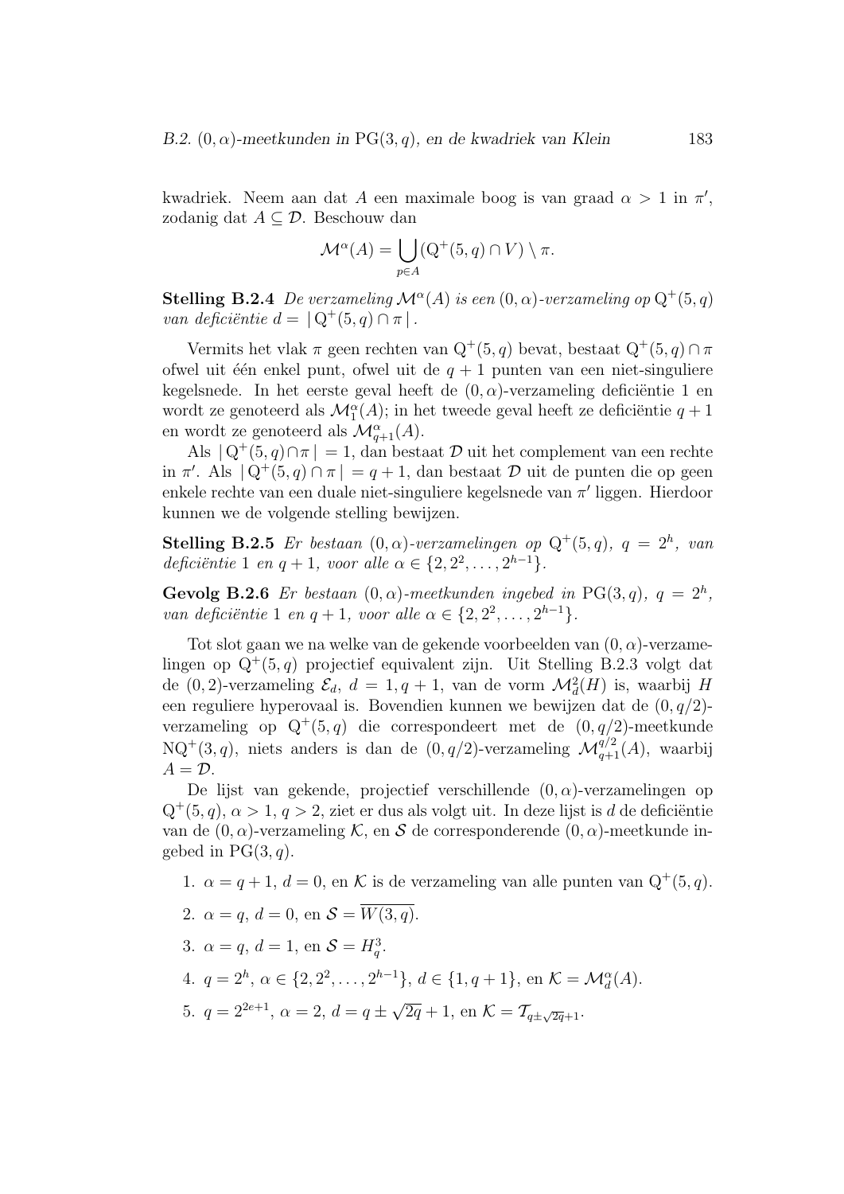kwadriek. Neem aan dat $A$ een maximale boog is van graad $\alpha > 1$ in $\pi'$, zodanig dat $A \subseteq \mathcal{D}$. Beschouw dan

$$\mathcal{M}^\alpha(A) = \bigcup_{p \in A} (\mathrm{Q}^+(5,q) \cap V) \setminus \pi.$$

**Stelling B.2.4** *De verzameling $\mathcal{M}^\alpha(A)$ is een $(0,\alpha)$-verzameling op $\mathrm{Q}^+(5,q)$ van deficiëntie $d = |\,\mathrm{Q}^+(5,q) \cap \pi\,|$.*

Vermits het vlak $\pi$ geen rechten van $\mathrm{Q}^+(5,q)$ bevat, bestaat $\mathrm{Q}^+(5,q) \cap \pi$ ofwel uit één enkel punt, ofwel uit de $q+1$ punten van een niet-singuliere kegelsnede. In het eerste geval heeft de $(0,\alpha)$-verzameling deficiëntie 1 en wordt ze genoteerd als $\mathcal{M}_1^\alpha(A)$; in het tweede geval heeft ze deficiëntie $q+1$ en wordt ze genoteerd als $\mathcal{M}_{q+1}^\alpha(A)$.

Als $|\,\mathrm{Q}^+(5,q) \cap \pi\,| = 1$, dan bestaat $\mathcal{D}$ uit het complement van een rechte in $\pi'$. Als $|\,\mathrm{Q}^+(5,q) \cap \pi\,| = q+1$, dan bestaat $\mathcal{D}$ uit de punten die op geen enkele rechte van een duale niet-singuliere kegelsnede van $\pi'$ liggen. Hierdoor kunnen we de volgende stelling bewijzen.

**Stelling B.2.5** *Er bestaan $(0,\alpha)$-verzamelingen op $\mathrm{Q}^+(5,q)$, $q = 2^h$, van deficiëntie 1 en $q+1$, voor alle $\alpha \in \{2, 2^2, \ldots, 2^{h-1}\}$.*

**Gevolg B.2.6** *Er bestaan $(0,\alpha)$-meetkunden ingebed in $\mathrm{PG}(3,q)$, $q = 2^h$, van deficiëntie 1 en $q+1$, voor alle $\alpha \in \{2, 2^2, \ldots, 2^{h-1}\}$.*

Tot slot gaan we na welke van de gekende voorbeelden van $(0,\alpha)$-verzamelingen op $\mathrm{Q}^+(5,q)$ projectief equivalent zijn. Uit Stelling B.2.3 volgt dat de $(0,2)$-verzameling $\mathcal{E}_d$, $d = 1, q+1$, van de vorm $\mathcal{M}_d^2(H)$ is, waarbij $H$ een reguliere hyperovaal is. Bovendien kunnen we bewijzen dat de $(0,q/2)$-verzameling op $\mathrm{Q}^+(5,q)$ die correspondeert met de $(0,q/2)$-meetkunde $\mathrm{NQ}^+(3,q)$, niets anders is dan de $(0,q/2)$-verzameling $\mathcal{M}_{q+1}^{q/2}(A)$, waarbij $A = \mathcal{D}$.

De lijst van gekende, projectief verschillende $(0,\alpha)$-verzamelingen op $\mathrm{Q}^+(5,q)$, $\alpha > 1$, $q > 2$, ziet er dus als volgt uit. In deze lijst is $d$ de deficiëntie van de $(0,\alpha)$-verzameling $\mathcal{K}$, en $\mathcal{S}$ de corresponderende $(0,\alpha)$-meetkunde ingebed in $\mathrm{PG}(3,q)$.

1. $\alpha = q+1$, $d = 0$, en $\mathcal{K}$ is de verzameling van alle punten van $\mathrm{Q}^+(5,q)$.
2. $\alpha = q$, $d = 0$, en $\mathcal{S} = \overline{W(3,q)}$.
3. $\alpha = q$, $d = 1$, en $\mathcal{S} = H_q^3$.
4. $q = 2^h$, $\alpha \in \{2, 2^2, \ldots, 2^{h-1}\}$, $d \in \{1, q+1\}$, en $\mathcal{K} = \mathcal{M}_d^\alpha(A)$.
5. $q = 2^{2e+1}$, $\alpha = 2$, $d = q \pm \sqrt{2q} + 1$, en $\mathcal{K} = \mathcal{T}_{q \pm \sqrt{2q}+1}$.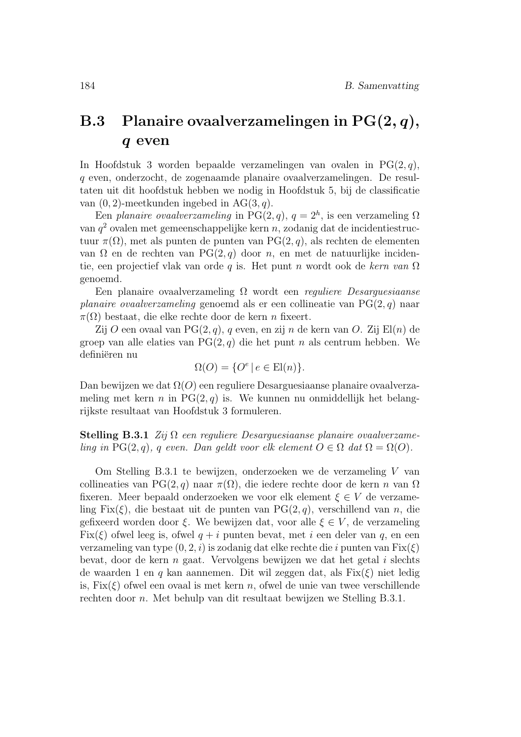## B.3 Planaire ovaalverzamelingen in $\mathrm{PG}(2, q)$, $q$ even

In Hoofdstuk 3 worden bepaalde verzamelingen van ovalen in $\mathrm{PG}(2, q)$, $q$ even, onderzocht, de zogenaamde planaire ovaalverzamelingen. De resultaten uit dit hoofdstuk hebben we nodig in Hoofdstuk 5, bij de classificatie van $(0, 2)$-meetkunden ingebed in $\mathrm{AG}(3, q)$.

Een *planaire ovaalverzameling* in $\mathrm{PG}(2, q)$, $q = 2^h$, is een verzameling $\Omega$ van $q^2$ ovalen met gemeenschappelijke kern $n$, zodanig dat de incidentiestructuur $\pi(\Omega)$, met als punten de punten van $\mathrm{PG}(2, q)$, als rechten de elementen van $\Omega$ en de rechten van $\mathrm{PG}(2, q)$ door $n$, en met de natuurlijke incidentie, een projectief vlak van orde $q$ is. Het punt $n$ wordt ook de *kern van* $\Omega$ genoemd.

Een planaire ovaalverzameling $\Omega$ wordt een *reguliere Desarguesiaanse planaire ovaalverzameling* genoemd als er een collineatie van $\mathrm{PG}(2, q)$ naar $\pi(\Omega)$ bestaat, die elke rechte door de kern $n$ fixeert.

Zij $O$ een ovaal van $\mathrm{PG}(2, q)$, $q$ even, en zij $n$ de kern van $O$. Zij $\mathrm{El}(n)$ de groep van alle elaties van $\mathrm{PG}(2, q)$ die het punt $n$ als centrum hebben. We definiëren nu

$$\Omega(O) = \{O^e \mid e \in \mathrm{El}(n)\}.$$

Dan bewijzen we dat $\Omega(O)$ een reguliere Desarguesiaanse planaire ovaalverzameling met kern $n$ in $\mathrm{PG}(2, q)$ is. We kunnen nu onmiddellijk het belangrijkste resultaat van Hoofdstuk 3 formuleren.

**Stelling B.3.1** *Zij $\Omega$ een reguliere Desarguesiaanse planaire ovaalverzameling in $\mathrm{PG}(2, q)$, $q$ even. Dan geldt voor elk element $O \in \Omega$ dat $\Omega = \Omega(O)$.*

Om Stelling B.3.1 te bewijzen, onderzoeken we de verzameling $V$ van collineaties van $\mathrm{PG}(2, q)$ naar $\pi(\Omega)$, die iedere rechte door de kern $n$ van $\Omega$ fixeren. Meer bepaald onderzoeken we voor elk element $\xi \in V$ de verzameling $\mathrm{Fix}(\xi)$, die bestaat uit de punten van $\mathrm{PG}(2, q)$, verschillend van $n$, die gefixeerd worden door $\xi$. We bewijzen dat, voor alle $\xi \in V$, de verzameling $\mathrm{Fix}(\xi)$ ofwel leeg is, ofwel $q + i$ punten bevat, met $i$ een deler van $q$, en een verzameling van type $(0, 2, i)$ is zodanig dat elke rechte die $i$ punten van $\mathrm{Fix}(\xi)$ bevat, door de kern $n$ gaat. Vervolgens bewijzen we dat het getal $i$ slechts de waarden 1 en $q$ kan aannemen. Dit wil zeggen dat, als $\mathrm{Fix}(\xi)$ niet ledig is, $\mathrm{Fix}(\xi)$ ofwel een ovaal is met kern $n$, ofwel de unie van twee verschillende rechten door $n$. Met behulp van dit resultaat bewijzen we Stelling B.3.1.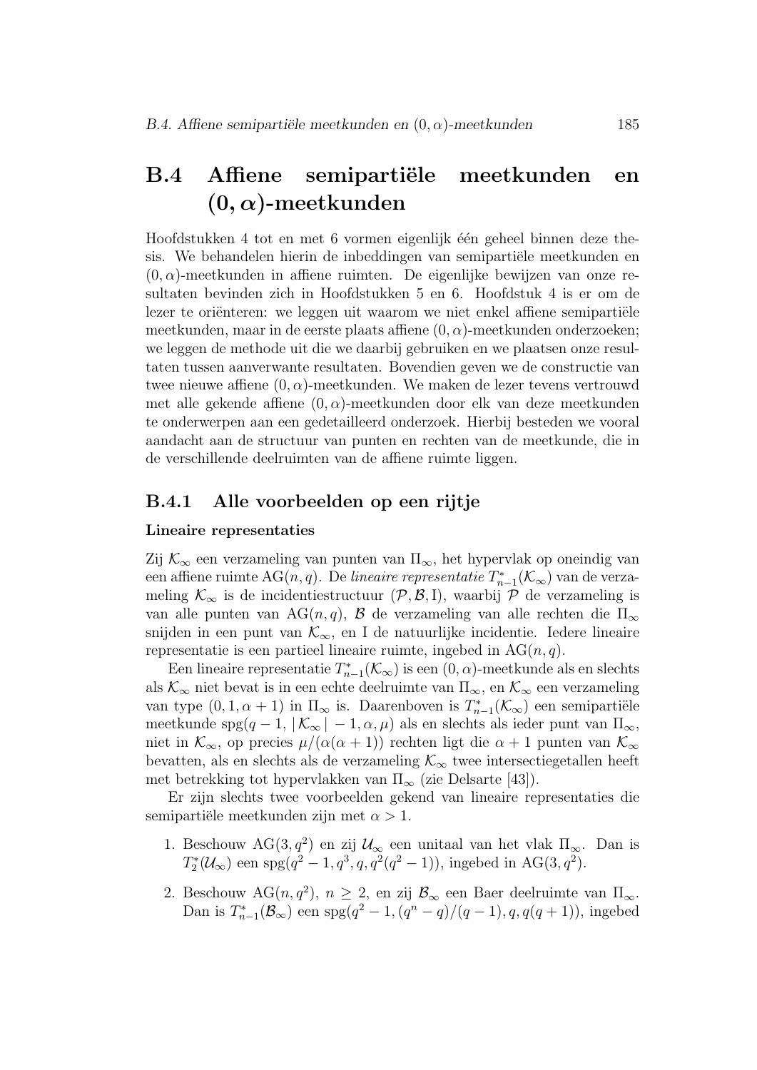## B.4 Affiene semipartiële meetkunden en $(0, \alpha)$-meetkunden

Hoofdstukken 4 tot en met 6 vormen eigenlijk één geheel binnen deze thesis. We behandelen hierin de inbeddingen van semipartiële meetkunden en $(0, \alpha)$-meetkunden in affiene ruimten. De eigenlijke bewijzen van onze resultaten bevinden zich in Hoofdstukken 5 en 6. Hoofdstuk 4 is er om de lezer te oriënteren: we leggen uit waarom we niet enkel affiene semipartiële meetkunden, maar in de eerste plaats affiene $(0, \alpha)$-meetkunden onderzoeken; we leggen de methode uit die we daarbij gebruiken en we plaatsen onze resultaten tussen aanverwante resultaten. Bovendien geven we de constructie van twee nieuwe affiene $(0, \alpha)$-meetkunden. We maken de lezer tevens vertrouwd met alle gekende affiene $(0, \alpha)$-meetkunden door elk van deze meetkunden te onderwerpen aan een gedetailleerd onderzoek. Hierbij besteden we vooral aandacht aan de structuur van punten en rechten van de meetkunde, die in de verschillende deelruimten van de affiene ruimte liggen.

### B.4.1 Alle voorbeelden op een rijtje

**Lineaire representaties**

Zij $\mathcal{K}_\infty$ een verzameling van punten van $\Pi_\infty$, het hypervlak op oneindig van een affiene ruimte $\mathrm{AG}(n, q)$. De *lineaire representatie* $T^*_{n-1}(\mathcal{K}_\infty)$ van de verzameling $\mathcal{K}_\infty$ is de incidentiestructuur $(\mathcal{P}, \mathcal{B}, \mathrm{I})$, waarbij $\mathcal{P}$ de verzameling is van alle punten van $\mathrm{AG}(n, q)$, $\mathcal{B}$ de verzameling van alle rechten die $\Pi_\infty$ snijden in een punt van $\mathcal{K}_\infty$, en I de natuurlijke incidentie. Iedere lineaire representatie is een partieel lineaire ruimte, ingebed in $\mathrm{AG}(n, q)$.

Een lineaire representatie $T^*_{n-1}(\mathcal{K}_\infty)$ is een $(0, \alpha)$-meetkunde als en slechts als $\mathcal{K}_\infty$ niet bevat is in een echte deelruimte van $\Pi_\infty$, en $\mathcal{K}_\infty$ een verzameling van type $(0, 1, \alpha + 1)$ in $\Pi_\infty$ is. Daarenboven is $T^*_{n-1}(\mathcal{K}_\infty)$ een semipartiële meetkunde $\mathrm{spg}(q - 1, |\mathcal{K}_\infty| - 1, \alpha, \mu)$ als en slechts als ieder punt van $\Pi_\infty$, niet in $\mathcal{K}_\infty$, op precies $\mu/(\alpha(\alpha + 1))$ rechten ligt die $\alpha + 1$ punten van $\mathcal{K}_\infty$ bevatten, als en slechts als de verzameling $\mathcal{K}_\infty$ twee intersectiegetallen heeft met betrekking tot hypervlakken van $\Pi_\infty$ (zie Delsarte [43]).

Er zijn slechts twee voorbeelden gekend van lineaire representaties die semipartiële meetkunden zijn met $\alpha > 1$.

1. Beschouw $\mathrm{AG}(3, q^2)$ en zij $\mathcal{U}_\infty$ een unitaal van het vlak $\Pi_\infty$. Dan is $T^*_2(\mathcal{U}_\infty)$ een $\mathrm{spg}(q^2 - 1, q^3, q, q^2(q^2 - 1))$, ingebed in $\mathrm{AG}(3, q^2)$.
2. Beschouw $\mathrm{AG}(n, q^2)$, $n \geq 2$, en zij $\mathcal{B}_\infty$ een Baer deelruimte van $\Pi_\infty$. Dan is $T^*_{n-1}(\mathcal{B}_\infty)$ een $\mathrm{spg}(q^2 - 1, (q^n - q)/(q - 1), q, q(q + 1))$, ingebed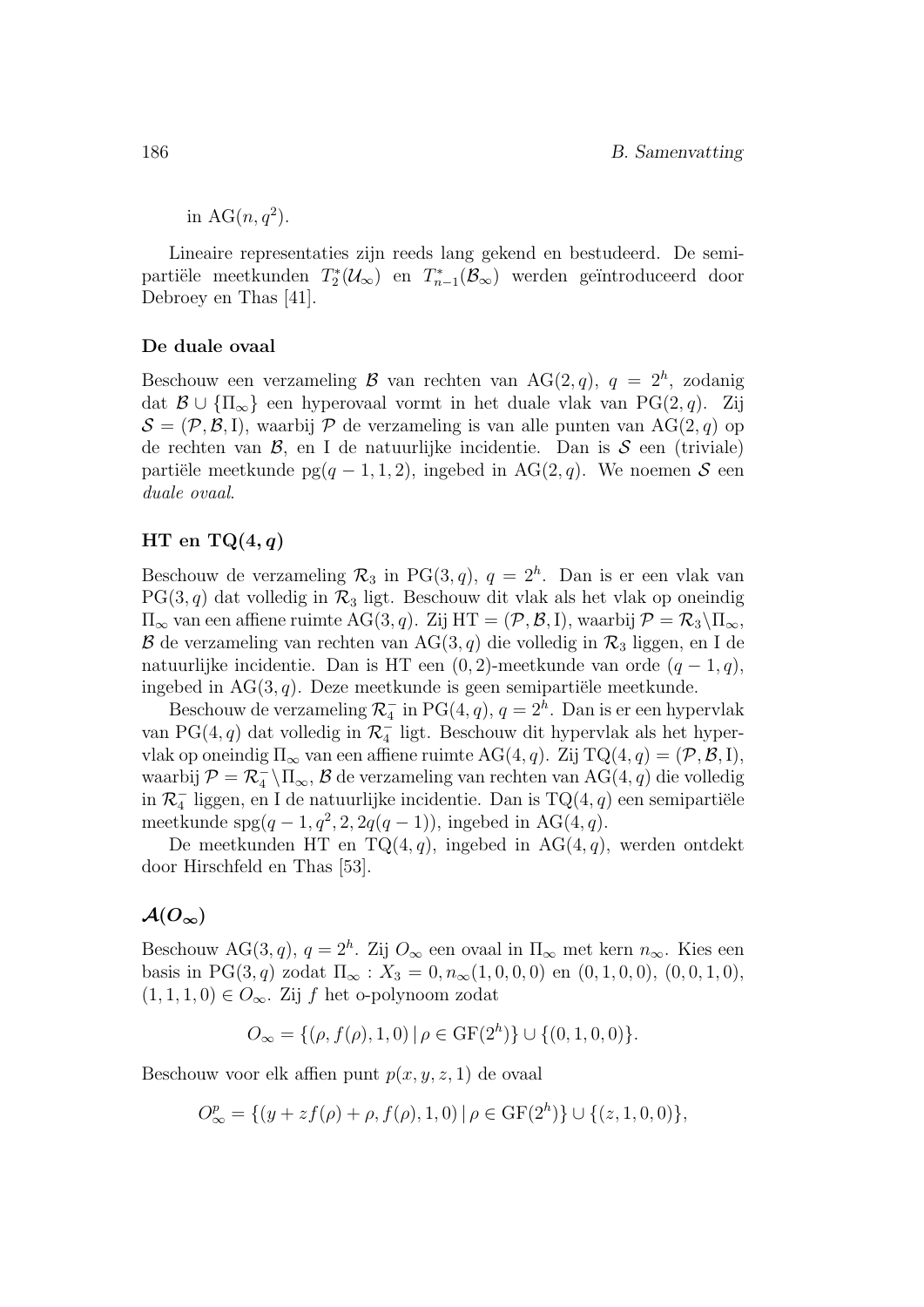in $\mathrm{AG}(n, q^2)$.

Lineaire representaties zijn reeds lang gekend en bestudeerd. De semipartiële meetkunden $T_2^*(\mathcal{U}_\infty)$ en $T_{n-1}^*(\mathcal{B}_\infty)$ werden geïntroduceerd door Debroey en Thas [41].

### De duale ovaal

Beschouw een verzameling $\mathcal{B}$ van rechten van $\mathrm{AG}(2, q)$, $q = 2^h$, zodanig dat $\mathcal{B} \cup \{\Pi_\infty\}$ een hyperovaal vormt in het duale vlak van $\mathrm{PG}(2, q)$. Zij $\mathcal{S} = (\mathcal{P}, \mathcal{B}, \mathrm{I})$, waarbij $\mathcal{P}$ de verzameling is van alle punten van $\mathrm{AG}(2, q)$ op de rechten van $\mathcal{B}$, en I de natuurlijke incidentie. Dan is $\mathcal{S}$ een (triviale) partiële meetkunde $\mathrm{pg}(q-1, 1, 2)$, ingebed in $\mathrm{AG}(2, q)$. We noemen $\mathcal{S}$ een *duale ovaal*.

### HT en TQ$(4, q)$

Beschouw de verzameling $\mathcal{R}_3$ in $\mathrm{PG}(3, q)$, $q = 2^h$. Dan is er een vlak van $\mathrm{PG}(3, q)$ dat volledig in $\mathcal{R}_3$ ligt. Beschouw dit vlak als het vlak op oneindig $\Pi_\infty$ van een affiene ruimte $\mathrm{AG}(3, q)$. Zij $\mathrm{HT} = (\mathcal{P}, \mathcal{B}, \mathrm{I})$, waarbij $\mathcal{P} = \mathcal{R}_3 \backslash \Pi_\infty$, $\mathcal{B}$ de verzameling van rechten van $\mathrm{AG}(3, q)$ die volledig in $\mathcal{R}_3$ liggen, en I de natuurlijke incidentie. Dan is HT een $(0, 2)$-meetkunde van orde $(q-1, q)$, ingebed in $\mathrm{AG}(3, q)$. Deze meetkunde is geen semipartiële meetkunde.

Beschouw de verzameling $\mathcal{R}_4^-$ in $\mathrm{PG}(4, q)$, $q = 2^h$. Dan is er een hypervlak van $\mathrm{PG}(4, q)$ dat volledig in $\mathcal{R}_4^-$ ligt. Beschouw dit hypervlak als het hypervlak op oneindig $\Pi_\infty$ van een affiene ruimte $\mathrm{AG}(4, q)$. Zij $\mathrm{TQ}(4, q) = (\mathcal{P}, \mathcal{B}, \mathrm{I})$, waarbij $\mathcal{P} = \mathcal{R}_4^- \backslash \Pi_\infty$, $\mathcal{B}$ de verzameling van rechten van $\mathrm{AG}(4, q)$ die volledig in $\mathcal{R}_4^-$ liggen, en I de natuurlijke incidentie. Dan is $\mathrm{TQ}(4, q)$ een semipartiële meetkunde $\mathrm{spg}(q-1, q^2, 2, 2q(q-1))$, ingebed in $\mathrm{AG}(4, q)$.

De meetkunden HT en $\mathrm{TQ}(4, q)$, ingebed in $\mathrm{AG}(4, q)$, werden ontdekt door Hirschfeld en Thas [53].

### $\mathcal{A}(O_\infty)$

Beschouw $\mathrm{AG}(3, q)$, $q = 2^h$. Zij $O_\infty$ een ovaal in $\Pi_\infty$ met kern $n_\infty$. Kies een basis in $\mathrm{PG}(3, q)$ zodat $\Pi_\infty : X_3 = 0, n_\infty(1, 0, 0, 0)$ en $(0, 1, 0, 0)$, $(0, 0, 1, 0)$, $(1, 1, 1, 0) \in O_\infty$. Zij $f$ het o-polynoom zodat

$$O_\infty = \{(\rho, f(\rho), 1, 0) \,|\, \rho \in \mathrm{GF}(2^h)\} \cup \{(0, 1, 0, 0)\}.$$

Beschouw voor elk affien punt $p(x, y, z, 1)$ de ovaal

$$O_\infty^p = \{(y + zf(\rho) + \rho, f(\rho), 1, 0) \,|\, \rho \in \mathrm{GF}(2^h)\} \cup \{(z, 1, 0, 0)\},$$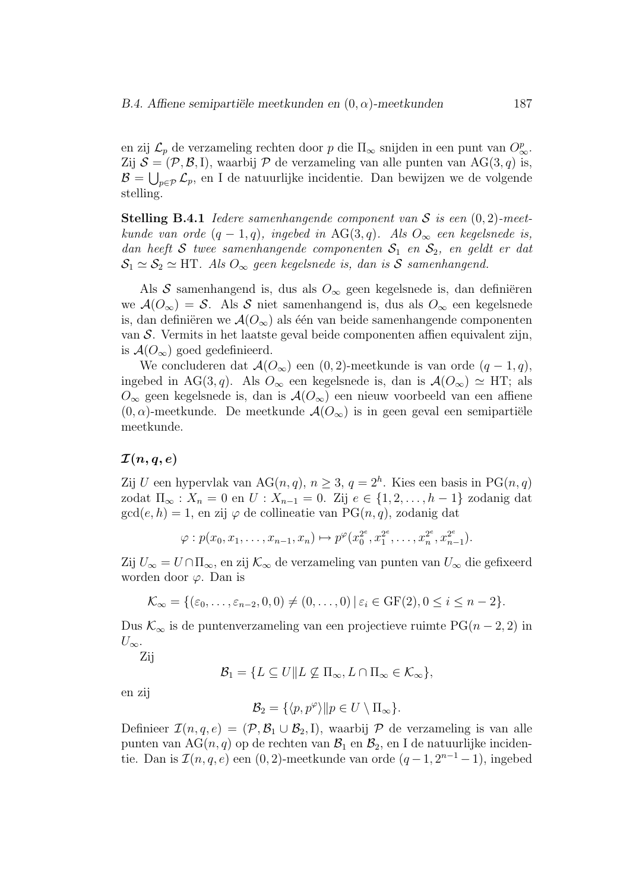en zij $\mathcal{L}_p$ de verzameling rechten door $p$ die $\Pi_\infty$ snijden in een punt van $O_\infty^p$. Zij $\mathcal{S} = (\mathcal{P}, \mathcal{B}, \mathrm{I})$, waarbij $\mathcal{P}$ de verzameling van alle punten van $\mathrm{AG}(3, q)$ is, $\mathcal{B} = \bigcup_{p \in \mathcal{P}} \mathcal{L}_p$, en I de natuurlijke incidentie. Dan bewijzen we de volgende stelling.

**Stelling B.4.1** *Iedere samenhangende component van $\mathcal{S}$ is een $(0,2)$-meetkunde van orde $(q-1, q)$, ingebed in $\mathrm{AG}(3, q)$. Als $O_\infty$ een kegelsnede is, dan heeft $\mathcal{S}$ twee samenhangende componenten $\mathcal{S}_1$ en $\mathcal{S}_2$, en geldt er dat $\mathcal{S}_1 \simeq \mathcal{S}_2 \simeq \mathrm{HT}$. Als $O_\infty$ geen kegelsnede is, dan is $\mathcal{S}$ samenhangend.*

Als $\mathcal{S}$ samenhangend is, dus als $O_\infty$ geen kegelsnede is, dan definiëren we $\mathcal{A}(O_\infty) = \mathcal{S}$. Als $\mathcal{S}$ niet samenhangend is, dus als $O_\infty$ een kegelsnede is, dan definiëren we $\mathcal{A}(O_\infty)$ als één van beide samenhangende componenten van $\mathcal{S}$. Vermits in het laatste geval beide componenten affien equivalent zijn, is $\mathcal{A}(O_\infty)$ goed gedefinieerd.

We concluderen dat $\mathcal{A}(O_\infty)$ een $(0,2)$-meetkunde is van orde $(q-1, q)$, ingebed in $\mathrm{AG}(3, q)$. Als $O_\infty$ een kegelsnede is, dan is $\mathcal{A}(O_\infty) \simeq \mathrm{HT}$; als $O_\infty$ geen kegelsnede is, dan is $\mathcal{A}(O_\infty)$ een nieuw voorbeeld van een affiene $(0, \alpha)$-meetkunde. De meetkunde $\mathcal{A}(O_\infty)$ is in geen geval een semipartiële meetkunde.

### $\mathcal{I}(n, q, e)$

Zij $U$ een hypervlak van $\mathrm{AG}(n, q)$, $n \geq 3$, $q = 2^h$. Kies een basis in $\mathrm{PG}(n, q)$ zodat $\Pi_\infty : X_n = 0$ en $U : X_{n-1} = 0$. Zij $e \in \{1, 2, \ldots, h-1\}$ zodanig dat $\gcd(e, h) = 1$, en zij $\varphi$ de collineatie van $\mathrm{PG}(n, q)$, zodanig dat

$$\varphi : p(x_0, x_1, \ldots, x_{n-1}, x_n) \mapsto p^\varphi(x_0^{2^e}, x_1^{2^e}, \ldots, x_n^{2^e}, x_{n-1}^{2^e}).$$

Zij $U_\infty = U \cap \Pi_\infty$, en zij $\mathcal{K}_\infty$ de verzameling van punten van $U_\infty$ die gefixeerd worden door $\varphi$. Dan is

$$\mathcal{K}_\infty = \{(\varepsilon_0, \ldots, \varepsilon_{n-2}, 0, 0) \neq (0, \ldots, 0) \,|\, \varepsilon_i \in \mathrm{GF}(2), 0 \leq i \leq n-2\}.$$

Dus $\mathcal{K}_\infty$ is de puntenverzameling van een projectieve ruimte $\mathrm{PG}(n-2, 2)$ in $U_\infty$.

Zij

$$\mathcal{B}_1 = \{L \subseteq U \| L \not\subseteq \Pi_\infty, L \cap \Pi_\infty \in \mathcal{K}_\infty\},$$

en zij

$$\mathcal{B}_2 = \{\langle p, p^\varphi \rangle \| p \in U \setminus \Pi_\infty\}.$$

Definieer $\mathcal{I}(n, q, e) = (\mathcal{P}, \mathcal{B}_1 \cup \mathcal{B}_2, \mathrm{I})$, waarbij $\mathcal{P}$ de verzameling is van alle punten van $\mathrm{AG}(n, q)$ op de rechten van $\mathcal{B}_1$ en $\mathcal{B}_2$, en I de natuurlijke incidentie. Dan is $\mathcal{I}(n, q, e)$ een $(0,2)$-meetkunde van orde $(q-1, 2^{n-1}-1)$, ingebed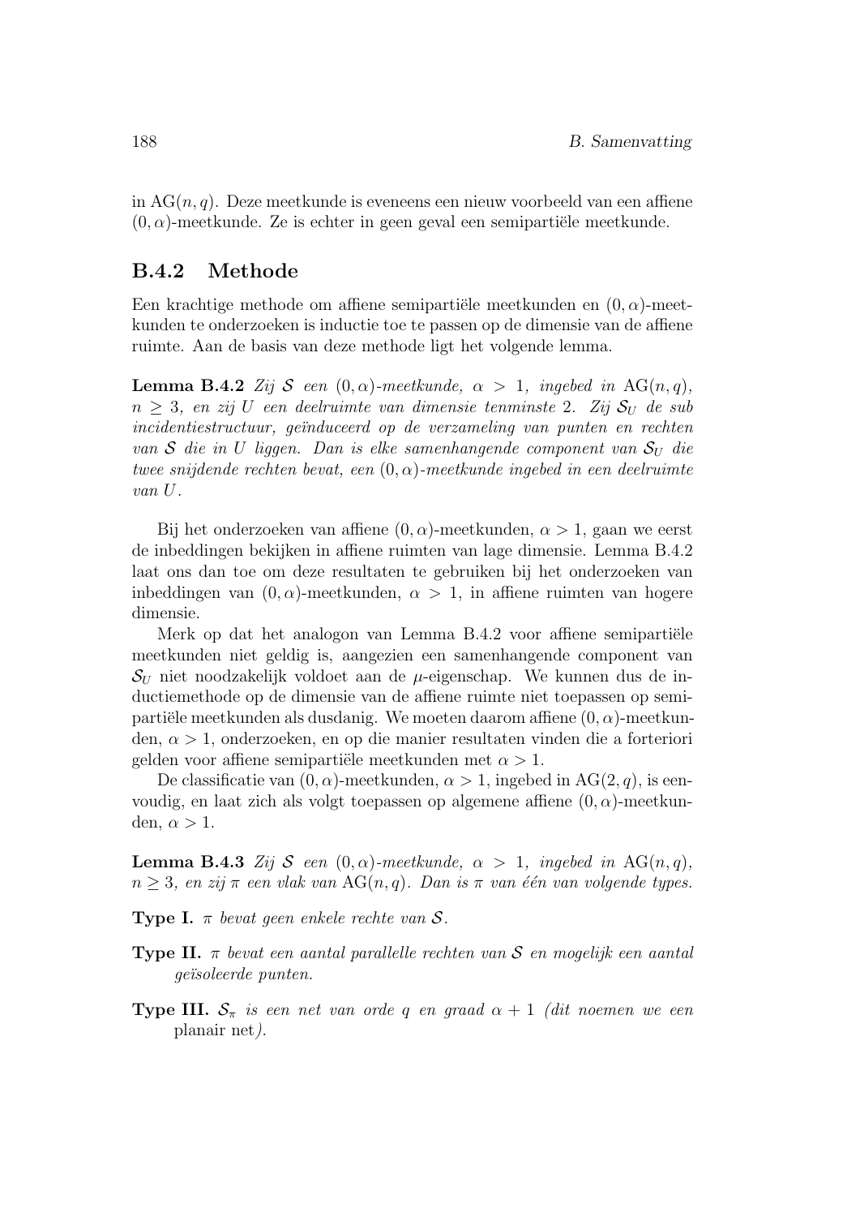in $\mathrm{AG}(n,q)$. Deze meetkunde is eveneens een nieuw voorbeeld van een affiene $(0,\alpha)$-meetkunde. Ze is echter in geen geval een semipartiële meetkunde.

### B.4.2 Methode

Een krachtige methode om affiene semipartiële meetkunden en $(0,\alpha)$-meetkunden te onderzoeken is inductie toe te passen op de dimensie van de affiene ruimte. Aan de basis van deze methode ligt het volgende lemma.

**Lemma B.4.2** *Zij $\mathcal{S}$ een $(0,\alpha)$-meetkunde, $\alpha > 1$, ingebed in $\mathrm{AG}(n,q)$, $n \geq 3$, en zij $U$ een deelruimte van dimensie tenminste 2. Zij $\mathcal{S}_U$ de sub incidentiestructuur, geïnduceerd op de verzameling van punten en rechten van $\mathcal{S}$ die in $U$ liggen. Dan is elke samenhangende component van $\mathcal{S}_U$ die twee snijdende rechten bevat, een $(0,\alpha)$-meetkunde ingebed in een deelruimte van $U$.*

Bij het onderzoeken van affiene $(0,\alpha)$-meetkunden, $\alpha > 1$, gaan we eerst de inbeddingen bekijken in affiene ruimten van lage dimensie. Lemma B.4.2 laat ons dan toe om deze resultaten te gebruiken bij het onderzoeken van inbeddingen van $(0,\alpha)$-meetkunden, $\alpha > 1$, in affiene ruimten van hogere dimensie.

Merk op dat het analogon van Lemma B.4.2 voor affiene semipartiële meetkunden niet geldig is, aangezien een samenhangende component van $\mathcal{S}_U$ niet noodzakelijk voldoet aan de $\mu$-eigenschap. We kunnen dus de inductiemethode op de dimensie van de affiene ruimte niet toepassen op semipartiële meetkunden als dusdanig. We moeten daarom affiene $(0,\alpha)$-meetkunden, $\alpha > 1$, onderzoeken, en op die manier resultaten vinden die a forteriori gelden voor affiene semipartiële meetkunden met $\alpha > 1$.

De classificatie van $(0,\alpha)$-meetkunden, $\alpha > 1$, ingebed in $\mathrm{AG}(2,q)$, is eenvoudig, en laat zich als volgt toepassen op algemene affiene $(0,\alpha)$-meetkunden, $\alpha > 1$.

**Lemma B.4.3** *Zij $\mathcal{S}$ een $(0,\alpha)$-meetkunde, $\alpha > 1$, ingebed in $\mathrm{AG}(n,q)$, $n \geq 3$, en zij $\pi$ een vlak van $\mathrm{AG}(n,q)$. Dan is $\pi$ van één van volgende types.*

**Type I.** *$\pi$ bevat geen enkele rechte van $\mathcal{S}$.*

**Type II.** *$\pi$ bevat een aantal parallelle rechten van $\mathcal{S}$ en mogelijk een aantal geïsoleerde punten.*

**Type III.** *$\mathcal{S}_\pi$ is een net van orde $q$ en graad $\alpha + 1$ (dit noemen we een* planair net*).*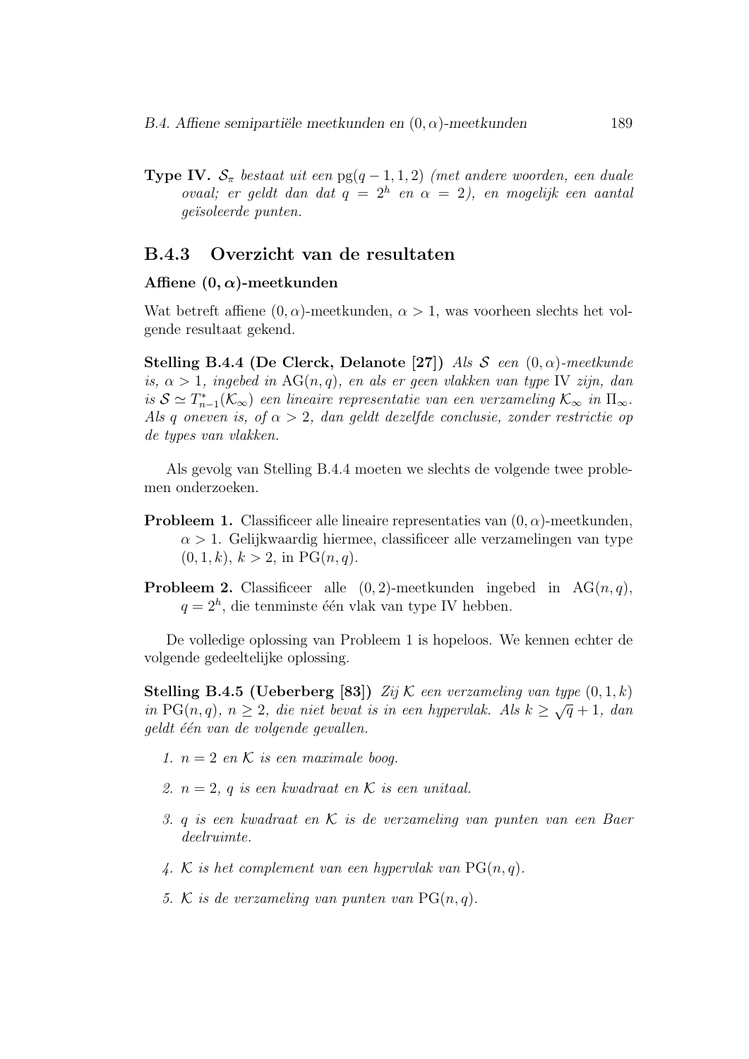**Type IV.** *$\mathcal{S}_\pi$ bestaat uit een* pg$(q-1,1,2)$ *(met andere woorden, een duale ovaal; er geldt dan dat $q = 2^h$ en $\alpha = 2$), en mogelijk een aantal geïsoleerde punten.*

## B.4.3 Overzicht van de resultaten

### Affiene $(0,\alpha)$-meetkunden

Wat betreft affiene $(0,\alpha)$-meetkunden, $\alpha > 1$, was voorheen slechts het volgende resultaat gekend.

**Stelling B.4.4 (De Clerck, Delanote [27])** *Als $\mathcal{S}$ een $(0,\alpha)$-meetkunde is, $\alpha > 1$, ingebed in* AG$(n,q)$, *en als er geen vlakken van type* IV *zijn, dan is $\mathcal{S} \simeq T^*_{n-1}(\mathcal{K}_\infty)$ een lineaire representatie van een verzameling $\mathcal{K}_\infty$ in $\Pi_\infty$. Als $q$ oneven is, of $\alpha > 2$, dan geldt dezelfde conclusie, zonder restrictie op de types van vlakken.*

Als gevolg van Stelling B.4.4 moeten we slechts de volgende twee problemen onderzoeken.

**Probleem 1.** Classificeer alle lineaire representaties van $(0,\alpha)$-meetkunden, $\alpha > 1$. Gelijkwaardig hiermee, classificeer alle verzamelingen van type $(0,1,k)$, $k > 2$, in PG$(n,q)$.

**Probleem 2.** Classificeer alle $(0,2)$-meetkunden ingebed in AG$(n,q)$, $q = 2^h$, die tenminste één vlak van type IV hebben.

De volledige oplossing van Probleem 1 is hopeloos. We kennen echter de volgende gedeeltelijke oplossing.

**Stelling B.4.5 (Ueberberg [83])** *Zij $\mathcal{K}$ een verzameling van type $(0,1,k)$ in* PG$(n,q)$, *$n \geq 2$, die niet bevat is in een hypervlak. Als $k \geq \sqrt{q}+1$, dan geldt één van de volgende gevallen.*

1. *$n = 2$ en $\mathcal{K}$ is een maximale boog.*
2. *$n = 2$, $q$ is een kwadraat en $\mathcal{K}$ is een unitaal.*
3. *$q$ is een kwadraat en $\mathcal{K}$ is de verzameling van punten van een Baer deelruimte.*
4. *$\mathcal{K}$ is het complement van een hypervlak van* PG$(n,q)$.
5. *$\mathcal{K}$ is de verzameling van punten van* PG$(n,q)$.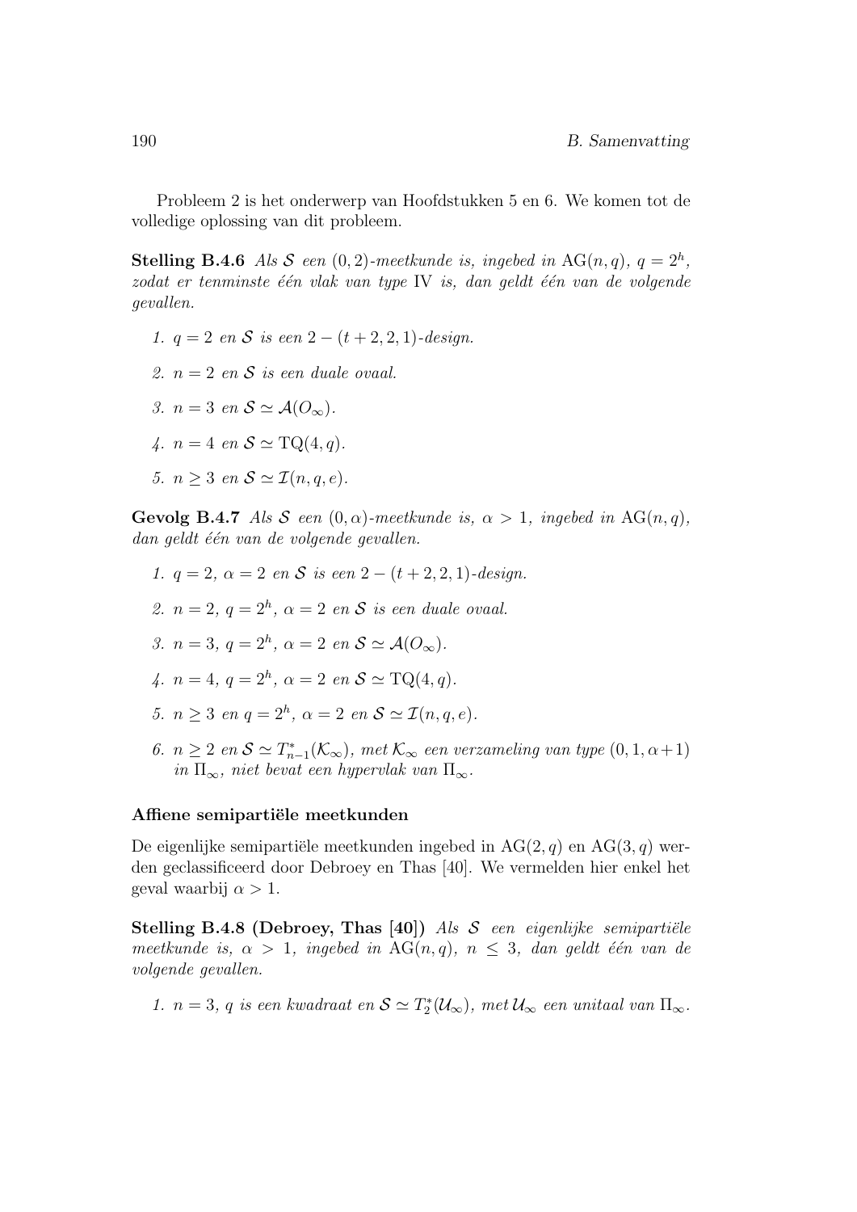Probleem 2 is het onderwerp van Hoofdstukken 5 en 6. We komen tot de volledige oplossing van dit probleem.

**Stelling B.4.6** *Als $\mathcal{S}$ een $(0,2)$-meetkunde is, ingebed in $\mathrm{AG}(n,q)$, $q = 2^h$, zodat er tenminste één vlak van type* IV *is, dan geldt één van de volgende gevallen.*

1. *$q = 2$ en $\mathcal{S}$ is een $2-(t+2,2,1)$-design.*
2. *$n = 2$ en $\mathcal{S}$ is een duale ovaal.*
3. *$n = 3$ en $\mathcal{S} \simeq \mathcal{A}(O_\infty)$.*
4. *$n = 4$ en $\mathcal{S} \simeq \mathrm{TQ}(4,q)$.*
5. *$n \geq 3$ en $\mathcal{S} \simeq \mathcal{I}(n,q,e)$.*

**Gevolg B.4.7** *Als $\mathcal{S}$ een $(0,\alpha)$-meetkunde is, $\alpha > 1$, ingebed in $\mathrm{AG}(n,q)$, dan geldt één van de volgende gevallen.*

1. *$q = 2$, $\alpha = 2$ en $\mathcal{S}$ is een $2-(t+2,2,1)$-design.*
2. *$n = 2$, $q = 2^h$, $\alpha = 2$ en $\mathcal{S}$ is een duale ovaal.*
3. *$n = 3$, $q = 2^h$, $\alpha = 2$ en $\mathcal{S} \simeq \mathcal{A}(O_\infty)$.*
4. *$n = 4$, $q = 2^h$, $\alpha = 2$ en $\mathcal{S} \simeq \mathrm{TQ}(4,q)$.*
5. *$n \geq 3$ en $q = 2^h$, $\alpha = 2$ en $\mathcal{S} \simeq \mathcal{I}(n,q,e)$.*
6. *$n \geq 2$ en $\mathcal{S} \simeq T^*_{n-1}(\mathcal{K}_\infty)$, met $\mathcal{K}_\infty$ een verzameling van type $(0,1,\alpha+1)$ in $\Pi_\infty$, niet bevat een hypervlak van $\Pi_\infty$.*

### Affiene semipartiële meetkunden

De eigenlijke semipartiële meetkunden ingebed in $\mathrm{AG}(2,q)$ en $\mathrm{AG}(3,q)$ werden geclassificeerd door Debroey en Thas [40]. We vermelden hier enkel het geval waarbij $\alpha > 1$.

**Stelling B.4.8 (Debroey, Thas [40])** *Als $\mathcal{S}$ een eigenlijke semipartiële meetkunde is, $\alpha > 1$, ingebed in $\mathrm{AG}(n,q)$, $n \leq 3$, dan geldt één van de volgende gevallen.*

1. *$n = 3$, $q$ is een kwadraat en $\mathcal{S} \simeq T^*_2(\mathcal{U}_\infty)$, met $\mathcal{U}_\infty$ een unitaal van $\Pi_\infty$.*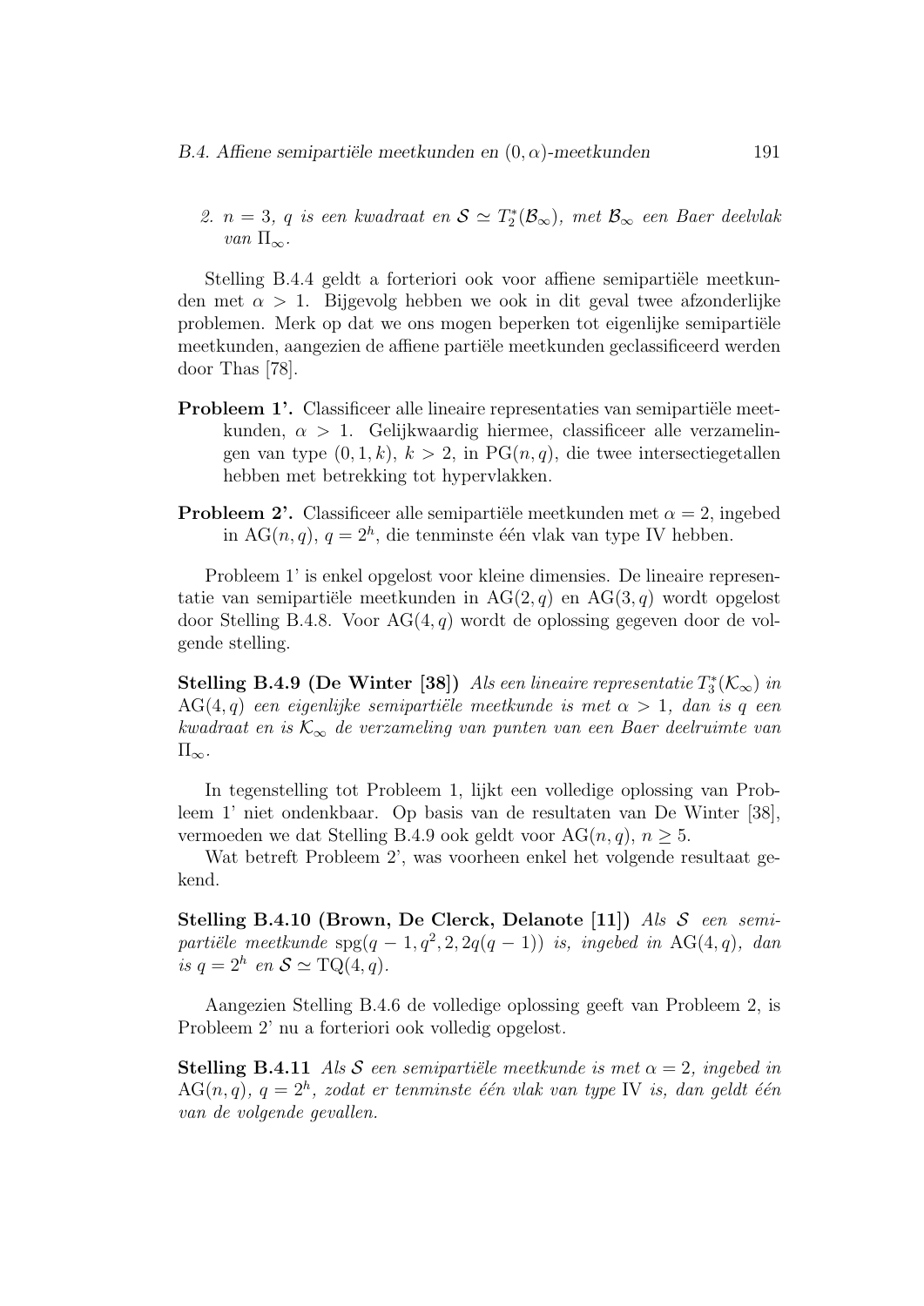2. *$n = 3$, $q$ is een kwadraat en $\mathcal{S} \simeq T_2^*(\mathcal{B}_\infty)$, met $\mathcal{B}_\infty$ een Baer deelvlak van $\Pi_\infty$.*

Stelling B.4.4 geldt a forteriori ook voor affiene semipartiële meetkunden met $\alpha > 1$. Bijgevolg hebben we ook in dit geval twee afzonderlijke problemen. Merk op dat we ons mogen beperken tot eigenlijke semipartiële meetkunden, aangezien de affiene partiële meetkunden geclassificeerd werden door Thas [78].

**Probleem 1'.** Classificeer alle lineaire representaties van semipartiële meetkunden, $\alpha > 1$. Gelijkwaardig hiermee, classificeer alle verzamelingen van type $(0, 1, k)$, $k > 2$, in $\mathrm{PG}(n, q)$, die twee intersectiegetallen hebben met betrekking tot hypervlakken.

**Probleem 2'.** Classificeer alle semipartiële meetkunden met $\alpha = 2$, ingebed in $\mathrm{AG}(n, q)$, $q = 2^h$, die tenminste één vlak van type IV hebben.

Probleem 1' is enkel opgelost voor kleine dimensies. De lineaire representatie van semipartiële meetkunden in $\mathrm{AG}(2, q)$ en $\mathrm{AG}(3, q)$ wordt opgelost door Stelling B.4.8. Voor $\mathrm{AG}(4, q)$ wordt de oplossing gegeven door de volgende stelling.

**Stelling B.4.9 (De Winter [38])** *Als een lineaire representatie $T_3^*(\mathcal{K}_\infty)$ in $\mathrm{AG}(4, q)$ een eigenlijke semipartiële meetkunde is met $\alpha > 1$, dan is $q$ een kwadraat en is $\mathcal{K}_\infty$ de verzameling van punten van een Baer deelruimte van $\Pi_\infty$.*

In tegenstelling tot Probleem 1, lijkt een volledige oplossing van Probleem 1' niet ondenkbaar. Op basis van de resultaten van De Winter [38], vermoeden we dat Stelling B.4.9 ook geldt voor $\mathrm{AG}(n, q)$, $n \geq 5$.

Wat betreft Probleem 2', was voorheen enkel het volgende resultaat gekend.

**Stelling B.4.10 (Brown, De Clerck, Delanote [11])** *Als $\mathcal{S}$ een semipartiële meetkunde $\mathrm{spg}(q-1, q^2, 2, 2q(q-1))$ is, ingebed in $\mathrm{AG}(4, q)$, dan is $q = 2^h$ en $\mathcal{S} \simeq \mathrm{TQ}(4, q)$.*

Aangezien Stelling B.4.6 de volledige oplossing geeft van Probleem 2, is Probleem 2' nu a forteriori ook volledig opgelost.

**Stelling B.4.11** *Als $\mathcal{S}$ een semipartiële meetkunde is met $\alpha = 2$, ingebed in $\mathrm{AG}(n, q)$, $q = 2^h$, zodat er tenminste één vlak van type IV is, dan geldt één van de volgende gevallen.*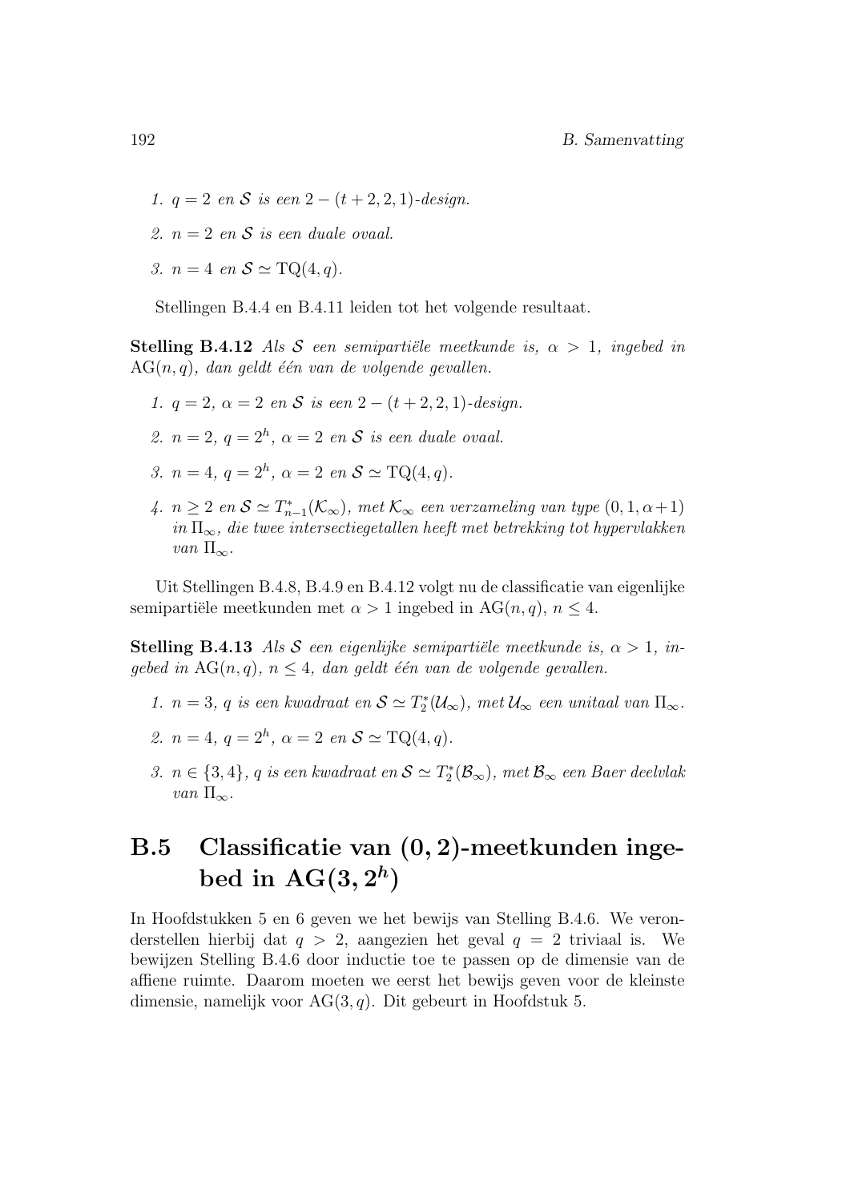1. $q = 2$ *en* $\mathcal{S}$ *is een* $2-(t+2,2,1)$*-design.*

2. $n = 2$ *en* $\mathcal{S}$ *is een duale ovaal.*

3. $n = 4$ *en* $\mathcal{S} \simeq \mathrm{TQ}(4,q)$.

Stellingen B.4.4 en B.4.11 leiden tot het volgende resultaat.

**Stelling B.4.12** *Als* $\mathcal{S}$ *een semipartiële meetkunde is,* $\alpha > 1$*, ingebed in* $\mathrm{AG}(n,q)$*, dan geldt één van de volgende gevallen.*

1. $q = 2$*,* $\alpha = 2$ *en* $\mathcal{S}$ *is een* $2-(t+2,2,1)$*-design.*

2. $n = 2$*,* $q = 2^h$*,* $\alpha = 2$ *en* $\mathcal{S}$ *is een duale ovaal.*

3. $n = 4$*,* $q = 2^h$*,* $\alpha = 2$ *en* $\mathcal{S} \simeq \mathrm{TQ}(4,q)$.

4. $n \geq 2$ *en* $\mathcal{S} \simeq T^*_{n-1}(\mathcal{K}_\infty)$*, met* $\mathcal{K}_\infty$ *een verzameling van type* $(0,1,\alpha+1)$ *in* $\Pi_\infty$*, die twee intersectiegetallen heeft met betrekking tot hypervlakken van* $\Pi_\infty$.

Uit Stellingen B.4.8, B.4.9 en B.4.12 volgt nu de classificatie van eigenlijke semipartiële meetkunden met $\alpha > 1$ ingebed in $\mathrm{AG}(n,q)$, $n \leq 4$.

**Stelling B.4.13** *Als* $\mathcal{S}$ *een eigenlijke semipartiële meetkunde is,* $\alpha > 1$*, ingebed in* $\mathrm{AG}(n,q)$*,* $n \leq 4$*, dan geldt één van de volgende gevallen.*

1. $n = 3$*, q is een kwadraat en* $\mathcal{S} \simeq T^*_2(\mathcal{U}_\infty)$*, met* $\mathcal{U}_\infty$ *een unitaal van* $\Pi_\infty$.

2. $n = 4$*,* $q = 2^h$*,* $\alpha = 2$ *en* $\mathcal{S} \simeq \mathrm{TQ}(4,q)$.

3. $n \in \{3,4\}$*, q is een kwadraat en* $\mathcal{S} \simeq T^*_2(\mathcal{B}_\infty)$*, met* $\mathcal{B}_\infty$ *een Baer deelvlak van* $\Pi_\infty$.

## B.5 Classificatie van $(0,2)$-meetkunden ingebed in $\mathrm{AG}(3,2^h)$

In Hoofdstukken 5 en 6 geven we het bewijs van Stelling B.4.6. We veronderstellen hierbij dat $q > 2$, aangezien het geval $q = 2$ triviaal is. We bewijzen Stelling B.4.6 door inductie toe te passen op de dimensie van de affiene ruimte. Daarom moeten we eerst het bewijs geven voor de kleinste dimensie, namelijk voor $\mathrm{AG}(3,q)$. Dit gebeurt in Hoofdstuk 5.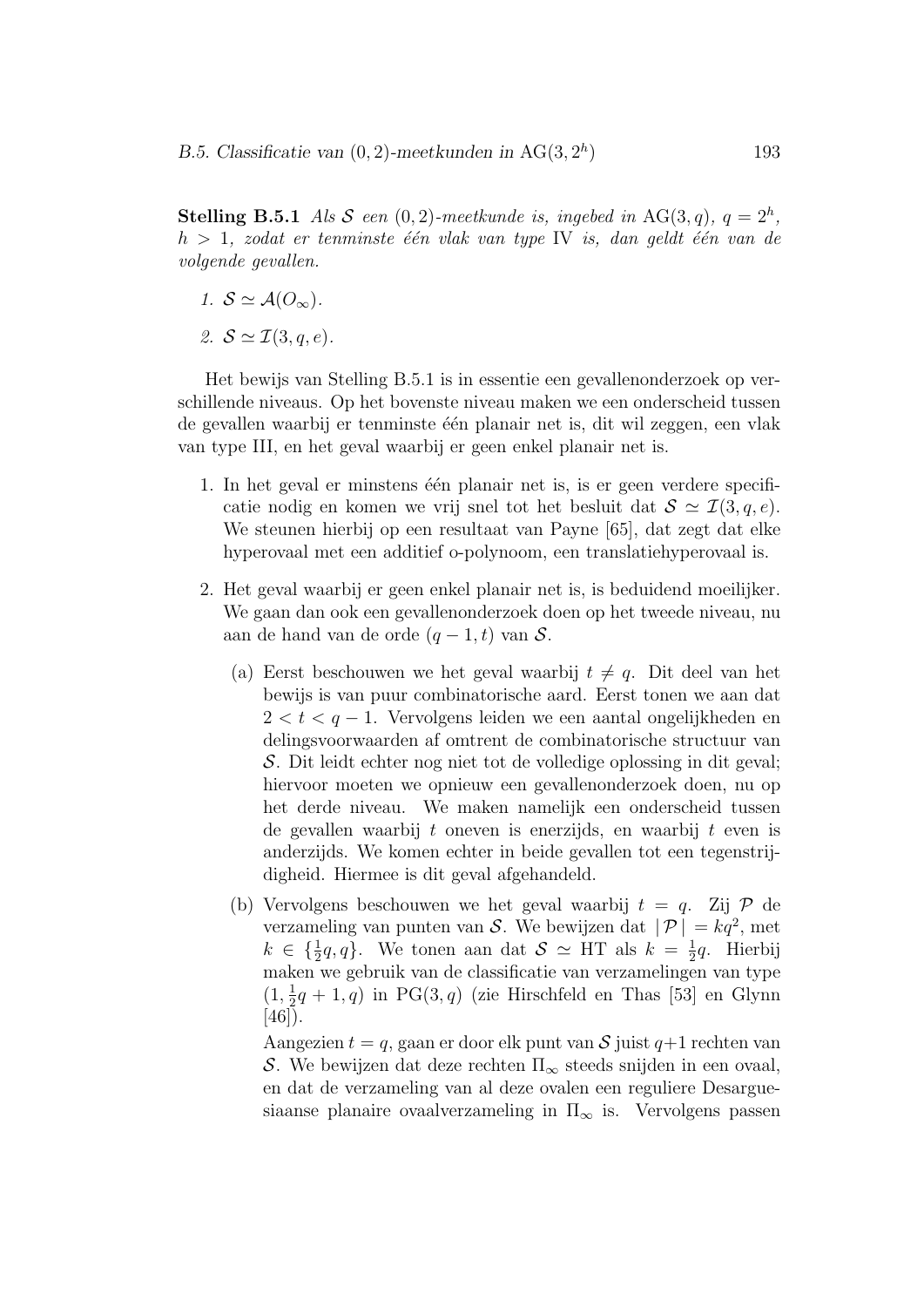**Stelling B.5.1** *Als $\mathcal{S}$ een $(0,2)$-meetkunde is, ingebed in* $\mathrm{AG}(3,q)$*, $q = 2^h$, $h > 1$, zodat er tenminste één vlak van type* IV *is, dan geldt één van de volgende gevallen.*

1. $\mathcal{S} \simeq \mathcal{A}(O_\infty)$.
2. $\mathcal{S} \simeq \mathcal{I}(3,q,e)$.

Het bewijs van Stelling B.5.1 is in essentie een gevallenonderzoek op verschillende niveaus. Op het bovenste niveau maken we een onderscheid tussen de gevallen waarbij er tenminste één planair net is, dit wil zeggen, een vlak van type III, en het geval waarbij er geen enkel planair net is.

1. In het geval er minstens één planair net is, is er geen verdere specificatie nodig en komen we vrij snel tot het besluit dat $\mathcal{S} \simeq \mathcal{I}(3,q,e)$. We steunen hierbij op een resultaat van Payne [65], dat zegt dat elke hyperovaal met een additief o-polynoom, een translatiehyperovaal is.

2. Het geval waarbij er geen enkel planair net is, is beduidend moeilijker. We gaan dan ook een gevallenonderzoek doen op het tweede niveau, nu aan de hand van de orde $(q-1,t)$ van $\mathcal{S}$.

   (a) Eerst beschouwen we het geval waarbij $t \neq q$. Dit deel van het bewijs is van puur combinatorische aard. Eerst tonen we aan dat $2 < t < q-1$. Vervolgens leiden we een aantal ongelijkheden en delingsvoorwaarden af omtrent de combinatorische structuur van $\mathcal{S}$. Dit leidt echter nog niet tot de volledige oplossing in dit geval; hiervoor moeten we opnieuw een gevallenonderzoek doen, nu op het derde niveau. We maken namelijk een onderscheid tussen de gevallen waarbij $t$ oneven is enerzijds, en waarbij $t$ even is anderzijds. We komen echter in beide gevallen tot een tegenstrijdigheid. Hiermee is dit geval afgehandeld.

   (b) Vervolgens beschouwen we het geval waarbij $t = q$. Zij $\mathcal{P}$ de verzameling van punten van $\mathcal{S}$. We bewijzen dat $|\,\mathcal{P}\,| = kq^2$, met $k \in \{\frac{1}{2}q, q\}$. We tonen aan dat $\mathcal{S} \simeq \mathrm{HT}$ als $k = \frac{1}{2}q$. Hierbij maken we gebruik van de classificatie van verzamelingen van type $(1, \frac{1}{2}q+1, q)$ in $\mathrm{PG}(3,q)$ (zie Hirschfeld en Thas [53] en Glynn [46]).

   Aangezien $t = q$, gaan er door elk punt van $\mathcal{S}$ juist $q+1$ rechten van $\mathcal{S}$. We bewijzen dat deze rechten $\Pi_\infty$ steeds snijden in een ovaal, en dat de verzameling van al deze ovalen een reguliere Desarguesiaanse planaire ovaalverzameling in $\Pi_\infty$ is. Vervolgens passen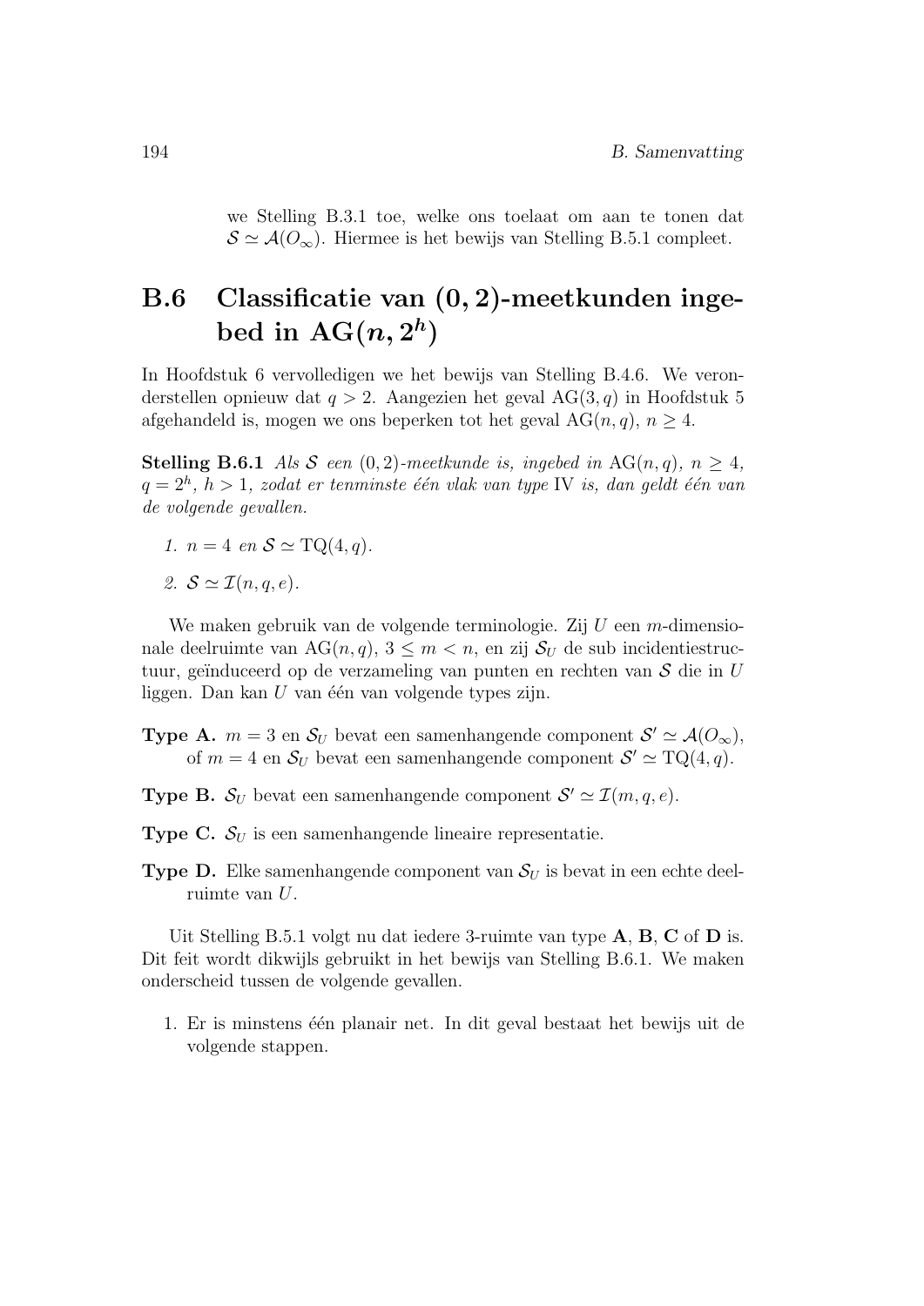we Stelling B.3.1 toe, welke ons toelaat om aan te tonen dat $\mathcal{S} \simeq \mathcal{A}(O_\infty)$. Hiermee is het bewijs van Stelling B.5.1 compleet.

## B.6 Classificatie van $(0,2)$-meetkunden ingebed in $\mathrm{AG}(n, 2^h)$

In Hoofdstuk 6 vervolledigen we het bewijs van Stelling B.4.6. We veronderstellen opnieuw dat $q > 2$. Aangezien het geval $\mathrm{AG}(3,q)$ in Hoofdstuk 5 afgehandeld is, mogen we ons beperken tot het geval $\mathrm{AG}(n,q)$, $n \geq 4$.

**Stelling B.6.1** *Als $\mathcal{S}$ een $(0,2)$-meetkunde is, ingebed in $\mathrm{AG}(n,q)$, $n \geq 4$, $q = 2^h$, $h > 1$, zodat er tenminste één vlak van type* IV *is, dan geldt één van de volgende gevallen.*

1. *$n = 4$ en $\mathcal{S} \simeq \mathrm{TQ}(4,q)$.*
2. *$\mathcal{S} \simeq \mathcal{I}(n,q,e)$.*

We maken gebruik van de volgende terminologie. Zij $U$ een $m$-dimensionale deelruimte van $\mathrm{AG}(n,q)$, $3 \leq m < n$, en zij $\mathcal{S}_U$ de sub incidentiestructuur, geïnduceerd op de verzameling van punten en rechten van $\mathcal{S}$ die in $U$ liggen. Dan kan $U$ van één van volgende types zijn.

**Type A.** $m = 3$ en $\mathcal{S}_U$ bevat een samenhangende component $\mathcal{S}' \simeq \mathcal{A}(O_\infty)$, of $m = 4$ en $\mathcal{S}_U$ bevat een samenhangende component $\mathcal{S}' \simeq \mathrm{TQ}(4,q)$.

**Type B.** $\mathcal{S}_U$ bevat een samenhangende component $\mathcal{S}' \simeq \mathcal{I}(m,q,e)$.

**Type C.** $\mathcal{S}_U$ is een samenhangende lineaire representatie.

**Type D.** Elke samenhangende component van $\mathcal{S}_U$ is bevat in een echte deelruimte van $U$.

Uit Stelling B.5.1 volgt nu dat iedere 3-ruimte van type **A**, **B**, **C** of **D** is. Dit feit wordt dikwijls gebruikt in het bewijs van Stelling B.6.1. We maken onderscheid tussen de volgende gevallen.

1. Er is minstens één planair net. In dit geval bestaat het bewijs uit de volgende stappen.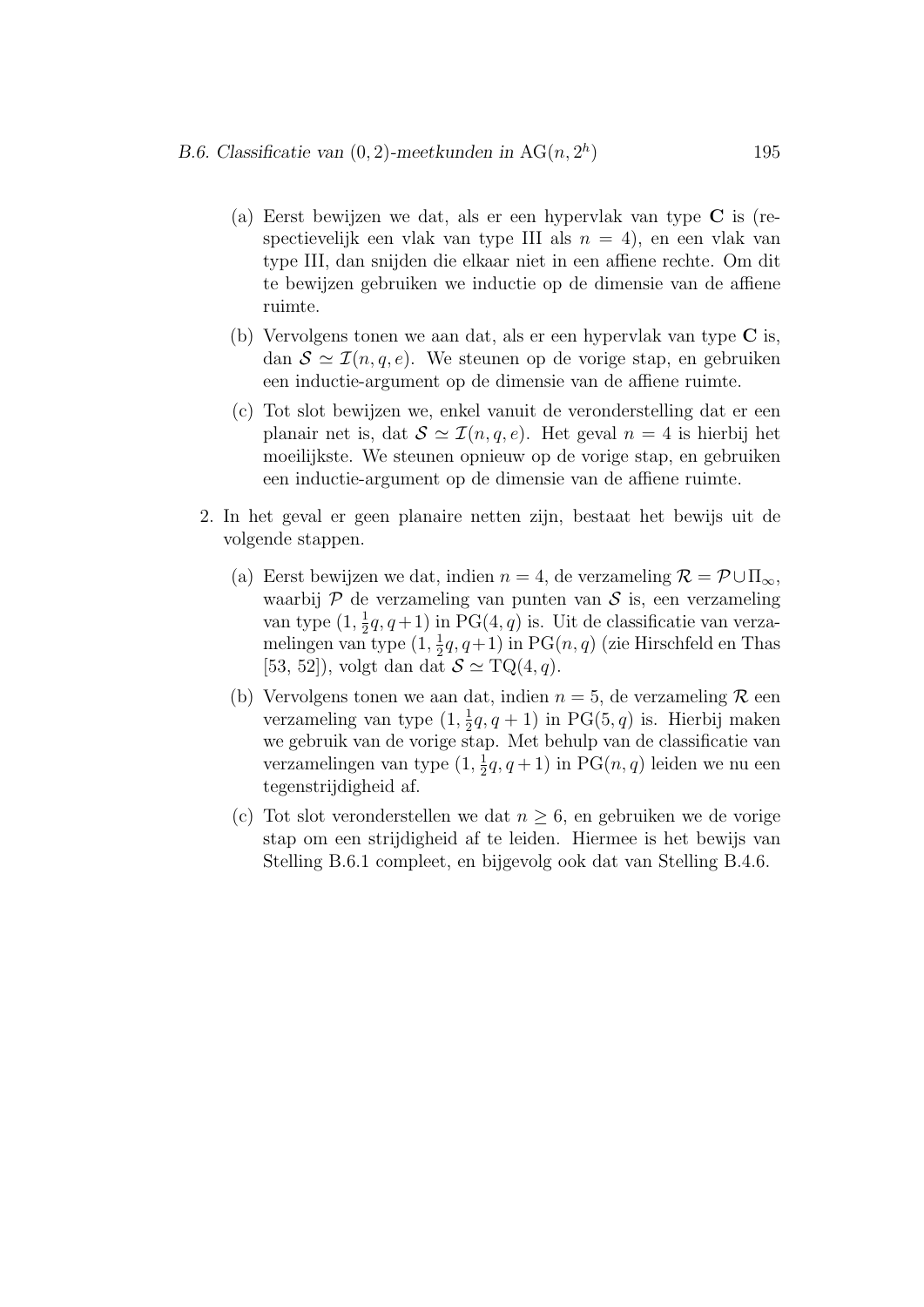(a) Eerst bewijzen we dat, als er een hypervlak van type **C** is (respectievelijk een vlak van type III als $n = 4$), en een vlak van type III, dan snijden die elkaar niet in een affiene rechte. Om dit te bewijzen gebruiken we inductie op de dimensie van de affiene ruimte.

(b) Vervolgens tonen we aan dat, als er een hypervlak van type **C** is, dan $\mathcal{S} \simeq \mathcal{I}(n, q, e)$. We steunen op de vorige stap, en gebruiken een inductie-argument op de dimensie van de affiene ruimte.

(c) Tot slot bewijzen we, enkel vanuit de veronderstelling dat er een planair net is, dat $\mathcal{S} \simeq \mathcal{I}(n, q, e)$. Het geval $n = 4$ is hierbij het moeilijkste. We steunen opnieuw op de vorige stap, en gebruiken een inductie-argument op de dimensie van de affiene ruimte.

2. In het geval er geen planaire netten zijn, bestaat het bewijs uit de volgende stappen.

   (a) Eerst bewijzen we dat, indien $n = 4$, de verzameling $\mathcal{R} = \mathcal{P} \cup \Pi_\infty$, waarbij $\mathcal{P}$ de verzameling van punten van $\mathcal{S}$ is, een verzameling van type $(1, \frac{1}{2}q, q+1)$ in $\mathrm{PG}(4, q)$ is. Uit de classificatie van verzamelingen van type $(1, \frac{1}{2}q, q+1)$ in $\mathrm{PG}(n, q)$ (zie Hirschfeld en Thas [53, 52]), volgt dan dat $\mathcal{S} \simeq \mathrm{TQ}(4, q)$.

   (b) Vervolgens tonen we aan dat, indien $n = 5$, de verzameling $\mathcal{R}$ een verzameling van type $(1, \frac{1}{2}q, q + 1)$ in $\mathrm{PG}(5, q)$ is. Hierbij maken we gebruik van de vorige stap. Met behulp van de classificatie van verzamelingen van type $(1, \frac{1}{2}q, q+1)$ in $\mathrm{PG}(n, q)$ leiden we nu een tegenstrijdigheid af.

   (c) Tot slot veronderstellen we dat $n \geq 6$, en gebruiken we de vorige stap om een strijdigheid af te leiden. Hiermee is het bewijs van Stelling B.6.1 compleet, en bijgevolg ook dat van Stelling B.4.6.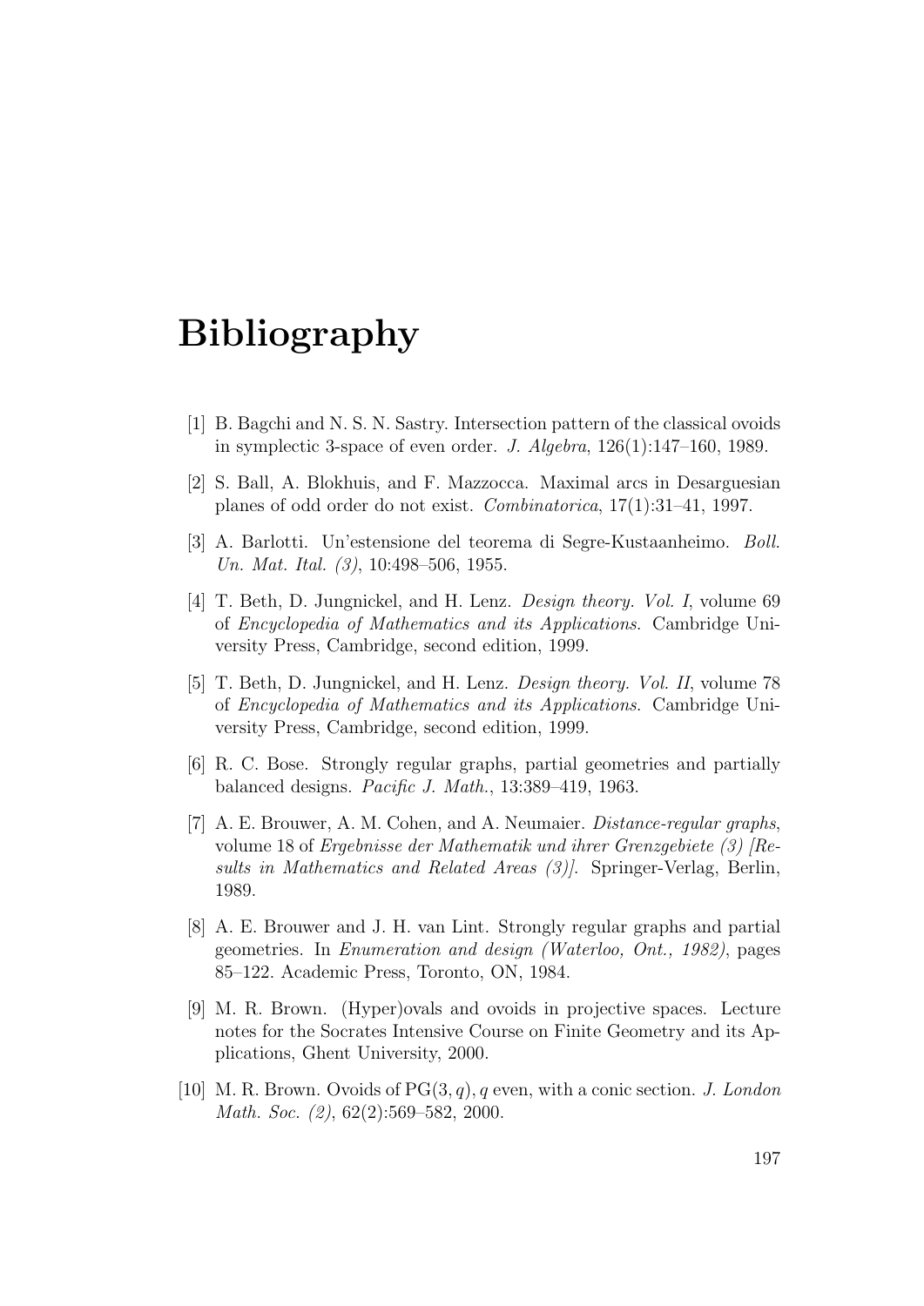# Bibliography

[1] B. Bagchi and N. S. N. Sastry. Intersection pattern of the classical ovoids in symplectic 3-space of even order. *J. Algebra*, 126(1):147–160, 1989.

[2] S. Ball, A. Blokhuis, and F. Mazzocca. Maximal arcs in Desarguesian planes of odd order do not exist. *Combinatorica*, 17(1):31–41, 1997.

[3] A. Barlotti. Un'estensione del teorema di Segre-Kustaanheimo. *Boll. Un. Mat. Ital. (3)*, 10:498–506, 1955.

[4] T. Beth, D. Jungnickel, and H. Lenz. *Design theory. Vol. I*, volume 69 of *Encyclopedia of Mathematics and its Applications*. Cambridge University Press, Cambridge, second edition, 1999.

[5] T. Beth, D. Jungnickel, and H. Lenz. *Design theory. Vol. II*, volume 78 of *Encyclopedia of Mathematics and its Applications*. Cambridge University Press, Cambridge, second edition, 1999.

[6] R. C. Bose. Strongly regular graphs, partial geometries and partially balanced designs. *Pacific J. Math.*, 13:389–419, 1963.

[7] A. E. Brouwer, A. M. Cohen, and A. Neumaier. *Distance-regular graphs*, volume 18 of *Ergebnisse der Mathematik und ihrer Grenzgebiete (3) [Results in Mathematics and Related Areas (3)]*. Springer-Verlag, Berlin, 1989.

[8] A. E. Brouwer and J. H. van Lint. Strongly regular graphs and partial geometries. In *Enumeration and design (Waterloo, Ont., 1982)*, pages 85–122. Academic Press, Toronto, ON, 1984.

[9] M. R. Brown. (Hyper)ovals and ovoids in projective spaces. Lecture notes for the Socrates Intensive Course on Finite Geometry and its Applications, Ghent University, 2000.

[10] M. R. Brown. Ovoids of $\mathrm{PG}(3, q)$, $q$ even, with a conic section. *J. London Math. Soc. (2)*, 62(2):569–582, 2000.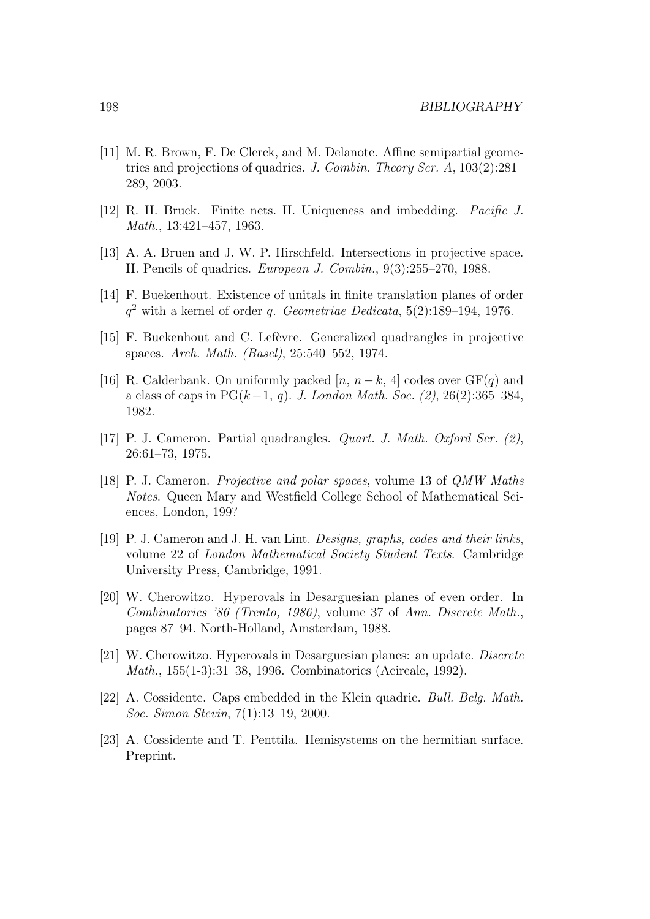[11] M. R. Brown, F. De Clerck, and M. Delanote. Affine semipartial geometries and projections of quadrics. *J. Combin. Theory Ser. A*, 103(2):281–289, 2003.

[12] R. H. Bruck. Finite nets. II. Uniqueness and imbedding. *Pacific J. Math.*, 13:421–457, 1963.

[13] A. A. Bruen and J. W. P. Hirschfeld. Intersections in projective space. II. Pencils of quadrics. *European J. Combin.*, 9(3):255–270, 1988.

[14] F. Buekenhout. Existence of unitals in finite translation planes of order $q^2$ with a kernel of order $q$. *Geometriae Dedicata*, 5(2):189–194, 1976.

[15] F. Buekenhout and C. Lefèvre. Generalized quadrangles in projective spaces. *Arch. Math. (Basel)*, 25:540–552, 1974.

[16] R. Calderbank. On uniformly packed $[n,\, n-k,\, 4]$ codes over $\mathrm{GF}(q)$ and a class of caps in $\mathrm{PG}(k-1,\, q)$. *J. London Math. Soc. (2)*, 26(2):365–384, 1982.

[17] P. J. Cameron. Partial quadrangles. *Quart. J. Math. Oxford Ser. (2)*, 26:61–73, 1975.

[18] P. J. Cameron. *Projective and polar spaces*, volume 13 of *QMW Maths Notes*. Queen Mary and Westfield College School of Mathematical Sciences, London, 199?

[19] P. J. Cameron and J. H. van Lint. *Designs, graphs, codes and their links*, volume 22 of *London Mathematical Society Student Texts*. Cambridge University Press, Cambridge, 1991.

[20] W. Cherowitzo. Hyperovals in Desarguesian planes of even order. In *Combinatorics '86 (Trento, 1986)*, volume 37 of *Ann. Discrete Math.*, pages 87–94. North-Holland, Amsterdam, 1988.

[21] W. Cherowitzo. Hyperovals in Desarguesian planes: an update. *Discrete Math.*, 155(1-3):31–38, 1996. Combinatorics (Acireale, 1992).

[22] A. Cossidente. Caps embedded in the Klein quadric. *Bull. Belg. Math. Soc. Simon Stevin*, 7(1):13–19, 2000.

[23] A. Cossidente and T. Penttila. Hemisystems on the hermitian surface. Preprint.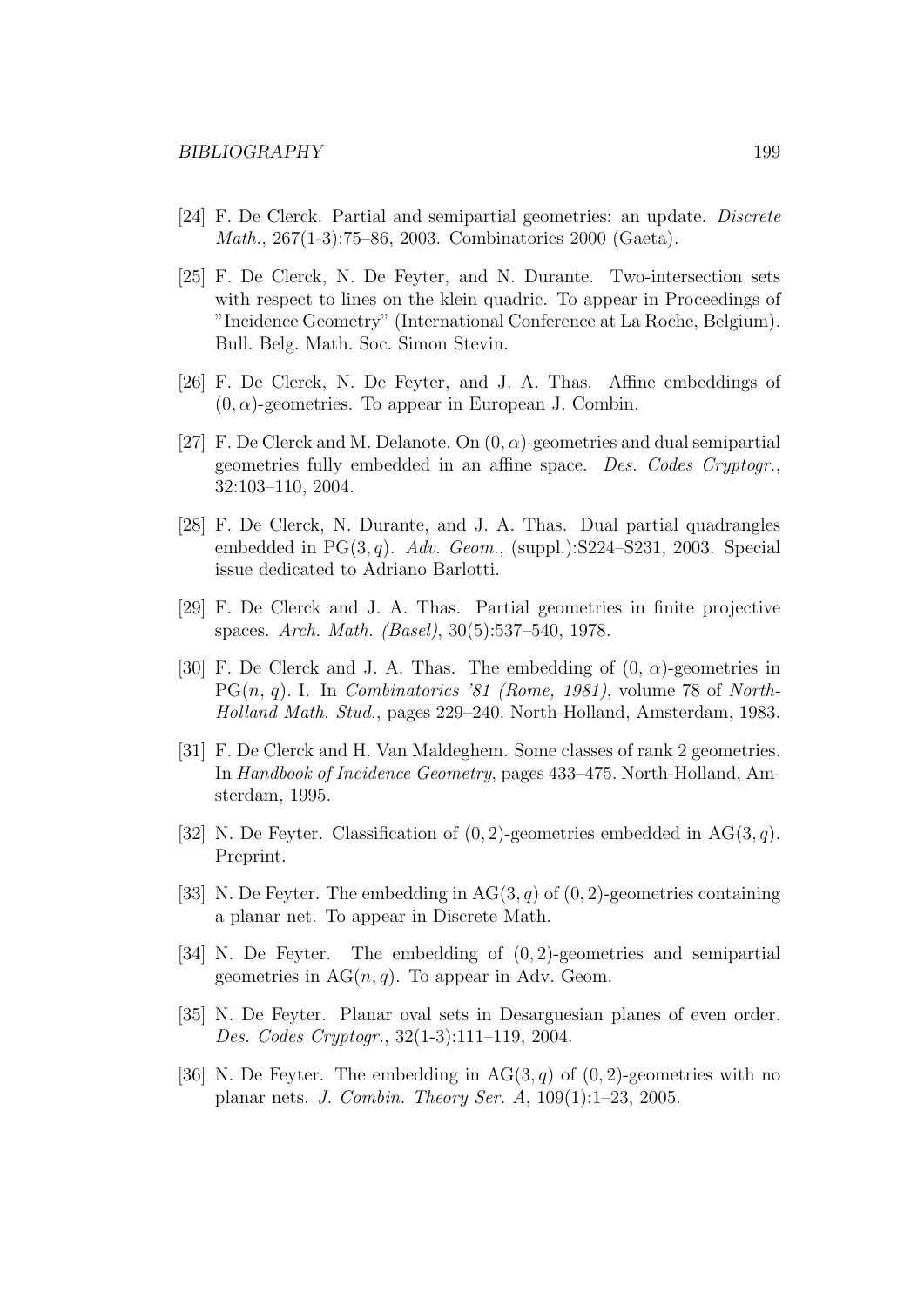[24] F. De Clerck. Partial and semipartial geometries: an update. *Discrete Math.*, 267(1-3):75–86, 2003. Combinatorics 2000 (Gaeta).

[25] F. De Clerck, N. De Feyter, and N. Durante. Two-intersection sets with respect to lines on the klein quadric. To appear in Proceedings of "Incidence Geometry" (International Conference at La Roche, Belgium). Bull. Belg. Math. Soc. Simon Stevin.

[26] F. De Clerck, N. De Feyter, and J. A. Thas. Affine embeddings of $(0, \alpha)$-geometries. To appear in European J. Combin.

[27] F. De Clerck and M. Delanote. On $(0, \alpha)$-geometries and dual semipartial geometries fully embedded in an affine space. *Des. Codes Cryptogr.*, 32:103–110, 2004.

[28] F. De Clerck, N. Durante, and J. A. Thas. Dual partial quadrangles embedded in $\mathrm{PG}(3, q)$. *Adv. Geom.*, (suppl.):S224–S231, 2003. Special issue dedicated to Adriano Barlotti.

[29] F. De Clerck and J. A. Thas. Partial geometries in finite projective spaces. *Arch. Math. (Basel)*, 30(5):537–540, 1978.

[30] F. De Clerck and J. A. Thas. The embedding of $(0, \alpha)$-geometries in $\mathrm{PG}(n, q)$. I. In *Combinatorics '81 (Rome, 1981)*, volume 78 of *North-Holland Math. Stud.*, pages 229–240. North-Holland, Amsterdam, 1983.

[31] F. De Clerck and H. Van Maldeghem. Some classes of rank 2 geometries. In *Handbook of Incidence Geometry*, pages 433–475. North-Holland, Amsterdam, 1995.

[32] N. De Feyter. Classification of $(0, 2)$-geometries embedded in $\mathrm{AG}(3, q)$. Preprint.

[33] N. De Feyter. The embedding in $\mathrm{AG}(3, q)$ of $(0, 2)$-geometries containing a planar net. To appear in Discrete Math.

[34] N. De Feyter. The embedding of $(0, 2)$-geometries and semipartial geometries in $\mathrm{AG}(n, q)$. To appear in Adv. Geom.

[35] N. De Feyter. Planar oval sets in Desarguesian planes of even order. *Des. Codes Cryptogr.*, 32(1-3):111–119, 2004.

[36] N. De Feyter. The embedding in $\mathrm{AG}(3, q)$ of $(0, 2)$-geometries with no planar nets. *J. Combin. Theory Ser. A*, 109(1):1–23, 2005.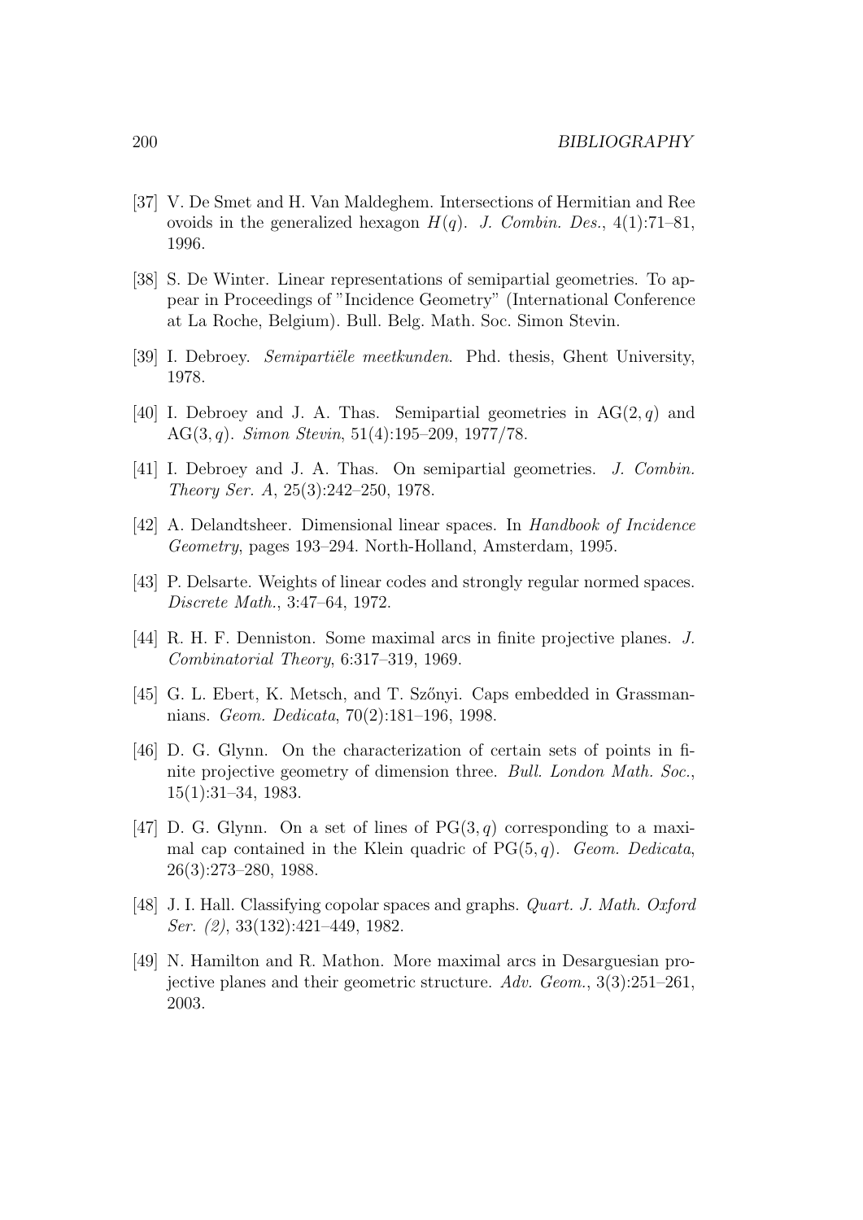[37] V. De Smet and H. Van Maldeghem. Intersections of Hermitian and Ree ovoids in the generalized hexagon $H(q)$. *J. Combin. Des.*, 4(1):71–81, 1996.

[38] S. De Winter. Linear representations of semipartial geometries. To appear in Proceedings of "Incidence Geometry" (International Conference at La Roche, Belgium). Bull. Belg. Math. Soc. Simon Stevin.

[39] I. Debroey. *Semipartiële meetkunden*. Phd. thesis, Ghent University, 1978.

[40] I. Debroey and J. A. Thas. Semipartial geometries in $\mathrm{AG}(2, q)$ and $\mathrm{AG}(3, q)$. *Simon Stevin*, 51(4):195–209, 1977/78.

[41] I. Debroey and J. A. Thas. On semipartial geometries. *J. Combin. Theory Ser. A*, 25(3):242–250, 1978.

[42] A. Delandtsheer. Dimensional linear spaces. In *Handbook of Incidence Geometry*, pages 193–294. North-Holland, Amsterdam, 1995.

[43] P. Delsarte. Weights of linear codes and strongly regular normed spaces. *Discrete Math.*, 3:47–64, 1972.

[44] R. H. F. Denniston. Some maximal arcs in finite projective planes. *J. Combinatorial Theory*, 6:317–319, 1969.

[45] G. L. Ebert, K. Metsch, and T. Szőnyi. Caps embedded in Grassmannians. *Geom. Dedicata*, 70(2):181–196, 1998.

[46] D. G. Glynn. On the characterization of certain sets of points in finite projective geometry of dimension three. *Bull. London Math. Soc.*, 15(1):31–34, 1983.

[47] D. G. Glynn. On a set of lines of $\mathrm{PG}(3, q)$ corresponding to a maximal cap contained in the Klein quadric of $\mathrm{PG}(5, q)$. *Geom. Dedicata*, 26(3):273–280, 1988.

[48] J. I. Hall. Classifying copolar spaces and graphs. *Quart. J. Math. Oxford Ser. (2)*, 33(132):421–449, 1982.

[49] N. Hamilton and R. Mathon. More maximal arcs in Desarguesian projective planes and their geometric structure. *Adv. Geom.*, 3(3):251–261, 2003.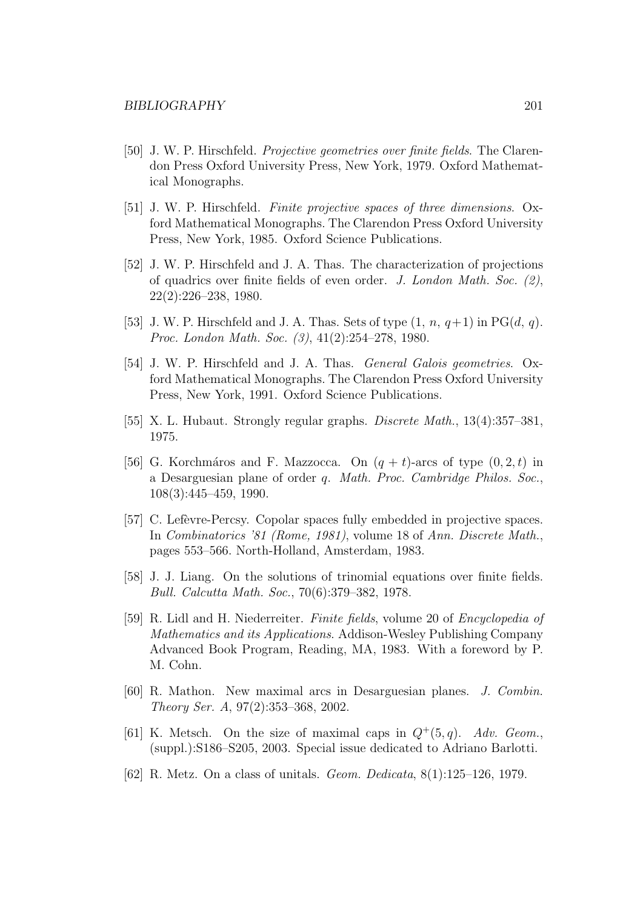[50] J. W. P. Hirschfeld. *Projective geometries over finite fields*. The Clarendon Press Oxford University Press, New York, 1979. Oxford Mathematical Monographs.

[51] J. W. P. Hirschfeld. *Finite projective spaces of three dimensions*. Oxford Mathematical Monographs. The Clarendon Press Oxford University Press, New York, 1985. Oxford Science Publications.

[52] J. W. P. Hirschfeld and J. A. Thas. The characterization of projections of quadrics over finite fields of even order. *J. London Math. Soc. (2)*, 22(2):226–238, 1980.

[53] J. W. P. Hirschfeld and J. A. Thas. Sets of type $(1, n, q+1)$ in $\mathrm{PG}(d, q)$. *Proc. London Math. Soc. (3)*, 41(2):254–278, 1980.

[54] J. W. P. Hirschfeld and J. A. Thas. *General Galois geometries*. Oxford Mathematical Monographs. The Clarendon Press Oxford University Press, New York, 1991. Oxford Science Publications.

[55] X. L. Hubaut. Strongly regular graphs. *Discrete Math.*, 13(4):357–381, 1975.

[56] G. Korchmáros and F. Mazzocca. On $(q + t)$-arcs of type $(0, 2, t)$ in a Desarguesian plane of order $q$. *Math. Proc. Cambridge Philos. Soc.*, 108(3):445–459, 1990.

[57] C. Lefèvre-Percsy. Copolar spaces fully embedded in projective spaces. In *Combinatorics '81 (Rome, 1981)*, volume 18 of *Ann. Discrete Math.*, pages 553–566. North-Holland, Amsterdam, 1983.

[58] J. J. Liang. On the solutions of trinomial equations over finite fields. *Bull. Calcutta Math. Soc.*, 70(6):379–382, 1978.

[59] R. Lidl and H. Niederreiter. *Finite fields*, volume 20 of *Encyclopedia of Mathematics and its Applications*. Addison-Wesley Publishing Company Advanced Book Program, Reading, MA, 1983. With a foreword by P. M. Cohn.

[60] R. Mathon. New maximal arcs in Desarguesian planes. *J. Combin. Theory Ser. A*, 97(2):353–368, 2002.

[61] K. Metsch. On the size of maximal caps in $Q^+(5, q)$. *Adv. Geom.*, (suppl.):S186–S205, 2003. Special issue dedicated to Adriano Barlotti.

[62] R. Metz. On a class of unitals. *Geom. Dedicata*, 8(1):125–126, 1979.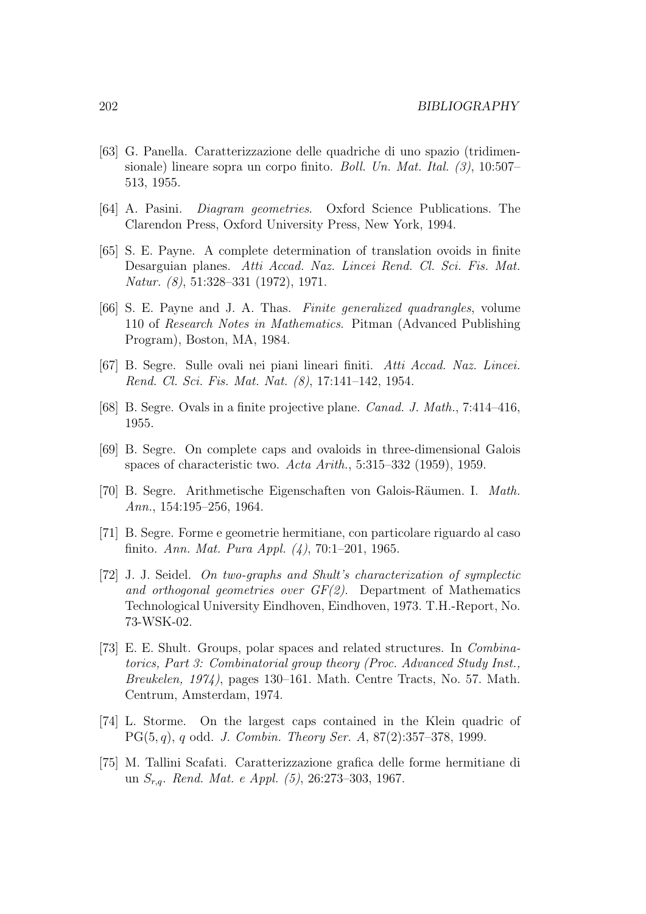[63] G. Panella. Caratterizzazione delle quadriche di uno spazio (tridimensionale) lineare sopra un corpo finito. *Boll. Un. Mat. Ital. (3)*, 10:507–513, 1955.

[64] A. Pasini. *Diagram geometries*. Oxford Science Publications. The Clarendon Press, Oxford University Press, New York, 1994.

[65] S. E. Payne. A complete determination of translation ovoids in finite Desarguian planes. *Atti Accad. Naz. Lincei Rend. Cl. Sci. Fis. Mat. Natur. (8)*, 51:328–331 (1972), 1971.

[66] S. E. Payne and J. A. Thas. *Finite generalized quadrangles*, volume 110 of *Research Notes in Mathematics*. Pitman (Advanced Publishing Program), Boston, MA, 1984.

[67] B. Segre. Sulle ovali nei piani lineari finiti. *Atti Accad. Naz. Lincei. Rend. Cl. Sci. Fis. Mat. Nat. (8)*, 17:141–142, 1954.

[68] B. Segre. Ovals in a finite projective plane. *Canad. J. Math.*, 7:414–416, 1955.

[69] B. Segre. On complete caps and ovaloids in three-dimensional Galois spaces of characteristic two. *Acta Arith.*, 5:315–332 (1959), 1959.

[70] B. Segre. Arithmetische Eigenschaften von Galois-Räumen. I. *Math. Ann.*, 154:195–256, 1964.

[71] B. Segre. Forme e geometrie hermitiane, con particolare riguardo al caso finito. *Ann. Mat. Pura Appl. (4)*, 70:1–201, 1965.

[72] J. J. Seidel. *On two-graphs and Shult's characterization of symplectic and orthogonal geometries over GF(2)*. Department of Mathematics Technological University Eindhoven, Eindhoven, 1973. T.H.-Report, No. 73-WSK-02.

[73] E. E. Shult. Groups, polar spaces and related structures. In *Combinatorics, Part 3: Combinatorial group theory (Proc. Advanced Study Inst., Breukelen, 1974)*, pages 130–161. Math. Centre Tracts, No. 57. Math. Centrum, Amsterdam, 1974.

[74] L. Storme. On the largest caps contained in the Klein quadric of $\mathrm{PG}(5, q)$, $q$ odd. *J. Combin. Theory Ser. A*, 87(2):357–378, 1999.

[75] M. Tallini Scafati. Caratterizzazione grafica delle forme hermitiane di un $S_{r,q}$. *Rend. Mat. e Appl. (5)*, 26:273–303, 1967.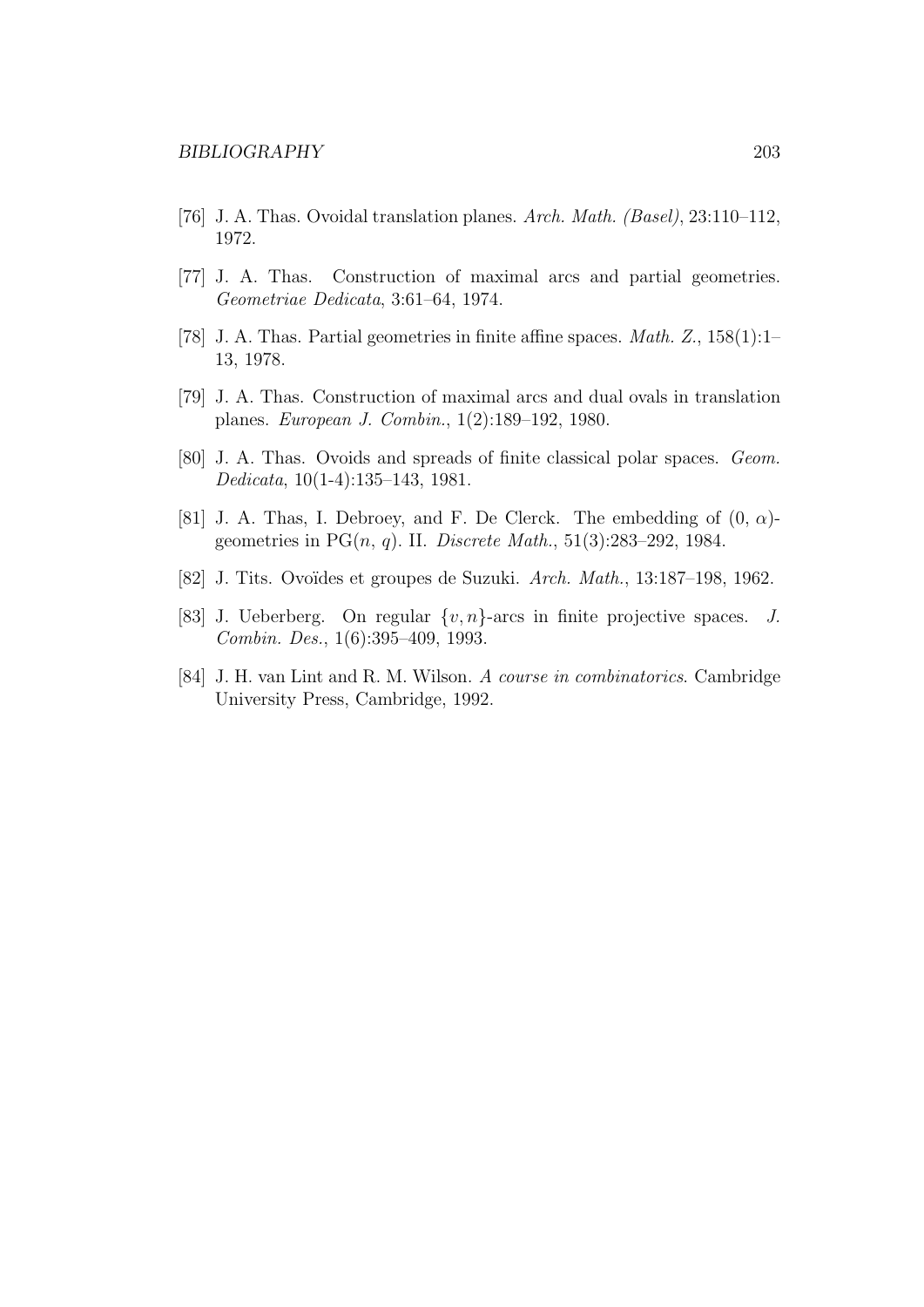[76] J. A. Thas. Ovoidal translation planes. *Arch. Math. (Basel)*, 23:110–112, 1972.

[77] J. A. Thas. Construction of maximal arcs and partial geometries. *Geometriae Dedicata*, 3:61–64, 1974.

[78] J. A. Thas. Partial geometries in finite affine spaces. *Math. Z.*, 158(1):1–13, 1978.

[79] J. A. Thas. Construction of maximal arcs and dual ovals in translation planes. *European J. Combin.*, 1(2):189–192, 1980.

[80] J. A. Thas. Ovoids and spreads of finite classical polar spaces. *Geom. Dedicata*, 10(1-4):135–143, 1981.

[81] J. A. Thas, I. Debroey, and F. De Clerck. The embedding of $(0, \alpha)$-geometries in $\mathrm{PG}(n, q)$. II. *Discrete Math.*, 51(3):283–292, 1984.

[82] J. Tits. Ovoïdes et groupes de Suzuki. *Arch. Math.*, 13:187–198, 1962.

[83] J. Ueberberg. On regular $\{v, n\}$-arcs in finite projective spaces. *J. Combin. Des.*, 1(6):395–409, 1993.

[84] J. H. van Lint and R. M. Wilson. *A course in combinatorics*. Cambridge University Press, Cambridge, 1992.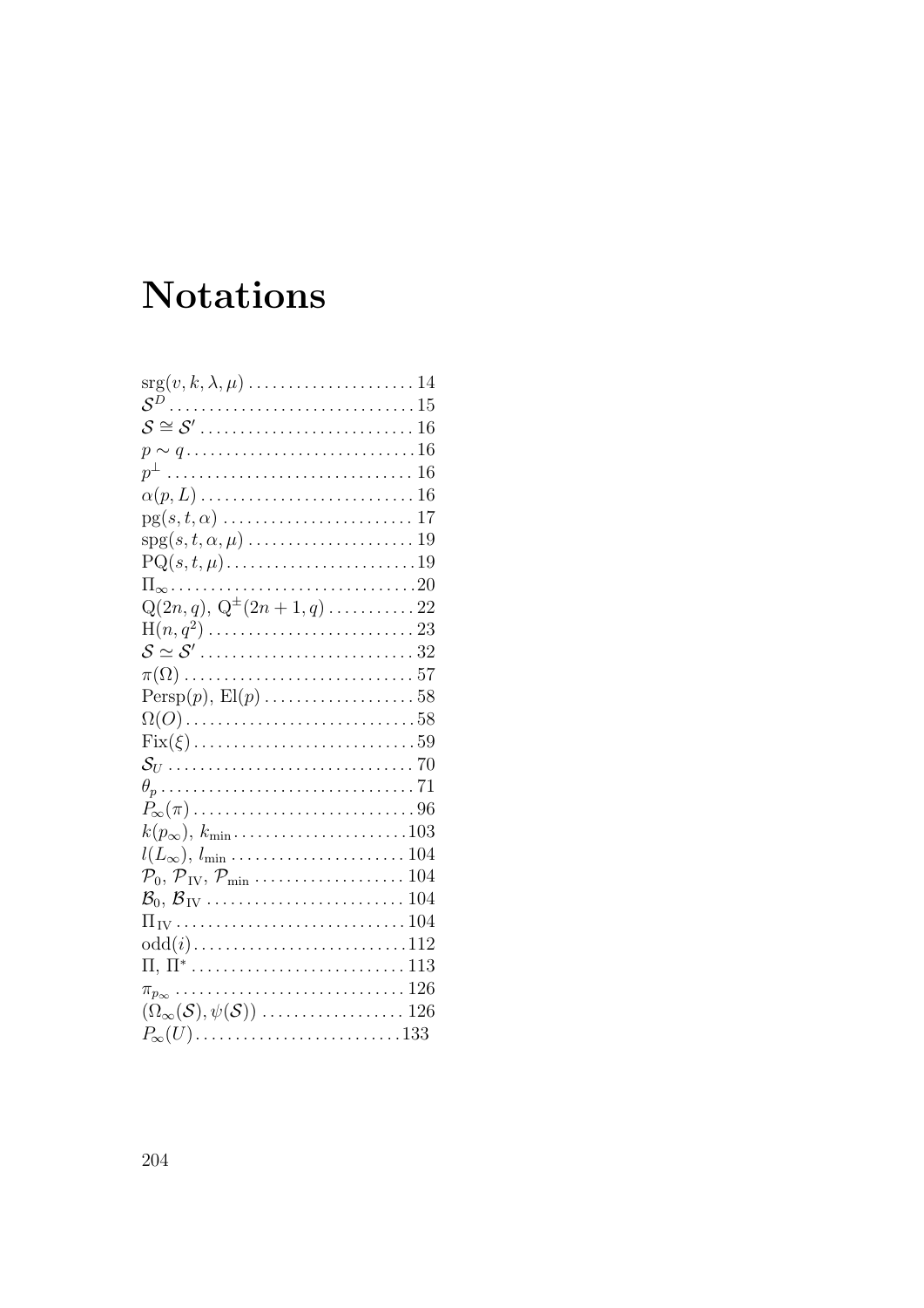# Notations

$\mathrm{srg}(v, k, \lambda, \mu)$ .................... 14
$\mathcal{S}^D$ .................... 15
$\mathcal{S} \cong \mathcal{S}'$ .................... 16
$p \sim q$ .................... 16
$p^\perp$ .................... 16
$\alpha(p, L)$ .................... 16
$\mathrm{pg}(s, t, \alpha)$ .................... 17
$\mathrm{spg}(s, t, \alpha, \mu)$ .................... 19
$\mathrm{PQ}(s, t, \mu)$ .................... 19
$\Pi_\infty$ .................... 20
$\mathrm{Q}(2n, q)$, $\mathrm{Q}^\pm(2n+1, q)$ .................... 22
$\mathrm{H}(n, q^2)$ .................... 23
$\mathcal{S} \simeq \mathcal{S}'$ .................... 32
$\pi(\Omega)$ .................... 57
$\mathrm{Persp}(p)$, $\mathrm{El}(p)$ .................... 58
$\Omega(O)$ .................... 58
$\mathrm{Fix}(\xi)$ .................... 59
$\mathcal{S}_U$ .................... 70
$\theta_p$ .................... 71
$P_\infty(\pi)$ .................... 96
$k(p_\infty)$, $k_{\min}$ .................... 103
$l(L_\infty)$, $l_{\min}$ .................... 104
$\mathcal{P}_0$, $\mathcal{P}_{\mathrm{IV}}$, $\mathcal{P}_{\min}$ .................... 104
$\mathcal{B}_0$, $\mathcal{B}_{\mathrm{IV}}$ .................... 104
$\Pi_{\mathrm{IV}}$ .................... 104
$\mathrm{odd}(i)$ .................... 112
$\Pi$, $\Pi^*$ .................... 113
$\pi_{p_\infty}$ .................... 126
$(\Omega_\infty(\mathcal{S}), \psi(\mathcal{S}))$ .................... 126
$P_\infty(U)$ .................... 133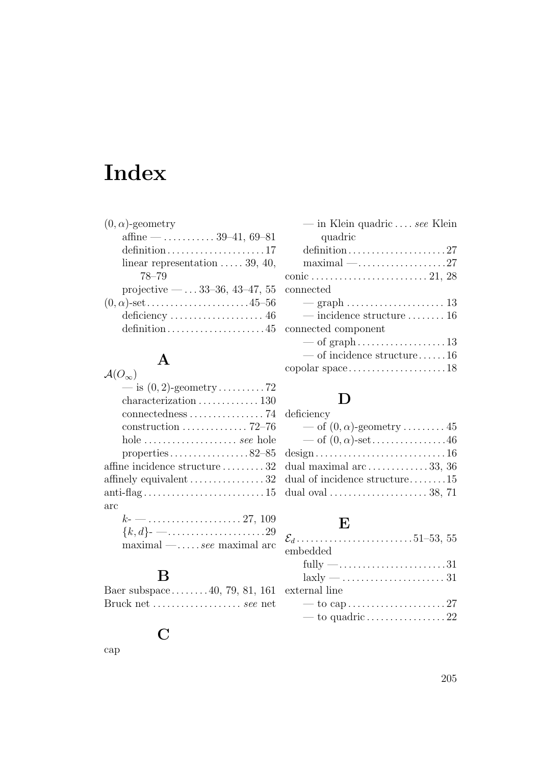# Index

$(0, \alpha)$-geometry
- affine — . . . . . . . . . . . 39–41, 69–81
- definition . . . . . . . . . . . . . . . . . . . . . 17
- linear representation . . . . . 39, 40, 78–79
- projective — . . . 33–36, 43–47, 55

$(0, \alpha)$-set . . . . . . . . . . . . . . . . . . . . . . 45–56
- deficiency . . . . . . . . . . . . . . . . . . . . 46
- definition . . . . . . . . . . . . . . . . . . . . . 45

## A

$\mathcal{A}(O_\infty)$
- — is $(0, 2)$-geometry . . . . . . . . . . 72
- characterization . . . . . . . . . . . . . 130
- connectedness . . . . . . . . . . . . . . . . 74
- construction . . . . . . . . . . . . . . 72–76
- hole . . . . . . . . . . . . . . . . . . . . *see* hole
- properties . . . . . . . . . . . . . . . . . 82–85

affine incidence structure . . . . . . . . . 32

affinely equivalent . . . . . . . . . . . . . . . . 32

anti-flag . . . . . . . . . . . . . . . . . . . . . . . . . . 15

arc
- $k$- — . . . . . . . . . . . . . . . . . . . . 27, 109
- $\{k, d\}$- — . . . . . . . . . . . . . . . . . . . . . 29
- maximal — . . . . . *see* maximal arc

## B

Baer subspace . . . . . . . . 40, 79, 81, 161

Bruck net . . . . . . . . . . . . . . . . . . . *see* net

## C

cap
- — in Klein quadric . . . . *see* Klein quadric
- definition . . . . . . . . . . . . . . . . . . . . . 27
- maximal — . . . . . . . . . . . . . . . . . . . 27

conic . . . . . . . . . . . . . . . . . . . . . . . . . 21, 28

connected
- — graph . . . . . . . . . . . . . . . . . . . . . 13
- — incidence structure . . . . . . . . 16

connected component
- — of graph . . . . . . . . . . . . . . . . . . . 13
- — of incidence structure . . . . . . 16

copolar space . . . . . . . . . . . . . . . . . . . . . 18

## D

deficiency
- — of $(0, \alpha)$-geometry . . . . . . . . . 45
- — of $(0, \alpha)$-set . . . . . . . . . . . . . . . . 46

design . . . . . . . . . . . . . . . . . . . . . . . . . . . . 16

dual maximal arc . . . . . . . . . . . . . 33, 36

dual of incidence structure . . . . . . . . 15

dual oval . . . . . . . . . . . . . . . . . . . . . 38, 71

## E

$\mathcal{E}_d$ . . . . . . . . . . . . . . . . . . . . . . . . . 51–53, 55

embedded
- fully — . . . . . . . . . . . . . . . . . . . . . . . 31
- laxly — . . . . . . . . . . . . . . . . . . . . . . 31

external line
- — to cap . . . . . . . . . . . . . . . . . . . . . 27
- — to quadric . . . . . . . . . . . . . . . . . 22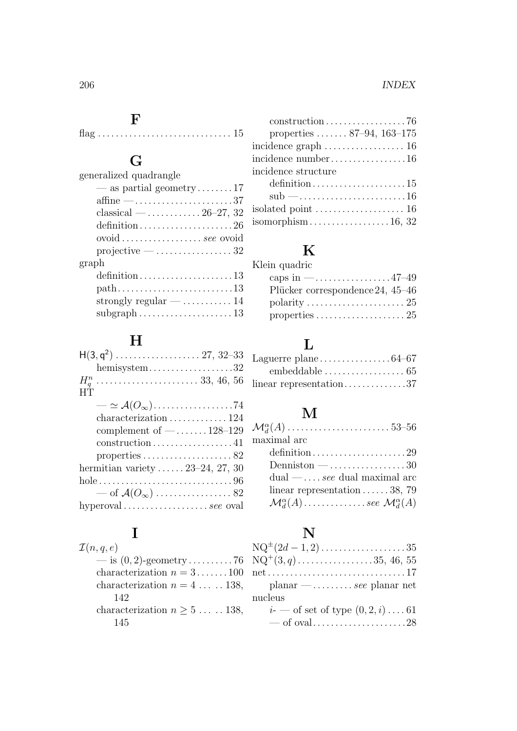## F

flag . . . . . . . . . . . . . . . . . . . . . . . . . . . . . 15

## G

generalized quadrangle
- — as partial geometry . . . . . . . . 17
- affine — . . . . . . . . . . . . . . . . . . . . . . 37
- classical — . . . . . . . . . . . . 26–27, 32
- definition . . . . . . . . . . . . . . . . . . . . . 26
- ovoid . . . . . . . . . . . . . . . . . . *see* ovoid
- projective — . . . . . . . . . . . . . . . . . 32

graph
- definition . . . . . . . . . . . . . . . . . . . . . 13
- path . . . . . . . . . . . . . . . . . . . . . . . . . . 13
- strongly regular — . . . . . . . . . . . 14
- subgraph . . . . . . . . . . . . . . . . . . . . . 13

## H

$\mathsf{H}(3,\mathsf{q}^2)$ . . . . . . . . . . . . . . . . . . . 27, 32–33
- hemisystem . . . . . . . . . . . . . . . . . . . 32

$H_q^n$ . . . . . . . . . . . . . . . . . . . . . . . 33, 46, 56

HT
- — $\simeq \mathcal{A}(O_\infty)$ . . . . . . . . . . . . . . . . . . 74
- characterization . . . . . . . . . . . . . 124
- complement of — . . . . . . . 128–129
- construction . . . . . . . . . . . . . . . . . . 41
- properties . . . . . . . . . . . . . . . . . . . . 82

hermitian variety . . . . . . 23–24, 27, 30

hole . . . . . . . . . . . . . . . . . . . . . . . . . . . . . . 96
- — of $\mathcal{A}(O_\infty)$ . . . . . . . . . . . . . . . . . 82

hyperoval . . . . . . . . . . . . . . . . . . . *see* oval

## I

$\mathcal{I}(n,q,e)$
- — is $(0,2)$-geometry . . . . . . . . . . 76
- characterization $n=3$ . . . . . . . 100
- characterization $n=4$ . . . . . 138, 142
- characterization $n\geq 5$ . . . . . 138, 145
- construction . . . . . . . . . . . . . . . . . . 76
- properties . . . . . . . 87–94, 163–175

incidence graph . . . . . . . . . . . . . . . . . . 16

incidence number . . . . . . . . . . . . . . . . . 16

incidence structure
- definition . . . . . . . . . . . . . . . . . . . . . 15
- sub — . . . . . . . . . . . . . . . . . . . . . . . . 16

isolated point . . . . . . . . . . . . . . . . . . . . 16

isomorphism . . . . . . . . . . . . . . . . . . 16, 32

## K

Klein quadric
- caps in — . . . . . . . . . . . . . . . . . 47–49
- Plücker correspondence 24, 45–46
- polarity . . . . . . . . . . . . . . . . . . . . . . 25
- properties . . . . . . . . . . . . . . . . . . . . 25

## L

Laguerre plane . . . . . . . . . . . . . . . . 64–67
- embeddable . . . . . . . . . . . . . . . . . . 65

linear representation . . . . . . . . . . . . . . 37

## M

$\mathcal{M}_d^\alpha(A)$ . . . . . . . . . . . . . . . . . . . . . . . 53–56

maximal arc
- definition . . . . . . . . . . . . . . . . . . . . . 29
- Denniston — . . . . . . . . . . . . . . . . . 30
- dual — . . . . *see* dual maximal arc
- linear representation . . . . . . 38, 79
- $\mathcal{M}_d^\alpha(A)$ . . . . . . . . . . . . . . *see* $\mathcal{M}_d^\alpha(A)$

## N

$\mathrm{NQ}^{\pm}(2d-1,2)$ . . . . . . . . . . . . . . . . . . . 35

$\mathrm{NQ}^{+}(3,q)$ . . . . . . . . . . . . . . . . 35, 46, 55

net . . . . . . . . . . . . . . . . . . . . . . . . . . . . . . . 17
- planar — . . . . . . . . . *see* planar net

nucleus
- $i$- — of set of type $(0,2,i)$ . . . . 61
- — of oval . . . . . . . . . . . . . . . . . . . . 28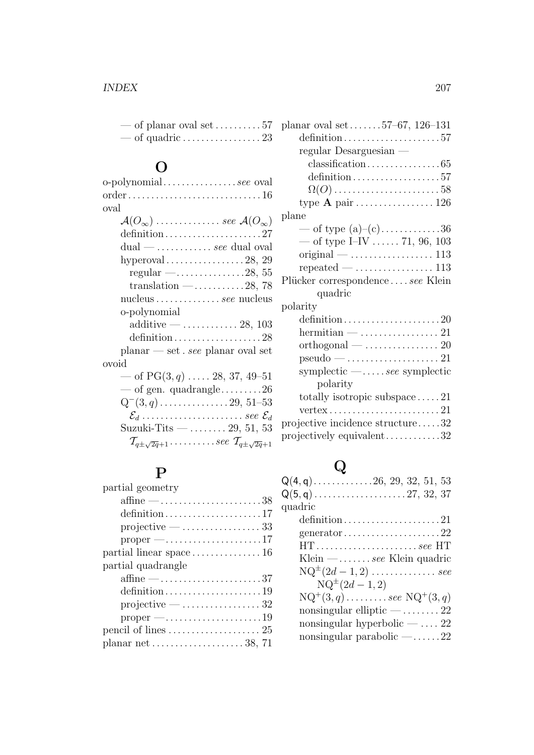— of planar oval set . . . . . . . . . . 57
— of quadric . . . . . . . . . . . . . . . . . 23

## O

o-polynomial . . . . . . . . . . . . . . . . *see* oval
order . . . . . . . . . . . . . . . . . . . . . . . . . . . . . 16
oval
- $\mathcal{A}(O_\infty)$ . . . . . . . . . . . . . . *see* $\mathcal{A}(O_\infty)$
- definition . . . . . . . . . . . . . . . . . . . . . 27
- dual — . . . . . . . . . . . . *see* dual oval
- hyperoval . . . . . . . . . . . . . . . . . 28, 29
  - regular — . . . . . . . . . . . . . . . 28, 55
  - translation — . . . . . . . . . . . 28, 78
- nucleus . . . . . . . . . . . . . . *see* nucleus
- o-polynomial
  - additive — . . . . . . . . . . . . 28, 103
  - definition . . . . . . . . . . . . . . . . . . . 28
- planar — set . *see* planar oval set

ovoid
- — of $\mathrm{PG}(3, q)$ . . . . . 28, 37, 49–51
- — of gen. quadrangle . . . . . . . . . 26
- $\mathrm{Q}^-(3, q)$ . . . . . . . . . . . . . . . 29, 51–53
- $\mathcal{E}_d$ . . . . . . . . . . . . . . . . . . . . . . *see* $\mathcal{E}_d$
- Suzuki-Tits — . . . . . . . . 29, 51, 53
- $\mathcal{T}_{q\pm\sqrt{2q}+1}$ . . . . . . . . . . *see* $\mathcal{T}_{q\pm\sqrt{2q}+1}$

## P

partial geometry
- affine — . . . . . . . . . . . . . . . . . . . . . . 38
- definition . . . . . . . . . . . . . . . . . . . . . 17
- projective — . . . . . . . . . . . . . . . . . 33
- proper — . . . . . . . . . . . . . . . . . . . . . 17

partial linear space . . . . . . . . . . . . . . . 16
partial quadrangle
- affine — . . . . . . . . . . . . . . . . . . . . . . 37
- definition . . . . . . . . . . . . . . . . . . . . . 19
- projective — . . . . . . . . . . . . . . . . . 32
- proper — . . . . . . . . . . . . . . . . . . . . . 19

pencil of lines . . . . . . . . . . . . . . . . . . . . 25
planar net . . . . . . . . . . . . . . . . . . . . 38, 71
planar oval set . . . . . . . 57–67, 126–131
- definition . . . . . . . . . . . . . . . . . . . . . 57
- regular Desarguesian —
  - classification . . . . . . . . . . . . . . . . 65
  - definition . . . . . . . . . . . . . . . . . . . 57
  - $\Omega(O)$ . . . . . . . . . . . . . . . . . . . . . . . 58
- type **A** pair . . . . . . . . . . . . . . . . . 126

plane
- — of type (a)–(c) . . . . . . . . . . . . 36
- — of type I–IV . . . . . . 71, 96, 103
- original — . . . . . . . . . . . . . . . . . . 113
- repeated — . . . . . . . . . . . . . . . . . 113

Plücker correspondence . . . . *see* Klein quadric
polarity
- definition . . . . . . . . . . . . . . . . . . . . . 20
- hermitian — . . . . . . . . . . . . . . . . . 21
- orthogonal — . . . . . . . . . . . . . . . . 20
- pseudo — . . . . . . . . . . . . . . . . . . . . 21
- symplectic — . . . . . *see* symplectic polarity
- totally isotropic subspace . . . . . 21
- vertex . . . . . . . . . . . . . . . . . . . . . . . . 21

projective incidence structure . . . . . 32
projectively equivalent . . . . . . . . . . . . 32

## Q

$\mathsf{Q}(4, \mathsf{q})$ . . . . . . . . . . . . . 26, 29, 32, 51, 53
$\mathsf{Q}(5, \mathsf{q})$ . . . . . . . . . . . . . . . . . . . . 27, 32, 37
quadric
- definition . . . . . . . . . . . . . . . . . . . . . 21
- generator . . . . . . . . . . . . . . . . . . . . . 22
- HT . . . . . . . . . . . . . . . . . . . . . . *see* HT
- Klein — . . . . . . . *see* Klein quadric
- $\mathrm{NQ}^\pm(2d-1, 2)$ . . . . . . . . . . . . . . *see* $\mathrm{NQ}^\pm(2d-1, 2)$
- $\mathrm{NQ}^+(3, q)$ . . . . . . . . . *see* $\mathrm{NQ}^+(3, q)$
- nonsingular elliptic — . . . . . . . . 22
- nonsingular hyperbolic — . . . . 22
- nonsingular parabolic — . . . . . . 22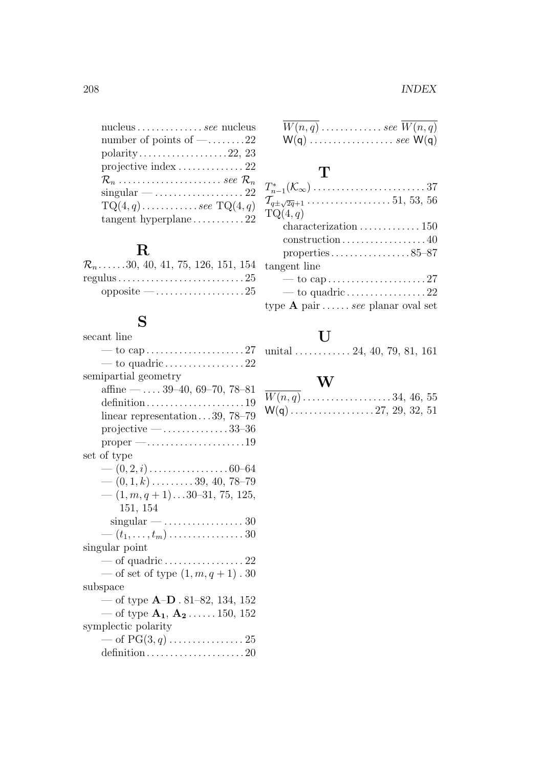nucleus . . . . . . . . . . . . . *see* nucleus
number of points of — . . . . . . . . 22
polarity . . . . . . . . . . . . . . . . . . 22, 23
projective index . . . . . . . . . . . . . 22
$\mathcal{R}_n$ . . . . . . . . . . . . . . . . . . . . . *see* $\mathcal{R}_n$
singular — . . . . . . . . . . . . . . . . . . 22
$\mathrm{TQ}(4,q)$ . . . . . . . . . . . *see* $\mathrm{TQ}(4,q)$
tangent hyperplane . . . . . . . . . . . 22

## R

$\mathcal{R}_n$ . . . . . . 30, 40, 41, 75, 126, 151, 154
regulus . . . . . . . . . . . . . . . . . . . . . . . . . . 25
opposite — . . . . . . . . . . . . . . . . . . 25

## S

secant line
— to cap . . . . . . . . . . . . . . . . . . . . 27
— to quadric . . . . . . . . . . . . . . . . 22
semipartial geometry
affine — . . . . 39–40, 69–70, 78–81
definition . . . . . . . . . . . . . . . . . . . . 19
linear representation . . . 39, 78–79
projective — . . . . . . . . . . . . . . 33–36
proper — . . . . . . . . . . . . . . . . . . . . 19
set of type
— $(0,2,i)$ . . . . . . . . . . . . . . . . 60–64
— $(0,1,k)$ . . . . . . . . . 39, 40, 78–79
— $(1,m,q+1)$ . . . 30–31, 75, 125, 151, 154
singular — . . . . . . . . . . . . . . . . . 30
— $(t_1,\ldots,t_m)$ . . . . . . . . . . . . . . . 30
singular point
— of quadric . . . . . . . . . . . . . . . . 22
— of set of type $(1,m,q+1)$ . 30
subspace
— of type **A**–**D** . 81–82, 134, 152
— of type $\mathbf{A_1}$, $\mathbf{A_2}$ . . . . . . 150, 152
symplectic polarity
— of $\mathrm{PG}(3,q)$ . . . . . . . . . . . . . . . 25
definition . . . . . . . . . . . . . . . . . . . . 20

$\overline{W(n,q)}$ . . . . . . . . . . . . *see* $\overline{W(n,q)}$
$\mathsf{W}(\mathsf{q})$ . . . . . . . . . . . . . . . . . . *see* $\mathsf{W}(\mathsf{q})$

## T

$T^*_{n-1}(\mathcal{K}_\infty)$ . . . . . . . . . . . . . . . . . . . . . . . 37
$\mathcal{T}_{q\pm\sqrt{2q}+1}$ . . . . . . . . . . . . . . . . . . 51, 53, 56
$\mathrm{TQ}(4,q)$
characterization . . . . . . . . . . . . . 150
construction . . . . . . . . . . . . . . . . . . 40
properties . . . . . . . . . . . . . . . . . 85–87
tangent line
— to cap . . . . . . . . . . . . . . . . . . . . . 27
— to quadric . . . . . . . . . . . . . . . . . 22
type **A** pair . . . . . . *see* planar oval set

## U

unital . . . . . . . . . . . . 24, 40, 79, 81, 161

## W

$\overline{W(n,q)}$ . . . . . . . . . . . . . . . . . . . 34, 46, 55
$\mathsf{W}(\mathsf{q})$ . . . . . . . . . . . . . . . . . . 27, 29, 32, 51